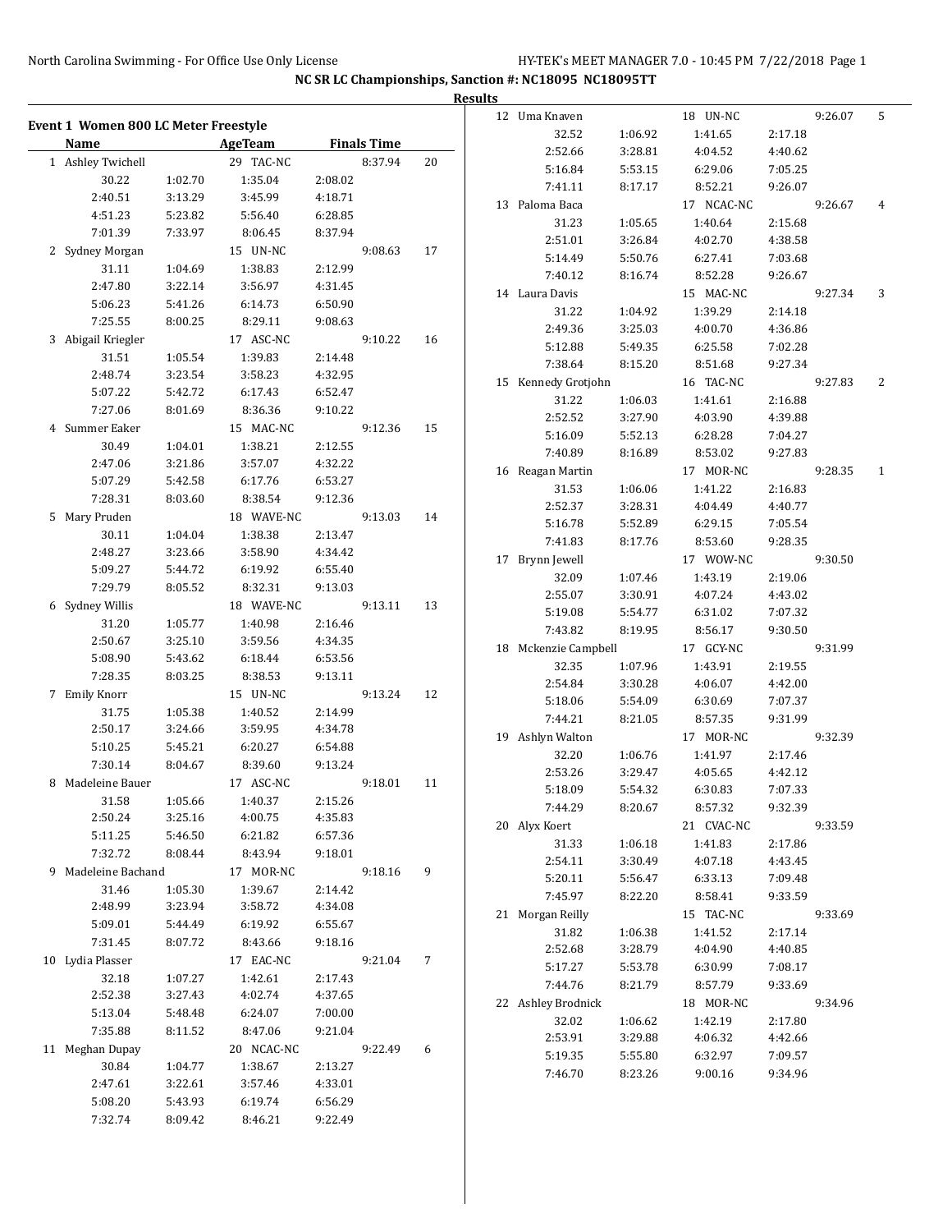## NC SR LC Championships, Sanction #: NC18095 NC18095TT

**Results**

### Event 1 Women 800 LC Meter Freestyle

| | Name | AgeTeam | | Finals Time | |
|---|---|---|---|---|---|
| 1 | Ashley Twichell | 29 TAC-NC | | 8:37.94 | 20 |
| 30.22 | 1:02.70 | 1:35.04 | 2:08.02 | | |
| 2:40.51 | 3:13.29 | 3:45.99 | 4:18.71 | | |
| 4:51.23 | 5:23.82 | 5:56.40 | 6:28.85 | | |
| 7:01.39 | 7:33.97 | 8:06.45 | 8:37.94 | | |
| 2 | Sydney Morgan | 15 UN-NC | | 9:08.63 | 17 |
| 31.11 | 1:04.69 | 1:38.83 | 2:12.99 | | |
| 2:47.80 | 3:22.14 | 3:56.97 | 4:31.45 | | |
| 5:06.23 | 5:41.26 | 6:14.73 | 6:50.90 | | |
| 7:25.55 | 8:00.25 | 8:29.11 | 9:08.63 | | |
| 3 | Abigail Kriegler | 17 ASC-NC | | 9:10.22 | 16 |
| 31.51 | 1:05.54 | 1:39.83 | 2:14.48 | | |
| 2:48.74 | 3:23.54 | 3:58.23 | 4:32.95 | | |
| 5:07.22 | 5:42.72 | 6:17.43 | 6:52.47 | | |
| 7:27.06 | 8:01.69 | 8:36.36 | 9:10.22 | | |
| 4 | Summer Eaker | 15 MAC-NC | | 9:12.36 | 15 |
| 30.49 | 1:04.01 | 1:38.21 | 2:12.55 | | |
| 2:47.06 | 3:21.86 | 3:57.07 | 4:32.22 | | |
| 5:07.29 | 5:42.58 | 6:17.76 | 6:53.27 | | |
| 7:28.31 | 8:03.60 | 8:38.54 | 9:12.36 | | |
| 5 | Mary Pruden | 18 WAVE-NC | | 9:13.03 | 14 |
| 30.11 | 1:04.04 | 1:38.38 | 2:13.47 | | |
| 2:48.27 | 3:23.66 | 3:58.90 | 4:34.42 | | |
| 5:09.27 | 5:44.72 | 6:19.92 | 6:55.40 | | |
| 7:29.79 | 8:05.52 | 8:32.31 | 9:13.03 | | |
| 6 | Sydney Willis | 18 WAVE-NC | | 9:13.11 | 13 |
| 31.20 | 1:05.77 | 1:40.98 | 2:16.46 | | |
| 2:50.67 | 3:25.10 | 3:59.56 | 4:34.35 | | |
| 5:08.90 | 5:43.62 | 6:18.44 | 6:53.56 | | |
| 7:28.35 | 8:03.25 | 8:38.53 | 9:13.11 | | |
| 7 | Emily Knorr | 15 UN-NC | | 9:13.24 | 12 |
| 31.75 | 1:05.38 | 1:40.52 | 2:14.99 | | |
| 2:50.17 | 3:24.66 | 3:59.95 | 4:34.78 | | |
| 5:10.25 | 5:45.21 | 6:20.27 | 6:54.88 | | |
| 7:30.14 | 8:04.67 | 8:39.60 | 9:13.24 | | |
| 8 | Madeleine Bauer | 17 ASC-NC | | 9:18.01 | 11 |
| 31.58 | 1:05.66 | 1:40.37 | 2:15.26 | | |
| 2:50.24 | 3:25.16 | 4:00.75 | 4:35.83 | | |
| 5:11.25 | 5:46.50 | 6:21.82 | 6:57.36 | | |
| 7:32.72 | 8:08.44 | 8:43.94 | 9:18.01 | | |
| 9 | Madeleine Bachand | 17 MOR-NC | | 9:18.16 | 9 |
| 31.46 | 1:05.30 | 1:39.67 | 2:14.42 | | |
| 2:48.99 | 3:23.94 | 3:58.72 | 4:34.08 | | |
| 5:09.01 | 5:44.49 | 6:19.92 | 6:55.67 | | |
| 7:31.45 | 8:07.72 | 8:43.66 | 9:18.16 | | |
| 10 | Lydia Plasser | 17 EAC-NC | | 9:21.04 | 7 |
| 32.18 | 1:07.27 | 1:42.61 | 2:17.43 | | |
| 2:52.38 | 3:27.43 | 4:02.74 | 4:37.65 | | |
| 5:13.04 | 5:48.48 | 6:24.07 | 7:00.00 | | |
| 7:35.88 | 8:11.52 | 8:47.06 | 9:21.04 | | |
| 11 | Meghan Dupay | 20 NCAC-NC | | 9:22.49 | 6 |
| 30.84 | 1:04.77 | 1:38.67 | 2:13.27 | | |
| 2:47.61 | 3:22.61 | 3:57.46 | 4:33.01 | | |
| 5:08.20 | 5:43.93 | 6:19.74 | 6:56.29 | | |
| 7:32.74 | 8:09.42 | 8:46.21 | 9:22.49 | | |
| 12 | Uma Knaven | 18 UN-NC | | 9:26.07 | 5 |
| 32.52 | 1:06.92 | 1:41.65 | 2:17.18 | | |
| 2:52.66 | 3:28.81 | 4:04.52 | 4:40.62 | | |
| 5:16.84 | 5:53.15 | 6:29.06 | 7:05.25 | | |
| 7:41.11 | 8:17.17 | 8:52.21 | 9:26.07 | | |
| 13 | Paloma Baca | 17 NCAC-NC | | 9:26.67 | 4 |
| 31.23 | 1:05.65 | 1:40.64 | 2:15.68 | | |
| 2:51.01 | 3:26.84 | 4:02.70 | 4:38.58 | | |
| 5:14.49 | 5:50.76 | 6:27.41 | 7:03.68 | | |
| 7:40.12 | 8:16.74 | 8:52.28 | 9:26.67 | | |
| 14 | Laura Davis | 15 MAC-NC | | 9:27.34 | 3 |
| 31.22 | 1:04.92 | 1:39.29 | 2:14.18 | | |
| 2:49.36 | 3:25.03 | 4:00.70 | 4:36.86 | | |
| 5:12.88 | 5:49.35 | 6:25.58 | 7:02.28 | | |
| 7:38.64 | 8:15.20 | 8:51.68 | 9:27.34 | | |
| 15 | Kennedy Grotjohn | 16 TAC-NC | | 9:27.83 | 2 |
| 31.22 | 1:06.03 | 1:41.61 | 2:16.88 | | |
| 2:52.52 | 3:27.90 | 4:03.90 | 4:39.88 | | |
| 5:16.09 | 5:52.13 | 6:28.28 | 7:04.27 | | |
| 7:40.89 | 8:16.89 | 8:53.02 | 9:27.83 | | |
| 16 | Reagan Martin | 17 MOR-NC | | 9:28.35 | 1 |
| 31.53 | 1:06.06 | 1:41.22 | 2:16.83 | | |
| 2:52.37 | 3:28.31 | 4:04.49 | 4:40.77 | | |
| 5:16.78 | 5:52.89 | 6:29.15 | 7:05.54 | | |
| 7:41.83 | 8:17.76 | 8:53.60 | 9:28.35 | | |
| 17 | Brynn Jewell | 17 WOW-NC | | 9:30.50 | |
| 32.09 | 1:07.46 | 1:43.19 | 2:19.06 | | |
| 2:55.07 | 3:30.91 | 4:07.24 | 4:43.02 | | |
| 5:19.08 | 5:54.77 | 6:31.02 | 7:07.32 | | |
| 7:43.82 | 8:19.95 | 8:56.17 | 9:30.50 | | |
| 18 | Mckenzie Campbell | 17 GCY-NC | | 9:31.99 | |
| 32.35 | 1:07.96 | 1:43.91 | 2:19.55 | | |
| 2:54.84 | 3:30.28 | 4:06.07 | 4:42.00 | | |
| 5:18.06 | 5:54.09 | 6:30.69 | 7:07.37 | | |
| 7:44.21 | 8:21.05 | 8:57.35 | 9:31.99 | | |
| 19 | Ashlyn Walton | 17 MOR-NC | | 9:32.39 | |
| 32.20 | 1:06.76 | 1:41.97 | 2:17.46 | | |
| 2:53.26 | 3:29.47 | 4:05.65 | 4:42.12 | | |
| 5:18.09 | 5:54.32 | 6:30.83 | 7:07.33 | | |
| 7:44.29 | 8:20.67 | 8:57.32 | 9:32.39 | | |
| 20 | Alyx Koert | 21 CVAC-NC | | 9:33.59 | |
| 31.33 | 1:06.18 | 1:41.83 | 2:17.86 | | |
| 2:54.11 | 3:30.49 | 4:07.18 | 4:43.45 | | |
| 5:20.11 | 5:56.47 | 6:33.13 | 7:09.48 | | |
| 7:45.97 | 8:22.20 | 8:58.41 | 9:33.59 | | |
| 21 | Morgan Reilly | 15 TAC-NC | | 9:33.69 | |
| 31.82 | 1:06.38 | 1:41.52 | 2:17.14 | | |
| 2:52.68 | 3:28.79 | 4:04.90 | 4:40.85 | | |
| 5:17.27 | 5:53.78 | 6:30.99 | 7:08.17 | | |
| 7:44.76 | 8:21.79 | 8:57.79 | 9:33.69 | | |
| 22 | Ashley Brodnick | 18 MOR-NC | | 9:34.96 | |
| 32.02 | 1:06.62 | 1:42.19 | 2:17.80 | | |
| 2:53.91 | 3:29.88 | 4:06.32 | 4:42.66 | | |
| 5:19.35 | 5:55.80 | 6:32.97 | 7:09.57 | | |
| 7:46.70 | 8:23.26 | 9:00.16 | 9:34.96 | | |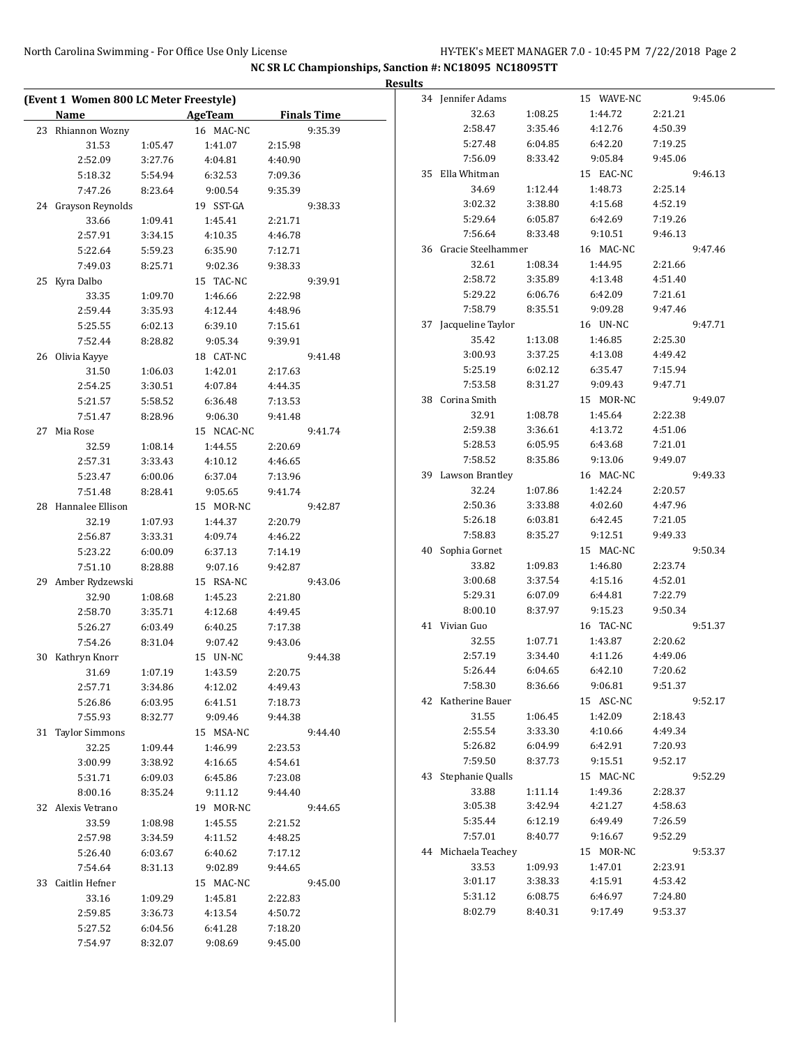## NC SR LC Championships, Sanction #: NC18095 NC18095TT

### Results

#### (Event 1 Women 800 LC Meter Freestyle)

| | Name | AgeTeam | | Finals Time |
|---|---|---|---|---|
| 23 | Rhiannon Wozny | 16 MAC-NC | | 9:35.39 |
| | 31.53 | 1:05.47 | 1:41.07 | 2:15.98 |
| | 2:52.09 | 3:27.76 | 4:04.81 | 4:40.90 |
| | 5:18.32 | 5:54.94 | 6:32.53 | 7:09.36 |
| | 7:47.26 | 8:23.64 | 9:00.54 | 9:35.39 |
| 24 | Grayson Reynolds | 19 SST-GA | | 9:38.33 |
| | 33.66 | 1:09.41 | 1:45.41 | 2:21.71 |
| | 2:57.91 | 3:34.15 | 4:10.35 | 4:46.78 |
| | 5:22.64 | 5:59.23 | 6:35.90 | 7:12.71 |
| | 7:49.03 | 8:25.71 | 9:02.36 | 9:38.33 |
| 25 | Kyra Dalbo | 15 TAC-NC | | 9:39.91 |
| | 33.35 | 1:09.70 | 1:46.66 | 2:22.98 |
| | 2:59.44 | 3:35.93 | 4:12.44 | 4:48.96 |
| | 5:25.55 | 6:02.13 | 6:39.10 | 7:15.61 |
| | 7:52.44 | 8:28.82 | 9:05.34 | 9:39.91 |
| 26 | Olivia Kayye | 18 CAT-NC | | 9:41.48 |
| | 31.50 | 1:06.03 | 1:42.01 | 2:17.63 |
| | 2:54.25 | 3:30.51 | 4:07.84 | 4:44.35 |
| | 5:21.57 | 5:58.52 | 6:36.48 | 7:13.53 |
| | 7:51.47 | 8:28.96 | 9:06.30 | 9:41.48 |
| 27 | Mia Rose | 15 NCAC-NC | | 9:41.74 |
| | 32.59 | 1:08.14 | 1:44.55 | 2:20.69 |
| | 2:57.31 | 3:33.43 | 4:10.12 | 4:46.65 |
| | 5:23.47 | 6:00.06 | 6:37.04 | 7:13.96 |
| | 7:51.48 | 8:28.41 | 9:05.65 | 9:41.74 |
| 28 | Hannalee Ellison | 15 MOR-NC | | 9:42.87 |
| | 32.19 | 1:07.93 | 1:44.37 | 2:20.79 |
| | 2:56.87 | 3:33.31 | 4:09.74 | 4:46.22 |
| | 5:23.22 | 6:00.09 | 6:37.13 | 7:14.19 |
| | 7:51.10 | 8:28.88 | 9:07.16 | 9:42.87 |
| 29 | Amber Rydzewski | 15 RSA-NC | | 9:43.06 |
| | 32.90 | 1:08.68 | 1:45.23 | 2:21.80 |
| | 2:58.70 | 3:35.71 | 4:12.68 | 4:49.45 |
| | 5:26.27 | 6:03.49 | 6:40.25 | 7:17.38 |
| | 7:54.26 | 8:31.04 | 9:07.42 | 9:43.06 |
| 30 | Kathryn Knorr | 15 UN-NC | | 9:44.38 |
| | 31.69 | 1:07.19 | 1:43.59 | 2:20.75 |
| | 2:57.71 | 3:34.86 | 4:12.02 | 4:49.43 |
| | 5:26.86 | 6:03.95 | 6:41.51 | 7:18.73 |
| | 7:55.93 | 8:32.77 | 9:09.46 | 9:44.38 |
| 31 | Taylor Simmons | 15 MSA-NC | | 9:44.40 |
| | 32.25 | 1:09.44 | 1:46.99 | 2:23.53 |
| | 3:00.99 | 3:38.92 | 4:16.65 | 4:54.61 |
| | 5:31.71 | 6:09.03 | 6:45.86 | 7:23.08 |
| | 8:00.16 | 8:35.24 | 9:11.12 | 9:44.40 |
| 32 | Alexis Vetrano | 19 MOR-NC | | 9:44.65 |
| | 33.59 | 1:08.98 | 1:45.55 | 2:21.52 |
| | 2:57.98 | 3:34.59 | 4:11.52 | 4:48.25 |
| | 5:26.40 | 6:03.67 | 6:40.62 | 7:17.12 |
| | 7:54.64 | 8:31.13 | 9:02.89 | 9:44.65 |
| 33 | Caitlin Hefner | 15 MAC-NC | | 9:45.00 |
| | 33.16 | 1:09.29 | 1:45.81 | 2:22.83 |
| | 2:59.85 | 3:36.73 | 4:13.54 | 4:50.72 |
| | 5:27.52 | 6:04.56 | 6:41.28 | 7:18.20 |
| | 7:54.97 | 8:32.07 | 9:08.69 | 9:45.00 |
| 34 | Jennifer Adams | 15 WAVE-NC | | 9:45.06 |
| | 32.63 | 1:08.25 | 1:44.72 | 2:21.21 |
| | 2:58.47 | 3:35.46 | 4:12.76 | 4:50.39 |
| | 5:27.48 | 6:04.85 | 6:42.20 | 7:19.25 |
| | 7:56.09 | 8:33.42 | 9:05.84 | 9:45.06 |
| 35 | Ella Whitman | 15 EAC-NC | | 9:46.13 |
| | 34.69 | 1:12.44 | 1:48.73 | 2:25.14 |
| | 3:02.32 | 3:38.80 | 4:15.68 | 4:52.19 |
| | 5:29.64 | 6:05.87 | 6:42.69 | 7:19.26 |
| | 7:56.64 | 8:33.48 | 9:10.51 | 9:46.13 |
| 36 | Gracie Steelhammer | 16 MAC-NC | | 9:47.46 |
| | 32.61 | 1:08.34 | 1:44.95 | 2:21.66 |
| | 2:58.72 | 3:35.89 | 4:13.48 | 4:51.40 |
| | 5:29.22 | 6:06.76 | 6:42.09 | 7:21.61 |
| | 7:58.79 | 8:35.51 | 9:09.28 | 9:47.46 |
| 37 | Jacqueline Taylor | 16 UN-NC | | 9:47.71 |
| | 35.42 | 1:13.08 | 1:46.85 | 2:25.30 |
| | 3:00.93 | 3:37.25 | 4:13.08 | 4:49.42 |
| | 5:25.19 | 6:02.12 | 6:35.47 | 7:15.94 |
| | 7:53.58 | 8:31.27 | 9:09.43 | 9:47.71 |
| 38 | Corina Smith | 15 MOR-NC | | 9:49.07 |
| | 32.91 | 1:08.78 | 1:45.64 | 2:22.38 |
| | 2:59.38 | 3:36.61 | 4:13.72 | 4:51.06 |
| | 5:28.53 | 6:05.95 | 6:43.68 | 7:21.01 |
| | 7:58.52 | 8:35.86 | 9:13.06 | 9:49.07 |
| 39 | Lawson Brantley | 16 MAC-NC | | 9:49.33 |
| | 32.24 | 1:07.86 | 1:42.24 | 2:20.57 |
| | 2:50.36 | 3:33.88 | 4:02.60 | 4:47.96 |
| | 5:26.18 | 6:03.81 | 6:42.45 | 7:21.05 |
| | 7:58.83 | 8:35.27 | 9:12.51 | 9:49.33 |
| 40 | Sophia Gornet | 15 MAC-NC | | 9:50.34 |
| | 33.82 | 1:09.83 | 1:46.80 | 2:23.74 |
| | 3:00.68 | 3:37.54 | 4:15.16 | 4:52.01 |
| | 5:29.31 | 6:07.09 | 6:44.81 | 7:22.79 |
| | 8:00.10 | 8:37.97 | 9:15.23 | 9:50.34 |
| 41 | Vivian Guo | 16 TAC-NC | | 9:51.37 |
| | 32.55 | 1:07.71 | 1:43.87 | 2:20.62 |
| | 2:57.19 | 3:34.40 | 4:11.26 | 4:49.06 |
| | 5:26.44 | 6:04.65 | 6:42.10 | 7:20.62 |
| | 7:58.30 | 8:36.66 | 9:06.81 | 9:51.37 |
| 42 | Katherine Bauer | 15 ASC-NC | | 9:52.17 |
| | 31.55 | 1:06.45 | 1:42.09 | 2:18.43 |
| | 2:55.54 | 3:33.30 | 4:10.66 | 4:49.34 |
| | 5:26.82 | 6:04.99 | 6:42.91 | 7:20.93 |
| | 7:59.50 | 8:37.73 | 9:15.51 | 9:52.17 |
| 43 | Stephanie Qualls | 15 MAC-NC | | 9:52.29 |
| | 33.88 | 1:11.14 | 1:49.36 | 2:28.37 |
| | 3:05.38 | 3:42.94 | 4:21.27 | 4:58.63 |
| | 5:35.44 | 6:12.19 | 6:49.49 | 7:26.59 |
| | 7:57.01 | 8:40.77 | 9:16.67 | 9:52.29 |
| 44 | Michaela Teachey | 15 MOR-NC | | 9:53.37 |
| | 33.53 | 1:09.93 | 1:47.01 | 2:23.91 |
| | 3:01.17 | 3:38.33 | 4:15.91 | 4:53.42 |
| | 5:31.12 | 6:08.75 | 6:46.97 | 7:24.80 |
| | 8:02.79 | 8:40.31 | 9:17.49 | 9:53.37 |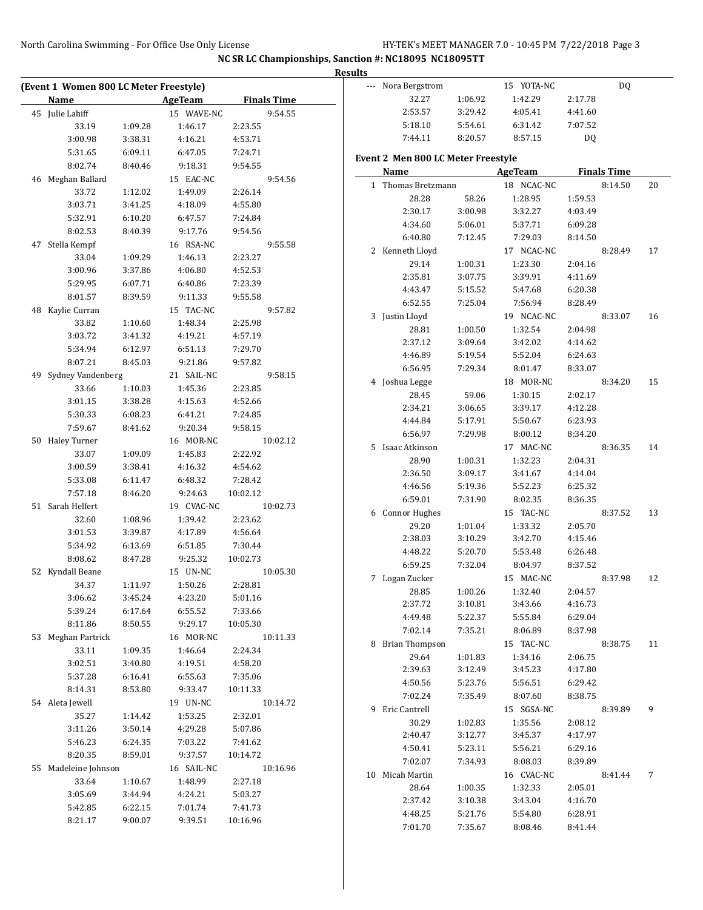NC SR LC Championships, Sanction #: NC18095 NC18095TT

Results

### (Event 1 Women 800 LC Meter Freestyle)

| | Name | AgeTeam | Finals Time | |
|---|---|---|---|---|
| 45 | Julie Lahiff | 15 WAVE-NC | 9:54.55 | |
| | 33.19 | 1:09.28 | 1:46.17 | 2:23.55 |
| | 3:00.98 | 3:38.31 | 4:16.21 | 4:53.71 |
| | 5:31.65 | 6:09.11 | 6:47.05 | 7:24.71 |
| | 8:02.74 | 8:40.46 | 9:18.31 | 9:54.55 |
| 46 | Meghan Ballard | 15 EAC-NC | 9:54.56 | |
| | 33.72 | 1:12.02 | 1:49.09 | 2:26.14 |
| | 3:03.71 | 3:41.25 | 4:18.09 | 4:55.80 |
| | 5:32.91 | 6:10.20 | 6:47.57 | 7:24.84 |
| | 8:02.53 | 8:40.39 | 9:17.76 | 9:54.56 |
| 47 | Stella Kempf | 16 RSA-NC | 9:55.58 | |
| | 33.04 | 1:09.29 | 1:46.13 | 2:23.27 |
| | 3:00.96 | 3:37.86 | 4:06.80 | 4:52.53 |
| | 5:29.95 | 6:07.71 | 6:40.86 | 7:23.39 |
| | 8:01.57 | 8:39.59 | 9:11.33 | 9:55.58 |
| 48 | Kaylie Curran | 15 TAC-NC | 9:57.82 | |
| | 33.82 | 1:10.60 | 1:48.34 | 2:25.98 |
| | 3:03.72 | 3:41.32 | 4:19.21 | 4:57.19 |
| | 5:34.94 | 6:12.97 | 6:51.13 | 7:29.70 |
| | 8:07.21 | 8:45.03 | 9:21.86 | 9:57.82 |
| 49 | Sydney Vandenberg | 21 SAIL-NC | 9:58.15 | |
| | 33.66 | 1:10.03 | 1:45.36 | 2:23.85 |
| | 3:01.15 | 3:38.28 | 4:15.63 | 4:52.66 |
| | 5:30.33 | 6:08.23 | 6:41.21 | 7:24.85 |
| | 7:59.67 | 8:41.62 | 9:20.34 | 9:58.15 |
| 50 | Haley Turner | 16 MOR-NC | 10:02.12 | |
| | 33.07 | 1:09.09 | 1:45.83 | 2:22.92 |
| | 3:00.59 | 3:38.41 | 4:16.32 | 4:54.62 |
| | 5:33.08 | 6:11.47 | 6:48.32 | 7:28.42 |
| | 7:57.18 | 8:46.20 | 9:24.63 | 10:02.12 |
| 51 | Sarah Helfert | 19 CVAC-NC | 10:02.73 | |
| | 32.60 | 1:08.96 | 1:39.42 | 2:23.62 |
| | 3:01.53 | 3:39.87 | 4:17.89 | 4:56.64 |
| | 5:34.92 | 6:13.69 | 6:51.85 | 7:30.44 |
| | 8:08.62 | 8:47.28 | 9:25.32 | 10:02.73 |
| 52 | Kyndall Beane | 15 UN-NC | 10:05.30 | |
| | 34.37 | 1:11.97 | 1:50.26 | 2:28.81 |
| | 3:06.62 | 3:45.24 | 4:23.20 | 5:01.16 |
| | 5:39.24 | 6:17.64 | 6:55.52 | 7:33.66 |
| | 8:11.86 | 8:50.55 | 9:29.17 | 10:05.30 |
| 53 | Meghan Partrick | 16 MOR-NC | 10:11.33 | |
| | 33.11 | 1:09.35 | 1:46.64 | 2:24.34 |
| | 3:02.51 | 3:40.80 | 4:19.51 | 4:58.20 |
| | 5:37.28 | 6:16.41 | 6:55.63 | 7:35.06 |
| | 8:14.31 | 8:53.80 | 9:33.47 | 10:11.33 |
| 54 | Aleta Jewell | 19 UN-NC | 10:14.72 | |
| | 35.27 | 1:14.42 | 1:53.25 | 2:32.01 |
| | 3:11.26 | 3:50.14 | 4:29.28 | 5:07.86 |
| | 5:46.23 | 6:24.35 | 7:03.22 | 7:41.62 |
| | 8:20.35 | 8:59.01 | 9:37.57 | 10:14.72 |
| 55 | Madeleine Johnson | 16 SAIL-NC | 10:16.96 | |
| | 33.64 | 1:10.67 | 1:48.99 | 2:27.18 |
| | 3:05.69 | 3:44.94 | 4:24.21 | 5:03.27 |
| | 5:42.85 | 6:22.15 | 7:01.74 | 7:41.73 |
| | 8:21.17 | 9:00.07 | 9:39.51 | 10:16.96 |
| --- | Nora Bergstrom | 15 YOTA-NC | DQ | |
| | 32.27 | 1:06.92 | 1:42.29 | 2:17.78 |
| | 2:53.57 | 3:29.42 | 4:05.41 | 4:41.60 |
| | 5:18.10 | 5:54.61 | 6:31.42 | 7:07.52 |
| | 7:44.11 | 8:20.57 | 8:57.15 | DQ |

### Event 2 Men 800 LC Meter Freestyle

| | Name | AgeTeam | Finals Time | | Points |
|---|---|---|---|---|---|
| 1 | Thomas Bretzmann | 18 NCAC-NC | 8:14.50 | | 20 |
| | 28.28 | 58.26 | 1:28.95 | 1:59.53 | |
| | 2:30.17 | 3:00.98 | 3:32.27 | 4:03.49 | |
| | 4:34.60 | 5:06.01 | 5:37.71 | 6:09.28 | |
| | 6:40.80 | 7:12.45 | 7:29.03 | 8:14.50 | |
| 2 | Kenneth Lloyd | 17 NCAC-NC | 8:28.49 | | 17 |
| | 29.14 | 1:00.31 | 1:23.30 | 2:04.16 | |
| | 2:35.81 | 3:07.75 | 3:39.91 | 4:11.69 | |
| | 4:43.47 | 5:15.52 | 5:47.68 | 6:20.38 | |
| | 6:52.55 | 7:25.04 | 7:56.94 | 8:28.49 | |
| 3 | Justin Lloyd | 19 NCAC-NC | 8:33.07 | | 16 |
| | 28.81 | 1:00.50 | 1:32.54 | 2:04.98 | |
| | 2:37.12 | 3:09.64 | 3:42.02 | 4:14.62 | |
| | 4:46.89 | 5:19.54 | 5:52.04 | 6:24.63 | |
| | 6:56.95 | 7:29.34 | 8:01.47 | 8:33.07 | |
| 4 | Joshua Legge | 18 MOR-NC | 8:34.20 | | 15 |
| | 28.45 | 59.06 | 1:30.15 | 2:02.17 | |
| | 2:34.21 | 3:06.65 | 3:39.17 | 4:12.28 | |
| | 4:44.84 | 5:17.91 | 5:50.67 | 6:23.93 | |
| | 6:56.97 | 7:29.98 | 8:00.12 | 8:34.20 | |
| 5 | Isaac Atkinson | 17 MAC-NC | 8:36.35 | | 14 |
| | 28.90 | 1:00.31 | 1:32.23 | 2:04.31 | |
| | 2:36.50 | 3:09.17 | 3:41.67 | 4:14.04 | |
| | 4:46.56 | 5:19.36 | 5:52.23 | 6:25.32 | |
| | 6:59.01 | 7:31.90 | 8:02.35 | 8:36.35 | |
| 6 | Connor Hughes | 15 TAC-NC | 8:37.52 | | 13 |
| | 29.20 | 1:01.04 | 1:33.32 | 2:05.70 | |
| | 2:38.03 | 3:10.29 | 3:42.70 | 4:15.46 | |
| | 4:48.22 | 5:20.70 | 5:53.48 | 6:26.48 | |
| | 6:59.25 | 7:32.04 | 8:04.97 | 8:37.52 | |
| 7 | Logan Zucker | 15 MAC-NC | 8:37.98 | | 12 |
| | 28.85 | 1:00.26 | 1:32.40 | 2:04.57 | |
| | 2:37.72 | 3:10.81 | 3:43.66 | 4:16.73 | |
| | 4:49.48 | 5:22.37 | 5:55.84 | 6:29.04 | |
| | 7:02.14 | 7:35.21 | 8:06.89 | 8:37.98 | |
| 8 | Brian Thompson | 15 TAC-NC | 8:38.75 | | 11 |
| | 29.64 | 1:01.83 | 1:34.16 | 2:06.75 | |
| | 2:39.63 | 3:12.49 | 3:45.23 | 4:17.80 | |
| | 4:50.56 | 5:23.76 | 5:56.51 | 6:29.42 | |
| | 7:02.24 | 7:35.49 | 8:07.60 | 8:38.75 | |
| 9 | Eric Cantrell | 15 SGSA-NC | 8:39.89 | | 9 |
| | 30.29 | 1:02.83 | 1:35.56 | 2:08.12 | |
| | 2:40.47 | 3:12.77 | 3:45.37 | 4:17.97 | |
| | 4:50.41 | 5:23.11 | 5:56.21 | 6:29.16 | |
| | 7:02.07 | 7:34.93 | 8:08.03 | 8:39.89 | |
| 10 | Micah Martin | 16 CVAC-NC | 8:41.44 | | 7 |
| | 28.64 | 1:00.35 | 1:32.33 | 2:05.01 | |
| | 2:37.42 | 3:10.38 | 3:43.04 | 4:16.70 | |
| | 4:48.25 | 5:21.76 | 5:54.80 | 6:28.91 | |
| | 7:01.70 | 7:35.67 | 8:08.46 | 8:41.44 | |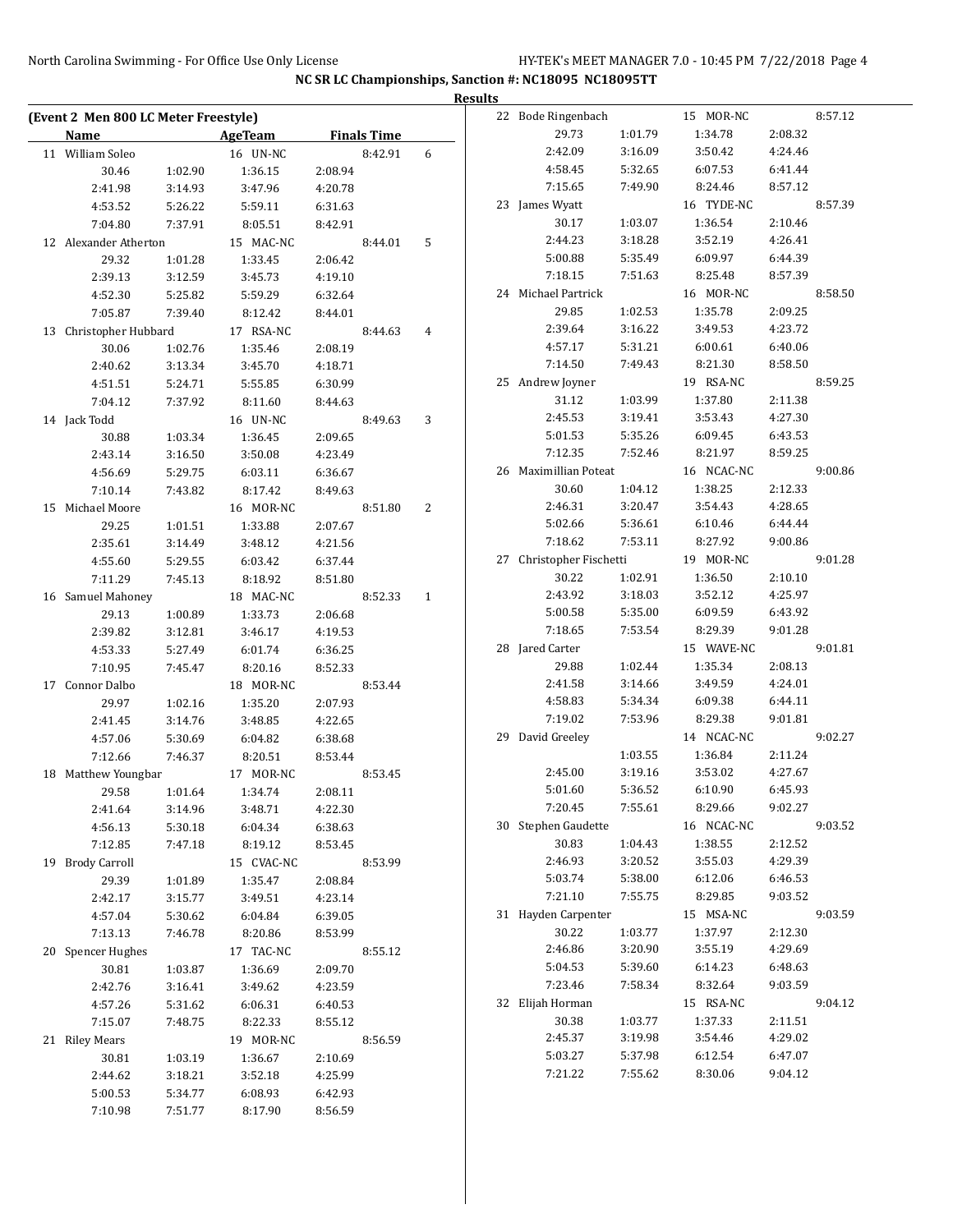# NC SR LC Championships, Sanction #: NC18095 NC18095TT

## Results

### (Event 2 Men 800 LC Meter Freestyle)

| | Name | AgeTeam | | Finals Time | |
|---|---|---|---|---|---|
| 11 | William Soleo | 16 UN-NC | | 8:42.91 | 6 |
| | 30.46 | 1:02.90 | 1:36.15 | 2:08.94 | |
| | 2:41.98 | 3:14.93 | 3:47.96 | 4:20.78 | |
| | 4:53.52 | 5:26.22 | 5:59.11 | 6:31.63 | |
| | 7:04.80 | 7:37.91 | 8:05.51 | 8:42.91 | |
| 12 | Alexander Atherton | 15 MAC-NC | | 8:44.01 | 5 |
| | 29.32 | 1:01.28 | 1:33.45 | 2:06.42 | |
| | 2:39.13 | 3:12.59 | 3:45.73 | 4:19.10 | |
| | 4:52.30 | 5:25.82 | 5:59.29 | 6:32.64 | |
| | 7:05.87 | 7:39.40 | 8:12.42 | 8:44.01 | |
| 13 | Christopher Hubbard | 17 RSA-NC | | 8:44.63 | 4 |
| | 30.06 | 1:02.76 | 1:35.46 | 2:08.19 | |
| | 2:40.62 | 3:13.34 | 3:45.70 | 4:18.71 | |
| | 4:51.51 | 5:24.71 | 5:55.85 | 6:30.99 | |
| | 7:04.12 | 7:37.92 | 8:11.60 | 8:44.63 | |
| 14 | Jack Todd | 16 UN-NC | | 8:49.63 | 3 |
| | 30.88 | 1:03.34 | 1:36.45 | 2:09.65 | |
| | 2:43.14 | 3:16.50 | 3:50.08 | 4:23.49 | |
| | 4:56.69 | 5:29.75 | 6:03.11 | 6:36.67 | |
| | 7:10.14 | 7:43.82 | 8:17.42 | 8:49.63 | |
| 15 | Michael Moore | 16 MOR-NC | | 8:51.80 | 2 |
| | 29.25 | 1:01.51 | 1:33.88 | 2:07.67 | |
| | 2:35.61 | 3:14.49 | 3:48.12 | 4:21.56 | |
| | 4:55.60 | 5:29.55 | 6:03.42 | 6:37.44 | |
| | 7:11.29 | 7:45.13 | 8:18.92 | 8:51.80 | |
| 16 | Samuel Mahoney | 18 MAC-NC | | 8:52.33 | 1 |
| | 29.13 | 1:00.89 | 1:33.73 | 2:06.68 | |
| | 2:39.82 | 3:12.81 | 3:46.17 | 4:19.53 | |
| | 4:53.33 | 5:27.49 | 6:01.74 | 6:36.25 | |
| | 7:10.95 | 7:45.47 | 8:20.16 | 8:52.33 | |
| 17 | Connor Dalbo | 18 MOR-NC | | 8:53.44 | |
| | 29.97 | 1:02.16 | 1:35.20 | 2:07.93 | |
| | 2:41.45 | 3:14.76 | 3:48.85 | 4:22.65 | |
| | 4:57.06 | 5:30.69 | 6:04.82 | 6:38.68 | |
| | 7:12.66 | 7:46.37 | 8:20.51 | 8:53.44 | |
| 18 | Matthew Youngbar | 17 MOR-NC | | 8:53.45 | |
| | 29.58 | 1:01.64 | 1:34.74 | 2:08.11 | |
| | 2:41.64 | 3:14.96 | 3:48.71 | 4:22.30 | |
| | 4:56.13 | 5:30.18 | 6:04.34 | 6:38.63 | |
| | 7:12.85 | 7:47.18 | 8:19.12 | 8:53.45 | |
| 19 | Brody Carroll | 15 CVAC-NC | | 8:53.99 | |
| | 29.39 | 1:01.89 | 1:35.47 | 2:08.84 | |
| | 2:42.17 | 3:15.77 | 3:49.51 | 4:23.14 | |
| | 4:57.04 | 5:30.62 | 6:04.84 | 6:39.05 | |
| | 7:13.13 | 7:46.78 | 8:20.86 | 8:53.99 | |
| 20 | Spencer Hughes | 17 TAC-NC | | 8:55.12 | |
| | 30.81 | 1:03.87 | 1:36.69 | 2:09.70 | |
| | 2:42.76 | 3:16.41 | 3:49.62 | 4:23.59 | |
| | 4:57.26 | 5:31.62 | 6:06.31 | 6:40.53 | |
| | 7:15.07 | 7:48.75 | 8:22.33 | 8:55.12 | |
| 21 | Riley Mears | 19 MOR-NC | | 8:56.59 | |
| | 30.81 | 1:03.19 | 1:36.67 | 2:10.69 | |
| | 2:44.62 | 3:18.21 | 3:52.18 | 4:25.99 | |
| | 5:00.53 | 5:34.77 | 6:08.93 | 6:42.93 | |
| | 7:10.98 | 7:51.77 | 8:17.90 | 8:56.59 | |
| 22 | Bode Ringenbach | 15 MOR-NC | | 8:57.12 | |
| | 29.73 | 1:01.79 | 1:34.78 | 2:08.32 | |
| | 2:42.09 | 3:16.09 | 3:50.42 | 4:24.46 | |
| | 4:58.45 | 5:32.65 | 6:07.53 | 6:41.44 | |
| | 7:15.65 | 7:49.90 | 8:24.46 | 8:57.12 | |
| 23 | James Wyatt | 16 TYDE-NC | | 8:57.39 | |
| | 30.17 | 1:03.07 | 1:36.54 | 2:10.46 | |
| | 2:44.23 | 3:18.28 | 3:52.19 | 4:26.41 | |
| | 5:00.88 | 5:35.49 | 6:09.97 | 6:44.39 | |
| | 7:18.15 | 7:51.63 | 8:25.48 | 8:57.39 | |
| 24 | Michael Partrick | 16 MOR-NC | | 8:58.50 | |
| | 29.85 | 1:02.53 | 1:35.78 | 2:09.25 | |
| | 2:39.64 | 3:16.22 | 3:49.53 | 4:23.72 | |
| | 4:57.17 | 5:31.21 | 6:00.61 | 6:40.06 | |
| | 7:14.50 | 7:49.43 | 8:21.30 | 8:58.50 | |
| 25 | Andrew Joyner | 19 RSA-NC | | 8:59.25 | |
| | 31.12 | 1:03.99 | 1:37.80 | 2:11.38 | |
| | 2:45.53 | 3:19.41 | 3:53.43 | 4:27.30 | |
| | 5:01.53 | 5:35.26 | 6:09.45 | 6:43.53 | |
| | 7:12.35 | 7:52.46 | 8:21.97 | 8:59.25 | |
| 26 | Maximillian Poteat | 16 NCAC-NC | | 9:00.86 | |
| | 30.60 | 1:04.12 | 1:38.25 | 2:12.33 | |
| | 2:46.31 | 3:20.47 | 3:54.43 | 4:28.65 | |
| | 5:02.66 | 5:36.61 | 6:10.46 | 6:44.44 | |
| | 7:18.62 | 7:53.11 | 8:27.92 | 9:00.86 | |
| 27 | Christopher Fischetti | 19 MOR-NC | | 9:01.28 | |
| | 30.22 | 1:02.91 | 1:36.50 | 2:10.10 | |
| | 2:43.92 | 3:18.03 | 3:52.12 | 4:25.97 | |
| | 5:00.58 | 5:35.00 | 6:09.59 | 6:43.92 | |
| | 7:18.65 | 7:53.54 | 8:29.39 | 9:01.28 | |
| 28 | Jared Carter | 15 WAVE-NC | | 9:01.81 | |
| | 29.88 | 1:02.44 | 1:35.34 | 2:08.13 | |
| | 2:41.58 | 3:14.66 | 3:49.59 | 4:24.01 | |
| | 4:58.83 | 5:34.34 | 6:09.38 | 6:44.11 | |
| | 7:19.02 | 7:53.96 | 8:29.38 | 9:01.81 | |
| 29 | David Greeley | 14 NCAC-NC | | 9:02.27 | |
| | | 1:03.55 | 1:36.84 | 2:11.24 | |
| | 2:45.00 | 3:19.16 | 3:53.02 | 4:27.67 | |
| | 5:01.60 | 5:36.52 | 6:10.90 | 6:45.93 | |
| | 7:20.45 | 7:55.61 | 8:29.66 | 9:02.27 | |
| 30 | Stephen Gaudette | 16 NCAC-NC | | 9:03.52 | |
| | 30.83 | 1:04.43 | 1:38.55 | 2:12.52 | |
| | 2:46.93 | 3:20.52 | 3:55.03 | 4:29.39 | |
| | 5:03.74 | 5:38.00 | 6:12.06 | 6:46.53 | |
| | 7:21.10 | 7:55.75 | 8:29.85 | 9:03.52 | |
| 31 | Hayden Carpenter | 15 MSA-NC | | 9:03.59 | |
| | 30.22 | 1:03.77 | 1:37.97 | 2:12.30 | |
| | 2:46.86 | 3:20.90 | 3:55.19 | 4:29.69 | |
| | 5:04.53 | 5:39.60 | 6:14.23 | 6:48.63 | |
| | 7:23.46 | 7:58.34 | 8:32.64 | 9:03.59 | |
| 32 | Elijah Horman | 15 RSA-NC | | 9:04.12 | |
| | 30.38 | 1:03.77 | 1:37.33 | 2:11.51 | |
| | 2:45.37 | 3:19.98 | 3:54.46 | 4:29.02 | |
| | 5:03.27 | 5:37.98 | 6:12.54 | 6:47.07 | |
| | 7:21.22 | 7:55.62 | 8:30.06 | 9:04.12 | |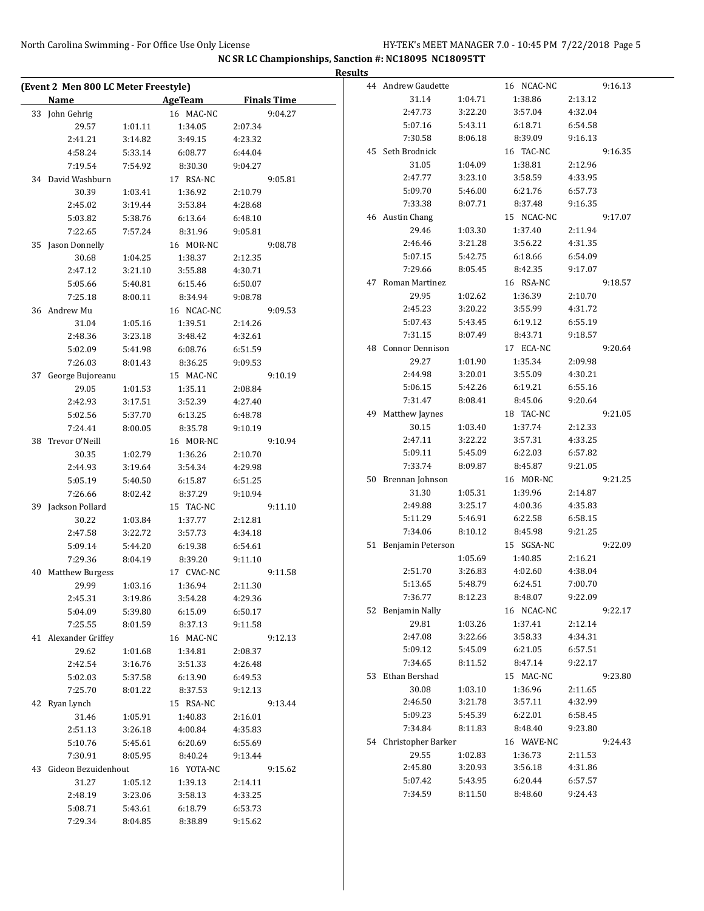## NC SR LC Championships, Sanction #: NC18095 NC18095TT

### Results

#### (Event 2 Men 800 LC Meter Freestyle)

| | Name | AgeTeam | Finals Time |
|---|---|---|---|
| 33 | John Gehrig | 16 MAC-NC | 9:04.27 |
| | 29.57 / 1:01.11 / 1:34.05 / 2:07.34 / 2:41.21 / 3:14.82 / 3:49.15 / 4:23.32 / 4:58.24 / 5:33.14 / 6:08.77 / 6:44.04 / 7:19.54 / 7:54.92 / 8:30.30 / 9:04.27 | | |
| 34 | David Washburn | 17 RSA-NC | 9:05.81 |
| | 30.39 / 1:03.41 / 1:36.92 / 2:10.79 / 2:45.02 / 3:19.44 / 3:53.84 / 4:28.68 / 5:03.82 / 5:38.76 / 6:13.64 / 6:48.10 / 7:22.65 / 7:57.24 / 8:31.96 / 9:05.81 | | |
| 35 | Jason Donnelly | 16 MOR-NC | 9:08.78 |
| | 30.68 / 1:04.25 / 1:38.37 / 2:12.35 / 2:47.12 / 3:21.10 / 3:55.88 / 4:30.71 / 5:05.66 / 5:40.81 / 6:15.46 / 6:50.07 / 7:25.18 / 8:00.11 / 8:34.94 / 9:08.78 | | |
| 36 | Andrew Mu | 16 NCAC-NC | 9:09.53 |
| | 31.04 / 1:05.16 / 1:39.51 / 2:14.26 / 2:48.36 / 3:23.18 / 3:48.42 / 4:32.61 / 5:02.09 / 5:41.98 / 6:08.76 / 6:51.59 / 7:26.03 / 8:01.43 / 8:36.25 / 9:09.53 | | |
| 37 | George Bujoreanu | 15 MAC-NC | 9:10.19 |
| | 29.05 / 1:01.53 / 1:35.11 / 2:08.84 / 2:42.93 / 3:17.51 / 3:52.39 / 4:27.40 / 5:02.56 / 5:37.70 / 6:13.25 / 6:48.78 / 7:24.41 / 8:00.05 / 8:35.78 / 9:10.19 | | |
| 38 | Trevor O'Neill | 16 MOR-NC | 9:10.94 |
| | 30.35 / 1:02.79 / 1:36.26 / 2:10.70 / 2:44.93 / 3:19.64 / 3:54.34 / 4:29.98 / 5:05.19 / 5:40.50 / 6:15.87 / 6:51.25 / 7:26.66 / 8:02.42 / 8:37.29 / 9:10.94 | | |
| 39 | Jackson Pollard | 15 TAC-NC | 9:11.10 |
| | 30.22 / 1:03.84 / 1:37.77 / 2:12.81 / 2:47.58 / 3:22.72 / 3:57.73 / 4:34.18 / 5:09.14 / 5:44.20 / 6:19.38 / 6:54.61 / 7:29.36 / 8:04.19 / 8:39.20 / 9:11.10 | | |
| 40 | Matthew Burgess | 17 CVAC-NC | 9:11.58 |
| | 29.99 / 1:03.16 / 1:36.94 / 2:11.30 / 2:45.31 / 3:19.86 / 3:54.28 / 4:29.36 / 5:04.09 / 5:39.80 / 6:15.09 / 6:50.17 / 7:25.55 / 8:01.59 / 8:37.13 / 9:11.58 | | |
| 41 | Alexander Griffey | 16 MAC-NC | 9:12.13 |
| | 29.62 / 1:01.68 / 1:34.81 / 2:08.37 / 2:42.54 / 3:16.76 / 3:51.33 / 4:26.48 / 5:02.03 / 5:37.58 / 6:13.90 / 6:49.53 / 7:25.70 / 8:01.22 / 8:37.53 / 9:12.13 | | |
| 42 | Ryan Lynch | 15 RSA-NC | 9:13.44 |
| | 31.46 / 1:05.91 / 1:40.83 / 2:16.01 / 2:51.13 / 3:26.18 / 4:00.84 / 4:35.83 / 5:10.76 / 5:45.61 / 6:20.69 / 6:55.69 / 7:30.91 / 8:05.95 / 8:40.24 / 9:13.44 | | |
| 43 | Gideon Bezuidenhout | 16 YOTA-NC | 9:15.62 |
| | 31.27 / 1:05.12 / 1:39.13 / 2:14.11 / 2:48.19 / 3:23.06 / 3:58.13 / 4:33.25 / 5:08.71 / 5:43.61 / 6:18.79 / 6:53.73 / 7:29.34 / 8:04.85 / 8:38.89 / 9:15.62 | | |
| 44 | Andrew Gaudette | 16 NCAC-NC | 9:16.13 |
| | 31.14 / 1:04.71 / 1:38.86 / 2:13.12 / 2:47.73 / 3:22.20 / 3:57.04 / 4:32.04 / 5:07.16 / 5:43.11 / 6:18.71 / 6:54.58 / 7:30.58 / 8:06.18 / 8:39.09 / 9:16.13 | | |
| 45 | Seth Brodnick | 16 TAC-NC | 9:16.35 |
| | 31.05 / 1:04.09 / 1:38.81 / 2:12.96 / 2:47.77 / 3:23.10 / 3:58.59 / 4:33.95 / 5:09.70 / 5:46.00 / 6:21.76 / 6:57.73 / 7:33.38 / 8:07.71 / 8:37.48 / 9:16.35 | | |
| 46 | Austin Chang | 15 NCAC-NC | 9:17.07 |
| | 29.46 / 1:03.30 / 1:37.40 / 2:11.94 / 2:46.46 / 3:21.28 / 3:56.22 / 4:31.35 / 5:07.15 / 5:42.75 / 6:18.66 / 6:54.09 / 7:29.66 / 8:05.45 / 8:42.35 / 9:17.07 | | |
| 47 | Roman Martinez | 16 RSA-NC | 9:18.57 |
| | 29.95 / 1:02.62 / 1:36.39 / 2:10.70 / 2:45.23 / 3:20.22 / 3:55.99 / 4:31.72 / 5:07.43 / 5:43.45 / 6:19.12 / 6:55.19 / 7:31.15 / 8:07.49 / 8:43.71 / 9:18.57 | | |
| 48 | Connor Dennison | 17 ECA-NC | 9:20.64 |
| | 29.27 / 1:01.90 / 1:35.34 / 2:09.98 / 2:44.98 / 3:20.01 / 3:55.09 / 4:30.21 / 5:06.15 / 5:42.26 / 6:19.21 / 6:55.16 / 7:31.47 / 8:08.41 / 8:45.06 / 9:20.64 | | |
| 49 | Matthew Jaynes | 18 TAC-NC | 9:21.05 |
| | 30.15 / 1:03.40 / 1:37.74 / 2:12.33 / 2:47.11 / 3:22.22 / 3:57.31 / 4:33.25 / 5:09.11 / 5:45.09 / 6:22.03 / 6:57.82 / 7:33.74 / 8:09.87 / 8:45.87 / 9:21.05 | | |
| 50 | Brennan Johnson | 16 MOR-NC | 9:21.25 |
| | 31.30 / 1:05.31 / 1:39.96 / 2:14.87 / 2:49.88 / 3:25.17 / 4:00.36 / 4:35.83 / 5:11.29 / 5:46.91 / 6:22.58 / 6:58.15 / 7:34.06 / 8:10.12 / 8:45.98 / 9:21.25 | | |
| 51 | Benjamin Peterson | 15 SGSA-NC | 9:22.09 |
| | 1:05.69 / 1:40.85 / 2:16.21 / 2:51.70 / 3:26.83 / 4:02.60 / 4:38.04 / 5:13.65 / 5:48.79 / 6:24.51 / 7:00.70 / 7:36.77 / 8:12.23 / 8:48.07 / 9:22.09 | | |
| 52 | Benjamin Nally | 16 NCAC-NC | 9:22.17 |
| | 29.81 / 1:03.26 / 1:37.41 / 2:12.14 / 2:47.08 / 3:22.66 / 3:58.33 / 4:34.31 / 5:09.12 / 5:45.09 / 6:21.05 / 6:57.51 / 7:34.65 / 8:11.52 / 8:47.14 / 9:22.17 | | |
| 53 | Ethan Bershad | 15 MAC-NC | 9:23.80 |
| | 30.08 / 1:03.10 / 1:36.96 / 2:11.65 / 2:46.50 / 3:21.78 / 3:57.11 / 4:32.99 / 5:09.23 / 5:45.39 / 6:22.01 / 6:58.45 / 7:34.84 / 8:11.83 / 8:48.40 / 9:23.80 | | |
| 54 | Christopher Barker | 16 WAVE-NC | 9:24.43 |
| | 29.55 / 1:02.83 / 1:36.73 / 2:11.53 / 2:45.80 / 3:20.93 / 3:56.18 / 4:31.86 / 5:07.42 / 5:43.95 / 6:20.44 / 6:57.57 / 7:34.59 / 8:11.50 / 8:48.60 / 9:24.43 | | |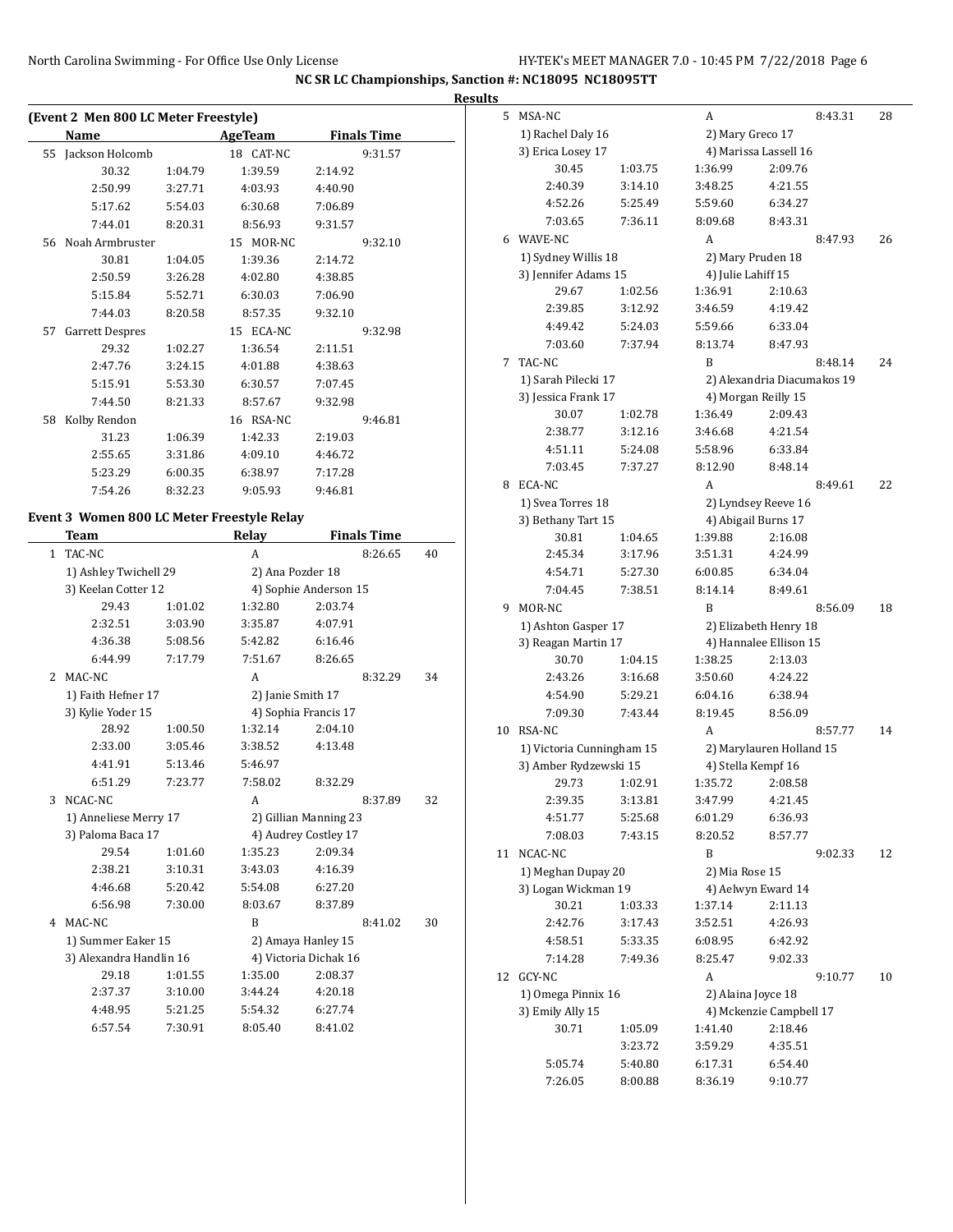NC SR LC Championships, Sanction #: NC18095 NC18095TT

**Results**

### (Event 2 Men 800 LC Meter Freestyle)

| | Name | AgeTeam | Finals Time |
|---|---|---|---|
| 55 | Jackson Holcomb | 18 CAT-NC | 9:31.57 |
| | 30.32 1:04.79 1:39.59 2:14.92 | | |
| | 2:50.99 3:27.71 4:03.93 4:40.90 | | |
| | 5:17.62 5:54.03 6:30.68 7:06.89 | | |
| | 7:44.01 8:20.31 8:56.93 9:31.57 | | |
| 56 | Noah Armbruster | 15 MOR-NC | 9:32.10 |
| | 30.81 1:04.05 1:39.36 2:14.72 | | |
| | 2:50.59 3:26.28 4:02.80 4:38.85 | | |
| | 5:15.84 5:52.71 6:30.03 7:06.90 | | |
| | 7:44.03 8:20.58 8:57.35 9:32.10 | | |
| 57 | Garrett Despres | 15 ECA-NC | 9:32.98 |
| | 29.32 1:02.27 1:36.54 2:11.51 | | |
| | 2:47.76 3:24.15 4:01.88 4:38.63 | | |
| | 5:15.91 5:53.30 6:30.57 7:07.45 | | |
| | 7:44.50 8:21.33 8:57.67 9:32.98 | | |
| 58 | Kolby Rendon | 16 RSA-NC | 9:46.81 |
| | 31.23 1:06.39 1:42.33 2:19.03 | | |
| | 2:55.65 3:31.86 4:09.10 4:46.72 | | |
| | 5:23.29 6:00.35 6:38.97 7:17.28 | | |
| | 7:54.26 8:32.23 9:05.93 9:46.81 | | |

### Event 3 Women 800 LC Meter Freestyle Relay

| | Team | Relay | Finals Time | Points |
|---|---|---|---|---|
| 1 | TAC-NC | A | 8:26.65 | 40 |
| | 1) Ashley Twichell 29; 2) Ana Pozder 18; 3) Keelan Cotter 12; 4) Sophie Anderson 15 | | | |
| | 29.43 1:01.02 1:32.80 2:03.74 | | | |
| | 2:32.51 3:03.90 3:35.87 4:07.91 | | | |
| | 4:36.38 5:08.56 5:42.82 6:16.46 | | | |
| | 6:44.99 7:17.79 7:51.67 8:26.65 | | | |
| 2 | MAC-NC | A | 8:32.29 | 34 |
| | 1) Faith Hefner 17; 2) Janie Smith 17; 3) Kylie Yoder 15; 4) Sophia Francis 17 | | | |
| | 28.92 1:00.50 1:32.14 2:04.10 | | | |
| | 2:33.00 3:05.46 3:38.52 4:13.48 | | | |
| | 4:41.91 5:13.46 5:46.97 | | | |
| | 6:51.29 7:23.77 7:58.02 8:32.29 | | | |
| 3 | NCAC-NC | A | 8:37.89 | 32 |
| | 1) Anneliese Merry 17; 2) Gillian Manning 23; 3) Paloma Baca 17; 4) Audrey Costley 17 | | | |
| | 29.54 1:01.60 1:35.23 2:09.34 | | | |
| | 2:38.21 3:10.31 3:43.03 4:16.39 | | | |
| | 4:46.68 5:20.42 5:54.08 6:27.20 | | | |
| | 6:56.98 7:30.00 8:03.67 8:37.89 | | | |
| 4 | MAC-NC | B | 8:41.02 | 30 |
| | 1) Summer Eaker 15; 2) Amaya Hanley 15; 3) Alexandra Handlin 16; 4) Victoria Dichak 16 | | | |
| | 29.18 1:01.55 1:35.00 2:08.37 | | | |
| | 2:37.37 3:10.00 3:44.24 4:20.18 | | | |
| | 4:48.95 5:21.25 5:54.32 6:27.74 | | | |
| | 6:57.54 7:30.91 8:05.40 8:41.02 | | | |
| 5 | MSA-NC | A | 8:43.31 | 28 |
| | 1) Rachel Daly 16; 2) Mary Greco 17; 3) Erica Losey 17; 4) Marissa Lassell 16 | | | |
| | 30.45 1:03.75 1:36.99 2:09.76 | | | |
| | 2:40.39 3:14.10 3:48.25 4:21.55 | | | |
| | 4:52.26 5:25.49 5:59.60 6:34.27 | | | |
| | 7:03.65 7:36.11 8:09.68 8:43.31 | | | |
| 6 | WAVE-NC | A | 8:47.93 | 26 |
| | 1) Sydney Willis 18; 2) Mary Pruden 18; 3) Jennifer Adams 15; 4) Julie Lahiff 15 | | | |
| | 29.67 1:02.56 1:36.91 2:10.63 | | | |
| | 2:39.85 3:12.92 3:46.59 4:19.42 | | | |
| | 4:49.42 5:24.03 5:59.66 6:33.04 | | | |
| | 7:03.60 7:37.94 8:13.74 8:47.93 | | | |
| 7 | TAC-NC | B | 8:48.14 | 24 |
| | 1) Sarah Pilecki 17; 2) Alexandria Diacumakos 19; 3) Jessica Frank 17; 4) Morgan Reilly 15 | | | |
| | 30.07 1:02.78 1:36.49 2:09.43 | | | |
| | 2:38.77 3:12.16 3:46.68 4:21.54 | | | |
| | 4:51.11 5:24.08 5:58.96 6:33.84 | | | |
| | 7:03.45 7:37.27 8:12.90 8:48.14 | | | |
| 8 | ECA-NC | A | 8:49.61 | 22 |
| | 1) Svea Torres 18; 2) Lyndsey Reeve 16; 3) Bethany Tart 15; 4) Abigail Burns 17 | | | |
| | 30.81 1:04.65 1:39.88 2:16.08 | | | |
| | 2:45.34 3:17.96 3:51.31 4:24.99 | | | |
| | 4:54.71 5:27.30 6:00.85 6:34.04 | | | |
| | 7:04.45 7:38.51 8:14.14 8:49.61 | | | |
| 9 | MOR-NC | B | 8:56.09 | 18 |
| | 1) Ashton Gasper 17; 2) Elizabeth Henry 18; 3) Reagan Martin 17; 4) Hannalee Ellison 15 | | | |
| | 30.70 1:04.15 1:38.25 2:13.03 | | | |
| | 2:43.26 3:16.68 3:50.60 4:24.22 | | | |
| | 4:54.90 5:29.21 6:04.16 6:38.94 | | | |
| | 7:09.30 7:43.44 8:19.45 8:56.09 | | | |
| 10 | RSA-NC | A | 8:57.77 | 14 |
| | 1) Victoria Cunningham 15; 2) Marylauren Holland 15; 3) Amber Rydzewski 15; 4) Stella Kempf 16 | | | |
| | 29.73 1:02.91 1:35.72 2:08.58 | | | |
| | 2:39.35 3:13.81 3:47.99 4:21.45 | | | |
| | 4:51.77 5:25.68 6:01.29 6:36.93 | | | |
| | 7:08.03 7:43.15 8:20.52 8:57.77 | | | |
| 11 | NCAC-NC | B | 9:02.33 | 12 |
| | 1) Meghan Dupay 20; 2) Mia Rose 15; 3) Logan Wickman 19; 4) Aelwyn Eward 14 | | | |
| | 30.21 1:03.33 1:37.14 2:11.13 | | | |
| | 2:42.76 3:17.43 3:52.51 4:26.93 | | | |
| | 4:58.51 5:33.35 6:08.95 6:42.92 | | | |
| | 7:14.28 7:49.36 8:25.47 9:02.33 | | | |
| 12 | GCY-NC | A | 9:10.77 | 10 |
| | 1) Omega Pinnix 16; 2) Alaina Joyce 18; 3) Emily Ally 15; 4) Mckenzie Campbell 17 | | | |
| | 30.71 1:05.09 1:41.40 2:18.46 | | | |
| | 3:23.72 3:59.29 4:35.51 | | | |
| | 5:05.74 5:40.80 6:17.31 6:54.40 | | | |
| | 7:26.05 8:00.88 8:36.19 9:10.77 | | | |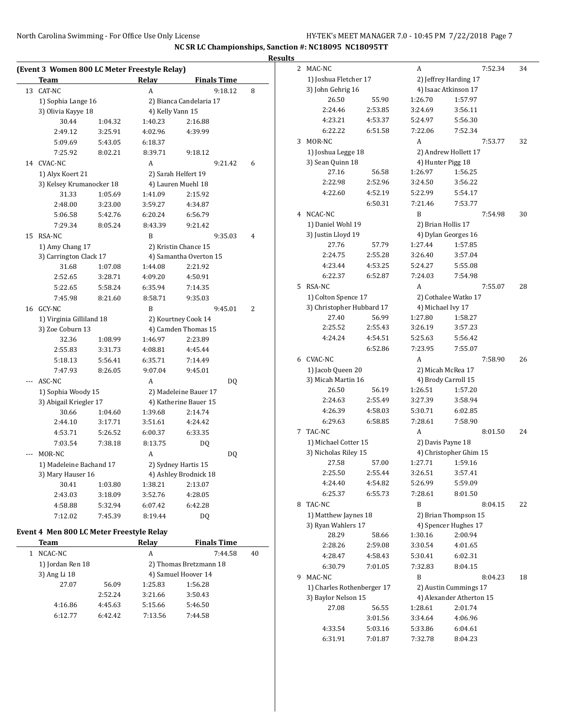NC SR LC Championships, Sanction #: NC18095 NC18095TT

Results

## (Event 3 Women 800 LC Meter Freestyle Relay)

| | Team | | Relay | Finals Time | |
|---|---|---|---|---|---|
| 13 | CAT-NC | | A | 9:18.12 | 8 |
| | 1) Sophia Lange 16 | | 2) Bianca Candelaria 17 | | |
| | 3) Olivia Kayye 18 | | 4) Kelly Vann 15 | | |
| | 30.44 | 1:04.32 | 1:40.23 | 2:16.88 | |
| | 2:49.12 | 3:25.91 | 4:02.96 | 4:39.99 | |
| | 5:09.69 | 5:43.05 | 6:18.37 | | |
| | 7:25.92 | 8:02.21 | 8:39.71 | 9:18.12 | |
| 14 | CVAC-NC | | A | 9:21.42 | 6 |
| | 1) Alyx Koert 21 | | 2) Sarah Helfert 19 | | |
| | 3) Kelsey Krumanocker 18 | | 4) Lauren Muehl 18 | | |
| | 31.33 | 1:05.69 | 1:41.09 | 2:15.92 | |
| | 2:48.00 | 3:23.00 | 3:59.27 | 4:34.87 | |
| | 5:06.58 | 5:42.76 | 6:20.24 | 6:56.79 | |
| | 7:29.34 | 8:05.24 | 8:43.39 | 9:21.42 | |
| 15 | RSA-NC | | B | 9:35.03 | 4 |
| | 1) Amy Chang 17 | | 2) Kristin Chance 15 | | |
| | 3) Carrington Clack 17 | | 4) Samantha Overton 15 | | |
| | 31.68 | 1:07.08 | 1:44.08 | 2:21.92 | |
| | 2:52.65 | 3:28.71 | 4:09.20 | 4:50.91 | |
| | 5:22.65 | 5:58.24 | 6:35.94 | 7:14.35 | |
| | 7:45.98 | 8:21.60 | 8:58.71 | 9:35.03 | |
| 16 | GCY-NC | | B | 9:45.01 | 2 |
| | 1) Virginia Gilliland 18 | | 2) Kourtney Cook 14 | | |
| | 3) Zoe Coburn 13 | | 4) Camden Thomas 15 | | |
| | 32.36 | 1:08.99 | 1:46.97 | 2:23.89 | |
| | 2:55.83 | 3:31.73 | 4:08.81 | 4:45.44 | |
| | 5:18.13 | 5:56.41 | 6:35.71 | 7:14.49 | |
| | 7:47.93 | 8:26.05 | 9:07.04 | 9:45.01 | |
| --- | ASC-NC | | A | DQ | |
| | 1) Sophia Woody 15 | | 2) Madeleine Bauer 17 | | |
| | 3) Abigail Kriegler 17 | | 4) Katherine Bauer 15 | | |
| | 30.66 | 1:04.60 | 1:39.68 | 2:14.74 | |
| | 2:44.10 | 3:17.71 | 3:51.61 | 4:24.42 | |
| | 4:53.71 | 5:26.52 | 6:00.37 | 6:33.35 | |
| | 7:03.54 | 7:38.18 | 8:13.75 | DQ | |
| --- | MOR-NC | | A | DQ | |
| | 1) Madeleine Bachand 17 | | 2) Sydney Hartis 15 | | |
| | 3) Mary Hauser 16 | | 4) Ashley Brodnick 18 | | |
| | 30.41 | 1:03.80 | 1:38.21 | 2:13.07 | |
| | 2:43.03 | 3:18.09 | 3:52.76 | 4:28.05 | |
| | 4:58.88 | 5:32.94 | 6:07.42 | 6:42.28 | |
| | 7:12.02 | 7:45.39 | 8:19.44 | DQ | |

## Event 4 Men 800 LC Meter Freestyle Relay

| | Team | | Relay | Finals Time | |
|---|---|---|---|---|---|
| 1 | NCAC-NC | | A | 7:44.58 | 40 |
| | 1) Jordan Ren 18 | | 2) Thomas Bretzmann 18 | | |
| | 3) Ang Li 18 | | 4) Samuel Hoover 14 | | |
| | 27.07 | 56.09 | 1:25.83 | 1:56.28 | |
| | | 2:52.24 | 3:21.66 | 3:50.43 | |
| | 4:16.86 | 4:45.63 | 5:15.66 | 5:46.50 | |
| | 6:12.77 | 6:42.42 | 7:13.56 | 7:44.58 | |
| 2 | MAC-NC | | A | 7:52.34 | 34 |
| | 1) Joshua Fletcher 17 | | 2) Jeffrey Harding 17 | | |
| | 3) John Gehrig 16 | | 4) Isaac Atkinson 17 | | |
| | 26.50 | 55.90 | 1:26.70 | 1:57.97 | |
| | 2:24.46 | 2:53.85 | 3:24.69 | 3:56.11 | |
| | 4:23.21 | 4:53.37 | 5:24.97 | 5:56.30 | |
| | 6:22.22 | 6:51.58 | 7:22.06 | 7:52.34 | |
| 3 | MOR-NC | | A | 7:53.77 | 32 |
| | 1) Joshua Legge 18 | | 2) Andrew Hollett 17 | | |
| | 3) Sean Quinn 18 | | 4) Hunter Pigg 18 | | |
| | 27.16 | 56.58 | 1:26.97 | 1:56.25 | |
| | 2:22.98 | 2:52.96 | 3:24.50 | 3:56.22 | |
| | 4:22.60 | 4:52.19 | 5:22.99 | 5:54.17 | |
| | | 6:50.31 | 7:21.46 | 7:53.77 | |
| 4 | NCAC-NC | | B | 7:54.98 | 30 |
| | 1) Daniel Wohl 19 | | 2) Brian Hollis 17 | | |
| | 3) Justin Lloyd 19 | | 4) Dylan Georges 16 | | |
| | 27.76 | 57.79 | 1:27.44 | 1:57.85 | |
| | 2:24.75 | 2:55.28 | 3:26.40 | 3:57.04 | |
| | 4:23.44 | 4:53.25 | 5:24.27 | 5:55.08 | |
| | 6:22.37 | 6:52.87 | 7:24.03 | 7:54.98 | |
| 5 | RSA-NC | | A | 7:55.07 | 28 |
| | 1) Colton Spence 17 | | 2) Cothalee Watko 17 | | |
| | 3) Christopher Hubbard 17 | | 4) Michael Ivy 17 | | |
| | 27.40 | 56.99 | 1:27.80 | 1:58.27 | |
| | 2:25.52 | 2:55.43 | 3:26.19 | 3:57.23 | |
| | 4:24.24 | 4:54.51 | 5:25.63 | 5:56.42 | |
| | | 6:52.86 | 7:23.95 | 7:55.07 | |
| 6 | CVAC-NC | | A | 7:58.90 | 26 |
| | 1) Jacob Queen 20 | | 2) Micah McRea 17 | | |
| | 3) Micah Martin 16 | | 4) Brody Carroll 15 | | |
| | 26.50 | 56.19 | 1:26.51 | 1:57.20 | |
| | 2:24.63 | 2:55.49 | 3:27.39 | 3:58.94 | |
| | 4:26.39 | 4:58.03 | 5:30.71 | 6:02.85 | |
| | 6:29.63 | 6:58.85 | 7:28.61 | 7:58.90 | |
| 7 | TAC-NC | | A | 8:01.50 | 24 |
| | 1) Michael Cotter 15 | | 2) Davis Payne 18 | | |
| | 3) Nicholas Riley 15 | | 4) Christopher Ghim 15 | | |
| | 27.58 | 57.00 | 1:27.71 | 1:59.16 | |
| | 2:25.50 | 2:55.44 | 3:26.51 | 3:57.41 | |
| | 4:24.40 | 4:54.82 | 5:26.99 | 5:59.09 | |
| | 6:25.37 | 6:55.73 | 7:28.61 | 8:01.50 | |
| 8 | TAC-NC | | B | 8:04.15 | 22 |
| | 1) Matthew Jaynes 18 | | 2) Brian Thompson 15 | | |
| | 3) Ryan Wahlers 17 | | 4) Spencer Hughes 17 | | |
| | 28.29 | 58.66 | 1:30.16 | 2:00.94 | |
| | 2:28.26 | 2:59.08 | 3:30.54 | 4:01.65 | |
| | 4:28.47 | 4:58.43 | 5:30.41 | 6:02.31 | |
| | 6:30.79 | 7:01.05 | 7:32.83 | 8:04.15 | |
| 9 | MAC-NC | | B | 8:04.23 | 18 |
| | 1) Charles Rothenberger 17 | | 2) Austin Cummings 17 | | |
| | 3) Baylor Nelson 15 | | 4) Alexander Atherton 15 | | |
| | 27.08 | 56.55 | 1:28.61 | 2:01.74 | |
| | | 3:01.56 | 3:34.64 | 4:06.96 | |
| | 4:33.54 | 5:03.16 | 5:33.86 | 6:04.61 | |
| | 6:31.91 | 7:01.87 | 7:32.78 | 8:04.23 | |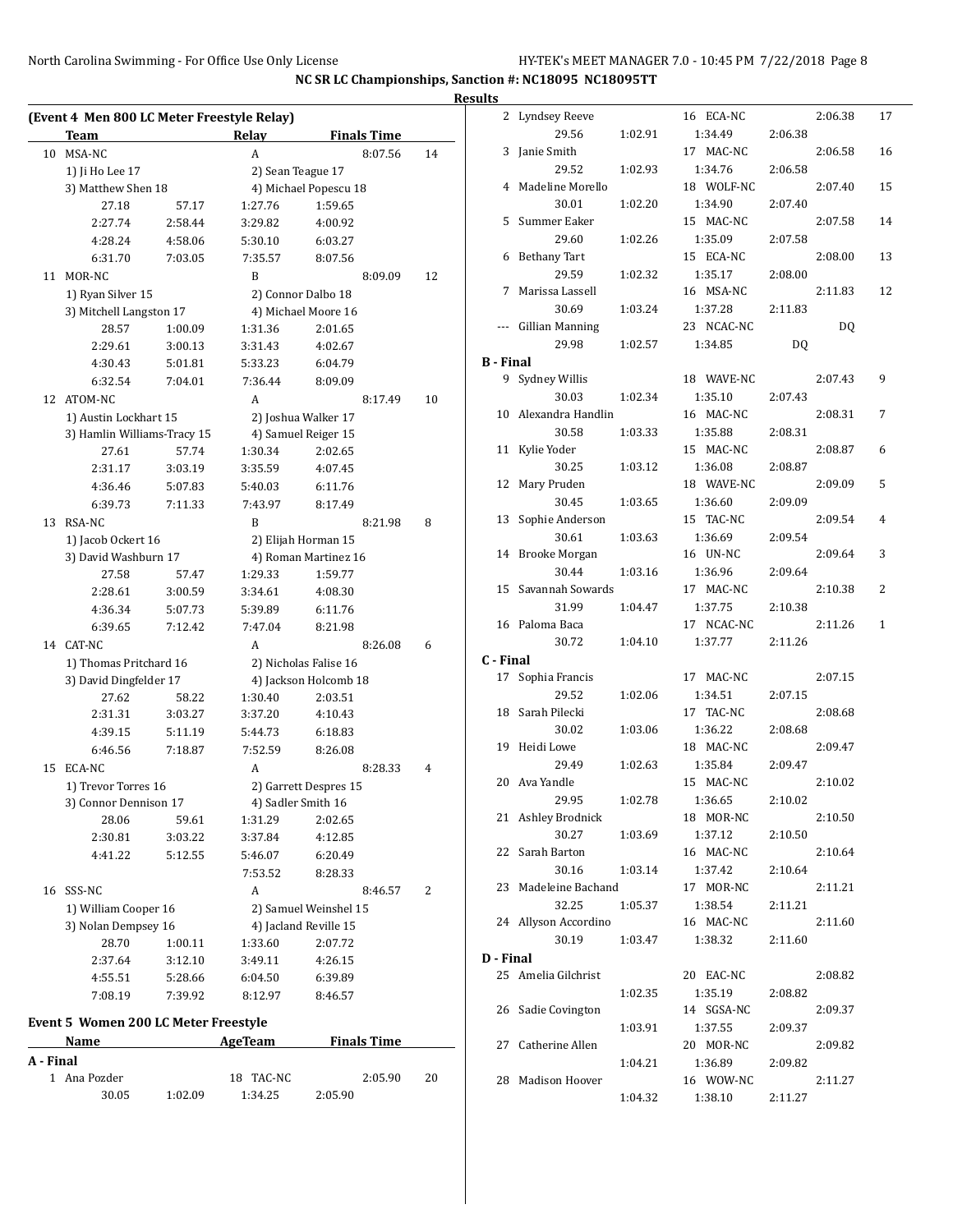NC SR LC Championships, Sanction #: NC18095 NC18095TT

Results

**(Event 4 Men 800 LC Meter Freestyle Relay)**

| | Team | Relay | Finals Time | |
|---|---|---|---|---|
| 10 | MSA-NC | A | 8:07.56 | 14 |
| | 1) Ji Ho Lee 17 | 2) Sean Teague 17 | | |
| | 3) Matthew Shen 18 | 4) Michael Popescu 18 | | |
| | 27.18 57.17 1:27.76 1:59.65 | | | |
| | 2:27.74 2:58.44 3:29.82 4:00.92 | | | |
| | 4:28.24 4:58.06 5:30.10 6:03.27 | | | |
| | 6:31.70 7:03.05 7:35.57 8:07.56 | | | |
| 11 | MOR-NC | B | 8:09.09 | 12 |
| | 1) Ryan Silver 15 | 2) Connor Dalbo 18 | | |
| | 3) Mitchell Langston 17 | 4) Michael Moore 16 | | |
| | 28.57 1:00.09 1:31.36 2:01.65 | | | |
| | 2:29.61 3:00.13 3:31.43 4:02.67 | | | |
| | 4:30.43 5:01.81 5:33.23 6:04.79 | | | |
| | 6:32.54 7:04.01 7:36.44 8:09.09 | | | |
| 12 | ATOM-NC | A | 8:17.49 | 10 |
| | 1) Austin Lockhart 15 | 2) Joshua Walker 17 | | |
| | 3) Hamlin Williams-Tracy 15 | 4) Samuel Reiger 15 | | |
| | 27.61 57.74 1:30.34 2:02.65 | | | |
| | 2:31.17 3:03.19 3:35.59 4:07.45 | | | |
| | 4:36.46 5:07.83 5:40.03 6:11.76 | | | |
| | 6:39.73 7:11.33 7:43.97 8:17.49 | | | |
| 13 | RSA-NC | B | 8:21.98 | 8 |
| | 1) Jacob Ockert 16 | 2) Elijah Horman 15 | | |
| | 3) David Washburn 17 | 4) Roman Martinez 16 | | |
| | 27.58 57.47 1:29.33 1:59.77 | | | |
| | 2:28.61 3:00.59 3:34.61 4:08.30 | | | |
| | 4:36.34 5:07.73 5:39.89 6:11.76 | | | |
| | 6:39.65 7:12.42 7:47.04 8:21.98 | | | |
| 14 | CAT-NC | A | 8:26.08 | 6 |
| | 1) Thomas Pritchard 16 | 2) Nicholas Falise 16 | | |
| | 3) David Dingfelder 17 | 4) Jackson Holcomb 18 | | |
| | 27.62 58.22 1:30.40 2:03.51 | | | |
| | 2:31.31 3:03.27 3:37.20 4:10.43 | | | |
| | 4:39.15 5:11.19 5:44.73 6:18.83 | | | |
| | 6:46.56 7:18.87 7:52.59 8:26.08 | | | |
| 15 | ECA-NC | A | 8:28.33 | 4 |
| | 1) Trevor Torres 16 | 2) Garrett Despres 15 | | |
| | 3) Connor Dennison 17 | 4) Sadler Smith 16 | | |
| | 28.06 59.61 1:31.29 2:02.65 | | | |
| | 2:30.81 3:03.22 3:37.84 4:12.85 | | | |
| | 4:41.22 5:12.55 5:46.07 6:20.49 | | | |
| | 7:53.52 8:28.33 | | | |
| 16 | SSS-NC | A | 8:46.57 | 2 |
| | 1) William Cooper 16 | 2) Samuel Weinshel 15 | | |
| | 3) Nolan Dempsey 16 | 4) Jacland Reville 15 | | |
| | 28.70 1:00.11 1:33.60 2:07.72 | | | |
| | 2:37.64 3:12.10 3:49.11 4:26.15 | | | |
| | 4:55.51 5:28.66 6:04.50 6:39.89 | | | |
| | 7:08.19 7:39.92 8:12.97 8:46.57 | | | |

**Event 5 Women 200 LC Meter Freestyle**

| | Name | Age | Team | Finals Time | Points |
|---|---|---|---|---|---|
| **A - Final** | | | | | |
| 1 | Ana Pozder | 18 | TAC-NC | 2:05.90 | 20 |
| | 30.05 1:02.09 1:34.25 2:05.90 | | | | |
| 2 | Lyndsey Reeve | 16 | ECA-NC | 2:06.38 | 17 |
| | 29.56 1:02.91 1:34.49 2:06.38 | | | | |
| 3 | Janie Smith | 17 | MAC-NC | 2:06.58 | 16 |
| | 29.52 1:02.93 1:34.76 2:06.58 | | | | |
| 4 | Madeline Morello | 18 | WOLF-NC | 2:07.40 | 15 |
| | 30.01 1:02.20 1:34.90 2:07.40 | | | | |
| 5 | Summer Eaker | 15 | MAC-NC | 2:07.58 | 14 |
| | 29.60 1:02.26 1:35.09 2:07.58 | | | | |
| 6 | Bethany Tart | 15 | ECA-NC | 2:08.00 | 13 |
| | 29.59 1:02.32 1:35.17 2:08.00 | | | | |
| 7 | Marissa Lassell | 16 | MSA-NC | 2:11.83 | 12 |
| | 30.69 1:03.24 1:37.28 2:11.83 | | | | |
| --- | Gillian Manning | 23 | NCAC-NC | DQ | |
| | 29.98 1:02.57 1:34.85 DQ | | | | |
| **B - Final** | | | | | |
| 9 | Sydney Willis | 18 | WAVE-NC | 2:07.43 | 9 |
| | 30.03 1:02.34 1:35.10 2:07.43 | | | | |
| 10 | Alexandra Handlin | 16 | MAC-NC | 2:08.31 | 7 |
| | 30.58 1:03.33 1:35.88 2:08.31 | | | | |
| 11 | Kylie Yoder | 15 | MAC-NC | 2:08.87 | 6 |
| | 30.25 1:03.12 1:36.08 2:08.87 | | | | |
| 12 | Mary Pruden | 18 | WAVE-NC | 2:09.09 | 5 |
| | 30.45 1:03.65 1:36.60 2:09.09 | | | | |
| 13 | Sophie Anderson | 15 | TAC-NC | 2:09.54 | 4 |
| | 30.61 1:03.63 1:36.69 2:09.54 | | | | |
| 14 | Brooke Morgan | 16 | UN-NC | 2:09.64 | 3 |
| | 30.44 1:03.16 1:36.96 2:09.64 | | | | |
| 15 | Savannah Sowards | 17 | MAC-NC | 2:10.38 | 2 |
| | 31.99 1:04.47 1:37.75 2:10.38 | | | | |
| 16 | Paloma Baca | 17 | NCAC-NC | 2:11.26 | 1 |
| | 30.72 1:04.10 1:37.77 2:11.26 | | | | |
| **C - Final** | | | | | |
| 17 | Sophia Francis | 17 | MAC-NC | 2:07.15 | |
| | 29.52 1:02.06 1:34.51 2:07.15 | | | | |
| 18 | Sarah Pilecki | 17 | TAC-NC | 2:08.68 | |
| | 30.02 1:03.06 1:36.22 2:08.68 | | | | |
| 19 | Heidi Lowe | 18 | MAC-NC | 2:09.47 | |
| | 29.49 1:02.63 1:35.84 2:09.47 | | | | |
| 20 | Ava Yandle | 15 | MAC-NC | 2:10.02 | |
| | 29.95 1:02.78 1:36.65 2:10.02 | | | | |
| 21 | Ashley Brodnick | 18 | MOR-NC | 2:10.50 | |
| | 30.27 1:03.69 1:37.12 2:10.50 | | | | |
| 22 | Sarah Barton | 16 | MAC-NC | 2:10.64 | |
| | 30.16 1:03.14 1:37.42 2:10.64 | | | | |
| 23 | Madeleine Bachand | 17 | MOR-NC | 2:11.21 | |
| | 32.25 1:05.37 1:38.54 2:11.21 | | | | |
| 24 | Allyson Accordino | 16 | MAC-NC | 2:11.60 | |
| | 30.19 1:03.47 1:38.32 2:11.60 | | | | |
| **D - Final** | | | | | |
| 25 | Amelia Gilchrist | 20 | EAC-NC | 2:08.82 | |
| | 1:02.35 1:35.19 2:08.82 | | | | |
| 26 | Sadie Covington | 14 | SGSA-NC | 2:09.37 | |
| | 1:03.91 1:37.55 2:09.37 | | | | |
| 27 | Catherine Allen | 20 | MOR-NC | 2:09.82 | |
| | 1:04.21 1:36.89 2:09.82 | | | | |
| 28 | Madison Hoover | 16 | WOW-NC | 2:11.27 | |
| | 1:04.32 1:38.10 2:11.27 | | | | |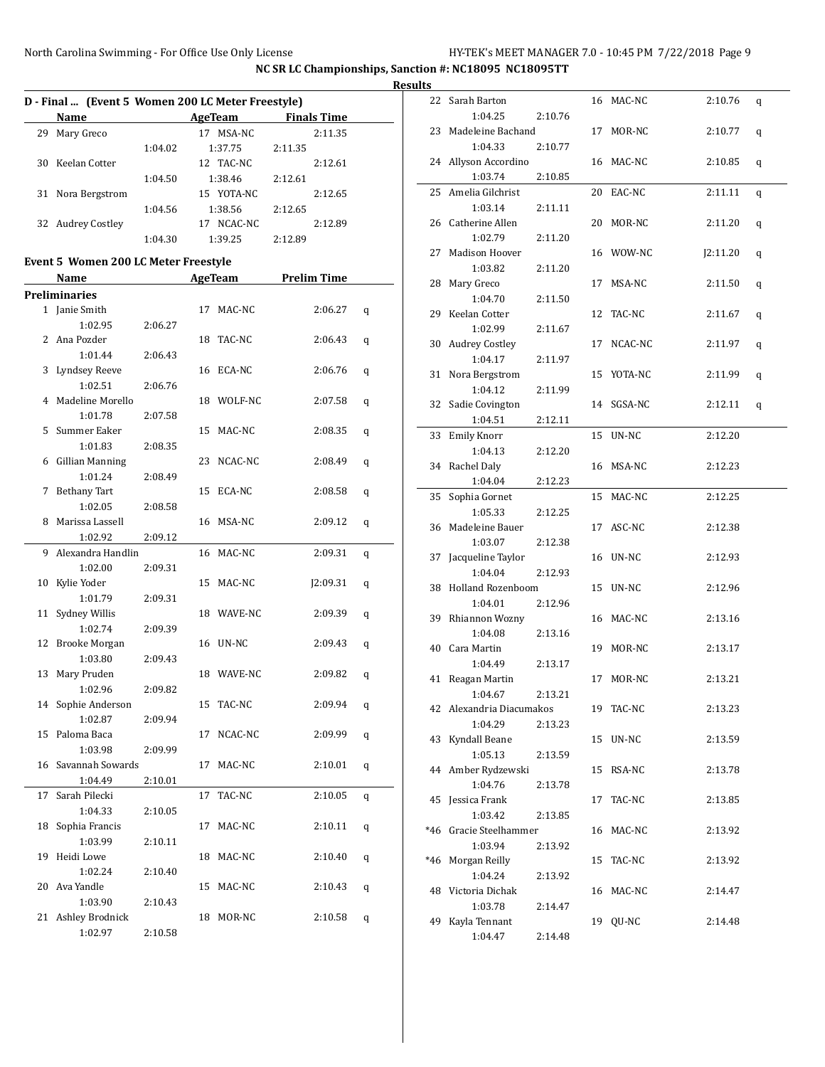NC SR LC Championships, Sanction #: NC18095 NC18095TT

Results

## D - Final ... (Event 5 Women 200 LC Meter Freestyle)

| | Name | Age | Team | | | Finals Time |
|---|---|---|---|---|---|---|
| 29 | Mary Greco | 17 | MSA-NC | | | 2:11.35 |
| | | | 1:04.02 | 1:37.75 | 2:11.35 | |
| 30 | Keelan Cotter | 12 | TAC-NC | | | 2:12.61 |
| | | | 1:04.50 | 1:38.46 | 2:12.61 | |
| 31 | Nora Bergstrom | 15 | YOTA-NC | | | 2:12.65 |
| | | | 1:04.56 | 1:38.56 | 2:12.65 | |
| 32 | Audrey Costley | 17 | NCAC-NC | | | 2:12.89 |
| | | | 1:04.30 | 1:39.25 | 2:12.89 | |

## Event 5 Women 200 LC Meter Freestyle

### Preliminaries

| | Name | Age | Team | Prelim Time | |
|---|---|---|---|---|---|
| 1 | Janie Smith | 17 | MAC-NC | 2:06.27 | q |
| | 1:02.95 | 2:06.27 | | | |
| 2 | Ana Pozder | 18 | TAC-NC | 2:06.43 | q |
| | 1:01.44 | 2:06.43 | | | |
| 3 | Lyndsey Reeve | 16 | ECA-NC | 2:06.76 | q |
| | 1:02.51 | 2:06.76 | | | |
| 4 | Madeline Morello | 18 | WOLF-NC | 2:07.58 | q |
| | 1:01.78 | 2:07.58 | | | |
| 5 | Summer Eaker | 15 | MAC-NC | 2:08.35 | q |
| | 1:01.83 | 2:08.35 | | | |
| 6 | Gillian Manning | 23 | NCAC-NC | 2:08.49 | q |
| | 1:01.24 | 2:08.49 | | | |
| 7 | Bethany Tart | 15 | ECA-NC | 2:08.58 | q |
| | 1:02.05 | 2:08.58 | | | |
| 8 | Marissa Lassell | 16 | MSA-NC | 2:09.12 | q |
| | 1:02.92 | 2:09.12 | | | |
| 9 | Alexandra Handlin | 16 | MAC-NC | 2:09.31 | q |
| | 1:02.00 | 2:09.31 | | | |
| 10 | Kylie Yoder | 15 | MAC-NC | J2:09.31 | q |
| | 1:01.79 | 2:09.31 | | | |
| 11 | Sydney Willis | 18 | WAVE-NC | 2:09.39 | q |
| | 1:02.74 | 2:09.39 | | | |
| 12 | Brooke Morgan | 16 | UN-NC | 2:09.43 | q |
| | 1:03.80 | 2:09.43 | | | |
| 13 | Mary Pruden | 18 | WAVE-NC | 2:09.82 | q |
| | 1:02.96 | 2:09.82 | | | |
| 14 | Sophie Anderson | 15 | TAC-NC | 2:09.94 | q |
| | 1:02.87 | 2:09.94 | | | |
| 15 | Paloma Baca | 17 | NCAC-NC | 2:09.99 | q |
| | 1:03.98 | 2:09.99 | | | |
| 16 | Savannah Sowards | 17 | MAC-NC | 2:10.01 | q |
| | 1:04.49 | 2:10.01 | | | |
| 17 | Sarah Pilecki | 17 | TAC-NC | 2:10.05 | q |
| | 1:04.33 | 2:10.05 | | | |
| 18 | Sophia Francis | 17 | MAC-NC | 2:10.11 | q |
| | 1:03.99 | 2:10.11 | | | |
| 19 | Heidi Lowe | 18 | MAC-NC | 2:10.40 | q |
| | 1:02.24 | 2:10.40 | | | |
| 20 | Ava Yandle | 15 | MAC-NC | 2:10.43 | q |
| | 1:03.90 | 2:10.43 | | | |
| 21 | Ashley Brodnick | 18 | MOR-NC | 2:10.58 | q |
| | 1:02.97 | 2:10.58 | | | |
| 22 | Sarah Barton | 16 | MAC-NC | 2:10.76 | q |
| | 1:04.25 | 2:10.76 | | | |
| 23 | Madeleine Bachand | 17 | MOR-NC | 2:10.77 | q |
| | 1:04.33 | 2:10.77 | | | |
| 24 | Allyson Accordino | 16 | MAC-NC | 2:10.85 | q |
| | 1:03.74 | 2:10.85 | | | |
| 25 | Amelia Gilchrist | 20 | EAC-NC | 2:11.11 | q |
| | 1:03.14 | 2:11.11 | | | |
| 26 | Catherine Allen | 20 | MOR-NC | 2:11.20 | q |
| | 1:02.79 | 2:11.20 | | | |
| 27 | Madison Hoover | 16 | WOW-NC | J2:11.20 | q |
| | 1:03.82 | 2:11.20 | | | |
| 28 | Mary Greco | 17 | MSA-NC | 2:11.50 | q |
| | 1:04.70 | 2:11.50 | | | |
| 29 | Keelan Cotter | 12 | TAC-NC | 2:11.67 | q |
| | 1:02.99 | 2:11.67 | | | |
| 30 | Audrey Costley | 17 | NCAC-NC | 2:11.97 | q |
| | 1:04.17 | 2:11.97 | | | |
| 31 | Nora Bergstrom | 15 | YOTA-NC | 2:11.99 | q |
| | 1:04.12 | 2:11.99 | | | |
| 32 | Sadie Covington | 14 | SGSA-NC | 2:12.11 | q |
| | 1:04.51 | 2:12.11 | | | |
| 33 | Emily Knorr | 15 | UN-NC | 2:12.20 | |
| | 1:04.13 | 2:12.20 | | | |
| 34 | Rachel Daly | 16 | MSA-NC | 2:12.23 | |
| | 1:04.04 | 2:12.23 | | | |
| 35 | Sophia Gornet | 15 | MAC-NC | 2:12.25 | |
| | 1:05.33 | 2:12.25 | | | |
| 36 | Madeleine Bauer | 17 | ASC-NC | 2:12.38 | |
| | 1:03.07 | 2:12.38 | | | |
| 37 | Jacqueline Taylor | 16 | UN-NC | 2:12.93 | |
| | 1:04.04 | 2:12.93 | | | |
| 38 | Holland Rozenboom | 15 | UN-NC | 2:12.96 | |
| | 1:04.01 | 2:12.96 | | | |
| 39 | Rhiannon Wozny | 16 | MAC-NC | 2:13.16 | |
| | 1:04.08 | 2:13.16 | | | |
| 40 | Cara Martin | 19 | MOR-NC | 2:13.17 | |
| | 1:04.49 | 2:13.17 | | | |
| 41 | Reagan Martin | 17 | MOR-NC | 2:13.21 | |
| | 1:04.67 | 2:13.21 | | | |
| 42 | Alexandria Diacumakos | 19 | TAC-NC | 2:13.23 | |
| | 1:04.29 | 2:13.23 | | | |
| 43 | Kyndall Beane | 15 | UN-NC | 2:13.59 | |
| | 1:05.13 | 2:13.59 | | | |
| 44 | Amber Rydzewski | 15 | RSA-NC | 2:13.78 | |
| | 1:04.76 | 2:13.78 | | | |
| 45 | Jessica Frank | 17 | TAC-NC | 2:13.85 | |
| | 1:03.42 | 2:13.85 | | | |
| *46 | Gracie Steelhammer | 16 | MAC-NC | 2:13.92 | |
| | 1:03.94 | 2:13.92 | | | |
| *46 | Morgan Reilly | 15 | TAC-NC | 2:13.92 | |
| | 1:04.24 | 2:13.92 | | | |
| 48 | Victoria Dichak | 16 | MAC-NC | 2:14.47 | |
| | 1:03.78 | 2:14.47 | | | |
| 49 | Kayla Tennant | 19 | QU-NC | 2:14.48 | |
| | 1:04.47 | 2:14.48 | | | |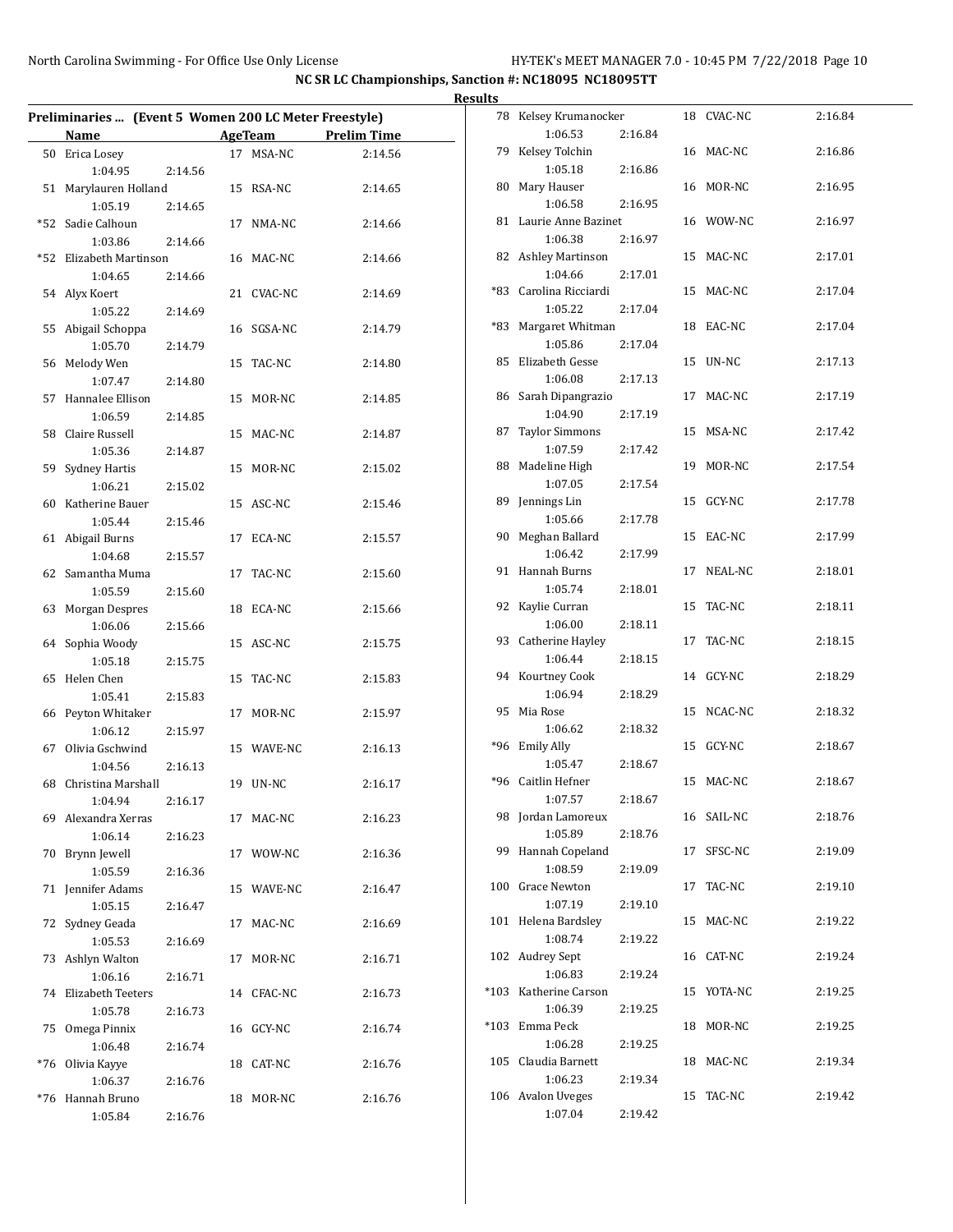# NC SR LC Championships, Sanction #: NC18095 NC18095TT

## Results

### Preliminaries ... (Event 5 Women 200 LC Meter Freestyle)

| Place | Name | Age | Team | Prelim Time | Split 50 | Split 100 |
|---|---|---|---|---|---|---|
| 50 | Erica Losey | 17 | MSA-NC | 2:14.56 | 1:04.95 | 2:14.56 |
| 51 | Marylauren Holland | 15 | RSA-NC | 2:14.65 | 1:05.19 | 2:14.65 |
| *52 | Sadie Calhoun | 17 | NMA-NC | 2:14.66 | 1:03.86 | 2:14.66 |
| *52 | Elizabeth Martinson | 16 | MAC-NC | 2:14.66 | 1:04.65 | 2:14.66 |
| 54 | Alyx Koert | 21 | CVAC-NC | 2:14.69 | 1:05.22 | 2:14.69 |
| 55 | Abigail Schoppa | 16 | SGSA-NC | 2:14.79 | 1:05.70 | 2:14.79 |
| 56 | Melody Wen | 15 | TAC-NC | 2:14.80 | 1:07.47 | 2:14.80 |
| 57 | Hannalee Ellison | 15 | MOR-NC | 2:14.85 | 1:06.59 | 2:14.85 |
| 58 | Claire Russell | 15 | MAC-NC | 2:14.87 | 1:05.36 | 2:14.87 |
| 59 | Sydney Hartis | 15 | MOR-NC | 2:15.02 | 1:06.21 | 2:15.02 |
| 60 | Katherine Bauer | 15 | ASC-NC | 2:15.46 | 1:05.44 | 2:15.46 |
| 61 | Abigail Burns | 17 | ECA-NC | 2:15.57 | 1:04.68 | 2:15.57 |
| 62 | Samantha Muma | 17 | TAC-NC | 2:15.60 | 1:05.59 | 2:15.60 |
| 63 | Morgan Despres | 18 | ECA-NC | 2:15.66 | 1:06.06 | 2:15.66 |
| 64 | Sophia Woody | 15 | ASC-NC | 2:15.75 | 1:05.18 | 2:15.75 |
| 65 | Helen Chen | 15 | TAC-NC | 2:15.83 | 1:05.41 | 2:15.83 |
| 66 | Peyton Whitaker | 17 | MOR-NC | 2:15.97 | 1:06.12 | 2:15.97 |
| 67 | Olivia Gschwind | 15 | WAVE-NC | 2:16.13 | 1:04.56 | 2:16.13 |
| 68 | Christina Marshall | 19 | UN-NC | 2:16.17 | 1:04.94 | 2:16.17 |
| 69 | Alexandra Xerras | 17 | MAC-NC | 2:16.23 | 1:06.14 | 2:16.23 |
| 70 | Brynn Jewell | 17 | WOW-NC | 2:16.36 | 1:05.59 | 2:16.36 |
| 71 | Jennifer Adams | 15 | WAVE-NC | 2:16.47 | 1:05.15 | 2:16.47 |
| 72 | Sydney Geada | 17 | MAC-NC | 2:16.69 | 1:05.53 | 2:16.69 |
| 73 | Ashlyn Walton | 17 | MOR-NC | 2:16.71 | 1:06.16 | 2:16.71 |
| 74 | Elizabeth Teeters | 14 | CFAC-NC | 2:16.73 | 1:05.78 | 2:16.73 |
| 75 | Omega Pinnix | 16 | GCY-NC | 2:16.74 | 1:06.48 | 2:16.74 |
| *76 | Olivia Kayye | 18 | CAT-NC | 2:16.76 | 1:06.37 | 2:16.76 |
| *76 | Hannah Bruno | 18 | MOR-NC | 2:16.76 | 1:05.84 | 2:16.76 |
| 78 | Kelsey Krumanocker | 18 | CVAC-NC | 2:16.84 | 1:06.53 | 2:16.84 |
| 79 | Kelsey Tolchin | 16 | MAC-NC | 2:16.86 | 1:05.18 | 2:16.86 |
| 80 | Mary Hauser | 16 | MOR-NC | 2:16.95 | 1:06.58 | 2:16.95 |
| 81 | Laurie Anne Bazinet | 16 | WOW-NC | 2:16.97 | 1:06.38 | 2:16.97 |
| 82 | Ashley Martinson | 15 | MAC-NC | 2:17.01 | 1:04.66 | 2:17.01 |
| *83 | Carolina Ricciardi | 15 | MAC-NC | 2:17.04 | 1:05.22 | 2:17.04 |
| *83 | Margaret Whitman | 18 | EAC-NC | 2:17.04 | 1:05.86 | 2:17.04 |
| 85 | Elizabeth Gesse | 15 | UN-NC | 2:17.13 | 1:06.08 | 2:17.13 |
| 86 | Sarah Dipangrazio | 17 | MAC-NC | 2:17.19 | 1:04.90 | 2:17.19 |
| 87 | Taylor Simmons | 15 | MSA-NC | 2:17.42 | 1:07.59 | 2:17.42 |
| 88 | Madeline High | 19 | MOR-NC | 2:17.54 | 1:07.05 | 2:17.54 |
| 89 | Jennings Lin | 15 | GCY-NC | 2:17.78 | 1:05.66 | 2:17.78 |
| 90 | Meghan Ballard | 15 | EAC-NC | 2:17.99 | 1:06.42 | 2:17.99 |
| 91 | Hannah Burns | 17 | NEAL-NC | 2:18.01 | 1:05.74 | 2:18.01 |
| 92 | Kaylie Curran | 15 | TAC-NC | 2:18.11 | 1:06.00 | 2:18.11 |
| 93 | Catherine Hayley | 17 | TAC-NC | 2:18.15 | 1:06.44 | 2:18.15 |
| 94 | Kourtney Cook | 14 | GCY-NC | 2:18.29 | 1:06.94 | 2:18.29 |
| 95 | Mia Rose | 15 | NCAC-NC | 2:18.32 | 1:06.62 | 2:18.32 |
| *96 | Emily Ally | 15 | GCY-NC | 2:18.67 | 1:05.47 | 2:18.67 |
| *96 | Caitlin Hefner | 15 | MAC-NC | 2:18.67 | 1:07.57 | 2:18.67 |
| 98 | Jordan Lamoreux | 16 | SAIL-NC | 2:18.76 | 1:05.89 | 2:18.76 |
| 99 | Hannah Copeland | 17 | SFSC-NC | 2:19.09 | 1:08.59 | 2:19.09 |
| 100 | Grace Newton | 17 | TAC-NC | 2:19.10 | 1:07.19 | 2:19.10 |
| 101 | Helena Bardsley | 15 | MAC-NC | 2:19.22 | 1:08.74 | 2:19.22 |
| 102 | Audrey Sept | 16 | CAT-NC | 2:19.24 | 1:06.83 | 2:19.24 |
| *103 | Katherine Carson | 15 | YOTA-NC | 2:19.25 | 1:06.39 | 2:19.25 |
| *103 | Emma Peck | 18 | MOR-NC | 2:19.25 | 1:06.28 | 2:19.25 |
| 105 | Claudia Barnett | 18 | MAC-NC | 2:19.34 | 1:06.23 | 2:19.34 |
| 106 | Avalon Uveges | 15 | TAC-NC | 2:19.42 | 1:07.04 | 2:19.42 |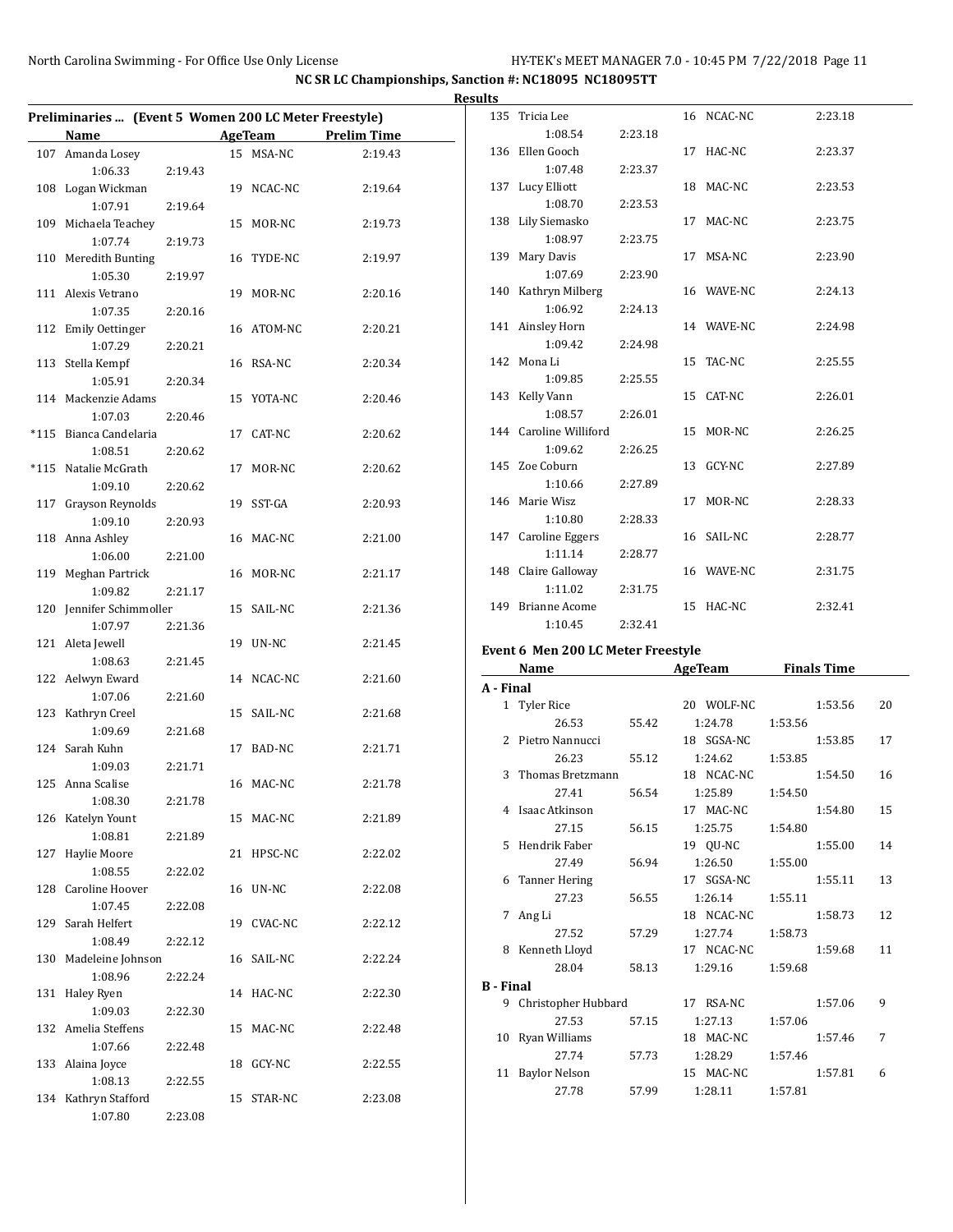NC SR LC Championships, Sanction #: NC18095 NC18095TT

Results

### Preliminaries ... (Event 5 Women 200 LC Meter Freestyle)

| | Name | Age | Team | Prelim Time | Split 50 | Split 100 |
|---|---|---|---|---|---|---|
| 107 | Amanda Losey | 15 | MSA-NC | 2:19.43 | 1:06.33 | 2:19.43 |
| 108 | Logan Wickman | 19 | NCAC-NC | 2:19.64 | 1:07.91 | 2:19.64 |
| 109 | Michaela Teachey | 15 | MOR-NC | 2:19.73 | 1:07.74 | 2:19.73 |
| 110 | Meredith Bunting | 16 | TYDE-NC | 2:19.97 | 1:05.30 | 2:19.97 |
| 111 | Alexis Vetrano | 19 | MOR-NC | 2:20.16 | 1:07.35 | 2:20.16 |
| 112 | Emily Oettinger | 16 | ATOM-NC | 2:20.21 | 1:07.29 | 2:20.21 |
| 113 | Stella Kempf | 16 | RSA-NC | 2:20.34 | 1:05.91 | 2:20.34 |
| 114 | Mackenzie Adams | 15 | YOTA-NC | 2:20.46 | 1:07.03 | 2:20.46 |
| *115 | Bianca Candelaria | 17 | CAT-NC | 2:20.62 | 1:08.51 | 2:20.62 |
| *115 | Natalie McGrath | 17 | MOR-NC | 2:20.62 | 1:09.10 | 2:20.62 |
| 117 | Grayson Reynolds | 19 | SST-GA | 2:20.93 | 1:09.10 | 2:20.93 |
| 118 | Anna Ashley | 16 | MAC-NC | 2:21.00 | 1:06.00 | 2:21.00 |
| 119 | Meghan Partrick | 16 | MOR-NC | 2:21.17 | 1:09.82 | 2:21.17 |
| 120 | Jennifer Schimmoller | 15 | SAIL-NC | 2:21.36 | 1:07.97 | 2:21.36 |
| 121 | Aleta Jewell | 19 | UN-NC | 2:21.45 | 1:08.63 | 2:21.45 |
| 122 | Aelwyn Eward | 14 | NCAC-NC | 2:21.60 | 1:07.06 | 2:21.60 |
| 123 | Kathryn Creel | 15 | SAIL-NC | 2:21.68 | 1:09.69 | 2:21.68 |
| 124 | Sarah Kuhn | 17 | BAD-NC | 2:21.71 | 1:09.03 | 2:21.71 |
| 125 | Anna Scalise | 16 | MAC-NC | 2:21.78 | 1:08.30 | 2:21.78 |
| 126 | Katelyn Yount | 15 | MAC-NC | 2:21.89 | 1:08.81 | 2:21.89 |
| 127 | Haylie Moore | 21 | HPSC-NC | 2:22.02 | 1:08.55 | 2:22.02 |
| 128 | Caroline Hoover | 16 | UN-NC | 2:22.08 | 1:07.45 | 2:22.08 |
| 129 | Sarah Helfert | 19 | CVAC-NC | 2:22.12 | 1:08.49 | 2:22.12 |
| 130 | Madeleine Johnson | 16 | SAIL-NC | 2:22.24 | 1:08.96 | 2:22.24 |
| 131 | Haley Ryen | 14 | HAC-NC | 2:22.30 | 1:09.03 | 2:22.30 |
| 132 | Amelia Steffens | 15 | MAC-NC | 2:22.48 | 1:07.66 | 2:22.48 |
| 133 | Alaina Joyce | 18 | GCY-NC | 2:22.55 | 1:08.13 | 2:22.55 |
| 134 | Kathryn Stafford | 15 | STAR-NC | 2:23.08 | 1:07.80 | 2:23.08 |
| 135 | Tricia Lee | 16 | NCAC-NC | 2:23.18 | 1:08.54 | 2:23.18 |
| 136 | Ellen Gooch | 17 | HAC-NC | 2:23.37 | 1:07.48 | 2:23.37 |
| 137 | Lucy Elliott | 18 | MAC-NC | 2:23.53 | 1:08.70 | 2:23.53 |
| 138 | Lily Siemasko | 17 | MAC-NC | 2:23.75 | 1:08.97 | 2:23.75 |
| 139 | Mary Davis | 17 | MSA-NC | 2:23.90 | 1:07.69 | 2:23.90 |
| 140 | Kathryn Milberg | 16 | WAVE-NC | 2:24.13 | 1:06.92 | 2:24.13 |
| 141 | Ainsley Horn | 14 | WAVE-NC | 2:24.98 | 1:09.42 | 2:24.98 |
| 142 | Mona Li | 15 | TAC-NC | 2:25.55 | 1:09.85 | 2:25.55 |
| 143 | Kelly Vann | 15 | CAT-NC | 2:26.01 | 1:08.57 | 2:26.01 |
| 144 | Caroline Williford | 15 | MOR-NC | 2:26.25 | 1:09.62 | 2:26.25 |
| 145 | Zoe Coburn | 13 | GCY-NC | 2:27.89 | 1:10.66 | 2:27.89 |
| 146 | Marie Wisz | 17 | MOR-NC | 2:28.33 | 1:10.80 | 2:28.33 |
| 147 | Caroline Eggers | 16 | SAIL-NC | 2:28.77 | 1:11.14 | 2:28.77 |
| 148 | Claire Galloway | 16 | WAVE-NC | 2:31.75 | 1:11.02 | 2:31.75 |
| 149 | Brianne Acome | 15 | HAC-NC | 2:32.41 | 1:10.45 | 2:32.41 |

### Event 6 Men 200 LC Meter Freestyle

| | Name | Age | Team | Finals Time | Points | 50 | 100 | 150 | 200 |
|---|---|---|---|---|---|---|---|---|---|
| **A - Final** | | | | | | | | | |
| 1 | Tyler Rice | 20 | WOLF-NC | 1:53.56 | 20 | 26.53 | 55.42 | 1:24.78 | 1:53.56 |
| 2 | Pietro Nannucci | 18 | SGSA-NC | 1:53.85 | 17 | 26.23 | 55.12 | 1:24.62 | 1:53.85 |
| 3 | Thomas Bretzmann | 18 | NCAC-NC | 1:54.50 | 16 | 27.41 | 56.54 | 1:25.89 | 1:54.50 |
| 4 | Isaac Atkinson | 17 | MAC-NC | 1:54.80 | 15 | 27.15 | 56.15 | 1:25.75 | 1:54.80 |
| 5 | Hendrik Faber | 19 | QU-NC | 1:55.00 | 14 | 27.49 | 56.94 | 1:26.50 | 1:55.00 |
| 6 | Tanner Hering | 17 | SGSA-NC | 1:55.11 | 13 | 27.23 | 56.55 | 1:26.14 | 1:55.11 |
| 7 | Ang Li | 18 | NCAC-NC | 1:58.73 | 12 | 27.52 | 57.29 | 1:27.74 | 1:58.73 |
| 8 | Kenneth Lloyd | 17 | NCAC-NC | 1:59.68 | 11 | 28.04 | 58.13 | 1:29.16 | 1:59.68 |
| **B - Final** | | | | | | | | | |
| 9 | Christopher Hubbard | 17 | RSA-NC | 1:57.06 | 9 | 27.53 | 57.15 | 1:27.13 | 1:57.06 |
| 10 | Ryan Williams | 18 | MAC-NC | 1:57.46 | 7 | 27.74 | 57.73 | 1:28.29 | 1:57.46 |
| 11 | Baylor Nelson | 15 | MAC-NC | 1:57.81 | 6 | 27.78 | 57.99 | 1:28.11 | 1:57.81 |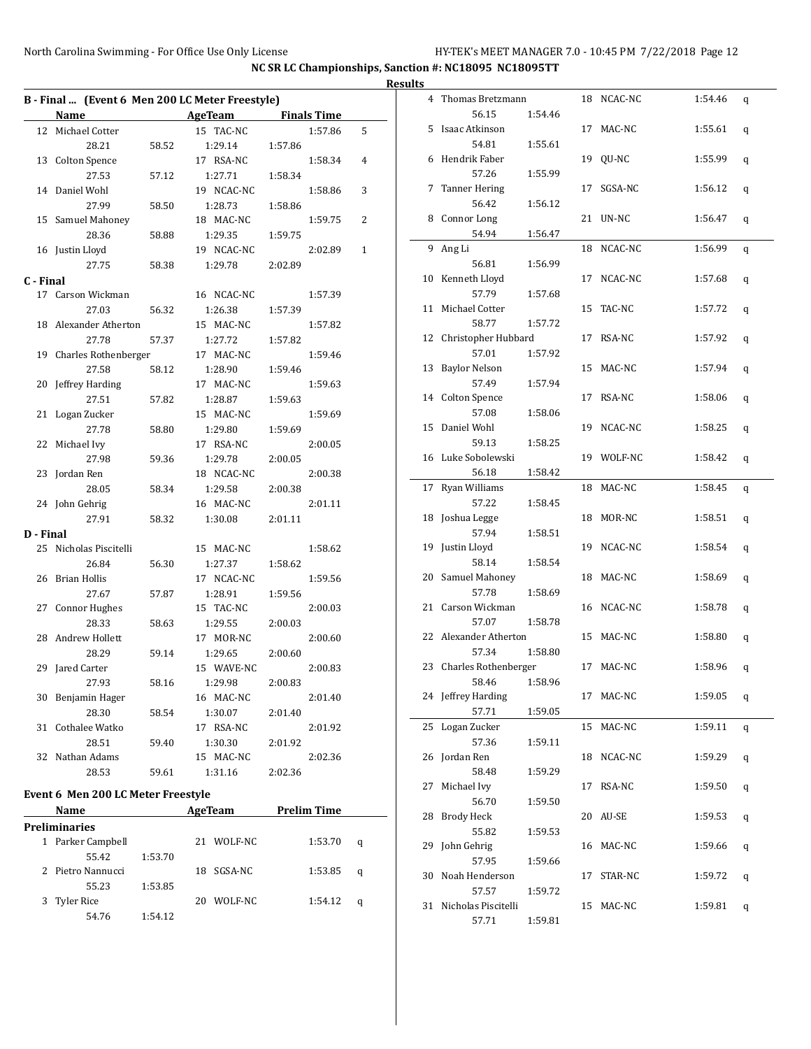## NC SR LC Championships, Sanction #: NC18095 NC18095TT

### Results

### B - Final ... (Event 6 Men 200 LC Meter Freestyle)

| | Name | Age | Team | Finals Time | Points |
|---|---|---|---|---|---|
| 12 | Michael Cotter | 15 | TAC-NC | 1:57.86 | 5 |
| | 28.21 58.52 1:29.14 1:57.86 | | | | |
| 13 | Colton Spence | 17 | RSA-NC | 1:58.34 | 4 |
| | 27.53 57.12 1:27.71 1:58.34 | | | | |
| 14 | Daniel Wohl | 19 | NCAC-NC | 1:58.86 | 3 |
| | 27.99 58.50 1:28.73 1:58.86 | | | | |
| 15 | Samuel Mahoney | 18 | MAC-NC | 1:59.75 | 2 |
| | 28.36 58.88 1:29.35 1:59.75 | | | | |
| 16 | Justin Lloyd | 19 | NCAC-NC | 2:02.89 | 1 |
| | 27.75 58.38 1:29.78 2:02.89 | | | | |

### C - Final

| | Name | Age | Team | Finals Time |
|---|---|---|---|---|
| 17 | Carson Wickman | 16 | NCAC-NC | 1:57.39 |
| | 27.03 56.32 1:26.38 1:57.39 | | | |
| 18 | Alexander Atherton | 15 | MAC-NC | 1:57.82 |
| | 27.78 57.37 1:27.72 1:57.82 | | | |
| 19 | Charles Rothenberger | 17 | MAC-NC | 1:59.46 |
| | 27.58 58.12 1:28.90 1:59.46 | | | |
| 20 | Jeffrey Harding | 17 | MAC-NC | 1:59.63 |
| | 27.51 57.82 1:28.87 1:59.63 | | | |
| 21 | Logan Zucker | 15 | MAC-NC | 1:59.69 |
| | 27.78 58.80 1:29.80 1:59.69 | | | |
| 22 | Michael Ivy | 17 | RSA-NC | 2:00.05 |
| | 27.98 59.36 1:29.78 2:00.05 | | | |
| 23 | Jordan Ren | 18 | NCAC-NC | 2:00.38 |
| | 28.05 58.34 1:29.58 2:00.38 | | | |
| 24 | John Gehrig | 16 | MAC-NC | 2:01.11 |
| | 27.91 58.32 1:30.08 2:01.11 | | | |

### D - Final

| | Name | Age | Team | Finals Time |
|---|---|---|---|---|
| 25 | Nicholas Piscitelli | 15 | MAC-NC | 1:58.62 |
| | 26.84 56.30 1:27.37 1:58.62 | | | |
| 26 | Brian Hollis | 17 | NCAC-NC | 1:59.56 |
| | 27.67 57.87 1:28.91 1:59.56 | | | |
| 27 | Connor Hughes | 15 | TAC-NC | 2:00.03 |
| | 28.33 58.63 1:29.55 2:00.03 | | | |
| 28 | Andrew Hollett | 17 | MOR-NC | 2:00.60 |
| | 28.29 59.14 1:29.65 2:00.60 | | | |
| 29 | Jared Carter | 15 | WAVE-NC | 2:00.83 |
| | 27.93 58.16 1:29.98 2:00.83 | | | |
| 30 | Benjamin Hager | 16 | MAC-NC | 2:01.40 |
| | 28.30 58.54 1:30.07 2:01.40 | | | |
| 31 | Cothalee Watko | 17 | RSA-NC | 2:01.92 |
| | 28.51 59.40 1:30.30 2:01.92 | | | |
| 32 | Nathan Adams | 15 | MAC-NC | 2:02.36 |
| | 28.53 59.61 1:31.16 2:02.36 | | | |

### Event 6 Men 200 LC Meter Freestyle

**Preliminaries**

| | Name | Age | Team | Prelim Time | |
|---|---|---|---|---|---|
| 1 | Parker Campbell | 21 | WOLF-NC | 1:53.70 | q |
| | 55.42 1:53.70 | | | | |
| 2 | Pietro Nannucci | 18 | SGSA-NC | 1:53.85 | q |
| | 55.23 1:53.85 | | | | |
| 3 | Tyler Rice | 20 | WOLF-NC | 1:54.12 | q |
| | 54.76 1:54.12 | | | | |
| 4 | Thomas Bretzmann | 18 | NCAC-NC | 1:54.46 | q |
| | 56.15 1:54.46 | | | | |
| 5 | Isaac Atkinson | 17 | MAC-NC | 1:55.61 | q |
| | 54.81 1:55.61 | | | | |
| 6 | Hendrik Faber | 19 | QU-NC | 1:55.99 | q |
| | 57.26 1:55.99 | | | | |
| 7 | Tanner Hering | 17 | SGSA-NC | 1:56.12 | q |
| | 56.42 1:56.12 | | | | |
| 8 | Connor Long | 21 | UN-NC | 1:56.47 | q |
| | 54.94 1:56.47 | | | | |
| 9 | Ang Li | 18 | NCAC-NC | 1:56.99 | q |
| | 56.81 1:56.99 | | | | |
| 10 | Kenneth Lloyd | 17 | NCAC-NC | 1:57.68 | q |
| | 57.79 1:57.68 | | | | |
| 11 | Michael Cotter | 15 | TAC-NC | 1:57.72 | q |
| | 58.77 1:57.72 | | | | |
| 12 | Christopher Hubbard | 17 | RSA-NC | 1:57.92 | q |
| | 57.01 1:57.92 | | | | |
| 13 | Baylor Nelson | 15 | MAC-NC | 1:57.94 | q |
| | 57.49 1:57.94 | | | | |
| 14 | Colton Spence | 17 | RSA-NC | 1:58.06 | q |
| | 57.08 1:58.06 | | | | |
| 15 | Daniel Wohl | 19 | NCAC-NC | 1:58.25 | q |
| | 59.13 1:58.25 | | | | |
| 16 | Luke Sobolewski | 19 | WOLF-NC | 1:58.42 | q |
| | 56.18 1:58.42 | | | | |
| 17 | Ryan Williams | 18 | MAC-NC | 1:58.45 | q |
| | 57.22 1:58.45 | | | | |
| 18 | Joshua Legge | 18 | MOR-NC | 1:58.51 | q |
| | 57.94 1:58.51 | | | | |
| 19 | Justin Lloyd | 19 | NCAC-NC | 1:58.54 | q |
| | 58.14 1:58.54 | | | | |
| 20 | Samuel Mahoney | 18 | MAC-NC | 1:58.69 | q |
| | 57.78 1:58.69 | | | | |
| 21 | Carson Wickman | 16 | NCAC-NC | 1:58.78 | q |
| | 57.07 1:58.78 | | | | |
| 22 | Alexander Atherton | 15 | MAC-NC | 1:58.80 | q |
| | 57.34 1:58.80 | | | | |
| 23 | Charles Rothenberger | 17 | MAC-NC | 1:58.96 | q |
| | 58.46 1:58.96 | | | | |
| 24 | Jeffrey Harding | 17 | MAC-NC | 1:59.05 | q |
| | 57.71 1:59.05 | | | | |
| 25 | Logan Zucker | 15 | MAC-NC | 1:59.11 | q |
| | 57.36 1:59.11 | | | | |
| 26 | Jordan Ren | 18 | NCAC-NC | 1:59.29 | q |
| | 58.48 1:59.29 | | | | |
| 27 | Michael Ivy | 17 | RSA-NC | 1:59.50 | q |
| | 56.70 1:59.50 | | | | |
| 28 | Brody Heck | 20 | AU-SE | 1:59.53 | q |
| | 55.82 1:59.53 | | | | |
| 29 | John Gehrig | 16 | MAC-NC | 1:59.66 | q |
| | 57.95 1:59.66 | | | | |
| 30 | Noah Henderson | 17 | STAR-NC | 1:59.72 | q |
| | 57.57 1:59.72 | | | | |
| 31 | Nicholas Piscitelli | 15 | MAC-NC | 1:59.81 | q |
| | 57.71 1:59.81 | | | | |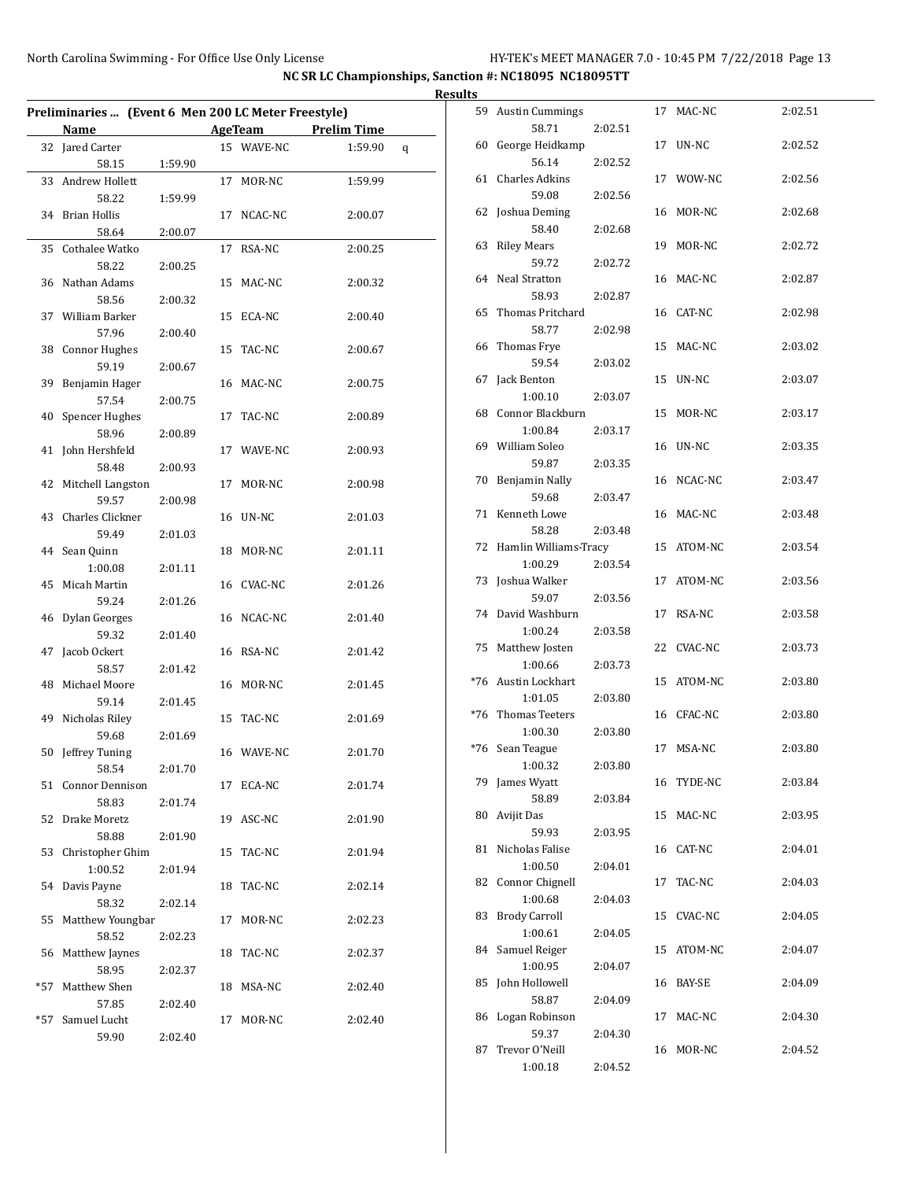NC SR LC Championships, Sanction #: NC18095 NC18095TT

Results

## Preliminaries ... (Event 6 Men 200 LC Meter Freestyle)

| Place | Name | Age | Team | Prelim Time | | Split 50 | Split 100 |
|---|---|---|---|---|---|---|---|
| 32 | Jared Carter | 15 | WAVE-NC | 1:59.90 | q | 58.15 | 1:59.90 |
| 33 | Andrew Hollett | 17 | MOR-NC | 1:59.99 | | 58.22 | 1:59.99 |
| 34 | Brian Hollis | 17 | NCAC-NC | 2:00.07 | | 58.64 | 2:00.07 |
| 35 | Cothalee Watko | 17 | RSA-NC | 2:00.25 | | 58.22 | 2:00.25 |
| 36 | Nathan Adams | 15 | MAC-NC | 2:00.32 | | 58.56 | 2:00.32 |
| 37 | William Barker | 15 | ECA-NC | 2:00.40 | | 57.96 | 2:00.40 |
| 38 | Connor Hughes | 15 | TAC-NC | 2:00.67 | | 59.19 | 2:00.67 |
| 39 | Benjamin Hager | 16 | MAC-NC | 2:00.75 | | 57.54 | 2:00.75 |
| 40 | Spencer Hughes | 17 | TAC-NC | 2:00.89 | | 58.96 | 2:00.89 |
| 41 | John Hershfeld | 17 | WAVE-NC | 2:00.93 | | 58.48 | 2:00.93 |
| 42 | Mitchell Langston | 17 | MOR-NC | 2:00.98 | | 59.57 | 2:00.98 |
| 43 | Charles Clickner | 16 | UN-NC | 2:01.03 | | 59.49 | 2:01.03 |
| 44 | Sean Quinn | 18 | MOR-NC | 2:01.11 | | 1:00.08 | 2:01.11 |
| 45 | Micah Martin | 16 | CVAC-NC | 2:01.26 | | 59.24 | 2:01.26 |
| 46 | Dylan Georges | 16 | NCAC-NC | 2:01.40 | | 59.32 | 2:01.40 |
| 47 | Jacob Ockert | 16 | RSA-NC | 2:01.42 | | 58.57 | 2:01.42 |
| 48 | Michael Moore | 16 | MOR-NC | 2:01.45 | | 59.14 | 2:01.45 |
| 49 | Nicholas Riley | 15 | TAC-NC | 2:01.69 | | 59.68 | 2:01.69 |
| 50 | Jeffrey Tuning | 16 | WAVE-NC | 2:01.70 | | 58.54 | 2:01.70 |
| 51 | Connor Dennison | 17 | ECA-NC | 2:01.74 | | 58.83 | 2:01.74 |
| 52 | Drake Moretz | 19 | ASC-NC | 2:01.90 | | 58.88 | 2:01.90 |
| 53 | Christopher Ghim | 15 | TAC-NC | 2:01.94 | | 1:00.52 | 2:01.94 |
| 54 | Davis Payne | 18 | TAC-NC | 2:02.14 | | 58.32 | 2:02.14 |
| 55 | Matthew Youngbar | 17 | MOR-NC | 2:02.23 | | 58.52 | 2:02.23 |
| 56 | Matthew Jaynes | 18 | TAC-NC | 2:02.37 | | 58.95 | 2:02.37 |
| *57 | Matthew Shen | 18 | MSA-NC | 2:02.40 | | 57.85 | 2:02.40 |
| *57 | Samuel Lucht | 17 | MOR-NC | 2:02.40 | | 59.90 | 2:02.40 |
| 59 | Austin Cummings | 17 | MAC-NC | 2:02.51 | | 58.71 | 2:02.51 |
| 60 | George Heidkamp | 17 | UN-NC | 2:02.52 | | 56.14 | 2:02.52 |
| 61 | Charles Adkins | 17 | WOW-NC | 2:02.56 | | 59.08 | 2:02.56 |
| 62 | Joshua Deming | 16 | MOR-NC | 2:02.68 | | 58.40 | 2:02.68 |
| 63 | Riley Mears | 19 | MOR-NC | 2:02.72 | | 59.72 | 2:02.72 |
| 64 | Neal Stratton | 16 | MAC-NC | 2:02.87 | | 58.93 | 2:02.87 |
| 65 | Thomas Pritchard | 16 | CAT-NC | 2:02.98 | | 58.77 | 2:02.98 |
| 66 | Thomas Frye | 15 | MAC-NC | 2:03.02 | | 59.54 | 2:03.02 |
| 67 | Jack Benton | 15 | UN-NC | 2:03.07 | | 1:00.10 | 2:03.07 |
| 68 | Connor Blackburn | 15 | MOR-NC | 2:03.17 | | 1:00.84 | 2:03.17 |
| 69 | William Soleo | 16 | UN-NC | 2:03.35 | | 59.87 | 2:03.35 |
| 70 | Benjamin Nally | 16 | NCAC-NC | 2:03.47 | | 59.68 | 2:03.47 |
| 71 | Kenneth Lowe | 16 | MAC-NC | 2:03.48 | | 58.28 | 2:03.48 |
| 72 | Hamlin Williams-Tracy | 15 | ATOM-NC | 2:03.54 | | 1:00.29 | 2:03.54 |
| 73 | Joshua Walker | 17 | ATOM-NC | 2:03.56 | | 59.07 | 2:03.56 |
| 74 | David Washburn | 17 | RSA-NC | 2:03.58 | | 1:00.24 | 2:03.58 |
| 75 | Matthew Josten | 22 | CVAC-NC | 2:03.73 | | 1:00.66 | 2:03.73 |
| *76 | Austin Lockhart | 15 | ATOM-NC | 2:03.80 | | 1:01.05 | 2:03.80 |
| *76 | Thomas Teeters | 16 | CFAC-NC | 2:03.80 | | 1:00.30 | 2:03.80 |
| *76 | Sean Teague | 17 | MSA-NC | 2:03.80 | | 1:00.32 | 2:03.80 |
| 79 | James Wyatt | 16 | TYDE-NC | 2:03.84 | | 58.89 | 2:03.84 |
| 80 | Avijit Das | 15 | MAC-NC | 2:03.95 | | 59.93 | 2:03.95 |
| 81 | Nicholas Falise | 16 | CAT-NC | 2:04.01 | | 1:00.50 | 2:04.01 |
| 82 | Connor Chignell | 17 | TAC-NC | 2:04.03 | | 1:00.68 | 2:04.03 |
| 83 | Brody Carroll | 15 | CVAC-NC | 2:04.05 | | 1:00.61 | 2:04.05 |
| 84 | Samuel Reiger | 15 | ATOM-NC | 2:04.07 | | 1:00.95 | 2:04.07 |
| 85 | John Hollowell | 16 | BAY-SE | 2:04.09 | | 58.87 | 2:04.09 |
| 86 | Logan Robinson | 17 | MAC-NC | 2:04.30 | | 59.37 | 2:04.30 |
| 87 | Trevor O'Neill | 16 | MOR-NC | 2:04.52 | | 1:00.18 | 2:04.52 |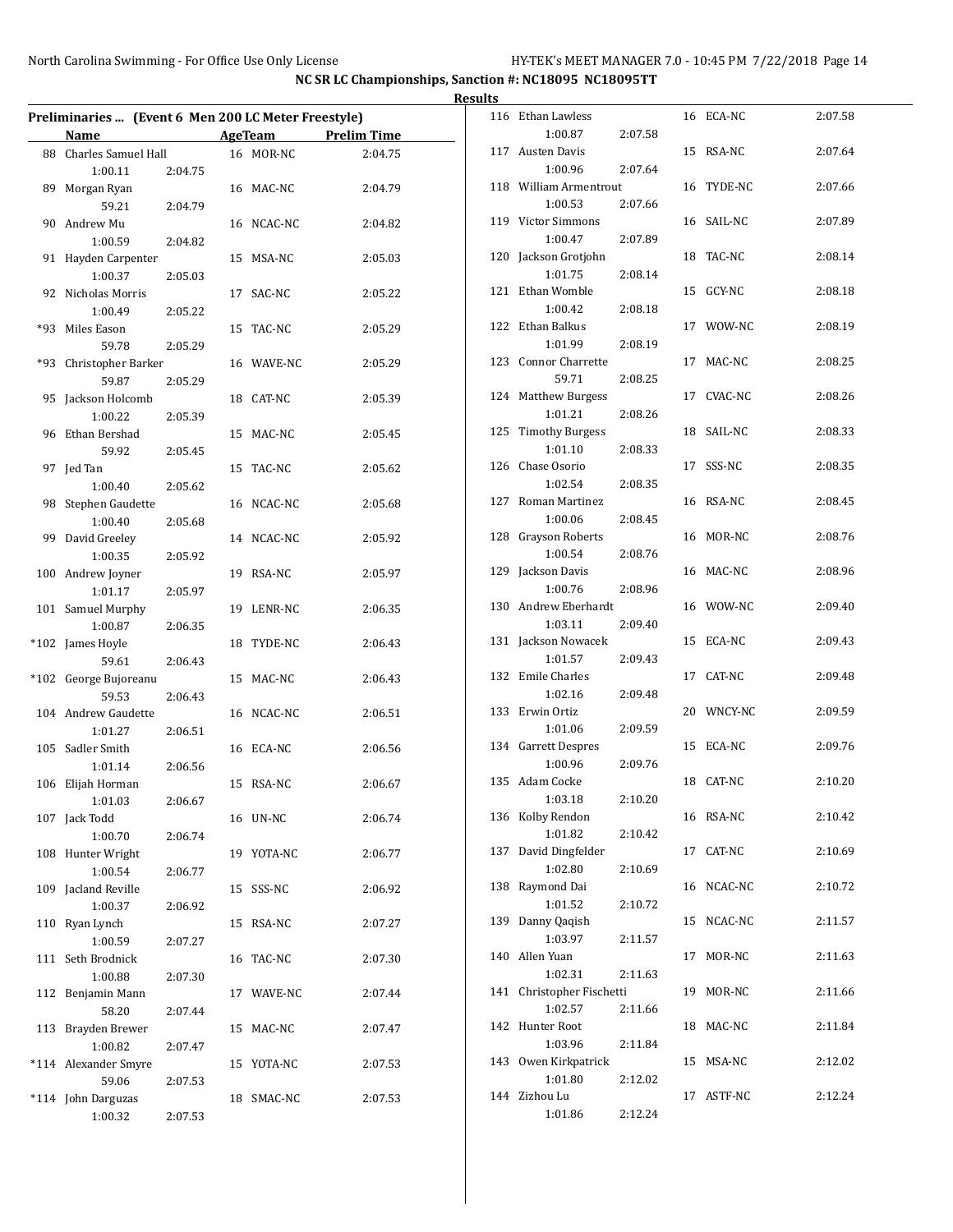## NC SR LC Championships, Sanction #: NC18095 NC18095TT

### Results

**Preliminaries ... (Event 6 Men 200 LC Meter Freestyle)**

| | Name | Age | Team | Prelim Time | Split 50 | Split 100 |
|---|---|---|---|---|---|---|
| 88 | Charles Samuel Hall | 16 | MOR-NC | 2:04.75 | 1:00.11 | 2:04.75 |
| 89 | Morgan Ryan | 16 | MAC-NC | 2:04.79 | 59.21 | 2:04.79 |
| 90 | Andrew Mu | 16 | NCAC-NC | 2:04.82 | 1:00.59 | 2:04.82 |
| 91 | Hayden Carpenter | 15 | MSA-NC | 2:05.03 | 1:00.37 | 2:05.03 |
| 92 | Nicholas Morris | 17 | SAC-NC | 2:05.22 | 1:00.49 | 2:05.22 |
| *93 | Miles Eason | 15 | TAC-NC | 2:05.29 | 59.78 | 2:05.29 |
| *93 | Christopher Barker | 16 | WAVE-NC | 2:05.29 | 59.87 | 2:05.29 |
| 95 | Jackson Holcomb | 18 | CAT-NC | 2:05.39 | 1:00.22 | 2:05.39 |
| 96 | Ethan Bershad | 15 | MAC-NC | 2:05.45 | 59.92 | 2:05.45 |
| 97 | Jed Tan | 15 | TAC-NC | 2:05.62 | 1:00.40 | 2:05.62 |
| 98 | Stephen Gaudette | 16 | NCAC-NC | 2:05.68 | 1:00.40 | 2:05.68 |
| 99 | David Greeley | 14 | NCAC-NC | 2:05.92 | 1:00.35 | 2:05.92 |
| 100 | Andrew Joyner | 19 | RSA-NC | 2:05.97 | 1:01.17 | 2:05.97 |
| 101 | Samuel Murphy | 19 | LENR-NC | 2:06.35 | 1:00.87 | 2:06.35 |
| *102 | James Hoyle | 18 | TYDE-NC | 2:06.43 | 59.61 | 2:06.43 |
| *102 | George Bujoreanu | 15 | MAC-NC | 2:06.43 | 59.53 | 2:06.43 |
| 104 | Andrew Gaudette | 16 | NCAC-NC | 2:06.51 | 1:01.27 | 2:06.51 |
| 105 | Sadler Smith | 16 | ECA-NC | 2:06.56 | 1:01.14 | 2:06.56 |
| 106 | Elijah Horman | 15 | RSA-NC | 2:06.67 | 1:01.03 | 2:06.67 |
| 107 | Jack Todd | 16 | UN-NC | 2:06.74 | 1:00.70 | 2:06.74 |
| 108 | Hunter Wright | 19 | YOTA-NC | 2:06.77 | 1:00.54 | 2:06.77 |
| 109 | Jacland Reville | 15 | SSS-NC | 2:06.92 | 1:00.37 | 2:06.92 |
| 110 | Ryan Lynch | 15 | RSA-NC | 2:07.27 | 1:00.59 | 2:07.27 |
| 111 | Seth Brodnick | 16 | TAC-NC | 2:07.30 | 1:00.88 | 2:07.30 |
| 112 | Benjamin Mann | 17 | WAVE-NC | 2:07.44 | 58.20 | 2:07.44 |
| 113 | Brayden Brewer | 15 | MAC-NC | 2:07.47 | 1:00.82 | 2:07.47 |
| *114 | Alexander Smyre | 15 | YOTA-NC | 2:07.53 | 59.06 | 2:07.53 |
| *114 | John Darguzas | 18 | SMAC-NC | 2:07.53 | 1:00.32 | 2:07.53 |
| 116 | Ethan Lawless | 16 | ECA-NC | 2:07.58 | 1:00.87 | 2:07.58 |
| 117 | Austen Davis | 15 | RSA-NC | 2:07.64 | 1:00.96 | 2:07.64 |
| 118 | William Armentrout | 16 | TYDE-NC | 2:07.66 | 1:00.53 | 2:07.66 |
| 119 | Victor Simmons | 16 | SAIL-NC | 2:07.89 | 1:00.47 | 2:07.89 |
| 120 | Jackson Grotjohn | 18 | TAC-NC | 2:08.14 | 1:01.75 | 2:08.14 |
| 121 | Ethan Womble | 15 | GCY-NC | 2:08.18 | 1:00.42 | 2:08.18 |
| 122 | Ethan Balkus | 17 | WOW-NC | 2:08.19 | 1:01.99 | 2:08.19 |
| 123 | Connor Charrette | 17 | MAC-NC | 2:08.25 | 59.71 | 2:08.25 |
| 124 | Matthew Burgess | 17 | CVAC-NC | 2:08.26 | 1:01.21 | 2:08.26 |
| 125 | Timothy Burgess | 18 | SAIL-NC | 2:08.33 | 1:01.10 | 2:08.33 |
| 126 | Chase Osorio | 17 | SSS-NC | 2:08.35 | 1:02.54 | 2:08.35 |
| 127 | Roman Martinez | 16 | RSA-NC | 2:08.45 | 1:00.06 | 2:08.45 |
| 128 | Grayson Roberts | 16 | MOR-NC | 2:08.76 | 1:00.54 | 2:08.76 |
| 129 | Jackson Davis | 16 | MAC-NC | 2:08.96 | 1:00.76 | 2:08.96 |
| 130 | Andrew Eberhardt | 16 | WOW-NC | 2:09.40 | 1:03.11 | 2:09.40 |
| 131 | Jackson Nowacek | 15 | ECA-NC | 2:09.43 | 1:01.57 | 2:09.43 |
| 132 | Emile Charles | 17 | CAT-NC | 2:09.48 | 1:02.16 | 2:09.48 |
| 133 | Erwin Ortiz | 20 | WNCY-NC | 2:09.59 | 1:01.06 | 2:09.59 |
| 134 | Garrett Despres | 15 | ECA-NC | 2:09.76 | 1:00.96 | 2:09.76 |
| 135 | Adam Cocke | 18 | CAT-NC | 2:10.20 | 1:03.18 | 2:10.20 |
| 136 | Kolby Rendon | 16 | RSA-NC | 2:10.42 | 1:01.82 | 2:10.42 |
| 137 | David Dingfelder | 17 | CAT-NC | 2:10.69 | 1:02.80 | 2:10.69 |
| 138 | Raymond Dai | 16 | NCAC-NC | 2:10.72 | 1:01.52 | 2:10.72 |
| 139 | Danny Qaqish | 15 | NCAC-NC | 2:11.57 | 1:03.97 | 2:11.57 |
| 140 | Allen Yuan | 17 | MOR-NC | 2:11.63 | 1:02.31 | 2:11.63 |
| 141 | Christopher Fischetti | 19 | MOR-NC | 2:11.66 | 1:02.57 | 2:11.66 |
| 142 | Hunter Root | 18 | MAC-NC | 2:11.84 | 1:03.96 | 2:11.84 |
| 143 | Owen Kirkpatrick | 15 | MSA-NC | 2:12.02 | 1:01.80 | 2:12.02 |
| 144 | Zizhou Lu | 17 | ASTF-NC | 2:12.24 | 1:01.86 | 2:12.24 |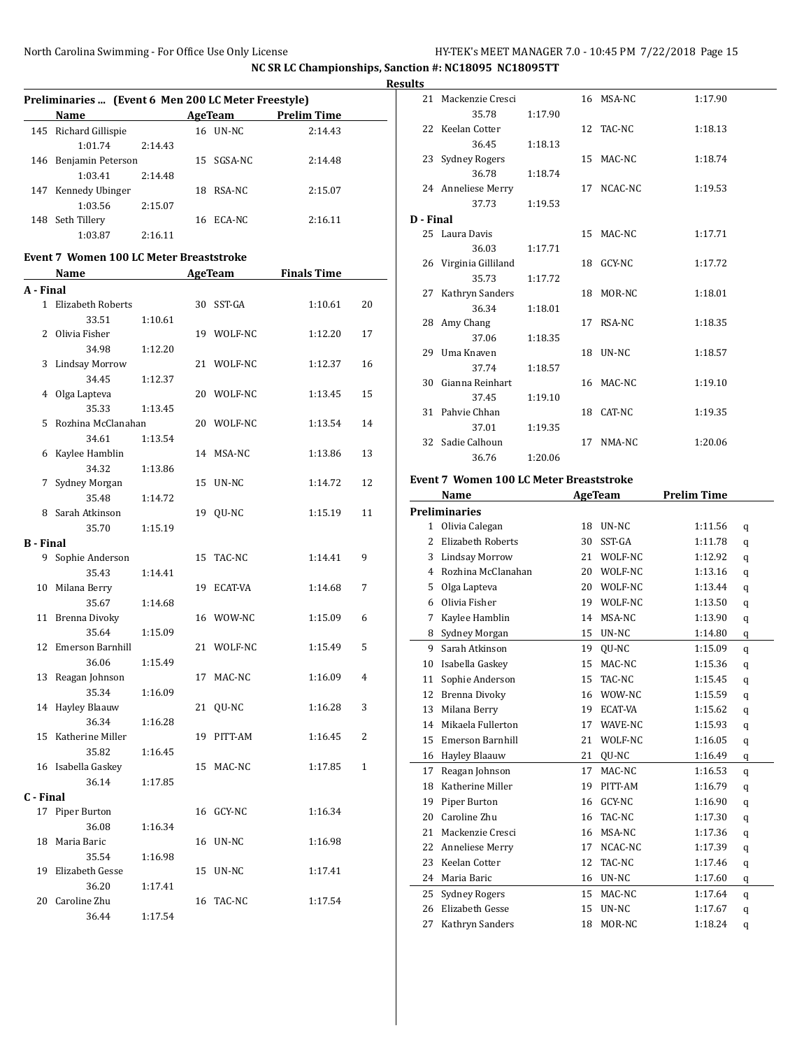NC SR LC Championships, Sanction #: NC18095 NC18095TT

Results

### Preliminaries ... (Event 6 Men 200 LC Meter Freestyle)

| | Name | Age | Team | Prelim Time |
|---|---|---|---|---|
| 145 | Richard Gillispie | 16 | UN-NC | 2:14.43 |
| | 1:01.74 2:14.43 | | | |
| 146 | Benjamin Peterson | 15 | SGSA-NC | 2:14.48 |
| | 1:03.41 2:14.48 | | | |
| 147 | Kennedy Ubinger | 18 | RSA-NC | 2:15.07 |
| | 1:03.56 2:15.07 | | | |
| 148 | Seth Tillery | 16 | ECA-NC | 2:16.11 |
| | 1:03.87 2:16.11 | | | |

### Event 7 Women 100 LC Meter Breaststroke

| | Name | Age | Team | Finals Time | Points |
|---|---|---|---|---|---|
| **A - Final** | | | | | |
| 1 | Elizabeth Roberts | 30 | SST-GA | 1:10.61 | 20 |
| | 33.51 1:10.61 | | | | |
| 2 | Olivia Fisher | 19 | WOLF-NC | 1:12.20 | 17 |
| | 34.98 1:12.20 | | | | |
| 3 | Lindsay Morrow | 21 | WOLF-NC | 1:12.37 | 16 |
| | 34.45 1:12.37 | | | | |
| 4 | Olga Lapteva | 20 | WOLF-NC | 1:13.45 | 15 |
| | 35.33 1:13.45 | | | | |
| 5 | Rozhina McClanahan | 20 | WOLF-NC | 1:13.54 | 14 |
| | 34.61 1:13.54 | | | | |
| 6 | Kaylee Hamblin | 14 | MSA-NC | 1:13.86 | 13 |
| | 34.32 1:13.86 | | | | |
| 7 | Sydney Morgan | 15 | UN-NC | 1:14.72 | 12 |
| | 35.48 1:14.72 | | | | |
| 8 | Sarah Atkinson | 19 | QU-NC | 1:15.19 | 11 |
| | 35.70 1:15.19 | | | | |
| **B - Final** | | | | | |
| 9 | Sophie Anderson | 15 | TAC-NC | 1:14.41 | 9 |
| | 35.43 1:14.41 | | | | |
| 10 | Milana Berry | 19 | ECAT-VA | 1:14.68 | 7 |
| | 35.67 1:14.68 | | | | |
| 11 | Brenna Divoky | 16 | WOW-NC | 1:15.09 | 6 |
| | 35.64 1:15.09 | | | | |
| 12 | Emerson Barnhill | 21 | WOLF-NC | 1:15.49 | 5 |
| | 36.06 1:15.49 | | | | |
| 13 | Reagan Johnson | 17 | MAC-NC | 1:16.09 | 4 |
| | 35.34 1:16.09 | | | | |
| 14 | Hayley Blaauw | 21 | QU-NC | 1:16.28 | 3 |
| | 36.34 1:16.28 | | | | |
| 15 | Katherine Miller | 19 | PITT-AM | 1:16.45 | 2 |
| | 35.82 1:16.45 | | | | |
| 16 | Isabella Gaskey | 15 | MAC-NC | 1:17.85 | 1 |
| | 36.14 1:17.85 | | | | |
| **C - Final** | | | | | |
| 17 | Piper Burton | 16 | GCY-NC | 1:16.34 | |
| | 36.08 1:16.34 | | | | |
| 18 | Maria Baric | 16 | UN-NC | 1:16.98 | |
| | 35.54 1:16.98 | | | | |
| 19 | Elizabeth Gesse | 15 | UN-NC | 1:17.41 | |
| | 36.20 1:17.41 | | | | |
| 20 | Caroline Zhu | 16 | TAC-NC | 1:17.54 | |
| | 36.44 1:17.54 | | | | |
| 21 | Mackenzie Cresci | 16 | MSA-NC | 1:17.90 | |
| | 35.78 1:17.90 | | | | |
| 22 | Keelan Cotter | 12 | TAC-NC | 1:18.13 | |
| | 36.45 1:18.13 | | | | |
| 23 | Sydney Rogers | 15 | MAC-NC | 1:18.74 | |
| | 36.78 1:18.74 | | | | |
| 24 | Anneliese Merry | 17 | NCAC-NC | 1:19.53 | |
| | 37.73 1:19.53 | | | | |
| **D - Final** | | | | | |
| 25 | Laura Davis | 15 | MAC-NC | 1:17.71 | |
| | 36.03 1:17.71 | | | | |
| 26 | Virginia Gilliland | 18 | GCY-NC | 1:17.72 | |
| | 35.73 1:17.72 | | | | |
| 27 | Kathryn Sanders | 18 | MOR-NC | 1:18.01 | |
| | 36.34 1:18.01 | | | | |
| 28 | Amy Chang | 17 | RSA-NC | 1:18.35 | |
| | 37.06 1:18.35 | | | | |
| 29 | Uma Knaven | 18 | UN-NC | 1:18.57 | |
| | 37.74 1:18.57 | | | | |
| 30 | Gianna Reinhart | 16 | MAC-NC | 1:19.10 | |
| | 37.45 1:19.10 | | | | |
| 31 | Pahvie Chhan | 18 | CAT-NC | 1:19.35 | |
| | 37.01 1:19.35 | | | | |
| 32 | Sadie Calhoun | 17 | NMA-NC | 1:20.06 | |
| | 36.76 1:20.06 | | | | |

### Event 7 Women 100 LC Meter Breaststroke

| | Name | Age | Team | Prelim Time | |
|---|---|---|---|---|---|
| **Preliminaries** | | | | | |
| 1 | Olivia Calegan | 18 | UN-NC | 1:11.56 | q |
| 2 | Elizabeth Roberts | 30 | SST-GA | 1:11.78 | q |
| 3 | Lindsay Morrow | 21 | WOLF-NC | 1:12.92 | q |
| 4 | Rozhina McClanahan | 20 | WOLF-NC | 1:13.16 | q |
| 5 | Olga Lapteva | 20 | WOLF-NC | 1:13.44 | q |
| 6 | Olivia Fisher | 19 | WOLF-NC | 1:13.50 | q |
| 7 | Kaylee Hamblin | 14 | MSA-NC | 1:13.90 | q |
| 8 | Sydney Morgan | 15 | UN-NC | 1:14.80 | q |
| 9 | Sarah Atkinson | 19 | QU-NC | 1:15.09 | q |
| 10 | Isabella Gaskey | 15 | MAC-NC | 1:15.36 | q |
| 11 | Sophie Anderson | 15 | TAC-NC | 1:15.45 | q |
| 12 | Brenna Divoky | 16 | WOW-NC | 1:15.59 | q |
| 13 | Milana Berry | 19 | ECAT-VA | 1:15.62 | q |
| 14 | Mikaela Fullerton | 17 | WAVE-NC | 1:15.93 | q |
| 15 | Emerson Barnhill | 21 | WOLF-NC | 1:16.05 | q |
| 16 | Hayley Blaauw | 21 | QU-NC | 1:16.49 | q |
| 17 | Reagan Johnson | 17 | MAC-NC | 1:16.53 | q |
| 18 | Katherine Miller | 19 | PITT-AM | 1:16.79 | q |
| 19 | Piper Burton | 16 | GCY-NC | 1:16.90 | q |
| 20 | Caroline Zhu | 16 | TAC-NC | 1:17.30 | q |
| 21 | Mackenzie Cresci | 16 | MSA-NC | 1:17.36 | q |
| 22 | Anneliese Merry | 17 | NCAC-NC | 1:17.39 | q |
| 23 | Keelan Cotter | 12 | TAC-NC | 1:17.46 | q |
| 24 | Maria Baric | 16 | UN-NC | 1:17.60 | q |
| 25 | Sydney Rogers | 15 | MAC-NC | 1:17.64 | q |
| 26 | Elizabeth Gesse | 15 | UN-NC | 1:17.67 | q |
| 27 | Kathryn Sanders | 18 | MOR-NC | 1:18.24 | q |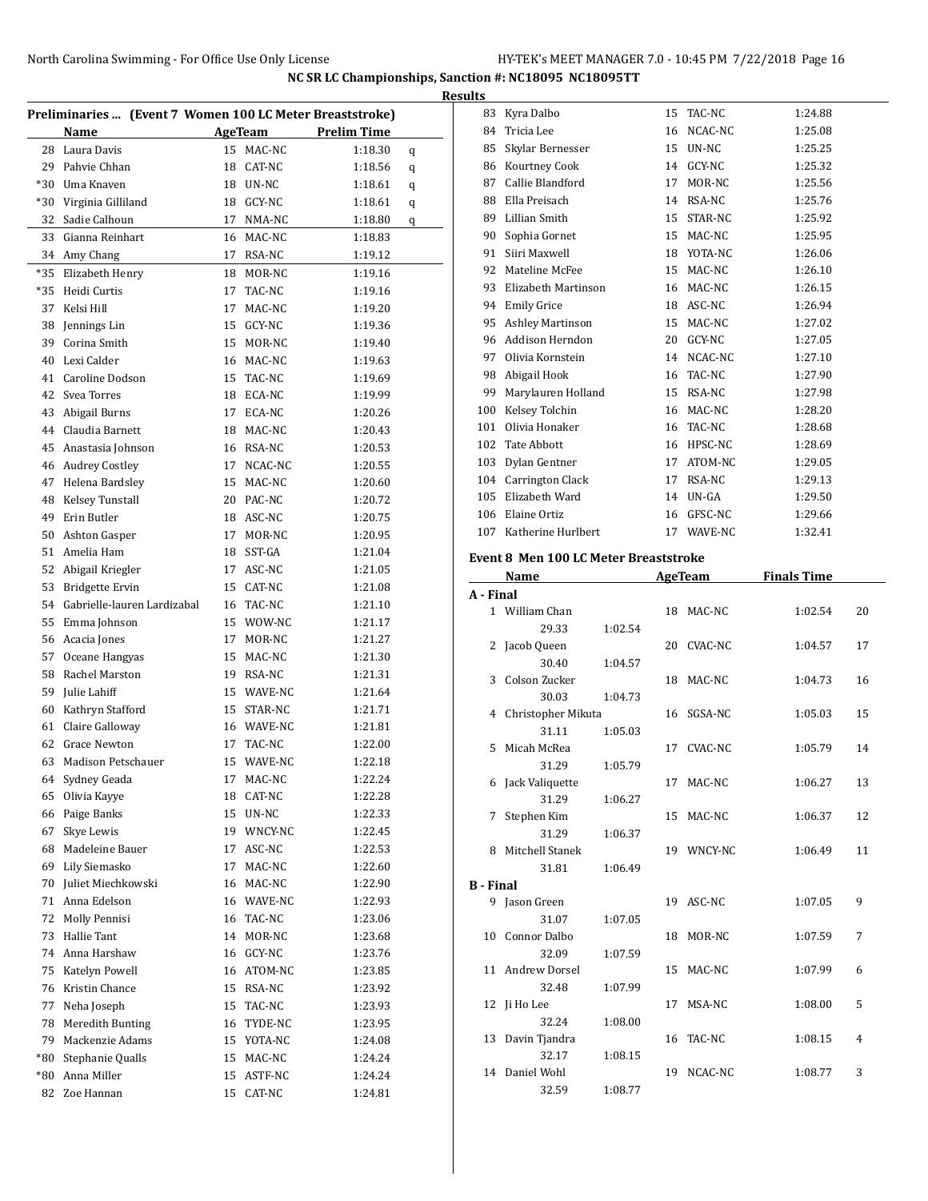NC SR LC Championships, Sanction #: NC18095 NC18095TT

Results

### Preliminaries ... (Event 7 Women 100 LC Meter Breaststroke)

| | Name | Age | Team | Prelim Time | |
|---|---|---|---|---|---|
| 28 | Laura Davis | 15 | MAC-NC | 1:18.30 | q |
| 29 | Pahvie Chhan | 18 | CAT-NC | 1:18.56 | q |
| *30 | Uma Knaven | 18 | UN-NC | 1:18.61 | q |
| *30 | Virginia Gilliland | 18 | GCY-NC | 1:18.61 | q |
| 32 | Sadie Calhoun | 17 | NMA-NC | 1:18.80 | q |
| 33 | Gianna Reinhart | 16 | MAC-NC | 1:18.83 | |
| 34 | Amy Chang | 17 | RSA-NC | 1:19.12 | |
| *35 | Elizabeth Henry | 18 | MOR-NC | 1:19.16 | |
| *35 | Heidi Curtis | 17 | TAC-NC | 1:19.16 | |
| 37 | Kelsi Hill | 17 | MAC-NC | 1:19.20 | |
| 38 | Jennings Lin | 15 | GCY-NC | 1:19.36 | |
| 39 | Corina Smith | 15 | MOR-NC | 1:19.40 | |
| 40 | Lexi Calder | 16 | MAC-NC | 1:19.63 | |
| 41 | Caroline Dodson | 15 | TAC-NC | 1:19.69 | |
| 42 | Svea Torres | 18 | ECA-NC | 1:19.99 | |
| 43 | Abigail Burns | 17 | ECA-NC | 1:20.26 | |
| 44 | Claudia Barnett | 18 | MAC-NC | 1:20.43 | |
| 45 | Anastasia Johnson | 16 | RSA-NC | 1:20.53 | |
| 46 | Audrey Costley | 17 | NCAC-NC | 1:20.55 | |
| 47 | Helena Bardsley | 15 | MAC-NC | 1:20.60 | |
| 48 | Kelsey Tunstall | 20 | PAC-NC | 1:20.72 | |
| 49 | Erin Butler | 18 | ASC-NC | 1:20.75 | |
| 50 | Ashton Gasper | 17 | MOR-NC | 1:20.95 | |
| 51 | Amelia Ham | 18 | SST-GA | 1:21.04 | |
| 52 | Abigail Kriegler | 17 | ASC-NC | 1:21.05 | |
| 53 | Bridgette Ervin | 15 | CAT-NC | 1:21.08 | |
| 54 | Gabrielle-lauren Lardizabal | 16 | TAC-NC | 1:21.10 | |
| 55 | Emma Johnson | 15 | WOW-NC | 1:21.17 | |
| 56 | Acacia Jones | 17 | MOR-NC | 1:21.27 | |
| 57 | Oceane Hangyas | 15 | MAC-NC | 1:21.30 | |
| 58 | Rachel Marston | 19 | RSA-NC | 1:21.31 | |
| 59 | Julie Lahiff | 15 | WAVE-NC | 1:21.64 | |
| 60 | Kathryn Stafford | 15 | STAR-NC | 1:21.71 | |
| 61 | Claire Galloway | 16 | WAVE-NC | 1:21.81 | |
| 62 | Grace Newton | 17 | TAC-NC | 1:22.00 | |
| 63 | Madison Petschauer | 15 | WAVE-NC | 1:22.18 | |
| 64 | Sydney Geada | 17 | MAC-NC | 1:22.24 | |
| 65 | Olivia Kayye | 18 | CAT-NC | 1:22.28 | |
| 66 | Paige Banks | 15 | UN-NC | 1:22.33 | |
| 67 | Skye Lewis | 19 | WNCY-NC | 1:22.45 | |
| 68 | Madeleine Bauer | 17 | ASC-NC | 1:22.53 | |
| 69 | Lily Siemasko | 17 | MAC-NC | 1:22.60 | |
| 70 | Juliet Miechkowski | 16 | MAC-NC | 1:22.90 | |
| 71 | Anna Edelson | 16 | WAVE-NC | 1:22.93 | |
| 72 | Molly Pennisi | 16 | TAC-NC | 1:23.06 | |
| 73 | Hallie Tant | 14 | MOR-NC | 1:23.68 | |
| 74 | Anna Harshaw | 16 | GCY-NC | 1:23.76 | |
| 75 | Katelyn Powell | 16 | ATOM-NC | 1:23.85 | |
| 76 | Kristin Chance | 15 | RSA-NC | 1:23.92 | |
| 77 | Neha Joseph | 15 | TAC-NC | 1:23.93 | |
| 78 | Meredith Bunting | 16 | TYDE-NC | 1:23.95 | |
| 79 | Mackenzie Adams | 15 | YOTA-NC | 1:24.08 | |
| *80 | Stephanie Qualls | 15 | MAC-NC | 1:24.24 | |
| *80 | Anna Miller | 15 | ASTF-NC | 1:24.24 | |
| 82 | Zoe Hannan | 15 | CAT-NC | 1:24.81 | |
| 83 | Kyra Dalbo | 15 | TAC-NC | 1:24.88 | |
| 84 | Tricia Lee | 16 | NCAC-NC | 1:25.08 | |
| 85 | Skylar Bernesser | 15 | UN-NC | 1:25.25 | |
| 86 | Kourtney Cook | 14 | GCY-NC | 1:25.32 | |
| 87 | Callie Blandford | 17 | MOR-NC | 1:25.56 | |
| 88 | Ella Preisach | 14 | RSA-NC | 1:25.76 | |
| 89 | Lillian Smith | 15 | STAR-NC | 1:25.92 | |
| 90 | Sophia Gornet | 15 | MAC-NC | 1:25.95 | |
| 91 | Siiri Maxwell | 18 | YOTA-NC | 1:26.06 | |
| 92 | Mateline McFee | 15 | MAC-NC | 1:26.10 | |
| 93 | Elizabeth Martinson | 16 | MAC-NC | 1:26.15 | |
| 94 | Emily Grice | 18 | ASC-NC | 1:26.94 | |
| 95 | Ashley Martinson | 15 | MAC-NC | 1:27.02 | |
| 96 | Addison Herndon | 20 | GCY-NC | 1:27.05 | |
| 97 | Olivia Kornstein | 14 | NCAC-NC | 1:27.10 | |
| 98 | Abigail Hook | 16 | TAC-NC | 1:27.90 | |
| 99 | Marylauren Holland | 15 | RSA-NC | 1:27.98 | |
| 100 | Kelsey Tolchin | 16 | MAC-NC | 1:28.20 | |
| 101 | Olivia Honaker | 16 | TAC-NC | 1:28.68 | |
| 102 | Tate Abbott | 16 | HPSC-NC | 1:28.69 | |
| 103 | Dylan Gentner | 17 | ATOM-NC | 1:29.05 | |
| 104 | Carrington Clack | 17 | RSA-NC | 1:29.13 | |
| 105 | Elizabeth Ward | 14 | UN-GA | 1:29.50 | |
| 106 | Elaine Ortiz | 16 | GFSC-NC | 1:29.66 | |
| 107 | Katherine Hurlbert | 17 | WAVE-NC | 1:32.41 | |

### Event 8 Men 100 LC Meter Breaststroke

| | Name | Age | Team | Finals Time | Points |
|---|---|---|---|---|---|
| **A - Final** | | | | | |
| 1 | William Chan | 18 | MAC-NC | 1:02.54 | 20 |
| | 29.33 1:02.54 | | | | |
| 2 | Jacob Queen | 20 | CVAC-NC | 1:04.57 | 17 |
| | 30.40 1:04.57 | | | | |
| 3 | Colson Zucker | 18 | MAC-NC | 1:04.73 | 16 |
| | 30.03 1:04.73 | | | | |
| 4 | Christopher Mikuta | 16 | SGSA-NC | 1:05.03 | 15 |
| | 31.11 1:05.03 | | | | |
| 5 | Micah McRea | 17 | CVAC-NC | 1:05.79 | 14 |
| | 31.29 1:05.79 | | | | |
| 6 | Jack Valiquette | 17 | MAC-NC | 1:06.27 | 13 |
| | 31.29 1:06.27 | | | | |
| 7 | Stephen Kim | 15 | MAC-NC | 1:06.37 | 12 |
| | 31.29 1:06.37 | | | | |
| 8 | Mitchell Stanek | 19 | WNCY-NC | 1:06.49 | 11 |
| | 31.81 1:06.49 | | | | |
| **B - Final** | | | | | |
| 9 | Jason Green | 19 | ASC-NC | 1:07.05 | 9 |
| | 31.07 1:07.05 | | | | |
| 10 | Connor Dalbo | 18 | MOR-NC | 1:07.59 | 7 |
| | 32.09 1:07.59 | | | | |
| 11 | Andrew Dorsel | 15 | MAC-NC | 1:07.99 | 6 |
| | 32.48 1:07.99 | | | | |
| 12 | Ji Ho Lee | 17 | MSA-NC | 1:08.00 | 5 |
| | 32.24 1:08.00 | | | | |
| 13 | Davin Tjandra | 16 | TAC-NC | 1:08.15 | 4 |
| | 32.17 1:08.15 | | | | |
| 14 | Daniel Wohl | 19 | NCAC-NC | 1:08.77 | 3 |
| | 32.59 1:08.77 | | | | |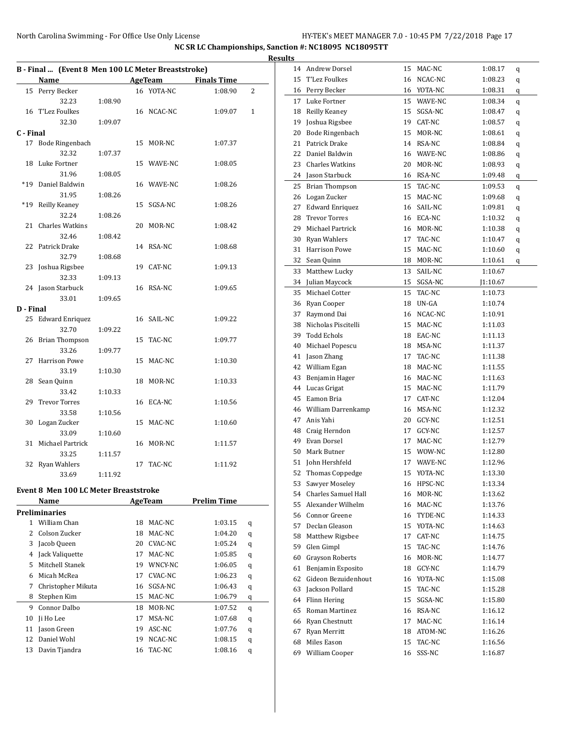NC SR LC Championships, Sanction #: NC18095 NC18095TT

Results

## B - Final ... (Event 8 Men 100 LC Meter Breaststroke)

| | Name | | AgeTeam | | Finals Time | |
|---|---|---|---|---|---|---|
| 15 | Perry Becker | | 16 | YOTA-NC | 1:08.90 | 2 |
| | 32.23 | 1:08.90 | | | | |
| 16 | T'Lez Foulkes | | 16 | NCAC-NC | 1:09.07 | 1 |
| | 32.30 | 1:09.07 | | | | |

### C - Final

| | Name | | AgeTeam | | Finals Time |
|---|---|---|---|---|---|
| 17 | Bode Ringenbach | | 15 | MOR-NC | 1:07.37 |
| | 32.32 | 1:07.37 | | | |
| 18 | Luke Fortner | | 15 | WAVE-NC | 1:08.05 |
| | 31.96 | 1:08.05 | | | |
| *19 | Daniel Baldwin | | 16 | WAVE-NC | 1:08.26 |
| | 31.95 | 1:08.26 | | | |
| *19 | Reilly Keaney | | 15 | SGSA-NC | 1:08.26 |
| | 32.24 | 1:08.26 | | | |
| 21 | Charles Watkins | | 20 | MOR-NC | 1:08.42 |
| | 32.46 | 1:08.42 | | | |
| 22 | Patrick Drake | | 14 | RSA-NC | 1:08.68 |
| | 32.79 | 1:08.68 | | | |
| 23 | Joshua Rigsbee | | 19 | CAT-NC | 1:09.13 |
| | 32.33 | 1:09.13 | | | |
| 24 | Jason Starbuck | | 16 | RSA-NC | 1:09.65 |
| | 33.01 | 1:09.65 | | | |

### D - Final

| | Name | | AgeTeam | | Finals Time |
|---|---|---|---|---|---|
| 25 | Edward Enriquez | | 16 | SAIL-NC | 1:09.22 |
| | 32.70 | 1:09.22 | | | |
| 26 | Brian Thompson | | 15 | TAC-NC | 1:09.77 |
| | 33.26 | 1:09.77 | | | |
| 27 | Harrison Powe | | 15 | MAC-NC | 1:10.30 |
| | 33.19 | 1:10.30 | | | |
| 28 | Sean Quinn | | 18 | MOR-NC | 1:10.33 |
| | 33.42 | 1:10.33 | | | |
| 29 | Trevor Torres | | 16 | ECA-NC | 1:10.56 |
| | 33.58 | 1:10.56 | | | |
| 30 | Logan Zucker | | 15 | MAC-NC | 1:10.60 |
| | 33.09 | 1:10.60 | | | |
| 31 | Michael Partrick | | 16 | MOR-NC | 1:11.57 |
| | 33.25 | 1:11.57 | | | |
| 32 | Ryan Wahlers | | 17 | TAC-NC | 1:11.92 |
| | 33.69 | 1:11.92 | | | |

## Event 8 Men 100 LC Meter Breaststroke

### Preliminaries

| | Name | Age | Team | Prelim Time | |
|---|---|---|---|---|---|
| 1 | William Chan | 18 | MAC-NC | 1:03.15 | q |
| 2 | Colson Zucker | 18 | MAC-NC | 1:04.20 | q |
| 3 | Jacob Queen | 20 | CVAC-NC | 1:05.24 | q |
| 4 | Jack Valiquette | 17 | MAC-NC | 1:05.85 | q |
| 5 | Mitchell Stanek | 19 | WNCY-NC | 1:06.05 | q |
| 6 | Micah McRea | 17 | CVAC-NC | 1:06.23 | q |
| 7 | Christopher Mikuta | 16 | SGSA-NC | 1:06.43 | q |
| 8 | Stephen Kim | 15 | MAC-NC | 1:06.79 | q |
| 9 | Connor Dalbo | 18 | MOR-NC | 1:07.52 | q |
| 10 | Ji Ho Lee | 17 | MSA-NC | 1:07.68 | q |
| 11 | Jason Green | 19 | ASC-NC | 1:07.76 | q |
| 12 | Daniel Wohl | 19 | NCAC-NC | 1:08.15 | q |
| 13 | Davin Tjandra | 16 | TAC-NC | 1:08.16 | q |
| 14 | Andrew Dorsel | 15 | MAC-NC | 1:08.17 | q |
| 15 | T'Lez Foulkes | 16 | NCAC-NC | 1:08.23 | q |
| 16 | Perry Becker | 16 | YOTA-NC | 1:08.31 | q |
| 17 | Luke Fortner | 15 | WAVE-NC | 1:08.34 | q |
| 18 | Reilly Keaney | 15 | SGSA-NC | 1:08.47 | q |
| 19 | Joshua Rigsbee | 19 | CAT-NC | 1:08.57 | q |
| 20 | Bode Ringenbach | 15 | MOR-NC | 1:08.61 | q |
| 21 | Patrick Drake | 14 | RSA-NC | 1:08.84 | q |
| 22 | Daniel Baldwin | 16 | WAVE-NC | 1:08.86 | q |
| 23 | Charles Watkins | 20 | MOR-NC | 1:08.93 | q |
| 24 | Jason Starbuck | 16 | RSA-NC | 1:09.48 | q |
| 25 | Brian Thompson | 15 | TAC-NC | 1:09.53 | q |
| 26 | Logan Zucker | 15 | MAC-NC | 1:09.68 | q |
| 27 | Edward Enriquez | 16 | SAIL-NC | 1:09.81 | q |
| 28 | Trevor Torres | 16 | ECA-NC | 1:10.32 | q |
| 29 | Michael Partrick | 16 | MOR-NC | 1:10.38 | q |
| 30 | Ryan Wahlers | 17 | TAC-NC | 1:10.47 | q |
| 31 | Harrison Powe | 15 | MAC-NC | 1:10.60 | q |
| 32 | Sean Quinn | 18 | MOR-NC | 1:10.61 | q |
| 33 | Matthew Lucky | 13 | SAIL-NC | 1:10.67 | |
| 34 | Julian Maycock | 15 | SGSA-NC | J1:10.67 | |
| 35 | Michael Cotter | 15 | TAC-NC | 1:10.73 | |
| 36 | Ryan Cooper | 18 | UN-GA | 1:10.74 | |
| 37 | Raymond Dai | 16 | NCAC-NC | 1:10.91 | |
| 38 | Nicholas Piscitelli | 15 | MAC-NC | 1:11.03 | |
| 39 | Todd Echols | 18 | EAC-NC | 1:11.13 | |
| 40 | Michael Popescu | 18 | MSA-NC | 1:11.37 | |
| 41 | Jason Zhang | 17 | TAC-NC | 1:11.38 | |
| 42 | William Egan | 18 | MAC-NC | 1:11.55 | |
| 43 | Benjamin Hager | 16 | MAC-NC | 1:11.63 | |
| 44 | Lucas Grigat | 15 | MAC-NC | 1:11.79 | |
| 45 | Eamon Bria | 17 | CAT-NC | 1:12.04 | |
| 46 | William Darrenkamp | 16 | MSA-NC | 1:12.32 | |
| 47 | Anis Yahi | 20 | GCY-NC | 1:12.51 | |
| 48 | Craig Herndon | 17 | GCY-NC | 1:12.57 | |
| 49 | Evan Dorsel | 17 | MAC-NC | 1:12.79 | |
| 50 | Mark Butner | 15 | WOW-NC | 1:12.80 | |
| 51 | John Hershfeld | 17 | WAVE-NC | 1:12.96 | |
| 52 | Thomas Coppedge | 15 | YOTA-NC | 1:13.30 | |
| 53 | Sawyer Moseley | 16 | HPSC-NC | 1:13.34 | |
| 54 | Charles Samuel Hall | 16 | MOR-NC | 1:13.62 | |
| 55 | Alexander Wilhelm | 16 | MAC-NC | 1:13.76 | |
| 56 | Connor Greene | 16 | TYDE-NC | 1:14.33 | |
| 57 | Declan Gleason | 15 | YOTA-NC | 1:14.63 | |
| 58 | Matthew Rigsbee | 17 | CAT-NC | 1:14.75 | |
| 59 | Glen Gimpl | 15 | TAC-NC | 1:14.76 | |
| 60 | Grayson Roberts | 16 | MOR-NC | 1:14.77 | |
| 61 | Benjamin Esposito | 18 | GCY-NC | 1:14.79 | |
| 62 | Gideon Bezuidenhout | 16 | YOTA-NC | 1:15.08 | |
| 63 | Jackson Pollard | 15 | TAC-NC | 1:15.28 | |
| 64 | Flinn Hering | 15 | SGSA-NC | 1:15.80 | |
| 65 | Roman Martinez | 16 | RSA-NC | 1:16.12 | |
| 66 | Ryan Chestnutt | 17 | MAC-NC | 1:16.14 | |
| 67 | Ryan Merritt | 18 | ATOM-NC | 1:16.26 | |
| 68 | Miles Eason | 15 | TAC-NC | 1:16.56 | |
| 69 | William Cooper | 16 | SSS-NC | 1:16.87 | |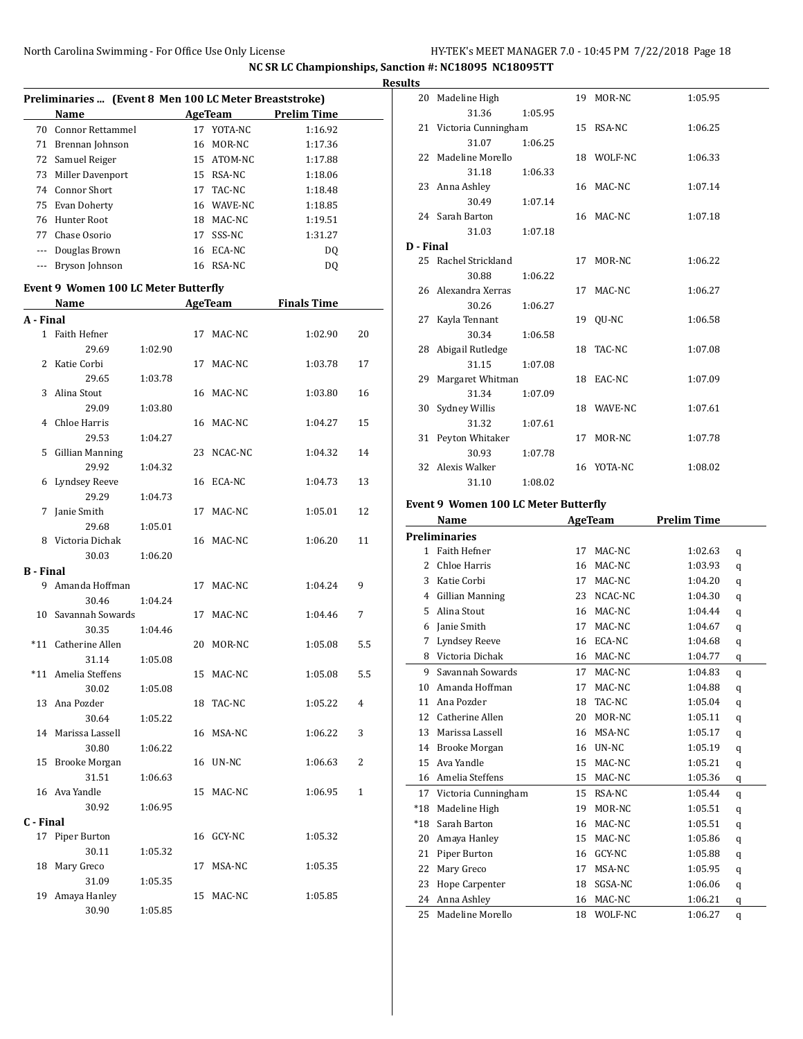NC SR LC Championships, Sanction #: NC18095 NC18095TT

Results

### Preliminaries ... (Event 8 Men 100 LC Meter Breaststroke)

| | Name | Age | Team | Prelim Time |
|---|---|---|---|---|
| 70 | Connor Rettammel | 17 | YOTA-NC | 1:16.92 |
| 71 | Brennan Johnson | 16 | MOR-NC | 1:17.36 |
| 72 | Samuel Reiger | 15 | ATOM-NC | 1:17.88 |
| 73 | Miller Davenport | 15 | RSA-NC | 1:18.06 |
| 74 | Connor Short | 17 | TAC-NC | 1:18.48 |
| 75 | Evan Doherty | 16 | WAVE-NC | 1:18.85 |
| 76 | Hunter Root | 18 | MAC-NC | 1:19.51 |
| 77 | Chase Osorio | 17 | SSS-NC | 1:31.27 |
| --- | Douglas Brown | 16 | ECA-NC | DQ |
| --- | Bryson Johnson | 16 | RSA-NC | DQ |

### Event 9 Women 100 LC Meter Butterfly

| | Name | Age | Team | Finals Time | Points |
|---|---|---|---|---|---|
| **A - Final** | | | | | |
| 1 | Faith Hefner | 17 | MAC-NC | 1:02.90 | 20 |
| | 29.69 1:02.90 | | | | |
| 2 | Katie Corbi | 17 | MAC-NC | 1:03.78 | 17 |
| | 29.65 1:03.78 | | | | |
| 3 | Alina Stout | 16 | MAC-NC | 1:03.80 | 16 |
| | 29.09 1:03.80 | | | | |
| 4 | Chloe Harris | 16 | MAC-NC | 1:04.27 | 15 |
| | 29.53 1:04.27 | | | | |
| 5 | Gillian Manning | 23 | NCAC-NC | 1:04.32 | 14 |
| | 29.92 1:04.32 | | | | |
| 6 | Lyndsey Reeve | 16 | ECA-NC | 1:04.73 | 13 |
| | 29.29 1:04.73 | | | | |
| 7 | Janie Smith | 17 | MAC-NC | 1:05.01 | 12 |
| | 29.68 1:05.01 | | | | |
| 8 | Victoria Dichak | 16 | MAC-NC | 1:06.20 | 11 |
| | 30.03 1:06.20 | | | | |
| **B - Final** | | | | | |
| 9 | Amanda Hoffman | 17 | MAC-NC | 1:04.24 | 9 |
| | 30.46 1:04.24 | | | | |
| 10 | Savannah Sowards | 17 | MAC-NC | 1:04.46 | 7 |
| | 30.35 1:04.46 | | | | |
| *11 | Catherine Allen | 20 | MOR-NC | 1:05.08 | 5.5 |
| | 31.14 1:05.08 | | | | |
| *11 | Amelia Steffens | 15 | MAC-NC | 1:05.08 | 5.5 |
| | 30.02 1:05.08 | | | | |
| 13 | Ana Pozder | 18 | TAC-NC | 1:05.22 | 4 |
| | 30.64 1:05.22 | | | | |
| 14 | Marissa Lassell | 16 | MSA-NC | 1:06.22 | 3 |
| | 30.80 1:06.22 | | | | |
| 15 | Brooke Morgan | 16 | UN-NC | 1:06.63 | 2 |
| | 31.51 1:06.63 | | | | |
| 16 | Ava Yandle | 15 | MAC-NC | 1:06.95 | 1 |
| | 30.92 1:06.95 | | | | |
| **C - Final** | | | | | |
| 17 | Piper Burton | 16 | GCY-NC | 1:05.32 | |
| | 30.11 1:05.32 | | | | |
| 18 | Mary Greco | 17 | MSA-NC | 1:05.35 | |
| | 31.09 1:05.35 | | | | |
| 19 | Amaya Hanley | 15 | MAC-NC | 1:05.85 | |
| | 30.90 1:05.85 | | | | |
| 20 | Madeline High | 19 | MOR-NC | 1:05.95 | |
| | 31.36 1:05.95 | | | | |
| 21 | Victoria Cunningham | 15 | RSA-NC | 1:06.25 | |
| | 31.07 1:06.25 | | | | |
| 22 | Madeline Morello | 18 | WOLF-NC | 1:06.33 | |
| | 31.18 1:06.33 | | | | |
| 23 | Anna Ashley | 16 | MAC-NC | 1:07.14 | |
| | 30.49 1:07.14 | | | | |
| 24 | Sarah Barton | 16 | MAC-NC | 1:07.18 | |
| | 31.03 1:07.18 | | | | |
| **D - Final** | | | | | |
| 25 | Rachel Strickland | 17 | MOR-NC | 1:06.22 | |
| | 30.88 1:06.22 | | | | |
| 26 | Alexandra Xerras | 17 | MAC-NC | 1:06.27 | |
| | 30.26 1:06.27 | | | | |
| 27 | Kayla Tennant | 19 | QU-NC | 1:06.58 | |
| | 30.34 1:06.58 | | | | |
| 28 | Abigail Rutledge | 18 | TAC-NC | 1:07.08 | |
| | 31.15 1:07.08 | | | | |
| 29 | Margaret Whitman | 18 | EAC-NC | 1:07.09 | |
| | 31.34 1:07.09 | | | | |
| 30 | Sydney Willis | 18 | WAVE-NC | 1:07.61 | |
| | 31.32 1:07.61 | | | | |
| 31 | Peyton Whitaker | 17 | MOR-NC | 1:07.78 | |
| | 30.93 1:07.78 | | | | |
| 32 | Alexis Walker | 16 | YOTA-NC | 1:08.02 | |
| | 31.10 1:08.02 | | | | |

### Event 9 Women 100 LC Meter Butterfly

| | Name | Age | Team | Prelim Time | |
|---|---|---|---|---|---|
| **Preliminaries** | | | | | |
| 1 | Faith Hefner | 17 | MAC-NC | 1:02.63 | q |
| 2 | Chloe Harris | 16 | MAC-NC | 1:03.93 | q |
| 3 | Katie Corbi | 17 | MAC-NC | 1:04.20 | q |
| 4 | Gillian Manning | 23 | NCAC-NC | 1:04.30 | q |
| 5 | Alina Stout | 16 | MAC-NC | 1:04.44 | q |
| 6 | Janie Smith | 17 | MAC-NC | 1:04.67 | q |
| 7 | Lyndsey Reeve | 16 | ECA-NC | 1:04.68 | q |
| 8 | Victoria Dichak | 16 | MAC-NC | 1:04.77 | q |
| 9 | Savannah Sowards | 17 | MAC-NC | 1:04.83 | q |
| 10 | Amanda Hoffman | 17 | MAC-NC | 1:04.88 | q |
| 11 | Ana Pozder | 18 | TAC-NC | 1:05.04 | q |
| 12 | Catherine Allen | 20 | MOR-NC | 1:05.11 | q |
| 13 | Marissa Lassell | 16 | MSA-NC | 1:05.17 | q |
| 14 | Brooke Morgan | 16 | UN-NC | 1:05.19 | q |
| 15 | Ava Yandle | 15 | MAC-NC | 1:05.21 | q |
| 16 | Amelia Steffens | 15 | MAC-NC | 1:05.36 | q |
| 17 | Victoria Cunningham | 15 | RSA-NC | 1:05.44 | q |
| *18 | Madeline High | 19 | MOR-NC | 1:05.51 | q |
| *18 | Sarah Barton | 16 | MAC-NC | 1:05.51 | q |
| 20 | Amaya Hanley | 15 | MAC-NC | 1:05.86 | q |
| 21 | Piper Burton | 16 | GCY-NC | 1:05.88 | q |
| 22 | Mary Greco | 17 | MSA-NC | 1:05.95 | q |
| 23 | Hope Carpenter | 18 | SGSA-NC | 1:06.06 | q |
| 24 | Anna Ashley | 16 | MAC-NC | 1:06.21 | q |
| 25 | Madeline Morello | 18 | WOLF-NC | 1:06.27 | q |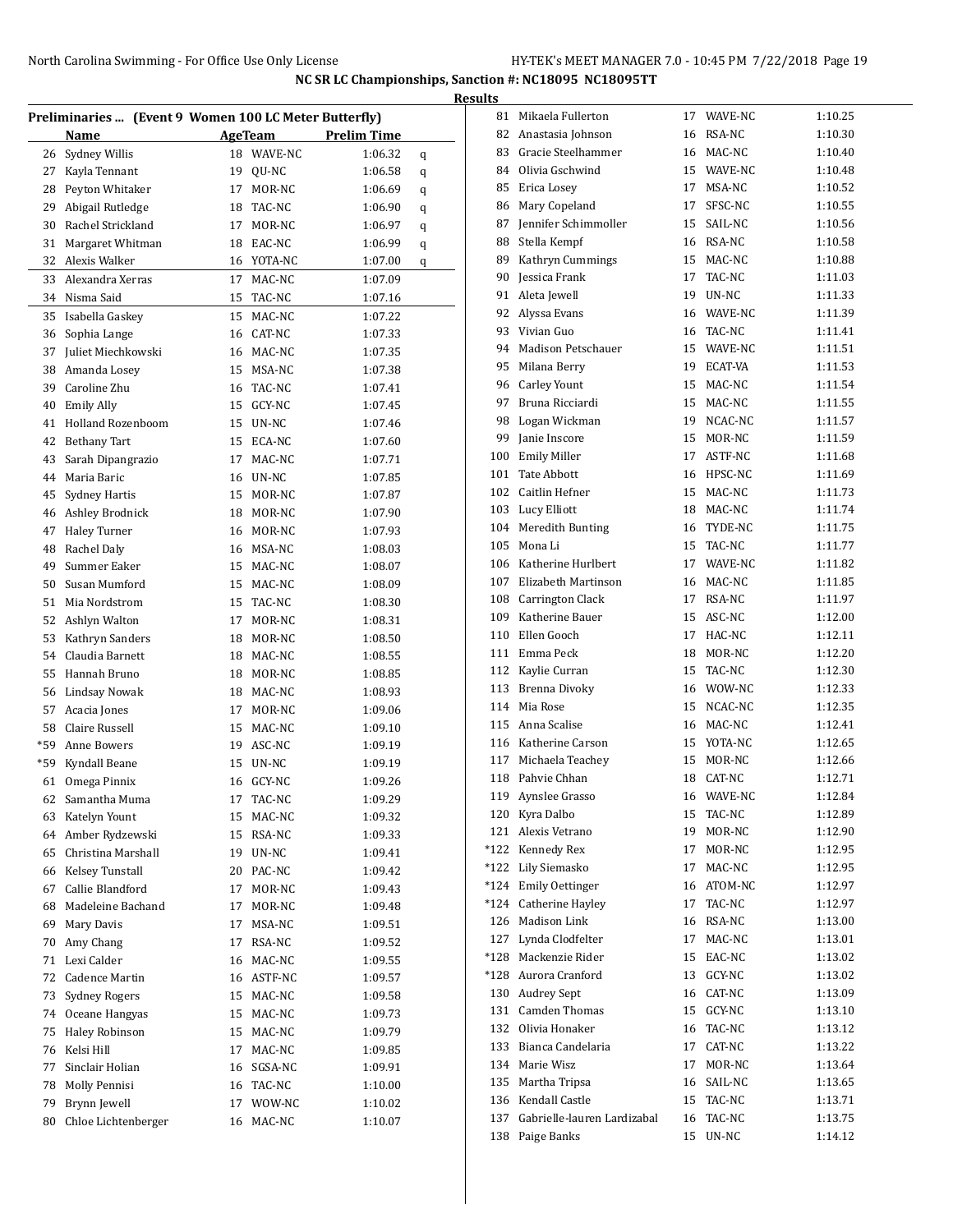## NC SR LC Championships, Sanction #: NC18095 NC18095TT

### Results

**Preliminaries ... (Event 9 Women 100 LC Meter Butterfly)**

| | Name | Age | Team | Prelim Time | |
|---|---|---|---|---|---|
| 26 | Sydney Willis | 18 | WAVE-NC | 1:06.32 | q |
| 27 | Kayla Tennant | 19 | QU-NC | 1:06.58 | q |
| 28 | Peyton Whitaker | 17 | MOR-NC | 1:06.69 | q |
| 29 | Abigail Rutledge | 18 | TAC-NC | 1:06.90 | q |
| 30 | Rachel Strickland | 17 | MOR-NC | 1:06.97 | q |
| 31 | Margaret Whitman | 18 | EAC-NC | 1:06.99 | q |
| 32 | Alexis Walker | 16 | YOTA-NC | 1:07.00 | q |
| 33 | Alexandra Xerras | 17 | MAC-NC | 1:07.09 | |
| 34 | Nisma Said | 15 | TAC-NC | 1:07.16 | |
| 35 | Isabella Gaskey | 15 | MAC-NC | 1:07.22 | |
| 36 | Sophia Lange | 16 | CAT-NC | 1:07.33 | |
| 37 | Juliet Miechkowski | 16 | MAC-NC | 1:07.35 | |
| 38 | Amanda Losey | 15 | MSA-NC | 1:07.38 | |
| 39 | Caroline Zhu | 16 | TAC-NC | 1:07.41 | |
| 40 | Emily Ally | 15 | GCY-NC | 1:07.45 | |
| 41 | Holland Rozenboom | 15 | UN-NC | 1:07.46 | |
| 42 | Bethany Tart | 15 | ECA-NC | 1:07.60 | |
| 43 | Sarah Dipangrazio | 17 | MAC-NC | 1:07.71 | |
| 44 | Maria Baric | 16 | UN-NC | 1:07.85 | |
| 45 | Sydney Hartis | 15 | MOR-NC | 1:07.87 | |
| 46 | Ashley Brodnick | 18 | MOR-NC | 1:07.90 | |
| 47 | Haley Turner | 16 | MOR-NC | 1:07.93 | |
| 48 | Rachel Daly | 16 | MSA-NC | 1:08.03 | |
| 49 | Summer Eaker | 15 | MAC-NC | 1:08.07 | |
| 50 | Susan Mumford | 15 | MAC-NC | 1:08.09 | |
| 51 | Mia Nordstrom | 15 | TAC-NC | 1:08.30 | |
| 52 | Ashlyn Walton | 17 | MOR-NC | 1:08.31 | |
| 53 | Kathryn Sanders | 18 | MOR-NC | 1:08.50 | |
| 54 | Claudia Barnett | 18 | MAC-NC | 1:08.55 | |
| 55 | Hannah Bruno | 18 | MOR-NC | 1:08.85 | |
| 56 | Lindsay Nowak | 18 | MAC-NC | 1:08.93 | |
| 57 | Acacia Jones | 17 | MOR-NC | 1:09.06 | |
| 58 | Claire Russell | 15 | MAC-NC | 1:09.10 | |
| *59 | Anne Bowers | 19 | ASC-NC | 1:09.19 | |
| *59 | Kyndall Beane | 15 | UN-NC | 1:09.19 | |
| 61 | Omega Pinnix | 16 | GCY-NC | 1:09.26 | |
| 62 | Samantha Muma | 17 | TAC-NC | 1:09.29 | |
| 63 | Katelyn Yount | 15 | MAC-NC | 1:09.32 | |
| 64 | Amber Rydzewski | 15 | RSA-NC | 1:09.33 | |
| 65 | Christina Marshall | 19 | UN-NC | 1:09.41 | |
| 66 | Kelsey Tunstall | 20 | PAC-NC | 1:09.42 | |
| 67 | Callie Blandford | 17 | MOR-NC | 1:09.43 | |
| 68 | Madeleine Bachand | 17 | MOR-NC | 1:09.48 | |
| 69 | Mary Davis | 17 | MSA-NC | 1:09.51 | |
| 70 | Amy Chang | 17 | RSA-NC | 1:09.52 | |
| 71 | Lexi Calder | 16 | MAC-NC | 1:09.55 | |
| 72 | Cadence Martin | 16 | ASTF-NC | 1:09.57 | |
| 73 | Sydney Rogers | 15 | MAC-NC | 1:09.58 | |
| 74 | Oceane Hangyas | 15 | MAC-NC | 1:09.73 | |
| 75 | Haley Robinson | 15 | MAC-NC | 1:09.79 | |
| 76 | Kelsi Hill | 17 | MAC-NC | 1:09.85 | |
| 77 | Sinclair Holian | 16 | SGSA-NC | 1:09.91 | |
| 78 | Molly Pennisi | 16 | TAC-NC | 1:10.00 | |
| 79 | Brynn Jewell | 17 | WOW-NC | 1:10.02 | |
| 80 | Chloe Lichtenberger | 16 | MAC-NC | 1:10.07 | |
| 81 | Mikaela Fullerton | 17 | WAVE-NC | 1:10.25 | |
| 82 | Anastasia Johnson | 16 | RSA-NC | 1:10.30 | |
| 83 | Gracie Steelhammer | 16 | MAC-NC | 1:10.40 | |
| 84 | Olivia Gschwind | 15 | WAVE-NC | 1:10.48 | |
| 85 | Erica Losey | 17 | MSA-NC | 1:10.52 | |
| 86 | Mary Copeland | 17 | SFSC-NC | 1:10.55 | |
| 87 | Jennifer Schimmoller | 15 | SAIL-NC | 1:10.56 | |
| 88 | Stella Kempf | 16 | RSA-NC | 1:10.58 | |
| 89 | Kathryn Cummings | 15 | MAC-NC | 1:10.88 | |
| 90 | Jessica Frank | 17 | TAC-NC | 1:11.03 | |
| 91 | Aleta Jewell | 19 | UN-NC | 1:11.33 | |
| 92 | Alyssa Evans | 16 | WAVE-NC | 1:11.39 | |
| 93 | Vivian Guo | 16 | TAC-NC | 1:11.41 | |
| 94 | Madison Petschauer | 15 | WAVE-NC | 1:11.51 | |
| 95 | Milana Berry | 19 | ECAT-VA | 1:11.53 | |
| 96 | Carley Yount | 15 | MAC-NC | 1:11.54 | |
| 97 | Bruna Ricciardi | 15 | MAC-NC | 1:11.55 | |
| 98 | Logan Wickman | 19 | NCAC-NC | 1:11.57 | |
| 99 | Janie Inscore | 15 | MOR-NC | 1:11.59 | |
| 100 | Emily Miller | 17 | ASTF-NC | 1:11.68 | |
| 101 | Tate Abbott | 16 | HPSC-NC | 1:11.69 | |
| 102 | Caitlin Hefner | 15 | MAC-NC | 1:11.73 | |
| 103 | Lucy Elliott | 18 | MAC-NC | 1:11.74 | |
| 104 | Meredith Bunting | 16 | TYDE-NC | 1:11.75 | |
| 105 | Mona Li | 15 | TAC-NC | 1:11.77 | |
| 106 | Katherine Hurlbert | 17 | WAVE-NC | 1:11.82 | |
| 107 | Elizabeth Martinson | 16 | MAC-NC | 1:11.85 | |
| 108 | Carrington Clack | 17 | RSA-NC | 1:11.97 | |
| 109 | Katherine Bauer | 15 | ASC-NC | 1:12.00 | |
| 110 | Ellen Gooch | 17 | HAC-NC | 1:12.11 | |
| 111 | Emma Peck | 18 | MOR-NC | 1:12.20 | |
| 112 | Kaylie Curran | 15 | TAC-NC | 1:12.30 | |
| 113 | Brenna Divoky | 16 | WOW-NC | 1:12.33 | |
| 114 | Mia Rose | 15 | NCAC-NC | 1:12.35 | |
| 115 | Anna Scalise | 16 | MAC-NC | 1:12.41 | |
| 116 | Katherine Carson | 15 | YOTA-NC | 1:12.65 | |
| 117 | Michaela Teachey | 15 | MOR-NC | 1:12.66 | |
| 118 | Pahvie Chhan | 18 | CAT-NC | 1:12.71 | |
| 119 | Aynslee Grasso | 16 | WAVE-NC | 1:12.84 | |
| 120 | Kyra Dalbo | 15 | TAC-NC | 1:12.89 | |
| 121 | Alexis Vetrano | 19 | MOR-NC | 1:12.90 | |
| *122 | Kennedy Rex | 17 | MOR-NC | 1:12.95 | |
| *122 | Lily Siemasko | 17 | MAC-NC | 1:12.95 | |
| *124 | Emily Oettinger | 16 | ATOM-NC | 1:12.97 | |
| *124 | Catherine Hayley | 17 | TAC-NC | 1:12.97 | |
| 126 | Madison Link | 16 | RSA-NC | 1:13.00 | |
| 127 | Lynda Clodfelter | 17 | MAC-NC | 1:13.01 | |
| *128 | Mackenzie Rider | 15 | EAC-NC | 1:13.02 | |
| *128 | Aurora Cranford | 13 | GCY-NC | 1:13.02 | |
| 130 | Audrey Sept | 16 | CAT-NC | 1:13.09 | |
| 131 | Camden Thomas | 15 | GCY-NC | 1:13.10 | |
| 132 | Olivia Honaker | 16 | TAC-NC | 1:13.12 | |
| 133 | Bianca Candelaria | 17 | CAT-NC | 1:13.22 | |
| 134 | Marie Wisz | 17 | MOR-NC | 1:13.64 | |
| 135 | Martha Tripsa | 16 | SAIL-NC | 1:13.65 | |
| 136 | Kendall Castle | 15 | TAC-NC | 1:13.71 | |
| 137 | Gabrielle-lauren Lardizabal | 16 | TAC-NC | 1:13.75 | |
| 138 | Paige Banks | 15 | UN-NC | 1:14.12 | |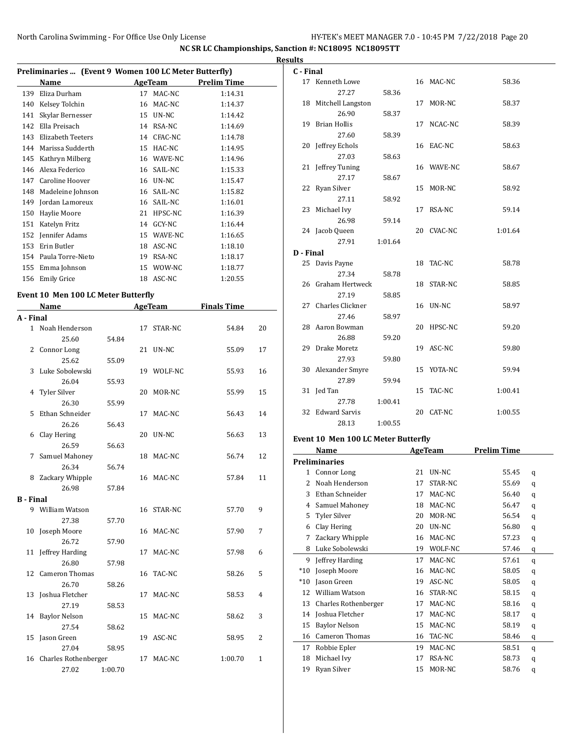NC SR LC Championships, Sanction #: NC18095 NC18095TT

**Results**

### Preliminaries ... (Event 9 Women 100 LC Meter Butterfly)

| | Name | Age | Team | Prelim Time |
|---|---|---|---|---|
| 139 | Eliza Durham | 17 | MAC-NC | 1:14.31 |
| 140 | Kelsey Tolchin | 16 | MAC-NC | 1:14.37 |
| 141 | Skylar Bernesser | 15 | UN-NC | 1:14.42 |
| 142 | Ella Preisach | 14 | RSA-NC | 1:14.69 |
| 143 | Elizabeth Teeters | 14 | CFAC-NC | 1:14.78 |
| 144 | Marissa Sudderth | 15 | HAC-NC | 1:14.95 |
| 145 | Kathryn Milberg | 16 | WAVE-NC | 1:14.96 |
| 146 | Alexa Federico | 16 | SAIL-NC | 1:15.33 |
| 147 | Caroline Hoover | 16 | UN-NC | 1:15.47 |
| 148 | Madeleine Johnson | 16 | SAIL-NC | 1:15.82 |
| 149 | Jordan Lamoreux | 16 | SAIL-NC | 1:16.01 |
| 150 | Haylie Moore | 21 | HPSC-NC | 1:16.39 |
| 151 | Katelyn Fritz | 14 | GCY-NC | 1:16.44 |
| 152 | Jennifer Adams | 15 | WAVE-NC | 1:16.65 |
| 153 | Erin Butler | 18 | ASC-NC | 1:18.10 |
| 154 | Paula Torre-Nieto | 19 | RSA-NC | 1:18.17 |
| 155 | Emma Johnson | 15 | WOW-NC | 1:18.77 |
| 156 | Emily Grice | 18 | ASC-NC | 1:20.55 |

### Event 10 Men 100 LC Meter Butterfly

| | Name | Age | Team | Finals Time | Points |
|---|---|---|---|---|---|
| **A - Final** | | | | | |
| 1 | Noah Henderson | 17 | STAR-NC | 54.84 | 20 |
| | 25.60 54.84 | | | | |
| 2 | Connor Long | 21 | UN-NC | 55.09 | 17 |
| | 25.62 55.09 | | | | |
| 3 | Luke Sobolewski | 19 | WOLF-NC | 55.93 | 16 |
| | 26.04 55.93 | | | | |
| 4 | Tyler Silver | 20 | MOR-NC | 55.99 | 15 |
| | 26.30 55.99 | | | | |
| 5 | Ethan Schneider | 17 | MAC-NC | 56.43 | 14 |
| | 26.26 56.43 | | | | |
| 6 | Clay Hering | 20 | UN-NC | 56.63 | 13 |
| | 26.59 56.63 | | | | |
| 7 | Samuel Mahoney | 18 | MAC-NC | 56.74 | 12 |
| | 26.34 56.74 | | | | |
| 8 | Zackary Whipple | 16 | MAC-NC | 57.84 | 11 |
| | 26.98 57.84 | | | | |
| **B - Final** | | | | | |
| 9 | William Watson | 16 | STAR-NC | 57.70 | 9 |
| | 27.38 57.70 | | | | |
| 10 | Joseph Moore | 16 | MAC-NC | 57.90 | 7 |
| | 26.72 57.90 | | | | |
| 11 | Jeffrey Harding | 17 | MAC-NC | 57.98 | 6 |
| | 26.80 57.98 | | | | |
| 12 | Cameron Thomas | 16 | TAC-NC | 58.26 | 5 |
| | 26.70 58.26 | | | | |
| 13 | Joshua Fletcher | 17 | MAC-NC | 58.53 | 4 |
| | 27.19 58.53 | | | | |
| 14 | Baylor Nelson | 15 | MAC-NC | 58.62 | 3 |
| | 27.54 58.62 | | | | |
| 15 | Jason Green | 19 | ASC-NC | 58.95 | 2 |
| | 27.04 58.95 | | | | |
| 16 | Charles Rothenberger | 17 | MAC-NC | 1:00.70 | 1 |
| | 27.02 1:00.70 | | | | |
| **C - Final** | | | | | |
| 17 | Kenneth Lowe | 16 | MAC-NC | 58.36 | |
| | 27.27 58.36 | | | | |
| 18 | Mitchell Langston | 17 | MOR-NC | 58.37 | |
| | 26.90 58.37 | | | | |
| 19 | Brian Hollis | 17 | NCAC-NC | 58.39 | |
| | 27.60 58.39 | | | | |
| 20 | Jeffrey Echols | 16 | EAC-NC | 58.63 | |
| | 27.03 58.63 | | | | |
| 21 | Jeffrey Tuning | 16 | WAVE-NC | 58.67 | |
| | 27.17 58.67 | | | | |
| 22 | Ryan Silver | 15 | MOR-NC | 58.92 | |
| | 27.11 58.92 | | | | |
| 23 | Michael Ivy | 17 | RSA-NC | 59.14 | |
| | 26.98 59.14 | | | | |
| 24 | Jacob Queen | 20 | CVAC-NC | 1:01.64 | |
| | 27.91 1:01.64 | | | | |
| **D - Final** | | | | | |
| 25 | Davis Payne | 18 | TAC-NC | 58.78 | |
| | 27.34 58.78 | | | | |
| 26 | Graham Hertweck | 18 | STAR-NC | 58.85 | |
| | 27.19 58.85 | | | | |
| 27 | Charles Clickner | 16 | UN-NC | 58.97 | |
| | 27.46 58.97 | | | | |
| 28 | Aaron Bowman | 20 | HPSC-NC | 59.20 | |
| | 26.88 59.20 | | | | |
| 29 | Drake Moretz | 19 | ASC-NC | 59.80 | |
| | 27.93 59.80 | | | | |
| 30 | Alexander Smyre | 15 | YOTA-NC | 59.94 | |
| | 27.89 59.94 | | | | |
| 31 | Jed Tan | 15 | TAC-NC | 1:00.41 | |
| | 27.78 1:00.41 | | | | |
| 32 | Edward Sarvis | 20 | CAT-NC | 1:00.55 | |
| | 28.13 1:00.55 | | | | |

### Event 10 Men 100 LC Meter Butterfly

| | Name | Age | Team | Prelim Time | |
|---|---|---|---|---|---|
| **Preliminaries** | | | | | |
| 1 | Connor Long | 21 | UN-NC | 55.45 | q |
| 2 | Noah Henderson | 17 | STAR-NC | 55.69 | q |
| 3 | Ethan Schneider | 17 | MAC-NC | 56.40 | q |
| 4 | Samuel Mahoney | 18 | MAC-NC | 56.47 | q |
| 5 | Tyler Silver | 20 | MOR-NC | 56.54 | q |
| 6 | Clay Hering | 20 | UN-NC | 56.80 | q |
| 7 | Zackary Whipple | 16 | MAC-NC | 57.23 | q |
| 8 | Luke Sobolewski | 19 | WOLF-NC | 57.46 | q |
| 9 | Jeffrey Harding | 17 | MAC-NC | 57.61 | q |
| *10 | Joseph Moore | 16 | MAC-NC | 58.05 | q |
| *10 | Jason Green | 19 | ASC-NC | 58.05 | q |
| 12 | William Watson | 16 | STAR-NC | 58.15 | q |
| 13 | Charles Rothenberger | 17 | MAC-NC | 58.16 | q |
| 14 | Joshua Fletcher | 17 | MAC-NC | 58.17 | q |
| 15 | Baylor Nelson | 15 | MAC-NC | 58.19 | q |
| 16 | Cameron Thomas | 16 | TAC-NC | 58.46 | q |
| 17 | Robbie Epler | 19 | MAC-NC | 58.51 | q |
| 18 | Michael Ivy | 17 | RSA-NC | 58.73 | q |
| 19 | Ryan Silver | 15 | MOR-NC | 58.76 | q |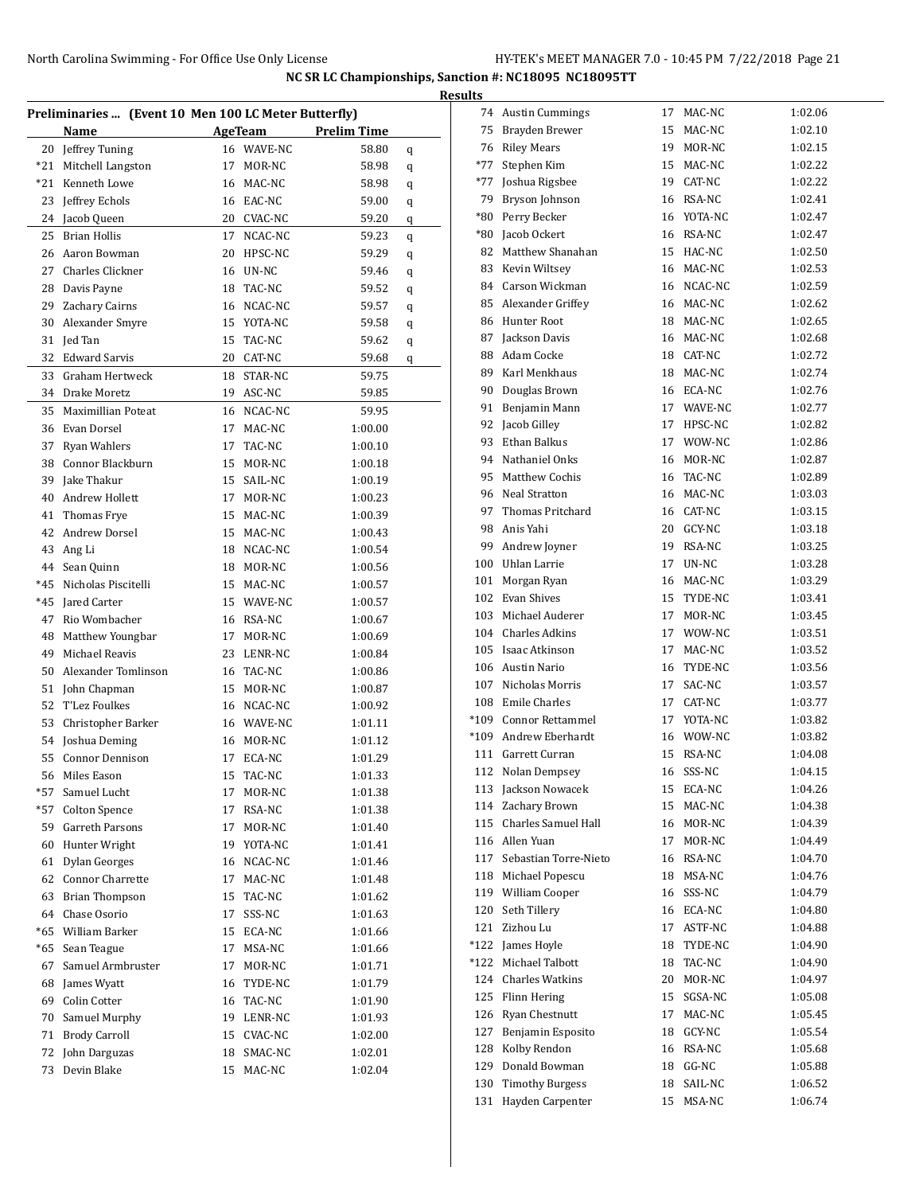## NC SR LC Championships, Sanction #: NC18095 NC18095TT

### Results

**Preliminaries ... (Event 10 Men 100 LC Meter Butterfly)**

| | Name | Age | Team | Prelim Time | |
|---|---|---|---|---|---|
| 20 | Jeffrey Tuning | 16 | WAVE-NC | 58.80 | q |
| *21 | Mitchell Langston | 17 | MOR-NC | 58.98 | q |
| *21 | Kenneth Lowe | 16 | MAC-NC | 58.98 | q |
| 23 | Jeffrey Echols | 16 | EAC-NC | 59.00 | q |
| 24 | Jacob Queen | 20 | CVAC-NC | 59.20 | q |
| 25 | Brian Hollis | 17 | NCAC-NC | 59.23 | q |
| 26 | Aaron Bowman | 20 | HPSC-NC | 59.29 | q |
| 27 | Charles Clickner | 16 | UN-NC | 59.46 | q |
| 28 | Davis Payne | 18 | TAC-NC | 59.52 | q |
| 29 | Zachary Cairns | 16 | NCAC-NC | 59.57 | q |
| 30 | Alexander Smyre | 15 | YOTA-NC | 59.58 | q |
| 31 | Jed Tan | 15 | TAC-NC | 59.62 | q |
| 32 | Edward Sarvis | 20 | CAT-NC | 59.68 | q |
| 33 | Graham Hertweck | 18 | STAR-NC | 59.75 | |
| 34 | Drake Moretz | 19 | ASC-NC | 59.85 | |
| 35 | Maximillian Poteat | 16 | NCAC-NC | 59.95 | |
| 36 | Evan Dorsel | 17 | MAC-NC | 1:00.00 | |
| 37 | Ryan Wahlers | 17 | TAC-NC | 1:00.10 | |
| 38 | Connor Blackburn | 15 | MOR-NC | 1:00.18 | |
| 39 | Jake Thakur | 15 | SAIL-NC | 1:00.19 | |
| 40 | Andrew Hollett | 17 | MOR-NC | 1:00.23 | |
| 41 | Thomas Frye | 15 | MAC-NC | 1:00.39 | |
| 42 | Andrew Dorsel | 15 | MAC-NC | 1:00.43 | |
| 43 | Ang Li | 18 | NCAC-NC | 1:00.54 | |
| 44 | Sean Quinn | 18 | MOR-NC | 1:00.56 | |
| *45 | Nicholas Piscitelli | 15 | MAC-NC | 1:00.57 | |
| *45 | Jared Carter | 15 | WAVE-NC | 1:00.57 | |
| 47 | Rio Wombacher | 16 | RSA-NC | 1:00.67 | |
| 48 | Matthew Youngbar | 17 | MOR-NC | 1:00.69 | |
| 49 | Michael Reavis | 23 | LENR-NC | 1:00.84 | |
| 50 | Alexander Tomlinson | 16 | TAC-NC | 1:00.86 | |
| 51 | John Chapman | 15 | MOR-NC | 1:00.87 | |
| 52 | T'Lez Foulkes | 16 | NCAC-NC | 1:00.92 | |
| 53 | Christopher Barker | 16 | WAVE-NC | 1:01.11 | |
| 54 | Joshua Deming | 16 | MOR-NC | 1:01.12 | |
| 55 | Connor Dennison | 17 | ECA-NC | 1:01.29 | |
| 56 | Miles Eason | 15 | TAC-NC | 1:01.33 | |
| *57 | Samuel Lucht | 17 | MOR-NC | 1:01.38 | |
| *57 | Colton Spence | 17 | RSA-NC | 1:01.38 | |
| 59 | Garreth Parsons | 17 | MOR-NC | 1:01.40 | |
| 60 | Hunter Wright | 19 | YOTA-NC | 1:01.41 | |
| 61 | Dylan Georges | 16 | NCAC-NC | 1:01.46 | |
| 62 | Connor Charrette | 17 | MAC-NC | 1:01.48 | |
| 63 | Brian Thompson | 15 | TAC-NC | 1:01.62 | |
| 64 | Chase Osorio | 17 | SSS-NC | 1:01.63 | |
| *65 | William Barker | 15 | ECA-NC | 1:01.66 | |
| *65 | Sean Teague | 17 | MSA-NC | 1:01.66 | |
| 67 | Samuel Armbruster | 17 | MOR-NC | 1:01.71 | |
| 68 | James Wyatt | 16 | TYDE-NC | 1:01.79 | |
| 69 | Colin Cotter | 16 | TAC-NC | 1:01.90 | |
| 70 | Samuel Murphy | 19 | LENR-NC | 1:01.93 | |
| 71 | Brody Carroll | 15 | CVAC-NC | 1:02.00 | |
| 72 | John Darguzas | 18 | SMAC-NC | 1:02.01 | |
| 73 | Devin Blake | 15 | MAC-NC | 1:02.04 | |
| 74 | Austin Cummings | 17 | MAC-NC | 1:02.06 | |
| 75 | Brayden Brewer | 15 | MAC-NC | 1:02.10 | |
| 76 | Riley Mears | 19 | MOR-NC | 1:02.15 | |
| *77 | Stephen Kim | 15 | MAC-NC | 1:02.22 | |
| *77 | Joshua Rigsbee | 19 | CAT-NC | 1:02.22 | |
| 79 | Bryson Johnson | 16 | RSA-NC | 1:02.41 | |
| *80 | Perry Becker | 16 | YOTA-NC | 1:02.47 | |
| *80 | Jacob Ockert | 16 | RSA-NC | 1:02.47 | |
| 82 | Matthew Shanahan | 15 | HAC-NC | 1:02.50 | |
| 83 | Kevin Wiltsey | 16 | MAC-NC | 1:02.53 | |
| 84 | Carson Wickman | 16 | NCAC-NC | 1:02.59 | |
| 85 | Alexander Griffey | 16 | MAC-NC | 1:02.62 | |
| 86 | Hunter Root | 18 | MAC-NC | 1:02.65 | |
| 87 | Jackson Davis | 16 | MAC-NC | 1:02.68 | |
| 88 | Adam Cocke | 18 | CAT-NC | 1:02.72 | |
| 89 | Karl Menkhaus | 18 | MAC-NC | 1:02.74 | |
| 90 | Douglas Brown | 16 | ECA-NC | 1:02.76 | |
| 91 | Benjamin Mann | 17 | WAVE-NC | 1:02.77 | |
| 92 | Jacob Gilley | 17 | HPSC-NC | 1:02.82 | |
| 93 | Ethan Balkus | 17 | WOW-NC | 1:02.86 | |
| 94 | Nathaniel Onks | 16 | MOR-NC | 1:02.87 | |
| 95 | Matthew Cochis | 16 | TAC-NC | 1:02.89 | |
| 96 | Neal Stratton | 16 | MAC-NC | 1:03.03 | |
| 97 | Thomas Pritchard | 16 | CAT-NC | 1:03.15 | |
| 98 | Anis Yahi | 20 | GCY-NC | 1:03.18 | |
| 99 | Andrew Joyner | 19 | RSA-NC | 1:03.25 | |
| 100 | Uhlan Larrie | 17 | UN-NC | 1:03.28 | |
| 101 | Morgan Ryan | 16 | MAC-NC | 1:03.29 | |
| 102 | Evan Shives | 15 | TYDE-NC | 1:03.41 | |
| 103 | Michael Auderer | 17 | MOR-NC | 1:03.45 | |
| 104 | Charles Adkins | 17 | WOW-NC | 1:03.51 | |
| 105 | Isaac Atkinson | 17 | MAC-NC | 1:03.52 | |
| 106 | Austin Nario | 16 | TYDE-NC | 1:03.56 | |
| 107 | Nicholas Morris | 17 | SAC-NC | 1:03.57 | |
| 108 | Emile Charles | 17 | CAT-NC | 1:03.77 | |
| *109 | Connor Rettammel | 17 | YOTA-NC | 1:03.82 | |
| *109 | Andrew Eberhardt | 16 | WOW-NC | 1:03.82 | |
| 111 | Garrett Curran | 15 | RSA-NC | 1:04.08 | |
| 112 | Nolan Dempsey | 16 | SSS-NC | 1:04.15 | |
| 113 | Jackson Nowacek | 15 | ECA-NC | 1:04.26 | |
| 114 | Zachary Brown | 15 | MAC-NC | 1:04.38 | |
| 115 | Charles Samuel Hall | 16 | MOR-NC | 1:04.39 | |
| 116 | Allen Yuan | 17 | MOR-NC | 1:04.49 | |
| 117 | Sebastian Torre-Nieto | 16 | RSA-NC | 1:04.70 | |
| 118 | Michael Popescu | 18 | MSA-NC | 1:04.76 | |
| 119 | William Cooper | 16 | SSS-NC | 1:04.79 | |
| 120 | Seth Tillery | 16 | ECA-NC | 1:04.80 | |
| 121 | Zizhou Lu | 17 | ASTF-NC | 1:04.88 | |
| *122 | James Hoyle | 18 | TYDE-NC | 1:04.90 | |
| *122 | Michael Talbott | 18 | TAC-NC | 1:04.90 | |
| 124 | Charles Watkins | 20 | MOR-NC | 1:04.97 | |
| 125 | Flinn Hering | 15 | SGSA-NC | 1:05.08 | |
| 126 | Ryan Chestnutt | 17 | MAC-NC | 1:05.45 | |
| 127 | Benjamin Esposito | 18 | GCY-NC | 1:05.54 | |
| 128 | Kolby Rendon | 16 | RSA-NC | 1:05.68 | |
| 129 | Donald Bowman | 18 | GG-NC | 1:05.88 | |
| 130 | Timothy Burgess | 18 | SAIL-NC | 1:06.52 | |
| 131 | Hayden Carpenter | 15 | MSA-NC | 1:06.74 | |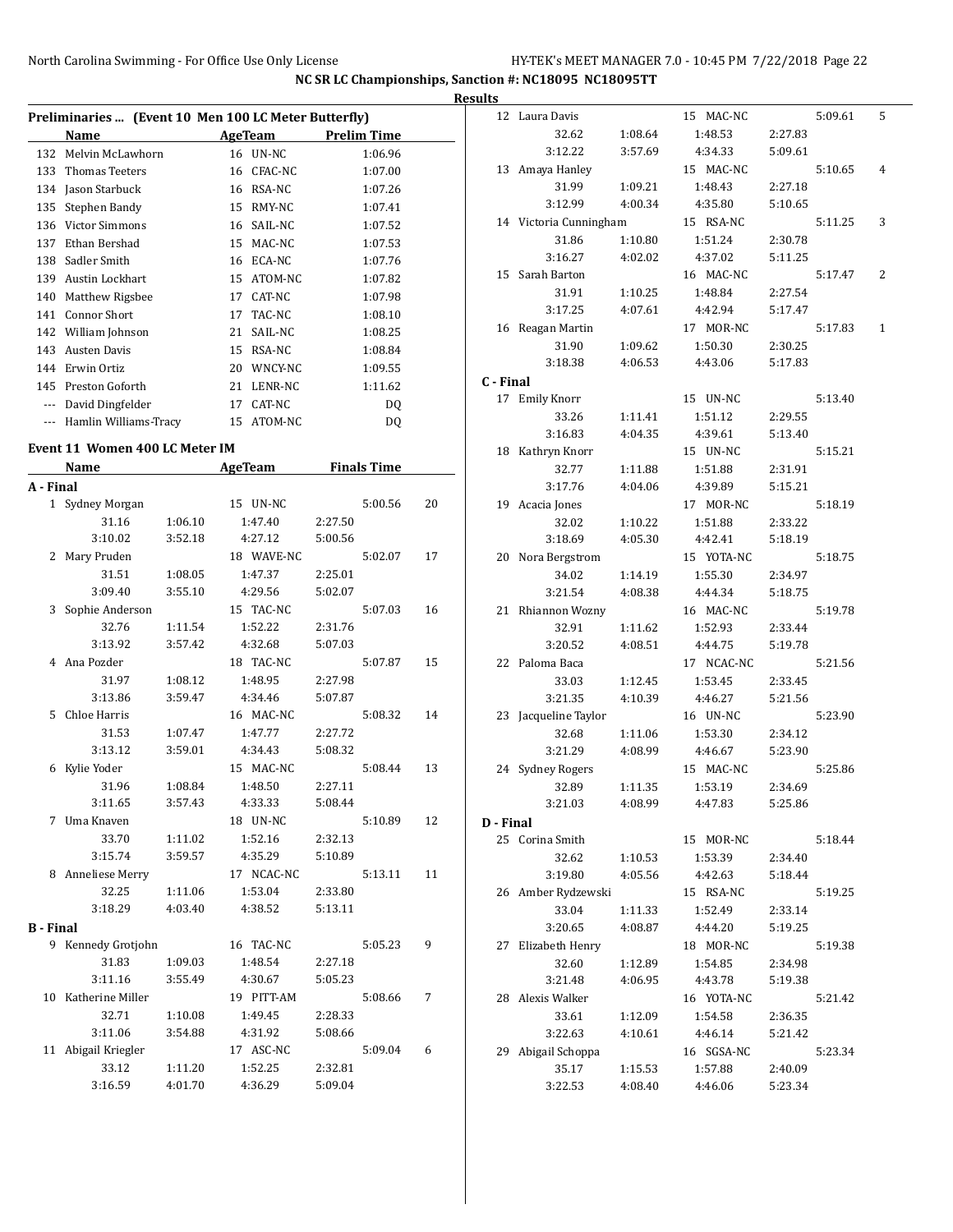## NC SR LC Championships, Sanction #: NC18095 NC18095TT

### Results

### Preliminaries ... (Event 10 Men 100 LC Meter Butterfly)

| | Name | Age | Team | Prelim Time |
|---|---|---|---|---|
| 132 | Melvin McLawhorn | 16 | UN-NC | 1:06.96 |
| 133 | Thomas Teeters | 16 | CFAC-NC | 1:07.00 |
| 134 | Jason Starbuck | 16 | RSA-NC | 1:07.26 |
| 135 | Stephen Bandy | 15 | RMY-NC | 1:07.41 |
| 136 | Victor Simmons | 16 | SAIL-NC | 1:07.52 |
| 137 | Ethan Bershad | 15 | MAC-NC | 1:07.53 |
| 138 | Sadler Smith | 16 | ECA-NC | 1:07.76 |
| 139 | Austin Lockhart | 15 | ATOM-NC | 1:07.82 |
| 140 | Matthew Rigsbee | 17 | CAT-NC | 1:07.98 |
| 141 | Connor Short | 17 | TAC-NC | 1:08.10 |
| 142 | William Johnson | 21 | SAIL-NC | 1:08.25 |
| 143 | Austen Davis | 15 | RSA-NC | 1:08.84 |
| 144 | Erwin Ortiz | 20 | WNCY-NC | 1:09.55 |
| 145 | Preston Goforth | 21 | LENR-NC | 1:11.62 |
| --- | David Dingfelder | 17 | CAT-NC | DQ |
| --- | Hamlin Williams-Tracy | 15 | ATOM-NC | DQ |

### Event 11 Women 400 LC Meter IM

| | Name | Age | Team | Finals Time | Points |
|---|---|---|---|---|---|
| **A - Final** | | | | | |
| 1 | Sydney Morgan | 15 | UN-NC | 5:00.56 | 20 |
| | 31.16 / 1:06.10 / 1:47.40 / 2:27.50 / 3:10.02 / 3:52.18 / 4:27.12 / 5:00.56 | | | | |
| 2 | Mary Pruden | 18 | WAVE-NC | 5:02.07 | 17 |
| | 31.51 / 1:08.05 / 1:47.37 / 2:25.01 / 3:09.40 / 3:55.10 / 4:29.56 / 5:02.07 | | | | |
| 3 | Sophie Anderson | 15 | TAC-NC | 5:07.03 | 16 |
| | 32.76 / 1:11.54 / 1:52.22 / 2:31.76 / 3:13.92 / 3:57.42 / 4:32.68 / 5:07.03 | | | | |
| 4 | Ana Pozder | 18 | TAC-NC | 5:07.87 | 15 |
| | 31.97 / 1:08.12 / 1:48.95 / 2:27.98 / 3:13.86 / 3:59.47 / 4:34.46 / 5:07.87 | | | | |
| 5 | Chloe Harris | 16 | MAC-NC | 5:08.32 | 14 |
| | 31.53 / 1:07.47 / 1:47.77 / 2:27.72 / 3:13.12 / 3:59.01 / 4:34.43 / 5:08.32 | | | | |
| 6 | Kylie Yoder | 15 | MAC-NC | 5:08.44 | 13 |
| | 31.96 / 1:08.84 / 1:48.50 / 2:27.11 / 3:11.65 / 3:57.43 / 4:33.33 / 5:08.44 | | | | |
| 7 | Uma Knaven | 18 | UN-NC | 5:10.89 | 12 |
| | 33.70 / 1:11.02 / 1:52.16 / 2:32.13 / 3:15.74 / 3:59.57 / 4:35.29 / 5:10.89 | | | | |
| 8 | Anneliese Merry | 17 | NCAC-NC | 5:13.11 | 11 |
| | 32.25 / 1:11.06 / 1:53.04 / 2:33.80 / 3:18.29 / 4:03.40 / 4:38.52 / 5:13.11 | | | | |
| **B - Final** | | | | | |
| 9 | Kennedy Grotjohn | 16 | TAC-NC | 5:05.23 | 9 |
| | 31.83 / 1:09.03 / 1:48.54 / 2:27.18 / 3:11.16 / 3:55.49 / 4:30.67 / 5:05.23 | | | | |
| 10 | Katherine Miller | 19 | PITT-AM | 5:08.66 | 7 |
| | 32.71 / 1:10.08 / 1:49.45 / 2:28.33 / 3:11.06 / 3:54.88 / 4:31.92 / 5:08.66 | | | | |
| 11 | Abigail Kriegler | 17 | ASC-NC | 5:09.04 | 6 |
| | 33.12 / 1:11.20 / 1:52.25 / 2:32.81 / 3:16.59 / 4:01.70 / 4:36.29 / 5:09.04 | | | | |
| 12 | Laura Davis | 15 | MAC-NC | 5:09.61 | 5 |
| | 32.62 / 1:08.64 / 1:48.53 / 2:27.83 / 3:12.22 / 3:57.69 / 4:34.33 / 5:09.61 | | | | |
| 13 | Amaya Hanley | 15 | MAC-NC | 5:10.65 | 4 |
| | 31.99 / 1:09.21 / 1:48.43 / 2:27.18 / 3:12.99 / 4:00.34 / 4:35.80 / 5:10.65 | | | | |
| 14 | Victoria Cunningham | 15 | RSA-NC | 5:11.25 | 3 |
| | 31.86 / 1:10.80 / 1:51.24 / 2:30.78 / 3:16.27 / 4:02.02 / 4:37.02 / 5:11.25 | | | | |
| 15 | Sarah Barton | 16 | MAC-NC | 5:17.47 | 2 |
| | 31.91 / 1:10.25 / 1:48.84 / 2:27.54 / 3:17.25 / 4:07.61 / 4:42.94 / 5:17.47 | | | | |
| 16 | Reagan Martin | 17 | MOR-NC | 5:17.83 | 1 |
| | 31.90 / 1:09.62 / 1:50.30 / 2:30.25 / 3:18.38 / 4:06.53 / 4:43.06 / 5:17.83 | | | | |
| **C - Final** | | | | | |
| 17 | Emily Knorr | 15 | UN-NC | 5:13.40 | |
| | 33.26 / 1:11.41 / 1:51.12 / 2:29.55 / 3:16.83 / 4:04.35 / 4:39.61 / 5:13.40 | | | | |
| 18 | Kathryn Knorr | 15 | UN-NC | 5:15.21 | |
| | 32.77 / 1:11.88 / 1:51.88 / 2:31.91 / 3:17.76 / 4:04.06 / 4:39.89 / 5:15.21 | | | | |
| 19 | Acacia Jones | 17 | MOR-NC | 5:18.19 | |
| | 32.02 / 1:10.22 / 1:51.88 / 2:33.22 / 3:18.69 / 4:05.30 / 4:42.41 / 5:18.19 | | | | |
| 20 | Nora Bergstrom | 15 | YOTA-NC | 5:18.75 | |
| | 34.02 / 1:14.19 / 1:55.30 / 2:34.97 / 3:21.54 / 4:08.38 / 4:44.34 / 5:18.75 | | | | |
| 21 | Rhiannon Wozny | 16 | MAC-NC | 5:19.78 | |
| | 32.91 / 1:11.62 / 1:52.93 / 2:33.44 / 3:20.52 / 4:08.51 / 4:44.75 / 5:19.78 | | | | |
| 22 | Paloma Baca | 17 | NCAC-NC | 5:21.56 | |
| | 33.03 / 1:12.45 / 1:53.45 / 2:33.45 / 3:21.35 / 4:10.39 / 4:46.27 / 5:21.56 | | | | |
| 23 | Jacqueline Taylor | 16 | UN-NC | 5:23.90 | |
| | 32.68 / 1:11.06 / 1:53.30 / 2:34.12 / 3:21.29 / 4:08.99 / 4:46.67 / 5:23.90 | | | | |
| 24 | Sydney Rogers | 15 | MAC-NC | 5:25.86 | |
| | 32.89 / 1:11.35 / 1:53.19 / 2:34.69 / 3:21.03 / 4:08.99 / 4:47.83 / 5:25.86 | | | | |
| **D - Final** | | | | | |
| 25 | Corina Smith | 15 | MOR-NC | 5:18.44 | |
| | 32.62 / 1:10.53 / 1:53.39 / 2:34.40 / 3:19.80 / 4:05.56 / 4:42.63 / 5:18.44 | | | | |
| 26 | Amber Rydzewski | 15 | RSA-NC | 5:19.25 | |
| | 33.04 / 1:11.33 / 1:52.49 / 2:33.14 / 3:20.65 / 4:08.87 / 4:44.20 / 5:19.25 | | | | |
| 27 | Elizabeth Henry | 18 | MOR-NC | 5:19.38 | |
| | 32.60 / 1:12.89 / 1:54.85 / 2:34.98 / 3:21.48 / 4:06.95 / 4:43.78 / 5:19.38 | | | | |
| 28 | Alexis Walker | 16 | YOTA-NC | 5:21.42 | |
| | 33.61 / 1:12.09 / 1:54.58 / 2:36.35 / 3:22.63 / 4:10.61 / 4:46.14 / 5:21.42 | | | | |
| 29 | Abigail Schoppa | 16 | SGSA-NC | 5:23.34 | |
| | 35.17 / 1:15.53 / 1:57.88 / 2:40.09 / 3:22.53 / 4:08.40 / 4:46.06 / 5:23.34 | | | | |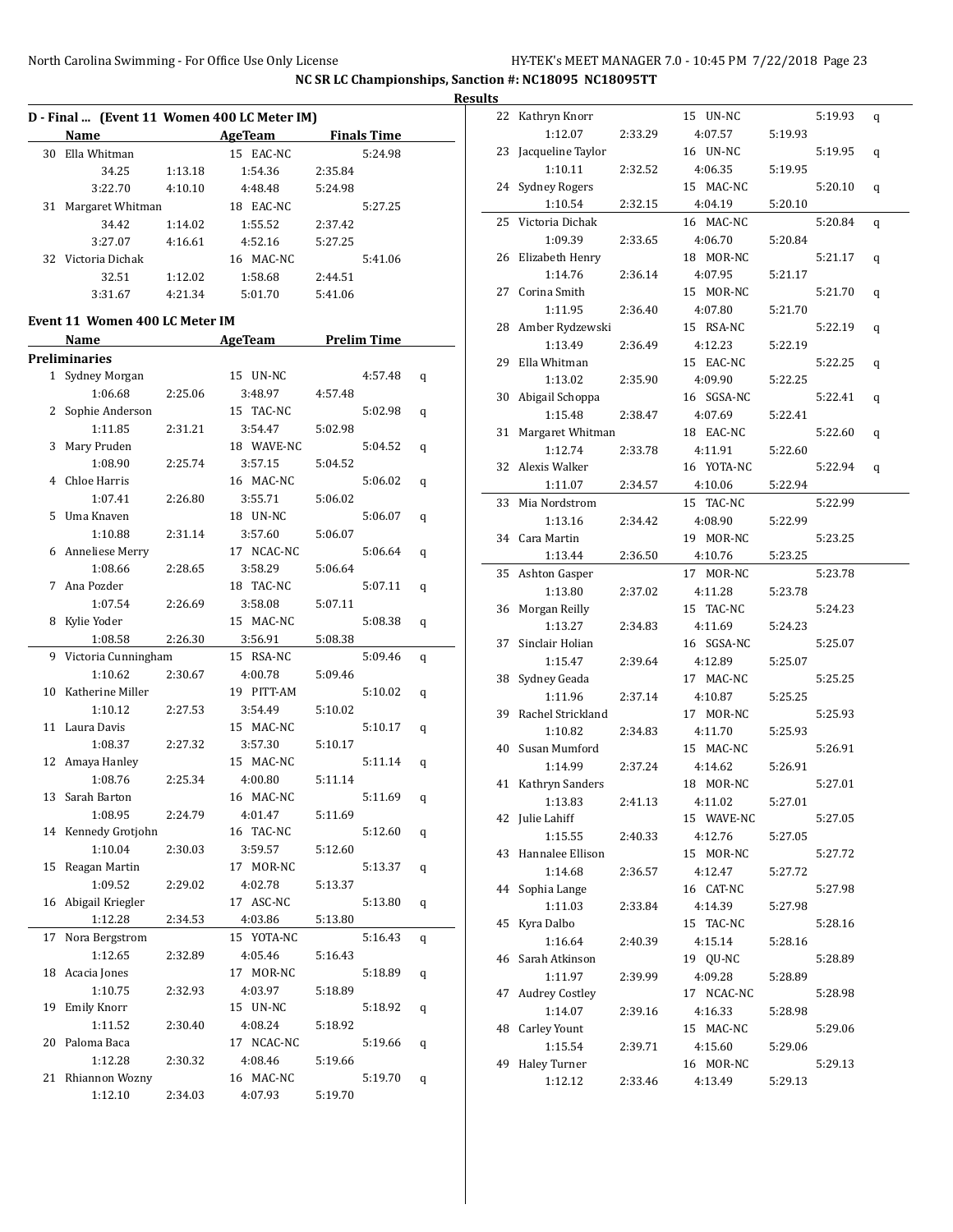**NC SR LC Championships, Sanction #: NC18095 NC18095TT**

**Results**

## D - Final ... (Event 11 Women 400 LC Meter IM)

| | Name | AgeTeam | Finals Time |
|---|---|---|---|
| 30 | Ella Whitman | 15 EAC-NC | 5:24.98 |
| | 34.25 / 1:13.18 / 1:54.36 / 2:35.84 / 3:22.70 / 4:10.10 / 4:48.48 / 5:24.98 | | |
| 31 | Margaret Whitman | 18 EAC-NC | 5:27.25 |
| | 34.42 / 1:14.02 / 1:55.52 / 2:37.42 / 3:27.07 / 4:16.61 / 4:52.16 / 5:27.25 | | |
| 32 | Victoria Dichak | 16 MAC-NC | 5:41.06 |
| | 32.51 / 1:12.02 / 1:58.68 / 2:44.51 / 3:31.67 / 4:21.34 / 5:01.70 / 5:41.06 | | |

## Event 11 Women 400 LC Meter IM

**Preliminaries**

| | Name | AgeTeam | Prelim Time | | Splits |
|---|---|---|---|---|---|
| 1 | Sydney Morgan | 15 UN-NC | 4:57.48 | q | 1:06.68 / 2:25.06 / 3:48.97 / 4:57.48 |
| 2 | Sophie Anderson | 15 TAC-NC | 5:02.98 | q | 1:11.85 / 2:31.21 / 3:54.47 / 5:02.98 |
| 3 | Mary Pruden | 18 WAVE-NC | 5:04.52 | q | 1:08.90 / 2:25.74 / 3:57.15 / 5:04.52 |
| 4 | Chloe Harris | 16 MAC-NC | 5:06.02 | q | 1:07.41 / 2:26.80 / 3:55.71 / 5:06.02 |
| 5 | Uma Knaven | 18 UN-NC | 5:06.07 | q | 1:10.88 / 2:31.14 / 3:57.60 / 5:06.07 |
| 6 | Anneliese Merry | 17 NCAC-NC | 5:06.64 | q | 1:08.66 / 2:28.65 / 3:58.29 / 5:06.64 |
| 7 | Ana Pozder | 18 TAC-NC | 5:07.11 | q | 1:07.54 / 2:26.69 / 3:58.08 / 5:07.11 |
| 8 | Kylie Yoder | 15 MAC-NC | 5:08.38 | q | 1:08.58 / 2:26.30 / 3:56.91 / 5:08.38 |
| 9 | Victoria Cunningham | 15 RSA-NC | 5:09.46 | q | 1:10.62 / 2:30.67 / 4:00.78 / 5:09.46 |
| 10 | Katherine Miller | 19 PITT-AM | 5:10.02 | q | 1:10.12 / 2:27.53 / 3:54.49 / 5:10.02 |
| 11 | Laura Davis | 15 MAC-NC | 5:10.17 | q | 1:08.37 / 2:27.32 / 3:57.30 / 5:10.17 |
| 12 | Amaya Hanley | 15 MAC-NC | 5:11.14 | q | 1:08.76 / 2:25.34 / 4:00.80 / 5:11.14 |
| 13 | Sarah Barton | 16 MAC-NC | 5:11.69 | q | 1:08.95 / 2:24.79 / 4:01.47 / 5:11.69 |
| 14 | Kennedy Grotjohn | 16 TAC-NC | 5:12.60 | q | 1:10.04 / 2:30.03 / 3:59.57 / 5:12.60 |
| 15 | Reagan Martin | 17 MOR-NC | 5:13.37 | q | 1:09.52 / 2:29.02 / 4:02.78 / 5:13.37 |
| 16 | Abigail Kriegler | 17 ASC-NC | 5:13.80 | q | 1:12.28 / 2:34.53 / 4:03.86 / 5:13.80 |
| 17 | Nora Bergstrom | 15 YOTA-NC | 5:16.43 | q | 1:12.65 / 2:32.89 / 4:05.46 / 5:16.43 |
| 18 | Acacia Jones | 17 MOR-NC | 5:18.89 | q | 1:10.75 / 2:32.93 / 4:03.97 / 5:18.89 |
| 19 | Emily Knorr | 15 UN-NC | 5:18.92 | q | 1:11.52 / 2:30.40 / 4:08.24 / 5:18.92 |
| 20 | Paloma Baca | 17 NCAC-NC | 5:19.66 | q | 1:12.28 / 2:30.32 / 4:08.46 / 5:19.66 |
| 21 | Rhiannon Wozny | 16 MAC-NC | 5:19.70 | q | 1:12.10 / 2:34.03 / 4:07.93 / 5:19.70 |
| 22 | Kathryn Knorr | 15 UN-NC | 5:19.93 | q | 1:12.07 / 2:33.29 / 4:07.57 / 5:19.93 |
| 23 | Jacqueline Taylor | 16 UN-NC | 5:19.95 | q | 1:10.11 / 2:32.52 / 4:06.35 / 5:19.95 |
| 24 | Sydney Rogers | 15 MAC-NC | 5:20.10 | q | 1:10.54 / 2:32.15 / 4:04.19 / 5:20.10 |
| 25 | Victoria Dichak | 16 MAC-NC | 5:20.84 | q | 1:09.39 / 2:33.65 / 4:06.70 / 5:20.84 |
| 26 | Elizabeth Henry | 18 MOR-NC | 5:21.17 | q | 1:14.76 / 2:36.14 / 4:07.95 / 5:21.17 |
| 27 | Corina Smith | 15 MOR-NC | 5:21.70 | q | 1:11.95 / 2:36.40 / 4:07.80 / 5:21.70 |
| 28 | Amber Rydzewski | 15 RSA-NC | 5:22.19 | q | 1:13.49 / 2:36.49 / 4:12.23 / 5:22.19 |
| 29 | Ella Whitman | 15 EAC-NC | 5:22.25 | q | 1:13.02 / 2:35.90 / 4:09.90 / 5:22.25 |
| 30 | Abigail Schoppa | 16 SGSA-NC | 5:22.41 | q | 1:15.48 / 2:38.47 / 4:07.69 / 5:22.41 |
| 31 | Margaret Whitman | 18 EAC-NC | 5:22.60 | q | 1:12.74 / 2:33.78 / 4:11.91 / 5:22.60 |
| 32 | Alexis Walker | 16 YOTA-NC | 5:22.94 | q | 1:11.07 / 2:34.57 / 4:10.06 / 5:22.94 |
| 33 | Mia Nordstrom | 15 TAC-NC | 5:22.99 | | 1:13.16 / 2:34.42 / 4:08.90 / 5:22.99 |
| 34 | Cara Martin | 19 MOR-NC | 5:23.25 | | 1:13.44 / 2:36.50 / 4:10.76 / 5:23.25 |
| 35 | Ashton Gasper | 17 MOR-NC | 5:23.78 | | 1:13.80 / 2:37.02 / 4:11.28 / 5:23.78 |
| 36 | Morgan Reilly | 15 TAC-NC | 5:24.23 | | 1:13.27 / 2:34.83 / 4:11.69 / 5:24.23 |
| 37 | Sinclair Holian | 16 SGSA-NC | 5:25.07 | | 1:15.47 / 2:39.64 / 4:12.89 / 5:25.07 |
| 38 | Sydney Geada | 17 MAC-NC | 5:25.25 | | 1:11.96 / 2:37.14 / 4:10.87 / 5:25.25 |
| 39 | Rachel Strickland | 17 MOR-NC | 5:25.93 | | 1:10.82 / 2:34.83 / 4:11.70 / 5:25.93 |
| 40 | Susan Mumford | 15 MAC-NC | 5:26.91 | | 1:14.99 / 2:37.24 / 4:14.62 / 5:26.91 |
| 41 | Kathryn Sanders | 18 MOR-NC | 5:27.01 | | 1:13.83 / 2:41.13 / 4:11.02 / 5:27.01 |
| 42 | Julie Lahiff | 15 WAVE-NC | 5:27.05 | | 1:15.55 / 2:40.33 / 4:12.76 / 5:27.05 |
| 43 | Hannalee Ellison | 15 MOR-NC | 5:27.72 | | 1:14.68 / 2:36.57 / 4:12.47 / 5:27.72 |
| 44 | Sophia Lange | 16 CAT-NC | 5:27.98 | | 1:11.03 / 2:33.84 / 4:14.39 / 5:27.98 |
| 45 | Kyra Dalbo | 15 TAC-NC | 5:28.16 | | 1:16.64 / 2:40.39 / 4:15.14 / 5:28.16 |
| 46 | Sarah Atkinson | 19 QU-NC | 5:28.89 | | 1:11.97 / 2:39.99 / 4:09.28 / 5:28.89 |
| 47 | Audrey Costley | 17 NCAC-NC | 5:28.98 | | 1:14.07 / 2:39.16 / 4:16.33 / 5:28.98 |
| 48 | Carley Yount | 15 MAC-NC | 5:29.06 | | 1:15.54 / 2:39.71 / 4:15.60 / 5:29.06 |
| 49 | Haley Turner | 16 MOR-NC | 5:29.13 | | 1:12.12 / 2:33.46 / 4:13.49 / 5:29.13 |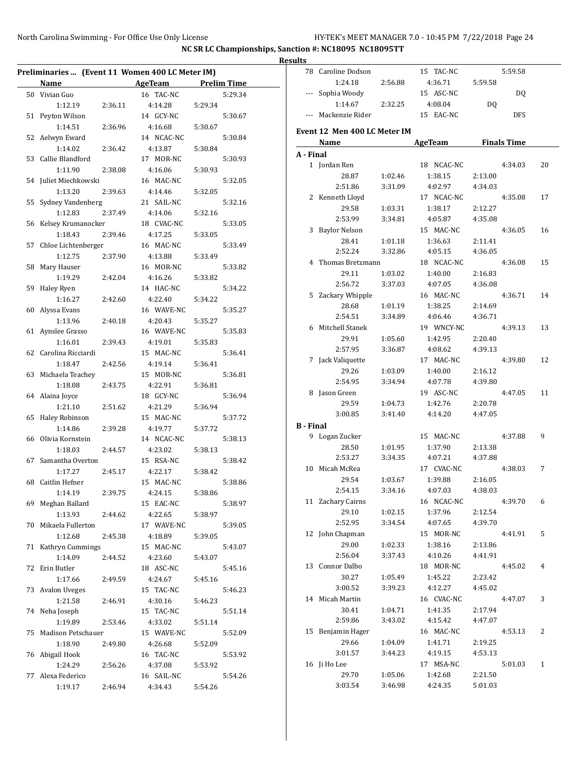NC SR LC Championships, Sanction #: NC18095 NC18095TT

Results

## Preliminaries ... (Event 11 Women 400 LC Meter IM)

| | Name | AgeTeam | Prelim Time |
|---|---|---|---|
| 50 | Vivian Guo | 16 TAC-NC | 5:29.34 |
| | 1:12.19 2:36.11 4:14.28 5:29.34 | | |
| 51 | Peyton Wilson | 14 GCY-NC | 5:30.67 |
| | 1:14.51 2:36.96 4:16.68 5:30.67 | | |
| 52 | Aelwyn Eward | 14 NCAC-NC | 5:30.84 |
| | 1:14.02 2:36.42 4:13.87 5:30.84 | | |
| 53 | Callie Blandford | 17 MOR-NC | 5:30.93 |
| | 1:11.90 2:38.08 4:16.06 5:30.93 | | |
| 54 | Juliet Miechkowski | 16 MAC-NC | 5:32.05 |
| | 1:13.20 2:39.63 4:14.46 5:32.05 | | |
| 55 | Sydney Vandenberg | 21 SAIL-NC | 5:32.16 |
| | 1:12.83 2:37.49 4:14.06 5:32.16 | | |
| 56 | Kelsey Krumanocker | 18 CVAC-NC | 5:33.05 |
| | 1:18.43 2:39.46 4:17.25 5:33.05 | | |
| 57 | Chloe Lichtenberger | 16 MAC-NC | 5:33.49 |
| | 1:12.75 2:37.90 4:13.88 5:33.49 | | |
| 58 | Mary Hauser | 16 MOR-NC | 5:33.82 |
| | 1:19.29 2:42.04 4:16.26 5:33.82 | | |
| 59 | Haley Ryen | 14 HAC-NC | 5:34.22 |
| | 1:16.27 2:42.60 4:22.40 5:34.22 | | |
| 60 | Alyssa Evans | 16 WAVE-NC | 5:35.27 |
| | 1:13.96 2:40.18 4:20.43 5:35.27 | | |
| 61 | Aynslee Grasso | 16 WAVE-NC | 5:35.83 |
| | 1:16.01 2:39.43 4:19.01 5:35.83 | | |
| 62 | Carolina Ricciardi | 15 MAC-NC | 5:36.41 |
| | 1:18.47 2:42.56 4:19.14 5:36.41 | | |
| 63 | Michaela Teachey | 15 MOR-NC | 5:36.81 |
| | 1:18.08 2:43.75 4:22.91 5:36.81 | | |
| 64 | Alaina Joyce | 18 GCY-NC | 5:36.94 |
| | 1:21.10 2:51.62 4:21.29 5:36.94 | | |
| 65 | Haley Robinson | 15 MAC-NC | 5:37.72 |
| | 1:14.86 2:39.28 4:19.77 5:37.72 | | |
| 66 | Olivia Kornstein | 14 NCAC-NC | 5:38.13 |
| | 1:18.03 2:44.57 4:23.02 5:38.13 | | |
| 67 | Samantha Overton | 15 RSA-NC | 5:38.42 |
| | 1:17.27 2:45.17 4:22.17 5:38.42 | | |
| 68 | Caitlin Hefner | 15 MAC-NC | 5:38.86 |
| | 1:14.19 2:39.75 4:24.15 5:38.86 | | |
| 69 | Meghan Ballard | 15 EAC-NC | 5:38.97 |
| | 1:13.93 2:44.62 4:22.65 5:38.97 | | |
| 70 | Mikaela Fullerton | 17 WAVE-NC | 5:39.05 |
| | 1:12.68 2:45.38 4:18.89 5:39.05 | | |
| 71 | Kathryn Cummings | 15 MAC-NC | 5:43.07 |
| | 1:14.09 2:44.52 4:23.60 5:43.07 | | |
| 72 | Erin Butler | 18 ASC-NC | 5:45.16 |
| | 1:17.66 2:49.59 4:24.67 5:45.16 | | |
| 73 | Avalon Uveges | 15 TAC-NC | 5:46.23 |
| | 1:21.58 2:46.91 4:30.16 5:46.23 | | |
| 74 | Neha Joseph | 15 TAC-NC | 5:51.14 |
| | 1:19.89 2:53.46 4:33.02 5:51.14 | | |
| 75 | Madison Petschauer | 15 WAVE-NC | 5:52.09 |
| | 1:18.90 2:49.80 4:26.68 5:52.09 | | |
| 76 | Abigail Hook | 16 TAC-NC | 5:53.92 |
| | 1:24.29 2:56.26 4:37.08 5:53.92 | | |
| 77 | Alexa Federico | 16 SAIL-NC | 5:54.26 |
| | 1:19.17 2:46.94 4:34.43 5:54.26 | | |
| 78 | Caroline Dodson | 15 TAC-NC | 5:59.58 |
| | 1:24.18 2:56.88 4:36.71 5:59.58 | | |
| --- | Sophia Woody | 15 ASC-NC | DQ |
| | 1:14.67 2:32.25 4:08.04 DQ | | |
| --- | Mackenzie Rider | 15 EAC-NC | DFS |

## Event 12 Men 400 LC Meter IM

| | Name | AgeTeam | Finals Time | Points |
|---|---|---|---|---|
| **A - Final** | | | | |
| 1 | Jordan Ren | 18 NCAC-NC | 4:34.03 | 20 |
| | 28.87 1:02.46 1:38.15 2:13.00 | | | |
| | 2:51.86 3:31.09 4:02.97 4:34.03 | | | |
| 2 | Kenneth Lloyd | 17 NCAC-NC | 4:35.08 | 17 |
| | 29.58 1:03.31 1:38.17 2:12.27 | | | |
| | 2:53.99 3:34.81 4:05.87 4:35.08 | | | |
| 3 | Baylor Nelson | 15 MAC-NC | 4:36.05 | 16 |
| | 28.41 1:01.18 1:36.63 2:11.41 | | | |
| | 2:52.24 3:32.86 4:05.15 4:36.05 | | | |
| 4 | Thomas Bretzmann | 18 NCAC-NC | 4:36.08 | 15 |
| | 29.11 1:03.02 1:40.00 2:16.83 | | | |
| | 2:56.72 3:37.03 4:07.05 4:36.08 | | | |
| 5 | Zackary Whipple | 16 MAC-NC | 4:36.71 | 14 |
| | 28.68 1:01.19 1:38.25 2:14.69 | | | |
| | 2:54.51 3:34.89 4:06.46 4:36.71 | | | |
| 6 | Mitchell Stanek | 19 WNCY-NC | 4:39.13 | 13 |
| | 29.91 1:05.60 1:42.95 2:20.40 | | | |
| | 2:57.95 3:36.87 4:08.62 4:39.13 | | | |
| 7 | Jack Valiquette | 17 MAC-NC | 4:39.80 | 12 |
| | 29.26 1:03.09 1:40.00 2:16.12 | | | |
| | 2:54.95 3:34.94 4:07.78 4:39.80 | | | |
| 8 | Jason Green | 19 ASC-NC | 4:47.05 | 11 |
| | 29.59 1:04.73 1:42.76 2:20.78 | | | |
| | 3:00.85 3:41.40 4:14.20 4:47.05 | | | |
| **B - Final** | | | | |
| 9 | Logan Zucker | 15 MAC-NC | 4:37.88 | 9 |
| | 28.50 1:01.95 1:37.90 2:13.38 | | | |
| | 2:53.27 3:34.35 4:07.21 4:37.88 | | | |
| 10 | Micah McRea | 17 CVAC-NC | 4:38.03 | 7 |
| | 29.54 1:03.67 1:39.88 2:16.05 | | | |
| | 2:54.15 3:34.16 4:07.03 4:38.03 | | | |
| 11 | Zachary Cairns | 16 NCAC-NC | 4:39.70 | 6 |
| | 29.10 1:02.15 1:37.96 2:12.54 | | | |
| | 2:52.95 3:34.54 4:07.65 4:39.70 | | | |
| 12 | John Chapman | 15 MOR-NC | 4:41.91 | 5 |
| | 29.00 1:02.33 1:38.16 2:13.86 | | | |
| | 2:56.04 3:37.43 4:10.26 4:41.91 | | | |
| 13 | Connor Dalbo | 18 MOR-NC | 4:45.02 | 4 |
| | 30.27 1:05.49 1:45.22 2:23.42 | | | |
| | 3:00.52 3:39.23 4:12.27 4:45.02 | | | |
| 14 | Micah Martin | 16 CVAC-NC | 4:47.07 | 3 |
| | 30.41 1:04.71 1:41.35 2:17.94 | | | |
| | 2:59.86 3:43.02 4:15.42 4:47.07 | | | |
| 15 | Benjamin Hager | 16 MAC-NC | 4:53.13 | 2 |
| | 29.66 1:04.09 1:41.71 2:19.25 | | | |
| | 3:01.57 3:44.23 4:19.15 4:53.13 | | | |
| 16 | Ji Ho Lee | 17 MSA-NC | 5:01.03 | 1 |
| | 29.70 1:05.06 1:42.68 2:21.50 | | | |
| | 3:03.54 3:46.98 4:24.35 5:01.03 | | | |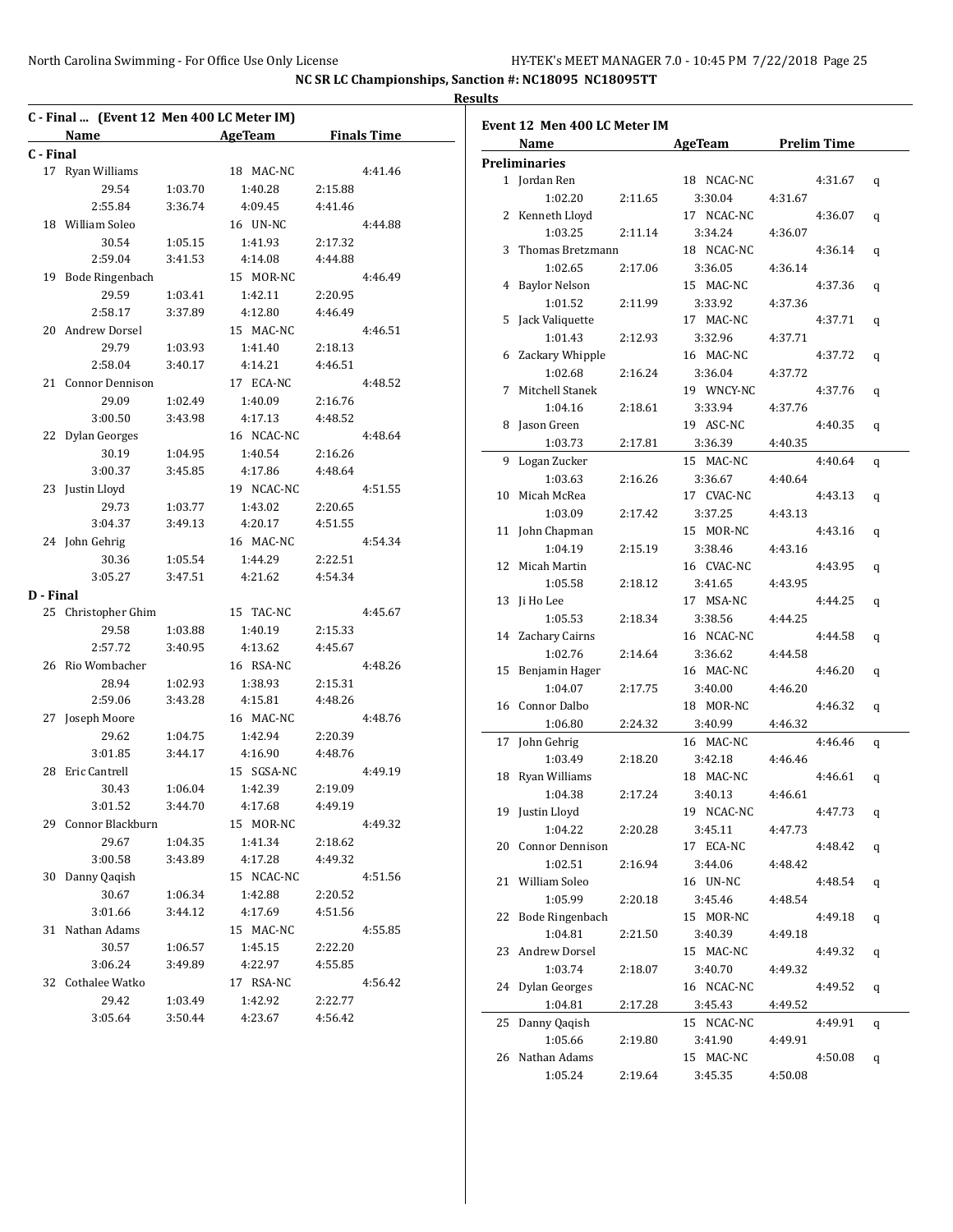**NC SR LC Championships, Sanction #: NC18095 NC18095TT**

**Results**

## C - Final ... (Event 12 Men 400 LC Meter IM)

| | Name | AgeTeam | Finals Time |
|---|---|---|---|
| **C - Final** | | | |
| 17 | Ryan Williams | 18 MAC-NC | 4:41.46 |
| | 29.54 1:03.70 1:40.28 2:15.88 | | |
| | 2:55.84 3:36.74 4:09.45 4:41.46 | | |
| 18 | William Soleo | 16 UN-NC | 4:44.88 |
| | 30.54 1:05.15 1:41.93 2:17.32 | | |
| | 2:59.04 3:41.53 4:14.08 4:44.88 | | |
| 19 | Bode Ringenbach | 15 MOR-NC | 4:46.49 |
| | 29.59 1:03.41 1:42.11 2:20.95 | | |
| | 2:58.17 3:37.89 4:12.80 4:46.49 | | |
| 20 | Andrew Dorsel | 15 MAC-NC | 4:46.51 |
| | 29.79 1:03.93 1:41.40 2:18.13 | | |
| | 2:58.04 3:40.17 4:14.21 4:46.51 | | |
| 21 | Connor Dennison | 17 ECA-NC | 4:48.52 |
| | 29.09 1:02.49 1:40.09 2:16.76 | | |
| | 3:00.50 3:43.98 4:17.13 4:48.52 | | |
| 22 | Dylan Georges | 16 NCAC-NC | 4:48.64 |
| | 30.19 1:04.95 1:40.54 2:16.26 | | |
| | 3:00.37 3:45.85 4:17.86 4:48.64 | | |
| 23 | Justin Lloyd | 19 NCAC-NC | 4:51.55 |
| | 29.73 1:03.77 1:43.02 2:20.65 | | |
| | 3:04.37 3:49.13 4:20.17 4:51.55 | | |
| 24 | John Gehrig | 16 MAC-NC | 4:54.34 |
| | 30.36 1:05.54 1:44.29 2:22.51 | | |
| | 3:05.27 3:47.51 4:21.62 4:54.34 | | |
| **D - Final** | | | |
| 25 | Christopher Ghim | 15 TAC-NC | 4:45.67 |
| | 29.58 1:03.88 1:40.19 2:15.33 | | |
| | 2:57.72 3:40.95 4:13.62 4:45.67 | | |
| 26 | Rio Wombacher | 16 RSA-NC | 4:48.26 |
| | 28.94 1:02.93 1:38.93 2:15.31 | | |
| | 2:59.06 3:43.28 4:15.81 4:48.26 | | |
| 27 | Joseph Moore | 16 MAC-NC | 4:48.76 |
| | 29.62 1:04.75 1:42.94 2:20.39 | | |
| | 3:01.85 3:44.17 4:16.90 4:48.76 | | |
| 28 | Eric Cantrell | 15 SGSA-NC | 4:49.19 |
| | 30.43 1:06.04 1:42.39 2:19.09 | | |
| | 3:01.52 3:44.70 4:17.68 4:49.19 | | |
| 29 | Connor Blackburn | 15 MOR-NC | 4:49.32 |
| | 29.67 1:04.35 1:41.34 2:18.62 | | |
| | 3:00.58 3:43.89 4:17.28 4:49.32 | | |
| 30 | Danny Qaqish | 15 NCAC-NC | 4:51.56 |
| | 30.67 1:06.34 1:42.88 2:20.52 | | |
| | 3:01.66 3:44.12 4:17.69 4:51.56 | | |
| 31 | Nathan Adams | 15 MAC-NC | 4:55.85 |
| | 30.57 1:06.57 1:45.15 2:22.20 | | |
| | 3:06.24 3:49.89 4:22.97 4:55.85 | | |
| 32 | Cothalee Watko | 17 RSA-NC | 4:56.42 |
| | 29.42 1:03.49 1:42.92 2:22.77 | | |
| | 3:05.64 3:50.44 4:23.67 4:56.42 | | |

## Event 12 Men 400 LC Meter IM

| | Name | AgeTeam | Prelim Time | |
|---|---|---|---|---|
| **Preliminaries** | | | | |
| 1 | Jordan Ren | 18 NCAC-NC | 4:31.67 | q |
| | 1:02.20 2:11.65 3:30.04 4:31.67 | | | |
| 2 | Kenneth Lloyd | 17 NCAC-NC | 4:36.07 | q |
| | 1:03.25 2:11.14 3:34.24 4:36.07 | | | |
| 3 | Thomas Bretzmann | 18 NCAC-NC | 4:36.14 | q |
| | 1:02.65 2:17.06 3:36.05 4:36.14 | | | |
| 4 | Baylor Nelson | 15 MAC-NC | 4:37.36 | q |
| | 1:01.52 2:11.99 3:33.92 4:37.36 | | | |
| 5 | Jack Valiquette | 17 MAC-NC | 4:37.71 | q |
| | 1:01.43 2:12.93 3:32.96 4:37.71 | | | |
| 6 | Zackary Whipple | 16 MAC-NC | 4:37.72 | q |
| | 1:02.68 2:16.24 3:36.04 4:37.72 | | | |
| 7 | Mitchell Stanek | 19 WNCY-NC | 4:37.76 | q |
| | 1:04.16 2:18.61 3:33.94 4:37.76 | | | |
| 8 | Jason Green | 19 ASC-NC | 4:40.35 | q |
| | 1:03.73 2:17.81 3:36.39 4:40.35 | | | |
| 9 | Logan Zucker | 15 MAC-NC | 4:40.64 | q |
| | 1:03.63 2:16.26 3:36.67 4:40.64 | | | |
| 10 | Micah McRea | 17 CVAC-NC | 4:43.13 | q |
| | 1:03.09 2:17.42 3:37.25 4:43.13 | | | |
| 11 | John Chapman | 15 MOR-NC | 4:43.16 | q |
| | 1:04.19 2:15.19 3:38.46 4:43.16 | | | |
| 12 | Micah Martin | 16 CVAC-NC | 4:43.95 | q |
| | 1:05.58 2:18.12 3:41.65 4:43.95 | | | |
| 13 | Ji Ho Lee | 17 MSA-NC | 4:44.25 | q |
| | 1:05.53 2:18.34 3:38.56 4:44.25 | | | |
| 14 | Zachary Cairns | 16 NCAC-NC | 4:44.58 | q |
| | 1:02.76 2:14.64 3:36.62 4:44.58 | | | |
| 15 | Benjamin Hager | 16 MAC-NC | 4:46.20 | q |
| | 1:04.07 2:17.75 3:40.00 4:46.20 | | | |
| 16 | Connor Dalbo | 18 MOR-NC | 4:46.32 | q |
| | 1:06.80 2:24.32 3:40.99 4:46.32 | | | |
| 17 | John Gehrig | 16 MAC-NC | 4:46.46 | q |
| | 1:03.49 2:18.20 3:42.18 4:46.46 | | | |
| 18 | Ryan Williams | 18 MAC-NC | 4:46.61 | q |
| | 1:04.38 2:17.24 3:40.13 4:46.61 | | | |
| 19 | Justin Lloyd | 19 NCAC-NC | 4:47.73 | q |
| | 1:04.22 2:20.28 3:45.11 4:47.73 | | | |
| 20 | Connor Dennison | 17 ECA-NC | 4:48.42 | q |
| | 1:02.51 2:16.94 3:44.06 4:48.42 | | | |
| 21 | William Soleo | 16 UN-NC | 4:48.54 | q |
| | 1:05.99 2:20.18 3:45.46 4:48.54 | | | |
| 22 | Bode Ringenbach | 15 MOR-NC | 4:49.18 | q |
| | 1:04.81 2:21.50 3:40.39 4:49.18 | | | |
| 23 | Andrew Dorsel | 15 MAC-NC | 4:49.32 | q |
| | 1:03.74 2:18.07 3:40.70 4:49.32 | | | |
| 24 | Dylan Georges | 16 NCAC-NC | 4:49.52 | q |
| | 1:04.81 2:17.28 3:45.43 4:49.52 | | | |
| 25 | Danny Qaqish | 15 NCAC-NC | 4:49.91 | q |
| | 1:05.66 2:19.80 3:41.90 4:49.91 | | | |
| 26 | Nathan Adams | 15 MAC-NC | 4:50.08 | q |
| | 1:05.24 2:19.64 3:45.35 4:50.08 | | | |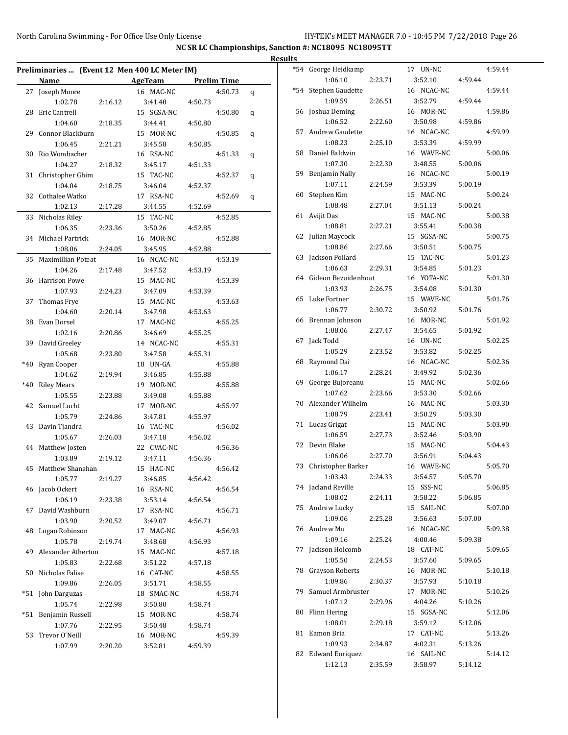## NC SR LC Championships, Sanction #: NC18095 NC18095TT

### Results

### Preliminaries ... (Event 12 Men 400 LC Meter IM)

| | Name | Age | Team | Prelim Time | |
|---|---|---|---|---|---|
| 27 | Joseph Moore | 16 | MAC-NC | 4:50.73 | q |
| | 1:02.78 | 2:16.12 | 3:41.40 | 4:50.73 | |
| 28 | Eric Cantrell | 15 | SGSA-NC | 4:50.80 | q |
| | 1:04.60 | 2:18.35 | 3:44.41 | 4:50.80 | |
| 29 | Connor Blackburn | 15 | MOR-NC | 4:50.85 | q |
| | 1:06.45 | 2:21.21 | 3:45.58 | 4:50.85 | |
| 30 | Rio Wombacher | 16 | RSA-NC | 4:51.33 | q |
| | 1:04.27 | 2:18.32 | 3:45.17 | 4:51.33 | |
| 31 | Christopher Ghim | 15 | TAC-NC | 4:52.37 | q |
| | 1:04.04 | 2:18.75 | 3:46.04 | 4:52.37 | |
| 32 | Cothalee Watko | 17 | RSA-NC | 4:52.69 | q |
| | 1:02.13 | 2:17.28 | 3:44.55 | 4:52.69 | |
| 33 | Nicholas Riley | 15 | TAC-NC | 4:52.85 | |
| | 1:06.35 | 2:23.36 | 3:50.26 | 4:52.85 | |
| 34 | Michael Partrick | 16 | MOR-NC | 4:52.88 | |
| | 1:08.06 | 2:24.05 | 3:45.95 | 4:52.88 | |
| 35 | Maximillian Poteat | 16 | NCAC-NC | 4:53.19 | |
| | 1:04.26 | 2:17.48 | 3:47.52 | 4:53.19 | |
| 36 | Harrison Powe | 15 | MAC-NC | 4:53.39 | |
| | 1:07.93 | 2:24.23 | 3:47.09 | 4:53.39 | |
| 37 | Thomas Frye | 15 | MAC-NC | 4:53.63 | |
| | 1:04.60 | 2:20.14 | 3:47.98 | 4:53.63 | |
| 38 | Evan Dorsel | 17 | MAC-NC | 4:55.25 | |
| | 1:02.16 | 2:20.86 | 3:46.69 | 4:55.25 | |
| 39 | David Greeley | 14 | NCAC-NC | 4:55.31 | |
| | 1:05.68 | 2:23.80 | 3:47.58 | 4:55.31 | |
| *40 | Ryan Cooper | 18 | UN-GA | 4:55.88 | |
| | 1:04.62 | 2:19.94 | 3:46.85 | 4:55.88 | |
| *40 | Riley Mears | 19 | MOR-NC | 4:55.88 | |
| | 1:05.55 | 2:23.88 | 3:49.08 | 4:55.88 | |
| 42 | Samuel Lucht | 17 | MOR-NC | 4:55.97 | |
| | 1:05.79 | 2:24.86 | 3:47.81 | 4:55.97 | |
| 43 | Davin Tjandra | 16 | TAC-NC | 4:56.02 | |
| | 1:05.67 | 2:26.03 | 3:47.18 | 4:56.02 | |
| 44 | Matthew Josten | 22 | CVAC-NC | 4:56.36 | |
| | 1:03.89 | 2:19.12 | 3:47.11 | 4:56.36 | |
| 45 | Matthew Shanahan | 15 | HAC-NC | 4:56.42 | |
| | 1:05.77 | 2:19.27 | 3:46.85 | 4:56.42 | |
| 46 | Jacob Ockert | 16 | RSA-NC | 4:56.54 | |
| | 1:06.19 | 2:23.38 | 3:53.14 | 4:56.54 | |
| 47 | David Washburn | 17 | RSA-NC | 4:56.71 | |
| | 1:03.90 | 2:20.52 | 3:49.07 | 4:56.71 | |
| 48 | Logan Robinson | 17 | MAC-NC | 4:56.93 | |
| | 1:05.78 | 2:19.74 | 3:48.68 | 4:56.93 | |
| 49 | Alexander Atherton | 15 | MAC-NC | 4:57.18 | |
| | 1:05.83 | 2:22.68 | 3:51.22 | 4:57.18 | |
| 50 | Nicholas Falise | 16 | CAT-NC | 4:58.55 | |
| | 1:09.86 | 2:26.05 | 3:51.71 | 4:58.55 | |
| *51 | John Darguzas | 18 | SMAC-NC | 4:58.74 | |
| | 1:05.74 | 2:22.98 | 3:50.80 | 4:58.74 | |
| *51 | Benjamin Russell | 15 | MOR-NC | 4:58.74 | |
| | 1:07.76 | 2:22.95 | 3:50.48 | 4:58.74 | |
| 53 | Trevor O'Neill | 16 | MOR-NC | 4:59.39 | |
| | 1:07.99 | 2:20.20 | 3:52.81 | 4:59.39 | |
| *54 | George Heidkamp | 17 | UN-NC | 4:59.44 | |
| | 1:06.10 | 2:23.71 | 3:52.10 | 4:59.44 | |
| *54 | Stephen Gaudette | 16 | NCAC-NC | 4:59.44 | |
| | 1:09.59 | 2:26.51 | 3:52.79 | 4:59.44 | |
| 56 | Joshua Deming | 16 | MOR-NC | 4:59.86 | |
| | 1:06.52 | 2:22.60 | 3:50.98 | 4:59.86 | |
| 57 | Andrew Gaudette | 16 | NCAC-NC | 4:59.99 | |
| | 1:08.23 | 2:25.10 | 3:53.39 | 4:59.99 | |
| 58 | Daniel Baldwin | 16 | WAVE-NC | 5:00.06 | |
| | 1:07.30 | 2:22.30 | 3:48.55 | 5:00.06 | |
| 59 | Benjamin Nally | 16 | NCAC-NC | 5:00.19 | |
| | 1:07.11 | 2:24.59 | 3:53.39 | 5:00.19 | |
| 60 | Stephen Kim | 15 | MAC-NC | 5:00.24 | |
| | 1:08.48 | 2:27.04 | 3:51.13 | 5:00.24 | |
| 61 | Avijit Das | 15 | MAC-NC | 5:00.38 | |
| | 1:08.81 | 2:27.21 | 3:55.41 | 5:00.38 | |
| 62 | Julian Maycock | 15 | SGSA-NC | 5:00.75 | |
| | 1:08.86 | 2:27.66 | 3:50.51 | 5:00.75 | |
| 63 | Jackson Pollard | 15 | TAC-NC | 5:01.23 | |
| | 1:06.63 | 2:29.31 | 3:54.85 | 5:01.23 | |
| 64 | Gideon Bezuidenhout | 16 | YOTA-NC | 5:01.30 | |
| | 1:03.93 | 2:26.75 | 3:54.08 | 5:01.30 | |
| 65 | Luke Fortner | 15 | WAVE-NC | 5:01.76 | |
| | 1:06.77 | 2:30.72 | 3:50.92 | 5:01.76 | |
| 66 | Brennan Johnson | 16 | MOR-NC | 5:01.92 | |
| | 1:08.06 | 2:27.47 | 3:54.65 | 5:01.92 | |
| 67 | Jack Todd | 16 | UN-NC | 5:02.25 | |
| | 1:05.29 | 2:23.52 | 3:53.82 | 5:02.25 | |
| 68 | Raymond Dai | 16 | NCAC-NC | 5:02.36 | |
| | 1:06.17 | 2:28.24 | 3:49.92 | 5:02.36 | |
| 69 | George Bujoreanu | 15 | MAC-NC | 5:02.66 | |
| | 1:07.62 | 2:23.66 | 3:53.30 | 5:02.66 | |
| 70 | Alexander Wilhelm | 16 | MAC-NC | 5:03.30 | |
| | 1:08.79 | 2:23.41 | 3:50.29 | 5:03.30 | |
| 71 | Lucas Grigat | 15 | MAC-NC | 5:03.90 | |
| | 1:06.59 | 2:27.73 | 3:52.46 | 5:03.90 | |
| 72 | Devin Blake | 15 | MAC-NC | 5:04.43 | |
| | 1:06.06 | 2:27.70 | 3:56.91 | 5:04.43 | |
| 73 | Christopher Barker | 16 | WAVE-NC | 5:05.70 | |
| | 1:03.43 | 2:24.33 | 3:54.57 | 5:05.70 | |
| 74 | Jacland Reville | 15 | SSS-NC | 5:06.85 | |
| | 1:08.02 | 2:24.11 | 3:58.22 | 5:06.85 | |
| 75 | Andrew Lucky | 15 | SAIL-NC | 5:07.00 | |
| | 1:09.06 | 2:25.28 | 3:56.63 | 5:07.00 | |
| 76 | Andrew Mu | 16 | NCAC-NC | 5:09.38 | |
| | 1:09.16 | 2:25.24 | 4:00.46 | 5:09.38 | |
| 77 | Jackson Holcomb | 18 | CAT-NC | 5:09.65 | |
| | 1:05.50 | 2:24.53 | 3:57.60 | 5:09.65 | |
| 78 | Grayson Roberts | 16 | MOR-NC | 5:10.18 | |
| | 1:09.86 | 2:30.37 | 3:57.93 | 5:10.18 | |
| 79 | Samuel Armbruster | 17 | MOR-NC | 5:10.26 | |
| | 1:07.12 | 2:29.96 | 4:04.26 | 5:10.26 | |
| 80 | Flinn Hering | 15 | SGSA-NC | 5:12.06 | |
| | 1:08.01 | 2:29.18 | 3:59.12 | 5:12.06 | |
| 81 | Eamon Bria | 17 | CAT-NC | 5:13.26 | |
| | 1:09.93 | 2:34.87 | 4:02.31 | 5:13.26 | |
| 82 | Edward Enriquez | 16 | SAIL-NC | 5:14.12 | |
| | 1:12.13 | 2:35.59 | 3:58.97 | 5:14.12 | |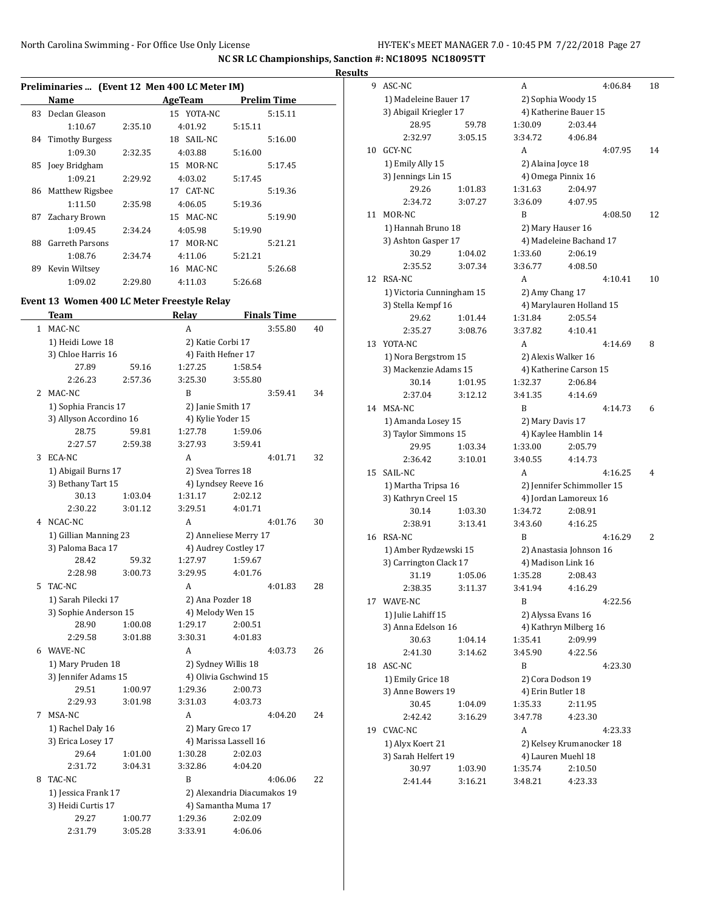NC SR LC Championships, Sanction #: NC18095 NC18095TT

**Results**

### Preliminaries ... (Event 12 Men 400 LC Meter IM)

| | Name | AgeTeam | Prelim Time |
|---|---|---|---|
| 83 | Declan Gleason | 15 YOTA-NC | 5:15.11 |
| | 1:10.67 / 2:35.10 / 4:01.92 / 5:15.11 | | |
| 84 | Timothy Burgess | 18 SAIL-NC | 5:16.00 |
| | 1:09.30 / 2:32.35 / 4:03.88 / 5:16.00 | | |
| 85 | Joey Bridgham | 15 MOR-NC | 5:17.45 |
| | 1:09.21 / 2:29.92 / 4:03.02 / 5:17.45 | | |
| 86 | Matthew Rigsbee | 17 CAT-NC | 5:19.36 |
| | 1:11.50 / 2:35.98 / 4:06.05 / 5:19.36 | | |
| 87 | Zachary Brown | 15 MAC-NC | 5:19.90 |
| | 1:09.45 / 2:34.24 / 4:05.98 / 5:19.90 | | |
| 88 | Garreth Parsons | 17 MOR-NC | 5:21.21 |
| | 1:08.76 / 2:34.74 / 4:11.06 / 5:21.21 | | |
| 89 | Kevin Wiltsey | 16 MAC-NC | 5:26.68 |
| | 1:09.02 / 2:29.80 / 4:11.03 / 5:26.68 | | |

### Event 13 Women 400 LC Meter Freestyle Relay

| | Team | Relay | Finals Time | Points |
|---|---|---|---|---|
| 1 | MAC-NC | A | 3:55.80 | 40 |
| | 1) Heidi Lowe 18; 2) Katie Corbi 17; 3) Chloe Harris 16; 4) Faith Hefner 17 | | | |
| | 27.89 / 59.16 / 1:27.25 / 1:58.54 / 2:26.23 / 2:57.36 / 3:25.30 / 3:55.80 | | | |
| 2 | MAC-NC | B | 3:59.41 | 34 |
| | 1) Sophia Francis 17; 2) Janie Smith 17; 3) Allyson Accordino 16; 4) Kylie Yoder 15 | | | |
| | 28.75 / 59.81 / 1:27.78 / 1:59.06 / 2:27.57 / 2:59.38 / 3:27.93 / 3:59.41 | | | |
| 3 | ECA-NC | A | 4:01.71 | 32 |
| | 1) Abigail Burns 17; 2) Svea Torres 18; 3) Bethany Tart 15; 4) Lyndsey Reeve 16 | | | |
| | 30.13 / 1:03.04 / 1:31.17 / 2:02.12 / 2:30.22 / 3:01.12 / 3:29.51 / 4:01.71 | | | |
| 4 | NCAC-NC | A | 4:01.76 | 30 |
| | 1) Gillian Manning 23; 2) Anneliese Merry 17; 3) Paloma Baca 17; 4) Audrey Costley 17 | | | |
| | 28.42 / 59.32 / 1:27.97 / 1:59.67 / 2:28.98 / 3:00.73 / 3:29.95 / 4:01.76 | | | |
| 5 | TAC-NC | A | 4:01.83 | 28 |
| | 1) Sarah Pilecki 17; 2) Ana Pozder 18; 3) Sophie Anderson 15; 4) Melody Wen 15 | | | |
| | 28.90 / 1:00.08 / 1:29.17 / 2:00.51 / 2:29.58 / 3:01.88 / 3:30.31 / 4:01.83 | | | |
| 6 | WAVE-NC | A | 4:03.73 | 26 |
| | 1) Mary Pruden 18; 2) Sydney Willis 18; 3) Jennifer Adams 15; 4) Olivia Gschwind 15 | | | |
| | 29.51 / 1:00.97 / 1:29.36 / 2:00.73 / 2:29.93 / 3:01.98 / 3:31.03 / 4:03.73 | | | |
| 7 | MSA-NC | A | 4:04.20 | 24 |
| | 1) Rachel Daly 16; 2) Mary Greco 17; 3) Erica Losey 17; 4) Marissa Lassell 16 | | | |
| | 29.64 / 1:01.00 / 1:30.28 / 2:02.03 / 2:31.72 / 3:04.31 / 3:32.86 / 4:04.20 | | | |
| 8 | TAC-NC | B | 4:06.06 | 22 |
| | 1) Jessica Frank 17; 2) Alexandria Diacumakos 19; 3) Heidi Curtis 17; 4) Samantha Muma 17 | | | |
| | 29.27 / 1:00.77 / 1:29.36 / 2:02.09 / 2:31.79 / 3:05.28 / 3:33.91 / 4:06.06 | | | |
| 9 | ASC-NC | A | 4:06.84 | 18 |
| | 1) Madeleine Bauer 17; 2) Sophia Woody 15; 3) Abigail Kriegler 17; 4) Katherine Bauer 15 | | | |
| | 28.95 / 59.78 / 1:30.09 / 2:03.44 / 2:32.97 / 3:05.15 / 3:34.72 / 4:06.84 | | | |
| 10 | GCY-NC | A | 4:07.95 | 14 |
| | 1) Emily Ally 15; 2) Alaina Joyce 18; 3) Jennings Lin 15; 4) Omega Pinnix 16 | | | |
| | 29.26 / 1:01.83 / 1:31.63 / 2:04.97 / 2:34.72 / 3:07.27 / 3:36.09 / 4:07.95 | | | |
| 11 | MOR-NC | B | 4:08.50 | 12 |
| | 1) Hannah Bruno 18; 2) Mary Hauser 16; 3) Ashton Gasper 17; 4) Madeleine Bachand 17 | | | |
| | 30.29 / 1:04.02 / 1:33.60 / 2:06.19 / 2:35.52 / 3:07.34 / 3:36.77 / 4:08.50 | | | |
| 12 | RSA-NC | A | 4:10.41 | 10 |
| | 1) Victoria Cunningham 15; 2) Amy Chang 17; 3) Stella Kempf 16; 4) Marylauren Holland 15 | | | |
| | 29.62 / 1:01.44 / 1:31.84 / 2:05.54 / 2:35.27 / 3:08.76 / 3:37.82 / 4:10.41 | | | |
| 13 | YOTA-NC | A | 4:14.69 | 8 |
| | 1) Nora Bergstrom 15; 2) Alexis Walker 16; 3) Mackenzie Adams 15; 4) Katherine Carson 15 | | | |
| | 30.14 / 1:01.95 / 1:32.37 / 2:06.84 / 2:37.04 / 3:12.12 / 3:41.35 / 4:14.69 | | | |
| 14 | MSA-NC | B | 4:14.73 | 6 |
| | 1) Amanda Losey 15; 2) Mary Davis 17; 3) Taylor Simmons 15; 4) Kaylee Hamblin 14 | | | |
| | 29.95 / 1:03.34 / 1:33.00 / 2:05.79 / 2:36.42 / 3:10.01 / 3:40.55 / 4:14.73 | | | |
| 15 | SAIL-NC | A | 4:16.25 | 4 |
| | 1) Martha Tripsa 16; 2) Jennifer Schimmoller 15; 3) Kathryn Creel 15; 4) Jordan Lamoreux 16 | | | |
| | 30.14 / 1:03.30 / 1:34.72 / 2:08.91 / 2:38.91 / 3:13.41 / 3:43.60 / 4:16.25 | | | |
| 16 | RSA-NC | B | 4:16.29 | 2 |
| | 1) Amber Rydzewski 15; 2) Anastasia Johnson 16; 3) Carrington Clack 17; 4) Madison Link 16 | | | |
| | 31.19 / 1:05.06 / 1:35.28 / 2:08.43 / 2:38.35 / 3:11.37 / 3:41.94 / 4:16.29 | | | |
| 17 | WAVE-NC | B | 4:22.56 | |
| | 1) Julie Lahiff 15; 2) Alyssa Evans 16; 3) Anna Edelson 16; 4) Kathryn Milberg 16 | | | |
| | 30.63 / 1:04.14 / 1:35.41 / 2:09.99 / 2:41.30 / 3:14.62 / 3:45.90 / 4:22.56 | | | |
| 18 | ASC-NC | B | 4:23.30 | |
| | 1) Emily Grice 18; 2) Cora Dodson 19; 3) Anne Bowers 19; 4) Erin Butler 18 | | | |
| | 30.45 / 1:04.09 / 1:35.33 / 2:11.95 / 2:42.42 / 3:16.29 / 3:47.78 / 4:23.30 | | | |
| 19 | CVAC-NC | A | 4:23.33 | |
| | 1) Alyx Koert 21; 2) Kelsey Krumanocker 18; 3) Sarah Helfert 19; 4) Lauren Muehl 18 | | | |
| | 30.97 / 1:03.90 / 1:35.74 / 2:10.50 / 2:41.44 / 3:16.21 / 3:48.21 / 4:23.33 | | | |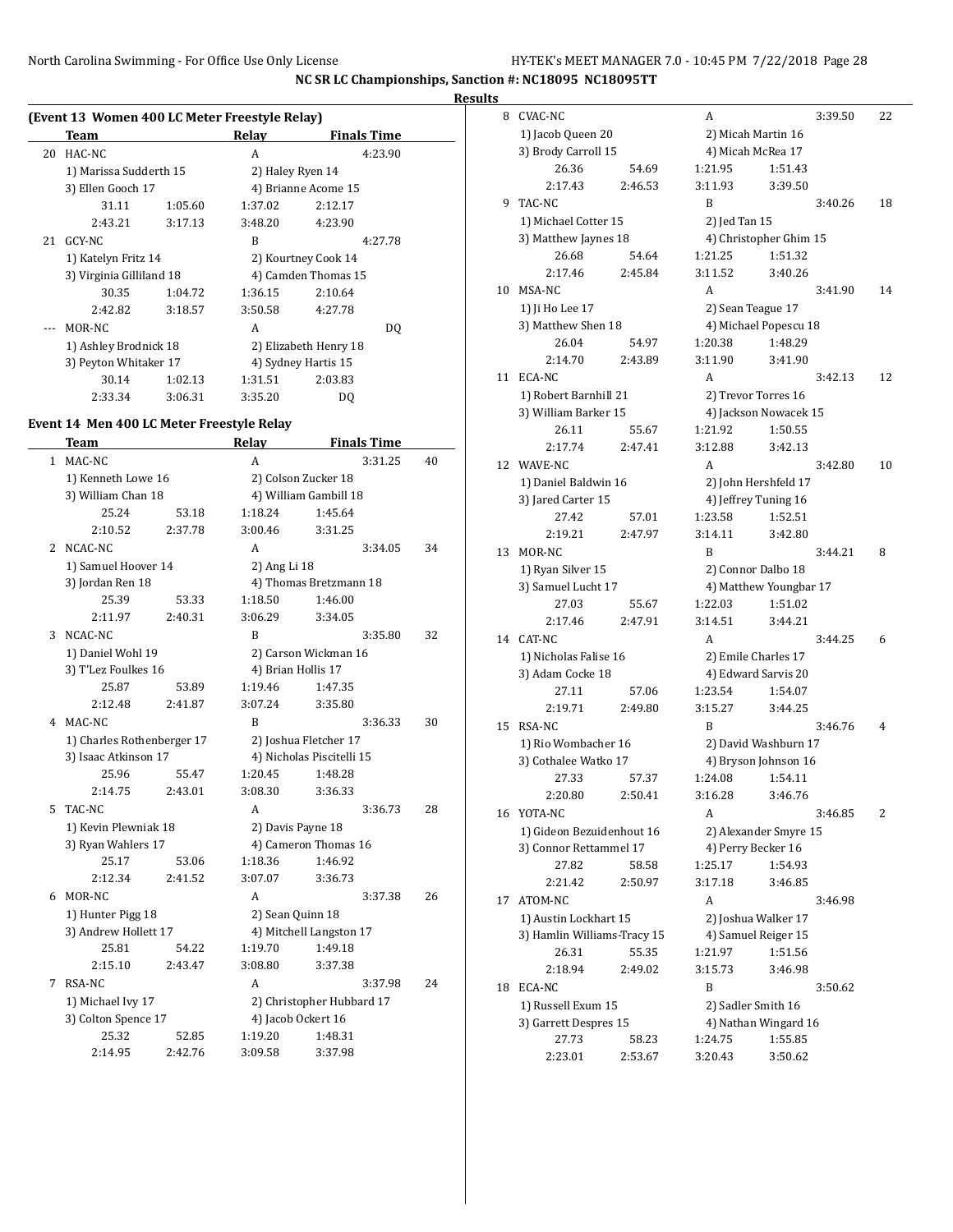**NC SR LC Championships, Sanction #: NC18095 NC18095TT**

**Results**

### (Event 13 Women 400 LC Meter Freestyle Relay)

| | Team | Relay | Finals Time | |
|---|---|---|---|---|
| 20 | HAC-NC | A | 4:23.90 | |
| | 1) Marissa Sudderth 15 | 2) Haley Ryen 14 | | |
| | 3) Ellen Gooch 17 | 4) Brianne Acome 15 | | |
| | 31.11 1:05.60 | 1:37.02 2:12.17 | | |
| | 2:43.21 3:17.13 | 3:48.20 4:23.90 | | |
| 21 | GCY-NC | B | 4:27.78 | |
| | 1) Katelyn Fritz 14 | 2) Kourtney Cook 14 | | |
| | 3) Virginia Gilliland 18 | 4) Camden Thomas 15 | | |
| | 30.35 1:04.72 | 1:36.15 2:10.64 | | |
| | 2:42.82 3:18.57 | 3:50.58 4:27.78 | | |
| --- | MOR-NC | A | DQ | |
| | 1) Ashley Brodnick 18 | 2) Elizabeth Henry 18 | | |
| | 3) Peyton Whitaker 17 | 4) Sydney Hartis 15 | | |
| | 30.14 1:02.13 | 1:31.51 2:03.83 | | |
| | 2:33.34 3:06.31 | 3:35.20 DQ | | |

### Event 14 Men 400 LC Meter Freestyle Relay

| | Team | Relay | Finals Time | Points |
|---|---|---|---|---|
| 1 | MAC-NC | A | 3:31.25 | 40 |
| | 1) Kenneth Lowe 16 | 2) Colson Zucker 18 | | |
| | 3) William Chan 18 | 4) William Gambill 18 | | |
| | 25.24 53.18 | 1:18.24 1:45.64 | | |
| | 2:10.52 2:37.78 | 3:00.46 3:31.25 | | |
| 2 | NCAC-NC | A | 3:34.05 | 34 |
| | 1) Samuel Hoover 14 | 2) Ang Li 18 | | |
| | 3) Jordan Ren 18 | 4) Thomas Bretzmann 18 | | |
| | 25.39 53.33 | 1:18.50 1:46.00 | | |
| | 2:11.97 2:40.31 | 3:06.29 3:34.05 | | |
| 3 | NCAC-NC | B | 3:35.80 | 32 |
| | 1) Daniel Wohl 19 | 2) Carson Wickman 16 | | |
| | 3) T'Lez Foulkes 16 | 4) Brian Hollis 17 | | |
| | 25.87 53.89 | 1:19.46 1:47.35 | | |
| | 2:12.48 2:41.87 | 3:07.24 3:35.80 | | |
| 4 | MAC-NC | B | 3:36.33 | 30 |
| | 1) Charles Rothenberger 17 | 2) Joshua Fletcher 17 | | |
| | 3) Isaac Atkinson 17 | 4) Nicholas Piscitelli 15 | | |
| | 25.96 55.47 | 1:20.45 1:48.28 | | |
| | 2:14.75 2:43.01 | 3:08.30 3:36.33 | | |
| 5 | TAC-NC | A | 3:36.73 | 28 |
| | 1) Kevin Plewniak 18 | 2) Davis Payne 18 | | |
| | 3) Ryan Wahlers 17 | 4) Cameron Thomas 16 | | |
| | 25.17 53.06 | 1:18.36 1:46.92 | | |
| | 2:12.34 2:41.52 | 3:07.07 3:36.73 | | |
| 6 | MOR-NC | A | 3:37.38 | 26 |
| | 1) Hunter Pigg 18 | 2) Sean Quinn 18 | | |
| | 3) Andrew Hollett 17 | 4) Mitchell Langston 17 | | |
| | 25.81 54.22 | 1:19.70 1:49.18 | | |
| | 2:15.10 2:43.47 | 3:08.80 3:37.38 | | |
| 7 | RSA-NC | A | 3:37.98 | 24 |
| | 1) Michael Ivy 17 | 2) Christopher Hubbard 17 | | |
| | 3) Colton Spence 17 | 4) Jacob Ockert 16 | | |
| | 25.32 52.85 | 1:19.20 1:48.31 | | |
| | 2:14.95 2:42.76 | 3:09.58 3:37.98 | | |
| 8 | CVAC-NC | A | 3:39.50 | 22 |
| | 1) Jacob Queen 20 | 2) Micah Martin 16 | | |
| | 3) Brody Carroll 15 | 4) Micah McRea 17 | | |
| | 26.36 54.69 | 1:21.95 1:51.43 | | |
| | 2:17.43 2:46.53 | 3:11.93 3:39.50 | | |
| 9 | TAC-NC | B | 3:40.26 | 18 |
| | 1) Michael Cotter 15 | 2) Jed Tan 15 | | |
| | 3) Matthew Jaynes 18 | 4) Christopher Ghim 15 | | |
| | 26.68 54.64 | 1:21.25 1:51.32 | | |
| | 2:17.46 2:45.84 | 3:11.52 3:40.26 | | |
| 10 | MSA-NC | A | 3:41.90 | 14 |
| | 1) Ji Ho Lee 17 | 2) Sean Teague 17 | | |
| | 3) Matthew Shen 18 | 4) Michael Popescu 18 | | |
| | 26.04 54.97 | 1:20.38 1:48.29 | | |
| | 2:14.70 2:43.89 | 3:11.90 3:41.90 | | |
| 11 | ECA-NC | A | 3:42.13 | 12 |
| | 1) Robert Barnhill 21 | 2) Trevor Torres 16 | | |
| | 3) William Barker 15 | 4) Jackson Nowacek 15 | | |
| | 26.11 55.67 | 1:21.92 1:50.55 | | |
| | 2:17.74 2:47.41 | 3:12.88 3:42.13 | | |
| 12 | WAVE-NC | A | 3:42.80 | 10 |
| | 1) Daniel Baldwin 16 | 2) John Hershfeld 17 | | |
| | 3) Jared Carter 15 | 4) Jeffrey Tuning 16 | | |
| | 27.42 57.01 | 1:23.58 1:52.51 | | |
| | 2:19.21 2:47.97 | 3:14.11 3:42.80 | | |
| 13 | MOR-NC | B | 3:44.21 | 8 |
| | 1) Ryan Silver 15 | 2) Connor Dalbo 18 | | |
| | 3) Samuel Lucht 17 | 4) Matthew Youngbar 17 | | |
| | 27.03 55.67 | 1:22.03 1:51.02 | | |
| | 2:17.46 2:47.91 | 3:14.51 3:44.21 | | |
| 14 | CAT-NC | A | 3:44.25 | 6 |
| | 1) Nicholas Falise 16 | 2) Emile Charles 17 | | |
| | 3) Adam Cocke 18 | 4) Edward Sarvis 20 | | |
| | 27.11 57.06 | 1:23.54 1:54.07 | | |
| | 2:19.71 2:49.80 | 3:15.27 3:44.25 | | |
| 15 | RSA-NC | B | 3:46.76 | 4 |
| | 1) Rio Wombacher 16 | 2) David Washburn 17 | | |
| | 3) Cothalee Watko 17 | 4) Bryson Johnson 16 | | |
| | 27.33 57.37 | 1:24.08 1:54.11 | | |
| | 2:20.80 2:50.41 | 3:16.28 3:46.76 | | |
| 16 | YOTA-NC | A | 3:46.85 | 2 |
| | 1) Gideon Bezuidenhout 16 | 2) Alexander Smyre 15 | | |
| | 3) Connor Rettammel 17 | 4) Perry Becker 16 | | |
| | 27.82 58.58 | 1:25.17 1:54.93 | | |
| | 2:21.42 2:50.97 | 3:17.18 3:46.85 | | |
| 17 | ATOM-NC | A | 3:46.98 | |
| | 1) Austin Lockhart 15 | 2) Joshua Walker 17 | | |
| | 3) Hamlin Williams-Tracy 15 | 4) Samuel Reiger 15 | | |
| | 26.31 55.35 | 1:21.97 1:51.56 | | |
| | 2:18.94 2:49.02 | 3:15.73 3:46.98 | | |
| 18 | ECA-NC | B | 3:50.62 | |
| | 1) Russell Exum 15 | 2) Sadler Smith 16 | | |
| | 3) Garrett Despres 15 | 4) Nathan Wingard 16 | | |
| | 27.73 58.23 | 1:24.75 1:55.85 | | |
| | 2:23.01 2:53.67 | 3:20.43 3:50.62 | | |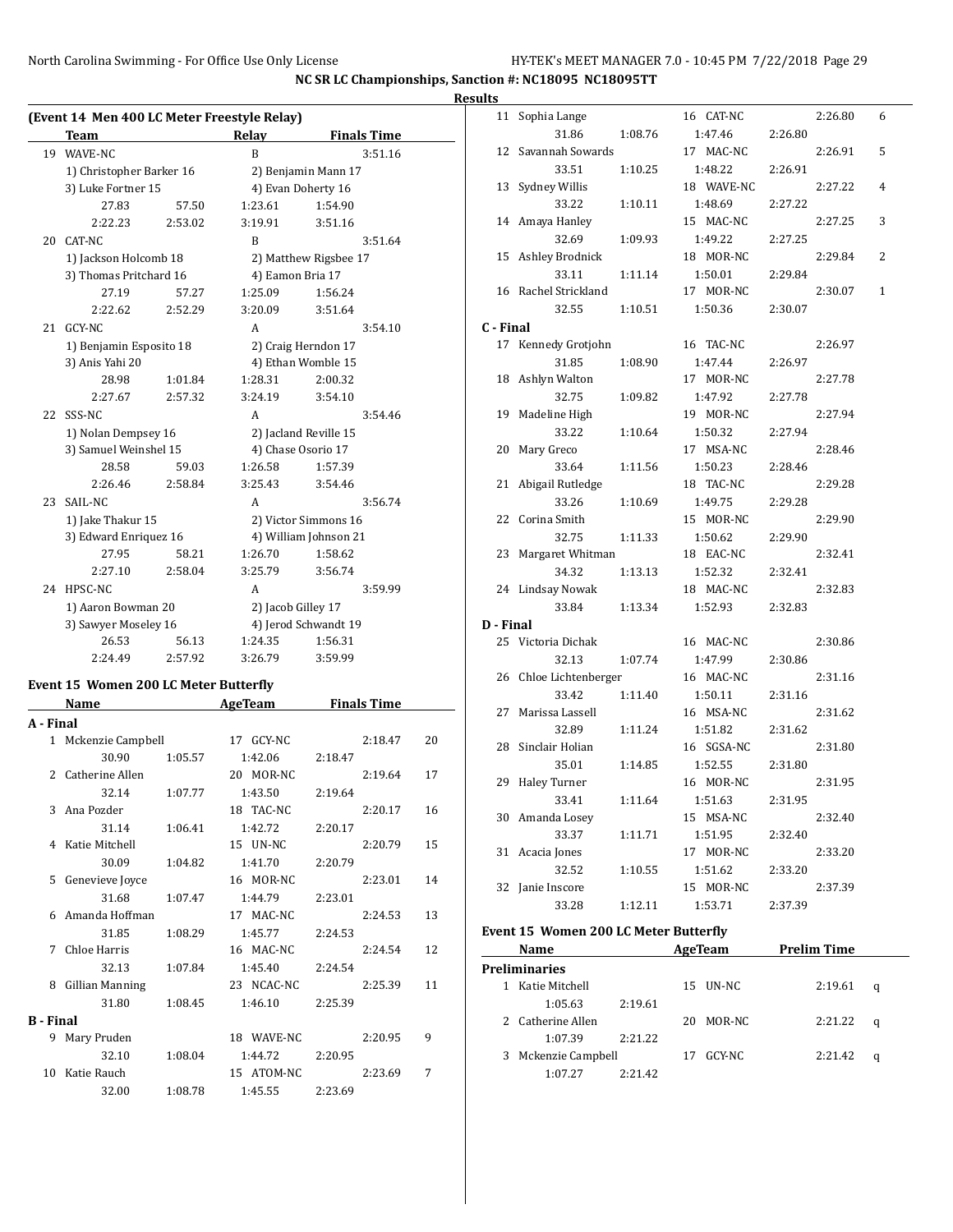NC SR LC Championships, Sanction #: NC18095 NC18095TT

**Results**

### (Event 14 Men 400 LC Meter Freestyle Relay)

| | Team | Relay | Finals Time |
|---|---|---|---|
| 19 | WAVE-NC | B | 3:51.16 |
| | 1) Christopher Barker 16 | 2) Benjamin Mann 17 | |
| | 3) Luke Fortner 15 | 4) Evan Doherty 16 | |
| | 27.83 57.50 | 1:23.61 1:54.90 | |
| | 2:22.23 2:53.02 | 3:19.91 3:51.16 | |
| 20 | CAT-NC | B | 3:51.64 |
| | 1) Jackson Holcomb 18 | 2) Matthew Rigsbee 17 | |
| | 3) Thomas Pritchard 16 | 4) Eamon Bria 17 | |
| | 27.19 57.27 | 1:25.09 1:56.24 | |
| | 2:22.62 2:52.29 | 3:20.09 3:51.64 | |
| 21 | GCY-NC | A | 3:54.10 |
| | 1) Benjamin Esposito 18 | 2) Craig Herndon 17 | |
| | 3) Anis Yahi 20 | 4) Ethan Womble 15 | |
| | 28.98 1:01.84 | 1:28.31 2:00.32 | |
| | 2:27.67 2:57.32 | 3:24.19 3:54.10 | |
| 22 | SSS-NC | A | 3:54.46 |
| | 1) Nolan Dempsey 16 | 2) Jacland Reville 15 | |
| | 3) Samuel Weinshel 15 | 4) Chase Osorio 17 | |
| | 28.58 59.03 | 1:26.58 1:57.39 | |
| | 2:26.46 2:58.84 | 3:25.43 3:54.46 | |
| 23 | SAIL-NC | A | 3:56.74 |
| | 1) Jake Thakur 15 | 2) Victor Simmons 16 | |
| | 3) Edward Enriquez 16 | 4) William Johnson 21 | |
| | 27.95 58.21 | 1:26.70 1:58.62 | |
| | 2:27.10 2:58.04 | 3:25.79 3:56.74 | |
| 24 | HPSC-NC | A | 3:59.99 |
| | 1) Aaron Bowman 20 | 2) Jacob Gilley 17 | |
| | 3) Sawyer Moseley 16 | 4) Jerod Schwandt 19 | |
| | 26.53 56.13 | 1:24.35 1:56.31 | |
| | 2:24.49 2:57.92 | 3:26.79 3:59.99 | |

### Event 15 Women 200 LC Meter Butterfly

| | Name | AgeTeam | Finals Time | Points |
|---|---|---|---|---|
| **A - Final** | | | | |
| 1 | Mckenzie Campbell | 17 GCY-NC | 2:18.47 | 20 |
| | 30.90 1:05.57 | 1:42.06 2:18.47 | | |
| 2 | Catherine Allen | 20 MOR-NC | 2:19.64 | 17 |
| | 32.14 1:07.77 | 1:43.50 2:19.64 | | |
| 3 | Ana Pozder | 18 TAC-NC | 2:20.17 | 16 |
| | 31.14 1:06.41 | 1:42.72 2:20.17 | | |
| 4 | Katie Mitchell | 15 UN-NC | 2:20.79 | 15 |
| | 30.09 1:04.82 | 1:41.70 2:20.79 | | |
| 5 | Genevieve Joyce | 16 MOR-NC | 2:23.01 | 14 |
| | 31.68 1:07.47 | 1:44.79 2:23.01 | | |
| 6 | Amanda Hoffman | 17 MAC-NC | 2:24.53 | 13 |
| | 31.85 1:08.29 | 1:45.77 2:24.53 | | |
| 7 | Chloe Harris | 16 MAC-NC | 2:24.54 | 12 |
| | 32.13 1:07.84 | 1:45.40 2:24.54 | | |
| 8 | Gillian Manning | 23 NCAC-NC | 2:25.39 | 11 |
| | 31.80 1:08.45 | 1:46.10 2:25.39 | | |
| **B - Final** | | | | |
| 9 | Mary Pruden | 18 WAVE-NC | 2:20.95 | 9 |
| | 32.10 1:08.04 | 1:44.72 2:20.95 | | |
| 10 | Katie Rauch | 15 ATOM-NC | 2:23.69 | 7 |
| | 32.00 1:08.78 | 1:45.55 2:23.69 | | |
| 11 | Sophia Lange | 16 CAT-NC | 2:26.80 | 6 |
| | 31.86 1:08.76 | 1:47.46 2:26.80 | | |
| 12 | Savannah Sowards | 17 MAC-NC | 2:26.91 | 5 |
| | 33.51 1:10.25 | 1:48.22 2:26.91 | | |
| 13 | Sydney Willis | 18 WAVE-NC | 2:27.22 | 4 |
| | 33.22 1:10.11 | 1:48.69 2:27.22 | | |
| 14 | Amaya Hanley | 15 MAC-NC | 2:27.25 | 3 |
| | 32.69 1:09.93 | 1:49.22 2:27.25 | | |
| 15 | Ashley Brodnick | 18 MOR-NC | 2:29.84 | 2 |
| | 33.11 1:11.14 | 1:50.01 2:29.84 | | |
| 16 | Rachel Strickland | 17 MOR-NC | 2:30.07 | 1 |
| | 32.55 1:10.51 | 1:50.36 2:30.07 | | |
| **C - Final** | | | | |
| 17 | Kennedy Grotjohn | 16 TAC-NC | 2:26.97 | |
| | 31.85 1:08.90 | 1:47.44 2:26.97 | | |
| 18 | Ashlyn Walton | 17 MOR-NC | 2:27.78 | |
| | 32.75 1:09.82 | 1:47.92 2:27.78 | | |
| 19 | Madeline High | 19 MOR-NC | 2:27.94 | |
| | 33.22 1:10.64 | 1:50.32 2:27.94 | | |
| 20 | Mary Greco | 17 MSA-NC | 2:28.46 | |
| | 33.64 1:11.56 | 1:50.23 2:28.46 | | |
| 21 | Abigail Rutledge | 18 TAC-NC | 2:29.28 | |
| | 33.26 1:10.69 | 1:49.75 2:29.28 | | |
| 22 | Corina Smith | 15 MOR-NC | 2:29.90 | |
| | 32.75 1:11.33 | 1:50.62 2:29.90 | | |
| 23 | Margaret Whitman | 18 EAC-NC | 2:32.41 | |
| | 34.32 1:13.13 | 1:52.32 2:32.41 | | |
| 24 | Lindsay Nowak | 18 MAC-NC | 2:32.83 | |
| | 33.84 1:13.34 | 1:52.93 2:32.83 | | |
| **D - Final** | | | | |
| 25 | Victoria Dichak | 16 MAC-NC | 2:30.86 | |
| | 32.13 1:07.74 | 1:47.99 2:30.86 | | |
| 26 | Chloe Lichtenberger | 16 MAC-NC | 2:31.16 | |
| | 33.42 1:11.40 | 1:50.11 2:31.16 | | |
| 27 | Marissa Lassell | 16 MSA-NC | 2:31.62 | |
| | 32.89 1:11.24 | 1:51.82 2:31.62 | | |
| 28 | Sinclair Holian | 16 SGSA-NC | 2:31.80 | |
| | 35.01 1:14.85 | 1:52.55 2:31.80 | | |
| 29 | Haley Turner | 16 MOR-NC | 2:31.95 | |
| | 33.41 1:11.64 | 1:51.63 2:31.95 | | |
| 30 | Amanda Losey | 15 MSA-NC | 2:32.40 | |
| | 33.37 1:11.71 | 1:51.95 2:32.40 | | |
| 31 | Acacia Jones | 17 MOR-NC | 2:33.20 | |
| | 32.52 1:10.55 | 1:51.62 2:33.20 | | |
| 32 | Janie Inscore | 15 MOR-NC | 2:37.39 | |
| | 33.28 1:12.11 | 1:53.71 2:37.39 | | |

### Event 15 Women 200 LC Meter Butterfly

| | Name | AgeTeam | Prelim Time | |
|---|---|---|---|---|
| **Preliminaries** | | | | |
| 1 | Katie Mitchell | 15 UN-NC | 2:19.61 | q |
| | 1:05.63 2:19.61 | | | |
| 2 | Catherine Allen | 20 MOR-NC | 2:21.22 | q |
| | 1:07.39 2:21.22 | | | |
| 3 | Mckenzie Campbell | 17 GCY-NC | 2:21.42 | q |
| | 1:07.27 2:21.42 | | | |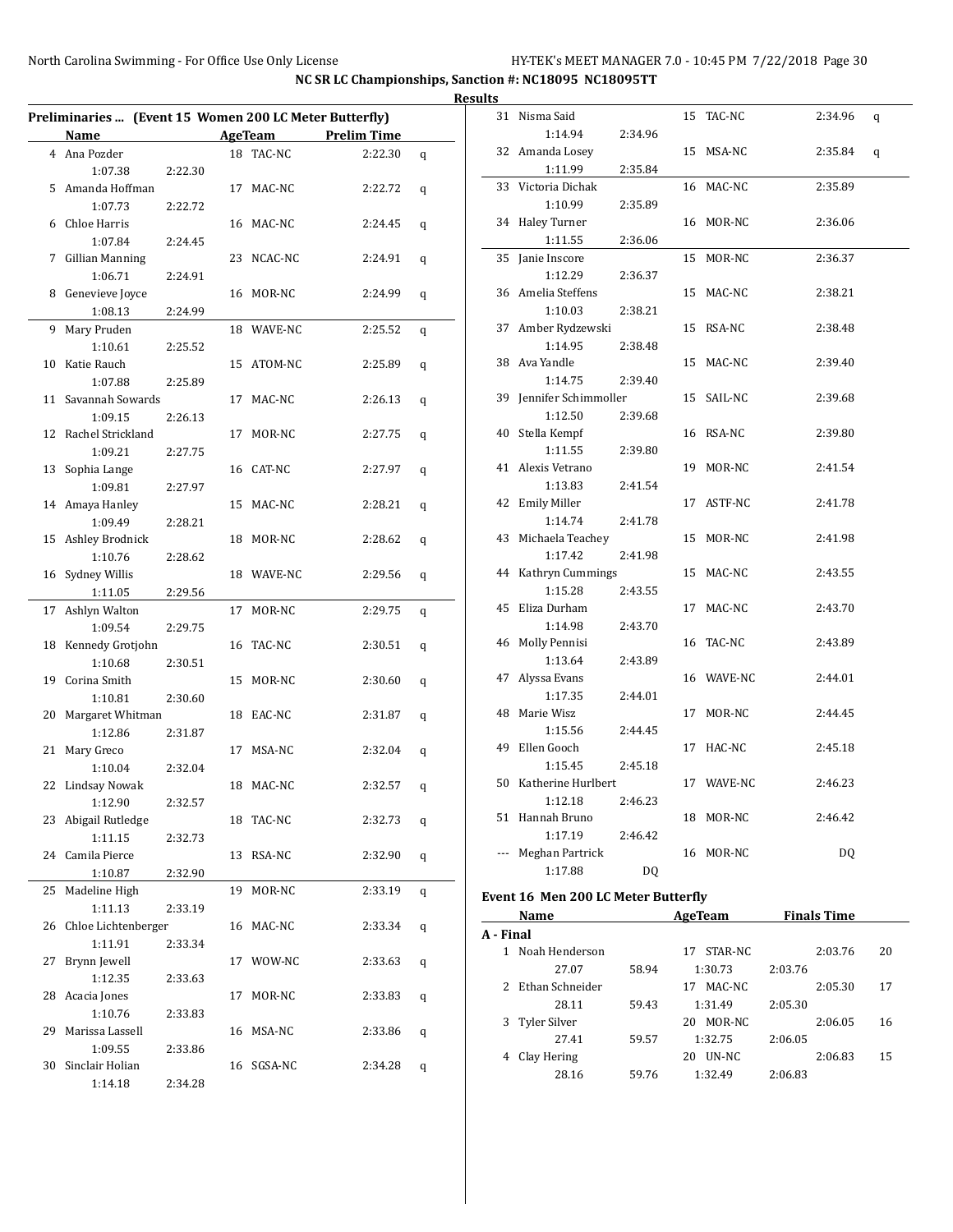**NC SR LC Championships, Sanction #: NC18095 NC18095TT**

**Results**

### Preliminaries ... (Event 15 Women 200 LC Meter Butterfly)

| | Name | | Age | Team | Prelim Time | |
|---|---|---|---|---|---|---|
| 4 | Ana Pozder | | 18 | TAC-NC | 2:22.30 | q |
| | 1:07.38 | 2:22.30 | | | | |
| 5 | Amanda Hoffman | | 17 | MAC-NC | 2:22.72 | q |
| | 1:07.73 | 2:22.72 | | | | |
| 6 | Chloe Harris | | 16 | MAC-NC | 2:24.45 | q |
| | 1:07.84 | 2:24.45 | | | | |
| 7 | Gillian Manning | | 23 | NCAC-NC | 2:24.91 | q |
| | 1:06.71 | 2:24.91 | | | | |
| 8 | Genevieve Joyce | | 16 | MOR-NC | 2:24.99 | q |
| | 1:08.13 | 2:24.99 | | | | |
| 9 | Mary Pruden | | 18 | WAVE-NC | 2:25.52 | q |
| | 1:10.61 | 2:25.52 | | | | |
| 10 | Katie Rauch | | 15 | ATOM-NC | 2:25.89 | q |
| | 1:07.88 | 2:25.89 | | | | |
| 11 | Savannah Sowards | | 17 | MAC-NC | 2:26.13 | q |
| | 1:09.15 | 2:26.13 | | | | |
| 12 | Rachel Strickland | | 17 | MOR-NC | 2:27.75 | q |
| | 1:09.21 | 2:27.75 | | | | |
| 13 | Sophia Lange | | 16 | CAT-NC | 2:27.97 | q |
| | 1:09.81 | 2:27.97 | | | | |
| 14 | Amaya Hanley | | 15 | MAC-NC | 2:28.21 | q |
| | 1:09.49 | 2:28.21 | | | | |
| 15 | Ashley Brodnick | | 18 | MOR-NC | 2:28.62 | q |
| | 1:10.76 | 2:28.62 | | | | |
| 16 | Sydney Willis | | 18 | WAVE-NC | 2:29.56 | q |
| | 1:11.05 | 2:29.56 | | | | |
| 17 | Ashlyn Walton | | 17 | MOR-NC | 2:29.75 | q |
| | 1:09.54 | 2:29.75 | | | | |
| 18 | Kennedy Grotjohn | | 16 | TAC-NC | 2:30.51 | q |
| | 1:10.68 | 2:30.51 | | | | |
| 19 | Corina Smith | | 15 | MOR-NC | 2:30.60 | q |
| | 1:10.81 | 2:30.60 | | | | |
| 20 | Margaret Whitman | | 18 | EAC-NC | 2:31.87 | q |
| | 1:12.86 | 2:31.87 | | | | |
| 21 | Mary Greco | | 17 | MSA-NC | 2:32.04 | q |
| | 1:10.04 | 2:32.04 | | | | |
| 22 | Lindsay Nowak | | 18 | MAC-NC | 2:32.57 | q |
| | 1:12.90 | 2:32.57 | | | | |
| 23 | Abigail Rutledge | | 18 | TAC-NC | 2:32.73 | q |
| | 1:11.15 | 2:32.73 | | | | |
| 24 | Camila Pierce | | 13 | RSA-NC | 2:32.90 | q |
| | 1:10.87 | 2:32.90 | | | | |
| 25 | Madeline High | | 19 | MOR-NC | 2:33.19 | q |
| | 1:11.13 | 2:33.19 | | | | |
| 26 | Chloe Lichtenberger | | 16 | MAC-NC | 2:33.34 | q |
| | 1:11.91 | 2:33.34 | | | | |
| 27 | Brynn Jewell | | 17 | WOW-NC | 2:33.63 | q |
| | 1:12.35 | 2:33.63 | | | | |
| 28 | Acacia Jones | | 17 | MOR-NC | 2:33.83 | q |
| | 1:10.76 | 2:33.83 | | | | |
| 29 | Marissa Lassell | | 16 | MSA-NC | 2:33.86 | q |
| | 1:09.55 | 2:33.86 | | | | |
| 30 | Sinclair Holian | | 16 | SGSA-NC | 2:34.28 | q |
| | 1:14.18 | 2:34.28 | | | | |
| 31 | Nisma Said | | 15 | TAC-NC | 2:34.96 | q |
| | 1:14.94 | 2:34.96 | | | | |
| 32 | Amanda Losey | | 15 | MSA-NC | 2:35.84 | q |
| | 1:11.99 | 2:35.84 | | | | |
| 33 | Victoria Dichak | | 16 | MAC-NC | 2:35.89 | |
| | 1:10.99 | 2:35.89 | | | | |
| 34 | Haley Turner | | 16 | MOR-NC | 2:36.06 | |
| | 1:11.55 | 2:36.06 | | | | |
| 35 | Janie Inscore | | 15 | MOR-NC | 2:36.37 | |
| | 1:12.29 | 2:36.37 | | | | |
| 36 | Amelia Steffens | | 15 | MAC-NC | 2:38.21 | |
| | 1:10.03 | 2:38.21 | | | | |
| 37 | Amber Rydzewski | | 15 | RSA-NC | 2:38.48 | |
| | 1:14.95 | 2:38.48 | | | | |
| 38 | Ava Yandle | | 15 | MAC-NC | 2:39.40 | |
| | 1:14.75 | 2:39.40 | | | | |
| 39 | Jennifer Schimmoller | | 15 | SAIL-NC | 2:39.68 | |
| | 1:12.50 | 2:39.68 | | | | |
| 40 | Stella Kempf | | 16 | RSA-NC | 2:39.80 | |
| | 1:11.55 | 2:39.80 | | | | |
| 41 | Alexis Vetrano | | 19 | MOR-NC | 2:41.54 | |
| | 1:13.83 | 2:41.54 | | | | |
| 42 | Emily Miller | | 17 | ASTF-NC | 2:41.78 | |
| | 1:14.74 | 2:41.78 | | | | |
| 43 | Michaela Teachey | | 15 | MOR-NC | 2:41.98 | |
| | 1:17.42 | 2:41.98 | | | | |
| 44 | Kathryn Cummings | | 15 | MAC-NC | 2:43.55 | |
| | 1:15.28 | 2:43.55 | | | | |
| 45 | Eliza Durham | | 17 | MAC-NC | 2:43.70 | |
| | 1:14.98 | 2:43.70 | | | | |
| 46 | Molly Pennisi | | 16 | TAC-NC | 2:43.89 | |
| | 1:13.64 | 2:43.89 | | | | |
| 47 | Alyssa Evans | | 16 | WAVE-NC | 2:44.01 | |
| | 1:17.35 | 2:44.01 | | | | |
| 48 | Marie Wisz | | 17 | MOR-NC | 2:44.45 | |
| | 1:15.56 | 2:44.45 | | | | |
| 49 | Ellen Gooch | | 17 | HAC-NC | 2:45.18 | |
| | 1:15.45 | 2:45.18 | | | | |
| 50 | Katherine Hurlbert | | 17 | WAVE-NC | 2:46.23 | |
| | 1:12.18 | 2:46.23 | | | | |
| 51 | Hannah Bruno | | 18 | MOR-NC | 2:46.42 | |
| | 1:17.19 | 2:46.42 | | | | |
| --- | Meghan Partrick | | 16 | MOR-NC | DQ | |
| | 1:17.88 | DQ | | | | |

### Event 16 Men 200 LC Meter Butterfly

**A - Final**

| | Name | | Age | Team | Finals Time | Points |
|---|---|---|---|---|---|---|
| 1 | Noah Henderson | | 17 | STAR-NC | 2:03.76 | 20 |
| | 27.07 | 58.94 | 1:30.73 | 2:03.76 | | |
| 2 | Ethan Schneider | | 17 | MAC-NC | 2:05.30 | 17 |
| | 28.11 | 59.43 | 1:31.49 | 2:05.30 | | |
| 3 | Tyler Silver | | 20 | MOR-NC | 2:06.05 | 16 |
| | 27.41 | 59.57 | 1:32.75 | 2:06.05 | | |
| 4 | Clay Hering | | 20 | UN-NC | 2:06.83 | 15 |
| | 28.16 | 59.76 | 1:32.49 | 2:06.83 | | |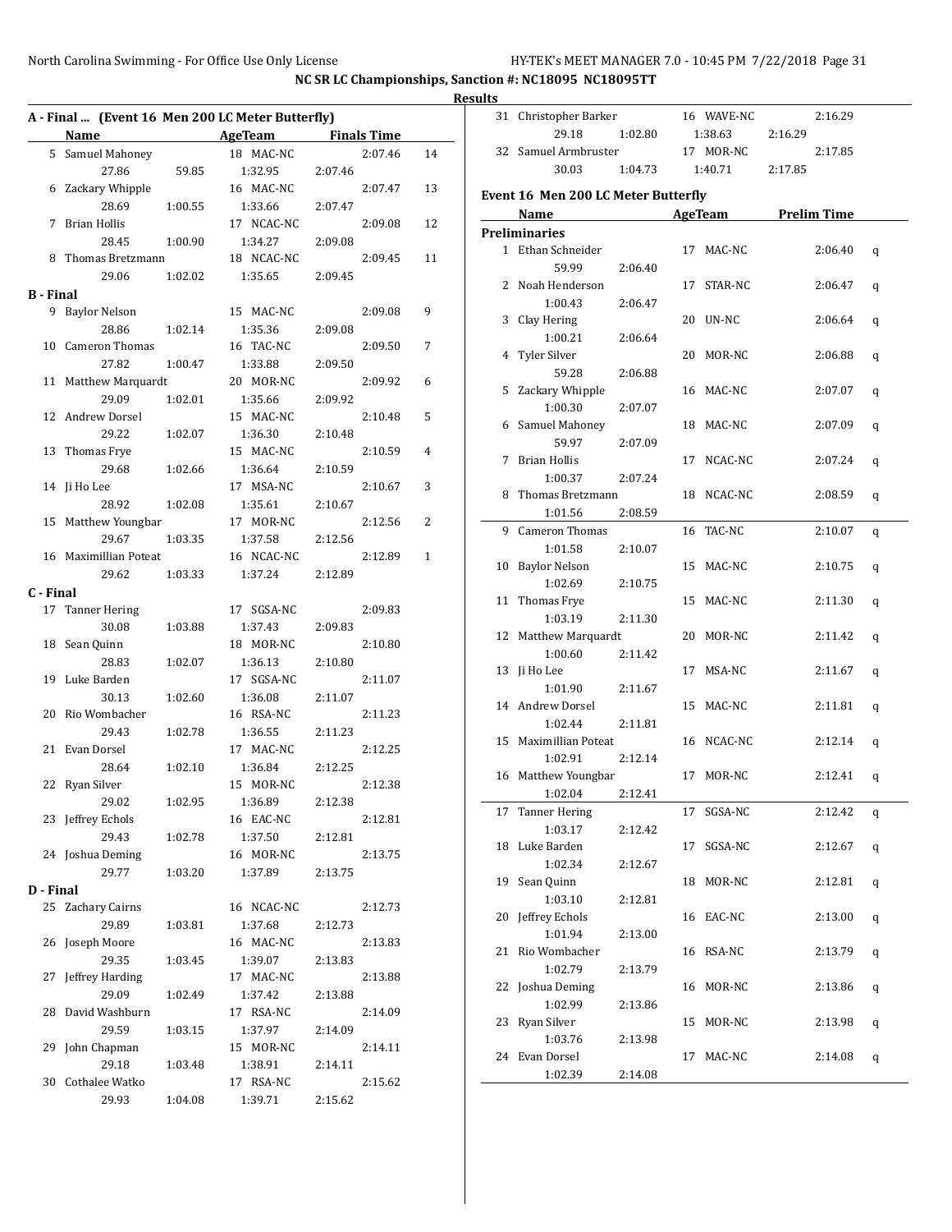**NC SR LC Championships, Sanction #: NC18095 NC18095TT**

**Results**

## A - Final ... (Event 16 Men 200 LC Meter Butterfly)

| | Name | Age | Team | Finals Time | Points |
|---|---|---|---|---|---|
| 5 | Samuel Mahoney | 18 | MAC-NC | 2:07.46 | 14 |
| | 27.86 | 59.85 | 1:32.95 | 2:07.46 | |
| 6 | Zackary Whipple | 16 | MAC-NC | 2:07.47 | 13 |
| | 28.69 | 1:00.55 | 1:33.66 | 2:07.47 | |
| 7 | Brian Hollis | 17 | NCAC-NC | 2:09.08 | 12 |
| | 28.45 | 1:00.90 | 1:34.27 | 2:09.08 | |
| 8 | Thomas Bretzmann | 18 | NCAC-NC | 2:09.45 | 11 |
| | 29.06 | 1:02.02 | 1:35.65 | 2:09.45 | |

## B - Final

| | Name | Age | Team | Finals Time | Points |
|---|---|---|---|---|---|
| 9 | Baylor Nelson | 15 | MAC-NC | 2:09.08 | 9 |
| | 28.86 | 1:02.14 | 1:35.36 | 2:09.08 | |
| 10 | Cameron Thomas | 16 | TAC-NC | 2:09.50 | 7 |
| | 27.82 | 1:00.47 | 1:33.88 | 2:09.50 | |
| 11 | Matthew Marquardt | 20 | MOR-NC | 2:09.92 | 6 |
| | 29.09 | 1:02.01 | 1:35.66 | 2:09.92 | |
| 12 | Andrew Dorsel | 15 | MAC-NC | 2:10.48 | 5 |
| | 29.22 | 1:02.07 | 1:36.30 | 2:10.48 | |
| 13 | Thomas Frye | 15 | MAC-NC | 2:10.59 | 4 |
| | 29.68 | 1:02.66 | 1:36.64 | 2:10.59 | |
| 14 | Ji Ho Lee | 17 | MSA-NC | 2:10.67 | 3 |
| | 28.92 | 1:02.08 | 1:35.61 | 2:10.67 | |
| 15 | Matthew Youngbar | 17 | MOR-NC | 2:12.56 | 2 |
| | 29.67 | 1:03.35 | 1:37.58 | 2:12.56 | |
| 16 | Maximillian Poteat | 16 | NCAC-NC | 2:12.89 | 1 |
| | 29.62 | 1:03.33 | 1:37.24 | 2:12.89 | |

## C - Final

| | Name | Age | Team | Finals Time |
|---|---|---|---|---|
| 17 | Tanner Hering | 17 | SGSA-NC | 2:09.83 |
| | 30.08 | 1:03.88 | 1:37.43 | 2:09.83 |
| 18 | Sean Quinn | 18 | MOR-NC | 2:10.80 |
| | 28.83 | 1:02.07 | 1:36.13 | 2:10.80 |
| 19 | Luke Barden | 17 | SGSA-NC | 2:11.07 |
| | 30.13 | 1:02.60 | 1:36.08 | 2:11.07 |
| 20 | Rio Wombacher | 16 | RSA-NC | 2:11.23 |
| | 29.43 | 1:02.78 | 1:36.55 | 2:11.23 |
| 21 | Evan Dorsel | 17 | MAC-NC | 2:12.25 |
| | 28.64 | 1:02.10 | 1:36.84 | 2:12.25 |
| 22 | Ryan Silver | 15 | MOR-NC | 2:12.38 |
| | 29.02 | 1:02.95 | 1:36.89 | 2:12.38 |
| 23 | Jeffrey Echols | 16 | EAC-NC | 2:12.81 |
| | 29.43 | 1:02.78 | 1:37.50 | 2:12.81 |
| 24 | Joshua Deming | 16 | MOR-NC | 2:13.75 |
| | 29.77 | 1:03.20 | 1:37.89 | 2:13.75 |

## D - Final

| | Name | Age | Team | Finals Time |
|---|---|---|---|---|
| 25 | Zachary Cairns | 16 | NCAC-NC | 2:12.73 |
| | 29.89 | 1:03.81 | 1:37.68 | 2:12.73 |
| 26 | Joseph Moore | 16 | MAC-NC | 2:13.83 |
| | 29.35 | 1:03.45 | 1:39.07 | 2:13.83 |
| 27 | Jeffrey Harding | 17 | MAC-NC | 2:13.88 |
| | 29.09 | 1:02.49 | 1:37.42 | 2:13.88 |
| 28 | David Washburn | 17 | RSA-NC | 2:14.09 |
| | 29.59 | 1:03.15 | 1:37.97 | 2:14.09 |
| 29 | John Chapman | 15 | MOR-NC | 2:14.11 |
| | 29.18 | 1:03.48 | 1:38.91 | 2:14.11 |
| 30 | Cothalee Watko | 17 | RSA-NC | 2:15.62 |
| | 29.93 | 1:04.08 | 1:39.71 | 2:15.62 |
| 31 | Christopher Barker | 16 | WAVE-NC | 2:16.29 |
| | 29.18 | 1:02.80 | 1:38.63 | 2:16.29 |
| 32 | Samuel Armbruster | 17 | MOR-NC | 2:17.85 |
| | 30.03 | 1:04.73 | 1:40.71 | 2:17.85 |

## Event 16 Men 200 LC Meter Butterfly

**Preliminaries**

| | Name | Age | Team | Prelim Time | |
|---|---|---|---|---|---|
| 1 | Ethan Schneider | 17 | MAC-NC | 2:06.40 | q |
| | 59.99 | 2:06.40 | | | |
| 2 | Noah Henderson | 17 | STAR-NC | 2:06.47 | q |
| | 1:00.43 | 2:06.47 | | | |
| 3 | Clay Hering | 20 | UN-NC | 2:06.64 | q |
| | 1:00.21 | 2:06.64 | | | |
| 4 | Tyler Silver | 20 | MOR-NC | 2:06.88 | q |
| | 59.28 | 2:06.88 | | | |
| 5 | Zackary Whipple | 16 | MAC-NC | 2:07.07 | q |
| | 1:00.30 | 2:07.07 | | | |
| 6 | Samuel Mahoney | 18 | MAC-NC | 2:07.09 | q |
| | 59.97 | 2:07.09 | | | |
| 7 | Brian Hollis | 17 | NCAC-NC | 2:07.24 | q |
| | 1:00.37 | 2:07.24 | | | |
| 8 | Thomas Bretzmann | 18 | NCAC-NC | 2:08.59 | q |
| | 1:01.56 | 2:08.59 | | | |
| 9 | Cameron Thomas | 16 | TAC-NC | 2:10.07 | q |
| | 1:01.58 | 2:10.07 | | | |
| 10 | Baylor Nelson | 15 | MAC-NC | 2:10.75 | q |
| | 1:02.69 | 2:10.75 | | | |
| 11 | Thomas Frye | 15 | MAC-NC | 2:11.30 | q |
| | 1:03.19 | 2:11.30 | | | |
| 12 | Matthew Marquardt | 20 | MOR-NC | 2:11.42 | q |
| | 1:00.60 | 2:11.42 | | | |
| 13 | Ji Ho Lee | 17 | MSA-NC | 2:11.67 | q |
| | 1:01.90 | 2:11.67 | | | |
| 14 | Andrew Dorsel | 15 | MAC-NC | 2:11.81 | q |
| | 1:02.44 | 2:11.81 | | | |
| 15 | Maximillian Poteat | 16 | NCAC-NC | 2:12.14 | q |
| | 1:02.91 | 2:12.14 | | | |
| 16 | Matthew Youngbar | 17 | MOR-NC | 2:12.41 | q |
| | 1:02.04 | 2:12.41 | | | |
| 17 | Tanner Hering | 17 | SGSA-NC | 2:12.42 | q |
| | 1:03.17 | 2:12.42 | | | |
| 18 | Luke Barden | 17 | SGSA-NC | 2:12.67 | q |
| | 1:02.34 | 2:12.67 | | | |
| 19 | Sean Quinn | 18 | MOR-NC | 2:12.81 | q |
| | 1:03.10 | 2:12.81 | | | |
| 20 | Jeffrey Echols | 16 | EAC-NC | 2:13.00 | q |
| | 1:01.94 | 2:13.00 | | | |
| 21 | Rio Wombacher | 16 | RSA-NC | 2:13.79 | q |
| | 1:02.79 | 2:13.79 | | | |
| 22 | Joshua Deming | 16 | MOR-NC | 2:13.86 | q |
| | 1:02.99 | 2:13.86 | | | |
| 23 | Ryan Silver | 15 | MOR-NC | 2:13.98 | q |
| | 1:03.76 | 2:13.98 | | | |
| 24 | Evan Dorsel | 17 | MAC-NC | 2:14.08 | q |
| | 1:02.39 | 2:14.08 | | | |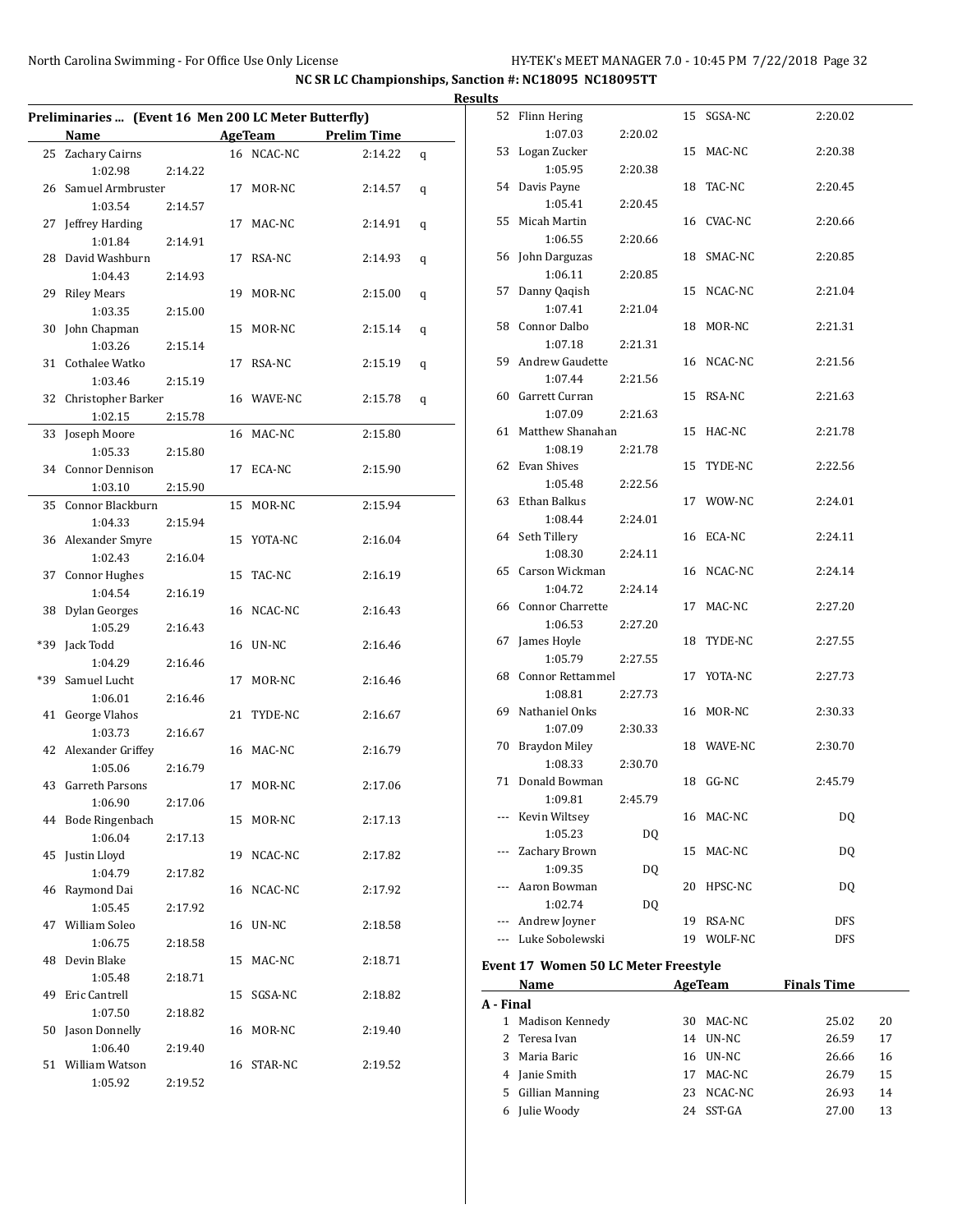NC SR LC Championships, Sanction #: NC18095 NC18095TT

Results

### Preliminaries ... (Event 16 Men 200 LC Meter Butterfly)

| | Name | Age | Team | Prelim Time | |
|---|---|---|---|---|---|
| 25 | Zachary Cairns | 16 | NCAC-NC | 2:14.22 | q |
| | 1:02.98 2:14.22 | | | | |
| 26 | Samuel Armbruster | 17 | MOR-NC | 2:14.57 | q |
| | 1:03.54 2:14.57 | | | | |
| 27 | Jeffrey Harding | 17 | MAC-NC | 2:14.91 | q |
| | 1:01.84 2:14.91 | | | | |
| 28 | David Washburn | 17 | RSA-NC | 2:14.93 | q |
| | 1:04.43 2:14.93 | | | | |
| 29 | Riley Mears | 19 | MOR-NC | 2:15.00 | q |
| | 1:03.35 2:15.00 | | | | |
| 30 | John Chapman | 15 | MOR-NC | 2:15.14 | q |
| | 1:03.26 2:15.14 | | | | |
| 31 | Cothalee Watko | 17 | RSA-NC | 2:15.19 | q |
| | 1:03.46 2:15.19 | | | | |
| 32 | Christopher Barker | 16 | WAVE-NC | 2:15.78 | q |
| | 1:02.15 2:15.78 | | | | |
| 33 | Joseph Moore | 16 | MAC-NC | 2:15.80 | |
| | 1:05.33 2:15.80 | | | | |
| 34 | Connor Dennison | 17 | ECA-NC | 2:15.90 | |
| | 1:03.10 2:15.90 | | | | |
| 35 | Connor Blackburn | 15 | MOR-NC | 2:15.94 | |
| | 1:04.33 2:15.94 | | | | |
| 36 | Alexander Smyre | 15 | YOTA-NC | 2:16.04 | |
| | 1:02.43 2:16.04 | | | | |
| 37 | Connor Hughes | 15 | TAC-NC | 2:16.19 | |
| | 1:04.54 2:16.19 | | | | |
| 38 | Dylan Georges | 16 | NCAC-NC | 2:16.43 | |
| | 1:05.29 2:16.43 | | | | |
| *39 | Jack Todd | 16 | UN-NC | 2:16.46 | |
| | 1:04.29 2:16.46 | | | | |
| *39 | Samuel Lucht | 17 | MOR-NC | 2:16.46 | |
| | 1:06.01 2:16.46 | | | | |
| 41 | George Vlahos | 21 | TYDE-NC | 2:16.67 | |
| | 1:03.73 2:16.67 | | | | |
| 42 | Alexander Griffey | 16 | MAC-NC | 2:16.79 | |
| | 1:05.06 2:16.79 | | | | |
| 43 | Garreth Parsons | 17 | MOR-NC | 2:17.06 | |
| | 1:06.90 2:17.06 | | | | |
| 44 | Bode Ringenbach | 15 | MOR-NC | 2:17.13 | |
| | 1:06.04 2:17.13 | | | | |
| 45 | Justin Lloyd | 19 | NCAC-NC | 2:17.82 | |
| | 1:04.79 2:17.82 | | | | |
| 46 | Raymond Dai | 16 | NCAC-NC | 2:17.92 | |
| | 1:05.45 2:17.92 | | | | |
| 47 | William Soleo | 16 | UN-NC | 2:18.58 | |
| | 1:06.75 2:18.58 | | | | |
| 48 | Devin Blake | 15 | MAC-NC | 2:18.71 | |
| | 1:05.48 2:18.71 | | | | |
| 49 | Eric Cantrell | 15 | SGSA-NC | 2:18.82 | |
| | 1:07.50 2:18.82 | | | | |
| 50 | Jason Donnelly | 16 | MOR-NC | 2:19.40 | |
| | 1:06.40 2:19.40 | | | | |
| 51 | William Watson | 16 | STAR-NC | 2:19.52 | |
| | 1:05.92 2:19.52 | | | | |
| 52 | Flinn Hering | 15 | SGSA-NC | 2:20.02 | |
| | 1:07.03 2:20.02 | | | | |
| 53 | Logan Zucker | 15 | MAC-NC | 2:20.38 | |
| | 1:05.95 2:20.38 | | | | |
| 54 | Davis Payne | 18 | TAC-NC | 2:20.45 | |
| | 1:05.41 2:20.45 | | | | |
| 55 | Micah Martin | 16 | CVAC-NC | 2:20.66 | |
| | 1:06.55 2:20.66 | | | | |
| 56 | John Darguzas | 18 | SMAC-NC | 2:20.85 | |
| | 1:06.11 2:20.85 | | | | |
| 57 | Danny Qaqish | 15 | NCAC-NC | 2:21.04 | |
| | 1:07.41 2:21.04 | | | | |
| 58 | Connor Dalbo | 18 | MOR-NC | 2:21.31 | |
| | 1:07.18 2:21.31 | | | | |
| 59 | Andrew Gaudette | 16 | NCAC-NC | 2:21.56 | |
| | 1:07.44 2:21.56 | | | | |
| 60 | Garrett Curran | 15 | RSA-NC | 2:21.63 | |
| | 1:07.09 2:21.63 | | | | |
| 61 | Matthew Shanahan | 15 | HAC-NC | 2:21.78 | |
| | 1:08.19 2:21.78 | | | | |
| 62 | Evan Shives | 15 | TYDE-NC | 2:22.56 | |
| | 1:05.48 2:22.56 | | | | |
| 63 | Ethan Balkus | 17 | WOW-NC | 2:24.01 | |
| | 1:08.44 2:24.01 | | | | |
| 64 | Seth Tillery | 16 | ECA-NC | 2:24.11 | |
| | 1:08.30 2:24.11 | | | | |
| 65 | Carson Wickman | 16 | NCAC-NC | 2:24.14 | |
| | 1:04.72 2:24.14 | | | | |
| 66 | Connor Charrette | 17 | MAC-NC | 2:27.20 | |
| | 1:06.53 2:27.20 | | | | |
| 67 | James Hoyle | 18 | TYDE-NC | 2:27.55 | |
| | 1:05.79 2:27.55 | | | | |
| 68 | Connor Rettammel | 17 | YOTA-NC | 2:27.73 | |
| | 1:08.81 2:27.73 | | | | |
| 69 | Nathaniel Onks | 16 | MOR-NC | 2:30.33 | |
| | 1:07.09 2:30.33 | | | | |
| 70 | Braydon Miley | 18 | WAVE-NC | 2:30.70 | |
| | 1:08.33 2:30.70 | | | | |
| 71 | Donald Bowman | 18 | GG-NC | 2:45.79 | |
| | 1:09.81 2:45.79 | | | | |
| --- | Kevin Wiltsey | 16 | MAC-NC | DQ | |
| | 1:05.23 DQ | | | | |
| --- | Zachary Brown | 15 | MAC-NC | DQ | |
| | 1:09.35 DQ | | | | |
| --- | Aaron Bowman | 20 | HPSC-NC | DQ | |
| | 1:02.74 DQ | | | | |
| --- | Andrew Joyner | 19 | RSA-NC | DFS | |
| --- | Luke Sobolewski | 19 | WOLF-NC | DFS | |

### Event 17 Women 50 LC Meter Freestyle

| | Name | Age | Team | Finals Time | |
|---|---|---|---|---|---|
| **A - Final** | | | | | |
| 1 | Madison Kennedy | 30 | MAC-NC | 25.02 | 20 |
| 2 | Teresa Ivan | 14 | UN-NC | 26.59 | 17 |
| 3 | Maria Baric | 16 | UN-NC | 26.66 | 16 |
| 4 | Janie Smith | 17 | MAC-NC | 26.79 | 15 |
| 5 | Gillian Manning | 23 | NCAC-NC | 26.93 | 14 |
| 6 | Julie Woody | 24 | SST-GA | 27.00 | 13 |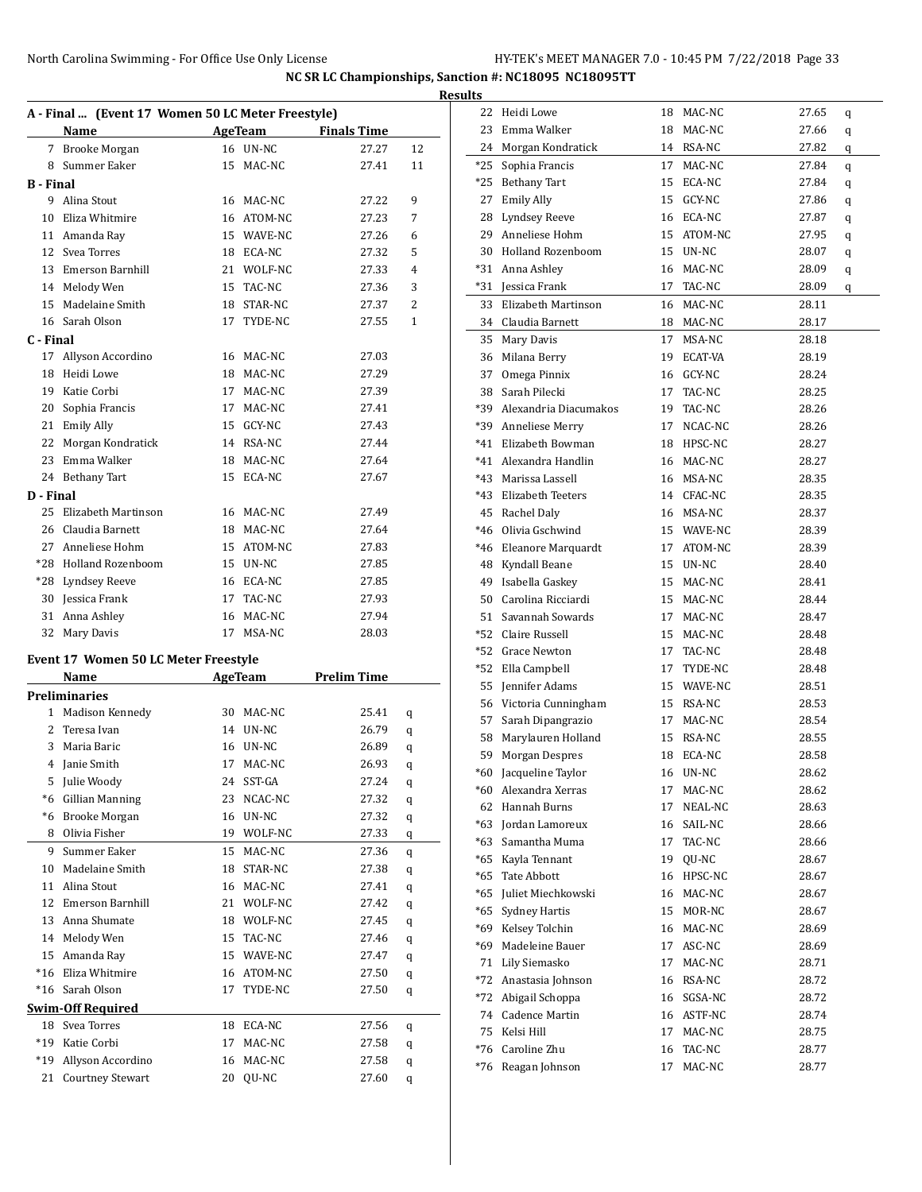NC SR LC Championships, Sanction #: NC18095 NC18095TT

## Results

### A - Final ... (Event 17 Women 50 LC Meter Freestyle)

| | Name | Age | Team | Finals Time | |
|---|---|---|---|---|---|
| 7 | Brooke Morgan | 16 | UN-NC | 27.27 | 12 |
| 8 | Summer Eaker | 15 | MAC-NC | 27.41 | 11 |
| **B - Final** | | | | | |
| 9 | Alina Stout | 16 | MAC-NC | 27.22 | 9 |
| 10 | Eliza Whitmire | 16 | ATOM-NC | 27.23 | 7 |
| 11 | Amanda Ray | 15 | WAVE-NC | 27.26 | 6 |
| 12 | Svea Torres | 18 | ECA-NC | 27.32 | 5 |
| 13 | Emerson Barnhill | 21 | WOLF-NC | 27.33 | 4 |
| 14 | Melody Wen | 15 | TAC-NC | 27.36 | 3 |
| 15 | Madelaine Smith | 18 | STAR-NC | 27.37 | 2 |
| 16 | Sarah Olson | 17 | TYDE-NC | 27.55 | 1 |
| **C - Final** | | | | | |
| 17 | Allyson Accordino | 16 | MAC-NC | 27.03 | |
| 18 | Heidi Lowe | 18 | MAC-NC | 27.29 | |
| 19 | Katie Corbi | 17 | MAC-NC | 27.39 | |
| 20 | Sophia Francis | 17 | MAC-NC | 27.41 | |
| 21 | Emily Ally | 15 | GCY-NC | 27.43 | |
| 22 | Morgan Kondratick | 14 | RSA-NC | 27.44 | |
| 23 | Emma Walker | 18 | MAC-NC | 27.64 | |
| 24 | Bethany Tart | 15 | ECA-NC | 27.67 | |
| **D - Final** | | | | | |
| 25 | Elizabeth Martinson | 16 | MAC-NC | 27.49 | |
| 26 | Claudia Barnett | 18 | MAC-NC | 27.64 | |
| 27 | Anneliese Hohm | 15 | ATOM-NC | 27.83 | |
| *28 | Holland Rozenboom | 15 | UN-NC | 27.85 | |
| *28 | Lyndsey Reeve | 16 | ECA-NC | 27.85 | |
| 30 | Jessica Frank | 17 | TAC-NC | 27.93 | |
| 31 | Anna Ashley | 16 | MAC-NC | 27.94 | |
| 32 | Mary Davis | 17 | MSA-NC | 28.03 | |

### Event 17 Women 50 LC Meter Freestyle

| | Name | Age | Team | Prelim Time | |
|---|---|---|---|---|---|
| **Preliminaries** | | | | | |
| 1 | Madison Kennedy | 30 | MAC-NC | 25.41 | q |
| 2 | Teresa Ivan | 14 | UN-NC | 26.79 | q |
| 3 | Maria Baric | 16 | UN-NC | 26.89 | q |
| 4 | Janie Smith | 17 | MAC-NC | 26.93 | q |
| 5 | Julie Woody | 24 | SST-GA | 27.24 | q |
| *6 | Gillian Manning | 23 | NCAC-NC | 27.32 | q |
| *6 | Brooke Morgan | 16 | UN-NC | 27.32 | q |
| 8 | Olivia Fisher | 19 | WOLF-NC | 27.33 | q |
| 9 | Summer Eaker | 15 | MAC-NC | 27.36 | q |
| 10 | Madelaine Smith | 18 | STAR-NC | 27.38 | q |
| 11 | Alina Stout | 16 | MAC-NC | 27.41 | q |
| 12 | Emerson Barnhill | 21 | WOLF-NC | 27.42 | q |
| 13 | Anna Shumate | 18 | WOLF-NC | 27.45 | q |
| 14 | Melody Wen | 15 | TAC-NC | 27.46 | q |
| 15 | Amanda Ray | 15 | WAVE-NC | 27.47 | q |
| *16 | Eliza Whitmire | 16 | ATOM-NC | 27.50 | q |
| *16 | Sarah Olson | 17 | TYDE-NC | 27.50 | q |
| **Swim-Off Required** | | | | | |
| 18 | Svea Torres | 18 | ECA-NC | 27.56 | q |
| *19 | Katie Corbi | 17 | MAC-NC | 27.58 | q |
| *19 | Allyson Accordino | 16 | MAC-NC | 27.58 | q |
| 21 | Courtney Stewart | 20 | QU-NC | 27.60 | q |
| 22 | Heidi Lowe | 18 | MAC-NC | 27.65 | q |
| 23 | Emma Walker | 18 | MAC-NC | 27.66 | q |
| 24 | Morgan Kondratick | 14 | RSA-NC | 27.82 | q |
| *25 | Sophia Francis | 17 | MAC-NC | 27.84 | q |
| *25 | Bethany Tart | 15 | ECA-NC | 27.84 | q |
| 27 | Emily Ally | 15 | GCY-NC | 27.86 | q |
| 28 | Lyndsey Reeve | 16 | ECA-NC | 27.87 | q |
| 29 | Anneliese Hohm | 15 | ATOM-NC | 27.95 | q |
| 30 | Holland Rozenboom | 15 | UN-NC | 28.07 | q |
| *31 | Anna Ashley | 16 | MAC-NC | 28.09 | q |
| *31 | Jessica Frank | 17 | TAC-NC | 28.09 | q |
| 33 | Elizabeth Martinson | 16 | MAC-NC | 28.11 | |
| 34 | Claudia Barnett | 18 | MAC-NC | 28.17 | |
| 35 | Mary Davis | 17 | MSA-NC | 28.18 | |
| 36 | Milana Berry | 19 | ECAT-VA | 28.19 | |
| 37 | Omega Pinnix | 16 | GCY-NC | 28.24 | |
| 38 | Sarah Pilecki | 17 | TAC-NC | 28.25 | |
| *39 | Alexandria Diacumakos | 19 | TAC-NC | 28.26 | |
| *39 | Anneliese Merry | 17 | NCAC-NC | 28.26 | |
| *41 | Elizabeth Bowman | 18 | HPSC-NC | 28.27 | |
| *41 | Alexandra Handlin | 16 | MAC-NC | 28.27 | |
| *43 | Marissa Lassell | 16 | MSA-NC | 28.35 | |
| *43 | Elizabeth Teeters | 14 | CFAC-NC | 28.35 | |
| 45 | Rachel Daly | 16 | MSA-NC | 28.37 | |
| *46 | Olivia Gschwind | 15 | WAVE-NC | 28.39 | |
| *46 | Eleanore Marquardt | 17 | ATOM-NC | 28.39 | |
| 48 | Kyndall Beane | 15 | UN-NC | 28.40 | |
| 49 | Isabella Gaskey | 15 | MAC-NC | 28.41 | |
| 50 | Carolina Ricciardi | 15 | MAC-NC | 28.44 | |
| 51 | Savannah Sowards | 17 | MAC-NC | 28.47 | |
| *52 | Claire Russell | 15 | MAC-NC | 28.48 | |
| *52 | Grace Newton | 17 | TAC-NC | 28.48 | |
| *52 | Ella Campbell | 17 | TYDE-NC | 28.48 | |
| 55 | Jennifer Adams | 15 | WAVE-NC | 28.51 | |
| 56 | Victoria Cunningham | 15 | RSA-NC | 28.53 | |
| 57 | Sarah Dipangrazio | 17 | MAC-NC | 28.54 | |
| 58 | Marylauren Holland | 15 | RSA-NC | 28.55 | |
| 59 | Morgan Despres | 18 | ECA-NC | 28.58 | |
| *60 | Jacqueline Taylor | 16 | UN-NC | 28.62 | |
| *60 | Alexandra Xerras | 17 | MAC-NC | 28.62 | |
| 62 | Hannah Burns | 17 | NEAL-NC | 28.63 | |
| *63 | Jordan Lamoreux | 16 | SAIL-NC | 28.66 | |
| *63 | Samantha Muma | 17 | TAC-NC | 28.66 | |
| *65 | Kayla Tennant | 19 | QU-NC | 28.67 | |
| *65 | Tate Abbott | 16 | HPSC-NC | 28.67 | |
| *65 | Juliet Miechkowski | 16 | MAC-NC | 28.67 | |
| *65 | Sydney Hartis | 15 | MOR-NC | 28.67 | |
| *69 | Kelsey Tolchin | 16 | MAC-NC | 28.69 | |
| *69 | Madeleine Bauer | 17 | ASC-NC | 28.69 | |
| 71 | Lily Siemasko | 17 | MAC-NC | 28.71 | |
| *72 | Anastasia Johnson | 16 | RSA-NC | 28.72 | |
| *72 | Abigail Schoppa | 16 | SGSA-NC | 28.72 | |
| 74 | Cadence Martin | 16 | ASTF-NC | 28.74 | |
| 75 | Kelsi Hill | 17 | MAC-NC | 28.75 | |
| *76 | Caroline Zhu | 16 | TAC-NC | 28.77 | |
| *76 | Reagan Johnson | 17 | MAC-NC | 28.77 | |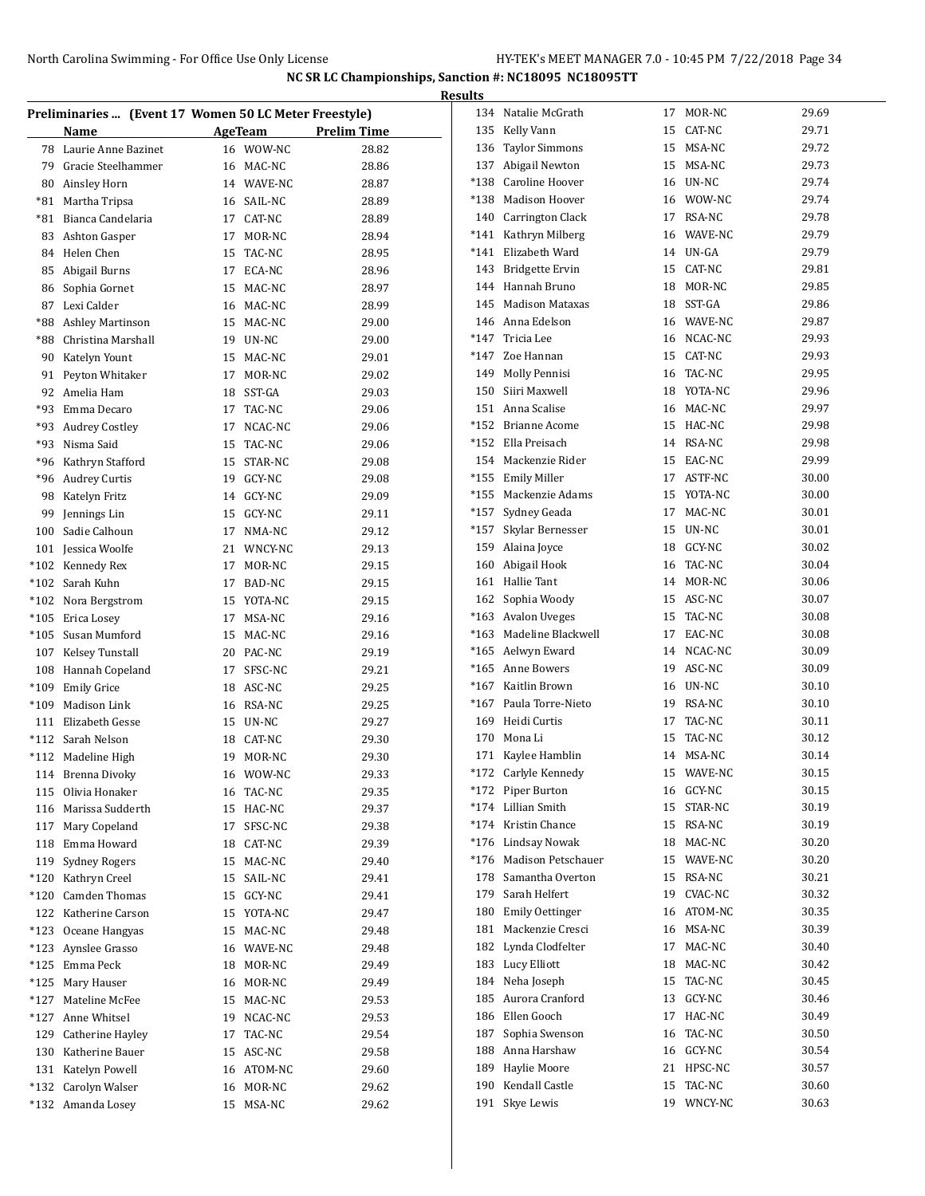**NC SR LC Championships, Sanction #: NC18095 NC18095TT**

**Results**

**Preliminaries ... (Event 17 Women 50 LC Meter Freestyle)**

| | Name | Age | Team | Prelim Time |
|---|---|---|---|---|
| 78 | Laurie Anne Bazinet | 16 | WOW-NC | 28.82 |
| 79 | Gracie Steelhammer | 16 | MAC-NC | 28.86 |
| 80 | Ainsley Horn | 14 | WAVE-NC | 28.87 |
| *81 | Martha Tripsa | 16 | SAIL-NC | 28.89 |
| *81 | Bianca Candelaria | 17 | CAT-NC | 28.89 |
| 83 | Ashton Gasper | 17 | MOR-NC | 28.94 |
| 84 | Helen Chen | 15 | TAC-NC | 28.95 |
| 85 | Abigail Burns | 17 | ECA-NC | 28.96 |
| 86 | Sophia Gornet | 15 | MAC-NC | 28.97 |
| 87 | Lexi Calder | 16 | MAC-NC | 28.99 |
| *88 | Ashley Martinson | 15 | MAC-NC | 29.00 |
| *88 | Christina Marshall | 19 | UN-NC | 29.00 |
| 90 | Katelyn Yount | 15 | MAC-NC | 29.01 |
| 91 | Peyton Whitaker | 17 | MOR-NC | 29.02 |
| 92 | Amelia Ham | 18 | SST-GA | 29.03 |
| *93 | Emma Decaro | 17 | TAC-NC | 29.06 |
| *93 | Audrey Costley | 17 | NCAC-NC | 29.06 |
| *93 | Nisma Said | 15 | TAC-NC | 29.06 |
| *96 | Kathryn Stafford | 15 | STAR-NC | 29.08 |
| *96 | Audrey Curtis | 19 | GCY-NC | 29.08 |
| 98 | Katelyn Fritz | 14 | GCY-NC | 29.09 |
| 99 | Jennings Lin | 15 | GCY-NC | 29.11 |
| 100 | Sadie Calhoun | 17 | NMA-NC | 29.12 |
| 101 | Jessica Woolfe | 21 | WNCY-NC | 29.13 |
| *102 | Kennedy Rex | 17 | MOR-NC | 29.15 |
| *102 | Sarah Kuhn | 17 | BAD-NC | 29.15 |
| *102 | Nora Bergstrom | 15 | YOTA-NC | 29.15 |
| *105 | Erica Losey | 17 | MSA-NC | 29.16 |
| *105 | Susan Mumford | 15 | MAC-NC | 29.16 |
| 107 | Kelsey Tunstall | 20 | PAC-NC | 29.19 |
| 108 | Hannah Copeland | 17 | SFSC-NC | 29.21 |
| *109 | Emily Grice | 18 | ASC-NC | 29.25 |
| *109 | Madison Link | 16 | RSA-NC | 29.25 |
| 111 | Elizabeth Gesse | 15 | UN-NC | 29.27 |
| *112 | Sarah Nelson | 18 | CAT-NC | 29.30 |
| *112 | Madeline High | 19 | MOR-NC | 29.30 |
| 114 | Brenna Divoky | 16 | WOW-NC | 29.33 |
| 115 | Olivia Honaker | 16 | TAC-NC | 29.35 |
| 116 | Marissa Sudderth | 15 | HAC-NC | 29.37 |
| 117 | Mary Copeland | 17 | SFSC-NC | 29.38 |
| 118 | Emma Howard | 18 | CAT-NC | 29.39 |
| 119 | Sydney Rogers | 15 | MAC-NC | 29.40 |
| *120 | Kathryn Creel | 15 | SAIL-NC | 29.41 |
| *120 | Camden Thomas | 15 | GCY-NC | 29.41 |
| 122 | Katherine Carson | 15 | YOTA-NC | 29.47 |
| *123 | Oceane Hangyas | 15 | MAC-NC | 29.48 |
| *123 | Aynslee Grasso | 16 | WAVE-NC | 29.48 |
| *125 | Emma Peck | 18 | MOR-NC | 29.49 |
| *125 | Mary Hauser | 16 | MOR-NC | 29.49 |
| *127 | Mateline McFee | 15 | MAC-NC | 29.53 |
| *127 | Anne Whitsel | 19 | NCAC-NC | 29.53 |
| 129 | Catherine Hayley | 17 | TAC-NC | 29.54 |
| 130 | Katherine Bauer | 15 | ASC-NC | 29.58 |
| 131 | Katelyn Powell | 16 | ATOM-NC | 29.60 |
| *132 | Carolyn Walser | 16 | MOR-NC | 29.62 |
| *132 | Amanda Losey | 15 | MSA-NC | 29.62 |
| 134 | Natalie McGrath | 17 | MOR-NC | 29.69 |
| 135 | Kelly Vann | 15 | CAT-NC | 29.71 |
| 136 | Taylor Simmons | 15 | MSA-NC | 29.72 |
| 137 | Abigail Newton | 15 | MSA-NC | 29.73 |
| *138 | Caroline Hoover | 16 | UN-NC | 29.74 |
| *138 | Madison Hoover | 16 | WOW-NC | 29.74 |
| 140 | Carrington Clack | 17 | RSA-NC | 29.78 |
| *141 | Kathryn Milberg | 16 | WAVE-NC | 29.79 |
| *141 | Elizabeth Ward | 14 | UN-GA | 29.79 |
| 143 | Bridgette Ervin | 15 | CAT-NC | 29.81 |
| 144 | Hannah Bruno | 18 | MOR-NC | 29.85 |
| 145 | Madison Mataxas | 18 | SST-GA | 29.86 |
| 146 | Anna Edelson | 16 | WAVE-NC | 29.87 |
| *147 | Tricia Lee | 16 | NCAC-NC | 29.93 |
| *147 | Zoe Hannan | 15 | CAT-NC | 29.93 |
| 149 | Molly Pennisi | 16 | TAC-NC | 29.95 |
| 150 | Siiri Maxwell | 18 | YOTA-NC | 29.96 |
| 151 | Anna Scalise | 16 | MAC-NC | 29.97 |
| *152 | Brianne Acome | 15 | HAC-NC | 29.98 |
| *152 | Ella Preisach | 14 | RSA-NC | 29.98 |
| 154 | Mackenzie Rider | 15 | EAC-NC | 29.99 |
| *155 | Emily Miller | 17 | ASTF-NC | 30.00 |
| *155 | Mackenzie Adams | 15 | YOTA-NC | 30.00 |
| *157 | Sydney Geada | 17 | MAC-NC | 30.01 |
| *157 | Skylar Bernesser | 15 | UN-NC | 30.01 |
| 159 | Alaina Joyce | 18 | GCY-NC | 30.02 |
| 160 | Abigail Hook | 16 | TAC-NC | 30.04 |
| 161 | Hallie Tant | 14 | MOR-NC | 30.06 |
| 162 | Sophia Woody | 15 | ASC-NC | 30.07 |
| *163 | Avalon Uveges | 15 | TAC-NC | 30.08 |
| *163 | Madeline Blackwell | 17 | EAC-NC | 30.08 |
| *165 | Aelwyn Eward | 14 | NCAC-NC | 30.09 |
| *165 | Anne Bowers | 19 | ASC-NC | 30.09 |
| *167 | Kaitlin Brown | 16 | UN-NC | 30.10 |
| *167 | Paula Torre-Nieto | 19 | RSA-NC | 30.10 |
| 169 | Heidi Curtis | 17 | TAC-NC | 30.11 |
| 170 | Mona Li | 15 | TAC-NC | 30.12 |
| 171 | Kaylee Hamblin | 14 | MSA-NC | 30.14 |
| *172 | Carlyle Kennedy | 15 | WAVE-NC | 30.15 |
| *172 | Piper Burton | 16 | GCY-NC | 30.15 |
| *174 | Lillian Smith | 15 | STAR-NC | 30.19 |
| *174 | Kristin Chance | 15 | RSA-NC | 30.19 |
| *176 | Lindsay Nowak | 18 | MAC-NC | 30.20 |
| *176 | Madison Petschauer | 15 | WAVE-NC | 30.20 |
| 178 | Samantha Overton | 15 | RSA-NC | 30.21 |
| 179 | Sarah Helfert | 19 | CVAC-NC | 30.32 |
| 180 | Emily Oettinger | 16 | ATOM-NC | 30.35 |
| 181 | Mackenzie Cresci | 16 | MSA-NC | 30.39 |
| 182 | Lynda Clodfelter | 17 | MAC-NC | 30.40 |
| 183 | Lucy Elliott | 18 | MAC-NC | 30.42 |
| 184 | Neha Joseph | 15 | TAC-NC | 30.45 |
| 185 | Aurora Cranford | 13 | GCY-NC | 30.46 |
| 186 | Ellen Gooch | 17 | HAC-NC | 30.49 |
| 187 | Sophia Swenson | 16 | TAC-NC | 30.50 |
| 188 | Anna Harshaw | 16 | GCY-NC | 30.54 |
| 189 | Haylie Moore | 21 | HPSC-NC | 30.57 |
| 190 | Kendall Castle | 15 | TAC-NC | 30.60 |
| 191 | Skye Lewis | 19 | WNCY-NC | 30.63 |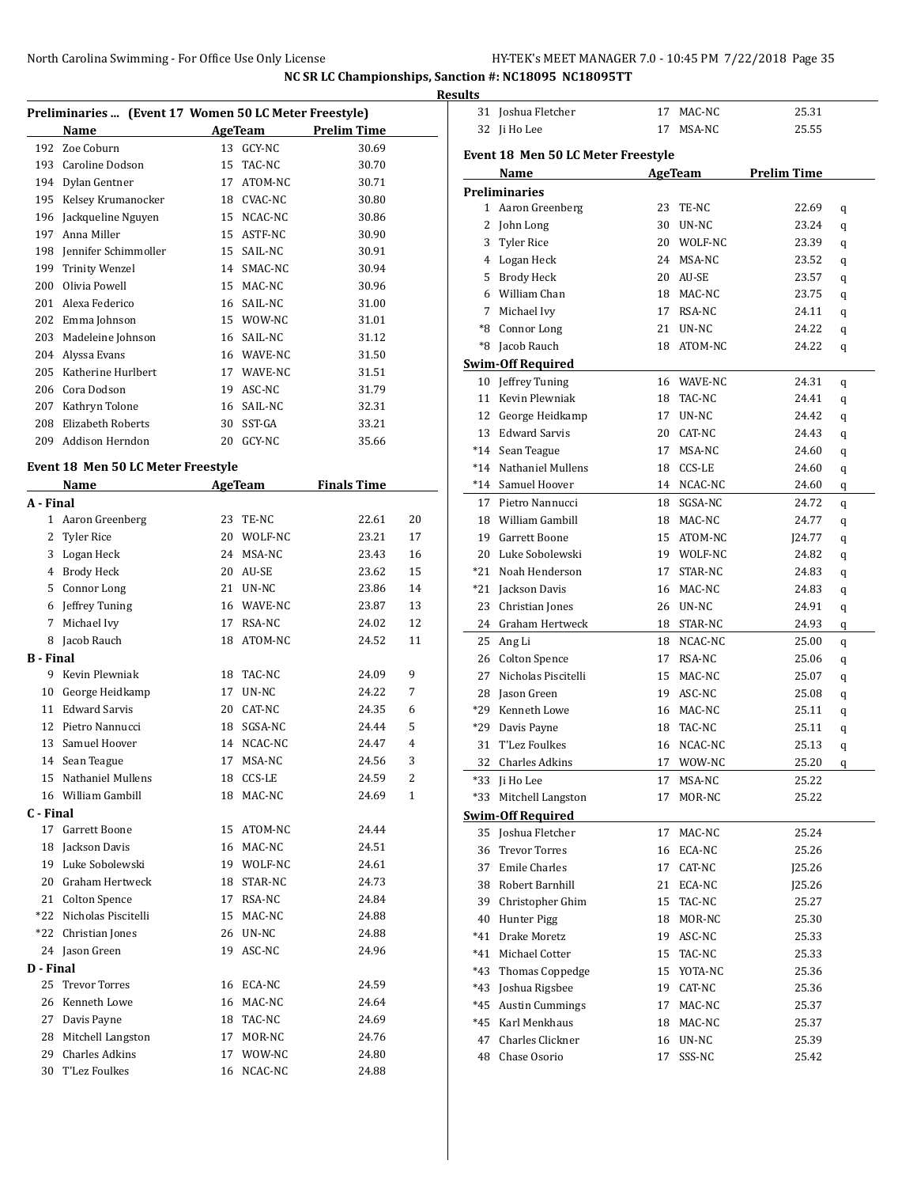NC SR LC Championships, Sanction #: NC18095 NC18095TT

**Results**

## Preliminaries ... (Event 17 Women 50 LC Meter Freestyle)

| | Name | Age | Team | Prelim Time |
|---|---|---|---|---|
| 192 | Zoe Coburn | 13 | GCY-NC | 30.69 |
| 193 | Caroline Dodson | 15 | TAC-NC | 30.70 |
| 194 | Dylan Gentner | 17 | ATOM-NC | 30.71 |
| 195 | Kelsey Krumanocker | 18 | CVAC-NC | 30.80 |
| 196 | Jackqueline Nguyen | 15 | NCAC-NC | 30.86 |
| 197 | Anna Miller | 15 | ASTF-NC | 30.90 |
| 198 | Jennifer Schimmoller | 15 | SAIL-NC | 30.91 |
| 199 | Trinity Wenzel | 14 | SMAC-NC | 30.94 |
| 200 | Olivia Powell | 15 | MAC-NC | 30.96 |
| 201 | Alexa Federico | 16 | SAIL-NC | 31.00 |
| 202 | Emma Johnson | 15 | WOW-NC | 31.01 |
| 203 | Madeleine Johnson | 16 | SAIL-NC | 31.12 |
| 204 | Alyssa Evans | 16 | WAVE-NC | 31.50 |
| 205 | Katherine Hurlbert | 17 | WAVE-NC | 31.51 |
| 206 | Cora Dodson | 19 | ASC-NC | 31.79 |
| 207 | Kathryn Tolone | 16 | SAIL-NC | 32.31 |
| 208 | Elizabeth Roberts | 30 | SST-GA | 33.21 |
| 209 | Addison Herndon | 20 | GCY-NC | 35.66 |

## Event 18 Men 50 LC Meter Freestyle

| | Name | Age | Team | Finals Time | Points |
|---|---|---|---|---|---|
| **A - Final** | | | | | |
| 1 | Aaron Greenberg | 23 | TE-NC | 22.61 | 20 |
| 2 | Tyler Rice | 20 | WOLF-NC | 23.21 | 17 |
| 3 | Logan Heck | 24 | MSA-NC | 23.43 | 16 |
| 4 | Brody Heck | 20 | AU-SE | 23.62 | 15 |
| 5 | Connor Long | 21 | UN-NC | 23.86 | 14 |
| 6 | Jeffrey Tuning | 16 | WAVE-NC | 23.87 | 13 |
| 7 | Michael Ivy | 17 | RSA-NC | 24.02 | 12 |
| 8 | Jacob Rauch | 18 | ATOM-NC | 24.52 | 11 |
| **B - Final** | | | | | |
| 9 | Kevin Plewniak | 18 | TAC-NC | 24.09 | 9 |
| 10 | George Heidkamp | 17 | UN-NC | 24.22 | 7 |
| 11 | Edward Sarvis | 20 | CAT-NC | 24.35 | 6 |
| 12 | Pietro Nannucci | 18 | SGSA-NC | 24.44 | 5 |
| 13 | Samuel Hoover | 14 | NCAC-NC | 24.47 | 4 |
| 14 | Sean Teague | 17 | MSA-NC | 24.56 | 3 |
| 15 | Nathaniel Mullens | 18 | CCS-LE | 24.59 | 2 |
| 16 | William Gambill | 18 | MAC-NC | 24.69 | 1 |
| **C - Final** | | | | | |
| 17 | Garrett Boone | 15 | ATOM-NC | 24.44 | |
| 18 | Jackson Davis | 16 | MAC-NC | 24.51 | |
| 19 | Luke Sobolewski | 19 | WOLF-NC | 24.61 | |
| 20 | Graham Hertweck | 18 | STAR-NC | 24.73 | |
| 21 | Colton Spence | 17 | RSA-NC | 24.84 | |
| *22 | Nicholas Piscitelli | 15 | MAC-NC | 24.88 | |
| *22 | Christian Jones | 26 | UN-NC | 24.88 | |
| 24 | Jason Green | 19 | ASC-NC | 24.96 | |
| **D - Final** | | | | | |
| 25 | Trevor Torres | 16 | ECA-NC | 24.59 | |
| 26 | Kenneth Lowe | 16 | MAC-NC | 24.64 | |
| 27 | Davis Payne | 18 | TAC-NC | 24.69 | |
| 28 | Mitchell Langston | 17 | MOR-NC | 24.76 | |
| 29 | Charles Adkins | 17 | WOW-NC | 24.80 | |
| 30 | T'Lez Foulkes | 16 | NCAC-NC | 24.88 | |
| 31 | Joshua Fletcher | 17 | MAC-NC | 25.31 | |
| 32 | Ji Ho Lee | 17 | MSA-NC | 25.55 | |

## Event 18 Men 50 LC Meter Freestyle

| | Name | Age | Team | Prelim Time | |
|---|---|---|---|---|---|
| **Preliminaries** | | | | | |
| 1 | Aaron Greenberg | 23 | TE-NC | 22.69 | q |
| 2 | John Long | 30 | UN-NC | 23.24 | q |
| 3 | Tyler Rice | 20 | WOLF-NC | 23.39 | q |
| 4 | Logan Heck | 24 | MSA-NC | 23.52 | q |
| 5 | Brody Heck | 20 | AU-SE | 23.57 | q |
| 6 | William Chan | 18 | MAC-NC | 23.75 | q |
| 7 | Michael Ivy | 17 | RSA-NC | 24.11 | q |
| *8 | Connor Long | 21 | UN-NC | 24.22 | q |
| *8 | Jacob Rauch | 18 | ATOM-NC | 24.22 | q |
| **Swim-Off Required** | | | | | |
| 10 | Jeffrey Tuning | 16 | WAVE-NC | 24.31 | q |
| 11 | Kevin Plewniak | 18 | TAC-NC | 24.41 | q |
| 12 | George Heidkamp | 17 | UN-NC | 24.42 | q |
| 13 | Edward Sarvis | 20 | CAT-NC | 24.43 | q |
| *14 | Sean Teague | 17 | MSA-NC | 24.60 | q |
| *14 | Nathaniel Mullens | 18 | CCS-LE | 24.60 | q |
| *14 | Samuel Hoover | 14 | NCAC-NC | 24.60 | q |
| 17 | Pietro Nannucci | 18 | SGSA-NC | 24.72 | q |
| 18 | William Gambill | 18 | MAC-NC | 24.77 | q |
| 19 | Garrett Boone | 15 | ATOM-NC | J24.77 | q |
| 20 | Luke Sobolewski | 19 | WOLF-NC | 24.82 | q |
| *21 | Noah Henderson | 17 | STAR-NC | 24.83 | q |
| *21 | Jackson Davis | 16 | MAC-NC | 24.83 | q |
| 23 | Christian Jones | 26 | UN-NC | 24.91 | q |
| 24 | Graham Hertweck | 18 | STAR-NC | 24.93 | q |
| 25 | Ang Li | 18 | NCAC-NC | 25.00 | q |
| 26 | Colton Spence | 17 | RSA-NC | 25.06 | q |
| 27 | Nicholas Piscitelli | 15 | MAC-NC | 25.07 | q |
| 28 | Jason Green | 19 | ASC-NC | 25.08 | q |
| *29 | Kenneth Lowe | 16 | MAC-NC | 25.11 | q |
| *29 | Davis Payne | 18 | TAC-NC | 25.11 | q |
| 31 | T'Lez Foulkes | 16 | NCAC-NC | 25.13 | q |
| 32 | Charles Adkins | 17 | WOW-NC | 25.20 | q |
| *33 | Ji Ho Lee | 17 | MSA-NC | 25.22 | |
| *33 | Mitchell Langston | 17 | MOR-NC | 25.22 | |
| **Swim-Off Required** | | | | | |
| 35 | Joshua Fletcher | 17 | MAC-NC | 25.24 | |
| 36 | Trevor Torres | 16 | ECA-NC | 25.26 | |
| 37 | Emile Charles | 17 | CAT-NC | J25.26 | |
| 38 | Robert Barnhill | 21 | ECA-NC | J25.26 | |
| 39 | Christopher Ghim | 15 | TAC-NC | 25.27 | |
| 40 | Hunter Pigg | 18 | MOR-NC | 25.30 | |
| *41 | Drake Moretz | 19 | ASC-NC | 25.33 | |
| *41 | Michael Cotter | 15 | TAC-NC | 25.33 | |
| *43 | Thomas Coppedge | 15 | YOTA-NC | 25.36 | |
| *43 | Joshua Rigsbee | 19 | CAT-NC | 25.36 | |
| *45 | Austin Cummings | 17 | MAC-NC | 25.37 | |
| *45 | Karl Menkhaus | 18 | MAC-NC | 25.37 | |
| 47 | Charles Clickner | 16 | UN-NC | 25.39 | |
| 48 | Chase Osorio | 17 | SSS-NC | 25.42 | |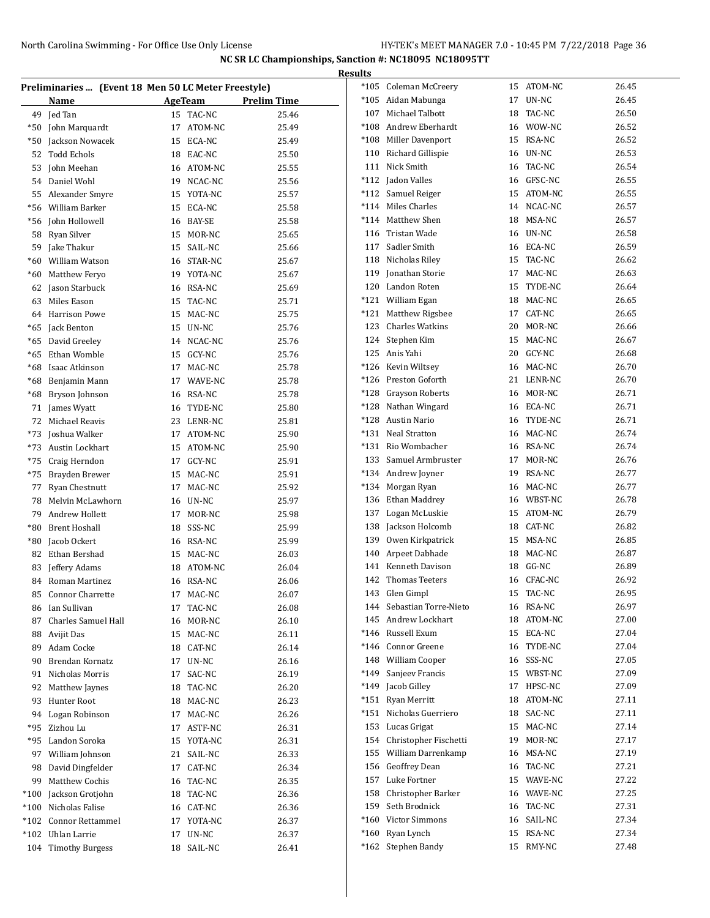NC SR LC Championships, Sanction #: NC18095 NC18095TT

Results

## Preliminaries ... (Event 18 Men 50 LC Meter Freestyle)

| | Name | Age | Team | Prelim Time |
|---|---|---|---|---|
| 49 | Jed Tan | 15 | TAC-NC | 25.46 |
| *50 | John Marquardt | 17 | ATOM-NC | 25.49 |
| *50 | Jackson Nowacek | 15 | ECA-NC | 25.49 |
| 52 | Todd Echols | 18 | EAC-NC | 25.50 |
| 53 | John Meehan | 16 | ATOM-NC | 25.55 |
| 54 | Daniel Wohl | 19 | NCAC-NC | 25.56 |
| 55 | Alexander Smyre | 15 | YOTA-NC | 25.57 |
| *56 | William Barker | 15 | ECA-NC | 25.58 |
| *56 | John Hollowell | 16 | BAY-SE | 25.58 |
| 58 | Ryan Silver | 15 | MOR-NC | 25.65 |
| 59 | Jake Thakur | 15 | SAIL-NC | 25.66 |
| *60 | William Watson | 16 | STAR-NC | 25.67 |
| *60 | Matthew Feryo | 19 | YOTA-NC | 25.67 |
| 62 | Jason Starbuck | 16 | RSA-NC | 25.69 |
| 63 | Miles Eason | 15 | TAC-NC | 25.71 |
| 64 | Harrison Powe | 15 | MAC-NC | 25.75 |
| *65 | Jack Benton | 15 | UN-NC | 25.76 |
| *65 | David Greeley | 14 | NCAC-NC | 25.76 |
| *65 | Ethan Womble | 15 | GCY-NC | 25.76 |
| *68 | Isaac Atkinson | 17 | MAC-NC | 25.78 |
| *68 | Benjamin Mann | 17 | WAVE-NC | 25.78 |
| *68 | Bryson Johnson | 16 | RSA-NC | 25.78 |
| 71 | James Wyatt | 16 | TYDE-NC | 25.80 |
| 72 | Michael Reavis | 23 | LENR-NC | 25.81 |
| *73 | Joshua Walker | 17 | ATOM-NC | 25.90 |
| *73 | Austin Lockhart | 15 | ATOM-NC | 25.90 |
| *75 | Craig Herndon | 17 | GCY-NC | 25.91 |
| *75 | Brayden Brewer | 15 | MAC-NC | 25.91 |
| 77 | Ryan Chestnutt | 17 | MAC-NC | 25.92 |
| 78 | Melvin McLawhorn | 16 | UN-NC | 25.97 |
| 79 | Andrew Hollett | 17 | MOR-NC | 25.98 |
| *80 | Brent Hoshall | 18 | SSS-NC | 25.99 |
| *80 | Jacob Ockert | 16 | RSA-NC | 25.99 |
| 82 | Ethan Bershad | 15 | MAC-NC | 26.03 |
| 83 | Jeffery Adams | 18 | ATOM-NC | 26.04 |
| 84 | Roman Martinez | 16 | RSA-NC | 26.06 |
| 85 | Connor Charrette | 17 | MAC-NC | 26.07 |
| 86 | Ian Sullivan | 17 | TAC-NC | 26.08 |
| 87 | Charles Samuel Hall | 16 | MOR-NC | 26.10 |
| 88 | Avijit Das | 15 | MAC-NC | 26.11 |
| 89 | Adam Cocke | 18 | CAT-NC | 26.14 |
| 90 | Brendan Kornatz | 17 | UN-NC | 26.16 |
| 91 | Nicholas Morris | 17 | SAC-NC | 26.19 |
| 92 | Matthew Jaynes | 18 | TAC-NC | 26.20 |
| 93 | Hunter Root | 18 | MAC-NC | 26.23 |
| 94 | Logan Robinson | 17 | MAC-NC | 26.26 |
| *95 | Zizhou Lu | 17 | ASTF-NC | 26.31 |
| *95 | Landon Soroka | 15 | YOTA-NC | 26.31 |
| 97 | William Johnson | 21 | SAIL-NC | 26.33 |
| 98 | David Dingfelder | 17 | CAT-NC | 26.34 |
| 99 | Matthew Cochis | 16 | TAC-NC | 26.35 |
| *100 | Jackson Grotjohn | 18 | TAC-NC | 26.36 |
| *100 | Nicholas Falise | 16 | CAT-NC | 26.36 |
| *102 | Connor Rettammel | 17 | YOTA-NC | 26.37 |
| *102 | Uhlan Larrie | 17 | UN-NC | 26.37 |
| 104 | Timothy Burgess | 18 | SAIL-NC | 26.41 |
| *105 | Coleman McCreery | 15 | ATOM-NC | 26.45 |
| *105 | Aidan Mabunga | 17 | UN-NC | 26.45 |
| 107 | Michael Talbott | 18 | TAC-NC | 26.50 |
| *108 | Andrew Eberhardt | 16 | WOW-NC | 26.52 |
| *108 | Miller Davenport | 15 | RSA-NC | 26.52 |
| 110 | Richard Gillispie | 16 | UN-NC | 26.53 |
| 111 | Nick Smith | 16 | TAC-NC | 26.54 |
| *112 | Jadon Valles | 16 | GFSC-NC | 26.55 |
| *112 | Samuel Reiger | 15 | ATOM-NC | 26.55 |
| *114 | Miles Charles | 14 | NCAC-NC | 26.57 |
| *114 | Matthew Shen | 18 | MSA-NC | 26.57 |
| 116 | Tristan Wade | 16 | UN-NC | 26.58 |
| 117 | Sadler Smith | 16 | ECA-NC | 26.59 |
| 118 | Nicholas Riley | 15 | TAC-NC | 26.62 |
| 119 | Jonathan Storie | 17 | MAC-NC | 26.63 |
| 120 | Landon Roten | 15 | TYDE-NC | 26.64 |
| *121 | William Egan | 18 | MAC-NC | 26.65 |
| *121 | Matthew Rigsbee | 17 | CAT-NC | 26.65 |
| 123 | Charles Watkins | 20 | MOR-NC | 26.66 |
| 124 | Stephen Kim | 15 | MAC-NC | 26.67 |
| 125 | Anis Yahi | 20 | GCY-NC | 26.68 |
| *126 | Kevin Wiltsey | 16 | MAC-NC | 26.70 |
| *126 | Preston Goforth | 21 | LENR-NC | 26.70 |
| *128 | Grayson Roberts | 16 | MOR-NC | 26.71 |
| *128 | Nathan Wingard | 16 | ECA-NC | 26.71 |
| *128 | Austin Nario | 16 | TYDE-NC | 26.71 |
| *131 | Neal Stratton | 16 | MAC-NC | 26.74 |
| *131 | Rio Wombacher | 16 | RSA-NC | 26.74 |
| 133 | Samuel Armbruster | 17 | MOR-NC | 26.76 |
| *134 | Andrew Joyner | 19 | RSA-NC | 26.77 |
| *134 | Morgan Ryan | 16 | MAC-NC | 26.77 |
| 136 | Ethan Maddrey | 16 | WBST-NC | 26.78 |
| 137 | Logan McLuskie | 15 | ATOM-NC | 26.79 |
| 138 | Jackson Holcomb | 18 | CAT-NC | 26.82 |
| 139 | Owen Kirkpatrick | 15 | MSA-NC | 26.85 |
| 140 | Arpeet Dabhade | 18 | MAC-NC | 26.87 |
| 141 | Kenneth Davison | 18 | GG-NC | 26.89 |
| 142 | Thomas Teeters | 16 | CFAC-NC | 26.92 |
| 143 | Glen Gimpl | 15 | TAC-NC | 26.95 |
| 144 | Sebastian Torre-Nieto | 16 | RSA-NC | 26.97 |
| 145 | Andrew Lockhart | 18 | ATOM-NC | 27.00 |
| *146 | Russell Exum | 15 | ECA-NC | 27.04 |
| *146 | Connor Greene | 16 | TYDE-NC | 27.04 |
| 148 | William Cooper | 16 | SSS-NC | 27.05 |
| *149 | Sanjeev Francis | 15 | WBST-NC | 27.09 |
| *149 | Jacob Gilley | 17 | HPSC-NC | 27.09 |
| *151 | Ryan Merritt | 18 | ATOM-NC | 27.11 |
| *151 | Nicholas Guerriero | 18 | SAC-NC | 27.11 |
| 153 | Lucas Grigat | 15 | MAC-NC | 27.14 |
| 154 | Christopher Fischetti | 19 | MOR-NC | 27.17 |
| 155 | William Darrenkamp | 16 | MSA-NC | 27.19 |
| 156 | Geoffrey Dean | 16 | TAC-NC | 27.21 |
| 157 | Luke Fortner | 15 | WAVE-NC | 27.22 |
| 158 | Christopher Barker | 16 | WAVE-NC | 27.25 |
| 159 | Seth Brodnick | 16 | TAC-NC | 27.31 |
| *160 | Victor Simmons | 16 | SAIL-NC | 27.34 |
| *160 | Ryan Lynch | 15 | RSA-NC | 27.34 |
| *162 | Stephen Bandy | 15 | RMY-NC | 27.48 |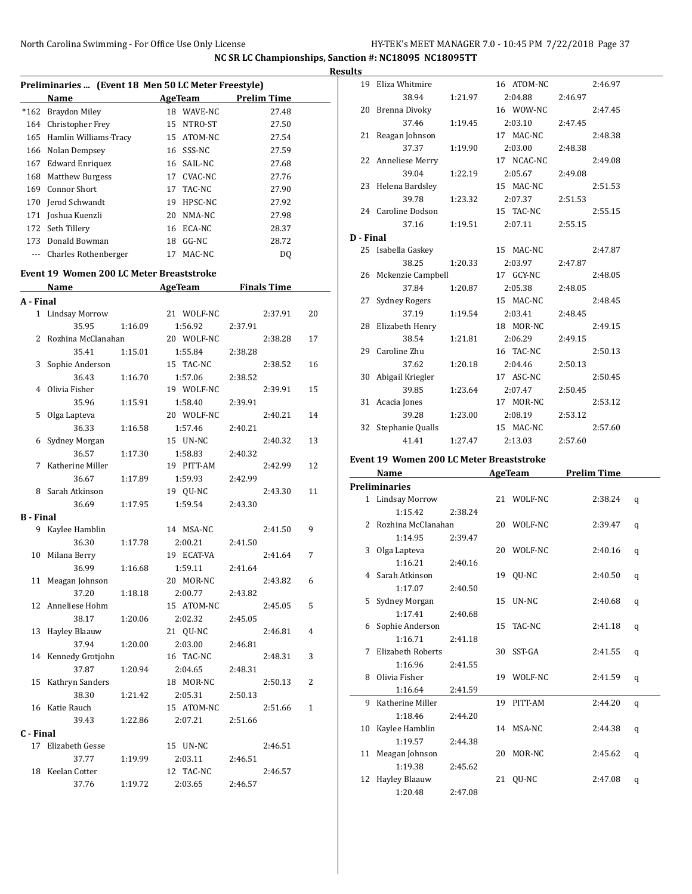NC SR LC Championships, Sanction #: NC18095 NC18095TT

Results

## Preliminaries ... (Event 18 Men 50 LC Meter Freestyle)

| | Name | Age | Team | Prelim Time |
|---|---|---|---|---|
| *162 | Braydon Miley | 18 | WAVE-NC | 27.48 |
| 164 | Christopher Frey | 15 | NTRO-ST | 27.50 |
| 165 | Hamlin Williams-Tracy | 15 | ATOM-NC | 27.54 |
| 166 | Nolan Dempsey | 16 | SSS-NC | 27.59 |
| 167 | Edward Enriquez | 16 | SAIL-NC | 27.68 |
| 168 | Matthew Burgess | 17 | CVAC-NC | 27.76 |
| 169 | Connor Short | 17 | TAC-NC | 27.90 |
| 170 | Jerod Schwandt | 19 | HPSC-NC | 27.92 |
| 171 | Joshua Kuenzli | 20 | NMA-NC | 27.98 |
| 172 | Seth Tillery | 16 | ECA-NC | 28.37 |
| 173 | Donald Bowman | 18 | GG-NC | 28.72 |
| --- | Charles Rothenberger | 17 | MAC-NC | DQ |

## Event 19 Women 200 LC Meter Breaststroke

| | Name | Age | Team | Finals Time | Points |
|---|---|---|---|---|---|
| **A - Final** | | | | | |
| 1 | Lindsay Morrow | 21 | WOLF-NC | 2:37.91 | 20 |
| | 35.95 | 1:16.09 | 1:56.92 | 2:37.91 | |
| 2 | Rozhina McClanahan | 20 | WOLF-NC | 2:38.28 | 17 |
| | 35.41 | 1:15.01 | 1:55.84 | 2:38.28 | |
| 3 | Sophie Anderson | 15 | TAC-NC | 2:38.52 | 16 |
| | 36.43 | 1:16.70 | 1:57.06 | 2:38.52 | |
| 4 | Olivia Fisher | 19 | WOLF-NC | 2:39.91 | 15 |
| | 35.96 | 1:15.91 | 1:58.40 | 2:39.91 | |
| 5 | Olga Lapteva | 20 | WOLF-NC | 2:40.21 | 14 |
| | 36.33 | 1:16.58 | 1:57.46 | 2:40.21 | |
| 6 | Sydney Morgan | 15 | UN-NC | 2:40.32 | 13 |
| | 36.57 | 1:17.30 | 1:58.83 | 2:40.32 | |
| 7 | Katherine Miller | 19 | PITT-AM | 2:42.99 | 12 |
| | 36.67 | 1:17.89 | 1:59.93 | 2:42.99 | |
| 8 | Sarah Atkinson | 19 | QU-NC | 2:43.30 | 11 |
| | 36.69 | 1:17.95 | 1:59.54 | 2:43.30 | |
| **B - Final** | | | | | |
| 9 | Kaylee Hamblin | 14 | MSA-NC | 2:41.50 | 9 |
| | 36.30 | 1:17.78 | 2:00.21 | 2:41.50 | |
| 10 | Milana Berry | 19 | ECAT-VA | 2:41.64 | 7 |
| | 36.99 | 1:16.68 | 1:59.11 | 2:41.64 | |
| 11 | Meagan Johnson | 20 | MOR-NC | 2:43.82 | 6 |
| | 37.20 | 1:18.18 | 2:00.77 | 2:43.82 | |
| 12 | Anneliese Hohm | 15 | ATOM-NC | 2:45.05 | 5 |
| | 38.17 | 1:20.06 | 2:02.32 | 2:45.05 | |
| 13 | Hayley Blaauw | 21 | QU-NC | 2:46.81 | 4 |
| | 37.94 | 1:20.00 | 2:03.00 | 2:46.81 | |
| 14 | Kennedy Grotjohn | 16 | TAC-NC | 2:48.31 | 3 |
| | 37.87 | 1:20.94 | 2:04.65 | 2:48.31 | |
| 15 | Kathryn Sanders | 18 | MOR-NC | 2:50.13 | 2 |
| | 38.30 | 1:21.42 | 2:05.31 | 2:50.13 | |
| 16 | Katie Rauch | 15 | ATOM-NC | 2:51.66 | 1 |
| | 39.43 | 1:22.86 | 2:07.21 | 2:51.66 | |
| **C - Final** | | | | | |
| 17 | Elizabeth Gesse | 15 | UN-NC | 2:46.51 | |
| | 37.77 | 1:19.99 | 2:03.11 | 2:46.51 | |
| 18 | Keelan Cotter | 12 | TAC-NC | 2:46.57 | |
| | 37.76 | 1:19.72 | 2:03.65 | 2:46.57 | |
| 19 | Eliza Whitmire | 16 | ATOM-NC | 2:46.97 | |
| | 38.94 | 1:21.97 | 2:04.88 | 2:46.97 | |
| 20 | Brenna Divoky | 16 | WOW-NC | 2:47.45 | |
| | 37.46 | 1:19.45 | 2:03.10 | 2:47.45 | |
| 21 | Reagan Johnson | 17 | MAC-NC | 2:48.38 | |
| | 37.37 | 1:19.90 | 2:03.00 | 2:48.38 | |
| 22 | Anneliese Merry | 17 | NCAC-NC | 2:49.08 | |
| | 39.04 | 1:22.19 | 2:05.67 | 2:49.08 | |
| 23 | Helena Bardsley | 15 | MAC-NC | 2:51.53 | |
| | 39.78 | 1:23.32 | 2:07.37 | 2:51.53 | |
| 24 | Caroline Dodson | 15 | TAC-NC | 2:55.15 | |
| | 37.16 | 1:19.51 | 2:07.11 | 2:55.15 | |
| **D - Final** | | | | | |
| 25 | Isabella Gaskey | 15 | MAC-NC | 2:47.87 | |
| | 38.25 | 1:20.33 | 2:03.97 | 2:47.87 | |
| 26 | Mckenzie Campbell | 17 | GCY-NC | 2:48.05 | |
| | 37.84 | 1:20.87 | 2:05.38 | 2:48.05 | |
| 27 | Sydney Rogers | 15 | MAC-NC | 2:48.45 | |
| | 37.19 | 1:19.54 | 2:03.41 | 2:48.45 | |
| 28 | Elizabeth Henry | 18 | MOR-NC | 2:49.15 | |
| | 38.54 | 1:21.81 | 2:06.29 | 2:49.15 | |
| 29 | Caroline Zhu | 16 | TAC-NC | 2:50.13 | |
| | 37.62 | 1:20.18 | 2:04.46 | 2:50.13 | |
| 30 | Abigail Kriegler | 17 | ASC-NC | 2:50.45 | |
| | 39.85 | 1:23.64 | 2:07.47 | 2:50.45 | |
| 31 | Acacia Jones | 17 | MOR-NC | 2:53.12 | |
| | 39.28 | 1:23.00 | 2:08.19 | 2:53.12 | |
| 32 | Stephanie Qualls | 15 | MAC-NC | 2:57.60 | |
| | 41.41 | 1:27.47 | 2:13.03 | 2:57.60 | |

## Event 19 Women 200 LC Meter Breaststroke

| | Name | Age | Team | Prelim Time | |
|---|---|---|---|---|---|
| **Preliminaries** | | | | | |
| 1 | Lindsay Morrow | 21 | WOLF-NC | 2:38.24 | q |
| | 1:15.42 | 2:38.24 | | | |
| 2 | Rozhina McClanahan | 20 | WOLF-NC | 2:39.47 | q |
| | 1:14.95 | 2:39.47 | | | |
| 3 | Olga Lapteva | 20 | WOLF-NC | 2:40.16 | q |
| | 1:16.21 | 2:40.16 | | | |
| 4 | Sarah Atkinson | 19 | QU-NC | 2:40.50 | q |
| | 1:17.07 | 2:40.50 | | | |
| 5 | Sydney Morgan | 15 | UN-NC | 2:40.68 | q |
| | 1:17.41 | 2:40.68 | | | |
| 6 | Sophie Anderson | 15 | TAC-NC | 2:41.18 | q |
| | 1:16.71 | 2:41.18 | | | |
| 7 | Elizabeth Roberts | 30 | SST-GA | 2:41.55 | q |
| | 1:16.96 | 2:41.55 | | | |
| 8 | Olivia Fisher | 19 | WOLF-NC | 2:41.59 | q |
| | 1:16.64 | 2:41.59 | | | |
| 9 | Katherine Miller | 19 | PITT-AM | 2:44.20 | q |
| | 1:18.46 | 2:44.20 | | | |
| 10 | Kaylee Hamblin | 14 | MSA-NC | 2:44.38 | q |
| | 1:19.57 | 2:44.38 | | | |
| 11 | Meagan Johnson | 20 | MOR-NC | 2:45.62 | q |
| | 1:19.38 | 2:45.62 | | | |
| 12 | Hayley Blaauw | 21 | QU-NC | 2:47.08 | q |
| | 1:20.48 | 2:47.08 | | | |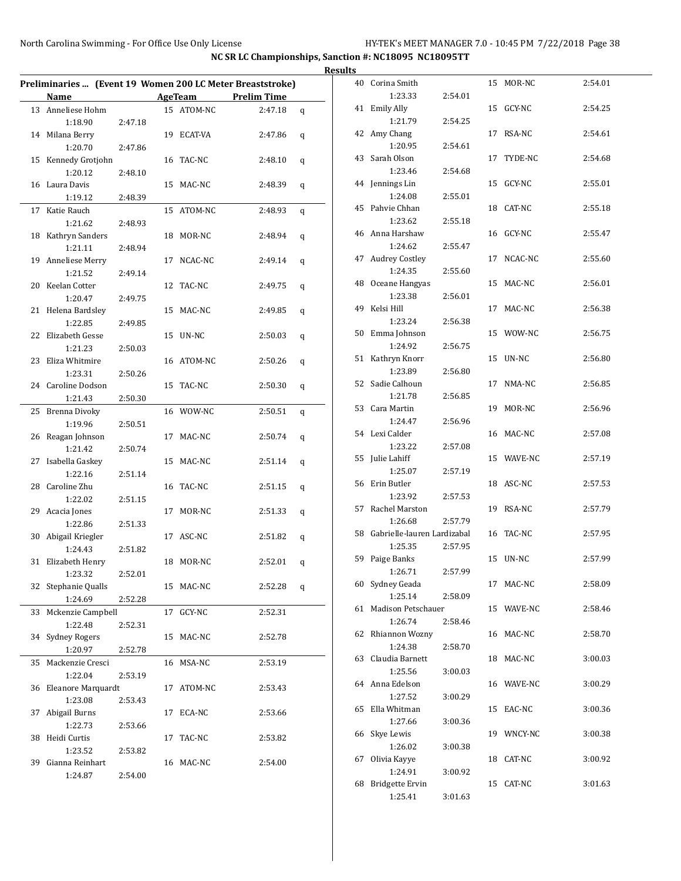NC SR LC Championships, Sanction #: NC18095 NC18095TT

**Results**

### Preliminaries ... (Event 19 Women 200 LC Meter Breaststroke)

| | Name | Age | Team | Split 1 | Split 2 | Prelim Time | |
|---|---|---|---|---|---|---|---|
| 13 | Anneliese Hohm | 15 | ATOM-NC | 1:18.90 | 2:47.18 | 2:47.18 | q |
| 14 | Milana Berry | 19 | ECAT-VA | 1:20.70 | 2:47.86 | 2:47.86 | q |
| 15 | Kennedy Grotjohn | 16 | TAC-NC | 1:20.12 | 2:48.10 | 2:48.10 | q |
| 16 | Laura Davis | 15 | MAC-NC | 1:19.12 | 2:48.39 | 2:48.39 | q |
| 17 | Katie Rauch | 15 | ATOM-NC | 1:21.62 | 2:48.93 | 2:48.93 | q |
| 18 | Kathryn Sanders | 18 | MOR-NC | 1:21.11 | 2:48.94 | 2:48.94 | q |
| 19 | Anneliese Merry | 17 | NCAC-NC | 1:21.52 | 2:49.14 | 2:49.14 | q |
| 20 | Keelan Cotter | 12 | TAC-NC | 1:20.47 | 2:49.75 | 2:49.75 | q |
| 21 | Helena Bardsley | 15 | MAC-NC | 1:22.85 | 2:49.85 | 2:49.85 | q |
| 22 | Elizabeth Gesse | 15 | UN-NC | 1:21.23 | 2:50.03 | 2:50.03 | q |
| 23 | Eliza Whitmire | 16 | ATOM-NC | 1:23.31 | 2:50.26 | 2:50.26 | q |
| 24 | Caroline Dodson | 15 | TAC-NC | 1:21.43 | 2:50.30 | 2:50.30 | q |
| 25 | Brenna Divoky | 16 | WOW-NC | 1:19.96 | 2:50.51 | 2:50.51 | q |
| 26 | Reagan Johnson | 17 | MAC-NC | 1:21.42 | 2:50.74 | 2:50.74 | q |
| 27 | Isabella Gaskey | 15 | MAC-NC | 1:22.16 | 2:51.14 | 2:51.14 | q |
| 28 | Caroline Zhu | 16 | TAC-NC | 1:22.02 | 2:51.15 | 2:51.15 | q |
| 29 | Acacia Jones | 17 | MOR-NC | 1:22.86 | 2:51.33 | 2:51.33 | q |
| 30 | Abigail Kriegler | 17 | ASC-NC | 1:24.43 | 2:51.82 | 2:51.82 | q |
| 31 | Elizabeth Henry | 18 | MOR-NC | 1:23.32 | 2:52.01 | 2:52.01 | q |
| 32 | Stephanie Qualls | 15 | MAC-NC | 1:24.69 | 2:52.28 | 2:52.28 | q |
| 33 | Mckenzie Campbell | 17 | GCY-NC | 1:22.48 | 2:52.31 | 2:52.31 | |
| 34 | Sydney Rogers | 15 | MAC-NC | 1:20.97 | 2:52.78 | 2:52.78 | |
| 35 | Mackenzie Cresci | 16 | MSA-NC | 1:22.04 | 2:53.19 | 2:53.19 | |
| 36 | Eleanore Marquardt | 17 | ATOM-NC | 1:23.08 | 2:53.43 | 2:53.43 | |
| 37 | Abigail Burns | 17 | ECA-NC | 1:22.73 | 2:53.66 | 2:53.66 | |
| 38 | Heidi Curtis | 17 | TAC-NC | 1:23.52 | 2:53.82 | 2:53.82 | |
| 39 | Gianna Reinhart | 16 | MAC-NC | 1:24.87 | 2:54.00 | 2:54.00 | |
| 40 | Corina Smith | 15 | MOR-NC | 1:23.33 | 2:54.01 | 2:54.01 | |
| 41 | Emily Ally | 15 | GCY-NC | 1:21.79 | 2:54.25 | 2:54.25 | |
| 42 | Amy Chang | 17 | RSA-NC | 1:20.95 | 2:54.61 | 2:54.61 | |
| 43 | Sarah Olson | 17 | TYDE-NC | 1:23.46 | 2:54.68 | 2:54.68 | |
| 44 | Jennings Lin | 15 | GCY-NC | 1:24.08 | 2:55.01 | 2:55.01 | |
| 45 | Pahvie Chhan | 18 | CAT-NC | 1:23.62 | 2:55.18 | 2:55.18 | |
| 46 | Anna Harshaw | 16 | GCY-NC | 1:24.62 | 2:55.47 | 2:55.47 | |
| 47 | Audrey Costley | 17 | NCAC-NC | 1:24.35 | 2:55.60 | 2:55.60 | |
| 48 | Oceane Hangyas | 15 | MAC-NC | 1:23.38 | 2:56.01 | 2:56.01 | |
| 49 | Kelsi Hill | 17 | MAC-NC | 1:23.24 | 2:56.38 | 2:56.38 | |
| 50 | Emma Johnson | 15 | WOW-NC | 1:24.92 | 2:56.75 | 2:56.75 | |
| 51 | Kathryn Knorr | 15 | UN-NC | 1:23.89 | 2:56.80 | 2:56.80 | |
| 52 | Sadie Calhoun | 17 | NMA-NC | 1:21.78 | 2:56.85 | 2:56.85 | |
| 53 | Cara Martin | 19 | MOR-NC | 1:24.47 | 2:56.96 | 2:56.96 | |
| 54 | Lexi Calder | 16 | MAC-NC | 1:23.22 | 2:57.08 | 2:57.08 | |
| 55 | Julie Lahiff | 15 | WAVE-NC | 1:25.07 | 2:57.19 | 2:57.19 | |
| 56 | Erin Butler | 18 | ASC-NC | 1:23.92 | 2:57.53 | 2:57.53 | |
| 57 | Rachel Marston | 19 | RSA-NC | 1:26.68 | 2:57.79 | 2:57.79 | |
| 58 | Gabrielle-lauren Lardizabal | 16 | TAC-NC | 1:25.35 | 2:57.95 | 2:57.95 | |
| 59 | Paige Banks | 15 | UN-NC | 1:26.71 | 2:57.99 | 2:57.99 | |
| 60 | Sydney Geada | 17 | MAC-NC | 1:25.14 | 2:58.09 | 2:58.09 | |
| 61 | Madison Petschauer | 15 | WAVE-NC | 1:26.74 | 2:58.46 | 2:58.46 | |
| 62 | Rhiannon Wozny | 16 | MAC-NC | 1:24.38 | 2:58.70 | 2:58.70 | |
| 63 | Claudia Barnett | 18 | MAC-NC | 1:25.56 | 3:00.03 | 3:00.03 | |
| 64 | Anna Edelson | 16 | WAVE-NC | 1:27.52 | 3:00.29 | 3:00.29 | |
| 65 | Ella Whitman | 15 | EAC-NC | 1:27.66 | 3:00.36 | 3:00.36 | |
| 66 | Skye Lewis | 19 | WNCY-NC | 1:26.02 | 3:00.38 | 3:00.38 | |
| 67 | Olivia Kayye | 18 | CAT-NC | 1:24.91 | 3:00.92 | 3:00.92 | |
| 68 | Bridgette Ervin | 15 | CAT-NC | 1:25.41 | 3:01.63 | 3:01.63 | |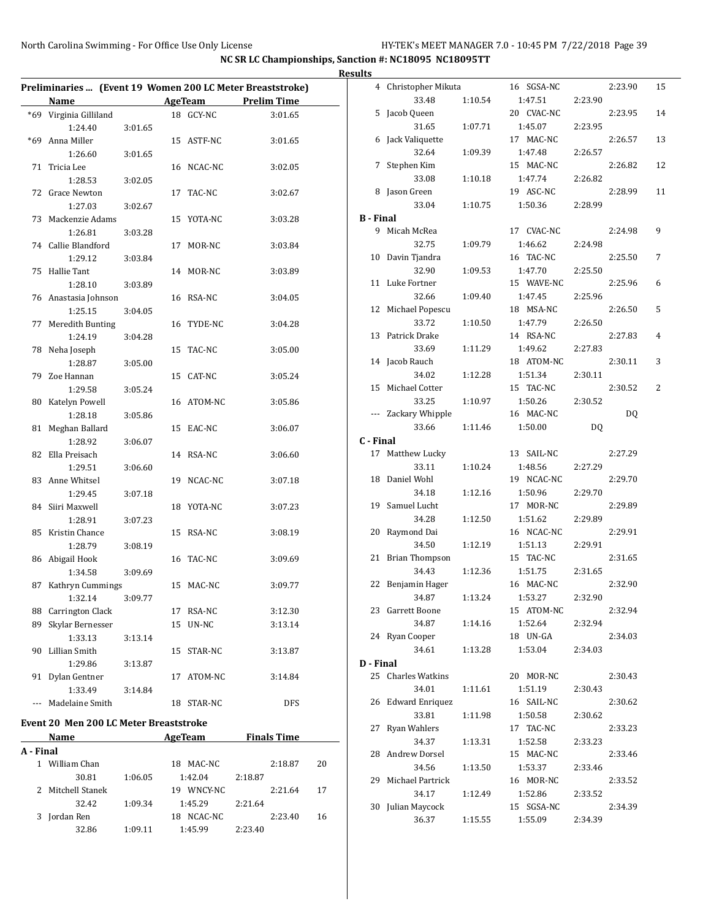NC SR LC Championships, Sanction #: NC18095 NC18095TT

Results

## Preliminaries ... (Event 19 Women 200 LC Meter Breaststroke)

| | Name | Age | Team | Prelim Time |
|---|---|---|---|---|
| *69 | Virginia Gilliland | 18 | GCY-NC | 3:01.65 |
| | 1:24.40 | 3:01.65 | | |
| *69 | Anna Miller | 15 | ASTF-NC | 3:01.65 |
| | 1:26.60 | 3:01.65 | | |
| 71 | Tricia Lee | 16 | NCAC-NC | 3:02.05 |
| | 1:28.53 | 3:02.05 | | |
| 72 | Grace Newton | 17 | TAC-NC | 3:02.67 |
| | 1:27.03 | 3:02.67 | | |
| 73 | Mackenzie Adams | 15 | YOTA-NC | 3:03.28 |
| | 1:26.81 | 3:03.28 | | |
| 74 | Callie Blandford | 17 | MOR-NC | 3:03.84 |
| | 1:29.12 | 3:03.84 | | |
| 75 | Hallie Tant | 14 | MOR-NC | 3:03.89 |
| | 1:28.10 | 3:03.89 | | |
| 76 | Anastasia Johnson | 16 | RSA-NC | 3:04.05 |
| | 1:25.15 | 3:04.05 | | |
| 77 | Meredith Bunting | 16 | TYDE-NC | 3:04.28 |
| | 1:24.19 | 3:04.28 | | |
| 78 | Neha Joseph | 15 | TAC-NC | 3:05.00 |
| | 1:28.87 | 3:05.00 | | |
| 79 | Zoe Hannan | 15 | CAT-NC | 3:05.24 |
| | 1:29.58 | 3:05.24 | | |
| 80 | Katelyn Powell | 16 | ATOM-NC | 3:05.86 |
| | 1:28.18 | 3:05.86 | | |
| 81 | Meghan Ballard | 15 | EAC-NC | 3:06.07 |
| | 1:28.92 | 3:06.07 | | |
| 82 | Ella Preisach | 14 | RSA-NC | 3:06.60 |
| | 1:29.51 | 3:06.60 | | |
| 83 | Anne Whitsel | 19 | NCAC-NC | 3:07.18 |
| | 1:29.45 | 3:07.18 | | |
| 84 | Siiri Maxwell | 18 | YOTA-NC | 3:07.23 |
| | 1:28.91 | 3:07.23 | | |
| 85 | Kristin Chance | 15 | RSA-NC | 3:08.19 |
| | 1:28.79 | 3:08.19 | | |
| 86 | Abigail Hook | 16 | TAC-NC | 3:09.69 |
| | 1:34.58 | 3:09.69 | | |
| 87 | Kathryn Cummings | 15 | MAC-NC | 3:09.77 |
| | 1:32.14 | 3:09.77 | | |
| 88 | Carrington Clack | 17 | RSA-NC | 3:12.30 |
| 89 | Skylar Bernesser | 15 | UN-NC | 3:13.14 |
| | 1:33.13 | 3:13.14 | | |
| 90 | Lillian Smith | 15 | STAR-NC | 3:13.87 |
| | 1:29.86 | 3:13.87 | | |
| 91 | Dylan Gentner | 17 | ATOM-NC | 3:14.84 |
| | 1:33.49 | 3:14.84 | | |
| --- | Madelaine Smith | 18 | STAR-NC | DFS |

## Event 20 Men 200 LC Meter Breaststroke

| | Name | | Age | Team | | Finals Time | Points |
|---|---|---|---|---|---|---|---|
| **A - Final** | | | | | | | |
| 1 | William Chan | | 18 | MAC-NC | | 2:18.87 | 20 |
| | 30.81 | 1:06.05 | 1:42.04 | | 2:18.87 | | |
| 2 | Mitchell Stanek | | 19 | WNCY-NC | | 2:21.64 | 17 |
| | 32.42 | 1:09.34 | 1:45.29 | | 2:21.64 | | |
| 3 | Jordan Ren | | 18 | NCAC-NC | | 2:23.40 | 16 |
| | 32.86 | 1:09.11 | 1:45.99 | | 2:23.40 | | |
| 4 | Christopher Mikuta | | 16 | SGSA-NC | | 2:23.90 | 15 |
| | 33.48 | 1:10.54 | 1:47.51 | | 2:23.90 | | |
| 5 | Jacob Queen | | 20 | CVAC-NC | | 2:23.95 | 14 |
| | 31.65 | 1:07.71 | 1:45.07 | | 2:23.95 | | |
| 6 | Jack Valiquette | | 17 | MAC-NC | | 2:26.57 | 13 |
| | 32.64 | 1:09.39 | 1:47.48 | | 2:26.57 | | |
| 7 | Stephen Kim | | 15 | MAC-NC | | 2:26.82 | 12 |
| | 33.08 | 1:10.18 | 1:47.74 | | 2:26.82 | | |
| 8 | Jason Green | | 19 | ASC-NC | | 2:28.99 | 11 |
| | 33.04 | 1:10.75 | 1:50.36 | | 2:28.99 | | |
| **B - Final** | | | | | | | |
| 9 | Micah McRea | | 17 | CVAC-NC | | 2:24.98 | 9 |
| | 32.75 | 1:09.79 | 1:46.62 | | 2:24.98 | | |
| 10 | Davin Tjandra | | 16 | TAC-NC | | 2:25.50 | 7 |
| | 32.90 | 1:09.53 | 1:47.70 | | 2:25.50 | | |
| 11 | Luke Fortner | | 15 | WAVE-NC | | 2:25.96 | 6 |
| | 32.66 | 1:09.40 | 1:47.45 | | 2:25.96 | | |
| 12 | Michael Popescu | | 18 | MSA-NC | | 2:26.50 | 5 |
| | 33.72 | 1:10.50 | 1:47.79 | | 2:26.50 | | |
| 13 | Patrick Drake | | 14 | RSA-NC | | 2:27.83 | 4 |
| | 33.69 | 1:11.29 | 1:49.62 | | 2:27.83 | | |
| 14 | Jacob Rauch | | 18 | ATOM-NC | | 2:30.11 | 3 |
| | 34.02 | 1:12.28 | 1:51.34 | | 2:30.11 | | |
| 15 | Michael Cotter | | 15 | TAC-NC | | 2:30.52 | 2 |
| | 33.25 | 1:10.97 | 1:50.26 | | 2:30.52 | | |
| --- | Zackary Whipple | | 16 | MAC-NC | | DQ | |
| | 33.66 | 1:11.46 | 1:50.00 | | DQ | | |
| **C - Final** | | | | | | | |
| 17 | Matthew Lucky | | 13 | SAIL-NC | | 2:27.29 | |
| | 33.11 | 1:10.24 | 1:48.56 | | 2:27.29 | | |
| 18 | Daniel Wohl | | 19 | NCAC-NC | | 2:29.70 | |
| | 34.18 | 1:12.16 | 1:50.96 | | 2:29.70 | | |
| 19 | Samuel Lucht | | 17 | MOR-NC | | 2:29.89 | |
| | 34.28 | 1:12.50 | 1:51.62 | | 2:29.89 | | |
| 20 | Raymond Dai | | 16 | NCAC-NC | | 2:29.91 | |
| | 34.50 | 1:12.19 | 1:51.13 | | 2:29.91 | | |
| 21 | Brian Thompson | | 15 | TAC-NC | | 2:31.65 | |
| | 34.43 | 1:12.36 | 1:51.75 | | 2:31.65 | | |
| 22 | Benjamin Hager | | 16 | MAC-NC | | 2:32.90 | |
| | 34.87 | 1:13.24 | 1:53.27 | | 2:32.90 | | |
| 23 | Garrett Boone | | 15 | ATOM-NC | | 2:32.94 | |
| | 34.87 | 1:14.16 | 1:52.64 | | 2:32.94 | | |
| 24 | Ryan Cooper | | 18 | UN-GA | | 2:34.03 | |
| | 34.61 | 1:13.28 | 1:53.04 | | 2:34.03 | | |
| **D - Final** | | | | | | | |
| 25 | Charles Watkins | | 20 | MOR-NC | | 2:30.43 | |
| | 34.01 | 1:11.61 | 1:51.19 | | 2:30.43 | | |
| 26 | Edward Enriquez | | 16 | SAIL-NC | | 2:30.62 | |
| | 33.81 | 1:11.98 | 1:50.58 | | 2:30.62 | | |
| 27 | Ryan Wahlers | | 17 | TAC-NC | | 2:33.23 | |
| | 34.37 | 1:13.31 | 1:52.58 | | 2:33.23 | | |
| 28 | Andrew Dorsel | | 15 | MAC-NC | | 2:33.46 | |
| | 34.56 | 1:13.50 | 1:53.37 | | 2:33.46 | | |
| 29 | Michael Partrick | | 16 | MOR-NC | | 2:33.52 | |
| | 34.17 | 1:12.49 | 1:52.86 | | 2:33.52 | | |
| 30 | Julian Maycock | | 15 | SGSA-NC | | 2:34.39 | |
| | 36.37 | 1:15.55 | 1:55.09 | | 2:34.39 | | |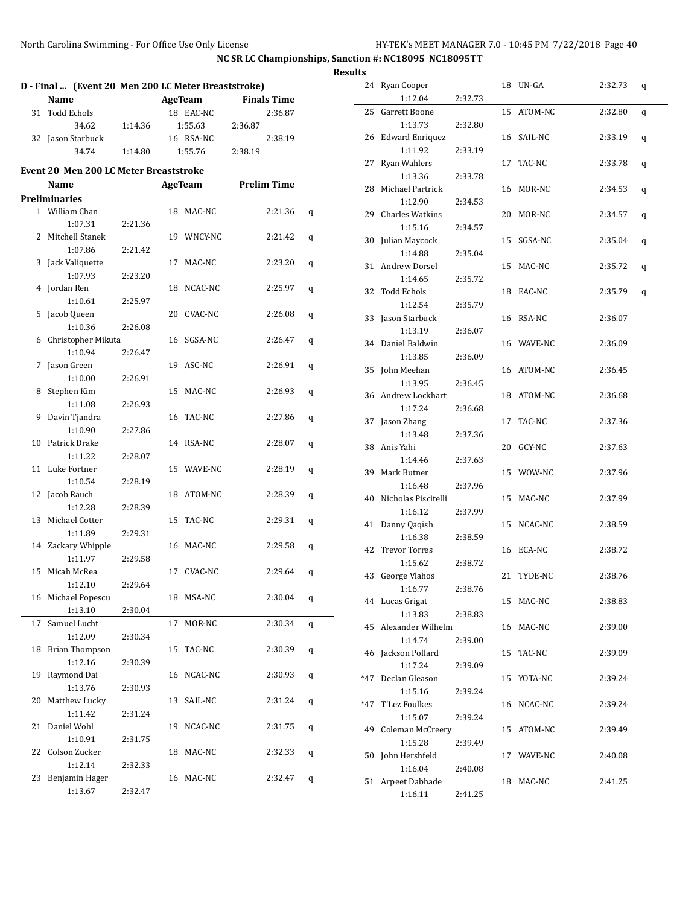## NC SR LC Championships, Sanction #: NC18095 NC18095TT

### Results

### D - Final ... (Event 20 Men 200 LC Meter Breaststroke)

| | Name | AgeTeam | | Finals Time |
|---|---|---|---|---|
| 31 | Todd Echols | 18 | EAC-NC | 2:36.87 |
| | 34.62 | 1:14.36 | 1:55.63 | 2:36.87 |
| 32 | Jason Starbuck | 16 | RSA-NC | 2:38.19 |
| | 34.74 | 1:14.80 | 1:55.76 | 2:38.19 |

### Event 20 Men 200 LC Meter Breaststroke

**Preliminaries**

| | Name | Splits | Age | Team | Prelim Time | |
|---|---|---|---|---|---|---|
| 1 | William Chan | 1:07.31, 2:21.36 | 18 | MAC-NC | 2:21.36 | q |
| 2 | Mitchell Stanek | 1:07.86, 2:21.42 | 19 | WNCY-NC | 2:21.42 | q |
| 3 | Jack Valiquette | 1:07.93, 2:23.20 | 17 | MAC-NC | 2:23.20 | q |
| 4 | Jordan Ren | 1:10.61, 2:25.97 | 18 | NCAC-NC | 2:25.97 | q |
| 5 | Jacob Queen | 1:10.36, 2:26.08 | 20 | CVAC-NC | 2:26.08 | q |
| 6 | Christopher Mikuta | 1:10.94, 2:26.47 | 16 | SGSA-NC | 2:26.47 | q |
| 7 | Jason Green | 1:10.00, 2:26.91 | 19 | ASC-NC | 2:26.91 | q |
| 8 | Stephen Kim | 1:11.08, 2:26.93 | 15 | MAC-NC | 2:26.93 | q |
| 9 | Davin Tjandra | 1:10.90, 2:27.86 | 16 | TAC-NC | 2:27.86 | q |
| 10 | Patrick Drake | 1:11.22, 2:28.07 | 14 | RSA-NC | 2:28.07 | q |
| 11 | Luke Fortner | 1:10.54, 2:28.19 | 15 | WAVE-NC | 2:28.19 | q |
| 12 | Jacob Rauch | 1:12.28, 2:28.39 | 18 | ATOM-NC | 2:28.39 | q |
| 13 | Michael Cotter | 1:11.89, 2:29.31 | 15 | TAC-NC | 2:29.31 | q |
| 14 | Zackary Whipple | 1:11.97, 2:29.58 | 16 | MAC-NC | 2:29.58 | q |
| 15 | Micah McRea | 1:12.10, 2:29.64 | 17 | CVAC-NC | 2:29.64 | q |
| 16 | Michael Popescu | 1:13.10, 2:30.04 | 18 | MSA-NC | 2:30.04 | q |
| 17 | Samuel Lucht | 1:12.09, 2:30.34 | 17 | MOR-NC | 2:30.34 | q |
| 18 | Brian Thompson | 1:12.16, 2:30.39 | 15 | TAC-NC | 2:30.39 | q |
| 19 | Raymond Dai | 1:13.76, 2:30.93 | 16 | NCAC-NC | 2:30.93 | q |
| 20 | Matthew Lucky | 1:11.42, 2:31.24 | 13 | SAIL-NC | 2:31.24 | q |
| 21 | Daniel Wohl | 1:10.91, 2:31.75 | 19 | NCAC-NC | 2:31.75 | q |
| 22 | Colson Zucker | 1:12.14, 2:32.33 | 18 | MAC-NC | 2:32.33 | q |
| 23 | Benjamin Hager | 1:13.67, 2:32.47 | 16 | MAC-NC | 2:32.47 | q |
| 24 | Ryan Cooper | 1:12.04, 2:32.73 | 18 | UN-GA | 2:32.73 | q |
| 25 | Garrett Boone | 1:13.73, 2:32.80 | 15 | ATOM-NC | 2:32.80 | q |
| 26 | Edward Enriquez | 1:11.92, 2:33.19 | 16 | SAIL-NC | 2:33.19 | q |
| 27 | Ryan Wahlers | 1:13.36, 2:33.78 | 17 | TAC-NC | 2:33.78 | q |
| 28 | Michael Partrick | 1:12.90, 2:34.53 | 16 | MOR-NC | 2:34.53 | q |
| 29 | Charles Watkins | 1:15.16, 2:34.57 | 20 | MOR-NC | 2:34.57 | q |
| 30 | Julian Maycock | 1:14.88, 2:35.04 | 15 | SGSA-NC | 2:35.04 | q |
| 31 | Andrew Dorsel | 1:14.65, 2:35.72 | 15 | MAC-NC | 2:35.72 | q |
| 32 | Todd Echols | 1:12.54, 2:35.79 | 18 | EAC-NC | 2:35.79 | q |
| 33 | Jason Starbuck | 1:13.19, 2:36.07 | 16 | RSA-NC | 2:36.07 | |
| 34 | Daniel Baldwin | 1:13.85, 2:36.09 | 16 | WAVE-NC | 2:36.09 | |
| 35 | John Meehan | 1:13.95, 2:36.45 | 16 | ATOM-NC | 2:36.45 | |
| 36 | Andrew Lockhart | 1:17.24, 2:36.68 | 18 | ATOM-NC | 2:36.68 | |
| 37 | Jason Zhang | 1:13.48, 2:37.36 | 17 | TAC-NC | 2:37.36 | |
| 38 | Anis Yahi | 1:14.46, 2:37.63 | 20 | GCY-NC | 2:37.63 | |
| 39 | Mark Butner | 1:16.48, 2:37.96 | 15 | WOW-NC | 2:37.96 | |
| 40 | Nicholas Piscitelli | 1:16.12, 2:37.99 | 15 | MAC-NC | 2:37.99 | |
| 41 | Danny Qaqish | 1:16.38, 2:38.59 | 15 | NCAC-NC | 2:38.59 | |
| 42 | Trevor Torres | 1:15.62, 2:38.72 | 16 | ECA-NC | 2:38.72 | |
| 43 | George Vlahos | 1:16.77, 2:38.76 | 21 | TYDE-NC | 2:38.76 | |
| 44 | Lucas Grigat | 1:13.83, 2:38.83 | 15 | MAC-NC | 2:38.83 | |
| 45 | Alexander Wilhelm | 1:14.74, 2:39.00 | 16 | MAC-NC | 2:39.00 | |
| 46 | Jackson Pollard | 1:17.24, 2:39.09 | 15 | TAC-NC | 2:39.09 | |
| *47 | Declan Gleason | 1:15.16, 2:39.24 | 15 | YOTA-NC | 2:39.24 | |
| *47 | T'Lez Foulkes | 1:15.07, 2:39.24 | 16 | NCAC-NC | 2:39.24 | |
| 49 | Coleman McCreery | 1:15.28, 2:39.49 | 15 | ATOM-NC | 2:39.49 | |
| 50 | John Hershfeld | 1:16.04, 2:40.08 | 17 | WAVE-NC | 2:40.08 | |
| 51 | Arpeet Dabhade | 1:16.11, 2:41.25 | 18 | MAC-NC | 2:41.25 | |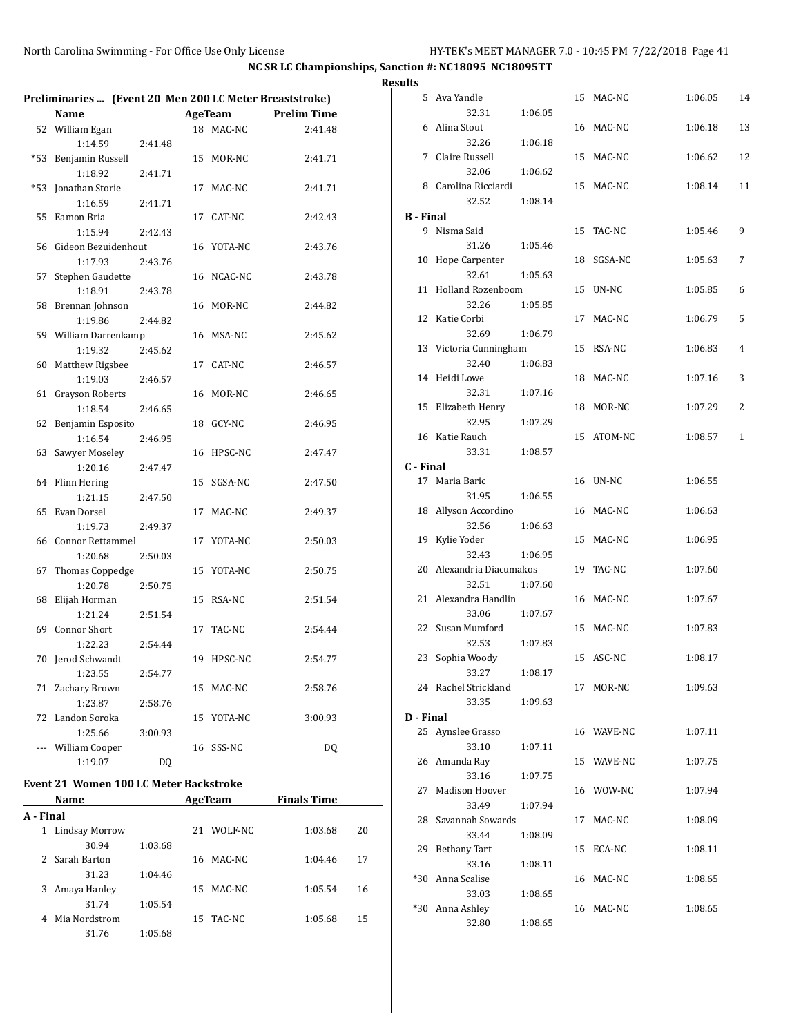NC SR LC Championships, Sanction #: NC18095 NC18095TT

Results

### Preliminaries ... (Event 20 Men 200 LC Meter Breaststroke)

| | Name | Age | Team | Prelim Time |
|---|---|---|---|---|
| 52 | William Egan | 18 | MAC-NC | 2:41.48 |
| | 1:14.59 2:41.48 | | | |
| *53 | Benjamin Russell | 15 | MOR-NC | 2:41.71 |
| | 1:18.92 2:41.71 | | | |
| *53 | Jonathan Storie | 17 | MAC-NC | 2:41.71 |
| | 1:16.59 2:41.71 | | | |
| 55 | Eamon Bria | 17 | CAT-NC | 2:42.43 |
| | 1:15.94 2:42.43 | | | |
| 56 | Gideon Bezuidenhout | 16 | YOTA-NC | 2:43.76 |
| | 1:17.93 2:43.76 | | | |
| 57 | Stephen Gaudette | 16 | NCAC-NC | 2:43.78 |
| | 1:18.91 2:43.78 | | | |
| 58 | Brennan Johnson | 16 | MOR-NC | 2:44.82 |
| | 1:19.86 2:44.82 | | | |
| 59 | William Darrenkamp | 16 | MSA-NC | 2:45.62 |
| | 1:19.32 2:45.62 | | | |
| 60 | Matthew Rigsbee | 17 | CAT-NC | 2:46.57 |
| | 1:19.03 2:46.57 | | | |
| 61 | Grayson Roberts | 16 | MOR-NC | 2:46.65 |
| | 1:18.54 2:46.65 | | | |
| 62 | Benjamin Esposito | 18 | GCY-NC | 2:46.95 |
| | 1:16.54 2:46.95 | | | |
| 63 | Sawyer Moseley | 16 | HPSC-NC | 2:47.47 |
| | 1:20.16 2:47.47 | | | |
| 64 | Flinn Hering | 15 | SGSA-NC | 2:47.50 |
| | 1:21.15 2:47.50 | | | |
| 65 | Evan Dorsel | 17 | MAC-NC | 2:49.37 |
| | 1:19.73 2:49.37 | | | |
| 66 | Connor Rettammel | 17 | YOTA-NC | 2:50.03 |
| | 1:20.68 2:50.03 | | | |
| 67 | Thomas Coppedge | 15 | YOTA-NC | 2:50.75 |
| | 1:20.78 2:50.75 | | | |
| 68 | Elijah Horman | 15 | RSA-NC | 2:51.54 |
| | 1:21.24 2:51.54 | | | |
| 69 | Connor Short | 17 | TAC-NC | 2:54.44 |
| | 1:22.23 2:54.44 | | | |
| 70 | Jerod Schwandt | 19 | HPSC-NC | 2:54.77 |
| | 1:23.55 2:54.77 | | | |
| 71 | Zachary Brown | 15 | MAC-NC | 2:58.76 |
| | 1:23.87 2:58.76 | | | |
| 72 | Landon Soroka | 15 | YOTA-NC | 3:00.93 |
| | 1:25.66 3:00.93 | | | |
| --- | William Cooper | 16 | SSS-NC | DQ |
| | 1:19.07 DQ | | | |

### Event 21 Women 100 LC Meter Backstroke

| | Name | Age | Team | Finals Time | Points |
|---|---|---|---|---|---|
| **A - Final** | | | | | |
| 1 | Lindsay Morrow | 21 | WOLF-NC | 1:03.68 | 20 |
| | 30.94 1:03.68 | | | | |
| 2 | Sarah Barton | 16 | MAC-NC | 1:04.46 | 17 |
| | 31.23 1:04.46 | | | | |
| 3 | Amaya Hanley | 15 | MAC-NC | 1:05.54 | 16 |
| | 31.74 1:05.54 | | | | |
| 4 | Mia Nordstrom | 15 | TAC-NC | 1:05.68 | 15 |
| | 31.76 1:05.68 | | | | |
| 5 | Ava Yandle | 15 | MAC-NC | 1:06.05 | 14 |
| | 32.31 1:06.05 | | | | |
| 6 | Alina Stout | 16 | MAC-NC | 1:06.18 | 13 |
| | 32.26 1:06.18 | | | | |
| 7 | Claire Russell | 15 | MAC-NC | 1:06.62 | 12 |
| | 32.06 1:06.62 | | | | |
| 8 | Carolina Ricciardi | 15 | MAC-NC | 1:08.14 | 11 |
| | 32.52 1:08.14 | | | | |
| **B - Final** | | | | | |
| 9 | Nisma Said | 15 | TAC-NC | 1:05.46 | 9 |
| | 31.26 1:05.46 | | | | |
| 10 | Hope Carpenter | 18 | SGSA-NC | 1:05.63 | 7 |
| | 32.61 1:05.63 | | | | |
| 11 | Holland Rozenboom | 15 | UN-NC | 1:05.85 | 6 |
| | 32.26 1:05.85 | | | | |
| 12 | Katie Corbi | 17 | MAC-NC | 1:06.79 | 5 |
| | 32.69 1:06.79 | | | | |
| 13 | Victoria Cunningham | 15 | RSA-NC | 1:06.83 | 4 |
| | 32.40 1:06.83 | | | | |
| 14 | Heidi Lowe | 18 | MAC-NC | 1:07.16 | 3 |
| | 32.31 1:07.16 | | | | |
| 15 | Elizabeth Henry | 18 | MOR-NC | 1:07.29 | 2 |
| | 32.95 1:07.29 | | | | |
| 16 | Katie Rauch | 15 | ATOM-NC | 1:08.57 | 1 |
| | 33.31 1:08.57 | | | | |
| **C - Final** | | | | | |
| 17 | Maria Baric | 16 | UN-NC | 1:06.55 | |
| | 31.95 1:06.55 | | | | |
| 18 | Allyson Accordino | 16 | MAC-NC | 1:06.63 | |
| | 32.56 1:06.63 | | | | |
| 19 | Kylie Yoder | 15 | MAC-NC | 1:06.95 | |
| | 32.43 1:06.95 | | | | |
| 20 | Alexandria Diacumakos | 19 | TAC-NC | 1:07.60 | |
| | 32.51 1:07.60 | | | | |
| 21 | Alexandra Handlin | 16 | MAC-NC | 1:07.67 | |
| | 33.06 1:07.67 | | | | |
| 22 | Susan Mumford | 15 | MAC-NC | 1:07.83 | |
| | 32.53 1:07.83 | | | | |
| 23 | Sophia Woody | 15 | ASC-NC | 1:08.17 | |
| | 33.27 1:08.17 | | | | |
| 24 | Rachel Strickland | 17 | MOR-NC | 1:09.63 | |
| | 33.35 1:09.63 | | | | |
| **D - Final** | | | | | |
| 25 | Aynslee Grasso | 16 | WAVE-NC | 1:07.11 | |
| | 33.10 1:07.11 | | | | |
| 26 | Amanda Ray | 15 | WAVE-NC | 1:07.75 | |
| | 33.16 1:07.75 | | | | |
| 27 | Madison Hoover | 16 | WOW-NC | 1:07.94 | |
| | 33.49 1:07.94 | | | | |
| 28 | Savannah Sowards | 17 | MAC-NC | 1:08.09 | |
| | 33.44 1:08.09 | | | | |
| 29 | Bethany Tart | 15 | ECA-NC | 1:08.11 | |
| | 33.16 1:08.11 | | | | |
| *30 | Anna Scalise | 16 | MAC-NC | 1:08.65 | |
| | 33.03 1:08.65 | | | | |
| *30 | Anna Ashley | 16 | MAC-NC | 1:08.65 | |
| | 32.80 1:08.65 | | | | |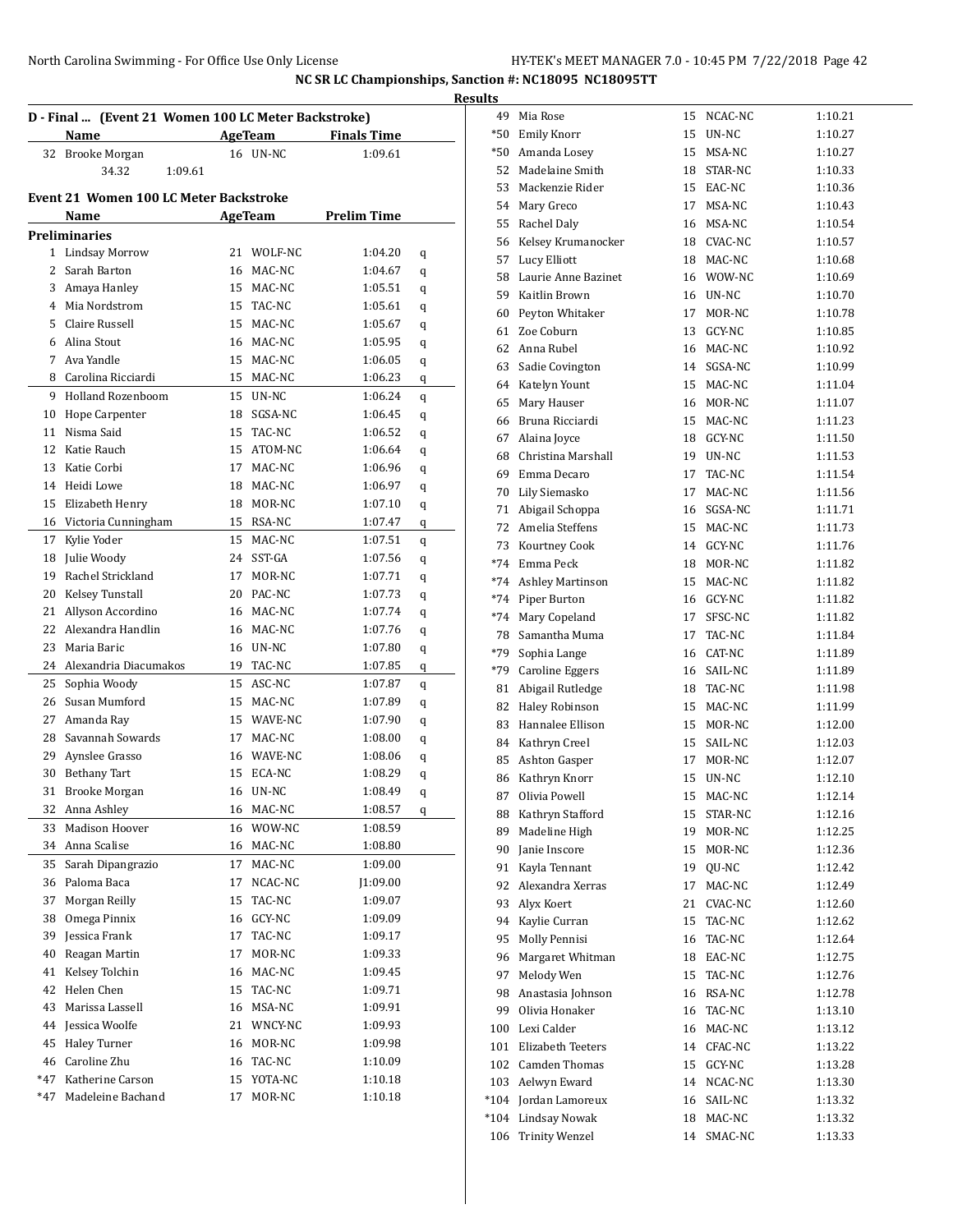NC SR LC Championships, Sanction #: NC18095 NC18095TT

Results

## D - Final ... (Event 21 Women 100 LC Meter Backstroke)

| | Name | Age | Team | Finals Time |
|---|---|---|---|---|
| 32 | Brooke Morgan | 16 | UN-NC | 1:09.61 |
| | 34.32 1:09.61 | | | |

## Event 21 Women 100 LC Meter Backstroke

| | Name | Age | Team | Prelim Time | |
|---|---|---|---|---|---|
| **Preliminaries** | | | | | |
| 1 | Lindsay Morrow | 21 | WOLF-NC | 1:04.20 | q |
| 2 | Sarah Barton | 16 | MAC-NC | 1:04.67 | q |
| 3 | Amaya Hanley | 15 | MAC-NC | 1:05.51 | q |
| 4 | Mia Nordstrom | 15 | TAC-NC | 1:05.61 | q |
| 5 | Claire Russell | 15 | MAC-NC | 1:05.67 | q |
| 6 | Alina Stout | 16 | MAC-NC | 1:05.95 | q |
| 7 | Ava Yandle | 15 | MAC-NC | 1:06.05 | q |
| 8 | Carolina Ricciardi | 15 | MAC-NC | 1:06.23 | q |
| 9 | Holland Rozenboom | 15 | UN-NC | 1:06.24 | q |
| 10 | Hope Carpenter | 18 | SGSA-NC | 1:06.45 | q |
| 11 | Nisma Said | 15 | TAC-NC | 1:06.52 | q |
| 12 | Katie Rauch | 15 | ATOM-NC | 1:06.64 | q |
| 13 | Katie Corbi | 17 | MAC-NC | 1:06.96 | q |
| 14 | Heidi Lowe | 18 | MAC-NC | 1:06.97 | q |
| 15 | Elizabeth Henry | 18 | MOR-NC | 1:07.10 | q |
| 16 | Victoria Cunningham | 15 | RSA-NC | 1:07.47 | q |
| 17 | Kylie Yoder | 15 | MAC-NC | 1:07.51 | q |
| 18 | Julie Woody | 24 | SST-GA | 1:07.56 | q |
| 19 | Rachel Strickland | 17 | MOR-NC | 1:07.71 | q |
| 20 | Kelsey Tunstall | 20 | PAC-NC | 1:07.73 | q |
| 21 | Allyson Accordino | 16 | MAC-NC | 1:07.74 | q |
| 22 | Alexandra Handlin | 16 | MAC-NC | 1:07.76 | q |
| 23 | Maria Baric | 16 | UN-NC | 1:07.80 | q |
| 24 | Alexandria Diacumakos | 19 | TAC-NC | 1:07.85 | q |
| 25 | Sophia Woody | 15 | ASC-NC | 1:07.87 | q |
| 26 | Susan Mumford | 15 | MAC-NC | 1:07.89 | q |
| 27 | Amanda Ray | 15 | WAVE-NC | 1:07.90 | q |
| 28 | Savannah Sowards | 17 | MAC-NC | 1:08.00 | q |
| 29 | Aynslee Grasso | 16 | WAVE-NC | 1:08.06 | q |
| 30 | Bethany Tart | 15 | ECA-NC | 1:08.29 | q |
| 31 | Brooke Morgan | 16 | UN-NC | 1:08.49 | q |
| 32 | Anna Ashley | 16 | MAC-NC | 1:08.57 | q |
| 33 | Madison Hoover | 16 | WOW-NC | 1:08.59 | |
| 34 | Anna Scalise | 16 | MAC-NC | 1:08.80 | |
| 35 | Sarah Dipangrazio | 17 | MAC-NC | 1:09.00 | |
| 36 | Paloma Baca | 17 | NCAC-NC | J1:09.00 | |
| 37 | Morgan Reilly | 15 | TAC-NC | 1:09.07 | |
| 38 | Omega Pinnix | 16 | GCY-NC | 1:09.09 | |
| 39 | Jessica Frank | 17 | TAC-NC | 1:09.17 | |
| 40 | Reagan Martin | 17 | MOR-NC | 1:09.33 | |
| 41 | Kelsey Tolchin | 16 | MAC-NC | 1:09.45 | |
| 42 | Helen Chen | 15 | TAC-NC | 1:09.71 | |
| 43 | Marissa Lassell | 16 | MSA-NC | 1:09.91 | |
| 44 | Jessica Woolfe | 21 | WNCY-NC | 1:09.93 | |
| 45 | Haley Turner | 16 | MOR-NC | 1:09.98 | |
| 46 | Caroline Zhu | 16 | TAC-NC | 1:10.09 | |
| *47 | Katherine Carson | 15 | YOTA-NC | 1:10.18 | |
| *47 | Madeleine Bachand | 17 | MOR-NC | 1:10.18 | |
| 49 | Mia Rose | 15 | NCAC-NC | 1:10.21 | |
| *50 | Emily Knorr | 15 | UN-NC | 1:10.27 | |
| *50 | Amanda Losey | 15 | MSA-NC | 1:10.27 | |
| 52 | Madelaine Smith | 18 | STAR-NC | 1:10.33 | |
| 53 | Mackenzie Rider | 15 | EAC-NC | 1:10.36 | |
| 54 | Mary Greco | 17 | MSA-NC | 1:10.43 | |
| 55 | Rachel Daly | 16 | MSA-NC | 1:10.54 | |
| 56 | Kelsey Krumanocker | 18 | CVAC-NC | 1:10.57 | |
| 57 | Lucy Elliott | 18 | MAC-NC | 1:10.68 | |
| 58 | Laurie Anne Bazinet | 16 | WOW-NC | 1:10.69 | |
| 59 | Kaitlin Brown | 16 | UN-NC | 1:10.70 | |
| 60 | Peyton Whitaker | 17 | MOR-NC | 1:10.78 | |
| 61 | Zoe Coburn | 13 | GCY-NC | 1:10.85 | |
| 62 | Anna Rubel | 16 | MAC-NC | 1:10.92 | |
| 63 | Sadie Covington | 14 | SGSA-NC | 1:10.99 | |
| 64 | Katelyn Yount | 15 | MAC-NC | 1:11.04 | |
| 65 | Mary Hauser | 16 | MOR-NC | 1:11.07 | |
| 66 | Bruna Ricciardi | 15 | MAC-NC | 1:11.23 | |
| 67 | Alaina Joyce | 18 | GCY-NC | 1:11.50 | |
| 68 | Christina Marshall | 19 | UN-NC | 1:11.53 | |
| 69 | Emma Decaro | 17 | TAC-NC | 1:11.54 | |
| 70 | Lily Siemasko | 17 | MAC-NC | 1:11.56 | |
| 71 | Abigail Schoppa | 16 | SGSA-NC | 1:11.71 | |
| 72 | Amelia Steffens | 15 | MAC-NC | 1:11.73 | |
| 73 | Kourtney Cook | 14 | GCY-NC | 1:11.76 | |
| *74 | Emma Peck | 18 | MOR-NC | 1:11.82 | |
| *74 | Ashley Martinson | 15 | MAC-NC | 1:11.82 | |
| *74 | Piper Burton | 16 | GCY-NC | 1:11.82 | |
| *74 | Mary Copeland | 17 | SFSC-NC | 1:11.82 | |
| 78 | Samantha Muma | 17 | TAC-NC | 1:11.84 | |
| *79 | Sophia Lange | 16 | CAT-NC | 1:11.89 | |
| *79 | Caroline Eggers | 16 | SAIL-NC | 1:11.89 | |
| 81 | Abigail Rutledge | 18 | TAC-NC | 1:11.98 | |
| 82 | Haley Robinson | 15 | MAC-NC | 1:11.99 | |
| 83 | Hannalee Ellison | 15 | MOR-NC | 1:12.00 | |
| 84 | Kathryn Creel | 15 | SAIL-NC | 1:12.03 | |
| 85 | Ashton Gasper | 17 | MOR-NC | 1:12.07 | |
| 86 | Kathryn Knorr | 15 | UN-NC | 1:12.10 | |
| 87 | Olivia Powell | 15 | MAC-NC | 1:12.14 | |
| 88 | Kathryn Stafford | 15 | STAR-NC | 1:12.16 | |
| 89 | Madeline High | 19 | MOR-NC | 1:12.25 | |
| 90 | Janie Inscore | 15 | MOR-NC | 1:12.36 | |
| 91 | Kayla Tennant | 19 | QU-NC | 1:12.42 | |
| 92 | Alexandra Xerras | 17 | MAC-NC | 1:12.49 | |
| 93 | Alyx Koert | 21 | CVAC-NC | 1:12.60 | |
| 94 | Kaylie Curran | 15 | TAC-NC | 1:12.62 | |
| 95 | Molly Pennisi | 16 | TAC-NC | 1:12.64 | |
| 96 | Margaret Whitman | 18 | EAC-NC | 1:12.75 | |
| 97 | Melody Wen | 15 | TAC-NC | 1:12.76 | |
| 98 | Anastasia Johnson | 16 | RSA-NC | 1:12.78 | |
| 99 | Olivia Honaker | 16 | TAC-NC | 1:13.10 | |
| 100 | Lexi Calder | 16 | MAC-NC | 1:13.12 | |
| 101 | Elizabeth Teeters | 14 | CFAC-NC | 1:13.22 | |
| 102 | Camden Thomas | 15 | GCY-NC | 1:13.28 | |
| 103 | Aelwyn Eward | 14 | NCAC-NC | 1:13.30 | |
| *104 | Jordan Lamoreux | 16 | SAIL-NC | 1:13.32 | |
| *104 | Lindsay Nowak | 18 | MAC-NC | 1:13.32 | |
| 106 | Trinity Wenzel | 14 | SMAC-NC | 1:13.33 | |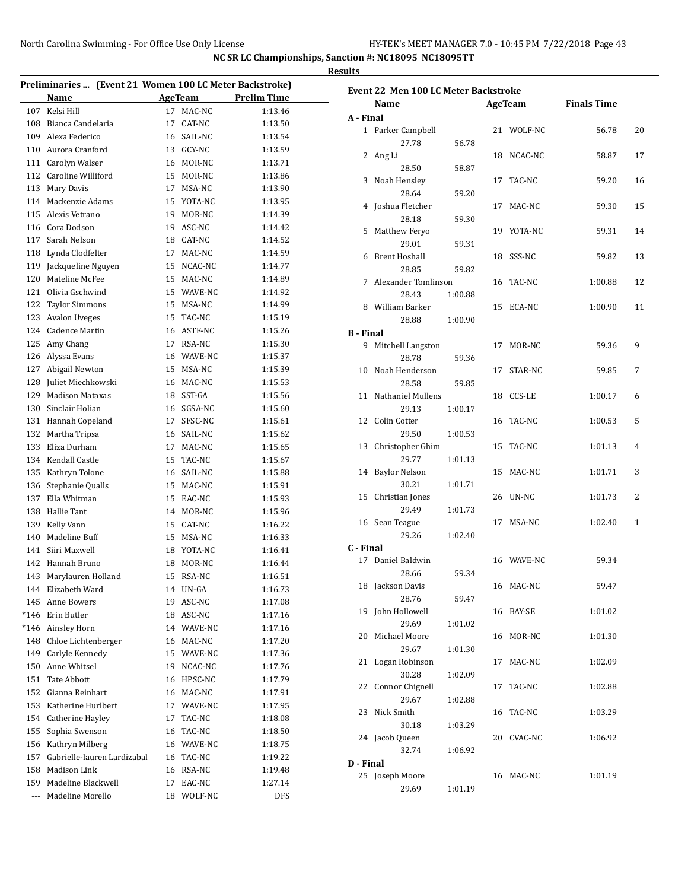NC SR LC Championships, Sanction #: NC18095 NC18095TT

Results

## Preliminaries ... (Event 21 Women 100 LC Meter Backstroke)

| | Name | Age | Team | Prelim Time |
|---|---|---|---|---|
| 107 | Kelsi Hill | 17 | MAC-NC | 1:13.46 |
| 108 | Bianca Candelaria | 17 | CAT-NC | 1:13.50 |
| 109 | Alexa Federico | 16 | SAIL-NC | 1:13.54 |
| 110 | Aurora Cranford | 13 | GCY-NC | 1:13.59 |
| 111 | Carolyn Walser | 16 | MOR-NC | 1:13.71 |
| 112 | Caroline Williford | 15 | MOR-NC | 1:13.86 |
| 113 | Mary Davis | 17 | MSA-NC | 1:13.90 |
| 114 | Mackenzie Adams | 15 | YOTA-NC | 1:13.95 |
| 115 | Alexis Vetrano | 19 | MOR-NC | 1:14.39 |
| 116 | Cora Dodson | 19 | ASC-NC | 1:14.42 |
| 117 | Sarah Nelson | 18 | CAT-NC | 1:14.52 |
| 118 | Lynda Clodfelter | 17 | MAC-NC | 1:14.59 |
| 119 | Jackqueline Nguyen | 15 | NCAC-NC | 1:14.77 |
| 120 | Mateline McFee | 15 | MAC-NC | 1:14.89 |
| 121 | Olivia Gschwind | 15 | WAVE-NC | 1:14.92 |
| 122 | Taylor Simmons | 15 | MSA-NC | 1:14.99 |
| 123 | Avalon Uveges | 15 | TAC-NC | 1:15.19 |
| 124 | Cadence Martin | 16 | ASTF-NC | 1:15.26 |
| 125 | Amy Chang | 17 | RSA-NC | 1:15.30 |
| 126 | Alyssa Evans | 16 | WAVE-NC | 1:15.37 |
| 127 | Abigail Newton | 15 | MSA-NC | 1:15.39 |
| 128 | Juliet Miechkowski | 16 | MAC-NC | 1:15.53 |
| 129 | Madison Mataxas | 18 | SST-GA | 1:15.56 |
| 130 | Sinclair Holian | 16 | SGSA-NC | 1:15.60 |
| 131 | Hannah Copeland | 17 | SFSC-NC | 1:15.61 |
| 132 | Martha Tripsa | 16 | SAIL-NC | 1:15.62 |
| 133 | Eliza Durham | 17 | MAC-NC | 1:15.65 |
| 134 | Kendall Castle | 15 | TAC-NC | 1:15.67 |
| 135 | Kathryn Tolone | 16 | SAIL-NC | 1:15.88 |
| 136 | Stephanie Qualls | 15 | MAC-NC | 1:15.91 |
| 137 | Ella Whitman | 15 | EAC-NC | 1:15.93 |
| 138 | Hallie Tant | 14 | MOR-NC | 1:15.96 |
| 139 | Kelly Vann | 15 | CAT-NC | 1:16.22 |
| 140 | Madeline Buff | 15 | MSA-NC | 1:16.33 |
| 141 | Siiri Maxwell | 18 | YOTA-NC | 1:16.41 |
| 142 | Hannah Bruno | 18 | MOR-NC | 1:16.44 |
| 143 | Marylauren Holland | 15 | RSA-NC | 1:16.51 |
| 144 | Elizabeth Ward | 14 | UN-GA | 1:16.73 |
| 145 | Anne Bowers | 19 | ASC-NC | 1:17.08 |
| *146 | Erin Butler | 18 | ASC-NC | 1:17.16 |
| *146 | Ainsley Horn | 14 | WAVE-NC | 1:17.16 |
| 148 | Chloe Lichtenberger | 16 | MAC-NC | 1:17.20 |
| 149 | Carlyle Kennedy | 15 | WAVE-NC | 1:17.36 |
| 150 | Anne Whitsel | 19 | NCAC-NC | 1:17.76 |
| 151 | Tate Abbott | 16 | HPSC-NC | 1:17.79 |
| 152 | Gianna Reinhart | 16 | MAC-NC | 1:17.91 |
| 153 | Katherine Hurlbert | 17 | WAVE-NC | 1:17.95 |
| 154 | Catherine Hayley | 17 | TAC-NC | 1:18.08 |
| 155 | Sophia Swenson | 16 | TAC-NC | 1:18.50 |
| 156 | Kathryn Milberg | 16 | WAVE-NC | 1:18.75 |
| 157 | Gabrielle-lauren Lardizabal | 16 | TAC-NC | 1:19.22 |
| 158 | Madison Link | 16 | RSA-NC | 1:19.48 |
| 159 | Madeline Blackwell | 17 | EAC-NC | 1:27.14 |
| --- | Madeline Morello | 18 | WOLF-NC | DFS |

## Event 22 Men 100 LC Meter Backstroke

| | Name | Age | Team | Finals Time | Points |
|---|---|---|---|---|---|
| **A - Final** | | | | | |
| 1 | Parker Campbell | 21 | WOLF-NC | 56.78 | 20 |
| | 27.78 56.78 | | | | |
| 2 | Ang Li | 18 | NCAC-NC | 58.87 | 17 |
| | 28.50 58.87 | | | | |
| 3 | Noah Hensley | 17 | TAC-NC | 59.20 | 16 |
| | 28.64 59.20 | | | | |
| 4 | Joshua Fletcher | 17 | MAC-NC | 59.30 | 15 |
| | 28.18 59.30 | | | | |
| 5 | Matthew Feryo | 19 | YOTA-NC | 59.31 | 14 |
| | 29.01 59.31 | | | | |
| 6 | Brent Hoshall | 18 | SSS-NC | 59.82 | 13 |
| | 28.85 59.82 | | | | |
| 7 | Alexander Tomlinson | 16 | TAC-NC | 1:00.88 | 12 |
| | 28.43 1:00.88 | | | | |
| 8 | William Barker | 15 | ECA-NC | 1:00.90 | 11 |
| | 28.88 1:00.90 | | | | |
| **B - Final** | | | | | |
| 9 | Mitchell Langston | 17 | MOR-NC | 59.36 | 9 |
| | 28.78 59.36 | | | | |
| 10 | Noah Henderson | 17 | STAR-NC | 59.85 | 7 |
| | 28.58 59.85 | | | | |
| 11 | Nathaniel Mullens | 18 | CCS-LE | 1:00.17 | 6 |
| | 29.13 1:00.17 | | | | |
| 12 | Colin Cotter | 16 | TAC-NC | 1:00.53 | 5 |
| | 29.50 1:00.53 | | | | |
| 13 | Christopher Ghim | 15 | TAC-NC | 1:01.13 | 4 |
| | 29.77 1:01.13 | | | | |
| 14 | Baylor Nelson | 15 | MAC-NC | 1:01.71 | 3 |
| | 30.21 1:01.71 | | | | |
| 15 | Christian Jones | 26 | UN-NC | 1:01.73 | 2 |
| | 29.49 1:01.73 | | | | |
| 16 | Sean Teague | 17 | MSA-NC | 1:02.40 | 1 |
| | 29.26 1:02.40 | | | | |
| **C - Final** | | | | | |
| 17 | Daniel Baldwin | 16 | WAVE-NC | 59.34 | |
| | 28.66 59.34 | | | | |
| 18 | Jackson Davis | 16 | MAC-NC | 59.47 | |
| | 28.76 59.47 | | | | |
| 19 | John Hollowell | 16 | BAY-SE | 1:01.02 | |
| | 29.69 1:01.02 | | | | |
| 20 | Michael Moore | 16 | MOR-NC | 1:01.30 | |
| | 29.67 1:01.30 | | | | |
| 21 | Logan Robinson | 17 | MAC-NC | 1:02.09 | |
| | 30.28 1:02.09 | | | | |
| 22 | Connor Chignell | 17 | TAC-NC | 1:02.88 | |
| | 29.67 1:02.88 | | | | |
| 23 | Nick Smith | 16 | TAC-NC | 1:03.29 | |
| | 30.18 1:03.29 | | | | |
| 24 | Jacob Queen | 20 | CVAC-NC | 1:06.92 | |
| | 32.74 1:06.92 | | | | |
| **D - Final** | | | | | |
| 25 | Joseph Moore | 16 | MAC-NC | 1:01.19 | |
| | 29.69 1:01.19 | | | | |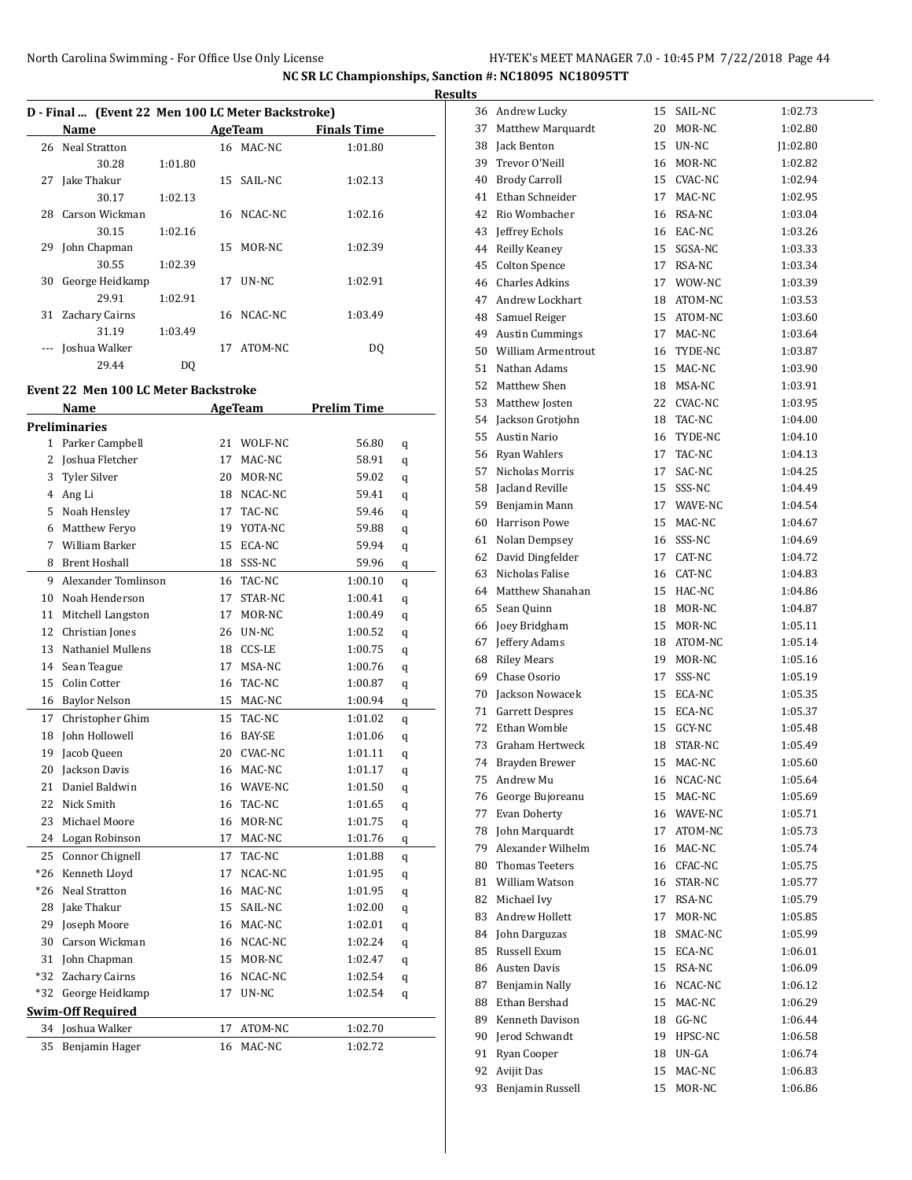## Results

### D - Final ... (Event 22 Men 100 LC Meter Backstroke)

| | Name | Age | Team | Finals Time |
|---|---|---|---|---|
| 26 | Neal Stratton | 16 | MAC-NC | 1:01.80 |
| | 30.28 | 1:01.80 | | |
| 27 | Jake Thakur | 15 | SAIL-NC | 1:02.13 |
| | 30.17 | 1:02.13 | | |
| 28 | Carson Wickman | 16 | NCAC-NC | 1:02.16 |
| | 30.15 | 1:02.16 | | |
| 29 | John Chapman | 15 | MOR-NC | 1:02.39 |
| | 30.55 | 1:02.39 | | |
| 30 | George Heidkamp | 17 | UN-NC | 1:02.91 |
| | 29.91 | 1:02.91 | | |
| 31 | Zachary Cairns | 16 | NCAC-NC | 1:03.49 |
| | 31.19 | 1:03.49 | | |
| --- | Joshua Walker | 17 | ATOM-NC | DQ |
| | 29.44 | DQ | | |

### Event 22 Men 100 LC Meter Backstroke

| | Name | Age | Team | Prelim Time | |
|---|---|---|---|---|---|
| **Preliminaries** | | | | | |
| 1 | Parker Campbell | 21 | WOLF-NC | 56.80 | q |
| 2 | Joshua Fletcher | 17 | MAC-NC | 58.91 | q |
| 3 | Tyler Silver | 20 | MOR-NC | 59.02 | q |
| 4 | Ang Li | 18 | NCAC-NC | 59.41 | q |
| 5 | Noah Hensley | 17 | TAC-NC | 59.46 | q |
| 6 | Matthew Feryo | 19 | YOTA-NC | 59.88 | q |
| 7 | William Barker | 15 | ECA-NC | 59.94 | q |
| 8 | Brent Hoshall | 18 | SSS-NC | 59.96 | q |
| 9 | Alexander Tomlinson | 16 | TAC-NC | 1:00.10 | q |
| 10 | Noah Henderson | 17 | STAR-NC | 1:00.41 | q |
| 11 | Mitchell Langston | 17 | MOR-NC | 1:00.49 | q |
| 12 | Christian Jones | 26 | UN-NC | 1:00.52 | q |
| 13 | Nathaniel Mullens | 18 | CCS-LE | 1:00.75 | q |
| 14 | Sean Teague | 17 | MSA-NC | 1:00.76 | q |
| 15 | Colin Cotter | 16 | TAC-NC | 1:00.87 | q |
| 16 | Baylor Nelson | 15 | MAC-NC | 1:00.94 | q |
| 17 | Christopher Ghim | 15 | TAC-NC | 1:01.02 | q |
| 18 | John Hollowell | 16 | BAY-SE | 1:01.06 | q |
| 19 | Jacob Queen | 20 | CVAC-NC | 1:01.11 | q |
| 20 | Jackson Davis | 16 | MAC-NC | 1:01.17 | q |
| 21 | Daniel Baldwin | 16 | WAVE-NC | 1:01.50 | q |
| 22 | Nick Smith | 16 | TAC-NC | 1:01.65 | q |
| 23 | Michael Moore | 16 | MOR-NC | 1:01.75 | q |
| 24 | Logan Robinson | 17 | MAC-NC | 1:01.76 | q |
| 25 | Connor Chignell | 17 | TAC-NC | 1:01.88 | q |
| *26 | Kenneth Lloyd | 17 | NCAC-NC | 1:01.95 | q |
| *26 | Neal Stratton | 16 | MAC-NC | 1:01.95 | q |
| 28 | Jake Thakur | 15 | SAIL-NC | 1:02.00 | q |
| 29 | Joseph Moore | 16 | MAC-NC | 1:02.01 | q |
| 30 | Carson Wickman | 16 | NCAC-NC | 1:02.24 | q |
| 31 | John Chapman | 15 | MOR-NC | 1:02.47 | q |
| *32 | Zachary Cairns | 16 | NCAC-NC | 1:02.54 | q |
| *32 | George Heidkamp | 17 | UN-NC | 1:02.54 | q |
| **Swim-Off Required** | | | | | |
| 34 | Joshua Walker | 17 | ATOM-NC | 1:02.70 | |
| 35 | Benjamin Hager | 16 | MAC-NC | 1:02.72 | |
| 36 | Andrew Lucky | 15 | SAIL-NC | 1:02.73 | |
| 37 | Matthew Marquardt | 20 | MOR-NC | 1:02.80 | |
| 38 | Jack Benton | 15 | UN-NC | J1:02.80 | |
| 39 | Trevor O'Neill | 16 | MOR-NC | 1:02.82 | |
| 40 | Brody Carroll | 15 | CVAC-NC | 1:02.94 | |
| 41 | Ethan Schneider | 17 | MAC-NC | 1:02.95 | |
| 42 | Rio Wombacher | 16 | RSA-NC | 1:03.04 | |
| 43 | Jeffrey Echols | 16 | EAC-NC | 1:03.26 | |
| 44 | Reilly Keaney | 15 | SGSA-NC | 1:03.33 | |
| 45 | Colton Spence | 17 | RSA-NC | 1:03.34 | |
| 46 | Charles Adkins | 17 | WOW-NC | 1:03.39 | |
| 47 | Andrew Lockhart | 18 | ATOM-NC | 1:03.53 | |
| 48 | Samuel Reiger | 15 | ATOM-NC | 1:03.60 | |
| 49 | Austin Cummings | 17 | MAC-NC | 1:03.64 | |
| 50 | William Armentrout | 16 | TYDE-NC | 1:03.87 | |
| 51 | Nathan Adams | 15 | MAC-NC | 1:03.90 | |
| 52 | Matthew Shen | 18 | MSA-NC | 1:03.91 | |
| 53 | Matthew Josten | 22 | CVAC-NC | 1:03.95 | |
| 54 | Jackson Grotjohn | 18 | TAC-NC | 1:04.00 | |
| 55 | Austin Nario | 16 | TYDE-NC | 1:04.10 | |
| 56 | Ryan Wahlers | 17 | TAC-NC | 1:04.13 | |
| 57 | Nicholas Morris | 17 | SAC-NC | 1:04.25 | |
| 58 | Jacland Reville | 15 | SSS-NC | 1:04.49 | |
| 59 | Benjamin Mann | 17 | WAVE-NC | 1:04.54 | |
| 60 | Harrison Powe | 15 | MAC-NC | 1:04.67 | |
| 61 | Nolan Dempsey | 16 | SSS-NC | 1:04.69 | |
| 62 | David Dingfelder | 17 | CAT-NC | 1:04.72 | |
| 63 | Nicholas Falise | 16 | CAT-NC | 1:04.83 | |
| 64 | Matthew Shanahan | 15 | HAC-NC | 1:04.86 | |
| 65 | Sean Quinn | 18 | MOR-NC | 1:04.87 | |
| 66 | Joey Bridgham | 15 | MOR-NC | 1:05.11 | |
| 67 | Jeffery Adams | 18 | ATOM-NC | 1:05.14 | |
| 68 | Riley Mears | 19 | MOR-NC | 1:05.16 | |
| 69 | Chase Osorio | 17 | SSS-NC | 1:05.19 | |
| 70 | Jackson Nowacek | 15 | ECA-NC | 1:05.35 | |
| 71 | Garrett Despres | 15 | ECA-NC | 1:05.37 | |
| 72 | Ethan Womble | 15 | GCY-NC | 1:05.48 | |
| 73 | Graham Hertweck | 18 | STAR-NC | 1:05.49 | |
| 74 | Brayden Brewer | 15 | MAC-NC | 1:05.60 | |
| 75 | Andrew Mu | 16 | NCAC-NC | 1:05.64 | |
| 76 | George Bujoreanu | 15 | MAC-NC | 1:05.69 | |
| 77 | Evan Doherty | 16 | WAVE-NC | 1:05.71 | |
| 78 | John Marquardt | 17 | ATOM-NC | 1:05.73 | |
| 79 | Alexander Wilhelm | 16 | MAC-NC | 1:05.74 | |
| 80 | Thomas Teeters | 16 | CFAC-NC | 1:05.75 | |
| 81 | William Watson | 16 | STAR-NC | 1:05.77 | |
| 82 | Michael Ivy | 17 | RSA-NC | 1:05.79 | |
| 83 | Andrew Hollett | 17 | MOR-NC | 1:05.85 | |
| 84 | John Darguzas | 18 | SMAC-NC | 1:05.99 | |
| 85 | Russell Exum | 15 | ECA-NC | 1:06.01 | |
| 86 | Austen Davis | 15 | RSA-NC | 1:06.09 | |
| 87 | Benjamin Nally | 16 | NCAC-NC | 1:06.12 | |
| 88 | Ethan Bershad | 15 | MAC-NC | 1:06.29 | |
| 89 | Kenneth Davison | 18 | GG-NC | 1:06.44 | |
| 90 | Jerod Schwandt | 19 | HPSC-NC | 1:06.58 | |
| 91 | Ryan Cooper | 18 | UN-GA | 1:06.74 | |
| 92 | Avijit Das | 15 | MAC-NC | 1:06.83 | |
| 93 | Benjamin Russell | 15 | MOR-NC | 1:06.86 | |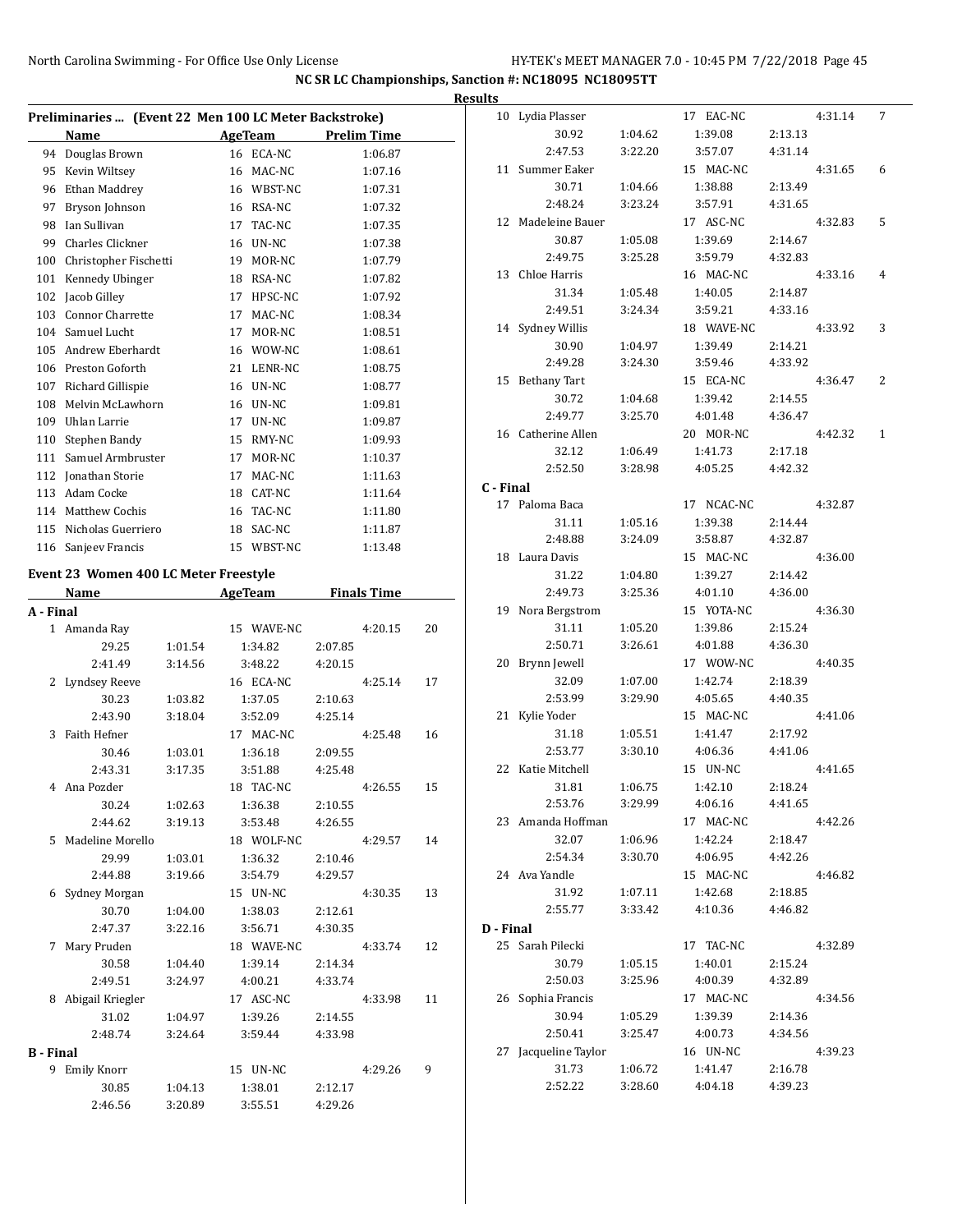NC SR LC Championships, Sanction #: NC18095 NC18095TT

Results

## Preliminaries ... (Event 22 Men 100 LC Meter Backstroke)

| | Name | Age | Team | Prelim Time |
|---|---|---|---|---|
| 94 | Douglas Brown | 16 | ECA-NC | 1:06.87 |
| 95 | Kevin Wiltsey | 16 | MAC-NC | 1:07.16 |
| 96 | Ethan Maddrey | 16 | WBST-NC | 1:07.31 |
| 97 | Bryson Johnson | 16 | RSA-NC | 1:07.32 |
| 98 | Ian Sullivan | 17 | TAC-NC | 1:07.35 |
| 99 | Charles Clickner | 16 | UN-NC | 1:07.38 |
| 100 | Christopher Fischetti | 19 | MOR-NC | 1:07.79 |
| 101 | Kennedy Ubinger | 18 | RSA-NC | 1:07.82 |
| 102 | Jacob Gilley | 17 | HPSC-NC | 1:07.92 |
| 103 | Connor Charrette | 17 | MAC-NC | 1:08.34 |
| 104 | Samuel Lucht | 17 | MOR-NC | 1:08.51 |
| 105 | Andrew Eberhardt | 16 | WOW-NC | 1:08.61 |
| 106 | Preston Goforth | 21 | LENR-NC | 1:08.75 |
| 107 | Richard Gillispie | 16 | UN-NC | 1:08.77 |
| 108 | Melvin McLawhorn | 16 | UN-NC | 1:09.81 |
| 109 | Uhlan Larrie | 17 | UN-NC | 1:09.87 |
| 110 | Stephen Bandy | 15 | RMY-NC | 1:09.93 |
| 111 | Samuel Armbruster | 17 | MOR-NC | 1:10.37 |
| 112 | Jonathan Storie | 17 | MAC-NC | 1:11.63 |
| 113 | Adam Cocke | 18 | CAT-NC | 1:11.64 |
| 114 | Matthew Cochis | 16 | TAC-NC | 1:11.80 |
| 115 | Nicholas Guerriero | 18 | SAC-NC | 1:11.87 |
| 116 | Sanjeev Francis | 15 | WBST-NC | 1:13.48 |

## Event 23 Women 400 LC Meter Freestyle

| | Name | Age | Team | Finals Time | Points |
|---|---|---|---|---|---|
| **A - Final** | | | | | |
| 1 | Amanda Ray | 15 | WAVE-NC | 4:20.15 | 20 |
| | 29.25 / 1:01.54 / 1:34.82 / 2:07.85 / 2:41.49 / 3:14.56 / 3:48.22 / 4:20.15 | | | | |
| 2 | Lyndsey Reeve | 16 | ECA-NC | 4:25.14 | 17 |
| | 30.23 / 1:03.82 / 1:37.05 / 2:10.63 / 2:43.90 / 3:18.04 / 3:52.09 / 4:25.14 | | | | |
| 3 | Faith Hefner | 17 | MAC-NC | 4:25.48 | 16 |
| | 30.46 / 1:03.01 / 1:36.18 / 2:09.55 / 2:43.31 / 3:17.35 / 3:51.88 / 4:25.48 | | | | |
| 4 | Ana Pozder | 18 | TAC-NC | 4:26.55 | 15 |
| | 30.24 / 1:02.63 / 1:36.38 / 2:10.55 / 2:44.62 / 3:19.13 / 3:53.48 / 4:26.55 | | | | |
| 5 | Madeline Morello | 18 | WOLF-NC | 4:29.57 | 14 |
| | 29.99 / 1:03.01 / 1:36.32 / 2:10.46 / 2:44.88 / 3:19.66 / 3:54.79 / 4:29.57 | | | | |
| 6 | Sydney Morgan | 15 | UN-NC | 4:30.35 | 13 |
| | 30.70 / 1:04.00 / 1:38.03 / 2:12.61 / 2:47.37 / 3:22.16 / 3:56.71 / 4:30.35 | | | | |
| 7 | Mary Pruden | 18 | WAVE-NC | 4:33.74 | 12 |
| | 30.58 / 1:04.40 / 1:39.14 / 2:14.34 / 2:49.51 / 3:24.97 / 4:00.21 / 4:33.74 | | | | |
| 8 | Abigail Kriegler | 17 | ASC-NC | 4:33.98 | 11 |
| | 31.02 / 1:04.97 / 1:39.26 / 2:14.55 / 2:48.74 / 3:24.64 / 3:59.44 / 4:33.98 | | | | |
| **B - Final** | | | | | |
| 9 | Emily Knorr | 15 | UN-NC | 4:29.26 | 9 |
| | 30.85 / 1:04.13 / 1:38.01 / 2:12.17 / 2:46.56 / 3:20.89 / 3:55.51 / 4:29.26 | | | | |
| 10 | Lydia Plasser | 17 | EAC-NC | 4:31.14 | 7 |
| | 30.92 / 1:04.62 / 1:39.08 / 2:13.13 / 2:47.53 / 3:22.20 / 3:57.07 / 4:31.14 | | | | |
| 11 | Summer Eaker | 15 | MAC-NC | 4:31.65 | 6 |
| | 30.71 / 1:04.66 / 1:38.88 / 2:13.49 / 2:48.24 / 3:23.24 / 3:57.91 / 4:31.65 | | | | |
| 12 | Madeleine Bauer | 17 | ASC-NC | 4:32.83 | 5 |
| | 30.87 / 1:05.08 / 1:39.69 / 2:14.67 / 2:49.75 / 3:25.28 / 3:59.79 / 4:32.83 | | | | |
| 13 | Chloe Harris | 16 | MAC-NC | 4:33.16 | 4 |
| | 31.34 / 1:05.48 / 1:40.05 / 2:14.87 / 2:49.51 / 3:24.34 / 3:59.21 / 4:33.16 | | | | |
| 14 | Sydney Willis | 18 | WAVE-NC | 4:33.92 | 3 |
| | 30.90 / 1:04.97 / 1:39.49 / 2:14.21 / 2:49.28 / 3:24.30 / 3:59.46 / 4:33.92 | | | | |
| 15 | Bethany Tart | 15 | ECA-NC | 4:36.47 | 2 |
| | 30.72 / 1:04.68 / 1:39.42 / 2:14.55 / 2:49.77 / 3:25.70 / 4:01.48 / 4:36.47 | | | | |
| 16 | Catherine Allen | 20 | MOR-NC | 4:42.32 | 1 |
| | 32.12 / 1:06.49 / 1:41.73 / 2:17.18 / 2:52.50 / 3:28.98 / 4:05.25 / 4:42.32 | | | | |
| **C - Final** | | | | | |
| 17 | Paloma Baca | 17 | NCAC-NC | 4:32.87 | |
| | 31.11 / 1:05.16 / 1:39.38 / 2:14.44 / 2:48.88 / 3:24.09 / 3:58.87 / 4:32.87 | | | | |
| 18 | Laura Davis | 15 | MAC-NC | 4:36.00 | |
| | 31.22 / 1:04.80 / 1:39.27 / 2:14.42 / 2:49.73 / 3:25.36 / 4:01.10 / 4:36.00 | | | | |
| 19 | Nora Bergstrom | 15 | YOTA-NC | 4:36.30 | |
| | 31.11 / 1:05.20 / 1:39.86 / 2:15.24 / 2:50.71 / 3:26.61 / 4:01.88 / 4:36.30 | | | | |
| 20 | Brynn Jewell | 17 | WOW-NC | 4:40.35 | |
| | 32.09 / 1:07.00 / 1:42.74 / 2:18.39 / 2:53.99 / 3:29.90 / 4:05.65 / 4:40.35 | | | | |
| 21 | Kylie Yoder | 15 | MAC-NC | 4:41.06 | |
| | 31.18 / 1:05.51 / 1:41.47 / 2:17.92 / 2:53.77 / 3:30.10 / 4:06.36 / 4:41.06 | | | | |
| 22 | Katie Mitchell | 15 | UN-NC | 4:41.65 | |
| | 31.81 / 1:06.75 / 1:42.10 / 2:18.24 / 2:53.76 / 3:29.99 / 4:06.16 / 4:41.65 | | | | |
| 23 | Amanda Hoffman | 17 | MAC-NC | 4:42.26 | |
| | 32.07 / 1:06.96 / 1:42.24 / 2:18.47 / 2:54.34 / 3:30.70 / 4:06.95 / 4:42.26 | | | | |
| 24 | Ava Yandle | 15 | MAC-NC | 4:46.82 | |
| | 31.92 / 1:07.11 / 1:42.68 / 2:18.85 / 2:55.77 / 3:33.42 / 4:10.36 / 4:46.82 | | | | |
| **D - Final** | | | | | |
| 25 | Sarah Pilecki | 17 | TAC-NC | 4:32.89 | |
| | 30.79 / 1:05.15 / 1:40.01 / 2:15.24 / 2:50.03 / 3:25.96 / 4:00.39 / 4:32.89 | | | | |
| 26 | Sophia Francis | 17 | MAC-NC | 4:34.56 | |
| | 30.94 / 1:05.29 / 1:39.39 / 2:14.36 / 2:50.41 / 3:25.47 / 4:00.73 / 4:34.56 | | | | |
| 27 | Jacqueline Taylor | 16 | UN-NC | 4:39.23 | |
| | 31.73 / 1:06.72 / 1:41.47 / 2:16.78 / 2:52.22 / 3:28.60 / 4:04.18 / 4:39.23 | | | | |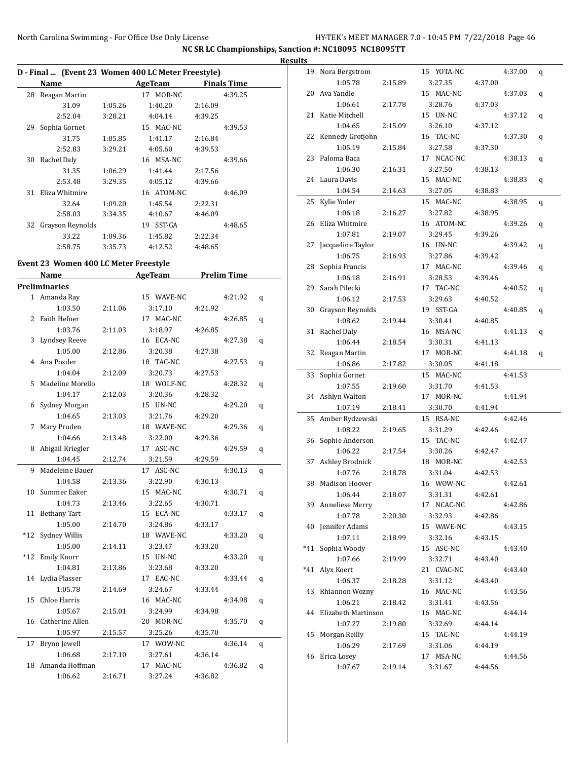## Results

### D - Final ... (Event 23 Women 400 LC Meter Freestyle)

| | Name | AgeTeam | Finals Time |
|---|---|---|---|
| 28 | Reagan Martin | 17 MOR-NC | 4:39.25 |
| | 31.09 / 1:05.26 / 1:40.20 / 2:16.09 / 2:52.04 / 3:28.21 / 4:04.14 / 4:39.25 | | |
| 29 | Sophia Gornet | 15 MAC-NC | 4:39.53 |
| | 31.75 / 1:05.85 / 1:41.17 / 2:16.84 / 2:52.83 / 3:29.21 / 4:05.60 / 4:39.53 | | |
| 30 | Rachel Daly | 16 MSA-NC | 4:39.66 |
| | 31.35 / 1:06.29 / 1:41.44 / 2:17.56 / 2:53.48 / 3:29.35 / 4:05.12 / 4:39.66 | | |
| 31 | Eliza Whitmire | 16 ATOM-NC | 4:46.09 |
| | 32.64 / 1:09.20 / 1:45.54 / 2:22.31 / 2:58.03 / 3:34.35 / 4:10.67 / 4:46.09 | | |
| 32 | Grayson Reynolds | 19 SST-GA | 4:48.65 |
| | 33.22 / 1:09.36 / 1:45.82 / 2:22.34 / 2:58.75 / 3:35.73 / 4:12.52 / 4:48.65 | | |

### Event 23 Women 400 LC Meter Freestyle

**Preliminaries**

| | Name | AgeTeam | Prelim Time | |
|---|---|---|---|---|
| 1 | Amanda Ray | 15 WAVE-NC | 4:21.92 | q |
| | 1:03.50 / 2:11.06 / 3:17.10 / 4:21.92 | | | |
| 2 | Faith Hefner | 17 MAC-NC | 4:26.85 | q |
| | 1:03.76 / 2:11.03 / 3:18.97 / 4:26.85 | | | |
| 3 | Lyndsey Reeve | 16 ECA-NC | 4:27.38 | q |
| | 1:05.00 / 2:12.86 / 3:20.38 / 4:27.38 | | | |
| 4 | Ana Pozder | 18 TAC-NC | 4:27.53 | q |
| | 1:04.04 / 2:12.09 / 3:20.73 / 4:27.53 | | | |
| 5 | Madeline Morello | 18 WOLF-NC | 4:28.32 | q |
| | 1:04.17 / 2:12.03 / 3:20.36 / 4:28.32 | | | |
| 6 | Sydney Morgan | 15 UN-NC | 4:29.20 | q |
| | 1:04.65 / 2:13.03 / 3:21.76 / 4:29.20 | | | |
| 7 | Mary Pruden | 18 WAVE-NC | 4:29.36 | q |
| | 1:04.66 / 2:13.48 / 3:22.00 / 4:29.36 | | | |
| 8 | Abigail Kriegler | 17 ASC-NC | 4:29.59 | q |
| | 1:04.45 / 2:12.74 / 3:21.59 / 4:29.59 | | | |
| 9 | Madeleine Bauer | 17 ASC-NC | 4:30.13 | q |
| | 1:04.58 / 2:13.36 / 3:22.90 / 4:30.13 | | | |
| 10 | Summer Eaker | 15 MAC-NC | 4:30.71 | q |
| | 1:04.73 / 2:13.46 / 3:22.65 / 4:30.71 | | | |
| 11 | Bethany Tart | 15 ECA-NC | 4:33.17 | q |
| | 1:05.00 / 2:14.70 / 3:24.86 / 4:33.17 | | | |
| *12 | Sydney Willis | 18 WAVE-NC | 4:33.20 | q |
| | 1:05.00 / 2:14.11 / 3:23.47 / 4:33.20 | | | |
| *12 | Emily Knorr | 15 UN-NC | 4:33.20 | q |
| | 1:04.81 / 2:13.86 / 3:23.68 / 4:33.20 | | | |
| 14 | Lydia Plasser | 17 EAC-NC | 4:33.44 | q |
| | 1:05.78 / 2:14.69 / 3:24.67 / 4:33.44 | | | |
| 15 | Chloe Harris | 16 MAC-NC | 4:34.98 | q |
| | 1:05.67 / 2:15.01 / 3:24.99 / 4:34.98 | | | |
| 16 | Catherine Allen | 20 MOR-NC | 4:35.70 | q |
| | 1:05.97 / 2:15.57 / 3:25.26 / 4:35.70 | | | |
| 17 | Brynn Jewell | 17 WOW-NC | 4:36.14 | q |
| | 1:06.68 / 2:17.10 / 3:27.61 / 4:36.14 | | | |
| 18 | Amanda Hoffman | 17 MAC-NC | 4:36.82 | q |
| | 1:06.62 / 2:16.71 / 3:27.24 / 4:36.82 | | | |
| 19 | Nora Bergstrom | 15 YOTA-NC | 4:37.00 | q |
| | 1:05.78 / 2:15.89 / 3:27.35 / 4:37.00 | | | |
| 20 | Ava Yandle | 15 MAC-NC | 4:37.03 | q |
| | 1:06.61 / 2:17.78 / 3:28.76 / 4:37.03 | | | |
| 21 | Katie Mitchell | 15 UN-NC | 4:37.12 | q |
| | 1:04.65 / 2:15.09 / 3:26.10 / 4:37.12 | | | |
| 22 | Kennedy Grotjohn | 16 TAC-NC | 4:37.30 | q |
| | 1:05.19 / 2:15.84 / 3:27.58 / 4:37.30 | | | |
| 23 | Paloma Baca | 17 NCAC-NC | 4:38.13 | q |
| | 1:06.30 / 2:16.31 / 3:27.50 / 4:38.13 | | | |
| 24 | Laura Davis | 15 MAC-NC | 4:38.83 | q |
| | 1:04.54 / 2:14.63 / 3:27.05 / 4:38.83 | | | |
| 25 | Kylie Yoder | 15 MAC-NC | 4:38.95 | q |
| | 1:06.18 / 2:16.27 / 3:27.82 / 4:38.95 | | | |
| 26 | Eliza Whitmire | 16 ATOM-NC | 4:39.26 | q |
| | 1:07.81 / 2:19.07 / 3:29.45 / 4:39.26 | | | |
| 27 | Jacqueline Taylor | 16 UN-NC | 4:39.42 | q |
| | 1:06.75 / 2:16.93 / 3:27.86 / 4:39.42 | | | |
| 28 | Sophia Francis | 17 MAC-NC | 4:39.46 | q |
| | 1:06.18 / 2:16.91 / 3:28.53 / 4:39.46 | | | |
| 29 | Sarah Pilecki | 17 TAC-NC | 4:40.52 | q |
| | 1:06.12 / 2:17.53 / 3:29.63 / 4:40.52 | | | |
| 30 | Grayson Reynolds | 19 SST-GA | 4:40.85 | q |
| | 1:08.62 / 2:19.44 / 3:30.41 / 4:40.85 | | | |
| 31 | Rachel Daly | 16 MSA-NC | 4:41.13 | q |
| | 1:06.44 / 2:18.54 / 3:30.31 / 4:41.13 | | | |
| 32 | Reagan Martin | 17 MOR-NC | 4:41.18 | q |
| | 1:06.86 / 2:17.82 / 3:30.05 / 4:41.18 | | | |
| 33 | Sophia Gornet | 15 MAC-NC | 4:41.53 | |
| | 1:07.55 / 2:19.60 / 3:31.70 / 4:41.53 | | | |
| 34 | Ashlyn Walton | 17 MOR-NC | 4:41.94 | |
| | 1:07.19 / 2:18.41 / 3:30.70 / 4:41.94 | | | |
| 35 | Amber Rydzewski | 15 RSA-NC | 4:42.46 | |
| | 1:08.22 / 2:19.65 / 3:31.29 / 4:42.46 | | | |
| 36 | Sophie Anderson | 15 TAC-NC | 4:42.47 | |
| | 1:06.22 / 2:17.54 / 3:30.26 / 4:42.47 | | | |
| 37 | Ashley Brodnick | 18 MOR-NC | 4:42.53 | |
| | 1:07.76 / 2:18.78 / 3:31.04 / 4:42.53 | | | |
| 38 | Madison Hoover | 16 WOW-NC | 4:42.61 | |
| | 1:06.44 / 2:18.07 / 3:31.31 / 4:42.61 | | | |
| 39 | Anneliese Merry | 17 NCAC-NC | 4:42.86 | |
| | 1:07.78 / 2:20.30 / 3:32.93 / 4:42.86 | | | |
| 40 | Jennifer Adams | 15 WAVE-NC | 4:43.15 | |
| | 1:07.11 / 2:18.99 / 3:32.16 / 4:43.15 | | | |
| *41 | Sophia Woody | 15 ASC-NC | 4:43.40 | |
| | 1:07.66 / 2:19.99 / 3:32.71 / 4:43.40 | | | |
| *41 | Alyx Koert | 21 CVAC-NC | 4:43.40 | |
| | 1:06.37 / 2:18.28 / 3:31.12 / 4:43.40 | | | |
| 43 | Rhiannon Wozny | 16 MAC-NC | 4:43.56 | |
| | 1:06.21 / 2:18.42 / 3:31.41 / 4:43.56 | | | |
| 44 | Elizabeth Martinson | 16 MAC-NC | 4:44.14 | |
| | 1:07.27 / 2:19.80 / 3:32.69 / 4:44.14 | | | |
| 45 | Morgan Reilly | 15 TAC-NC | 4:44.19 | |
| | 1:06.29 / 2:17.69 / 3:31.06 / 4:44.19 | | | |
| 46 | Erica Losey | 17 MSA-NC | 4:44.56 | |
| | 1:07.67 / 2:19.14 / 3:31.67 / 4:44.56 | | | |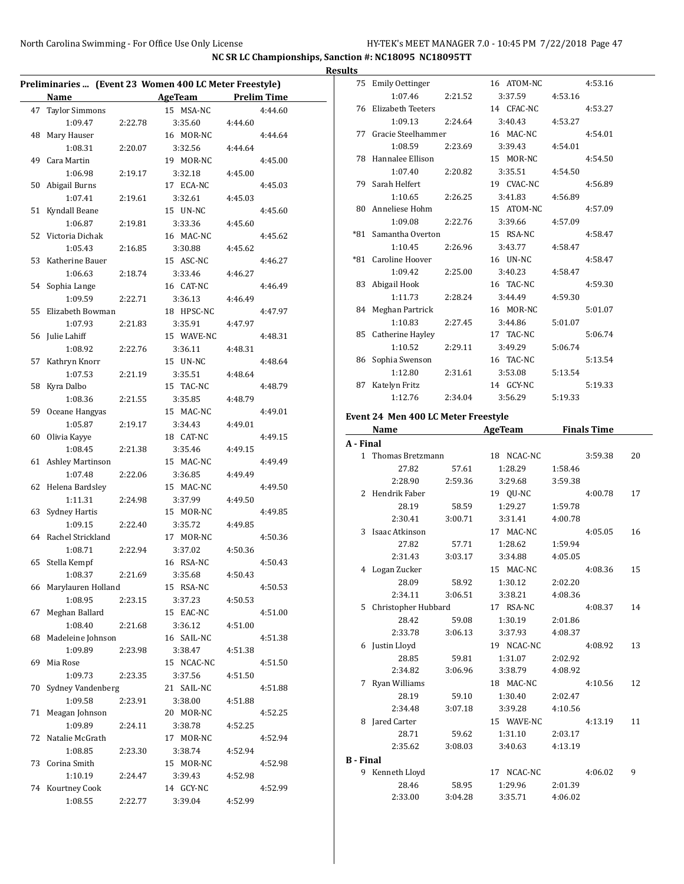**NC SR LC Championships, Sanction #: NC18095 NC18095TT**

**Results**

### Preliminaries ... (Event 23 Women 400 LC Meter Freestyle)

| | Name | | AgeTeam | | Prelim Time |
|---|---|---|---|---|---|
| 47 | Taylor Simmons | | 15 MSA-NC | | 4:44.60 |
| | 1:09.47 | 2:22.78 | 3:35.60 | 4:44.60 | |
| 48 | Mary Hauser | | 16 MOR-NC | | 4:44.64 |
| | 1:08.31 | 2:20.07 | 3:32.56 | 4:44.64 | |
| 49 | Cara Martin | | 19 MOR-NC | | 4:45.00 |
| | 1:06.98 | 2:19.17 | 3:32.18 | 4:45.00 | |
| 50 | Abigail Burns | | 17 ECA-NC | | 4:45.03 |
| | 1:07.41 | 2:19.61 | 3:32.61 | 4:45.03 | |
| 51 | Kyndall Beane | | 15 UN-NC | | 4:45.60 |
| | 1:06.87 | 2:19.81 | 3:33.36 | 4:45.60 | |
| 52 | Victoria Dichak | | 16 MAC-NC | | 4:45.62 |
| | 1:05.43 | 2:16.85 | 3:30.88 | 4:45.62 | |
| 53 | Katherine Bauer | | 15 ASC-NC | | 4:46.27 |
| | 1:06.63 | 2:18.74 | 3:33.46 | 4:46.27 | |
| 54 | Sophia Lange | | 16 CAT-NC | | 4:46.49 |
| | 1:09.59 | 2:22.71 | 3:36.13 | 4:46.49 | |
| 55 | Elizabeth Bowman | | 18 HPSC-NC | | 4:47.97 |
| | 1:07.93 | 2:21.83 | 3:35.91 | 4:47.97 | |
| 56 | Julie Lahiff | | 15 WAVE-NC | | 4:48.31 |
| | 1:08.92 | 2:22.76 | 3:36.11 | 4:48.31 | |
| 57 | Kathryn Knorr | | 15 UN-NC | | 4:48.64 |
| | 1:07.53 | 2:21.19 | 3:35.51 | 4:48.64 | |
| 58 | Kyra Dalbo | | 15 TAC-NC | | 4:48.79 |
| | 1:08.36 | 2:21.55 | 3:35.85 | 4:48.79 | |
| 59 | Oceane Hangyas | | 15 MAC-NC | | 4:49.01 |
| | 1:05.87 | 2:19.17 | 3:34.43 | 4:49.01 | |
| 60 | Olivia Kayye | | 18 CAT-NC | | 4:49.15 |
| | 1:08.45 | 2:21.38 | 3:35.46 | 4:49.15 | |
| 61 | Ashley Martinson | | 15 MAC-NC | | 4:49.49 |
| | 1:07.48 | 2:22.06 | 3:36.85 | 4:49.49 | |
| 62 | Helena Bardsley | | 15 MAC-NC | | 4:49.50 |
| | 1:11.31 | 2:24.98 | 3:37.99 | 4:49.50 | |
| 63 | Sydney Hartis | | 15 MOR-NC | | 4:49.85 |
| | 1:09.15 | 2:22.40 | 3:35.72 | 4:49.85 | |
| 64 | Rachel Strickland | | 17 MOR-NC | | 4:50.36 |
| | 1:08.71 | 2:22.94 | 3:37.02 | 4:50.36 | |
| 65 | Stella Kempf | | 16 RSA-NC | | 4:50.43 |
| | 1:08.37 | 2:21.69 | 3:35.68 | 4:50.43 | |
| 66 | Marylauren Holland | | 15 RSA-NC | | 4:50.53 |
| | 1:08.95 | 2:23.15 | 3:37.23 | 4:50.53 | |
| 67 | Meghan Ballard | | 15 EAC-NC | | 4:51.00 |
| | 1:08.40 | 2:21.68 | 3:36.12 | 4:51.00 | |
| 68 | Madeleine Johnson | | 16 SAIL-NC | | 4:51.38 |
| | 1:09.89 | 2:23.98 | 3:38.47 | 4:51.38 | |
| 69 | Mia Rose | | 15 NCAC-NC | | 4:51.50 |
| | 1:09.73 | 2:23.35 | 3:37.56 | 4:51.50 | |
| 70 | Sydney Vandenberg | | 21 SAIL-NC | | 4:51.88 |
| | 1:09.58 | 2:23.91 | 3:38.00 | 4:51.88 | |
| 71 | Meagan Johnson | | 20 MOR-NC | | 4:52.25 |
| | 1:09.89 | 2:24.11 | 3:38.78 | 4:52.25 | |
| 72 | Natalie McGrath | | 17 MOR-NC | | 4:52.94 |
| | 1:08.85 | 2:23.30 | 3:38.74 | 4:52.94 | |
| 73 | Corina Smith | | 15 MOR-NC | | 4:52.98 |
| | 1:10.19 | 2:24.47 | 3:39.43 | 4:52.98 | |
| 74 | Kourtney Cook | | 14 GCY-NC | | 4:52.99 |
| | 1:08.55 | 2:22.77 | 3:39.04 | 4:52.99 | |
| 75 | Emily Oettinger | | 16 ATOM-NC | | 4:53.16 |
| | 1:07.46 | 2:21.52 | 3:37.59 | 4:53.16 | |
| 76 | Elizabeth Teeters | | 14 CFAC-NC | | 4:53.27 |
| | 1:09.13 | 2:24.64 | 3:40.43 | 4:53.27 | |
| 77 | Gracie Steelhammer | | 16 MAC-NC | | 4:54.01 |
| | 1:08.59 | 2:23.69 | 3:39.43 | 4:54.01 | |
| 78 | Hannalee Ellison | | 15 MOR-NC | | 4:54.50 |
| | 1:07.40 | 2:20.82 | 3:35.51 | 4:54.50 | |
| 79 | Sarah Helfert | | 19 CVAC-NC | | 4:56.89 |
| | 1:10.65 | 2:26.25 | 3:41.83 | 4:56.89 | |
| 80 | Anneliese Hohm | | 15 ATOM-NC | | 4:57.09 |
| | 1:09.08 | 2:22.76 | 3:39.66 | 4:57.09 | |
| *81 | Samantha Overton | | 15 RSA-NC | | 4:58.47 |
| | 1:10.45 | 2:26.96 | 3:43.77 | 4:58.47 | |
| *81 | Caroline Hoover | | 16 UN-NC | | 4:58.47 |
| | 1:09.42 | 2:25.00 | 3:40.23 | 4:58.47 | |
| 83 | Abigail Hook | | 16 TAC-NC | | 4:59.30 |
| | 1:11.73 | 2:28.24 | 3:44.49 | 4:59.30 | |
| 84 | Meghan Partrick | | 16 MOR-NC | | 5:01.07 |
| | 1:10.83 | 2:27.45 | 3:44.86 | 5:01.07 | |
| 85 | Catherine Hayley | | 17 TAC-NC | | 5:06.74 |
| | 1:10.52 | 2:29.11 | 3:49.29 | 5:06.74 | |
| 86 | Sophia Swenson | | 16 TAC-NC | | 5:13.54 |
| | 1:12.80 | 2:31.61 | 3:53.08 | 5:13.54 | |
| 87 | Katelyn Fritz | | 14 GCY-NC | | 5:19.33 |
| | 1:12.76 | 2:34.04 | 3:56.29 | 5:19.33 | |

### Event 24 Men 400 LC Meter Freestyle

| | Name | | AgeTeam | | Finals Time | |
|---|---|---|---|---|---|---|
| **A - Final** | | | | | | |
| 1 | Thomas Bretzmann | | 18 NCAC-NC | | 3:59.38 | 20 |
| | 27.82 | 57.61 | 1:28.29 | 1:58.46 | | |
| | 2:28.90 | 2:59.36 | 3:29.68 | 3:59.38 | | |
| 2 | Hendrik Faber | | 19 QU-NC | | 4:00.78 | 17 |
| | 28.19 | 58.59 | 1:29.27 | 1:59.78 | | |
| | 2:30.41 | 3:00.71 | 3:31.41 | 4:00.78 | | |
| 3 | Isaac Atkinson | | 17 MAC-NC | | 4:05.05 | 16 |
| | 27.82 | 57.71 | 1:28.62 | 1:59.94 | | |
| | 2:31.43 | 3:03.17 | 3:34.88 | 4:05.05 | | |
| 4 | Logan Zucker | | 15 MAC-NC | | 4:08.36 | 15 |
| | 28.09 | 58.92 | 1:30.12 | 2:02.20 | | |
| | 2:34.11 | 3:06.51 | 3:38.21 | 4:08.36 | | |
| 5 | Christopher Hubbard | | 17 RSA-NC | | 4:08.37 | 14 |
| | 28.42 | 59.08 | 1:30.19 | 2:01.86 | | |
| | 2:33.78 | 3:06.13 | 3:37.93 | 4:08.37 | | |
| 6 | Justin Lloyd | | 19 NCAC-NC | | 4:08.92 | 13 |
| | 28.85 | 59.81 | 1:31.07 | 2:02.92 | | |
| | 2:34.82 | 3:06.96 | 3:38.79 | 4:08.92 | | |
| 7 | Ryan Williams | | 18 MAC-NC | | 4:10.56 | 12 |
| | 28.19 | 59.10 | 1:30.40 | 2:02.47 | | |
| | 2:34.48 | 3:07.18 | 3:39.28 | 4:10.56 | | |
| 8 | Jared Carter | | 15 WAVE-NC | | 4:13.19 | 11 |
| | 28.71 | 59.62 | 1:31.10 | 2:03.17 | | |
| | 2:35.62 | 3:08.03 | 3:40.63 | 4:13.19 | | |
| **B - Final** | | | | | | |
| 9 | Kenneth Lloyd | | 17 NCAC-NC | | 4:06.02 | 9 |
| | 28.46 | 58.95 | 1:29.96 | 2:01.39 | | |
| | 2:33.00 | 3:04.28 | 3:35.71 | 4:06.02 | | |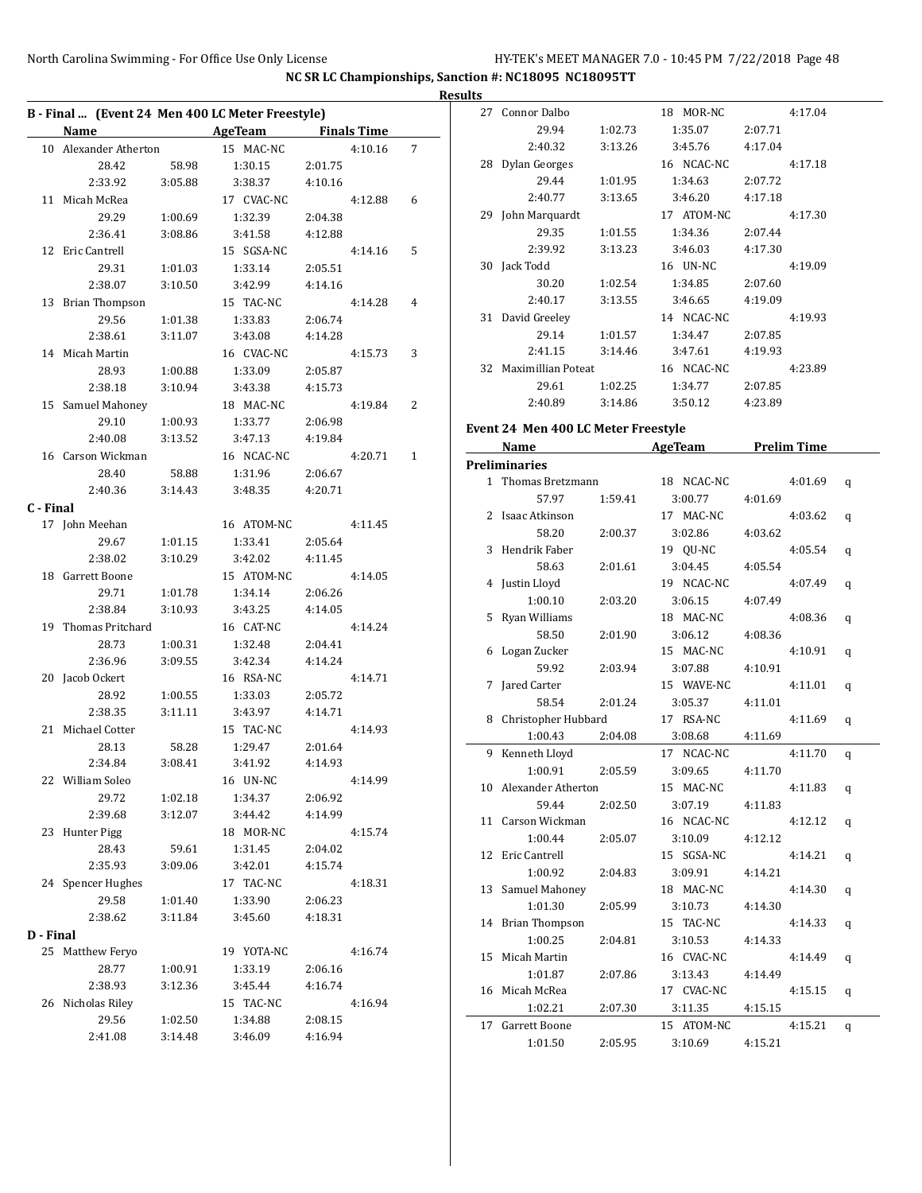NC SR LC Championships, Sanction #: NC18095 NC18095TT

Results

## B - Final ... (Event 24 Men 400 LC Meter Freestyle)

| | Name | | AgeTeam | | Finals Time | |
|---|---|---|---|---|---|---|
| 10 | Alexander Atherton | | 15 MAC-NC | | 4:10.16 | 7 |
| | 28.42 | 58.98 | 1:30.15 | 2:01.75 | | |
| | 2:33.92 | 3:05.88 | 3:38.37 | 4:10.16 | | |
| 11 | Micah McRea | | 17 CVAC-NC | | 4:12.88 | 6 |
| | 29.29 | 1:00.69 | 1:32.39 | 2:04.38 | | |
| | 2:36.41 | 3:08.86 | 3:41.58 | 4:12.88 | | |
| 12 | Eric Cantrell | | 15 SGSA-NC | | 4:14.16 | 5 |
| | 29.31 | 1:01.03 | 1:33.14 | 2:05.51 | | |
| | 2:38.07 | 3:10.50 | 3:42.99 | 4:14.16 | | |
| 13 | Brian Thompson | | 15 TAC-NC | | 4:14.28 | 4 |
| | 29.56 | 1:01.38 | 1:33.83 | 2:06.74 | | |
| | 2:38.61 | 3:11.07 | 3:43.08 | 4:14.28 | | |
| 14 | Micah Martin | | 16 CVAC-NC | | 4:15.73 | 3 |
| | 28.93 | 1:00.88 | 1:33.09 | 2:05.87 | | |
| | 2:38.18 | 3:10.94 | 3:43.38 | 4:15.73 | | |
| 15 | Samuel Mahoney | | 18 MAC-NC | | 4:19.84 | 2 |
| | 29.10 | 1:00.93 | 1:33.77 | 2:06.98 | | |
| | 2:40.08 | 3:13.52 | 3:47.13 | 4:19.84 | | |
| 16 | Carson Wickman | | 16 NCAC-NC | | 4:20.71 | 1 |
| | 28.40 | 58.88 | 1:31.96 | 2:06.67 | | |
| | 2:40.36 | 3:14.43 | 3:48.35 | 4:20.71 | | |

## C - Final

| | Name | | AgeTeam | | Finals Time |
|---|---|---|---|---|---|
| 17 | John Meehan | | 16 ATOM-NC | | 4:11.45 |
| | 29.67 | 1:01.15 | 1:33.41 | 2:05.64 | |
| | 2:38.02 | 3:10.29 | 3:42.02 | 4:11.45 | |
| 18 | Garrett Boone | | 15 ATOM-NC | | 4:14.05 |
| | 29.71 | 1:01.78 | 1:34.14 | 2:06.26 | |
| | 2:38.84 | 3:10.93 | 3:43.25 | 4:14.05 | |
| 19 | Thomas Pritchard | | 16 CAT-NC | | 4:14.24 |
| | 28.73 | 1:00.31 | 1:32.48 | 2:04.41 | |
| | 2:36.96 | 3:09.55 | 3:42.34 | 4:14.24 | |
| 20 | Jacob Ockert | | 16 RSA-NC | | 4:14.71 |
| | 28.92 | 1:00.55 | 1:33.03 | 2:05.72 | |
| | 2:38.35 | 3:11.11 | 3:43.97 | 4:14.71 | |
| 21 | Michael Cotter | | 15 TAC-NC | | 4:14.93 |
| | 28.13 | 58.28 | 1:29.47 | 2:01.64 | |
| | 2:34.84 | 3:08.41 | 3:41.92 | 4:14.93 | |
| 22 | William Soleo | | 16 UN-NC | | 4:14.99 |
| | 29.72 | 1:02.18 | 1:34.37 | 2:06.92 | |
| | 2:39.68 | 3:12.07 | 3:44.42 | 4:14.99 | |
| 23 | Hunter Pigg | | 18 MOR-NC | | 4:15.74 |
| | 28.43 | 59.61 | 1:31.45 | 2:04.02 | |
| | 2:35.93 | 3:09.06 | 3:42.01 | 4:15.74 | |
| 24 | Spencer Hughes | | 17 TAC-NC | | 4:18.31 |
| | 29.58 | 1:01.40 | 1:33.90 | 2:06.23 | |
| | 2:38.62 | 3:11.84 | 3:45.60 | 4:18.31 | |

## D - Final

| | Name | | AgeTeam | | Finals Time |
|---|---|---|---|---|---|
| 25 | Matthew Feryo | | 19 YOTA-NC | | 4:16.74 |
| | 28.77 | 1:00.91 | 1:33.19 | 2:06.16 | |
| | 2:38.93 | 3:12.36 | 3:45.44 | 4:16.74 | |
| 26 | Nicholas Riley | | 15 TAC-NC | | 4:16.94 |
| | 29.56 | 1:02.50 | 1:34.88 | 2:08.15 | |
| | 2:41.08 | 3:14.48 | 3:46.09 | 4:16.94 | |
| 27 | Connor Dalbo | | 18 MOR-NC | | 4:17.04 |
| | 29.94 | 1:02.73 | 1:35.07 | 2:07.71 | |
| | 2:40.32 | 3:13.26 | 3:45.76 | 4:17.04 | |
| 28 | Dylan Georges | | 16 NCAC-NC | | 4:17.18 |
| | 29.44 | 1:01.95 | 1:34.63 | 2:07.72 | |
| | 2:40.77 | 3:13.65 | 3:46.20 | 4:17.18 | |
| 29 | John Marquardt | | 17 ATOM-NC | | 4:17.30 |
| | 29.35 | 1:01.55 | 1:34.36 | 2:07.44 | |
| | 2:39.92 | 3:13.23 | 3:46.03 | 4:17.30 | |
| 30 | Jack Todd | | 16 UN-NC | | 4:19.09 |
| | 30.20 | 1:02.54 | 1:34.85 | 2:07.60 | |
| | 2:40.17 | 3:13.55 | 3:46.65 | 4:19.09 | |
| 31 | David Greeley | | 14 NCAC-NC | | 4:19.93 |
| | 29.14 | 1:01.57 | 1:34.47 | 2:07.85 | |
| | 2:41.15 | 3:14.46 | 3:47.61 | 4:19.93 | |
| 32 | Maximillian Poteat | | 16 NCAC-NC | | 4:23.89 |
| | 29.61 | 1:02.25 | 1:34.77 | 2:07.85 | |
| | 2:40.89 | 3:14.86 | 3:50.12 | 4:23.89 | |

## Event 24 Men 400 LC Meter Freestyle

### Preliminaries

| | Name | | AgeTeam | | Prelim Time | |
|---|---|---|---|---|---|---|
| 1 | Thomas Bretzmann | | 18 NCAC-NC | | 4:01.69 | q |
| | 57.97 | 1:59.41 | 3:00.77 | 4:01.69 | | |
| 2 | Isaac Atkinson | | 17 MAC-NC | | 4:03.62 | q |
| | 58.20 | 2:00.37 | 3:02.86 | 4:03.62 | | |
| 3 | Hendrik Faber | | 19 QU-NC | | 4:05.54 | q |
| | 58.63 | 2:01.61 | 3:04.45 | 4:05.54 | | |
| 4 | Justin Lloyd | | 19 NCAC-NC | | 4:07.49 | q |
| | 1:00.10 | 2:03.20 | 3:06.15 | 4:07.49 | | |
| 5 | Ryan Williams | | 18 MAC-NC | | 4:08.36 | q |
| | 58.50 | 2:01.90 | 3:06.12 | 4:08.36 | | |
| 6 | Logan Zucker | | 15 MAC-NC | | 4:10.91 | q |
| | 59.92 | 2:03.94 | 3:07.88 | 4:10.91 | | |
| 7 | Jared Carter | | 15 WAVE-NC | | 4:11.01 | q |
| | 58.54 | 2:01.24 | 3:05.37 | 4:11.01 | | |
| 8 | Christopher Hubbard | | 17 RSA-NC | | 4:11.69 | q |
| | 1:00.43 | 2:04.08 | 3:08.68 | 4:11.69 | | |
| 9 | Kenneth Lloyd | | 17 NCAC-NC | | 4:11.70 | q |
| | 1:00.91 | 2:05.59 | 3:09.65 | 4:11.70 | | |
| 10 | Alexander Atherton | | 15 MAC-NC | | 4:11.83 | q |
| | 59.44 | 2:02.50 | 3:07.19 | 4:11.83 | | |
| 11 | Carson Wickman | | 16 NCAC-NC | | 4:12.12 | q |
| | 1:00.44 | 2:05.07 | 3:10.09 | 4:12.12 | | |
| 12 | Eric Cantrell | | 15 SGSA-NC | | 4:14.21 | q |
| | 1:00.92 | 2:04.83 | 3:09.91 | 4:14.21 | | |
| 13 | Samuel Mahoney | | 18 MAC-NC | | 4:14.30 | q |
| | 1:01.30 | 2:05.99 | 3:10.73 | 4:14.30 | | |
| 14 | Brian Thompson | | 15 TAC-NC | | 4:14.33 | q |
| | 1:00.25 | 2:04.81 | 3:10.53 | 4:14.33 | | |
| 15 | Micah Martin | | 16 CVAC-NC | | 4:14.49 | q |
| | 1:01.87 | 2:07.86 | 3:13.43 | 4:14.49 | | |
| 16 | Micah McRea | | 17 CVAC-NC | | 4:15.15 | q |
| | 1:02.21 | 2:07.30 | 3:11.35 | 4:15.15 | | |
| 17 | Garrett Boone | | 15 ATOM-NC | | 4:15.21 | q |
| | 1:01.50 | 2:05.95 | 3:10.69 | 4:15.21 | | |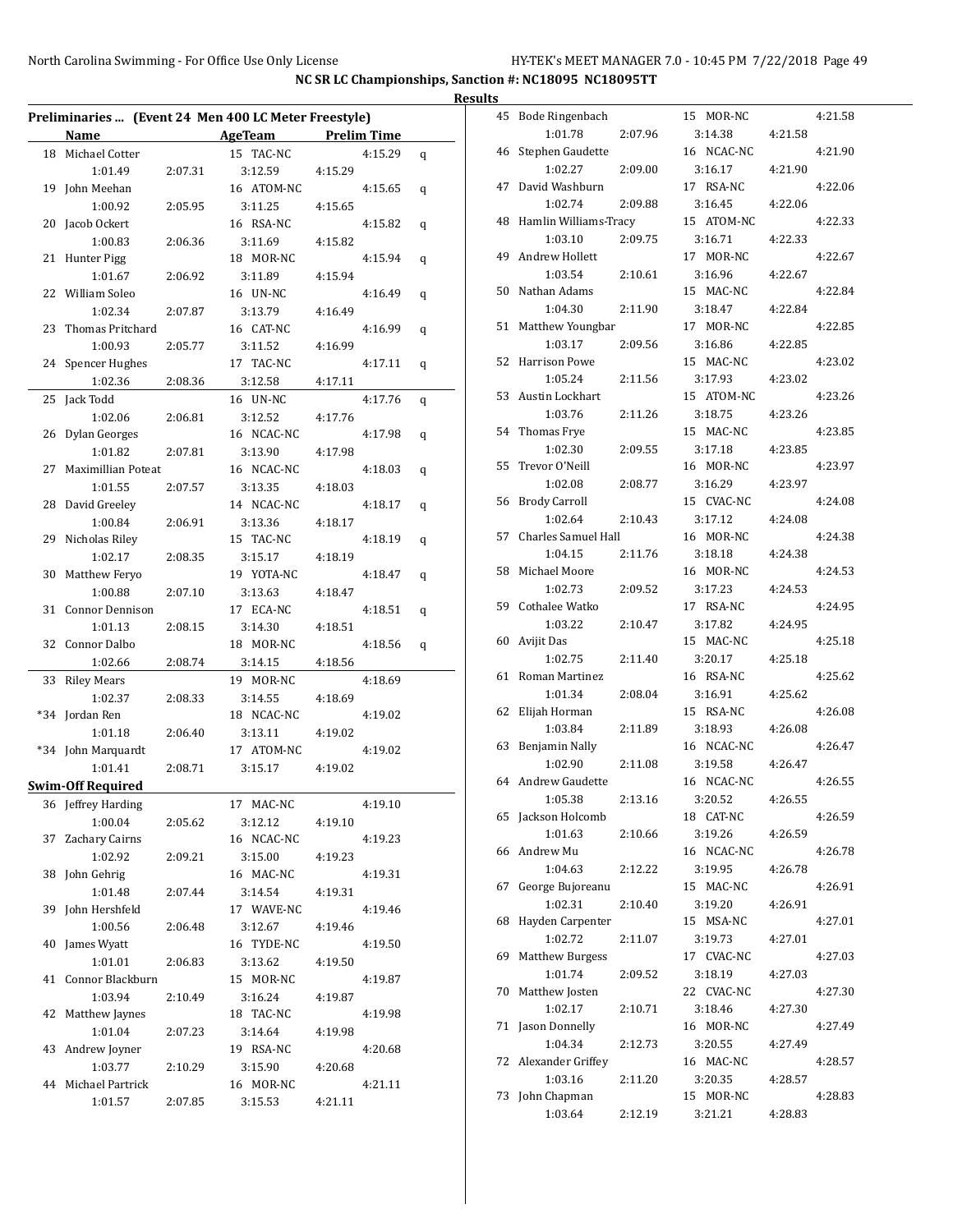**NC SR LC Championships, Sanction #: NC18095 NC18095TT**

**Results**

## Preliminaries ... (Event 24 Men 400 LC Meter Freestyle)

| | Name | AgeTeam | Prelim Time | |
|---|---|---|---|---|
| 18 | Michael Cotter | 15 TAC-NC | 4:15.29 | q |
| | 1:01.49 · 2:07.31 · 3:12.59 · 4:15.29 | | | |
| 19 | John Meehan | 16 ATOM-NC | 4:15.65 | q |
| | 1:00.92 · 2:05.95 · 3:11.25 · 4:15.65 | | | |
| 20 | Jacob Ockert | 16 RSA-NC | 4:15.82 | q |
| | 1:00.83 · 2:06.36 · 3:11.69 · 4:15.82 | | | |
| 21 | Hunter Pigg | 18 MOR-NC | 4:15.94 | q |
| | 1:01.67 · 2:06.92 · 3:11.89 · 4:15.94 | | | |
| 22 | William Soleo | 16 UN-NC | 4:16.49 | q |
| | 1:02.34 · 2:07.87 · 3:13.79 · 4:16.49 | | | |
| 23 | Thomas Pritchard | 16 CAT-NC | 4:16.99 | q |
| | 1:00.93 · 2:05.77 · 3:11.52 · 4:16.99 | | | |
| 24 | Spencer Hughes | 17 TAC-NC | 4:17.11 | q |
| | 1:02.36 · 2:08.36 · 3:12.58 · 4:17.11 | | | |
| 25 | Jack Todd | 16 UN-NC | 4:17.76 | q |
| | 1:02.06 · 2:06.81 · 3:12.52 · 4:17.76 | | | |
| 26 | Dylan Georges | 16 NCAC-NC | 4:17.98 | q |
| | 1:01.82 · 2:07.81 · 3:13.90 · 4:17.98 | | | |
| 27 | Maximillian Poteat | 16 NCAC-NC | 4:18.03 | q |
| | 1:01.55 · 2:07.57 · 3:13.35 · 4:18.03 | | | |
| 28 | David Greeley | 14 NCAC-NC | 4:18.17 | q |
| | 1:00.84 · 2:06.91 · 3:13.36 · 4:18.17 | | | |
| 29 | Nicholas Riley | 15 TAC-NC | 4:18.19 | q |
| | 1:02.17 · 2:08.35 · 3:15.17 · 4:18.19 | | | |
| 30 | Matthew Feryo | 19 YOTA-NC | 4:18.47 | q |
| | 1:00.88 · 2:07.10 · 3:13.63 · 4:18.47 | | | |
| 31 | Connor Dennison | 17 ECA-NC | 4:18.51 | q |
| | 1:01.13 · 2:08.15 · 3:14.30 · 4:18.51 | | | |
| 32 | Connor Dalbo | 18 MOR-NC | 4:18.56 | q |
| | 1:02.66 · 2:08.74 · 3:14.15 · 4:18.56 | | | |
| 33 | Riley Mears | 19 MOR-NC | 4:18.69 | |
| | 1:02.37 · 2:08.33 · 3:14.55 · 4:18.69 | | | |
| *34 | Jordan Ren | 18 NCAC-NC | 4:19.02 | |
| | 1:01.18 · 2:06.40 · 3:13.11 · 4:19.02 | | | |
| *34 | John Marquardt | 17 ATOM-NC | 4:19.02 | |
| | 1:01.41 · 2:08.71 · 3:15.17 · 4:19.02 | | | |

**Swim-Off Required**

| | Name | AgeTeam | Prelim Time |
|---|---|---|---|
| 36 | Jeffrey Harding | 17 MAC-NC | 4:19.10 |
| | 1:00.04 · 2:05.62 · 3:12.12 · 4:19.10 | | |
| 37 | Zachary Cairns | 16 NCAC-NC | 4:19.23 |
| | 1:02.92 · 2:09.21 · 3:15.00 · 4:19.23 | | |
| 38 | John Gehrig | 16 MAC-NC | 4:19.31 |
| | 1:01.48 · 2:07.44 · 3:14.54 · 4:19.31 | | |
| 39 | John Hershfeld | 17 WAVE-NC | 4:19.46 |
| | 1:00.56 · 2:06.48 · 3:12.67 · 4:19.46 | | |
| 40 | James Wyatt | 16 TYDE-NC | 4:19.50 |
| | 1:01.01 · 2:06.83 · 3:13.62 · 4:19.50 | | |
| 41 | Connor Blackburn | 15 MOR-NC | 4:19.87 |
| | 1:03.94 · 2:10.49 · 3:16.24 · 4:19.87 | | |
| 42 | Matthew Jaynes | 18 TAC-NC | 4:19.98 |
| | 1:01.04 · 2:07.23 · 3:14.64 · 4:19.98 | | |
| 43 | Andrew Joyner | 19 RSA-NC | 4:20.68 |
| | 1:03.77 · 2:10.29 · 3:15.90 · 4:20.68 | | |
| 44 | Michael Partrick | 16 MOR-NC | 4:21.11 |
| | 1:01.57 · 2:07.85 · 3:15.53 · 4:21.11 | | |
| 45 | Bode Ringenbach | 15 MOR-NC | 4:21.58 |
| | 1:01.78 · 2:07.96 · 3:14.38 · 4:21.58 | | |
| 46 | Stephen Gaudette | 16 NCAC-NC | 4:21.90 |
| | 1:02.27 · 2:09.00 · 3:16.17 · 4:21.90 | | |
| 47 | David Washburn | 17 RSA-NC | 4:22.06 |
| | 1:02.74 · 2:09.88 · 3:16.45 · 4:22.06 | | |
| 48 | Hamlin Williams-Tracy | 15 ATOM-NC | 4:22.33 |
| | 1:03.10 · 2:09.75 · 3:16.71 · 4:22.33 | | |
| 49 | Andrew Hollett | 17 MOR-NC | 4:22.67 |
| | 1:03.54 · 2:10.61 · 3:16.96 · 4:22.67 | | |
| 50 | Nathan Adams | 15 MAC-NC | 4:22.84 |
| | 1:04.30 · 2:11.90 · 3:18.47 · 4:22.84 | | |
| 51 | Matthew Youngbar | 17 MOR-NC | 4:22.85 |
| | 1:03.17 · 2:09.56 · 3:16.86 · 4:22.85 | | |
| 52 | Harrison Powe | 15 MAC-NC | 4:23.02 |
| | 1:05.24 · 2:11.56 · 3:17.93 · 4:23.02 | | |
| 53 | Austin Lockhart | 15 ATOM-NC | 4:23.26 |
| | 1:03.76 · 2:11.26 · 3:18.75 · 4:23.26 | | |
| 54 | Thomas Frye | 15 MAC-NC | 4:23.85 |
| | 1:02.30 · 2:09.55 · 3:17.18 · 4:23.85 | | |
| 55 | Trevor O'Neill | 16 MOR-NC | 4:23.97 |
| | 1:02.08 · 2:08.77 · 3:16.29 · 4:23.97 | | |
| 56 | Brody Carroll | 15 CVAC-NC | 4:24.08 |
| | 1:02.64 · 2:10.43 · 3:17.12 · 4:24.08 | | |
| 57 | Charles Samuel Hall | 16 MOR-NC | 4:24.38 |
| | 1:04.15 · 2:11.76 · 3:18.18 · 4:24.38 | | |
| 58 | Michael Moore | 16 MOR-NC | 4:24.53 |
| | 1:02.73 · 2:09.52 · 3:17.23 · 4:24.53 | | |
| 59 | Cothalee Watko | 17 RSA-NC | 4:24.95 |
| | 1:03.22 · 2:10.47 · 3:17.82 · 4:24.95 | | |
| 60 | Avijit Das | 15 MAC-NC | 4:25.18 |
| | 1:02.75 · 2:11.40 · 3:20.17 · 4:25.18 | | |
| 61 | Roman Martinez | 16 RSA-NC | 4:25.62 |
| | 1:01.34 · 2:08.04 · 3:16.91 · 4:25.62 | | |
| 62 | Elijah Horman | 15 RSA-NC | 4:26.08 |
| | 1:03.84 · 2:11.89 · 3:18.93 · 4:26.08 | | |
| 63 | Benjamin Nally | 16 NCAC-NC | 4:26.47 |
| | 1:02.90 · 2:11.08 · 3:19.58 · 4:26.47 | | |
| 64 | Andrew Gaudette | 16 NCAC-NC | 4:26.55 |
| | 1:05.38 · 2:13.16 · 3:20.52 · 4:26.55 | | |
| 65 | Jackson Holcomb | 18 CAT-NC | 4:26.59 |
| | 1:01.63 · 2:10.66 · 3:19.26 · 4:26.59 | | |
| 66 | Andrew Mu | 16 NCAC-NC | 4:26.78 |
| | 1:04.63 · 2:12.22 · 3:19.95 · 4:26.78 | | |
| 67 | George Bujoreanu | 15 MAC-NC | 4:26.91 |
| | 1:02.31 · 2:10.40 · 3:19.20 · 4:26.91 | | |
| 68 | Hayden Carpenter | 15 MSA-NC | 4:27.01 |
| | 1:02.72 · 2:11.07 · 3:19.73 · 4:27.01 | | |
| 69 | Matthew Burgess | 17 CVAC-NC | 4:27.03 |
| | 1:01.74 · 2:09.52 · 3:18.19 · 4:27.03 | | |
| 70 | Matthew Josten | 22 CVAC-NC | 4:27.30 |
| | 1:02.17 · 2:10.71 · 3:18.46 · 4:27.30 | | |
| 71 | Jason Donnelly | 16 MOR-NC | 4:27.49 |
| | 1:04.34 · 2:12.73 · 3:20.55 · 4:27.49 | | |
| 72 | Alexander Griffey | 16 MAC-NC | 4:28.57 |
| | 1:03.16 · 2:11.20 · 3:20.35 · 4:28.57 | | |
| 73 | John Chapman | 15 MOR-NC | 4:28.83 |
| | 1:03.64 · 2:12.19 · 3:21.21 · 4:28.83 | | |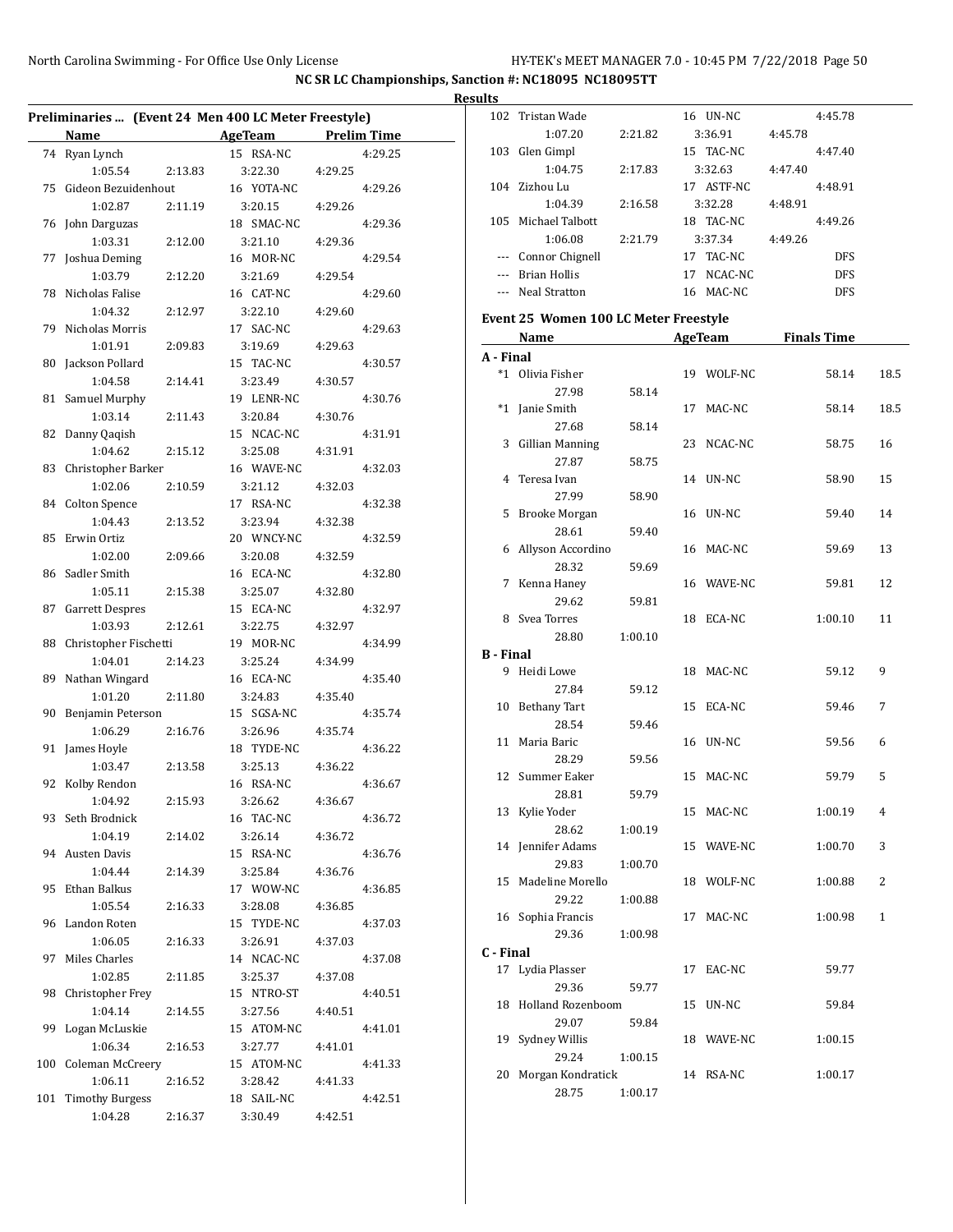NC SR LC Championships, Sanction #: NC18095 NC18095TT

Results

## Preliminaries ... (Event 24 Men 400 LC Meter Freestyle)

| | Name | | AgeTeam | | Prelim Time |
|---|---|---|---|---|---|
| 74 | Ryan Lynch | | 15 RSA-NC | | 4:29.25 |
| | 1:05.54 | 2:13.83 | 3:22.30 | 4:29.25 | |
| 75 | Gideon Bezuidenhout | | 16 YOTA-NC | | 4:29.26 |
| | 1:02.87 | 2:11.19 | 3:20.15 | 4:29.26 | |
| 76 | John Darguzas | | 18 SMAC-NC | | 4:29.36 |
| | 1:03.31 | 2:12.00 | 3:21.10 | 4:29.36 | |
| 77 | Joshua Deming | | 16 MOR-NC | | 4:29.54 |
| | 1:03.79 | 2:12.20 | 3:21.69 | 4:29.54 | |
| 78 | Nicholas Falise | | 16 CAT-NC | | 4:29.60 |
| | 1:04.32 | 2:12.97 | 3:22.10 | 4:29.60 | |
| 79 | Nicholas Morris | | 17 SAC-NC | | 4:29.63 |
| | 1:01.91 | 2:09.83 | 3:19.69 | 4:29.63 | |
| 80 | Jackson Pollard | | 15 TAC-NC | | 4:30.57 |
| | 1:04.58 | 2:14.41 | 3:23.49 | 4:30.57 | |
| 81 | Samuel Murphy | | 19 LENR-NC | | 4:30.76 |
| | 1:03.14 | 2:11.43 | 3:20.84 | 4:30.76 | |
| 82 | Danny Qaqish | | 15 NCAC-NC | | 4:31.91 |
| | 1:04.62 | 2:15.12 | 3:25.08 | 4:31.91 | |
| 83 | Christopher Barker | | 16 WAVE-NC | | 4:32.03 |
| | 1:02.06 | 2:10.59 | 3:21.12 | 4:32.03 | |
| 84 | Colton Spence | | 17 RSA-NC | | 4:32.38 |
| | 1:04.43 | 2:13.52 | 3:23.94 | 4:32.38 | |
| 85 | Erwin Ortiz | | 20 WNCY-NC | | 4:32.59 |
| | 1:02.00 | 2:09.66 | 3:20.08 | 4:32.59 | |
| 86 | Sadler Smith | | 16 ECA-NC | | 4:32.80 |
| | 1:05.11 | 2:15.38 | 3:25.07 | 4:32.80 | |
| 87 | Garrett Despres | | 15 ECA-NC | | 4:32.97 |
| | 1:03.93 | 2:12.61 | 3:22.75 | 4:32.97 | |
| 88 | Christopher Fischetti | | 19 MOR-NC | | 4:34.99 |
| | 1:04.01 | 2:14.23 | 3:25.24 | 4:34.99 | |
| 89 | Nathan Wingard | | 16 ECA-NC | | 4:35.40 |
| | 1:01.20 | 2:11.80 | 3:24.83 | 4:35.40 | |
| 90 | Benjamin Peterson | | 15 SGSA-NC | | 4:35.74 |
| | 1:06.29 | 2:16.76 | 3:26.96 | 4:35.74 | |
| 91 | James Hoyle | | 18 TYDE-NC | | 4:36.22 |
| | 1:03.47 | 2:13.58 | 3:25.13 | 4:36.22 | |
| 92 | Kolby Rendon | | 16 RSA-NC | | 4:36.67 |
| | 1:04.92 | 2:15.93 | 3:26.62 | 4:36.67 | |
| 93 | Seth Brodnick | | 16 TAC-NC | | 4:36.72 |
| | 1:04.19 | 2:14.02 | 3:26.14 | 4:36.72 | |
| 94 | Austen Davis | | 15 RSA-NC | | 4:36.76 |
| | 1:04.44 | 2:14.39 | 3:25.84 | 4:36.76 | |
| 95 | Ethan Balkus | | 17 WOW-NC | | 4:36.85 |
| | 1:05.54 | 2:16.33 | 3:28.08 | 4:36.85 | |
| 96 | Landon Roten | | 15 TYDE-NC | | 4:37.03 |
| | 1:06.05 | 2:16.33 | 3:26.91 | 4:37.03 | |
| 97 | Miles Charles | | 14 NCAC-NC | | 4:37.08 |
| | 1:02.85 | 2:11.85 | 3:25.37 | 4:37.08 | |
| 98 | Christopher Frey | | 15 NTRO-ST | | 4:40.51 |
| | 1:04.14 | 2:14.55 | 3:27.56 | 4:40.51 | |
| 99 | Logan McLuskie | | 15 ATOM-NC | | 4:41.01 |
| | 1:06.34 | 2:16.53 | 3:27.77 | 4:41.01 | |
| 100 | Coleman McCreery | | 15 ATOM-NC | | 4:41.33 |
| | 1:06.11 | 2:16.52 | 3:28.42 | 4:41.33 | |
| 101 | Timothy Burgess | | 18 SAIL-NC | | 4:42.51 |
| | 1:04.28 | 2:16.37 | 3:30.49 | 4:42.51 | |
| 102 | Tristan Wade | | 16 UN-NC | | 4:45.78 |
| | 1:07.20 | 2:21.82 | 3:36.91 | 4:45.78 | |
| 103 | Glen Gimpl | | 15 TAC-NC | | 4:47.40 |
| | 1:04.75 | 2:17.83 | 3:32.63 | 4:47.40 | |
| 104 | Zizhou Lu | | 17 ASTF-NC | | 4:48.91 |
| | 1:04.39 | 2:16.58 | 3:32.28 | 4:48.91 | |
| 105 | Michael Talbott | | 18 TAC-NC | | 4:49.26 |
| | 1:06.08 | 2:21.79 | 3:37.34 | 4:49.26 | |
| --- | Connor Chignell | | 17 TAC-NC | | DFS |
| --- | Brian Hollis | | 17 NCAC-NC | | DFS |
| --- | Neal Stratton | | 16 MAC-NC | | DFS |

## Event 25 Women 100 LC Meter Freestyle

| | Name | | AgeTeam | Finals Time | |
|---|---|---|---|---|---|
| **A - Final** | | | | | |
| *1 | Olivia Fisher | | 19 WOLF-NC | 58.14 | 18.5 |
| | 27.98 | 58.14 | | | |
| *1 | Janie Smith | | 17 MAC-NC | 58.14 | 18.5 |
| | 27.68 | 58.14 | | | |
| 3 | Gillian Manning | | 23 NCAC-NC | 58.75 | 16 |
| | 27.87 | 58.75 | | | |
| 4 | Teresa Ivan | | 14 UN-NC | 58.90 | 15 |
| | 27.99 | 58.90 | | | |
| 5 | Brooke Morgan | | 16 UN-NC | 59.40 | 14 |
| | 28.61 | 59.40 | | | |
| 6 | Allyson Accordino | | 16 MAC-NC | 59.69 | 13 |
| | 28.32 | 59.69 | | | |
| 7 | Kenna Haney | | 16 WAVE-NC | 59.81 | 12 |
| | 29.62 | 59.81 | | | |
| 8 | Svea Torres | | 18 ECA-NC | 1:00.10 | 11 |
| | 28.80 | 1:00.10 | | | |
| **B - Final** | | | | | |
| 9 | Heidi Lowe | | 18 MAC-NC | 59.12 | 9 |
| | 27.84 | 59.12 | | | |
| 10 | Bethany Tart | | 15 ECA-NC | 59.46 | 7 |
| | 28.54 | 59.46 | | | |
| 11 | Maria Baric | | 16 UN-NC | 59.56 | 6 |
| | 28.29 | 59.56 | | | |
| 12 | Summer Eaker | | 15 MAC-NC | 59.79 | 5 |
| | 28.81 | 59.79 | | | |
| 13 | Kylie Yoder | | 15 MAC-NC | 1:00.19 | 4 |
| | 28.62 | 1:00.19 | | | |
| 14 | Jennifer Adams | | 15 WAVE-NC | 1:00.70 | 3 |
| | 29.83 | 1:00.70 | | | |
| 15 | Madeline Morello | | 18 WOLF-NC | 1:00.88 | 2 |
| | 29.22 | 1:00.88 | | | |
| 16 | Sophia Francis | | 17 MAC-NC | 1:00.98 | 1 |
| | 29.36 | 1:00.98 | | | |
| **C - Final** | | | | | |
| 17 | Lydia Plasser | | 17 EAC-NC | 59.77 | |
| | 29.36 | 59.77 | | | |
| 18 | Holland Rozenboom | | 15 UN-NC | 59.84 | |
| | 29.07 | 59.84 | | | |
| 19 | Sydney Willis | | 18 WAVE-NC | 1:00.15 | |
| | 29.24 | 1:00.15 | | | |
| 20 | Morgan Kondratick | | 14 RSA-NC | 1:00.17 | |
| | 28.75 | 1:00.17 | | | |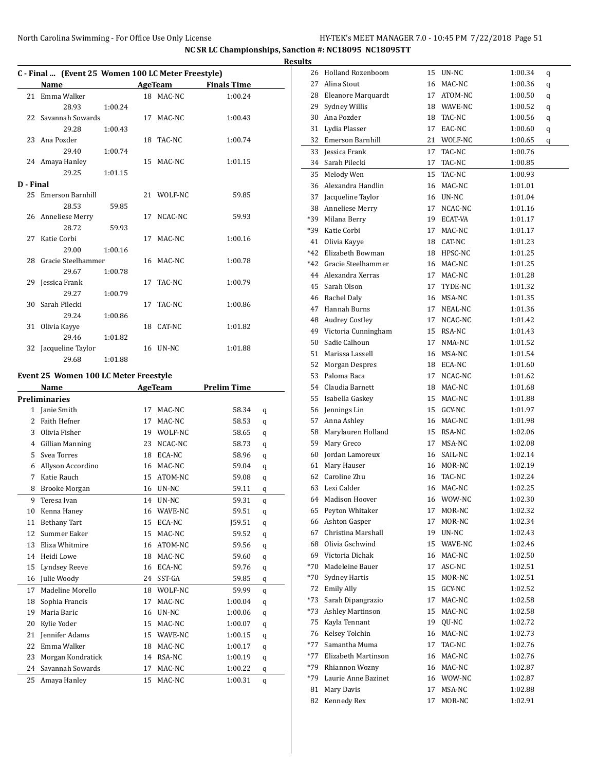## NC SR LC Championships, Sanction #: NC18095 NC18095TT

### Results

### C - Final ... (Event 25 Women 100 LC Meter Freestyle)

| | Name | Age | Team | Finals Time |
|---|---|---|---|---|
| 21 | Emma Walker | 18 | MAC-NC | 1:00.24 |
| | 28.93 1:00.24 | | | |
| 22 | Savannah Sowards | 17 | MAC-NC | 1:00.43 |
| | 29.28 1:00.43 | | | |
| 23 | Ana Pozder | 18 | TAC-NC | 1:00.74 |
| | 29.40 1:00.74 | | | |
| 24 | Amaya Hanley | 15 | MAC-NC | 1:01.15 |
| | 29.25 1:01.15 | | | |

### D - Final

| | Name | Age | Team | Finals Time |
|---|---|---|---|---|
| 25 | Emerson Barnhill | 21 | WOLF-NC | 59.85 |
| | 28.53 59.85 | | | |
| 26 | Anneliese Merry | 17 | NCAC-NC | 59.93 |
| | 28.72 59.93 | | | |
| 27 | Katie Corbi | 17 | MAC-NC | 1:00.16 |
| | 29.00 1:00.16 | | | |
| 28 | Gracie Steelhammer | 16 | MAC-NC | 1:00.78 |
| | 29.67 1:00.78 | | | |
| 29 | Jessica Frank | 17 | TAC-NC | 1:00.79 |
| | 29.27 1:00.79 | | | |
| 30 | Sarah Pilecki | 17 | TAC-NC | 1:00.86 |
| | 29.24 1:00.86 | | | |
| 31 | Olivia Kayye | 18 | CAT-NC | 1:01.82 |
| | 29.46 1:01.82 | | | |
| 32 | Jacqueline Taylor | 16 | UN-NC | 1:01.88 |
| | 29.68 1:01.88 | | | |

### Event 25 Women 100 LC Meter Freestyle

**Preliminaries**

| | Name | Age | Team | Prelim Time | |
|---|---|---|---|---|---|
| 1 | Janie Smith | 17 | MAC-NC | 58.34 | q |
| 2 | Faith Hefner | 17 | MAC-NC | 58.53 | q |
| 3 | Olivia Fisher | 19 | WOLF-NC | 58.65 | q |
| 4 | Gillian Manning | 23 | NCAC-NC | 58.73 | q |
| 5 | Svea Torres | 18 | ECA-NC | 58.96 | q |
| 6 | Allyson Accordino | 16 | MAC-NC | 59.04 | q |
| 7 | Katie Rauch | 15 | ATOM-NC | 59.08 | q |
| 8 | Brooke Morgan | 16 | UN-NC | 59.11 | q |
| 9 | Teresa Ivan | 14 | UN-NC | 59.31 | q |
| 10 | Kenna Haney | 16 | WAVE-NC | 59.51 | q |
| 11 | Bethany Tart | 15 | ECA-NC | J59.51 | q |
| 12 | Summer Eaker | 15 | MAC-NC | 59.52 | q |
| 13 | Eliza Whitmire | 16 | ATOM-NC | 59.56 | q |
| 14 | Heidi Lowe | 18 | MAC-NC | 59.60 | q |
| 15 | Lyndsey Reeve | 16 | ECA-NC | 59.76 | q |
| 16 | Julie Woody | 24 | SST-GA | 59.85 | q |
| 17 | Madeline Morello | 18 | WOLF-NC | 59.99 | q |
| 18 | Sophia Francis | 17 | MAC-NC | 1:00.04 | q |
| 19 | Maria Baric | 16 | UN-NC | 1:00.06 | q |
| 20 | Kylie Yoder | 15 | MAC-NC | 1:00.07 | q |
| 21 | Jennifer Adams | 15 | WAVE-NC | 1:00.15 | q |
| 22 | Emma Walker | 18 | MAC-NC | 1:00.17 | q |
| 23 | Morgan Kondratick | 14 | RSA-NC | 1:00.19 | q |
| 24 | Savannah Sowards | 17 | MAC-NC | 1:00.22 | q |
| 25 | Amaya Hanley | 15 | MAC-NC | 1:00.31 | q |
| 26 | Holland Rozenboom | 15 | UN-NC | 1:00.34 | q |
| 27 | Alina Stout | 16 | MAC-NC | 1:00.36 | q |
| 28 | Eleanore Marquardt | 17 | ATOM-NC | 1:00.50 | q |
| 29 | Sydney Willis | 18 | WAVE-NC | 1:00.52 | q |
| 30 | Ana Pozder | 18 | TAC-NC | 1:00.56 | q |
| 31 | Lydia Plasser | 17 | EAC-NC | 1:00.60 | q |
| 32 | Emerson Barnhill | 21 | WOLF-NC | 1:00.65 | q |
| 33 | Jessica Frank | 17 | TAC-NC | 1:00.76 | |
| 34 | Sarah Pilecki | 17 | TAC-NC | 1:00.85 | |
| 35 | Melody Wen | 15 | TAC-NC | 1:00.93 | |
| 36 | Alexandra Handlin | 16 | MAC-NC | 1:01.01 | |
| 37 | Jacqueline Taylor | 16 | UN-NC | 1:01.04 | |
| 38 | Anneliese Merry | 17 | NCAC-NC | 1:01.16 | |
| *39 | Milana Berry | 19 | ECAT-VA | 1:01.17 | |
| *39 | Katie Corbi | 17 | MAC-NC | 1:01.17 | |
| 41 | Olivia Kayye | 18 | CAT-NC | 1:01.23 | |
| *42 | Elizabeth Bowman | 18 | HPSC-NC | 1:01.25 | |
| *42 | Gracie Steelhammer | 16 | MAC-NC | 1:01.25 | |
| 44 | Alexandra Xerras | 17 | MAC-NC | 1:01.28 | |
| 45 | Sarah Olson | 17 | TYDE-NC | 1:01.32 | |
| 46 | Rachel Daly | 16 | MSA-NC | 1:01.35 | |
| 47 | Hannah Burns | 17 | NEAL-NC | 1:01.36 | |
| 48 | Audrey Costley | 17 | NCAC-NC | 1:01.42 | |
| 49 | Victoria Cunningham | 15 | RSA-NC | 1:01.43 | |
| 50 | Sadie Calhoun | 17 | NMA-NC | 1:01.52 | |
| 51 | Marissa Lassell | 16 | MSA-NC | 1:01.54 | |
| 52 | Morgan Despres | 18 | ECA-NC | 1:01.60 | |
| 53 | Paloma Baca | 17 | NCAC-NC | 1:01.62 | |
| 54 | Claudia Barnett | 18 | MAC-NC | 1:01.68 | |
| 55 | Isabella Gaskey | 15 | MAC-NC | 1:01.88 | |
| 56 | Jennings Lin | 15 | GCY-NC | 1:01.97 | |
| 57 | Anna Ashley | 16 | MAC-NC | 1:01.98 | |
| 58 | Marylauren Holland | 15 | RSA-NC | 1:02.06 | |
| 59 | Mary Greco | 17 | MSA-NC | 1:02.08 | |
| 60 | Jordan Lamoreux | 16 | SAIL-NC | 1:02.14 | |
| 61 | Mary Hauser | 16 | MOR-NC | 1:02.19 | |
| 62 | Caroline Zhu | 16 | TAC-NC | 1:02.24 | |
| 63 | Lexi Calder | 16 | MAC-NC | 1:02.25 | |
| 64 | Madison Hoover | 16 | WOW-NC | 1:02.30 | |
| 65 | Peyton Whitaker | 17 | MOR-NC | 1:02.32 | |
| 66 | Ashton Gasper | 17 | MOR-NC | 1:02.34 | |
| 67 | Christina Marshall | 19 | UN-NC | 1:02.43 | |
| 68 | Olivia Gschwind | 15 | WAVE-NC | 1:02.46 | |
| 69 | Victoria Dichak | 16 | MAC-NC | 1:02.50 | |
| *70 | Madeleine Bauer | 17 | ASC-NC | 1:02.51 | |
| *70 | Sydney Hartis | 15 | MOR-NC | 1:02.51 | |
| 72 | Emily Ally | 15 | GCY-NC | 1:02.52 | |
| *73 | Sarah Dipangrazio | 17 | MAC-NC | 1:02.58 | |
| *73 | Ashley Martinson | 15 | MAC-NC | 1:02.58 | |
| 75 | Kayla Tennant | 19 | QU-NC | 1:02.72 | |
| 76 | Kelsey Tolchin | 16 | MAC-NC | 1:02.73 | |
| *77 | Samantha Muma | 17 | TAC-NC | 1:02.76 | |
| *77 | Elizabeth Martinson | 16 | MAC-NC | 1:02.76 | |
| *79 | Rhiannon Wozny | 16 | MAC-NC | 1:02.87 | |
| *79 | Laurie Anne Bazinet | 16 | WOW-NC | 1:02.87 | |
| 81 | Mary Davis | 17 | MSA-NC | 1:02.88 | |
| 82 | Kennedy Rex | 17 | MOR-NC | 1:02.91 | |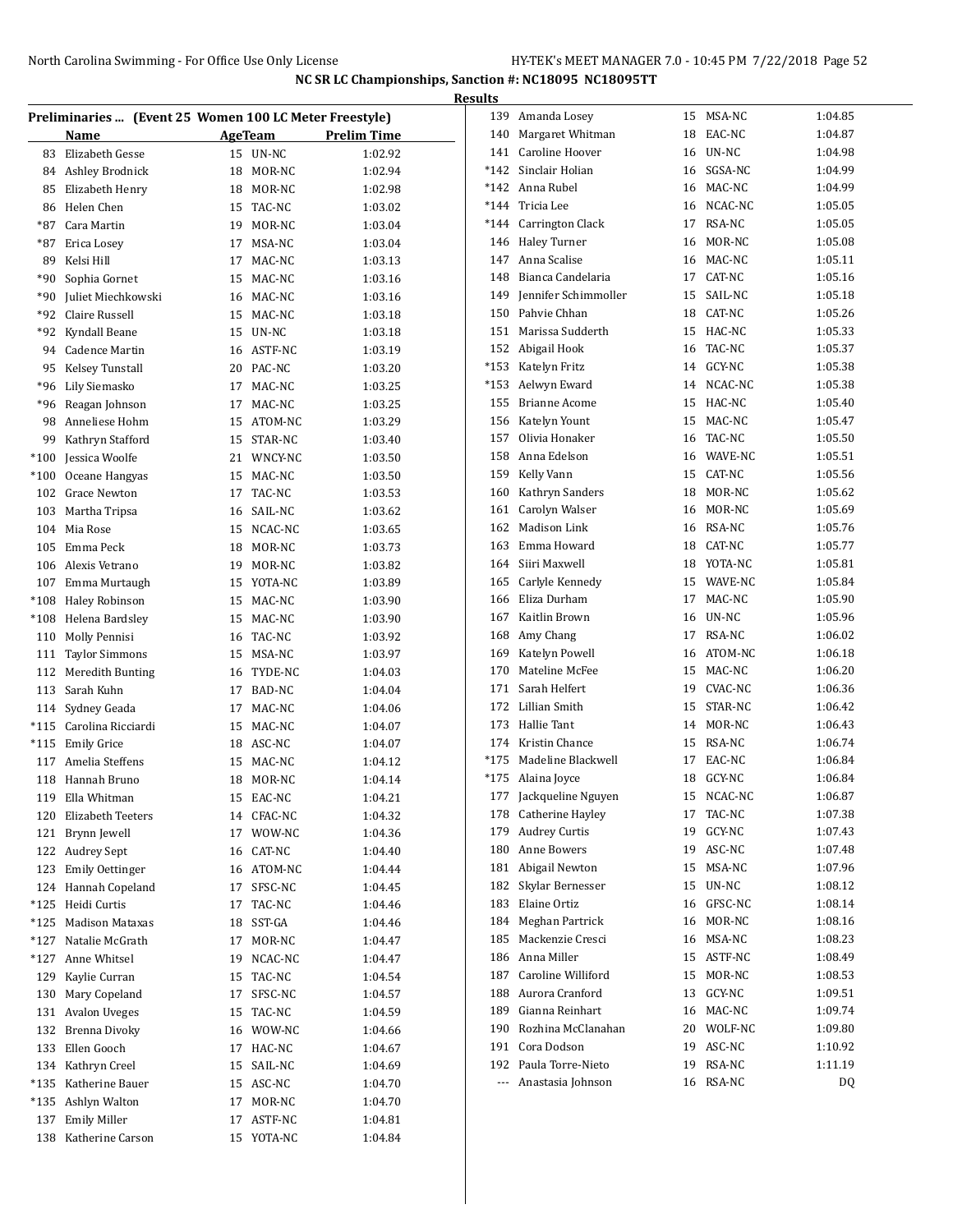NC SR LC Championships, Sanction #: NC18095 NC18095TT

Results

**Preliminaries ... (Event 25 Women 100 LC Meter Freestyle)**

| | Name | Age | Team | Prelim Time |
|---|---|---|---|---|
| 83 | Elizabeth Gesse | 15 | UN-NC | 1:02.92 |
| 84 | Ashley Brodnick | 18 | MOR-NC | 1:02.94 |
| 85 | Elizabeth Henry | 18 | MOR-NC | 1:02.98 |
| 86 | Helen Chen | 15 | TAC-NC | 1:03.02 |
| *87 | Cara Martin | 19 | MOR-NC | 1:03.04 |
| *87 | Erica Losey | 17 | MSA-NC | 1:03.04 |
| 89 | Kelsi Hill | 17 | MAC-NC | 1:03.13 |
| *90 | Sophia Gornet | 15 | MAC-NC | 1:03.16 |
| *90 | Juliet Miechkowski | 16 | MAC-NC | 1:03.16 |
| *92 | Claire Russell | 15 | MAC-NC | 1:03.18 |
| *92 | Kyndall Beane | 15 | UN-NC | 1:03.18 |
| 94 | Cadence Martin | 16 | ASTF-NC | 1:03.19 |
| 95 | Kelsey Tunstall | 20 | PAC-NC | 1:03.20 |
| *96 | Lily Siemasko | 17 | MAC-NC | 1:03.25 |
| *96 | Reagan Johnson | 17 | MAC-NC | 1:03.25 |
| 98 | Anneliese Hohm | 15 | ATOM-NC | 1:03.29 |
| 99 | Kathryn Stafford | 15 | STAR-NC | 1:03.40 |
| *100 | Jessica Woolfe | 21 | WNCY-NC | 1:03.50 |
| *100 | Oceane Hangyas | 15 | MAC-NC | 1:03.50 |
| 102 | Grace Newton | 17 | TAC-NC | 1:03.53 |
| 103 | Martha Tripsa | 16 | SAIL-NC | 1:03.62 |
| 104 | Mia Rose | 15 | NCAC-NC | 1:03.65 |
| 105 | Emma Peck | 18 | MOR-NC | 1:03.73 |
| 106 | Alexis Vetrano | 19 | MOR-NC | 1:03.82 |
| 107 | Emma Murtaugh | 15 | YOTA-NC | 1:03.89 |
| *108 | Haley Robinson | 15 | MAC-NC | 1:03.90 |
| *108 | Helena Bardsley | 15 | MAC-NC | 1:03.90 |
| 110 | Molly Pennisi | 16 | TAC-NC | 1:03.92 |
| 111 | Taylor Simmons | 15 | MSA-NC | 1:03.97 |
| 112 | Meredith Bunting | 16 | TYDE-NC | 1:04.03 |
| 113 | Sarah Kuhn | 17 | BAD-NC | 1:04.04 |
| 114 | Sydney Geada | 17 | MAC-NC | 1:04.06 |
| *115 | Carolina Ricciardi | 15 | MAC-NC | 1:04.07 |
| *115 | Emily Grice | 18 | ASC-NC | 1:04.07 |
| 117 | Amelia Steffens | 15 | MAC-NC | 1:04.12 |
| 118 | Hannah Bruno | 18 | MOR-NC | 1:04.14 |
| 119 | Ella Whitman | 15 | EAC-NC | 1:04.21 |
| 120 | Elizabeth Teeters | 14 | CFAC-NC | 1:04.32 |
| 121 | Brynn Jewell | 17 | WOW-NC | 1:04.36 |
| 122 | Audrey Sept | 16 | CAT-NC | 1:04.40 |
| 123 | Emily Oettinger | 16 | ATOM-NC | 1:04.44 |
| 124 | Hannah Copeland | 17 | SFSC-NC | 1:04.45 |
| *125 | Heidi Curtis | 17 | TAC-NC | 1:04.46 |
| *125 | Madison Mataxas | 18 | SST-GA | 1:04.46 |
| *127 | Natalie McGrath | 17 | MOR-NC | 1:04.47 |
| *127 | Anne Whitsel | 19 | NCAC-NC | 1:04.47 |
| 129 | Kaylie Curran | 15 | TAC-NC | 1:04.54 |
| 130 | Mary Copeland | 17 | SFSC-NC | 1:04.57 |
| 131 | Avalon Uveges | 15 | TAC-NC | 1:04.59 |
| 132 | Brenna Divoky | 16 | WOW-NC | 1:04.66 |
| 133 | Ellen Gooch | 17 | HAC-NC | 1:04.67 |
| 134 | Kathryn Creel | 15 | SAIL-NC | 1:04.69 |
| *135 | Katherine Bauer | 15 | ASC-NC | 1:04.70 |
| *135 | Ashlyn Walton | 17 | MOR-NC | 1:04.70 |
| 137 | Emily Miller | 17 | ASTF-NC | 1:04.81 |
| 138 | Katherine Carson | 15 | YOTA-NC | 1:04.84 |
| 139 | Amanda Losey | 15 | MSA-NC | 1:04.85 |
| 140 | Margaret Whitman | 18 | EAC-NC | 1:04.87 |
| 141 | Caroline Hoover | 16 | UN-NC | 1:04.98 |
| *142 | Sinclair Holian | 16 | SGSA-NC | 1:04.99 |
| *142 | Anna Rubel | 16 | MAC-NC | 1:04.99 |
| *144 | Tricia Lee | 16 | NCAC-NC | 1:05.05 |
| *144 | Carrington Clack | 17 | RSA-NC | 1:05.05 |
| 146 | Haley Turner | 16 | MOR-NC | 1:05.08 |
| 147 | Anna Scalise | 16 | MAC-NC | 1:05.11 |
| 148 | Bianca Candelaria | 17 | CAT-NC | 1:05.16 |
| 149 | Jennifer Schimmoller | 15 | SAIL-NC | 1:05.18 |
| 150 | Pahvie Chhan | 18 | CAT-NC | 1:05.26 |
| 151 | Marissa Sudderth | 15 | HAC-NC | 1:05.33 |
| 152 | Abigail Hook | 16 | TAC-NC | 1:05.37 |
| *153 | Katelyn Fritz | 14 | GCY-NC | 1:05.38 |
| *153 | Aelwyn Eward | 14 | NCAC-NC | 1:05.38 |
| 155 | Brianne Acome | 15 | HAC-NC | 1:05.40 |
| 156 | Katelyn Yount | 15 | MAC-NC | 1:05.47 |
| 157 | Olivia Honaker | 16 | TAC-NC | 1:05.50 |
| 158 | Anna Edelson | 16 | WAVE-NC | 1:05.51 |
| 159 | Kelly Vann | 15 | CAT-NC | 1:05.56 |
| 160 | Kathryn Sanders | 18 | MOR-NC | 1:05.62 |
| 161 | Carolyn Walser | 16 | MOR-NC | 1:05.69 |
| 162 | Madison Link | 16 | RSA-NC | 1:05.76 |
| 163 | Emma Howard | 18 | CAT-NC | 1:05.77 |
| 164 | Siiri Maxwell | 18 | YOTA-NC | 1:05.81 |
| 165 | Carlyle Kennedy | 15 | WAVE-NC | 1:05.84 |
| 166 | Eliza Durham | 17 | MAC-NC | 1:05.90 |
| 167 | Kaitlin Brown | 16 | UN-NC | 1:05.96 |
| 168 | Amy Chang | 17 | RSA-NC | 1:06.02 |
| 169 | Katelyn Powell | 16 | ATOM-NC | 1:06.18 |
| 170 | Mateline McFee | 15 | MAC-NC | 1:06.20 |
| 171 | Sarah Helfert | 19 | CVAC-NC | 1:06.36 |
| 172 | Lillian Smith | 15 | STAR-NC | 1:06.42 |
| 173 | Hallie Tant | 14 | MOR-NC | 1:06.43 |
| 174 | Kristin Chance | 15 | RSA-NC | 1:06.74 |
| *175 | Madeline Blackwell | 17 | EAC-NC | 1:06.84 |
| *175 | Alaina Joyce | 18 | GCY-NC | 1:06.84 |
| 177 | Jackqueline Nguyen | 15 | NCAC-NC | 1:06.87 |
| 178 | Catherine Hayley | 17 | TAC-NC | 1:07.38 |
| 179 | Audrey Curtis | 19 | GCY-NC | 1:07.43 |
| 180 | Anne Bowers | 19 | ASC-NC | 1:07.48 |
| 181 | Abigail Newton | 15 | MSA-NC | 1:07.96 |
| 182 | Skylar Bernesser | 15 | UN-NC | 1:08.12 |
| 183 | Elaine Ortiz | 16 | GFSC-NC | 1:08.14 |
| 184 | Meghan Partrick | 16 | MOR-NC | 1:08.16 |
| 185 | Mackenzie Cresci | 16 | MSA-NC | 1:08.23 |
| 186 | Anna Miller | 15 | ASTF-NC | 1:08.49 |
| 187 | Caroline Williford | 15 | MOR-NC | 1:08.53 |
| 188 | Aurora Cranford | 13 | GCY-NC | 1:09.51 |
| 189 | Gianna Reinhart | 16 | MAC-NC | 1:09.74 |
| 190 | Rozhina McClanahan | 20 | WOLF-NC | 1:09.80 |
| 191 | Cora Dodson | 19 | ASC-NC | 1:10.92 |
| 192 | Paula Torre-Nieto | 19 | RSA-NC | 1:11.19 |
| --- | Anastasia Johnson | 16 | RSA-NC | DQ |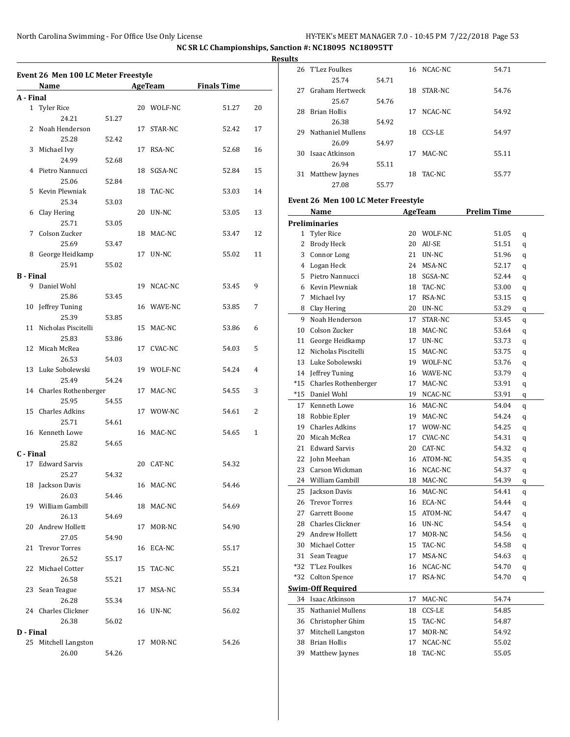NC SR LC Championships, Sanction #: NC18095 NC18095TT

Results

## Event 26 Men 100 LC Meter Freestyle

| | Name | Age | Team | Finals Time | Points |
|---|---|---|---|---|---|
| **A - Final** | | | | | |
| 1 | Tyler Rice | 20 | WOLF-NC | 51.27 | 20 |
| | 24.21 | 51.27 | | | |
| 2 | Noah Henderson | 17 | STAR-NC | 52.42 | 17 |
| | 25.28 | 52.42 | | | |
| 3 | Michael Ivy | 17 | RSA-NC | 52.68 | 16 |
| | 24.99 | 52.68 | | | |
| 4 | Pietro Nannucci | 18 | SGSA-NC | 52.84 | 15 |
| | 25.06 | 52.84 | | | |
| 5 | Kevin Plewniak | 18 | TAC-NC | 53.03 | 14 |
| | 25.34 | 53.03 | | | |
| 6 | Clay Hering | 20 | UN-NC | 53.05 | 13 |
| | 25.71 | 53.05 | | | |
| 7 | Colson Zucker | 18 | MAC-NC | 53.47 | 12 |
| | 25.69 | 53.47 | | | |
| 8 | George Heidkamp | 17 | UN-NC | 55.02 | 11 |
| | 25.91 | 55.02 | | | |
| **B - Final** | | | | | |
| 9 | Daniel Wohl | 19 | NCAC-NC | 53.45 | 9 |
| | 25.86 | 53.45 | | | |
| 10 | Jeffrey Tuning | 16 | WAVE-NC | 53.85 | 7 |
| | 25.39 | 53.85 | | | |
| 11 | Nicholas Piscitelli | 15 | MAC-NC | 53.86 | 6 |
| | 25.83 | 53.86 | | | |
| 12 | Micah McRea | 17 | CVAC-NC | 54.03 | 5 |
| | 26.53 | 54.03 | | | |
| 13 | Luke Sobolewski | 19 | WOLF-NC | 54.24 | 4 |
| | 25.49 | 54.24 | | | |
| 14 | Charles Rothenberger | 17 | MAC-NC | 54.55 | 3 |
| | 25.95 | 54.55 | | | |
| 15 | Charles Adkins | 17 | WOW-NC | 54.61 | 2 |
| | 25.71 | 54.61 | | | |
| 16 | Kenneth Lowe | 16 | MAC-NC | 54.65 | 1 |
| | 25.82 | 54.65 | | | |
| **C - Final** | | | | | |
| 17 | Edward Sarvis | 20 | CAT-NC | 54.32 | |
| | 25.27 | 54.32 | | | |
| 18 | Jackson Davis | 16 | MAC-NC | 54.46 | |
| | 26.03 | 54.46 | | | |
| 19 | William Gambill | 18 | MAC-NC | 54.69 | |
| | 26.13 | 54.69 | | | |
| 20 | Andrew Hollett | 17 | MOR-NC | 54.90 | |
| | 27.05 | 54.90 | | | |
| 21 | Trevor Torres | 16 | ECA-NC | 55.17 | |
| | 26.52 | 55.17 | | | |
| 22 | Michael Cotter | 15 | TAC-NC | 55.21 | |
| | 26.58 | 55.21 | | | |
| 23 | Sean Teague | 17 | MSA-NC | 55.34 | |
| | 26.28 | 55.34 | | | |
| 24 | Charles Clickner | 16 | UN-NC | 56.02 | |
| | 26.38 | 56.02 | | | |
| **D - Final** | | | | | |
| 25 | Mitchell Langston | 17 | MOR-NC | 54.26 | |
| | 26.00 | 54.26 | | | |
| 26 | T'Lez Foulkes | 16 | NCAC-NC | 54.71 | |
| | 25.74 | 54.71 | | | |
| 27 | Graham Hertweck | 18 | STAR-NC | 54.76 | |
| | 25.67 | 54.76 | | | |
| 28 | Brian Hollis | 17 | NCAC-NC | 54.92 | |
| | 26.38 | 54.92 | | | |
| 29 | Nathaniel Mullens | 18 | CCS-LE | 54.97 | |
| | 26.09 | 54.97 | | | |
| 30 | Isaac Atkinson | 17 | MAC-NC | 55.11 | |
| | 26.94 | 55.11 | | | |
| 31 | Matthew Jaynes | 18 | TAC-NC | 55.77 | |
| | 27.08 | 55.77 | | | |

## Event 26 Men 100 LC Meter Freestyle

| | Name | Age | Team | Prelim Time | |
|---|---|---|---|---|---|
| **Preliminaries** | | | | | |
| 1 | Tyler Rice | 20 | WOLF-NC | 51.05 | q |
| 2 | Brody Heck | 20 | AU-SE | 51.51 | q |
| 3 | Connor Long | 21 | UN-NC | 51.96 | q |
| 4 | Logan Heck | 24 | MSA-NC | 52.17 | q |
| 5 | Pietro Nannucci | 18 | SGSA-NC | 52.44 | q |
| 6 | Kevin Plewniak | 18 | TAC-NC | 53.00 | q |
| 7 | Michael Ivy | 17 | RSA-NC | 53.15 | q |
| 8 | Clay Hering | 20 | UN-NC | 53.29 | q |
| 9 | Noah Henderson | 17 | STAR-NC | 53.45 | q |
| 10 | Colson Zucker | 18 | MAC-NC | 53.64 | q |
| 11 | George Heidkamp | 17 | UN-NC | 53.73 | q |
| 12 | Nicholas Piscitelli | 15 | MAC-NC | 53.75 | q |
| 13 | Luke Sobolewski | 19 | WOLF-NC | 53.76 | q |
| 14 | Jeffrey Tuning | 16 | WAVE-NC | 53.79 | q |
| *15 | Charles Rothenberger | 17 | MAC-NC | 53.91 | q |
| *15 | Daniel Wohl | 19 | NCAC-NC | 53.91 | q |
| 17 | Kenneth Lowe | 16 | MAC-NC | 54.04 | q |
| 18 | Robbie Epler | 19 | MAC-NC | 54.24 | q |
| 19 | Charles Adkins | 17 | WOW-NC | 54.25 | q |
| 20 | Micah McRea | 17 | CVAC-NC | 54.31 | q |
| 21 | Edward Sarvis | 20 | CAT-NC | 54.32 | q |
| 22 | John Meehan | 16 | ATOM-NC | 54.35 | q |
| 23 | Carson Wickman | 16 | NCAC-NC | 54.37 | q |
| 24 | William Gambill | 18 | MAC-NC | 54.39 | q |
| 25 | Jackson Davis | 16 | MAC-NC | 54.41 | q |
| 26 | Trevor Torres | 16 | ECA-NC | 54.44 | q |
| 27 | Garrett Boone | 15 | ATOM-NC | 54.47 | q |
| 28 | Charles Clickner | 16 | UN-NC | 54.54 | q |
| 29 | Andrew Hollett | 17 | MOR-NC | 54.56 | q |
| 30 | Michael Cotter | 15 | TAC-NC | 54.58 | q |
| 31 | Sean Teague | 17 | MSA-NC | 54.63 | q |
| *32 | T'Lez Foulkes | 16 | NCAC-NC | 54.70 | q |
| *32 | Colton Spence | 17 | RSA-NC | 54.70 | q |
| **Swim-Off Required** | | | | | |
| 34 | Isaac Atkinson | 17 | MAC-NC | 54.74 | |
| 35 | Nathaniel Mullens | 18 | CCS-LE | 54.85 | |
| 36 | Christopher Ghim | 15 | TAC-NC | 54.87 | |
| 37 | Mitchell Langston | 17 | MOR-NC | 54.92 | |
| 38 | Brian Hollis | 17 | NCAC-NC | 55.02 | |
| 39 | Matthew Jaynes | 18 | TAC-NC | 55.05 | |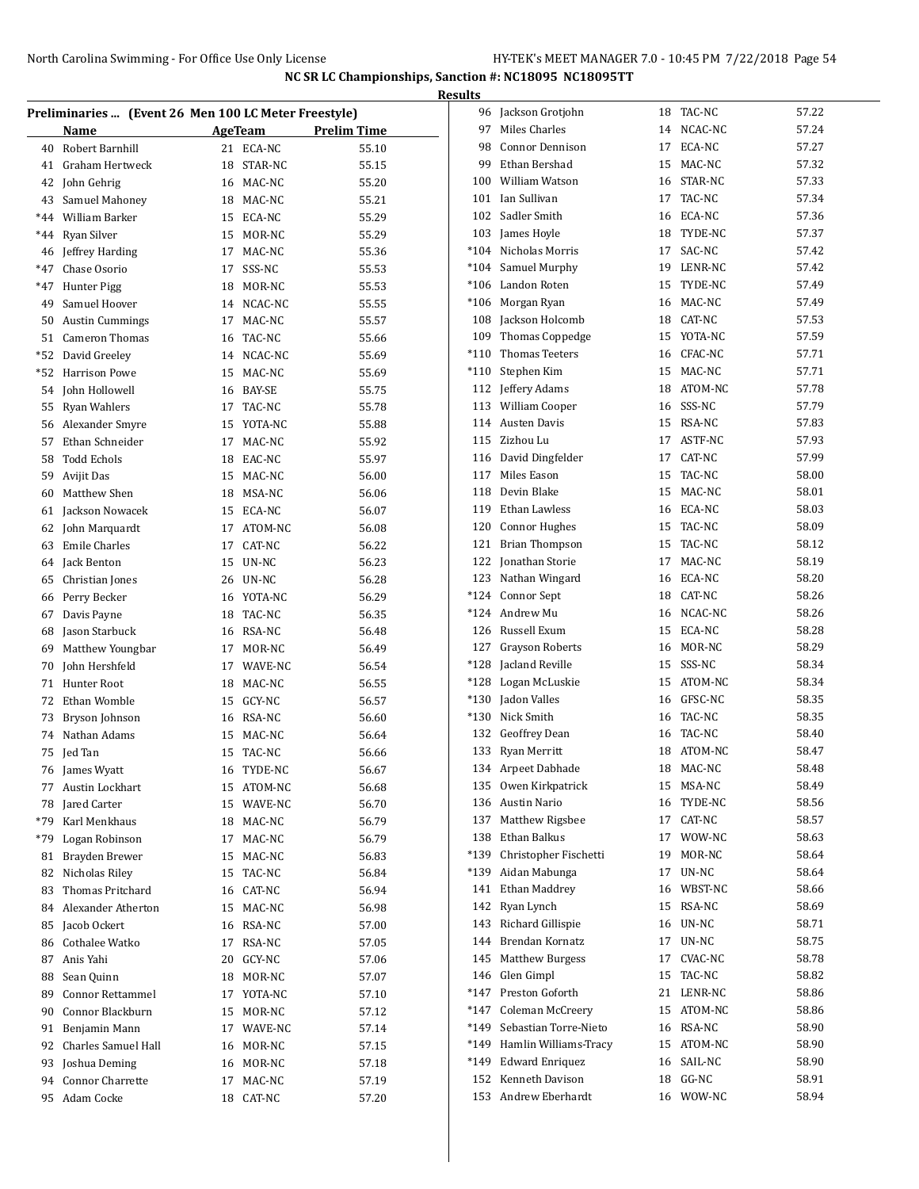## NC SR LC Championships, Sanction #: NC18095 NC18095TT

### Results

**Preliminaries ... (Event 26 Men 100 LC Meter Freestyle)**

| | Name | Age | Team | Prelim Time |
|---|---|---|---|---|
| 40 | Robert Barnhill | 21 | ECA-NC | 55.10 |
| 41 | Graham Hertweck | 18 | STAR-NC | 55.15 |
| 42 | John Gehrig | 16 | MAC-NC | 55.20 |
| 43 | Samuel Mahoney | 18 | MAC-NC | 55.21 |
| *44 | William Barker | 15 | ECA-NC | 55.29 |
| *44 | Ryan Silver | 15 | MOR-NC | 55.29 |
| 46 | Jeffrey Harding | 17 | MAC-NC | 55.36 |
| *47 | Chase Osorio | 17 | SSS-NC | 55.53 |
| *47 | Hunter Pigg | 18 | MOR-NC | 55.53 |
| 49 | Samuel Hoover | 14 | NCAC-NC | 55.55 |
| 50 | Austin Cummings | 17 | MAC-NC | 55.57 |
| 51 | Cameron Thomas | 16 | TAC-NC | 55.66 |
| *52 | David Greeley | 14 | NCAC-NC | 55.69 |
| *52 | Harrison Powe | 15 | MAC-NC | 55.69 |
| 54 | John Hollowell | 16 | BAY-SE | 55.75 |
| 55 | Ryan Wahlers | 17 | TAC-NC | 55.78 |
| 56 | Alexander Smyre | 15 | YOTA-NC | 55.88 |
| 57 | Ethan Schneider | 17 | MAC-NC | 55.92 |
| 58 | Todd Echols | 18 | EAC-NC | 55.97 |
| 59 | Avijit Das | 15 | MAC-NC | 56.00 |
| 60 | Matthew Shen | 18 | MSA-NC | 56.06 |
| 61 | Jackson Nowacek | 15 | ECA-NC | 56.07 |
| 62 | John Marquardt | 17 | ATOM-NC | 56.08 |
| 63 | Emile Charles | 17 | CAT-NC | 56.22 |
| 64 | Jack Benton | 15 | UN-NC | 56.23 |
| 65 | Christian Jones | 26 | UN-NC | 56.28 |
| 66 | Perry Becker | 16 | YOTA-NC | 56.29 |
| 67 | Davis Payne | 18 | TAC-NC | 56.35 |
| 68 | Jason Starbuck | 16 | RSA-NC | 56.48 |
| 69 | Matthew Youngbar | 17 | MOR-NC | 56.49 |
| 70 | John Hershfeld | 17 | WAVE-NC | 56.54 |
| 71 | Hunter Root | 18 | MAC-NC | 56.55 |
| 72 | Ethan Womble | 15 | GCY-NC | 56.57 |
| 73 | Bryson Johnson | 16 | RSA-NC | 56.60 |
| 74 | Nathan Adams | 15 | MAC-NC | 56.64 |
| 75 | Jed Tan | 15 | TAC-NC | 56.66 |
| 76 | James Wyatt | 16 | TYDE-NC | 56.67 |
| 77 | Austin Lockhart | 15 | ATOM-NC | 56.68 |
| 78 | Jared Carter | 15 | WAVE-NC | 56.70 |
| *79 | Karl Menkhaus | 18 | MAC-NC | 56.79 |
| *79 | Logan Robinson | 17 | MAC-NC | 56.79 |
| 81 | Brayden Brewer | 15 | MAC-NC | 56.83 |
| 82 | Nicholas Riley | 15 | TAC-NC | 56.84 |
| 83 | Thomas Pritchard | 16 | CAT-NC | 56.94 |
| 84 | Alexander Atherton | 15 | MAC-NC | 56.98 |
| 85 | Jacob Ockert | 16 | RSA-NC | 57.00 |
| 86 | Cothalee Watko | 17 | RSA-NC | 57.05 |
| 87 | Anis Yahi | 20 | GCY-NC | 57.06 |
| 88 | Sean Quinn | 18 | MOR-NC | 57.07 |
| 89 | Connor Rettammel | 17 | YOTA-NC | 57.10 |
| 90 | Connor Blackburn | 15 | MOR-NC | 57.12 |
| 91 | Benjamin Mann | 17 | WAVE-NC | 57.14 |
| 92 | Charles Samuel Hall | 16 | MOR-NC | 57.15 |
| 93 | Joshua Deming | 16 | MOR-NC | 57.18 |
| 94 | Connor Charrette | 17 | MAC-NC | 57.19 |
| 95 | Adam Cocke | 18 | CAT-NC | 57.20 |
| 96 | Jackson Grotjohn | 18 | TAC-NC | 57.22 |
| 97 | Miles Charles | 14 | NCAC-NC | 57.24 |
| 98 | Connor Dennison | 17 | ECA-NC | 57.27 |
| 99 | Ethan Bershad | 15 | MAC-NC | 57.32 |
| 100 | William Watson | 16 | STAR-NC | 57.33 |
| 101 | Ian Sullivan | 17 | TAC-NC | 57.34 |
| 102 | Sadler Smith | 16 | ECA-NC | 57.36 |
| 103 | James Hoyle | 18 | TYDE-NC | 57.37 |
| *104 | Nicholas Morris | 17 | SAC-NC | 57.42 |
| *104 | Samuel Murphy | 19 | LENR-NC | 57.42 |
| *106 | Landon Roten | 15 | TYDE-NC | 57.49 |
| *106 | Morgan Ryan | 16 | MAC-NC | 57.49 |
| 108 | Jackson Holcomb | 18 | CAT-NC | 57.53 |
| 109 | Thomas Coppedge | 15 | YOTA-NC | 57.59 |
| *110 | Thomas Teeters | 16 | CFAC-NC | 57.71 |
| *110 | Stephen Kim | 15 | MAC-NC | 57.71 |
| 112 | Jeffery Adams | 18 | ATOM-NC | 57.78 |
| 113 | William Cooper | 16 | SSS-NC | 57.79 |
| 114 | Austen Davis | 15 | RSA-NC | 57.83 |
| 115 | Zizhou Lu | 17 | ASTF-NC | 57.93 |
| 116 | David Dingfelder | 17 | CAT-NC | 57.99 |
| 117 | Miles Eason | 15 | TAC-NC | 58.00 |
| 118 | Devin Blake | 15 | MAC-NC | 58.01 |
| 119 | Ethan Lawless | 16 | ECA-NC | 58.03 |
| 120 | Connor Hughes | 15 | TAC-NC | 58.09 |
| 121 | Brian Thompson | 15 | TAC-NC | 58.12 |
| 122 | Jonathan Storie | 17 | MAC-NC | 58.19 |
| 123 | Nathan Wingard | 16 | ECA-NC | 58.20 |
| *124 | Connor Sept | 18 | CAT-NC | 58.26 |
| *124 | Andrew Mu | 16 | NCAC-NC | 58.26 |
| 126 | Russell Exum | 15 | ECA-NC | 58.28 |
| 127 | Grayson Roberts | 16 | MOR-NC | 58.29 |
| *128 | Jacland Reville | 15 | SSS-NC | 58.34 |
| *128 | Logan McLuskie | 15 | ATOM-NC | 58.34 |
| *130 | Jadon Valles | 16 | GFSC-NC | 58.35 |
| *130 | Nick Smith | 16 | TAC-NC | 58.35 |
| 132 | Geoffrey Dean | 16 | TAC-NC | 58.40 |
| 133 | Ryan Merritt | 18 | ATOM-NC | 58.47 |
| 134 | Arpeet Dabhade | 18 | MAC-NC | 58.48 |
| 135 | Owen Kirkpatrick | 15 | MSA-NC | 58.49 |
| 136 | Austin Nario | 16 | TYDE-NC | 58.56 |
| 137 | Matthew Rigsbee | 17 | CAT-NC | 58.57 |
| 138 | Ethan Balkus | 17 | WOW-NC | 58.63 |
| *139 | Christopher Fischetti | 19 | MOR-NC | 58.64 |
| *139 | Aidan Mabunga | 17 | UN-NC | 58.64 |
| 141 | Ethan Maddrey | 16 | WBST-NC | 58.66 |
| 142 | Ryan Lynch | 15 | RSA-NC | 58.69 |
| 143 | Richard Gillispie | 16 | UN-NC | 58.71 |
| 144 | Brendan Kornatz | 17 | UN-NC | 58.75 |
| 145 | Matthew Burgess | 17 | CVAC-NC | 58.78 |
| 146 | Glen Gimpl | 15 | TAC-NC | 58.82 |
| *147 | Preston Goforth | 21 | LENR-NC | 58.86 |
| *147 | Coleman McCreery | 15 | ATOM-NC | 58.86 |
| *149 | Sebastian Torre-Nieto | 16 | RSA-NC | 58.90 |
| *149 | Hamlin Williams-Tracy | 15 | ATOM-NC | 58.90 |
| *149 | Edward Enriquez | 16 | SAIL-NC | 58.90 |
| 152 | Kenneth Davison | 18 | GG-NC | 58.91 |
| 153 | Andrew Eberhardt | 16 | WOW-NC | 58.94 |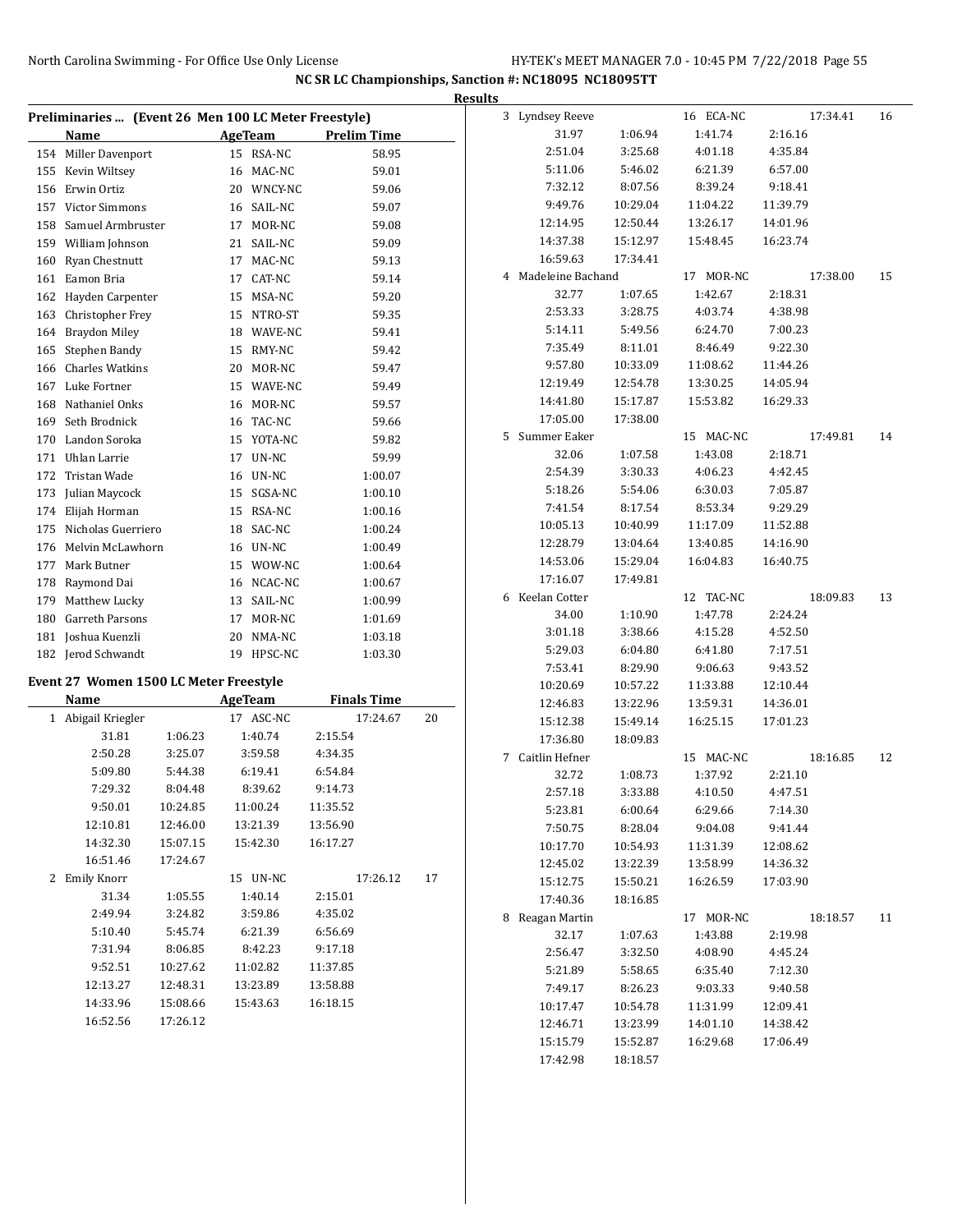# NC SR LC Championships, Sanction #: NC18095 NC18095TT

## Results

### Preliminaries ... (Event 26 Men 100 LC Meter Freestyle)

| | Name | Age | Team | Prelim Time |
|---|---|---|---|---|
| 154 | Miller Davenport | 15 | RSA-NC | 58.95 |
| 155 | Kevin Wiltsey | 16 | MAC-NC | 59.01 |
| 156 | Erwin Ortiz | 20 | WNCY-NC | 59.06 |
| 157 | Victor Simmons | 16 | SAIL-NC | 59.07 |
| 158 | Samuel Armbruster | 17 | MOR-NC | 59.08 |
| 159 | William Johnson | 21 | SAIL-NC | 59.09 |
| 160 | Ryan Chestnutt | 17 | MAC-NC | 59.13 |
| 161 | Eamon Bria | 17 | CAT-NC | 59.14 |
| 162 | Hayden Carpenter | 15 | MSA-NC | 59.20 |
| 163 | Christopher Frey | 15 | NTRO-ST | 59.35 |
| 164 | Braydon Miley | 18 | WAVE-NC | 59.41 |
| 165 | Stephen Bandy | 15 | RMY-NC | 59.42 |
| 166 | Charles Watkins | 20 | MOR-NC | 59.47 |
| 167 | Luke Fortner | 15 | WAVE-NC | 59.49 |
| 168 | Nathaniel Onks | 16 | MOR-NC | 59.57 |
| 169 | Seth Brodnick | 16 | TAC-NC | 59.66 |
| 170 | Landon Soroka | 15 | YOTA-NC | 59.82 |
| 171 | Uhlan Larrie | 17 | UN-NC | 59.99 |
| 172 | Tristan Wade | 16 | UN-NC | 1:00.07 |
| 173 | Julian Maycock | 15 | SGSA-NC | 1:00.10 |
| 174 | Elijah Horman | 15 | RSA-NC | 1:00.16 |
| 175 | Nicholas Guerriero | 18 | SAC-NC | 1:00.24 |
| 176 | Melvin McLawhorn | 16 | UN-NC | 1:00.49 |
| 177 | Mark Butner | 15 | WOW-NC | 1:00.64 |
| 178 | Raymond Dai | 16 | NCAC-NC | 1:00.67 |
| 179 | Matthew Lucky | 13 | SAIL-NC | 1:00.99 |
| 180 | Garreth Parsons | 17 | MOR-NC | 1:01.69 |
| 181 | Joshua Kuenzli | 20 | NMA-NC | 1:03.18 |
| 182 | Jerod Schwandt | 19 | HPSC-NC | 1:03.30 |

### Event 27 Women 1500 LC Meter Freestyle

| | Name | | Age | Team | Finals Time | Points |
|---|---|---|---|---|---|---|
| 1 | Abigail Kriegler | | 17 | ASC-NC | 17:24.67 | 20 |
| | 31.81 | 1:06.23 | 1:40.74 | 2:15.54 | | |
| | 2:50.28 | 3:25.07 | 3:59.58 | 4:34.35 | | |
| | 5:09.80 | 5:44.38 | 6:19.41 | 6:54.84 | | |
| | 7:29.32 | 8:04.48 | 8:39.62 | 9:14.73 | | |
| | 9:50.01 | 10:24.85 | 11:00.24 | 11:35.52 | | |
| | 12:10.81 | 12:46.00 | 13:21.39 | 13:56.90 | | |
| | 14:32.30 | 15:07.15 | 15:42.30 | 16:17.27 | | |
| | 16:51.46 | 17:24.67 | | | | |
| 2 | Emily Knorr | | 15 | UN-NC | 17:26.12 | 17 |
| | 31.34 | 1:05.55 | 1:40.14 | 2:15.01 | | |
| | 2:49.94 | 3:24.82 | 3:59.86 | 4:35.02 | | |
| | 5:10.40 | 5:45.74 | 6:21.39 | 6:56.69 | | |
| | 7:31.94 | 8:06.85 | 8:42.23 | 9:17.18 | | |
| | 9:52.51 | 10:27.62 | 11:02.82 | 11:37.85 | | |
| | 12:13.27 | 12:48.31 | 13:23.89 | 13:58.88 | | |
| | 14:33.96 | 15:08.66 | 15:43.63 | 16:18.15 | | |
| | 16:52.56 | 17:26.12 | | | | |
| 3 | Lyndsey Reeve | | 16 | ECA-NC | 17:34.41 | 16 |
| | 31.97 | 1:06.94 | 1:41.74 | 2:16.16 | | |
| | 2:51.04 | 3:25.68 | 4:01.18 | 4:35.84 | | |
| | 5:11.06 | 5:46.02 | 6:21.39 | 6:57.00 | | |
| | 7:32.12 | 8:07.56 | 8:39.24 | 9:18.41 | | |
| | 9:49.76 | 10:29.04 | 11:04.22 | 11:39.79 | | |
| | 12:14.95 | 12:50.44 | 13:26.17 | 14:01.96 | | |
| | 14:37.38 | 15:12.97 | 15:48.45 | 16:23.74 | | |
| | 16:59.63 | 17:34.41 | | | | |
| 4 | Madeleine Bachand | | 17 | MOR-NC | 17:38.00 | 15 |
| | 32.77 | 1:07.65 | 1:42.67 | 2:18.31 | | |
| | 2:53.33 | 3:28.75 | 4:03.74 | 4:38.98 | | |
| | 5:14.11 | 5:49.56 | 6:24.70 | 7:00.23 | | |
| | 7:35.49 | 8:11.01 | 8:46.49 | 9:22.30 | | |
| | 9:57.80 | 10:33.09 | 11:08.62 | 11:44.26 | | |
| | 12:19.49 | 12:54.78 | 13:30.25 | 14:05.94 | | |
| | 14:41.80 | 15:17.87 | 15:53.82 | 16:29.33 | | |
| | 17:05.00 | 17:38.00 | | | | |
| 5 | Summer Eaker | | 15 | MAC-NC | 17:49.81 | 14 |
| | 32.06 | 1:07.58 | 1:43.08 | 2:18.71 | | |
| | 2:54.39 | 3:30.33 | 4:06.23 | 4:42.45 | | |
| | 5:18.26 | 5:54.06 | 6:30.03 | 7:05.87 | | |
| | 7:41.54 | 8:17.54 | 8:53.34 | 9:29.29 | | |
| | 10:05.13 | 10:40.99 | 11:17.09 | 11:52.88 | | |
| | 12:28.79 | 13:04.64 | 13:40.85 | 14:16.90 | | |
| | 14:53.06 | 15:29.04 | 16:04.83 | 16:40.75 | | |
| | 17:16.07 | 17:49.81 | | | | |
| 6 | Keelan Cotter | | 12 | TAC-NC | 18:09.83 | 13 |
| | 34.00 | 1:10.90 | 1:47.78 | 2:24.24 | | |
| | 3:01.18 | 3:38.66 | 4:15.28 | 4:52.50 | | |
| | 5:29.03 | 6:04.80 | 6:41.80 | 7:17.51 | | |
| | 7:53.41 | 8:29.90 | 9:06.63 | 9:43.52 | | |
| | 10:20.69 | 10:57.22 | 11:33.88 | 12:10.44 | | |
| | 12:46.83 | 13:22.96 | 13:59.31 | 14:36.01 | | |
| | 15:12.38 | 15:49.14 | 16:25.15 | 17:01.23 | | |
| | 17:36.80 | 18:09.83 | | | | |
| 7 | Caitlin Hefner | | 15 | MAC-NC | 18:16.85 | 12 |
| | 32.72 | 1:08.73 | 1:37.92 | 2:21.10 | | |
| | 2:57.18 | 3:33.88 | 4:10.50 | 4:47.51 | | |
| | 5:23.81 | 6:00.64 | 6:29.66 | 7:14.30 | | |
| | 7:50.75 | 8:28.04 | 9:04.08 | 9:41.44 | | |
| | 10:17.70 | 10:54.93 | 11:31.39 | 12:08.62 | | |
| | 12:45.02 | 13:22.39 | 13:58.99 | 14:36.32 | | |
| | 15:12.75 | 15:50.21 | 16:26.59 | 17:03.90 | | |
| | 17:40.36 | 18:16.85 | | | | |
| 8 | Reagan Martin | | 17 | MOR-NC | 18:18.57 | 11 |
| | 32.17 | 1:07.63 | 1:43.88 | 2:19.98 | | |
| | 2:56.47 | 3:32.50 | 4:08.90 | 4:45.24 | | |
| | 5:21.89 | 5:58.65 | 6:35.40 | 7:12.30 | | |
| | 7:49.17 | 8:26.23 | 9:03.33 | 9:40.58 | | |
| | 10:17.47 | 10:54.78 | 11:31.99 | 12:09.41 | | |
| | 12:46.71 | 13:23.99 | 14:01.10 | 14:38.42 | | |
| | 15:15.79 | 15:52.87 | 16:29.68 | 17:06.49 | | |
| | 17:42.98 | 18:18.57 | | | | |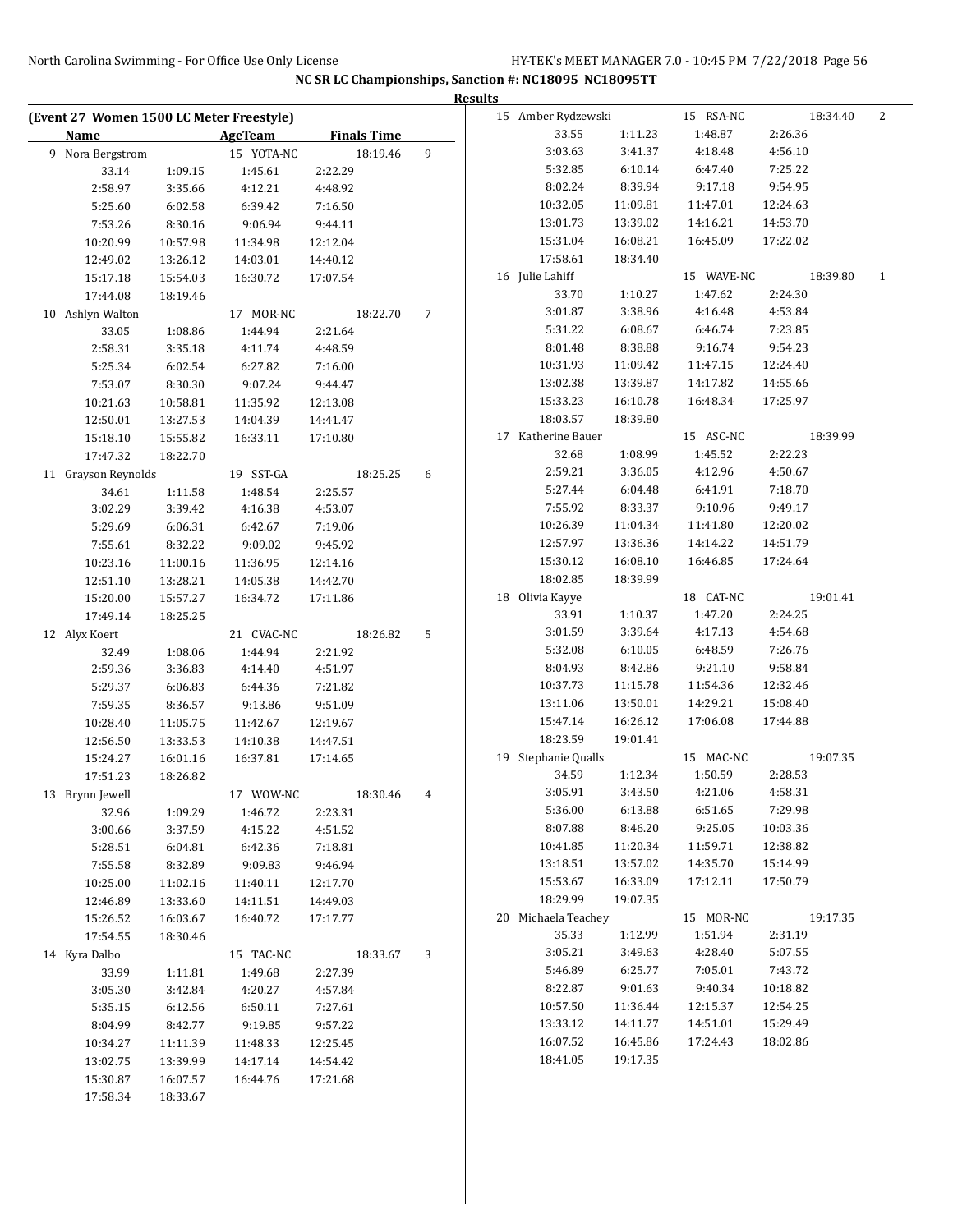**NC SR LC Championships, Sanction #: NC18095 NC18095TT**

**Results**

**(Event 27 Women 1500 LC Meter Freestyle)**

| Name | AgeTeam | Finals Time | |
|---|---|---|---|
| 9 Nora Bergstrom | 15 YOTA-NC | 18:19.46 | 9 |
| 33.14 1:09.15 1:45.61 2:22.29 | | | |
| 2:58.97 3:35.66 4:12.21 4:48.92 | | | |
| 5:25.60 6:02.58 6:39.42 7:16.50 | | | |
| 7:53.26 8:30.16 9:06.94 9:44.11 | | | |
| 10:20.99 10:57.98 11:34.98 12:12.04 | | | |
| 12:49.02 13:26.12 14:03.01 14:40.12 | | | |
| 15:17.18 15:54.03 16:30.72 17:07.54 | | | |
| 17:44.08 18:19.46 | | | |
| 10 Ashlyn Walton | 17 MOR-NC | 18:22.70 | 7 |
| 33.05 1:08.86 1:44.94 2:21.64 | | | |
| 2:58.31 3:35.18 4:11.74 4:48.59 | | | |
| 5:25.34 6:02.54 6:27.82 7:16.00 | | | |
| 7:53.07 8:30.30 9:07.24 9:44.47 | | | |
| 10:21.63 10:58.81 11:35.92 12:13.08 | | | |
| 12:50.01 13:27.53 14:04.39 14:41.47 | | | |
| 15:18.10 15:55.82 16:33.11 17:10.80 | | | |
| 17:47.32 18:22.70 | | | |
| 11 Grayson Reynolds | 19 SST-GA | 18:25.25 | 6 |
| 34.61 1:11.58 1:48.54 2:25.57 | | | |
| 3:02.29 3:39.42 4:16.38 4:53.07 | | | |
| 5:29.69 6:06.31 6:42.67 7:19.06 | | | |
| 7:55.61 8:32.22 9:09.02 9:45.92 | | | |
| 10:23.16 11:00.16 11:36.95 12:14.16 | | | |
| 12:51.10 13:28.21 14:05.38 14:42.70 | | | |
| 15:20.00 15:57.27 16:34.72 17:11.86 | | | |
| 17:49.14 18:25.25 | | | |
| 12 Alyx Koert | 21 CVAC-NC | 18:26.82 | 5 |
| 32.49 1:08.06 1:44.94 2:21.92 | | | |
| 2:59.36 3:36.83 4:14.40 4:51.97 | | | |
| 5:29.37 6:06.83 6:44.36 7:21.82 | | | |
| 7:59.35 8:36.57 9:13.86 9:51.09 | | | |
| 10:28.40 11:05.75 11:42.67 12:19.67 | | | |
| 12:56.50 13:33.53 14:10.38 14:47.51 | | | |
| 15:24.27 16:01.16 16:37.81 17:14.65 | | | |
| 17:51.23 18:26.82 | | | |
| 13 Brynn Jewell | 17 WOW-NC | 18:30.46 | 4 |
| 32.96 1:09.29 1:46.72 2:23.31 | | | |
| 3:00.66 3:37.59 4:15.22 4:51.52 | | | |
| 5:28.51 6:04.81 6:42.36 7:18.81 | | | |
| 7:55.58 8:32.89 9:09.83 9:46.94 | | | |
| 10:25.00 11:02.16 11:40.11 12:17.70 | | | |
| 12:46.89 13:33.60 14:11.51 14:49.03 | | | |
| 15:26.52 16:03.67 16:40.72 17:17.77 | | | |
| 17:54.55 18:30.46 | | | |
| 14 Kyra Dalbo | 15 TAC-NC | 18:33.67 | 3 |
| 33.99 1:11.81 1:49.68 2:27.39 | | | |
| 3:05.30 3:42.84 4:20.27 4:57.84 | | | |
| 5:35.15 6:12.56 6:50.11 7:27.61 | | | |
| 8:04.99 8:42.77 9:19.85 9:57.22 | | | |
| 10:34.27 11:11.39 11:48.33 12:25.45 | | | |
| 13:02.75 13:39.99 14:17.14 14:54.42 | | | |
| 15:30.87 16:07.57 16:44.76 17:21.68 | | | |
| 17:58.34 18:33.67 | | | |
| 15 Amber Rydzewski | 15 RSA-NC | 18:34.40 | 2 |
| 33.55 1:11.23 1:48.87 2:26.36 | | | |
| 3:03.63 3:41.37 4:18.48 4:56.10 | | | |
| 5:32.85 6:10.14 6:47.40 7:25.22 | | | |
| 8:02.24 8:39.94 9:17.18 9:54.95 | | | |
| 10:32.05 11:09.81 11:47.01 12:24.63 | | | |
| 13:01.73 13:39.02 14:16.21 14:53.70 | | | |
| 15:31.04 16:08.21 16:45.09 17:22.02 | | | |
| 17:58.61 18:34.40 | | | |
| 16 Julie Lahiff | 15 WAVE-NC | 18:39.80 | 1 |
| 33.70 1:10.27 1:47.62 2:24.30 | | | |
| 3:01.87 3:38.96 4:16.48 4:53.84 | | | |
| 5:31.22 6:08.67 6:46.74 7:23.85 | | | |
| 8:01.48 8:38.88 9:16.74 9:54.23 | | | |
| 10:31.93 11:09.42 11:47.15 12:24.40 | | | |
| 13:02.38 13:39.87 14:17.82 14:55.66 | | | |
| 15:33.23 16:10.78 16:48.34 17:25.97 | | | |
| 18:03.57 18:39.80 | | | |
| 17 Katherine Bauer | 15 ASC-NC | 18:39.99 | |
| 32.68 1:08.99 1:45.52 2:22.23 | | | |
| 2:59.21 3:36.05 4:12.96 4:50.67 | | | |
| 5:27.44 6:04.48 6:41.91 7:18.70 | | | |
| 7:55.92 8:33.37 9:10.96 9:49.17 | | | |
| 10:26.39 11:04.34 11:41.80 12:20.02 | | | |
| 12:57.97 13:36.36 14:14.22 14:51.79 | | | |
| 15:30.12 16:08.10 16:46.85 17:24.64 | | | |
| 18:02.85 18:39.99 | | | |
| 18 Olivia Kayye | 18 CAT-NC | 19:01.41 | |
| 33.91 1:10.37 1:47.20 2:24.25 | | | |
| 3:01.59 3:39.64 4:17.13 4:54.68 | | | |
| 5:32.08 6:10.05 6:48.59 7:26.76 | | | |
| 8:04.93 8:42.86 9:21.10 9:58.84 | | | |
| 10:37.73 11:15.78 11:54.36 12:32.46 | | | |
| 13:11.06 13:50.01 14:29.21 15:08.40 | | | |
| 15:47.14 16:26.12 17:06.08 17:44.88 | | | |
| 18:23.59 19:01.41 | | | |
| 19 Stephanie Qualls | 15 MAC-NC | 19:07.35 | |
| 34.59 1:12.34 1:50.59 2:28.53 | | | |
| 3:05.91 3:43.50 4:21.06 4:58.31 | | | |
| 5:36.00 6:13.88 6:51.65 7:29.98 | | | |
| 8:07.88 8:46.20 9:25.05 10:03.36 | | | |
| 10:41.85 11:20.34 11:59.71 12:38.82 | | | |
| 13:18.51 13:57.02 14:35.70 15:14.99 | | | |
| 15:53.67 16:33.09 17:12.11 17:50.79 | | | |
| 18:29.99 19:07.35 | | | |
| 20 Michaela Teachey | 15 MOR-NC | 19:17.35 | |
| 35.33 1:12.99 1:51.94 2:31.19 | | | |
| 3:05.21 3:49.63 4:28.40 5:07.55 | | | |
| 5:46.89 6:25.77 7:05.01 7:43.72 | | | |
| 8:22.87 9:01.63 9:40.34 10:18.82 | | | |
| 10:57.50 11:36.44 12:15.37 12:54.25 | | | |
| 13:33.12 14:11.77 14:51.01 15:29.49 | | | |
| 16:07.52 16:45.86 17:24.43 18:02.86 | | | |
| 18:41.05 19:17.35 | | | |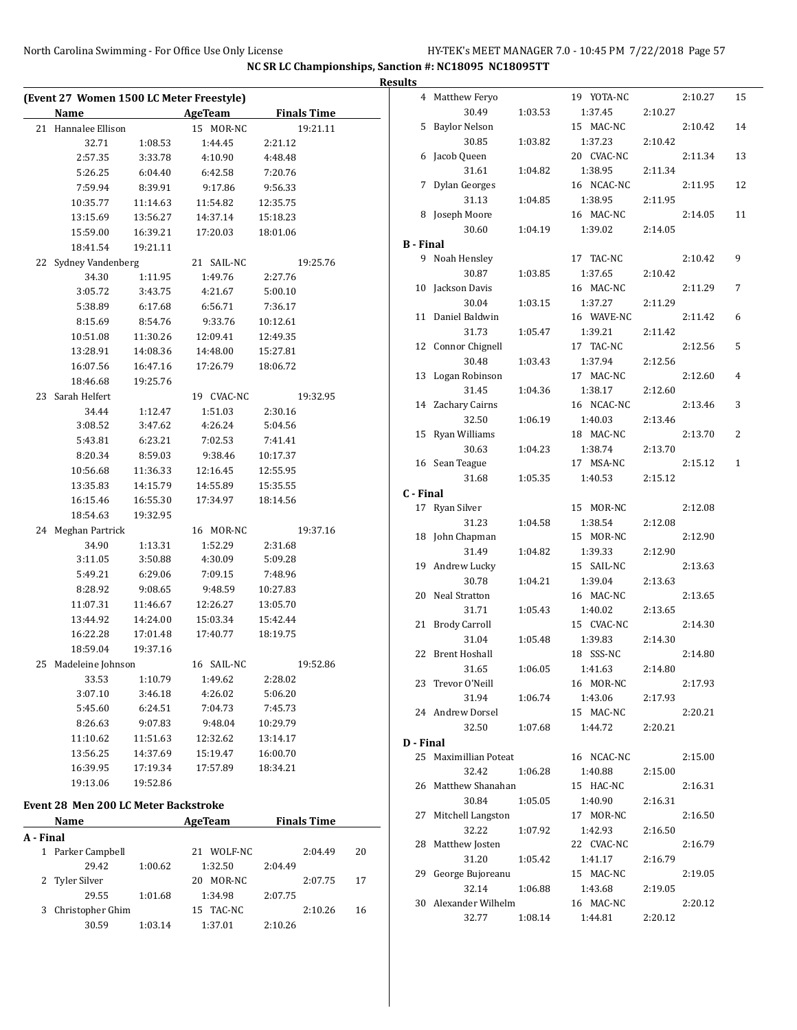NC SR LC Championships, Sanction #: NC18095 NC18095TT

Results

### (Event 27 Women 1500 LC Meter Freestyle)

| Name | | AgeTeam | | Finals Time |
|---|---|---|---|---|
| 21 Hannalee Ellison | | 15 MOR-NC | | 19:21.11 |
| 32.71 | 1:08.53 | 1:44.45 | 2:21.12 | |
| 2:57.35 | 3:33.78 | 4:10.90 | 4:48.48 | |
| 5:26.25 | 6:04.40 | 6:42.58 | 7:20.76 | |
| 7:59.94 | 8:39.91 | 9:17.86 | 9:56.33 | |
| 10:35.77 | 11:14.63 | 11:54.82 | 12:35.75 | |
| 13:15.69 | 13:56.27 | 14:37.14 | 15:18.23 | |
| 15:59.00 | 16:39.21 | 17:20.03 | 18:01.06 | |
| 18:41.54 | 19:21.11 | | | |
| 22 Sydney Vandenberg | | 21 SAIL-NC | | 19:25.76 |
| 34.30 | 1:11.95 | 1:49.76 | 2:27.76 | |
| 3:05.72 | 3:43.75 | 4:21.67 | 5:00.10 | |
| 5:38.89 | 6:17.68 | 6:56.71 | 7:36.17 | |
| 8:15.69 | 8:54.76 | 9:33.76 | 10:12.61 | |
| 10:51.08 | 11:30.26 | 12:09.41 | 12:49.35 | |
| 13:28.91 | 14:08.36 | 14:48.00 | 15:27.81 | |
| 16:07.56 | 16:47.16 | 17:26.79 | 18:06.72 | |
| 18:46.68 | 19:25.76 | | | |
| 23 Sarah Helfert | | 19 CVAC-NC | | 19:32.95 |
| 34.44 | 1:12.47 | 1:51.03 | 2:30.16 | |
| 3:08.52 | 3:47.62 | 4:26.24 | 5:04.56 | |
| 5:43.81 | 6:23.21 | 7:02.53 | 7:41.41 | |
| 8:20.34 | 8:59.03 | 9:38.46 | 10:17.37 | |
| 10:56.68 | 11:36.33 | 12:16.45 | 12:55.95 | |
| 13:35.83 | 14:15.79 | 14:55.89 | 15:35.55 | |
| 16:15.46 | 16:55.30 | 17:34.97 | 18:14.56 | |
| 18:54.63 | 19:32.95 | | | |
| 24 Meghan Partrick | | 16 MOR-NC | | 19:37.16 |
| 34.90 | 1:13.31 | 1:52.29 | 2:31.68 | |
| 3:11.05 | 3:50.88 | 4:30.09 | 5:09.28 | |
| 5:49.21 | 6:29.06 | 7:09.15 | 7:48.96 | |
| 8:28.92 | 9:08.65 | 9:48.59 | 10:27.83 | |
| 11:07.31 | 11:46.67 | 12:26.27 | 13:05.70 | |
| 13:44.92 | 14:24.00 | 15:03.34 | 15:42.44 | |
| 16:22.28 | 17:01.48 | 17:40.77 | 18:19.75 | |
| 18:59.04 | 19:37.16 | | | |
| 25 Madeleine Johnson | | 16 SAIL-NC | | 19:52.86 |
| 33.53 | 1:10.79 | 1:49.62 | 2:28.02 | |
| 3:07.10 | 3:46.18 | 4:26.02 | 5:06.20 | |
| 5:45.60 | 6:24.51 | 7:04.73 | 7:45.73 | |
| 8:26.63 | 9:07.83 | 9:48.04 | 10:29.79 | |
| 11:10.62 | 11:51.63 | 12:32.62 | 13:14.17 | |
| 13:56.25 | 14:37.69 | 15:19.47 | 16:00.70 | |
| 16:39.95 | 17:19.34 | 17:57.89 | 18:34.21 | |
| 19:13.06 | 19:52.86 | | | |

### Event 28 Men 200 LC Meter Backstroke

| Name | | AgeTeam | | Finals Time | |
|---|---|---|---|---|---|
| **A - Final** | | | | | |
| 1 Parker Campbell | | 21 WOLF-NC | | 2:04.49 | 20 |
| 29.42 | 1:00.62 | 1:32.50 | 2:04.49 | | |
| 2 Tyler Silver | | 20 MOR-NC | | 2:07.75 | 17 |
| 29.55 | 1:01.68 | 1:34.98 | 2:07.75 | | |
| 3 Christopher Ghim | | 15 TAC-NC | | 2:10.26 | 16 |
| 30.59 | 1:03.14 | 1:37.01 | 2:10.26 | | |
| 4 Matthew Feryo | | 19 YOTA-NC | | 2:10.27 | 15 |
| 30.49 | 1:03.53 | 1:37.45 | 2:10.27 | | |
| 5 Baylor Nelson | | 15 MAC-NC | | 2:10.42 | 14 |
| 30.85 | 1:03.82 | 1:37.23 | 2:10.42 | | |
| 6 Jacob Queen | | 20 CVAC-NC | | 2:11.34 | 13 |
| 31.61 | 1:04.82 | 1:38.95 | 2:11.34 | | |
| 7 Dylan Georges | | 16 NCAC-NC | | 2:11.95 | 12 |
| 31.13 | 1:04.85 | 1:38.95 | 2:11.95 | | |
| 8 Joseph Moore | | 16 MAC-NC | | 2:14.05 | 11 |
| 30.60 | 1:04.19 | 1:39.02 | 2:14.05 | | |
| **B - Final** | | | | | |
| 9 Noah Hensley | | 17 TAC-NC | | 2:10.42 | 9 |
| 30.87 | 1:03.85 | 1:37.65 | 2:10.42 | | |
| 10 Jackson Davis | | 16 MAC-NC | | 2:11.29 | 7 |
| 30.04 | 1:03.15 | 1:37.27 | 2:11.29 | | |
| 11 Daniel Baldwin | | 16 WAVE-NC | | 2:11.42 | 6 |
| 31.73 | 1:05.47 | 1:39.21 | 2:11.42 | | |
| 12 Connor Chignell | | 17 TAC-NC | | 2:12.56 | 5 |
| 30.48 | 1:03.43 | 1:37.94 | 2:12.56 | | |
| 13 Logan Robinson | | 17 MAC-NC | | 2:12.60 | 4 |
| 31.45 | 1:04.36 | 1:38.17 | 2:12.60 | | |
| 14 Zachary Cairns | | 16 NCAC-NC | | 2:13.46 | 3 |
| 32.50 | 1:06.19 | 1:40.03 | 2:13.46 | | |
| 15 Ryan Williams | | 18 MAC-NC | | 2:13.70 | 2 |
| 30.63 | 1:04.23 | 1:38.74 | 2:13.70 | | |
| 16 Sean Teague | | 17 MSA-NC | | 2:15.12 | 1 |
| 31.68 | 1:05.35 | 1:40.53 | 2:15.12 | | |
| **C - Final** | | | | | |
| 17 Ryan Silver | | 15 MOR-NC | | 2:12.08 | |
| 31.23 | 1:04.58 | 1:38.54 | 2:12.08 | | |
| 18 John Chapman | | 15 MOR-NC | | 2:12.90 | |
| 31.49 | 1:04.82 | 1:39.33 | 2:12.90 | | |
| 19 Andrew Lucky | | 15 SAIL-NC | | 2:13.63 | |
| 30.78 | 1:04.21 | 1:39.04 | 2:13.63 | | |
| 20 Neal Stratton | | 16 MAC-NC | | 2:13.65 | |
| 31.71 | 1:05.43 | 1:40.02 | 2:13.65 | | |
| 21 Brody Carroll | | 15 CVAC-NC | | 2:14.30 | |
| 31.04 | 1:05.48 | 1:39.83 | 2:14.30 | | |
| 22 Brent Hoshall | | 18 SSS-NC | | 2:14.80 | |
| 31.65 | 1:06.05 | 1:41.63 | 2:14.80 | | |
| 23 Trevor O'Neill | | 16 MOR-NC | | 2:17.93 | |
| 31.94 | 1:06.74 | 1:43.06 | 2:17.93 | | |
| 24 Andrew Dorsel | | 15 MAC-NC | | 2:20.21 | |
| 32.50 | 1:07.68 | 1:44.72 | 2:20.21 | | |
| **D - Final** | | | | | |
| 25 Maximillian Poteat | | 16 NCAC-NC | | 2:15.00 | |
| 32.42 | 1:06.28 | 1:40.88 | 2:15.00 | | |
| 26 Matthew Shanahan | | 15 HAC-NC | | 2:16.31 | |
| 30.84 | 1:05.05 | 1:40.90 | 2:16.31 | | |
| 27 Mitchell Langston | | 17 MOR-NC | | 2:16.50 | |
| 32.22 | 1:07.92 | 1:42.93 | 2:16.50 | | |
| 28 Matthew Josten | | 22 CVAC-NC | | 2:16.79 | |
| 31.20 | 1:05.42 | 1:41.17 | 2:16.79 | | |
| 29 George Bujoreanu | | 15 MAC-NC | | 2:19.05 | |
| 32.14 | 1:06.88 | 1:43.68 | 2:19.05 | | |
| 30 Alexander Wilhelm | | 16 MAC-NC | | 2:20.12 | |
| 32.77 | 1:08.14 | 1:44.81 | 2:20.12 | | |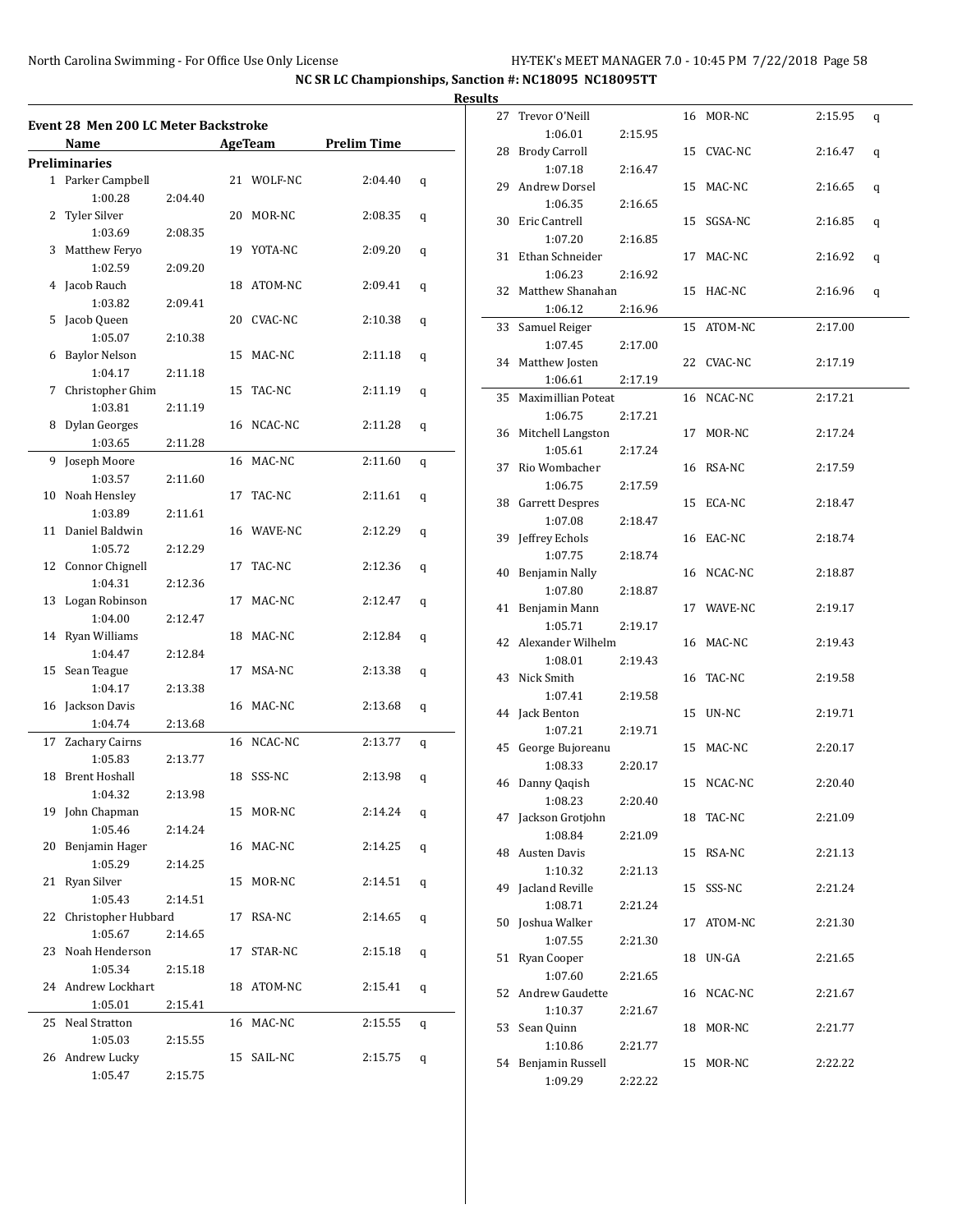## NC SR LC Championships, Sanction #: NC18095 NC18095TT

### Results

### Event 28 Men 200 LC Meter Backstroke

**Preliminaries**

| | Name | Age | Team | Prelim Time | |
|---|---|---|---|---|---|
| 1 | Parker Campbell | 21 | WOLF-NC | 2:04.40 | q |
| | 1:00.28 | 2:04.40 | | | |
| 2 | Tyler Silver | 20 | MOR-NC | 2:08.35 | q |
| | 1:03.69 | 2:08.35 | | | |
| 3 | Matthew Feryo | 19 | YOTA-NC | 2:09.20 | q |
| | 1:02.59 | 2:09.20 | | | |
| 4 | Jacob Rauch | 18 | ATOM-NC | 2:09.41 | q |
| | 1:03.82 | 2:09.41 | | | |
| 5 | Jacob Queen | 20 | CVAC-NC | 2:10.38 | q |
| | 1:05.07 | 2:10.38 | | | |
| 6 | Baylor Nelson | 15 | MAC-NC | 2:11.18 | q |
| | 1:04.17 | 2:11.18 | | | |
| 7 | Christopher Ghim | 15 | TAC-NC | 2:11.19 | q |
| | 1:03.81 | 2:11.19 | | | |
| 8 | Dylan Georges | 16 | NCAC-NC | 2:11.28 | q |
| | 1:03.65 | 2:11.28 | | | |
| 9 | Joseph Moore | 16 | MAC-NC | 2:11.60 | q |
| | 1:03.57 | 2:11.60 | | | |
| 10 | Noah Hensley | 17 | TAC-NC | 2:11.61 | q |
| | 1:03.89 | 2:11.61 | | | |
| 11 | Daniel Baldwin | 16 | WAVE-NC | 2:12.29 | q |
| | 1:05.72 | 2:12.29 | | | |
| 12 | Connor Chignell | 17 | TAC-NC | 2:12.36 | q |
| | 1:04.31 | 2:12.36 | | | |
| 13 | Logan Robinson | 17 | MAC-NC | 2:12.47 | q |
| | 1:04.00 | 2:12.47 | | | |
| 14 | Ryan Williams | 18 | MAC-NC | 2:12.84 | q |
| | 1:04.47 | 2:12.84 | | | |
| 15 | Sean Teague | 17 | MSA-NC | 2:13.38 | q |
| | 1:04.17 | 2:13.38 | | | |
| 16 | Jackson Davis | 16 | MAC-NC | 2:13.68 | q |
| | 1:04.74 | 2:13.68 | | | |
| 17 | Zachary Cairns | 16 | NCAC-NC | 2:13.77 | q |
| | 1:05.83 | 2:13.77 | | | |
| 18 | Brent Hoshall | 18 | SSS-NC | 2:13.98 | q |
| | 1:04.32 | 2:13.98 | | | |
| 19 | John Chapman | 15 | MOR-NC | 2:14.24 | q |
| | 1:05.46 | 2:14.24 | | | |
| 20 | Benjamin Hager | 16 | MAC-NC | 2:14.25 | q |
| | 1:05.29 | 2:14.25 | | | |
| 21 | Ryan Silver | 15 | MOR-NC | 2:14.51 | q |
| | 1:05.43 | 2:14.51 | | | |
| 22 | Christopher Hubbard | 17 | RSA-NC | 2:14.65 | q |
| | 1:05.67 | 2:14.65 | | | |
| 23 | Noah Henderson | 17 | STAR-NC | 2:15.18 | q |
| | 1:05.34 | 2:15.18 | | | |
| 24 | Andrew Lockhart | 18 | ATOM-NC | 2:15.41 | q |
| | 1:05.01 | 2:15.41 | | | |
| 25 | Neal Stratton | 16 | MAC-NC | 2:15.55 | q |
| | 1:05.03 | 2:15.55 | | | |
| 26 | Andrew Lucky | 15 | SAIL-NC | 2:15.75 | q |
| | 1:05.47 | 2:15.75 | | | |
| 27 | Trevor O'Neill | 16 | MOR-NC | 2:15.95 | q |
| | 1:06.01 | 2:15.95 | | | |
| 28 | Brody Carroll | 15 | CVAC-NC | 2:16.47 | q |
| | 1:07.18 | 2:16.47 | | | |
| 29 | Andrew Dorsel | 15 | MAC-NC | 2:16.65 | q |
| | 1:06.35 | 2:16.65 | | | |
| 30 | Eric Cantrell | 15 | SGSA-NC | 2:16.85 | q |
| | 1:07.20 | 2:16.85 | | | |
| 31 | Ethan Schneider | 17 | MAC-NC | 2:16.92 | q |
| | 1:06.23 | 2:16.92 | | | |
| 32 | Matthew Shanahan | 15 | HAC-NC | 2:16.96 | q |
| | 1:06.12 | 2:16.96 | | | |
| 33 | Samuel Reiger | 15 | ATOM-NC | 2:17.00 | |
| | 1:07.45 | 2:17.00 | | | |
| 34 | Matthew Josten | 22 | CVAC-NC | 2:17.19 | |
| | 1:06.61 | 2:17.19 | | | |
| 35 | Maximillian Poteat | 16 | NCAC-NC | 2:17.21 | |
| | 1:06.75 | 2:17.21 | | | |
| 36 | Mitchell Langston | 17 | MOR-NC | 2:17.24 | |
| | 1:05.61 | 2:17.24 | | | |
| 37 | Rio Wombacher | 16 | RSA-NC | 2:17.59 | |
| | 1:06.75 | 2:17.59 | | | |
| 38 | Garrett Despres | 15 | ECA-NC | 2:18.47 | |
| | 1:07.08 | 2:18.47 | | | |
| 39 | Jeffrey Echols | 16 | EAC-NC | 2:18.74 | |
| | 1:07.75 | 2:18.74 | | | |
| 40 | Benjamin Nally | 16 | NCAC-NC | 2:18.87 | |
| | 1:07.80 | 2:18.87 | | | |
| 41 | Benjamin Mann | 17 | WAVE-NC | 2:19.17 | |
| | 1:05.71 | 2:19.17 | | | |
| 42 | Alexander Wilhelm | 16 | MAC-NC | 2:19.43 | |
| | 1:08.01 | 2:19.43 | | | |
| 43 | Nick Smith | 16 | TAC-NC | 2:19.58 | |
| | 1:07.41 | 2:19.58 | | | |
| 44 | Jack Benton | 15 | UN-NC | 2:19.71 | |
| | 1:07.21 | 2:19.71 | | | |
| 45 | George Bujoreanu | 15 | MAC-NC | 2:20.17 | |
| | 1:08.33 | 2:20.17 | | | |
| 46 | Danny Qaqish | 15 | NCAC-NC | 2:20.40 | |
| | 1:08.23 | 2:20.40 | | | |
| 47 | Jackson Grotjohn | 18 | TAC-NC | 2:21.09 | |
| | 1:08.84 | 2:21.09 | | | |
| 48 | Austen Davis | 15 | RSA-NC | 2:21.13 | |
| | 1:10.32 | 2:21.13 | | | |
| 49 | Jacland Reville | 15 | SSS-NC | 2:21.24 | |
| | 1:08.71 | 2:21.24 | | | |
| 50 | Joshua Walker | 17 | ATOM-NC | 2:21.30 | |
| | 1:07.55 | 2:21.30 | | | |
| 51 | Ryan Cooper | 18 | UN-GA | 2:21.65 | |
| | 1:07.60 | 2:21.65 | | | |
| 52 | Andrew Gaudette | 16 | NCAC-NC | 2:21.67 | |
| | 1:10.37 | 2:21.67 | | | |
| 53 | Sean Quinn | 18 | MOR-NC | 2:21.77 | |
| | 1:10.86 | 2:21.77 | | | |
| 54 | Benjamin Russell | 15 | MOR-NC | 2:22.22 | |
| | 1:09.29 | 2:22.22 | | | |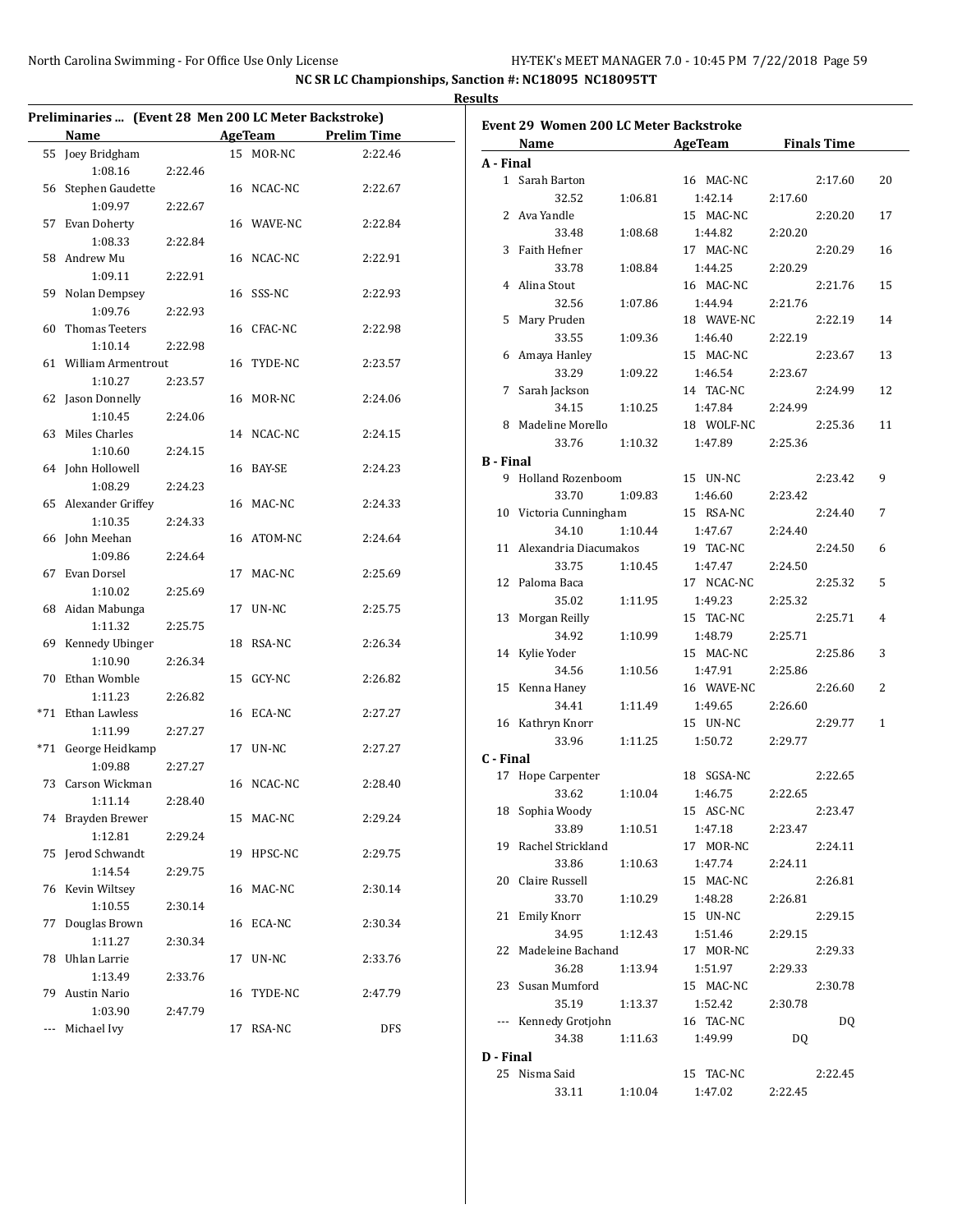NC SR LC Championships, Sanction #: NC18095 NC18095TT

**Results**

### Preliminaries ... (Event 28 Men 200 LC Meter Backstroke)

| | Name | AgeTeam | Prelim Time |
|---|---|---|---|
| 55 | Joey Bridgham | 15 MOR-NC | 2:22.46 |
| | 1:08.16 2:22.46 | | |
| 56 | Stephen Gaudette | 16 NCAC-NC | 2:22.67 |
| | 1:09.97 2:22.67 | | |
| 57 | Evan Doherty | 16 WAVE-NC | 2:22.84 |
| | 1:08.33 2:22.84 | | |
| 58 | Andrew Mu | 16 NCAC-NC | 2:22.91 |
| | 1:09.11 2:22.91 | | |
| 59 | Nolan Dempsey | 16 SSS-NC | 2:22.93 |
| | 1:09.76 2:22.93 | | |
| 60 | Thomas Teeters | 16 CFAC-NC | 2:22.98 |
| | 1:10.14 2:22.98 | | |
| 61 | William Armentrout | 16 TYDE-NC | 2:23.57 |
| | 1:10.27 2:23.57 | | |
| 62 | Jason Donnelly | 16 MOR-NC | 2:24.06 |
| | 1:10.45 2:24.06 | | |
| 63 | Miles Charles | 14 NCAC-NC | 2:24.15 |
| | 1:10.60 2:24.15 | | |
| 64 | John Hollowell | 16 BAY-SE | 2:24.23 |
| | 1:08.29 2:24.23 | | |
| 65 | Alexander Griffey | 16 MAC-NC | 2:24.33 |
| | 1:10.35 2:24.33 | | |
| 66 | John Meehan | 16 ATOM-NC | 2:24.64 |
| | 1:09.86 2:24.64 | | |
| 67 | Evan Dorsel | 17 MAC-NC | 2:25.69 |
| | 1:10.02 2:25.69 | | |
| 68 | Aidan Mabunga | 17 UN-NC | 2:25.75 |
| | 1:11.32 2:25.75 | | |
| 69 | Kennedy Ubinger | 18 RSA-NC | 2:26.34 |
| | 1:10.90 2:26.34 | | |
| 70 | Ethan Womble | 15 GCY-NC | 2:26.82 |
| | 1:11.23 2:26.82 | | |
| *71 | Ethan Lawless | 16 ECA-NC | 2:27.27 |
| | 1:11.99 2:27.27 | | |
| *71 | George Heidkamp | 17 UN-NC | 2:27.27 |
| | 1:09.88 2:27.27 | | |
| 73 | Carson Wickman | 16 NCAC-NC | 2:28.40 |
| | 1:11.14 2:28.40 | | |
| 74 | Brayden Brewer | 15 MAC-NC | 2:29.24 |
| | 1:12.81 2:29.24 | | |
| 75 | Jerod Schwandt | 19 HPSC-NC | 2:29.75 |
| | 1:14.54 2:29.75 | | |
| 76 | Kevin Wiltsey | 16 MAC-NC | 2:30.14 |
| | 1:10.55 2:30.14 | | |
| 77 | Douglas Brown | 16 ECA-NC | 2:30.34 |
| | 1:11.27 2:30.34 | | |
| 78 | Uhlan Larrie | 17 UN-NC | 2:33.76 |
| | 1:13.49 2:33.76 | | |
| 79 | Austin Nario | 16 TYDE-NC | 2:47.79 |
| | 1:03.90 2:47.79 | | |
| --- | Michael Ivy | 17 RSA-NC | DFS |

### Event 29 Women 200 LC Meter Backstroke

| | Name | AgeTeam | Finals Time | Points |
|---|---|---|---|---|
| **A - Final** | | | | |
| 1 | Sarah Barton | 16 MAC-NC | 2:17.60 | 20 |
| | 32.52 1:06.81 1:42.14 2:17.60 | | | |
| 2 | Ava Yandle | 15 MAC-NC | 2:20.20 | 17 |
| | 33.48 1:08.68 1:44.82 2:20.20 | | | |
| 3 | Faith Hefner | 17 MAC-NC | 2:20.29 | 16 |
| | 33.78 1:08.84 1:44.25 2:20.29 | | | |
| 4 | Alina Stout | 16 MAC-NC | 2:21.76 | 15 |
| | 32.56 1:07.86 1:44.94 2:21.76 | | | |
| 5 | Mary Pruden | 18 WAVE-NC | 2:22.19 | 14 |
| | 33.55 1:09.36 1:46.40 2:22.19 | | | |
| 6 | Amaya Hanley | 15 MAC-NC | 2:23.67 | 13 |
| | 33.29 1:09.22 1:46.54 2:23.67 | | | |
| 7 | Sarah Jackson | 14 TAC-NC | 2:24.99 | 12 |
| | 34.15 1:10.25 1:47.84 2:24.99 | | | |
| 8 | Madeline Morello | 18 WOLF-NC | 2:25.36 | 11 |
| | 33.76 1:10.32 1:47.89 2:25.36 | | | |
| **B - Final** | | | | |
| 9 | Holland Rozenboom | 15 UN-NC | 2:23.42 | 9 |
| | 33.70 1:09.83 1:46.60 2:23.42 | | | |
| 10 | Victoria Cunningham | 15 RSA-NC | 2:24.40 | 7 |
| | 34.10 1:10.44 1:47.67 2:24.40 | | | |
| 11 | Alexandria Diacumakos | 19 TAC-NC | 2:24.50 | 6 |
| | 33.75 1:10.45 1:47.47 2:24.50 | | | |
| 12 | Paloma Baca | 17 NCAC-NC | 2:25.32 | 5 |
| | 35.02 1:11.95 1:49.23 2:25.32 | | | |
| 13 | Morgan Reilly | 15 TAC-NC | 2:25.71 | 4 |
| | 34.92 1:10.99 1:48.79 2:25.71 | | | |
| 14 | Kylie Yoder | 15 MAC-NC | 2:25.86 | 3 |
| | 34.56 1:10.56 1:47.91 2:25.86 | | | |
| 15 | Kenna Haney | 16 WAVE-NC | 2:26.60 | 2 |
| | 34.41 1:11.49 1:49.65 2:26.60 | | | |
| 16 | Kathryn Knorr | 15 UN-NC | 2:29.77 | 1 |
| | 33.96 1:11.25 1:50.72 2:29.77 | | | |
| **C - Final** | | | | |
| 17 | Hope Carpenter | 18 SGSA-NC | 2:22.65 | |
| | 33.62 1:10.04 1:46.75 2:22.65 | | | |
| 18 | Sophia Woody | 15 ASC-NC | 2:23.47 | |
| | 33.89 1:10.51 1:47.18 2:23.47 | | | |
| 19 | Rachel Strickland | 17 MOR-NC | 2:24.11 | |
| | 33.86 1:10.63 1:47.74 2:24.11 | | | |
| 20 | Claire Russell | 15 MAC-NC | 2:26.81 | |
| | 33.70 1:10.29 1:48.28 2:26.81 | | | |
| 21 | Emily Knorr | 15 UN-NC | 2:29.15 | |
| | 34.95 1:12.43 1:51.46 2:29.15 | | | |
| 22 | Madeleine Bachand | 17 MOR-NC | 2:29.33 | |
| | 36.28 1:13.94 1:51.97 2:29.33 | | | |
| 23 | Susan Mumford | 15 MAC-NC | 2:30.78 | |
| | 35.19 1:13.37 1:52.42 2:30.78 | | | |
| --- | Kennedy Grotjohn | 16 TAC-NC | DQ | |
| | 34.38 1:11.63 1:49.99 DQ | | | |
| **D - Final** | | | | |
| 25 | Nisma Said | 15 TAC-NC | 2:22.45 | |
| | 33.11 1:10.04 1:47.02 2:22.45 | | | |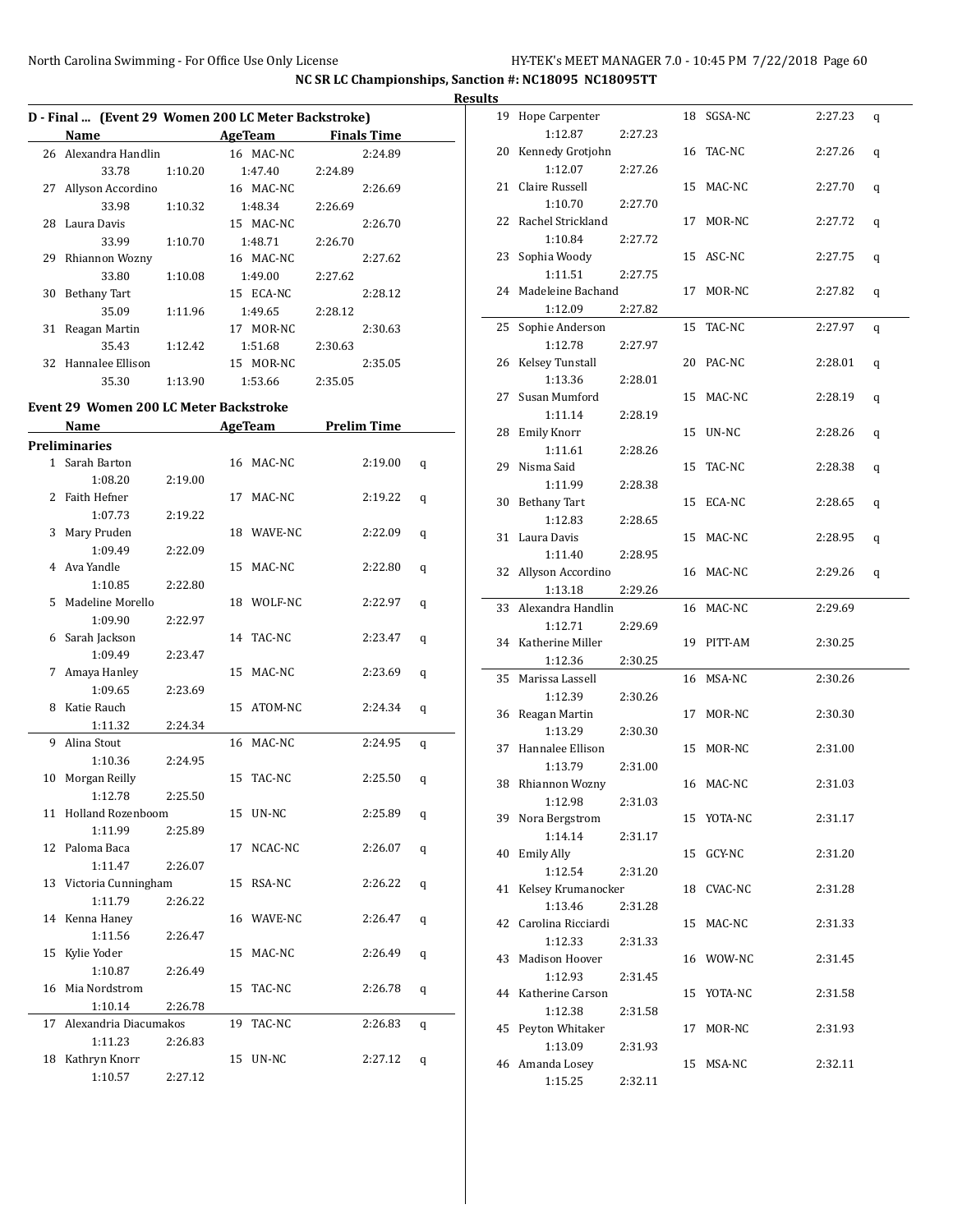## NC SR LC Championships, Sanction #: NC18095 NC18095TT

**Results**

### D - Final ... (Event 29 Women 200 LC Meter Backstroke)

| | Name | Age | Team | Finals Time |
|---|---|---|---|---|
| 26 | Alexandra Handlin | 16 | MAC-NC | 2:24.89 |
| | 33.78 / 1:10.20 / 1:47.40 / 2:24.89 | | | |
| 27 | Allyson Accordino | 16 | MAC-NC | 2:26.69 |
| | 33.98 / 1:10.32 / 1:48.34 / 2:26.69 | | | |
| 28 | Laura Davis | 15 | MAC-NC | 2:26.70 |
| | 33.99 / 1:10.70 / 1:48.71 / 2:26.70 | | | |
| 29 | Rhiannon Wozny | 16 | MAC-NC | 2:27.62 |
| | 33.80 / 1:10.08 / 1:49.00 / 2:27.62 | | | |
| 30 | Bethany Tart | 15 | ECA-NC | 2:28.12 |
| | 35.09 / 1:11.96 / 1:49.65 / 2:28.12 | | | |
| 31 | Reagan Martin | 17 | MOR-NC | 2:30.63 |
| | 35.43 / 1:12.42 / 1:51.68 / 2:30.63 | | | |
| 32 | Hannalee Ellison | 15 | MOR-NC | 2:35.05 |
| | 35.30 / 1:13.90 / 1:53.66 / 2:35.05 | | | |

### Event 29 Women 200 LC Meter Backstroke

**Preliminaries**

| | Name | Age | Team | Prelim Time | |
|---|---|---|---|---|---|
| 1 | Sarah Barton | 16 | MAC-NC | 2:19.00 | q |
| | 1:08.20 / 2:19.00 | | | | |
| 2 | Faith Hefner | 17 | MAC-NC | 2:19.22 | q |
| | 1:07.73 / 2:19.22 | | | | |
| 3 | Mary Pruden | 18 | WAVE-NC | 2:22.09 | q |
| | 1:09.49 / 2:22.09 | | | | |
| 4 | Ava Yandle | 15 | MAC-NC | 2:22.80 | q |
| | 1:10.85 / 2:22.80 | | | | |
| 5 | Madeline Morello | 18 | WOLF-NC | 2:22.97 | q |
| | 1:09.90 / 2:22.97 | | | | |
| 6 | Sarah Jackson | 14 | TAC-NC | 2:23.47 | q |
| | 1:09.49 / 2:23.47 | | | | |
| 7 | Amaya Hanley | 15 | MAC-NC | 2:23.69 | q |
| | 1:09.65 / 2:23.69 | | | | |
| 8 | Katie Rauch | 15 | ATOM-NC | 2:24.34 | q |
| | 1:11.32 / 2:24.34 | | | | |
| 9 | Alina Stout | 16 | MAC-NC | 2:24.95 | q |
| | 1:10.36 / 2:24.95 | | | | |
| 10 | Morgan Reilly | 15 | TAC-NC | 2:25.50 | q |
| | 1:12.78 / 2:25.50 | | | | |
| 11 | Holland Rozenboom | 15 | UN-NC | 2:25.89 | q |
| | 1:11.99 / 2:25.89 | | | | |
| 12 | Paloma Baca | 17 | NCAC-NC | 2:26.07 | q |
| | 1:11.47 / 2:26.07 | | | | |
| 13 | Victoria Cunningham | 15 | RSA-NC | 2:26.22 | q |
| | 1:11.79 / 2:26.22 | | | | |
| 14 | Kenna Haney | 16 | WAVE-NC | 2:26.47 | q |
| | 1:11.56 / 2:26.47 | | | | |
| 15 | Kylie Yoder | 15 | MAC-NC | 2:26.49 | q |
| | 1:10.87 / 2:26.49 | | | | |
| 16 | Mia Nordstrom | 15 | TAC-NC | 2:26.78 | q |
| | 1:10.14 / 2:26.78 | | | | |
| 17 | Alexandria Diacumakos | 19 | TAC-NC | 2:26.83 | q |
| | 1:11.23 / 2:26.83 | | | | |
| 18 | Kathryn Knorr | 15 | UN-NC | 2:27.12 | q |
| | 1:10.57 / 2:27.12 | | | | |
| 19 | Hope Carpenter | 18 | SGSA-NC | 2:27.23 | q |
| | 1:12.87 / 2:27.23 | | | | |
| 20 | Kennedy Grotjohn | 16 | TAC-NC | 2:27.26 | q |
| | 1:12.07 / 2:27.26 | | | | |
| 21 | Claire Russell | 15 | MAC-NC | 2:27.70 | q |
| | 1:10.70 / 2:27.70 | | | | |
| 22 | Rachel Strickland | 17 | MOR-NC | 2:27.72 | q |
| | 1:10.84 / 2:27.72 | | | | |
| 23 | Sophia Woody | 15 | ASC-NC | 2:27.75 | q |
| | 1:11.51 / 2:27.75 | | | | |
| 24 | Madeleine Bachand | 17 | MOR-NC | 2:27.82 | q |
| | 1:12.09 / 2:27.82 | | | | |
| 25 | Sophie Anderson | 15 | TAC-NC | 2:27.97 | q |
| | 1:12.78 / 2:27.97 | | | | |
| 26 | Kelsey Tunstall | 20 | PAC-NC | 2:28.01 | q |
| | 1:13.36 / 2:28.01 | | | | |
| 27 | Susan Mumford | 15 | MAC-NC | 2:28.19 | q |
| | 1:11.14 / 2:28.19 | | | | |
| 28 | Emily Knorr | 15 | UN-NC | 2:28.26 | q |
| | 1:11.61 / 2:28.26 | | | | |
| 29 | Nisma Said | 15 | TAC-NC | 2:28.38 | q |
| | 1:11.99 / 2:28.38 | | | | |
| 30 | Bethany Tart | 15 | ECA-NC | 2:28.65 | q |
| | 1:12.83 / 2:28.65 | | | | |
| 31 | Laura Davis | 15 | MAC-NC | 2:28.95 | q |
| | 1:11.40 / 2:28.95 | | | | |
| 32 | Allyson Accordino | 16 | MAC-NC | 2:29.26 | q |
| | 1:13.18 / 2:29.26 | | | | |
| 33 | Alexandra Handlin | 16 | MAC-NC | 2:29.69 | |
| | 1:12.71 / 2:29.69 | | | | |
| 34 | Katherine Miller | 19 | PITT-AM | 2:30.25 | |
| | 1:12.36 / 2:30.25 | | | | |
| 35 | Marissa Lassell | 16 | MSA-NC | 2:30.26 | |
| | 1:12.39 / 2:30.26 | | | | |
| 36 | Reagan Martin | 17 | MOR-NC | 2:30.30 | |
| | 1:13.29 / 2:30.30 | | | | |
| 37 | Hannalee Ellison | 15 | MOR-NC | 2:31.00 | |
| | 1:13.79 / 2:31.00 | | | | |
| 38 | Rhiannon Wozny | 16 | MAC-NC | 2:31.03 | |
| | 1:12.98 / 2:31.03 | | | | |
| 39 | Nora Bergstrom | 15 | YOTA-NC | 2:31.17 | |
| | 1:14.14 / 2:31.17 | | | | |
| 40 | Emily Ally | 15 | GCY-NC | 2:31.20 | |
| | 1:12.54 / 2:31.20 | | | | |
| 41 | Kelsey Krumanocker | 18 | CVAC-NC | 2:31.28 | |
| | 1:13.46 / 2:31.28 | | | | |
| 42 | Carolina Ricciardi | 15 | MAC-NC | 2:31.33 | |
| | 1:12.33 / 2:31.33 | | | | |
| 43 | Madison Hoover | 16 | WOW-NC | 2:31.45 | |
| | 1:12.93 / 2:31.45 | | | | |
| 44 | Katherine Carson | 15 | YOTA-NC | 2:31.58 | |
| | 1:12.38 / 2:31.58 | | | | |
| 45 | Peyton Whitaker | 17 | MOR-NC | 2:31.93 | |
| | 1:13.09 / 2:31.93 | | | | |
| 46 | Amanda Losey | 15 | MSA-NC | 2:32.11 | |
| | 1:15.25 / 2:32.11 | | | | |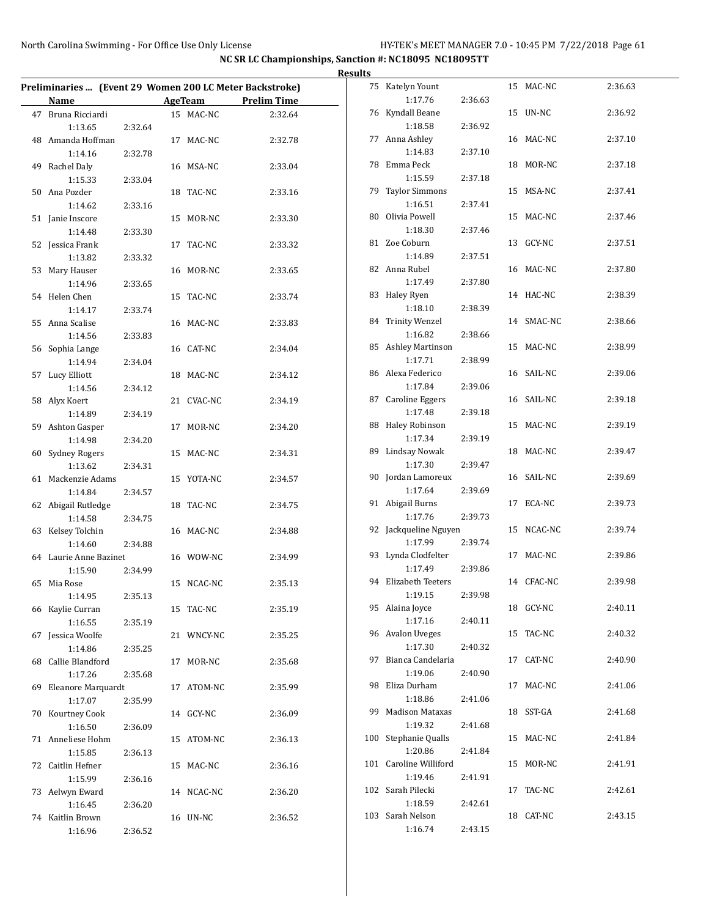NC SR LC Championships, Sanction #: NC18095 NC18095TT

**Results**

**Preliminaries ... (Event 29 Women 200 LC Meter Backstroke)**

| | Name | Age | Team | Split | Prelim Time |
|---|---|---|---|---|---|
| 47 | Bruna Ricciardi | 15 | MAC-NC | 1:13.65 | 2:32.64 |
| 48 | Amanda Hoffman | 17 | MAC-NC | 1:14.16 | 2:32.78 |
| 49 | Rachel Daly | 16 | MSA-NC | 1:15.33 | 2:33.04 |
| 50 | Ana Pozder | 18 | TAC-NC | 1:14.62 | 2:33.16 |
| 51 | Janie Inscore | 15 | MOR-NC | 1:14.48 | 2:33.30 |
| 52 | Jessica Frank | 17 | TAC-NC | 1:13.82 | 2:33.32 |
| 53 | Mary Hauser | 16 | MOR-NC | 1:14.96 | 2:33.65 |
| 54 | Helen Chen | 15 | TAC-NC | 1:14.17 | 2:33.74 |
| 55 | Anna Scalise | 16 | MAC-NC | 1:14.56 | 2:33.83 |
| 56 | Sophia Lange | 16 | CAT-NC | 1:14.94 | 2:34.04 |
| 57 | Lucy Elliott | 18 | MAC-NC | 1:14.56 | 2:34.12 |
| 58 | Alyx Koert | 21 | CVAC-NC | 1:14.89 | 2:34.19 |
| 59 | Ashton Gasper | 17 | MOR-NC | 1:14.98 | 2:34.20 |
| 60 | Sydney Rogers | 15 | MAC-NC | 1:13.62 | 2:34.31 |
| 61 | Mackenzie Adams | 15 | YOTA-NC | 1:14.84 | 2:34.57 |
| 62 | Abigail Rutledge | 18 | TAC-NC | 1:14.58 | 2:34.75 |
| 63 | Kelsey Tolchin | 16 | MAC-NC | 1:14.60 | 2:34.88 |
| 64 | Laurie Anne Bazinet | 16 | WOW-NC | 1:15.90 | 2:34.99 |
| 65 | Mia Rose | 15 | NCAC-NC | 1:14.95 | 2:35.13 |
| 66 | Kaylie Curran | 15 | TAC-NC | 1:16.55 | 2:35.19 |
| 67 | Jessica Woolfe | 21 | WNCY-NC | 1:14.86 | 2:35.25 |
| 68 | Callie Blandford | 17 | MOR-NC | 1:17.26 | 2:35.68 |
| 69 | Eleanore Marquardt | 17 | ATOM-NC | 1:17.07 | 2:35.99 |
| 70 | Kourtney Cook | 14 | GCY-NC | 1:16.50 | 2:36.09 |
| 71 | Anneliese Hohm | 15 | ATOM-NC | 1:15.85 | 2:36.13 |
| 72 | Caitlin Hefner | 15 | MAC-NC | 1:15.99 | 2:36.16 |
| 73 | Aelwyn Eward | 14 | NCAC-NC | 1:16.45 | 2:36.20 |
| 74 | Kaitlin Brown | 16 | UN-NC | 1:16.96 | 2:36.52 |
| 75 | Katelyn Yount | 15 | MAC-NC | 1:17.76 | 2:36.63 |
| 76 | Kyndall Beane | 15 | UN-NC | 1:18.58 | 2:36.92 |
| 77 | Anna Ashley | 16 | MAC-NC | 1:14.83 | 2:37.10 |
| 78 | Emma Peck | 18 | MOR-NC | 1:15.59 | 2:37.18 |
| 79 | Taylor Simmons | 15 | MSA-NC | 1:16.51 | 2:37.41 |
| 80 | Olivia Powell | 15 | MAC-NC | 1:18.30 | 2:37.46 |
| 81 | Zoe Coburn | 13 | GCY-NC | 1:14.89 | 2:37.51 |
| 82 | Anna Rubel | 16 | MAC-NC | 1:17.49 | 2:37.80 |
| 83 | Haley Ryen | 14 | HAC-NC | 1:18.10 | 2:38.39 |
| 84 | Trinity Wenzel | 14 | SMAC-NC | 1:16.82 | 2:38.66 |
| 85 | Ashley Martinson | 15 | MAC-NC | 1:17.71 | 2:38.99 |
| 86 | Alexa Federico | 16 | SAIL-NC | 1:17.84 | 2:39.06 |
| 87 | Caroline Eggers | 16 | SAIL-NC | 1:17.48 | 2:39.18 |
| 88 | Haley Robinson | 15 | MAC-NC | 1:17.34 | 2:39.19 |
| 89 | Lindsay Nowak | 18 | MAC-NC | 1:17.30 | 2:39.47 |
| 90 | Jordan Lamoreux | 16 | SAIL-NC | 1:17.64 | 2:39.69 |
| 91 | Abigail Burns | 17 | ECA-NC | 1:17.76 | 2:39.73 |
| 92 | Jackqueline Nguyen | 15 | NCAC-NC | 1:17.99 | 2:39.74 |
| 93 | Lynda Clodfelter | 17 | MAC-NC | 1:17.49 | 2:39.86 |
| 94 | Elizabeth Teeters | 14 | CFAC-NC | 1:19.15 | 2:39.98 |
| 95 | Alaina Joyce | 18 | GCY-NC | 1:17.16 | 2:40.11 |
| 96 | Avalon Uveges | 15 | TAC-NC | 1:17.30 | 2:40.32 |
| 97 | Bianca Candelaria | 17 | CAT-NC | 1:19.06 | 2:40.90 |
| 98 | Eliza Durham | 17 | MAC-NC | 1:18.86 | 2:41.06 |
| 99 | Madison Mataxas | 18 | SST-GA | 1:19.32 | 2:41.68 |
| 100 | Stephanie Qualls | 15 | MAC-NC | 1:20.86 | 2:41.84 |
| 101 | Caroline Williford | 15 | MOR-NC | 1:19.46 | 2:41.91 |
| 102 | Sarah Pilecki | 17 | TAC-NC | 1:18.59 | 2:42.61 |
| 103 | Sarah Nelson | 18 | CAT-NC | 1:16.74 | 2:43.15 |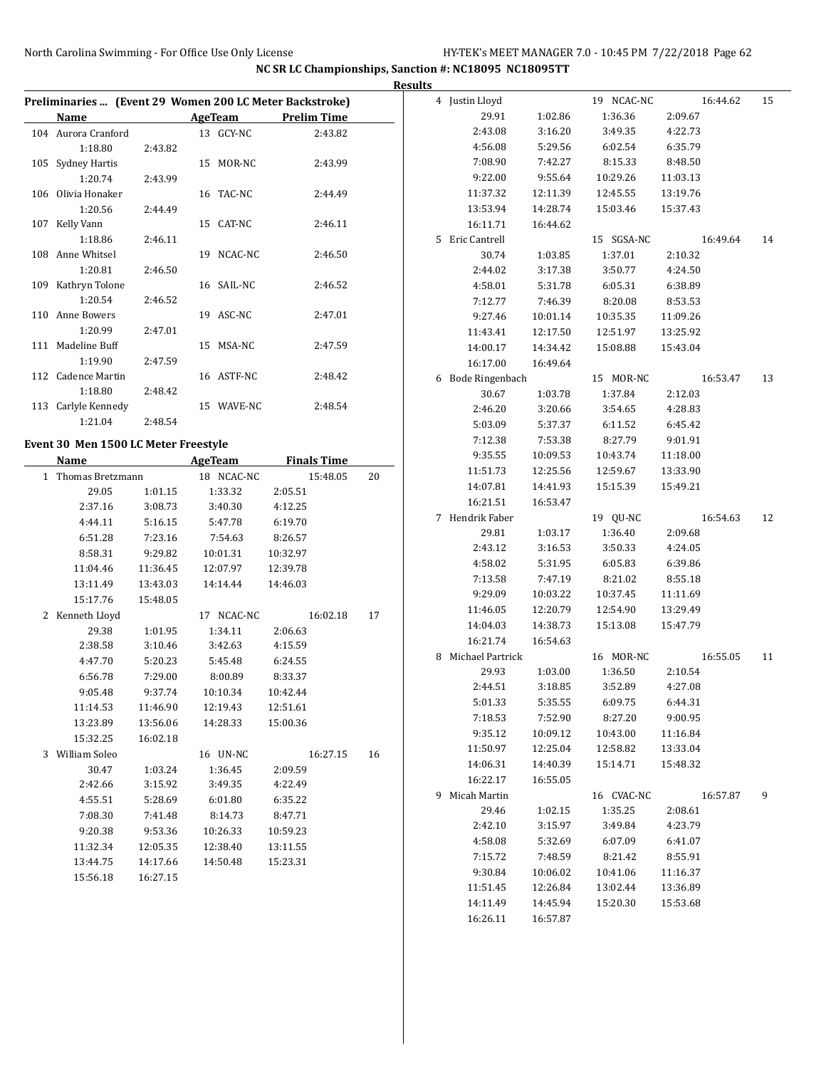**NC SR LC Championships, Sanction #: NC18095 NC18095TT**

**Results**

### Preliminaries ... (Event 29 Women 200 LC Meter Backstroke)

| | Name | AgeTeam | Prelim Time |
|---|---|---|---|
| 104 | Aurora Cranford | 13 GCY-NC | 2:43.82 |
| | 1:18.80 2:43.82 | | |
| 105 | Sydney Hartis | 15 MOR-NC | 2:43.99 |
| | 1:20.74 2:43.99 | | |
| 106 | Olivia Honaker | 16 TAC-NC | 2:44.49 |
| | 1:20.56 2:44.49 | | |
| 107 | Kelly Vann | 15 CAT-NC | 2:46.11 |
| | 1:18.86 2:46.11 | | |
| 108 | Anne Whitsel | 19 NCAC-NC | 2:46.50 |
| | 1:20.81 2:46.50 | | |
| 109 | Kathryn Tolone | 16 SAIL-NC | 2:46.52 |
| | 1:20.54 2:46.52 | | |
| 110 | Anne Bowers | 19 ASC-NC | 2:47.01 |
| | 1:20.99 2:47.01 | | |
| 111 | Madeline Buff | 15 MSA-NC | 2:47.59 |
| | 1:19.90 2:47.59 | | |
| 112 | Cadence Martin | 16 ASTF-NC | 2:48.42 |
| | 1:18.80 2:48.42 | | |
| 113 | Carlyle Kennedy | 15 WAVE-NC | 2:48.54 |
| | 1:21.04 2:48.54 | | |

### Event 30 Men 1500 LC Meter Freestyle

| | Name | AgeTeam | Finals Time | Points |
|---|---|---|---|---|
| 1 | Thomas Bretzmann | 18 NCAC-NC | 15:48.05 | 20 |
| | 29.05 1:01.15 1:33.32 2:05.51 | | | |
| | 2:37.16 3:08.73 3:40.30 4:12.25 | | | |
| | 4:44.11 5:16.15 5:47.78 6:19.70 | | | |
| | 6:51.28 7:23.16 7:54.63 8:26.57 | | | |
| | 8:58.31 9:29.82 10:01.31 10:32.97 | | | |
| | 11:04.46 11:36.45 12:07.97 12:39.78 | | | |
| | 13:11.49 13:43.03 14:14.44 14:46.03 | | | |
| | 15:17.76 15:48.05 | | | |
| 2 | Kenneth Lloyd | 17 NCAC-NC | 16:02.18 | 17 |
| | 29.38 1:01.95 1:34.11 2:06.63 | | | |
| | 2:38.58 3:10.46 3:42.63 4:15.59 | | | |
| | 4:47.70 5:20.23 5:45.48 6:24.55 | | | |
| | 6:56.78 7:29.00 8:00.89 8:33.37 | | | |
| | 9:05.48 9:37.74 10:10.34 10:42.44 | | | |
| | 11:14.53 11:46.90 12:19.43 12:51.61 | | | |
| | 13:23.89 13:56.06 14:28.33 15:00.36 | | | |
| | 15:32.25 16:02.18 | | | |
| 3 | William Soleo | 16 UN-NC | 16:27.15 | 16 |
| | 30.47 1:03.24 1:36.45 2:09.59 | | | |
| | 2:42.66 3:15.92 3:49.35 4:22.49 | | | |
| | 4:55.51 5:28.69 6:01.80 6:35.22 | | | |
| | 7:08.30 7:41.48 8:14.73 8:47.71 | | | |
| | 9:20.38 9:53.36 10:26.33 10:59.23 | | | |
| | 11:32.34 12:05.35 12:38.40 13:11.55 | | | |
| | 13:44.75 14:17.66 14:50.48 15:23.31 | | | |
| | 15:56.18 16:27.15 | | | |
| 4 | Justin Lloyd | 19 NCAC-NC | 16:44.62 | 15 |
| | 29.91 1:02.86 1:36.36 2:09.67 | | | |
| | 2:43.08 3:16.20 3:49.35 4:22.73 | | | |
| | 4:56.08 5:29.56 6:02.54 6:35.79 | | | |
| | 7:08.90 7:42.27 8:15.33 8:48.50 | | | |
| | 9:22.00 9:55.64 10:29.26 11:03.13 | | | |
| | 11:37.32 12:11.39 12:45.55 13:19.76 | | | |
| | 13:53.94 14:28.74 15:03.46 15:37.43 | | | |
| | 16:11.71 16:44.62 | | | |
| 5 | Eric Cantrell | 15 SGSA-NC | 16:49.64 | 14 |
| | 30.74 1:03.85 1:37.01 2:10.32 | | | |
| | 2:44.02 3:17.38 3:50.77 4:24.50 | | | |
| | 4:58.01 5:31.78 6:05.31 6:38.89 | | | |
| | 7:12.77 7:46.39 8:20.08 8:53.53 | | | |
| | 9:27.46 10:01.14 10:35.35 11:09.26 | | | |
| | 11:43.41 12:17.50 12:51.97 13:25.92 | | | |
| | 14:00.17 14:34.42 15:08.88 15:43.04 | | | |
| | 16:17.00 16:49.64 | | | |
| 6 | Bode Ringenbach | 15 MOR-NC | 16:53.47 | 13 |
| | 30.67 1:03.78 1:37.84 2:12.03 | | | |
| | 2:46.20 3:20.66 3:54.65 4:28.83 | | | |
| | 5:03.09 5:37.37 6:11.52 6:45.42 | | | |
| | 7:12.38 7:53.38 8:27.79 9:01.91 | | | |
| | 9:35.55 10:09.53 10:43.74 11:18.00 | | | |
| | 11:51.73 12:25.56 12:59.67 13:33.90 | | | |
| | 14:07.81 14:41.93 15:15.39 15:49.21 | | | |
| | 16:21.51 16:53.47 | | | |
| 7 | Hendrik Faber | 19 QU-NC | 16:54.63 | 12 |
| | 29.81 1:03.17 1:36.40 2:09.68 | | | |
| | 2:43.12 3:16.53 3:50.33 4:24.05 | | | |
| | 4:58.02 5:31.95 6:05.83 6:39.86 | | | |
| | 7:13.58 7:47.19 8:21.02 8:55.18 | | | |
| | 9:29.09 10:03.22 10:37.45 11:11.69 | | | |
| | 11:46.05 12:20.79 12:54.90 13:29.49 | | | |
| | 14:04.03 14:38.73 15:13.08 15:47.79 | | | |
| | 16:21.74 16:54.63 | | | |
| 8 | Michael Partrick | 16 MOR-NC | 16:55.05 | 11 |
| | 29.93 1:03.00 1:36.50 2:10.54 | | | |
| | 2:44.51 3:18.85 3:52.89 4:27.08 | | | |
| | 5:01.33 5:35.55 6:09.75 6:44.31 | | | |
| | 7:18.53 7:52.90 8:27.20 9:00.95 | | | |
| | 9:35.12 10:09.12 10:43.00 11:16.84 | | | |
| | 11:50.97 12:25.04 12:58.82 13:33.04 | | | |
| | 14:06.31 14:40.39 15:14.71 15:48.32 | | | |
| | 16:22.17 16:55.05 | | | |
| 9 | Micah Martin | 16 CVAC-NC | 16:57.87 | 9 |
| | 29.46 1:02.15 1:35.25 2:08.61 | | | |
| | 2:42.10 3:15.97 3:49.84 4:23.79 | | | |
| | 4:58.08 5:32.69 6:07.09 6:41.07 | | | |
| | 7:15.72 7:48.59 8:21.42 8:55.91 | | | |
| | 9:30.84 10:06.02 10:41.06 11:16.37 | | | |
| | 11:51.45 12:26.84 13:02.44 13:36.89 | | | |
| | 14:11.49 14:45.94 15:20.30 15:53.68 | | | |
| | 16:26.11 16:57.87 | | | |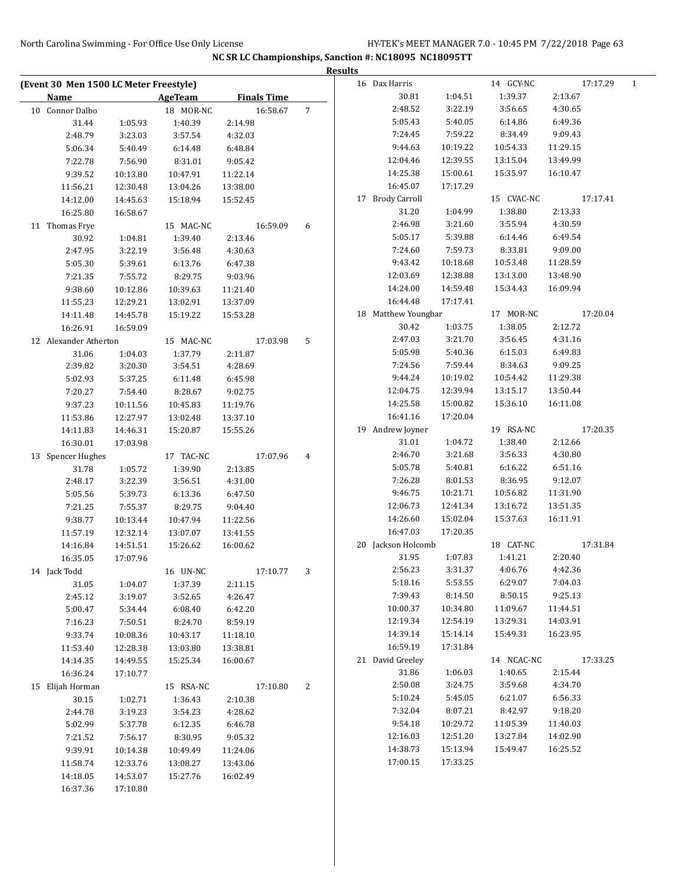**NC SR LC Championships, Sanction #: NC18095 NC18095TT**

**Results**

### (Event 30 Men 1500 LC Meter Freestyle)

| Name | | AgeTeam | | Finals Time | |
|---|---|---|---|---|---|
| 10 Connor Dalbo | | 18 MOR-NC | | 16:58.67 | 7 |
| 31.44 | 1:05.93 | 1:40.39 | 2:14.98 | | |
| 2:48.79 | 3:23.03 | 3:57.54 | 4:32.03 | | |
| 5:06.34 | 5:40.49 | 6:14.48 | 6:48.84 | | |
| 7:22.78 | 7:56.90 | 8:31.01 | 9:05.42 | | |
| 9:39.52 | 10:13.80 | 10:47.91 | 11:22.14 | | |
| 11:56.21 | 12:30.48 | 13:04.26 | 13:38.00 | | |
| 14:12.00 | 14:45.63 | 15:18.94 | 15:52.45 | | |
| 16:25.80 | 16:58.67 | | | | |
| 11 Thomas Frye | | 15 MAC-NC | | 16:59.09 | 6 |
| 30.92 | 1:04.81 | 1:39.40 | 2:13.46 | | |
| 2:47.95 | 3:22.19 | 3:56.48 | 4:30.63 | | |
| 5:05.30 | 5:39.61 | 6:13.76 | 6:47.38 | | |
| 7:21.35 | 7:55.72 | 8:29.75 | 9:03.96 | | |
| 9:38.60 | 10:12.86 | 10:39.63 | 11:21.40 | | |
| 11:55.23 | 12:29.21 | 13:02.91 | 13:37.09 | | |
| 14:11.48 | 14:45.78 | 15:19.22 | 15:53.28 | | |
| 16:26.91 | 16:59.09 | | | | |
| 12 Alexander Atherton | | 15 MAC-NC | | 17:03.98 | 5 |
| 31.06 | 1:04.03 | 1:37.79 | 2:11.87 | | |
| 2:39.82 | 3:20.30 | 3:54.51 | 4:28.69 | | |
| 5:02.93 | 5:37.25 | 6:11.48 | 6:45.98 | | |
| 7:20.27 | 7:54.40 | 8:28.67 | 9:02.75 | | |
| 9:37.23 | 10:11.56 | 10:45.83 | 11:19.76 | | |
| 11:53.86 | 12:27.97 | 13:02.48 | 13:37.10 | | |
| 14:11.83 | 14:46.31 | 15:20.87 | 15:55.26 | | |
| 16:30.01 | 17:03.98 | | | | |
| 13 Spencer Hughes | | 17 TAC-NC | | 17:07.96 | 4 |
| 31.78 | 1:05.72 | 1:39.90 | 2:13.85 | | |
| 2:48.17 | 3:22.39 | 3:56.51 | 4:31.00 | | |
| 5:05.56 | 5:39.73 | 6:13.36 | 6:47.50 | | |
| 7:21.25 | 7:55.37 | 8:29.75 | 9:04.40 | | |
| 9:38.77 | 10:13.44 | 10:47.94 | 11:22.56 | | |
| 11:57.19 | 12:32.14 | 13:07.07 | 13:41.55 | | |
| 14:16.84 | 14:51.51 | 15:26.62 | 16:00.62 | | |
| 16:35.05 | 17:07.96 | | | | |
| 14 Jack Todd | | 16 UN-NC | | 17:10.77 | 3 |
| 31.05 | 1:04.07 | 1:37.39 | 2:11.15 | | |
| 2:45.12 | 3:19.07 | 3:52.65 | 4:26.47 | | |
| 5:00.47 | 5:34.44 | 6:08.40 | 6:42.20 | | |
| 7:16.23 | 7:50.51 | 8:24.70 | 8:59.19 | | |
| 9:33.74 | 10:08.36 | 10:43.17 | 11:18.10 | | |
| 11:53.40 | 12:28.38 | 13:03.80 | 13:38.81 | | |
| 14:14.35 | 14:49.55 | 15:25.34 | 16:00.67 | | |
| 16:36.24 | 17:10.77 | | | | |
| 15 Elijah Horman | | 15 RSA-NC | | 17:10.80 | 2 |
| 30.15 | 1:02.71 | 1:36.43 | 2:10.38 | | |
| 2:44.78 | 3:19.23 | 3:54.23 | 4:28.62 | | |
| 5:02.99 | 5:37.78 | 6:12.35 | 6:46.78 | | |
| 7:21.52 | 7:56.17 | 8:30.95 | 9:05.32 | | |
| 9:39.91 | 10:14.38 | 10:49.49 | 11:24.06 | | |
| 11:58.74 | 12:33.76 | 13:08.27 | 13:43.06 | | |
| 14:18.05 | 14:53.07 | 15:27.76 | 16:02.49 | | |
| 16:37.36 | 17:10.80 | | | | |
| 16 Dax Harris | | 14 GCY-NC | | 17:17.29 | 1 |
| 30.81 | 1:04.51 | 1:39.37 | 2:13.67 | | |
| 2:48.52 | 3:22.19 | 3:56.65 | 4:30.65 | | |
| 5:05.43 | 5:40.05 | 6:14.86 | 6:49.36 | | |
| 7:24.45 | 7:59.22 | 8:34.49 | 9:09.43 | | |
| 9:44.63 | 10:19.22 | 10:54.33 | 11:29.15 | | |
| 12:04.46 | 12:39.55 | 13:15.04 | 13:49.99 | | |
| 14:25.38 | 15:00.61 | 15:35.97 | 16:10.47 | | |
| 16:45.07 | 17:17.29 | | | | |
| 17 Brody Carroll | | 15 CVAC-NC | | 17:17.41 | |
| 31.20 | 1:04.99 | 1:38.80 | 2:13.33 | | |
| 2:46.98 | 3:21.60 | 3:55.94 | 4:30.59 | | |
| 5:05.17 | 5:39.88 | 6:14.46 | 6:49.54 | | |
| 7:24.60 | 7:59.73 | 8:33.81 | 9:09.00 | | |
| 9:43.42 | 10:18.68 | 10:53.48 | 11:28.59 | | |
| 12:03.69 | 12:38.88 | 13:13.00 | 13:48.90 | | |
| 14:24.00 | 14:59.48 | 15:34.43 | 16:09.94 | | |
| 16:44.48 | 17:17.41 | | | | |
| 18 Matthew Youngbar | | 17 MOR-NC | | 17:20.04 | |
| 30.42 | 1:03.75 | 1:38.05 | 2:12.72 | | |
| 2:47.03 | 3:21.70 | 3:56.45 | 4:31.16 | | |
| 5:05.98 | 5:40.36 | 6:15.03 | 6:49.83 | | |
| 7:24.56 | 7:59.44 | 8:34.63 | 9:09.25 | | |
| 9:44.24 | 10:19.02 | 10:54.42 | 11:29.38 | | |
| 12:04.75 | 12:39.94 | 13:15.17 | 13:50.44 | | |
| 14:25.58 | 15:00.82 | 15:36.10 | 16:11.08 | | |
| 16:41.16 | 17:20.04 | | | | |
| 19 Andrew Joyner | | 19 RSA-NC | | 17:20.35 | |
| 31.01 | 1:04.72 | 1:38.40 | 2:12.66 | | |
| 2:46.70 | 3:21.68 | 3:56.33 | 4:30.80 | | |
| 5:05.78 | 5:40.81 | 6:16.22 | 6:51.16 | | |
| 7:26.28 | 8:01.53 | 8:36.95 | 9:12.07 | | |
| 9:46.75 | 10:21.71 | 10:56.82 | 11:31.90 | | |
| 12:06.73 | 12:41.34 | 13:16.72 | 13:51.35 | | |
| 14:26.60 | 15:02.04 | 15:37.63 | 16:11.91 | | |
| 16:47.03 | 17:20.35 | | | | |
| 20 Jackson Holcomb | | 18 CAT-NC | | 17:31.84 | |
| 31.95 | 1:07.83 | 1:41.21 | 2:20.40 | | |
| 2:56.23 | 3:31.37 | 4:06.76 | 4:42.36 | | |
| 5:18.16 | 5:53.55 | 6:29.07 | 7:04.03 | | |
| 7:39.43 | 8:14.50 | 8:50.15 | 9:25.13 | | |
| 10:00.37 | 10:34.80 | 11:09.67 | 11:44.51 | | |
| 12:19.34 | 12:54.19 | 13:29.31 | 14:03.91 | | |
| 14:39.14 | 15:14.14 | 15:49.31 | 16:23.95 | | |
| 16:59.19 | 17:31.84 | | | | |
| 21 David Greeley | | 14 NCAC-NC | | 17:33.25 | |
| 31.86 | 1:06.03 | 1:40.65 | 2:15.44 | | |
| 2:50.08 | 3:24.75 | 3:59.68 | 4:34.70 | | |
| 5:10.24 | 5:45.05 | 6:21.07 | 6:56.33 | | |
| 7:32.04 | 8:07.21 | 8:42.97 | 9:18.20 | | |
| 9:54.18 | 10:29.72 | 11:05.39 | 11:40.03 | | |
| 12:16.03 | 12:51.20 | 13:27.84 | 14:02.90 | | |
| 14:38.73 | 15:13.94 | 15:49.47 | 16:25.52 | | |
| 17:00.15 | 17:33.25 | | | | |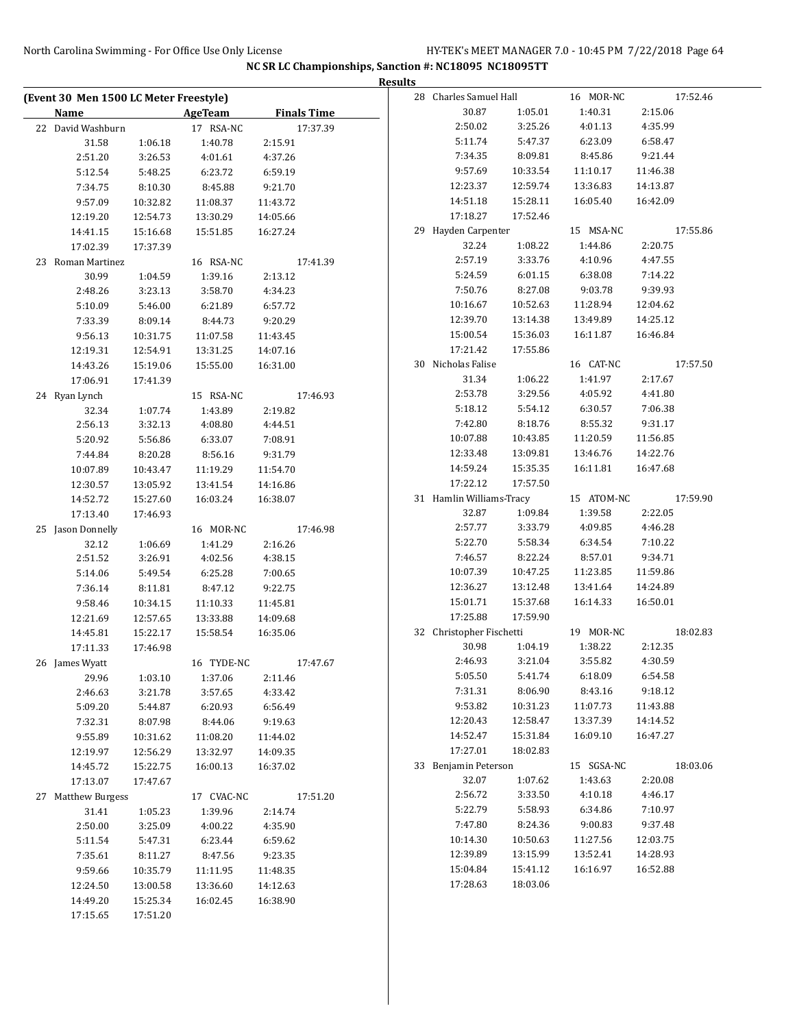NC SR LC Championships, Sanction #: NC18095 NC18095TT

**Results**

**(Event 30 Men 1500 LC Meter Freestyle)**

| Name | | AgeTeam | | Finals Time |
|---|---|---|---|---|
| 22 David Washburn | | 17 RSA-NC | | 17:37.39 |
| 31.58 | 1:06.18 | 1:40.78 | 2:15.91 | |
| 2:51.20 | 3:26.53 | 4:01.61 | 4:37.26 | |
| 5:12.54 | 5:48.25 | 6:23.72 | 6:59.19 | |
| 7:34.75 | 8:10.30 | 8:45.88 | 9:21.70 | |
| 9:57.09 | 10:32.82 | 11:08.37 | 11:43.72 | |
| 12:19.20 | 12:54.73 | 13:30.29 | 14:05.66 | |
| 14:41.15 | 15:16.68 | 15:51.85 | 16:27.24 | |
| 17:02.39 | 17:37.39 | | | |
| 23 Roman Martinez | | 16 RSA-NC | | 17:41.39 |
| 30.99 | 1:04.59 | 1:39.16 | 2:13.12 | |
| 2:48.26 | 3:23.13 | 3:58.70 | 4:34.23 | |
| 5:10.09 | 5:46.00 | 6:21.89 | 6:57.72 | |
| 7:33.39 | 8:09.14 | 8:44.73 | 9:20.29 | |
| 9:56.13 | 10:31.75 | 11:07.58 | 11:43.45 | |
| 12:19.31 | 12:54.91 | 13:31.25 | 14:07.16 | |
| 14:43.26 | 15:19.06 | 15:55.00 | 16:31.00 | |
| 17:06.91 | 17:41.39 | | | |
| 24 Ryan Lynch | | 15 RSA-NC | | 17:46.93 |
| 32.34 | 1:07.74 | 1:43.89 | 2:19.82 | |
| 2:56.13 | 3:32.13 | 4:08.80 | 4:44.51 | |
| 5:20.92 | 5:56.86 | 6:33.07 | 7:08.91 | |
| 7:44.84 | 8:20.28 | 8:56.16 | 9:31.79 | |
| 10:07.89 | 10:43.47 | 11:19.29 | 11:54.70 | |
| 12:30.57 | 13:05.92 | 13:41.54 | 14:16.86 | |
| 14:52.72 | 15:27.60 | 16:03.24 | 16:38.07 | |
| 17:13.40 | 17:46.93 | | | |
| 25 Jason Donnelly | | 16 MOR-NC | | 17:46.98 |
| 32.12 | 1:06.69 | 1:41.29 | 2:16.26 | |
| 2:51.52 | 3:26.91 | 4:02.56 | 4:38.15 | |
| 5:14.06 | 5:49.54 | 6:25.28 | 7:00.65 | |
| 7:36.14 | 8:11.81 | 8:47.12 | 9:22.75 | |
| 9:58.46 | 10:34.15 | 11:10.33 | 11:45.81 | |
| 12:21.69 | 12:57.65 | 13:33.88 | 14:09.68 | |
| 14:45.81 | 15:22.17 | 15:58.54 | 16:35.06 | |
| 17:11.33 | 17:46.98 | | | |
| 26 James Wyatt | | 16 TYDE-NC | | 17:47.67 |
| 29.96 | 1:03.10 | 1:37.06 | 2:11.46 | |
| 2:46.63 | 3:21.78 | 3:57.65 | 4:33.42 | |
| 5:09.20 | 5:44.87 | 6:20.93 | 6:56.49 | |
| 7:32.31 | 8:07.98 | 8:44.06 | 9:19.63 | |
| 9:55.89 | 10:31.62 | 11:08.20 | 11:44.02 | |
| 12:19.97 | 12:56.29 | 13:32.97 | 14:09.35 | |
| 14:45.72 | 15:22.75 | 16:00.13 | 16:37.02 | |
| 17:13.07 | 17:47.67 | | | |
| 27 Matthew Burgess | | 17 CVAC-NC | | 17:51.20 |
| 31.41 | 1:05.23 | 1:39.96 | 2:14.74 | |
| 2:50.00 | 3:25.09 | 4:00.22 | 4:35.90 | |
| 5:11.54 | 5:47.31 | 6:23.44 | 6:59.62 | |
| 7:35.61 | 8:11.27 | 8:47.56 | 9:23.35 | |
| 9:59.66 | 10:35.79 | 11:11.95 | 11:48.35 | |
| 12:24.50 | 13:00.58 | 13:36.60 | 14:12.63 | |
| 14:49.20 | 15:25.34 | 16:02.45 | 16:38.90 | |
| 17:15.65 | 17:51.20 | | | |
| 28 Charles Samuel Hall | | 16 MOR-NC | | 17:52.46 |
| 30.87 | 1:05.01 | 1:40.31 | 2:15.06 | |
| 2:50.02 | 3:25.26 | 4:01.13 | 4:35.99 | |
| 5:11.74 | 5:47.37 | 6:23.09 | 6:58.47 | |
| 7:34.35 | 8:09.81 | 8:45.86 | 9:21.44 | |
| 9:57.69 | 10:33.54 | 11:10.17 | 11:46.38 | |
| 12:23.37 | 12:59.74 | 13:36.83 | 14:13.87 | |
| 14:51.18 | 15:28.11 | 16:05.40 | 16:42.09 | |
| 17:18.27 | 17:52.46 | | | |
| 29 Hayden Carpenter | | 15 MSA-NC | | 17:55.86 |
| 32.24 | 1:08.22 | 1:44.86 | 2:20.75 | |
| 2:57.19 | 3:33.76 | 4:10.96 | 4:47.55 | |
| 5:24.59 | 6:01.15 | 6:38.08 | 7:14.22 | |
| 7:50.76 | 8:27.08 | 9:03.78 | 9:39.93 | |
| 10:16.67 | 10:52.63 | 11:28.94 | 12:04.62 | |
| 12:39.70 | 13:14.38 | 13:49.89 | 14:25.12 | |
| 15:00.54 | 15:36.03 | 16:11.87 | 16:46.84 | |
| 17:21.42 | 17:55.86 | | | |
| 30 Nicholas Falise | | 16 CAT-NC | | 17:57.50 |
| 31.34 | 1:06.22 | 1:41.97 | 2:17.67 | |
| 2:53.78 | 3:29.56 | 4:05.92 | 4:41.80 | |
| 5:18.12 | 5:54.12 | 6:30.57 | 7:06.38 | |
| 7:42.80 | 8:18.76 | 8:55.32 | 9:31.17 | |
| 10:07.88 | 10:43.85 | 11:20.59 | 11:56.85 | |
| 12:33.48 | 13:09.81 | 13:46.76 | 14:22.76 | |
| 14:59.24 | 15:35.35 | 16:11.81 | 16:47.68 | |
| 17:22.12 | 17:57.50 | | | |
| 31 Hamlin Williams-Tracy | | 15 ATOM-NC | | 17:59.90 |
| 32.87 | 1:09.84 | 1:39.58 | 2:22.05 | |
| 2:57.77 | 3:33.79 | 4:09.85 | 4:46.28 | |
| 5:22.70 | 5:58.34 | 6:34.54 | 7:10.22 | |
| 7:46.57 | 8:22.24 | 8:57.01 | 9:34.71 | |
| 10:07.39 | 10:47.25 | 11:23.85 | 11:59.86 | |
| 12:36.27 | 13:12.48 | 13:41.64 | 14:24.89 | |
| 15:01.71 | 15:37.68 | 16:14.33 | 16:50.01 | |
| 17:25.88 | 17:59.90 | | | |
| 32 Christopher Fischetti | | 19 MOR-NC | | 18:02.83 |
| 30.98 | 1:04.19 | 1:38.22 | 2:12.35 | |
| 2:46.93 | 3:21.04 | 3:55.82 | 4:30.59 | |
| 5:05.50 | 5:41.74 | 6:18.09 | 6:54.58 | |
| 7:31.31 | 8:06.90 | 8:43.16 | 9:18.12 | |
| 9:53.82 | 10:31.23 | 11:07.73 | 11:43.88 | |
| 12:20.43 | 12:58.47 | 13:37.39 | 14:14.52 | |
| 14:52.47 | 15:31.84 | 16:09.10 | 16:47.27 | |
| 17:27.01 | 18:02.83 | | | |
| 33 Benjamin Peterson | | 15 SGSA-NC | | 18:03.06 |
| 32.07 | 1:07.62 | 1:43.63 | 2:20.08 | |
| 2:56.72 | 3:33.50 | 4:10.18 | 4:46.17 | |
| 5:22.79 | 5:58.93 | 6:34.86 | 7:10.97 | |
| 7:47.80 | 8:24.36 | 9:00.83 | 9:37.48 | |
| 10:14.30 | 10:50.63 | 11:27.56 | 12:03.75 | |
| 12:39.89 | 13:15.99 | 13:52.41 | 14:28.93 | |
| 15:04.84 | 15:41.12 | 16:16.97 | 16:52.88 | |
| 17:28.63 | 18:03.06 | | | |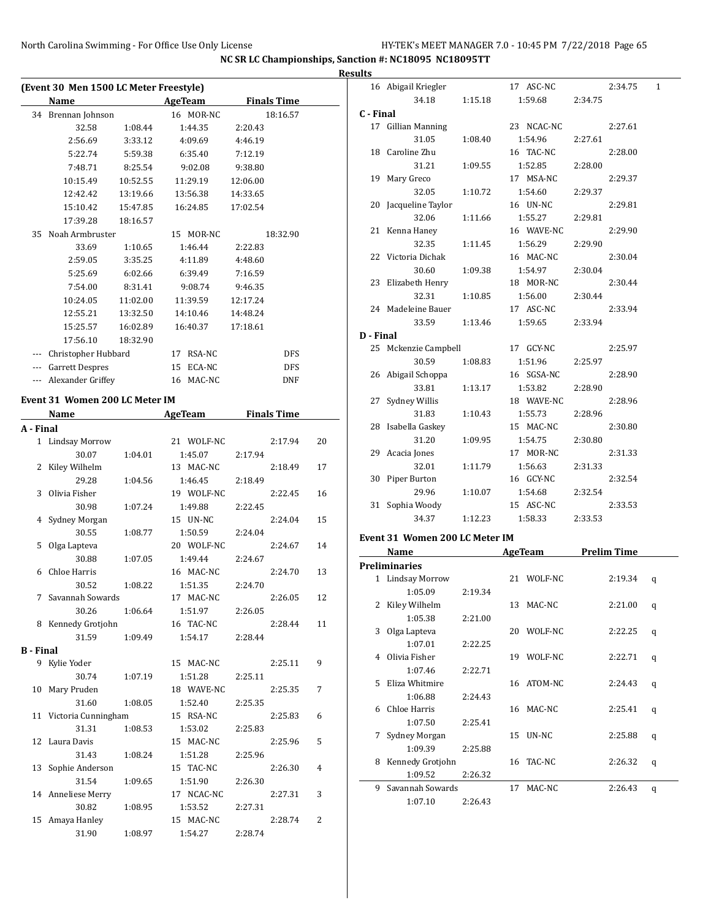NC SR LC Championships, Sanction #: NC18095 NC18095TT

**Results**

### (Event 30 Men 1500 LC Meter Freestyle)

| | Name | AgeTeam | | Finals Time |
|---|---|---|---|---|
| 34 | Brennan Johnson | 16 MOR-NC | | 18:16.57 |
| | 32.58 | 1:08.44 | 1:44.35 | 2:20.43 |
| | 2:56.69 | 3:33.12 | 4:09.69 | 4:46.19 |
| | 5:22.74 | 5:59.38 | 6:35.40 | 7:12.19 |
| | 7:48.71 | 8:25.54 | 9:02.08 | 9:38.80 |
| | 10:15.49 | 10:52.55 | 11:29.19 | 12:06.00 |
| | 12:42.42 | 13:19.66 | 13:56.38 | 14:33.65 |
| | 15:10.42 | 15:47.85 | 16:24.85 | 17:02.54 |
| | 17:39.28 | 18:16.57 | | |
| 35 | Noah Armbruster | 15 MOR-NC | | 18:32.90 |
| | 33.69 | 1:10.65 | 1:46.44 | 2:22.83 |
| | 2:59.05 | 3:35.25 | 4:11.89 | 4:48.60 |
| | 5:25.69 | 6:02.66 | 6:39.49 | 7:16.59 |
| | 7:54.00 | 8:31.41 | 9:08.74 | 9:46.35 |
| | 10:24.05 | 11:02.00 | 11:39.59 | 12:17.24 |
| | 12:55.21 | 13:32.50 | 14:10.46 | 14:48.24 |
| | 15:25.57 | 16:02.89 | 16:40.37 | 17:18.61 |
| | 17:56.10 | 18:32.90 | | |
| --- | Christopher Hubbard | 17 RSA-NC | | DFS |
| --- | Garrett Despres | 15 ECA-NC | | DFS |
| --- | Alexander Griffey | 16 MAC-NC | | DNF |

### Event 31 Women 200 LC Meter IM

| | Name | AgeTeam | | Finals Time | |
|---|---|---|---|---|---|
| **A - Final** | | | | | |
| 1 | Lindsay Morrow | 21 WOLF-NC | | 2:17.94 | 20 |
| | 30.07 | 1:04.01 | 1:45.07 | 2:17.94 | |
| 2 | Kiley Wilhelm | 13 MAC-NC | | 2:18.49 | 17 |
| | 29.28 | 1:04.56 | 1:46.45 | 2:18.49 | |
| 3 | Olivia Fisher | 19 WOLF-NC | | 2:22.45 | 16 |
| | 30.98 | 1:07.24 | 1:49.88 | 2:22.45 | |
| 4 | Sydney Morgan | 15 UN-NC | | 2:24.04 | 15 |
| | 30.55 | 1:08.77 | 1:50.59 | 2:24.04 | |
| 5 | Olga Lapteva | 20 WOLF-NC | | 2:24.67 | 14 |
| | 30.88 | 1:07.05 | 1:49.44 | 2:24.67 | |
| 6 | Chloe Harris | 16 MAC-NC | | 2:24.70 | 13 |
| | 30.52 | 1:08.22 | 1:51.35 | 2:24.70 | |
| 7 | Savannah Sowards | 17 MAC-NC | | 2:26.05 | 12 |
| | 30.26 | 1:06.64 | 1:51.97 | 2:26.05 | |
| 8 | Kennedy Grotjohn | 16 TAC-NC | | 2:28.44 | 11 |
| | 31.59 | 1:09.49 | 1:54.17 | 2:28.44 | |
| **B - Final** | | | | | |
| 9 | Kylie Yoder | 15 MAC-NC | | 2:25.11 | 9 |
| | 30.74 | 1:07.19 | 1:51.28 | 2:25.11 | |
| 10 | Mary Pruden | 18 WAVE-NC | | 2:25.35 | 7 |
| | 31.60 | 1:08.05 | 1:52.40 | 2:25.35 | |
| 11 | Victoria Cunningham | 15 RSA-NC | | 2:25.83 | 6 |
| | 31.31 | 1:08.53 | 1:53.02 | 2:25.83 | |
| 12 | Laura Davis | 15 MAC-NC | | 2:25.96 | 5 |
| | 31.43 | 1:08.24 | 1:51.28 | 2:25.96 | |
| 13 | Sophie Anderson | 15 TAC-NC | | 2:26.30 | 4 |
| | 31.54 | 1:09.65 | 1:51.90 | 2:26.30 | |
| 14 | Anneliese Merry | 17 NCAC-NC | | 2:27.31 | 3 |
| | 30.82 | 1:08.95 | 1:53.52 | 2:27.31 | |
| 15 | Amaya Hanley | 15 MAC-NC | | 2:28.74 | 2 |
| | 31.90 | 1:08.97 | 1:54.27 | 2:28.74 | |
| 16 | Abigail Kriegler | 17 ASC-NC | | 2:34.75 | 1 |
| | 34.18 | 1:15.18 | 1:59.68 | 2:34.75 | |
| **C - Final** | | | | | |
| 17 | Gillian Manning | 23 NCAC-NC | | 2:27.61 | |
| | 31.05 | 1:08.40 | 1:54.96 | 2:27.61 | |
| 18 | Caroline Zhu | 16 TAC-NC | | 2:28.00 | |
| | 31.21 | 1:09.55 | 1:52.85 | 2:28.00 | |
| 19 | Mary Greco | 17 MSA-NC | | 2:29.37 | |
| | 32.05 | 1:10.72 | 1:54.60 | 2:29.37 | |
| 20 | Jacqueline Taylor | 16 UN-NC | | 2:29.81 | |
| | 32.06 | 1:11.66 | 1:55.27 | 2:29.81 | |
| 21 | Kenna Haney | 16 WAVE-NC | | 2:29.90 | |
| | 32.35 | 1:11.45 | 1:56.29 | 2:29.90 | |
| 22 | Victoria Dichak | 16 MAC-NC | | 2:30.04 | |
| | 30.60 | 1:09.38 | 1:54.97 | 2:30.04 | |
| 23 | Elizabeth Henry | 18 MOR-NC | | 2:30.44 | |
| | 32.31 | 1:10.85 | 1:56.00 | 2:30.44 | |
| 24 | Madeleine Bauer | 17 ASC-NC | | 2:33.94 | |
| | 33.59 | 1:13.46 | 1:59.65 | 2:33.94 | |
| **D - Final** | | | | | |
| 25 | Mckenzie Campbell | 17 GCY-NC | | 2:25.97 | |
| | 30.59 | 1:08.83 | 1:51.96 | 2:25.97 | |
| 26 | Abigail Schoppa | 16 SGSA-NC | | 2:28.90 | |
| | 33.81 | 1:13.17 | 1:53.82 | 2:28.90 | |
| 27 | Sydney Willis | 18 WAVE-NC | | 2:28.96 | |
| | 31.83 | 1:10.43 | 1:55.73 | 2:28.96 | |
| 28 | Isabella Gaskey | 15 MAC-NC | | 2:30.80 | |
| | 31.20 | 1:09.95 | 1:54.75 | 2:30.80 | |
| 29 | Acacia Jones | 17 MOR-NC | | 2:31.33 | |
| | 32.01 | 1:11.79 | 1:56.63 | 2:31.33 | |
| 30 | Piper Burton | 16 GCY-NC | | 2:32.54 | |
| | 29.96 | 1:10.07 | 1:54.68 | 2:32.54 | |
| 31 | Sophia Woody | 15 ASC-NC | | 2:33.53 | |
| | 34.37 | 1:12.23 | 1:58.33 | 2:33.53 | |

### Event 31 Women 200 LC Meter IM

| | Name | | AgeTeam | Prelim Time | |
|---|---|---|---|---|---|
| **Preliminaries** | | | | | |
| 1 | Lindsay Morrow | | 21 WOLF-NC | 2:19.34 | q |
| | 1:05.09 | 2:19.34 | | | |
| 2 | Kiley Wilhelm | | 13 MAC-NC | 2:21.00 | q |
| | 1:05.38 | 2:21.00 | | | |
| 3 | Olga Lapteva | | 20 WOLF-NC | 2:22.25 | q |
| | 1:07.01 | 2:22.25 | | | |
| 4 | Olivia Fisher | | 19 WOLF-NC | 2:22.71 | q |
| | 1:07.46 | 2:22.71 | | | |
| 5 | Eliza Whitmire | | 16 ATOM-NC | 2:24.43 | q |
| | 1:06.88 | 2:24.43 | | | |
| 6 | Chloe Harris | | 16 MAC-NC | 2:25.41 | q |
| | 1:07.50 | 2:25.41 | | | |
| 7 | Sydney Morgan | | 15 UN-NC | 2:25.88 | q |
| | 1:09.39 | 2:25.88 | | | |
| 8 | Kennedy Grotjohn | | 16 TAC-NC | 2:26.32 | q |
| | 1:09.52 | 2:26.32 | | | |
| 9 | Savannah Sowards | | 17 MAC-NC | 2:26.43 | q |
| | 1:07.10 | 2:26.43 | | | |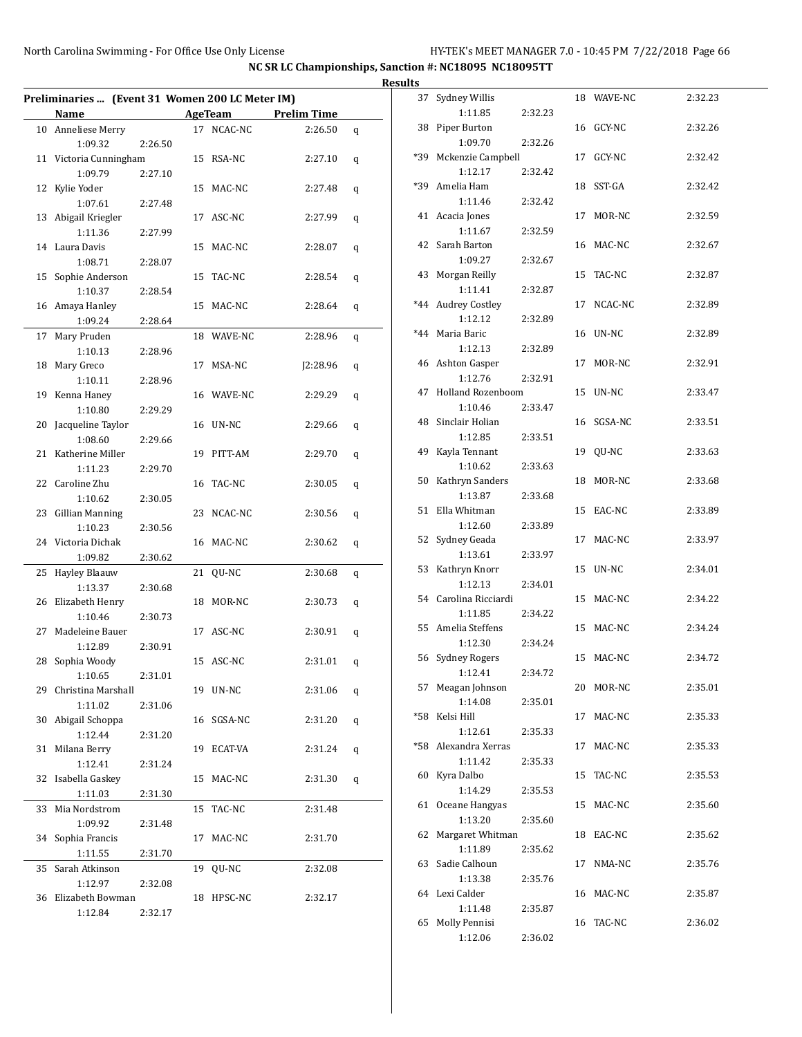**NC SR LC Championships, Sanction #: NC18095 NC18095TT**

**Results**

### Preliminaries ... (Event 31 Women 200 LC Meter IM)

| Place | Name | Age | Team | Prelim Time | | 50 | 100 |
|---|---|---|---|---|---|---|---|
| 10 | Anneliese Merry | 17 | NCAC-NC | 2:26.50 | q | 1:09.32 | 2:26.50 |
| 11 | Victoria Cunningham | 15 | RSA-NC | 2:27.10 | q | 1:09.79 | 2:27.10 |
| 12 | Kylie Yoder | 15 | MAC-NC | 2:27.48 | q | 1:07.61 | 2:27.48 |
| 13 | Abigail Kriegler | 17 | ASC-NC | 2:27.99 | q | 1:11.36 | 2:27.99 |
| 14 | Laura Davis | 15 | MAC-NC | 2:28.07 | q | 1:08.71 | 2:28.07 |
| 15 | Sophie Anderson | 15 | TAC-NC | 2:28.54 | q | 1:10.37 | 2:28.54 |
| 16 | Amaya Hanley | 15 | MAC-NC | 2:28.64 | q | 1:09.24 | 2:28.64 |
| 17 | Mary Pruden | 18 | WAVE-NC | 2:28.96 | q | 1:10.13 | 2:28.96 |
| 18 | Mary Greco | 17 | MSA-NC | J2:28.96 | q | 1:10.11 | 2:28.96 |
| 19 | Kenna Haney | 16 | WAVE-NC | 2:29.29 | q | 1:10.80 | 2:29.29 |
| 20 | Jacqueline Taylor | 16 | UN-NC | 2:29.66 | q | 1:08.60 | 2:29.66 |
| 21 | Katherine Miller | 19 | PITT-AM | 2:29.70 | q | 1:11.23 | 2:29.70 |
| 22 | Caroline Zhu | 16 | TAC-NC | 2:30.05 | q | 1:10.62 | 2:30.05 |
| 23 | Gillian Manning | 23 | NCAC-NC | 2:30.56 | q | 1:10.23 | 2:30.56 |
| 24 | Victoria Dichak | 16 | MAC-NC | 2:30.62 | q | 1:09.82 | 2:30.62 |
| 25 | Hayley Blaauw | 21 | QU-NC | 2:30.68 | q | 1:13.37 | 2:30.68 |
| 26 | Elizabeth Henry | 18 | MOR-NC | 2:30.73 | q | 1:10.46 | 2:30.73 |
| 27 | Madeleine Bauer | 17 | ASC-NC | 2:30.91 | q | 1:12.89 | 2:30.91 |
| 28 | Sophia Woody | 15 | ASC-NC | 2:31.01 | q | 1:10.65 | 2:31.01 |
| 29 | Christina Marshall | 19 | UN-NC | 2:31.06 | q | 1:11.02 | 2:31.06 |
| 30 | Abigail Schoppa | 16 | SGSA-NC | 2:31.20 | q | 1:12.44 | 2:31.20 |
| 31 | Milana Berry | 19 | ECAT-VA | 2:31.24 | q | 1:12.41 | 2:31.24 |
| 32 | Isabella Gaskey | 15 | MAC-NC | 2:31.30 | q | 1:11.03 | 2:31.30 |
| 33 | Mia Nordstrom | 15 | TAC-NC | 2:31.48 | | 1:09.92 | 2:31.48 |
| 34 | Sophia Francis | 17 | MAC-NC | 2:31.70 | | 1:11.55 | 2:31.70 |
| 35 | Sarah Atkinson | 19 | QU-NC | 2:32.08 | | 1:12.97 | 2:32.08 |
| 36 | Elizabeth Bowman | 18 | HPSC-NC | 2:32.17 | | 1:12.84 | 2:32.17 |
| 37 | Sydney Willis | 18 | WAVE-NC | 2:32.23 | | 1:11.85 | 2:32.23 |
| 38 | Piper Burton | 16 | GCY-NC | 2:32.26 | | 1:09.70 | 2:32.26 |
| *39 | Mckenzie Campbell | 17 | GCY-NC | 2:32.42 | | 1:12.17 | 2:32.42 |
| *39 | Amelia Ham | 18 | SST-GA | 2:32.42 | | 1:11.46 | 2:32.42 |
| 41 | Acacia Jones | 17 | MOR-NC | 2:32.59 | | 1:11.67 | 2:32.59 |
| 42 | Sarah Barton | 16 | MAC-NC | 2:32.67 | | 1:09.27 | 2:32.67 |
| 43 | Morgan Reilly | 15 | TAC-NC | 2:32.87 | | 1:11.41 | 2:32.87 |
| *44 | Audrey Costley | 17 | NCAC-NC | 2:32.89 | | 1:12.12 | 2:32.89 |
| *44 | Maria Baric | 16 | UN-NC | 2:32.89 | | 1:12.13 | 2:32.89 |
| 46 | Ashton Gasper | 17 | MOR-NC | 2:32.91 | | 1:12.76 | 2:32.91 |
| 47 | Holland Rozenboom | 15 | UN-NC | 2:33.47 | | 1:10.46 | 2:33.47 |
| 48 | Sinclair Holian | 16 | SGSA-NC | 2:33.51 | | 1:12.85 | 2:33.51 |
| 49 | Kayla Tennant | 19 | QU-NC | 2:33.63 | | 1:10.62 | 2:33.63 |
| 50 | Kathryn Sanders | 18 | MOR-NC | 2:33.68 | | 1:13.87 | 2:33.68 |
| 51 | Ella Whitman | 15 | EAC-NC | 2:33.89 | | 1:12.60 | 2:33.89 |
| 52 | Sydney Geada | 17 | MAC-NC | 2:33.97 | | 1:13.61 | 2:33.97 |
| 53 | Kathryn Knorr | 15 | UN-NC | 2:34.01 | | 1:12.13 | 2:34.01 |
| 54 | Carolina Ricciardi | 15 | MAC-NC | 2:34.22 | | 1:11.85 | 2:34.22 |
| 55 | Amelia Steffens | 15 | MAC-NC | 2:34.24 | | 1:12.30 | 2:34.24 |
| 56 | Sydney Rogers | 15 | MAC-NC | 2:34.72 | | 1:12.41 | 2:34.72 |
| 57 | Meagan Johnson | 20 | MOR-NC | 2:35.01 | | 1:14.08 | 2:35.01 |
| *58 | Kelsi Hill | 17 | MAC-NC | 2:35.33 | | 1:12.61 | 2:35.33 |
| *58 | Alexandra Xerras | 17 | MAC-NC | 2:35.33 | | 1:11.42 | 2:35.33 |
| 60 | Kyra Dalbo | 15 | TAC-NC | 2:35.53 | | 1:14.29 | 2:35.53 |
| 61 | Oceane Hangyas | 15 | MAC-NC | 2:35.60 | | 1:13.20 | 2:35.60 |
| 62 | Margaret Whitman | 18 | EAC-NC | 2:35.62 | | 1:11.89 | 2:35.62 |
| 63 | Sadie Calhoun | 17 | NMA-NC | 2:35.76 | | 1:13.38 | 2:35.76 |
| 64 | Lexi Calder | 16 | MAC-NC | 2:35.87 | | 1:11.48 | 2:35.87 |
| 65 | Molly Pennisi | 16 | TAC-NC | 2:36.02 | | 1:12.06 | 2:36.02 |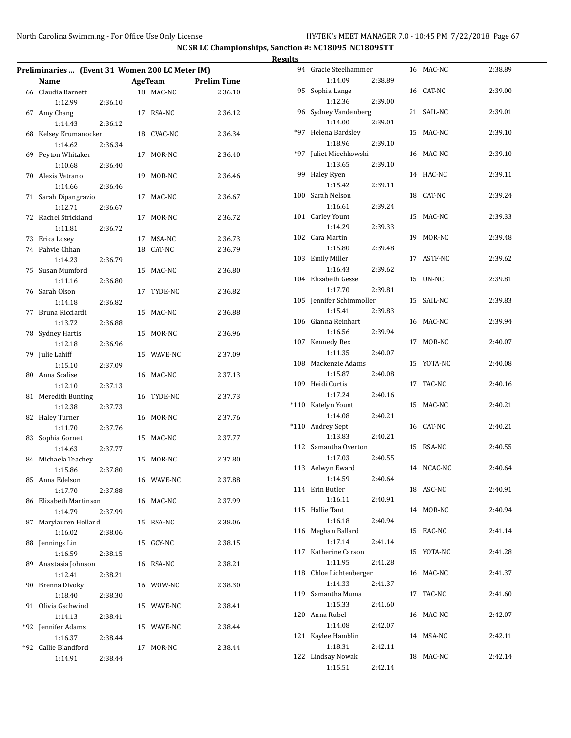## NC SR LC Championships, Sanction #: NC18095 NC18095TT

### Results

**Preliminaries ... (Event 31 Women 200 LC Meter IM)**

| | Name | Age | Team | Prelim Time | Split 1 | Split 2 |
|---|---|---|---|---|---|---|
| 66 | Claudia Barnett | 18 | MAC-NC | 2:36.10 | 1:12.99 | 2:36.10 |
| 67 | Amy Chang | 17 | RSA-NC | 2:36.12 | 1:14.43 | 2:36.12 |
| 68 | Kelsey Krumanocker | 18 | CVAC-NC | 2:36.34 | 1:14.62 | 2:36.34 |
| 69 | Peyton Whitaker | 17 | MOR-NC | 2:36.40 | 1:10.68 | 2:36.40 |
| 70 | Alexis Vetrano | 19 | MOR-NC | 2:36.46 | 1:14.66 | 2:36.46 |
| 71 | Sarah Dipangrazio | 17 | MAC-NC | 2:36.67 | 1:12.71 | 2:36.67 |
| 72 | Rachel Strickland | 17 | MOR-NC | 2:36.72 | 1:11.81 | 2:36.72 |
| 73 | Erica Losey | 17 | MSA-NC | 2:36.73 | | |
| 74 | Pahvie Chhan | 18 | CAT-NC | 2:36.79 | 1:14.23 | 2:36.79 |
| 75 | Susan Mumford | 15 | MAC-NC | 2:36.80 | 1:11.16 | 2:36.80 |
| 76 | Sarah Olson | 17 | TYDE-NC | 2:36.82 | 1:14.18 | 2:36.82 |
| 77 | Bruna Ricciardi | 15 | MAC-NC | 2:36.88 | 1:13.72 | 2:36.88 |
| 78 | Sydney Hartis | 15 | MOR-NC | 2:36.96 | 1:12.18 | 2:36.96 |
| 79 | Julie Lahiff | 15 | WAVE-NC | 2:37.09 | 1:15.10 | 2:37.09 |
| 80 | Anna Scalise | 16 | MAC-NC | 2:37.13 | 1:12.10 | 2:37.13 |
| 81 | Meredith Bunting | 16 | TYDE-NC | 2:37.73 | 1:12.38 | 2:37.73 |
| 82 | Haley Turner | 16 | MOR-NC | 2:37.76 | 1:11.70 | 2:37.76 |
| 83 | Sophia Gornet | 15 | MAC-NC | 2:37.77 | 1:14.63 | 2:37.77 |
| 84 | Michaela Teachey | 15 | MOR-NC | 2:37.80 | 1:15.86 | 2:37.80 |
| 85 | Anna Edelson | 16 | WAVE-NC | 2:37.88 | 1:17.70 | 2:37.88 |
| 86 | Elizabeth Martinson | 16 | MAC-NC | 2:37.99 | 1:14.79 | 2:37.99 |
| 87 | Marylauren Holland | 15 | RSA-NC | 2:38.06 | 1:16.02 | 2:38.06 |
| 88 | Jennings Lin | 15 | GCY-NC | 2:38.15 | 1:16.59 | 2:38.15 |
| 89 | Anastasia Johnson | 16 | RSA-NC | 2:38.21 | 1:12.41 | 2:38.21 |
| 90 | Brenna Divoky | 16 | WOW-NC | 2:38.30 | 1:18.40 | 2:38.30 |
| 91 | Olivia Gschwind | 15 | WAVE-NC | 2:38.41 | 1:14.13 | 2:38.41 |
| *92 | Jennifer Adams | 15 | WAVE-NC | 2:38.44 | 1:16.37 | 2:38.44 |
| *92 | Callie Blandford | 17 | MOR-NC | 2:38.44 | 1:14.91 | 2:38.44 |
| 94 | Gracie Steelhammer | 16 | MAC-NC | 2:38.89 | 1:14.09 | 2:38.89 |
| 95 | Sophia Lange | 16 | CAT-NC | 2:39.00 | 1:12.36 | 2:39.00 |
| 96 | Sydney Vandenberg | 21 | SAIL-NC | 2:39.01 | 1:14.00 | 2:39.01 |
| *97 | Helena Bardsley | 15 | MAC-NC | 2:39.10 | 1:18.96 | 2:39.10 |
| *97 | Juliet Miechkowski | 16 | MAC-NC | 2:39.10 | 1:13.65 | 2:39.10 |
| 99 | Haley Ryen | 14 | HAC-NC | 2:39.11 | 1:15.42 | 2:39.11 |
| 100 | Sarah Nelson | 18 | CAT-NC | 2:39.24 | 1:16.61 | 2:39.24 |
| 101 | Carley Yount | 15 | MAC-NC | 2:39.33 | 1:14.29 | 2:39.33 |
| 102 | Cara Martin | 19 | MOR-NC | 2:39.48 | 1:15.80 | 2:39.48 |
| 103 | Emily Miller | 17 | ASTF-NC | 2:39.62 | 1:16.43 | 2:39.62 |
| 104 | Elizabeth Gesse | 15 | UN-NC | 2:39.81 | 1:17.70 | 2:39.81 |
| 105 | Jennifer Schimmoller | 15 | SAIL-NC | 2:39.83 | 1:15.41 | 2:39.83 |
| 106 | Gianna Reinhart | 16 | MAC-NC | 2:39.94 | 1:16.56 | 2:39.94 |
| 107 | Kennedy Rex | 17 | MOR-NC | 2:40.07 | 1:11.35 | 2:40.07 |
| 108 | Mackenzie Adams | 15 | YOTA-NC | 2:40.08 | 1:15.87 | 2:40.08 |
| 109 | Heidi Curtis | 17 | TAC-NC | 2:40.16 | 1:17.24 | 2:40.16 |
| *110 | Katelyn Yount | 15 | MAC-NC | 2:40.21 | 1:14.08 | 2:40.21 |
| *110 | Audrey Sept | 16 | CAT-NC | 2:40.21 | 1:13.83 | 2:40.21 |
| 112 | Samantha Overton | 15 | RSA-NC | 2:40.55 | 1:17.03 | 2:40.55 |
| 113 | Aelwyn Eward | 14 | NCAC-NC | 2:40.64 | 1:14.59 | 2:40.64 |
| 114 | Erin Butler | 18 | ASC-NC | 2:40.91 | 1:16.11 | 2:40.91 |
| 115 | Hallie Tant | 14 | MOR-NC | 2:40.94 | 1:16.18 | 2:40.94 |
| 116 | Meghan Ballard | 15 | EAC-NC | 2:41.14 | 1:17.14 | 2:41.14 |
| 117 | Katherine Carson | 15 | YOTA-NC | 2:41.28 | 1:11.95 | 2:41.28 |
| 118 | Chloe Lichtenberger | 16 | MAC-NC | 2:41.37 | 1:14.33 | 2:41.37 |
| 119 | Samantha Muma | 17 | TAC-NC | 2:41.60 | 1:15.33 | 2:41.60 |
| 120 | Anna Rubel | 16 | MAC-NC | 2:42.07 | 1:14.08 | 2:42.07 |
| 121 | Kaylee Hamblin | 14 | MSA-NC | 2:42.11 | 1:18.31 | 2:42.11 |
| 122 | Lindsay Nowak | 18 | MAC-NC | 2:42.14 | 1:15.51 | 2:42.14 |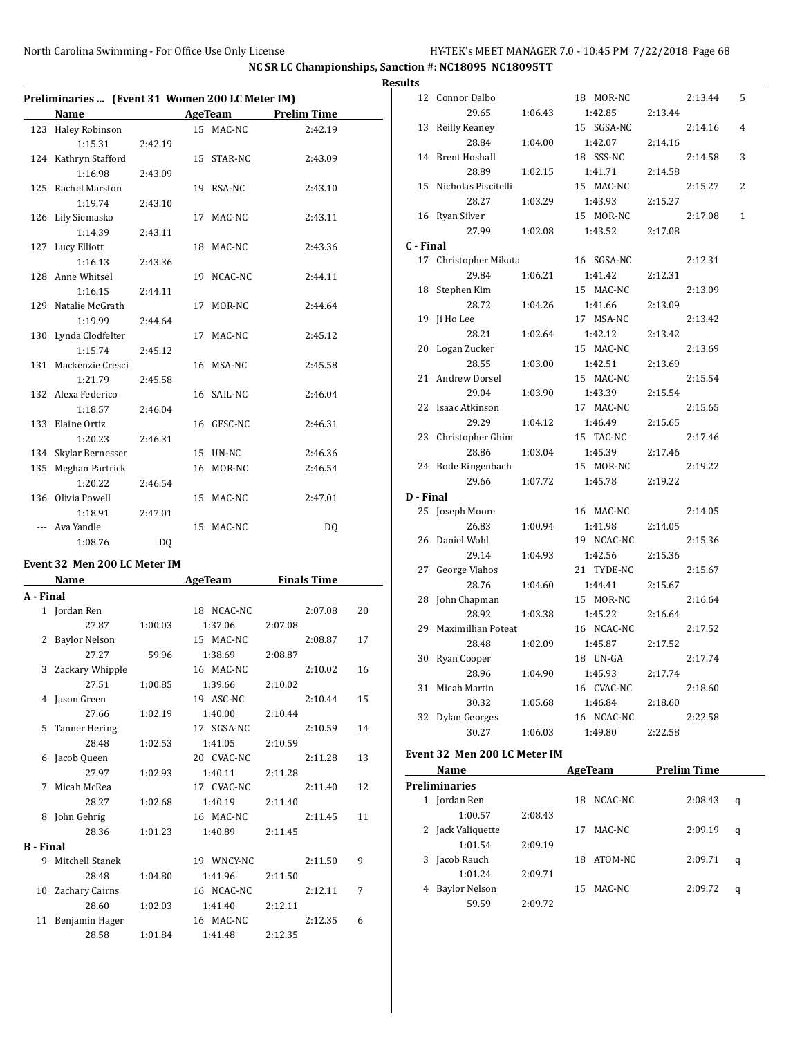NC SR LC Championships, Sanction #: NC18095 NC18095TT

Results

## Preliminaries ... (Event 31 Women 200 LC Meter IM)

| | Name | Age | Team | Prelim Time |
|---|---|---|---|---|
| 123 | Haley Robinson | 15 | MAC-NC | 2:42.19 |
| | 1:15.31 | 2:42.19 | | |
| 124 | Kathryn Stafford | 15 | STAR-NC | 2:43.09 |
| | 1:16.98 | 2:43.09 | | |
| 125 | Rachel Marston | 19 | RSA-NC | 2:43.10 |
| | 1:19.74 | 2:43.10 | | |
| 126 | Lily Siemasko | 17 | MAC-NC | 2:43.11 |
| | 1:14.39 | 2:43.11 | | |
| 127 | Lucy Elliott | 18 | MAC-NC | 2:43.36 |
| | 1:16.13 | 2:43.36 | | |
| 128 | Anne Whitsel | 19 | NCAC-NC | 2:44.11 |
| | 1:16.15 | 2:44.11 | | |
| 129 | Natalie McGrath | 17 | MOR-NC | 2:44.64 |
| | 1:19.99 | 2:44.64 | | |
| 130 | Lynda Clodfelter | 17 | MAC-NC | 2:45.12 |
| | 1:15.74 | 2:45.12 | | |
| 131 | Mackenzie Cresci | 16 | MSA-NC | 2:45.58 |
| | 1:21.79 | 2:45.58 | | |
| 132 | Alexa Federico | 16 | SAIL-NC | 2:46.04 |
| | 1:18.57 | 2:46.04 | | |
| 133 | Elaine Ortiz | 16 | GFSC-NC | 2:46.31 |
| | 1:20.23 | 2:46.31 | | |
| 134 | Skylar Bernesser | 15 | UN-NC | 2:46.36 |
| 135 | Meghan Partrick | 16 | MOR-NC | 2:46.54 |
| | 1:20.22 | 2:46.54 | | |
| 136 | Olivia Powell | 15 | MAC-NC | 2:47.01 |
| | 1:18.91 | 2:47.01 | | |
| --- | Ava Yandle | 15 | MAC-NC | DQ |
| | 1:08.76 | DQ | | |

## Event 32 Men 200 LC Meter IM

| | Name | | Age | Team | Finals Time | | Points |
|---|---|---|---|---|---|---|---|
| **A - Final** | | | | | | | |
| 1 | Jordan Ren | | 18 | NCAC-NC | 2:07.08 | | 20 |
| | 27.87 | 1:00.03 | 1:37.06 | | 2:07.08 | | |
| 2 | Baylor Nelson | | 15 | MAC-NC | 2:08.87 | | 17 |
| | 27.27 | 59.96 | 1:38.69 | | 2:08.87 | | |
| 3 | Zackary Whipple | | 16 | MAC-NC | 2:10.02 | | 16 |
| | 27.51 | 1:00.85 | 1:39.66 | | 2:10.02 | | |
| 4 | Jason Green | | 19 | ASC-NC | 2:10.44 | | 15 |
| | 27.66 | 1:02.19 | 1:40.00 | | 2:10.44 | | |
| 5 | Tanner Hering | | 17 | SGSA-NC | 2:10.59 | | 14 |
| | 28.48 | 1:02.53 | 1:41.05 | | 2:10.59 | | |
| 6 | Jacob Queen | | 20 | CVAC-NC | 2:11.28 | | 13 |
| | 27.97 | 1:02.93 | 1:40.11 | | 2:11.28 | | |
| 7 | Micah McRea | | 17 | CVAC-NC | 2:11.40 | | 12 |
| | 28.27 | 1:02.68 | 1:40.19 | | 2:11.40 | | |
| 8 | John Gehrig | | 16 | MAC-NC | 2:11.45 | | 11 |
| | 28.36 | 1:01.23 | 1:40.89 | | 2:11.45 | | |
| **B - Final** | | | | | | | |
| 9 | Mitchell Stanek | | 19 | WNCY-NC | 2:11.50 | | 9 |
| | 28.48 | 1:04.80 | 1:41.96 | | 2:11.50 | | |
| 10 | Zachary Cairns | | 16 | NCAC-NC | 2:12.11 | | 7 |
| | 28.60 | 1:02.03 | 1:41.40 | | 2:12.11 | | |
| 11 | Benjamin Hager | | 16 | MAC-NC | 2:12.35 | | 6 |
| | 28.58 | 1:01.84 | 1:41.48 | | 2:12.35 | | |
| 12 | Connor Dalbo | | 18 | MOR-NC | 2:13.44 | | 5 |
| | 29.65 | 1:06.43 | 1:42.85 | | 2:13.44 | | |
| 13 | Reilly Keaney | | 15 | SGSA-NC | 2:14.16 | | 4 |
| | 28.84 | 1:04.00 | 1:42.07 | | 2:14.16 | | |
| 14 | Brent Hoshall | | 18 | SSS-NC | 2:14.58 | | 3 |
| | 28.89 | 1:02.15 | 1:41.71 | | 2:14.58 | | |
| 15 | Nicholas Piscitelli | | 15 | MAC-NC | 2:15.27 | | 2 |
| | 28.27 | 1:03.29 | 1:43.93 | | 2:15.27 | | |
| 16 | Ryan Silver | | 15 | MOR-NC | 2:17.08 | | 1 |
| | 27.99 | 1:02.08 | 1:43.52 | | 2:17.08 | | |
| **C - Final** | | | | | | | |
| 17 | Christopher Mikuta | | 16 | SGSA-NC | 2:12.31 | | |
| | 29.84 | 1:06.21 | 1:41.42 | | 2:12.31 | | |
| 18 | Stephen Kim | | 15 | MAC-NC | 2:13.09 | | |
| | 28.72 | 1:04.26 | 1:41.66 | | 2:13.09 | | |
| 19 | Ji Ho Lee | | 17 | MSA-NC | 2:13.42 | | |
| | 28.21 | 1:02.64 | 1:42.12 | | 2:13.42 | | |
| 20 | Logan Zucker | | 15 | MAC-NC | 2:13.69 | | |
| | 28.55 | 1:03.00 | 1:42.51 | | 2:13.69 | | |
| 21 | Andrew Dorsel | | 15 | MAC-NC | 2:15.54 | | |
| | 29.04 | 1:03.90 | 1:43.39 | | 2:15.54 | | |
| 22 | Isaac Atkinson | | 17 | MAC-NC | 2:15.65 | | |
| | 29.29 | 1:04.12 | 1:46.49 | | 2:15.65 | | |
| 23 | Christopher Ghim | | 15 | TAC-NC | 2:17.46 | | |
| | 28.86 | 1:03.04 | 1:45.39 | | 2:17.46 | | |
| 24 | Bode Ringenbach | | 15 | MOR-NC | 2:19.22 | | |
| | 29.66 | 1:07.72 | 1:45.78 | | 2:19.22 | | |
| **D - Final** | | | | | | | |
| 25 | Joseph Moore | | 16 | MAC-NC | 2:14.05 | | |
| | 26.83 | 1:00.94 | 1:41.98 | | 2:14.05 | | |
| 26 | Daniel Wohl | | 19 | NCAC-NC | 2:15.36 | | |
| | 29.14 | 1:04.93 | 1:42.56 | | 2:15.36 | | |
| 27 | George Vlahos | | 21 | TYDE-NC | 2:15.67 | | |
| | 28.76 | 1:04.60 | 1:44.41 | | 2:15.67 | | |
| 28 | John Chapman | | 15 | MOR-NC | 2:16.64 | | |
| | 28.92 | 1:03.38 | 1:45.22 | | 2:16.64 | | |
| 29 | Maximillian Poteat | | 16 | NCAC-NC | 2:17.52 | | |
| | 28.48 | 1:02.09 | 1:45.87 | | 2:17.52 | | |
| 30 | Ryan Cooper | | 18 | UN-GA | 2:17.74 | | |
| | 28.96 | 1:04.90 | 1:45.93 | | 2:17.74 | | |
| 31 | Micah Martin | | 16 | CVAC-NC | 2:18.60 | | |
| | 30.32 | 1:05.68 | 1:46.84 | | 2:18.60 | | |
| 32 | Dylan Georges | | 16 | NCAC-NC | 2:22.58 | | |
| | 30.27 | 1:06.03 | 1:49.80 | | 2:22.58 | | |

## Event 32 Men 200 LC Meter IM

| | Name | Age | Team | Prelim Time | |
|---|---|---|---|---|---|
| **Preliminaries** | | | | | |
| 1 | Jordan Ren | 18 | NCAC-NC | 2:08.43 | q |
| | 1:00.57 | 2:08.43 | | | |
| 2 | Jack Valiquette | 17 | MAC-NC | 2:09.19 | q |
| | 1:01.54 | 2:09.19 | | | |
| 3 | Jacob Rauch | 18 | ATOM-NC | 2:09.71 | q |
| | 1:01.24 | 2:09.71 | | | |
| 4 | Baylor Nelson | 15 | MAC-NC | 2:09.72 | q |
| | 59.59 | 2:09.72 | | | |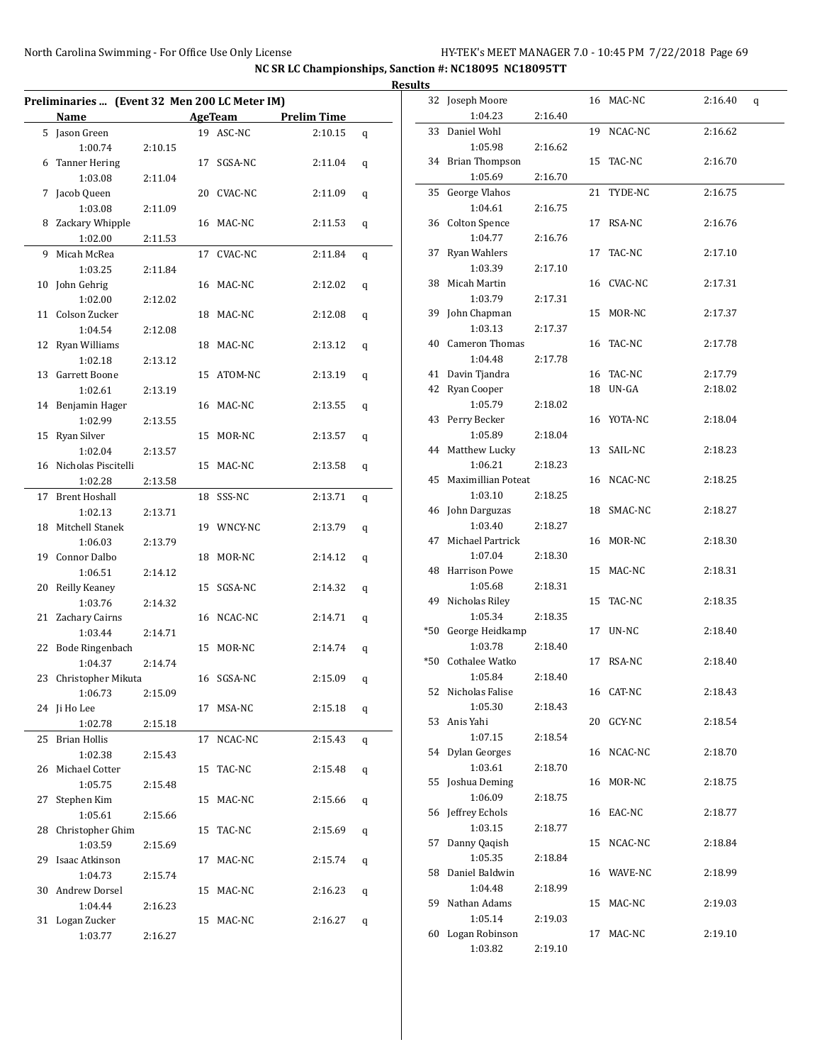## NC SR LC Championships, Sanction #: NC18095 NC18095TT

### Results

**Preliminaries ... (Event 32 Men 200 LC Meter IM)**

| Place | Name | Age | Team | Prelim Time | | Split 50 | Split 100 |
|---|---|---|---|---|---|---|---|
| 5 | Jason Green | 19 | ASC-NC | 2:10.15 | q | 1:00.74 | 2:10.15 |
| 6 | Tanner Hering | 17 | SGSA-NC | 2:11.04 | q | 1:03.08 | 2:11.04 |
| 7 | Jacob Queen | 20 | CVAC-NC | 2:11.09 | q | 1:03.08 | 2:11.09 |
| 8 | Zackary Whipple | 16 | MAC-NC | 2:11.53 | q | 1:02.00 | 2:11.53 |
| 9 | Micah McRea | 17 | CVAC-NC | 2:11.84 | q | 1:03.25 | 2:11.84 |
| 10 | John Gehrig | 16 | MAC-NC | 2:12.02 | q | 1:02.00 | 2:12.02 |
| 11 | Colson Zucker | 18 | MAC-NC | 2:12.08 | q | 1:04.54 | 2:12.08 |
| 12 | Ryan Williams | 18 | MAC-NC | 2:13.12 | q | 1:02.18 | 2:13.12 |
| 13 | Garrett Boone | 15 | ATOM-NC | 2:13.19 | q | 1:02.61 | 2:13.19 |
| 14 | Benjamin Hager | 16 | MAC-NC | 2:13.55 | q | 1:02.99 | 2:13.55 |
| 15 | Ryan Silver | 15 | MOR-NC | 2:13.57 | q | 1:02.04 | 2:13.57 |
| 16 | Nicholas Piscitelli | 15 | MAC-NC | 2:13.58 | q | 1:02.28 | 2:13.58 |
| 17 | Brent Hoshall | 18 | SSS-NC | 2:13.71 | q | 1:02.13 | 2:13.71 |
| 18 | Mitchell Stanek | 19 | WNCY-NC | 2:13.79 | q | 1:06.03 | 2:13.79 |
| 19 | Connor Dalbo | 18 | MOR-NC | 2:14.12 | q | 1:06.51 | 2:14.12 |
| 20 | Reilly Keaney | 15 | SGSA-NC | 2:14.32 | q | 1:03.76 | 2:14.32 |
| 21 | Zachary Cairns | 16 | NCAC-NC | 2:14.71 | q | 1:03.44 | 2:14.71 |
| 22 | Bode Ringenbach | 15 | MOR-NC | 2:14.74 | q | 1:04.37 | 2:14.74 |
| 23 | Christopher Mikuta | 16 | SGSA-NC | 2:15.09 | q | 1:06.73 | 2:15.09 |
| 24 | Ji Ho Lee | 17 | MSA-NC | 2:15.18 | q | 1:02.78 | 2:15.18 |
| 25 | Brian Hollis | 17 | NCAC-NC | 2:15.43 | q | 1:02.38 | 2:15.43 |
| 26 | Michael Cotter | 15 | TAC-NC | 2:15.48 | q | 1:05.75 | 2:15.48 |
| 27 | Stephen Kim | 15 | MAC-NC | 2:15.66 | q | 1:05.61 | 2:15.66 |
| 28 | Christopher Ghim | 15 | TAC-NC | 2:15.69 | q | 1:03.59 | 2:15.69 |
| 29 | Isaac Atkinson | 17 | MAC-NC | 2:15.74 | q | 1:04.73 | 2:15.74 |
| 30 | Andrew Dorsel | 15 | MAC-NC | 2:16.23 | q | 1:04.44 | 2:16.23 |
| 31 | Logan Zucker | 15 | MAC-NC | 2:16.27 | q | 1:03.77 | 2:16.27 |
| 32 | Joseph Moore | 16 | MAC-NC | 2:16.40 | q | 1:04.23 | 2:16.40 |
| 33 | Daniel Wohl | 19 | NCAC-NC | 2:16.62 | | 1:05.98 | 2:16.62 |
| 34 | Brian Thompson | 15 | TAC-NC | 2:16.70 | | 1:05.69 | 2:16.70 |
| 35 | George Vlahos | 21 | TYDE-NC | 2:16.75 | | 1:04.61 | 2:16.75 |
| 36 | Colton Spence | 17 | RSA-NC | 2:16.76 | | 1:04.77 | 2:16.76 |
| 37 | Ryan Wahlers | 17 | TAC-NC | 2:17.10 | | 1:03.39 | 2:17.10 |
| 38 | Micah Martin | 16 | CVAC-NC | 2:17.31 | | 1:03.79 | 2:17.31 |
| 39 | John Chapman | 15 | MOR-NC | 2:17.37 | | 1:03.13 | 2:17.37 |
| 40 | Cameron Thomas | 16 | TAC-NC | 2:17.78 | | 1:04.48 | 2:17.78 |
| 41 | Davin Tjandra | 16 | TAC-NC | 2:17.79 | | | |
| 42 | Ryan Cooper | 18 | UN-GA | 2:18.02 | | 1:05.79 | 2:18.02 |
| 43 | Perry Becker | 16 | YOTA-NC | 2:18.04 | | 1:05.89 | 2:18.04 |
| 44 | Matthew Lucky | 13 | SAIL-NC | 2:18.23 | | 1:06.21 | 2:18.23 |
| 45 | Maximillian Poteat | 16 | NCAC-NC | 2:18.25 | | 1:03.10 | 2:18.25 |
| 46 | John Darguzas | 18 | SMAC-NC | 2:18.27 | | 1:03.40 | 2:18.27 |
| 47 | Michael Partrick | 16 | MOR-NC | 2:18.30 | | 1:07.04 | 2:18.30 |
| 48 | Harrison Powe | 15 | MAC-NC | 2:18.31 | | 1:05.68 | 2:18.31 |
| 49 | Nicholas Riley | 15 | TAC-NC | 2:18.35 | | 1:05.34 | 2:18.35 |
| *50 | George Heidkamp | 17 | UN-NC | 2:18.40 | | 1:03.78 | 2:18.40 |
| *50 | Cothalee Watko | 17 | RSA-NC | 2:18.40 | | 1:05.84 | 2:18.40 |
| 52 | Nicholas Falise | 16 | CAT-NC | 2:18.43 | | 1:05.30 | 2:18.43 |
| 53 | Anis Yahi | 20 | GCY-NC | 2:18.54 | | 1:07.15 | 2:18.54 |
| 54 | Dylan Georges | 16 | NCAC-NC | 2:18.70 | | 1:03.61 | 2:18.70 |
| 55 | Joshua Deming | 16 | MOR-NC | 2:18.75 | | 1:06.09 | 2:18.75 |
| 56 | Jeffrey Echols | 16 | EAC-NC | 2:18.77 | | 1:03.15 | 2:18.77 |
| 57 | Danny Qaqish | 15 | NCAC-NC | 2:18.84 | | 1:05.35 | 2:18.84 |
| 58 | Daniel Baldwin | 16 | WAVE-NC | 2:18.99 | | 1:04.48 | 2:18.99 |
| 59 | Nathan Adams | 15 | MAC-NC | 2:19.03 | | 1:05.14 | 2:19.03 |
| 60 | Logan Robinson | 17 | MAC-NC | 2:19.10 | | 1:03.82 | 2:19.10 |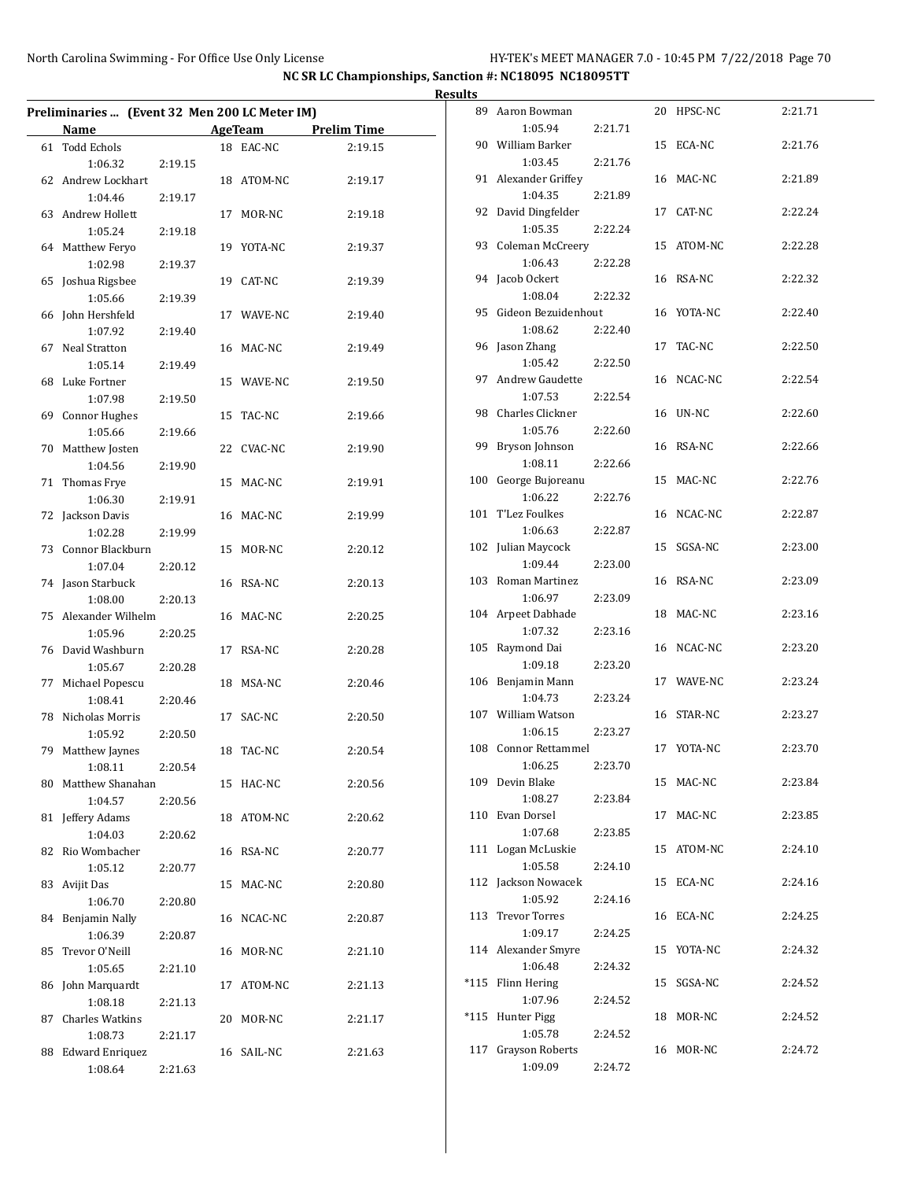## NC SR LC Championships, Sanction #: NC18095 NC18095TT

### Results

**Preliminaries ... (Event 32 Men 200 LC Meter IM)**

| | Name | Age | Team | Prelim Time | Split 1 | Split 2 |
|---|---|---|---|---|---|---|
| 61 | Todd Echols | 18 | EAC-NC | 2:19.15 | 1:06.32 | 2:19.15 |
| 62 | Andrew Lockhart | 18 | ATOM-NC | 2:19.17 | 1:04.46 | 2:19.17 |
| 63 | Andrew Hollett | 17 | MOR-NC | 2:19.18 | 1:05.24 | 2:19.18 |
| 64 | Matthew Feryo | 19 | YOTA-NC | 2:19.37 | 1:02.98 | 2:19.37 |
| 65 | Joshua Rigsbee | 19 | CAT-NC | 2:19.39 | 1:05.66 | 2:19.39 |
| 66 | John Hershfeld | 17 | WAVE-NC | 2:19.40 | 1:07.92 | 2:19.40 |
| 67 | Neal Stratton | 16 | MAC-NC | 2:19.49 | 1:05.14 | 2:19.49 |
| 68 | Luke Fortner | 15 | WAVE-NC | 2:19.50 | 1:07.98 | 2:19.50 |
| 69 | Connor Hughes | 15 | TAC-NC | 2:19.66 | 1:05.66 | 2:19.66 |
| 70 | Matthew Josten | 22 | CVAC-NC | 2:19.90 | 1:04.56 | 2:19.90 |
| 71 | Thomas Frye | 15 | MAC-NC | 2:19.91 | 1:06.30 | 2:19.91 |
| 72 | Jackson Davis | 16 | MAC-NC | 2:19.99 | 1:02.28 | 2:19.99 |
| 73 | Connor Blackburn | 15 | MOR-NC | 2:20.12 | 1:07.04 | 2:20.12 |
| 74 | Jason Starbuck | 16 | RSA-NC | 2:20.13 | 1:08.00 | 2:20.13 |
| 75 | Alexander Wilhelm | 16 | MAC-NC | 2:20.25 | 1:05.96 | 2:20.25 |
| 76 | David Washburn | 17 | RSA-NC | 2:20.28 | 1:05.67 | 2:20.28 |
| 77 | Michael Popescu | 18 | MSA-NC | 2:20.46 | 1:08.41 | 2:20.46 |
| 78 | Nicholas Morris | 17 | SAC-NC | 2:20.50 | 1:05.92 | 2:20.50 |
| 79 | Matthew Jaynes | 18 | TAC-NC | 2:20.54 | 1:08.11 | 2:20.54 |
| 80 | Matthew Shanahan | 15 | HAC-NC | 2:20.56 | 1:04.57 | 2:20.56 |
| 81 | Jeffery Adams | 18 | ATOM-NC | 2:20.62 | 1:04.03 | 2:20.62 |
| 82 | Rio Wombacher | 16 | RSA-NC | 2:20.77 | 1:05.12 | 2:20.77 |
| 83 | Avijit Das | 15 | MAC-NC | 2:20.80 | 1:06.70 | 2:20.80 |
| 84 | Benjamin Nally | 16 | NCAC-NC | 2:20.87 | 1:06.39 | 2:20.87 |
| 85 | Trevor O'Neill | 16 | MOR-NC | 2:21.10 | 1:05.65 | 2:21.10 |
| 86 | John Marquardt | 17 | ATOM-NC | 2:21.13 | 1:08.18 | 2:21.13 |
| 87 | Charles Watkins | 20 | MOR-NC | 2:21.17 | 1:08.73 | 2:21.17 |
| 88 | Edward Enriquez | 16 | SAIL-NC | 2:21.63 | 1:08.64 | 2:21.63 |
| 89 | Aaron Bowman | 20 | HPSC-NC | 2:21.71 | 1:05.94 | 2:21.71 |
| 90 | William Barker | 15 | ECA-NC | 2:21.76 | 1:03.45 | 2:21.76 |
| 91 | Alexander Griffey | 16 | MAC-NC | 2:21.89 | 1:04.35 | 2:21.89 |
| 92 | David Dingfelder | 17 | CAT-NC | 2:22.24 | 1:05.35 | 2:22.24 |
| 93 | Coleman McCreery | 15 | ATOM-NC | 2:22.28 | 1:06.43 | 2:22.28 |
| 94 | Jacob Ockert | 16 | RSA-NC | 2:22.32 | 1:08.04 | 2:22.32 |
| 95 | Gideon Bezuidenhout | 16 | YOTA-NC | 2:22.40 | 1:08.62 | 2:22.40 |
| 96 | Jason Zhang | 17 | TAC-NC | 2:22.50 | 1:05.42 | 2:22.50 |
| 97 | Andrew Gaudette | 16 | NCAC-NC | 2:22.54 | 1:07.53 | 2:22.54 |
| 98 | Charles Clickner | 16 | UN-NC | 2:22.60 | 1:05.76 | 2:22.60 |
| 99 | Bryson Johnson | 16 | RSA-NC | 2:22.66 | 1:08.11 | 2:22.66 |
| 100 | George Bujoreanu | 15 | MAC-NC | 2:22.76 | 1:06.22 | 2:22.76 |
| 101 | T'Lez Foulkes | 16 | NCAC-NC | 2:22.87 | 1:06.63 | 2:22.87 |
| 102 | Julian Maycock | 15 | SGSA-NC | 2:23.00 | 1:09.44 | 2:23.00 |
| 103 | Roman Martinez | 16 | RSA-NC | 2:23.09 | 1:06.97 | 2:23.09 |
| 104 | Arpeet Dabhade | 18 | MAC-NC | 2:23.16 | 1:07.32 | 2:23.16 |
| 105 | Raymond Dai | 16 | NCAC-NC | 2:23.20 | 1:09.18 | 2:23.20 |
| 106 | Benjamin Mann | 17 | WAVE-NC | 2:23.24 | 1:04.73 | 2:23.24 |
| 107 | William Watson | 16 | STAR-NC | 2:23.27 | 1:06.15 | 2:23.27 |
| 108 | Connor Rettammel | 17 | YOTA-NC | 2:23.70 | 1:06.25 | 2:23.70 |
| 109 | Devin Blake | 15 | MAC-NC | 2:23.84 | 1:08.27 | 2:23.84 |
| 110 | Evan Dorsel | 17 | MAC-NC | 2:23.85 | 1:07.68 | 2:23.85 |
| 111 | Logan McLuskie | 15 | ATOM-NC | 2:24.10 | 1:05.58 | 2:24.10 |
| 112 | Jackson Nowacek | 15 | ECA-NC | 2:24.16 | 1:05.92 | 2:24.16 |
| 113 | Trevor Torres | 16 | ECA-NC | 2:24.25 | 1:09.17 | 2:24.25 |
| 114 | Alexander Smyre | 15 | YOTA-NC | 2:24.32 | 1:06.48 | 2:24.32 |
| *115 | Flinn Hering | 15 | SGSA-NC | 2:24.52 | 1:07.96 | 2:24.52 |
| *115 | Hunter Pigg | 18 | MOR-NC | 2:24.52 | 1:05.78 | 2:24.52 |
| 117 | Grayson Roberts | 16 | MOR-NC | 2:24.72 | 1:09.09 | 2:24.72 |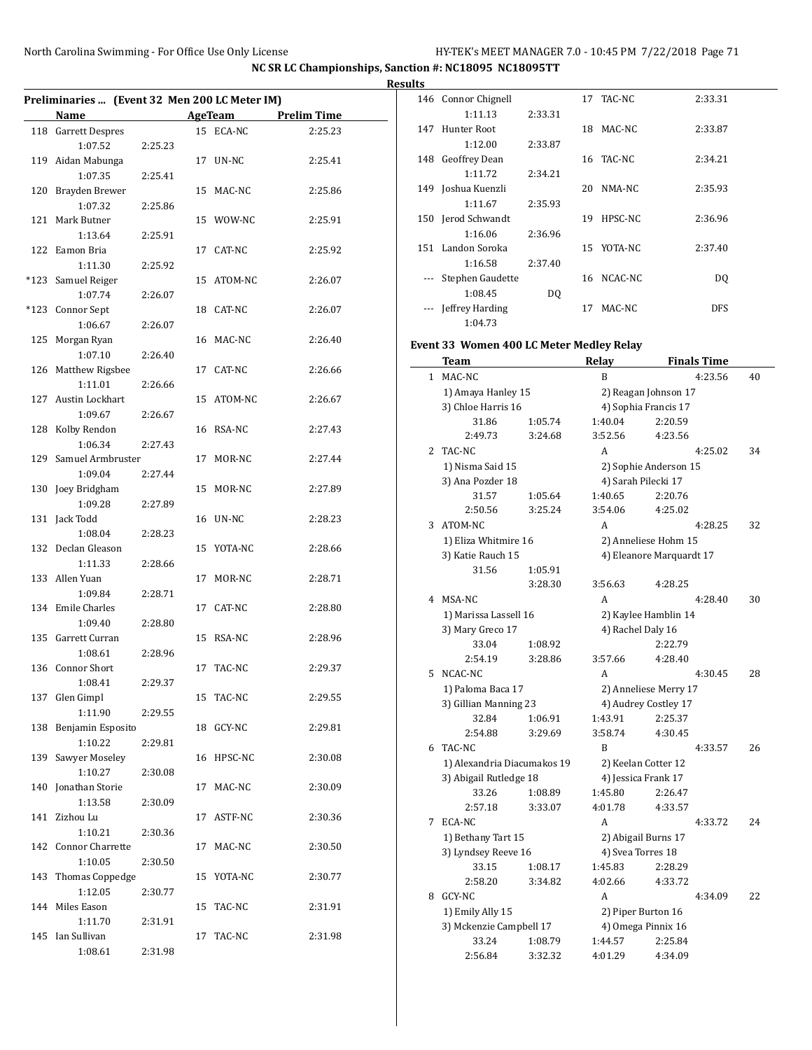NC SR LC Championships, Sanction #: NC18095 NC18095TT

## Results

### Preliminaries ... (Event 32 Men 200 LC Meter IM)

| | Name | Age | Team | Prelim Time |
|---|---|---|---|---|
| 118 | Garrett Despres | 15 | ECA-NC | 2:25.23 |
| | 1:07.52 | 2:25.23 | | |
| 119 | Aidan Mabunga | 17 | UN-NC | 2:25.41 |
| | 1:07.35 | 2:25.41 | | |
| 120 | Brayden Brewer | 15 | MAC-NC | 2:25.86 |
| | 1:07.32 | 2:25.86 | | |
| 121 | Mark Butner | 15 | WOW-NC | 2:25.91 |
| | 1:13.64 | 2:25.91 | | |
| 122 | Eamon Bria | 17 | CAT-NC | 2:25.92 |
| | 1:11.30 | 2:25.92 | | |
| *123 | Samuel Reiger | 15 | ATOM-NC | 2:26.07 |
| | 1:07.74 | 2:26.07 | | |
| *123 | Connor Sept | 18 | CAT-NC | 2:26.07 |
| | 1:06.67 | 2:26.07 | | |
| 125 | Morgan Ryan | 16 | MAC-NC | 2:26.40 |
| | 1:07.10 | 2:26.40 | | |
| 126 | Matthew Rigsbee | 17 | CAT-NC | 2:26.66 |
| | 1:11.01 | 2:26.66 | | |
| 127 | Austin Lockhart | 15 | ATOM-NC | 2:26.67 |
| | 1:09.67 | 2:26.67 | | |
| 128 | Kolby Rendon | 16 | RSA-NC | 2:27.43 |
| | 1:06.34 | 2:27.43 | | |
| 129 | Samuel Armbruster | 17 | MOR-NC | 2:27.44 |
| | 1:09.04 | 2:27.44 | | |
| 130 | Joey Bridgham | 15 | MOR-NC | 2:27.89 |
| | 1:09.28 | 2:27.89 | | |
| 131 | Jack Todd | 16 | UN-NC | 2:28.23 |
| | 1:08.04 | 2:28.23 | | |
| 132 | Declan Gleason | 15 | YOTA-NC | 2:28.66 |
| | 1:11.33 | 2:28.66 | | |
| 133 | Allen Yuan | 17 | MOR-NC | 2:28.71 |
| | 1:09.84 | 2:28.71 | | |
| 134 | Emile Charles | 17 | CAT-NC | 2:28.80 |
| | 1:09.40 | 2:28.80 | | |
| 135 | Garrett Curran | 15 | RSA-NC | 2:28.96 |
| | 1:08.61 | 2:28.96 | | |
| 136 | Connor Short | 17 | TAC-NC | 2:29.37 |
| | 1:08.41 | 2:29.37 | | |
| 137 | Glen Gimpl | 15 | TAC-NC | 2:29.55 |
| | 1:11.90 | 2:29.55 | | |
| 138 | Benjamin Esposito | 18 | GCY-NC | 2:29.81 |
| | 1:10.22 | 2:29.81 | | |
| 139 | Sawyer Moseley | 16 | HPSC-NC | 2:30.08 |
| | 1:10.27 | 2:30.08 | | |
| 140 | Jonathan Storie | 17 | MAC-NC | 2:30.09 |
| | 1:13.58 | 2:30.09 | | |
| 141 | Zizhou Lu | 17 | ASTF-NC | 2:30.36 |
| | 1:10.21 | 2:30.36 | | |
| 142 | Connor Charrette | 17 | MAC-NC | 2:30.50 |
| | 1:10.05 | 2:30.50 | | |
| 143 | Thomas Coppedge | 15 | YOTA-NC | 2:30.77 |
| | 1:12.05 | 2:30.77 | | |
| 144 | Miles Eason | 15 | TAC-NC | 2:31.91 |
| | 1:11.70 | 2:31.91 | | |
| 145 | Ian Sullivan | 17 | TAC-NC | 2:31.98 |
| | 1:08.61 | 2:31.98 | | |
| 146 | Connor Chignell | 17 | TAC-NC | 2:33.31 |
| | 1:11.13 | 2:33.31 | | |
| 147 | Hunter Root | 18 | MAC-NC | 2:33.87 |
| | 1:12.00 | 2:33.87 | | |
| 148 | Geoffrey Dean | 16 | TAC-NC | 2:34.21 |
| | 1:11.72 | 2:34.21 | | |
| 149 | Joshua Kuenzli | 20 | NMA-NC | 2:35.93 |
| | 1:11.67 | 2:35.93 | | |
| 150 | Jerod Schwandt | 19 | HPSC-NC | 2:36.96 |
| | 1:16.06 | 2:36.96 | | |
| 151 | Landon Soroka | 15 | YOTA-NC | 2:37.40 |
| | 1:16.58 | 2:37.40 | | |
| --- | Stephen Gaudette | 16 | NCAC-NC | DQ |
| | 1:08.45 | DQ | | |
| --- | Jeffrey Harding | 17 | MAC-NC | DFS |
| | 1:04.73 | | | |

### Event 33 Women 400 LC Meter Medley Relay

| | Team | Relay | Finals Time | Points |
|---|---|---|---|---|
| 1 | MAC-NC | B | 4:23.56 | 40 |
| | 1) Amaya Hanley 15 | 2) Reagan Johnson 17 | | |
| | 3) Chloe Harris 16 | 4) Sophia Francis 17 | | |
| | 31.86 1:05.74 | 1:40.04 2:20.59 | | |
| | 2:49.73 3:24.68 | 3:52.56 4:23.56 | | |
| 2 | TAC-NC | A | 4:25.02 | 34 |
| | 1) Nisma Said 15 | 2) Sophie Anderson 15 | | |
| | 3) Ana Pozder 18 | 4) Sarah Pilecki 17 | | |
| | 31.57 1:05.64 | 1:40.65 2:20.76 | | |
| | 2:50.56 3:25.24 | 3:54.06 4:25.02 | | |
| 3 | ATOM-NC | A | 4:28.25 | 32 |
| | 1) Eliza Whitmire 16 | 2) Anneliese Hohm 15 | | |
| | 3) Katie Rauch 15 | 4) Eleanore Marquardt 17 | | |
| | 31.56 1:05.91 | | | |
| | 3:28.30 | 3:56.63 4:28.25 | | |
| 4 | MSA-NC | A | 4:28.40 | 30 |
| | 1) Marissa Lassell 16 | 2) Kaylee Hamblin 14 | | |
| | 3) Mary Greco 17 | 4) Rachel Daly 16 | | |
| | 33.04 1:08.92 | 2:22.79 | | |
| | 2:54.19 3:28.86 | 3:57.66 4:28.40 | | |
| 5 | NCAC-NC | A | 4:30.45 | 28 |
| | 1) Paloma Baca 17 | 2) Anneliese Merry 17 | | |
| | 3) Gillian Manning 23 | 4) Audrey Costley 17 | | |
| | 32.84 1:06.91 | 1:43.91 2:25.37 | | |
| | 2:54.88 3:29.69 | 3:58.74 4:30.45 | | |
| 6 | TAC-NC | B | 4:33.57 | 26 |
| | 1) Alexandria Diacumakos 19 | 2) Keelan Cotter 12 | | |
| | 3) Abigail Rutledge 18 | 4) Jessica Frank 17 | | |
| | 33.26 1:08.89 | 1:45.80 2:26.47 | | |
| | 2:57.18 3:33.07 | 4:01.78 4:33.57 | | |
| 7 | ECA-NC | A | 4:33.72 | 24 |
| | 1) Bethany Tart 15 | 2) Abigail Burns 17 | | |
| | 3) Lyndsey Reeve 16 | 4) Svea Torres 18 | | |
| | 33.15 1:08.17 | 1:45.83 2:28.29 | | |
| | 2:58.20 3:34.82 | 4:02.66 4:33.72 | | |
| 8 | GCY-NC | A | 4:34.09 | 22 |
| | 1) Emily Ally 15 | 2) Piper Burton 16 | | |
| | 3) Mckenzie Campbell 17 | 4) Omega Pinnix 16 | | |
| | 33.24 1:08.79 | 1:44.57 2:25.84 | | |
| | 2:56.84 3:32.32 | 4:01.29 4:34.09 | | |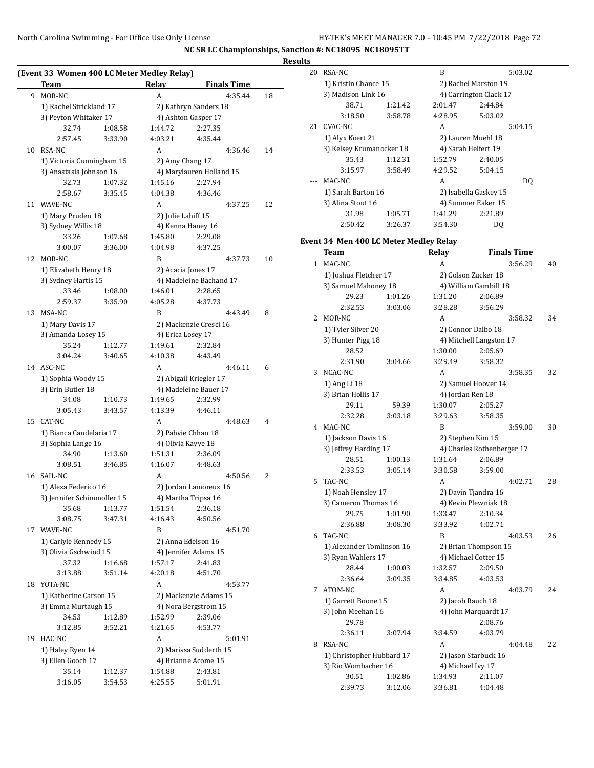NC SR LC Championships, Sanction #: NC18095 NC18095TT

Results

**(Event 33 Women 400 LC Meter Medley Relay)**

| | Team | Relay | Finals Time | |
|---|---|---|---|---|
| 9 | MOR-NC | A | 4:35.44 | 18 |
| | 1) Rachel Strickland 17 | 2) Kathryn Sanders 18 | | |
| | 3) Peyton Whitaker 17 | 4) Ashton Gasper 17 | | |
| | 32.74 1:08.58 1:44.72 2:27.35 | | | |
| | 2:57.45 3:33.90 4:03.21 4:35.44 | | | |
| 10 | RSA-NC | A | 4:36.46 | 14 |
| | 1) Victoria Cunningham 15 | 2) Amy Chang 17 | | |
| | 3) Anastasia Johnson 16 | 4) Marylauren Holland 15 | | |
| | 32.73 1:07.32 1:45.16 2:27.94 | | | |
| | 2:58.67 3:35.45 4:04.38 4:36.46 | | | |
| 11 | WAVE-NC | A | 4:37.25 | 12 |
| | 1) Mary Pruden 18 | 2) Julie Lahiff 15 | | |
| | 3) Sydney Willis 18 | 4) Kenna Haney 16 | | |
| | 33.26 1:07.68 1:45.80 2:29.08 | | | |
| | 3:00.07 3:36.00 4:04.98 4:37.25 | | | |
| 12 | MOR-NC | B | 4:37.73 | 10 |
| | 1) Elizabeth Henry 18 | 2) Acacia Jones 17 | | |
| | 3) Sydney Hartis 15 | 4) Madeleine Bachand 17 | | |
| | 33.46 1:08.00 1:46.01 2:28.65 | | | |
| | 2:59.37 3:35.90 4:05.28 4:37.73 | | | |
| 13 | MSA-NC | B | 4:43.49 | 8 |
| | 1) Mary Davis 17 | 2) Mackenzie Cresci 16 | | |
| | 3) Amanda Losey 15 | 4) Erica Losey 17 | | |
| | 35.24 1:12.77 1:49.61 2:32.84 | | | |
| | 3:04.24 3:40.65 4:10.38 4:43.49 | | | |
| 14 | ASC-NC | A | 4:46.11 | 6 |
| | 1) Sophia Woody 15 | 2) Abigail Kriegler 17 | | |
| | 3) Erin Butler 18 | 4) Madeleine Bauer 17 | | |
| | 34.08 1:10.73 1:49.65 2:32.99 | | | |
| | 3:05.43 3:43.57 4:13.39 4:46.11 | | | |
| 15 | CAT-NC | A | 4:48.63 | 4 |
| | 1) Bianca Candelaria 17 | 2) Pahvie Chhan 18 | | |
| | 3) Sophia Lange 16 | 4) Olivia Kayye 18 | | |
| | 34.90 1:13.60 1:51.31 2:36.09 | | | |
| | 3:08.51 3:46.85 4:16.07 4:48.63 | | | |
| 16 | SAIL-NC | A | 4:50.56 | 2 |
| | 1) Alexa Federico 16 | 2) Jordan Lamoreux 16 | | |
| | 3) Jennifer Schimmoller 15 | 4) Martha Tripsa 16 | | |
| | 35.68 1:13.77 1:51.54 2:36.18 | | | |
| | 3:08.75 3:47.31 4:16.43 4:50.56 | | | |
| 17 | WAVE-NC | B | 4:51.70 | |
| | 1) Carlyle Kennedy 15 | 2) Anna Edelson 16 | | |
| | 3) Olivia Gschwind 15 | 4) Jennifer Adams 15 | | |
| | 37.32 1:16.68 1:57.17 2:41.83 | | | |
| | 3:13.88 3:51.14 4:20.18 4:51.70 | | | |
| 18 | YOTA-NC | A | 4:53.77 | |
| | 1) Katherine Carson 15 | 2) Mackenzie Adams 15 | | |
| | 3) Emma Murtaugh 15 | 4) Nora Bergstrom 15 | | |
| | 34.53 1:12.89 1:52.99 2:39.06 | | | |
| | 3:12.85 3:52.21 4:21.65 4:53.77 | | | |
| 19 | HAC-NC | A | 5:01.91 | |
| | 1) Haley Ryen 14 | 2) Marissa Sudderth 15 | | |
| | 3) Ellen Gooch 17 | 4) Brianne Acome 15 | | |
| | 35.14 1:12.37 1:54.88 2:43.81 | | | |
| | 3:16.05 3:54.53 4:25.55 5:01.91 | | | |
| 20 | RSA-NC | B | 5:03.02 | |
| | 1) Kristin Chance 15 | 2) Rachel Marston 19 | | |
| | 3) Madison Link 16 | 4) Carrington Clack 17 | | |
| | 38.71 1:21.42 2:01.47 2:44.84 | | | |
| | 3:18.50 3:58.78 4:28.95 5:03.02 | | | |
| 21 | CVAC-NC | A | 5:04.15 | |
| | 1) Alyx Koert 21 | 2) Lauren Muehl 18 | | |
| | 3) Kelsey Krumanocker 18 | 4) Sarah Helfert 19 | | |
| | 35.43 1:12.31 1:52.79 2:40.05 | | | |
| | 3:15.97 3:58.49 4:29.52 5:04.15 | | | |
| --- | MAC-NC | A | DQ | |
| | 1) Sarah Barton 16 | 2) Isabella Gaskey 15 | | |
| | 3) Alina Stout 16 | 4) Summer Eaker 15 | | |
| | 31.98 1:05.71 1:41.29 2:21.89 | | | |
| | 2:50.42 3:26.37 3:54.30 DQ | | | |

## Event 34 Men 400 LC Meter Medley Relay

| | Team | Relay | Finals Time | |
|---|---|---|---|---|
| 1 | MAC-NC | A | 3:56.29 | 40 |
| | 1) Joshua Fletcher 17 | 2) Colson Zucker 18 | | |
| | 3) Samuel Mahoney 18 | 4) William Gambill 18 | | |
| | 29.23 1:01.26 1:31.20 2:06.89 | | | |
| | 2:32.53 3:03.06 3:28.28 3:56.29 | | | |
| 2 | MOR-NC | A | 3:58.32 | 34 |
| | 1) Tyler Silver 20 | 2) Connor Dalbo 18 | | |
| | 3) Hunter Pigg 18 | 4) Mitchell Langston 17 | | |
| | 28.52 1:30.00 2:05.69 | | | |
| | 2:31.90 3:04.66 3:29.49 3:58.32 | | | |
| 3 | NCAC-NC | A | 3:58.35 | 32 |
| | 1) Ang Li 18 | 2) Samuel Hoover 14 | | |
| | 3) Brian Hollis 17 | 4) Jordan Ren 18 | | |
| | 29.11 59.39 1:30.07 2:05.27 | | | |
| | 2:32.28 3:03.18 3:29.63 3:58.35 | | | |
| 4 | MAC-NC | B | 3:59.00 | 30 |
| | 1) Jackson Davis 16 | 2) Stephen Kim 15 | | |
| | 3) Jeffrey Harding 17 | 4) Charles Rothenberger 17 | | |
| | 28.51 1:00.13 1:31.64 2:06.89 | | | |
| | 2:33.53 3:05.14 3:30.58 3:59.00 | | | |
| 5 | TAC-NC | A | 4:02.71 | 28 |
| | 1) Noah Hensley 17 | 2) Davin Tjandra 16 | | |
| | 3) Cameron Thomas 16 | 4) Kevin Plewniak 18 | | |
| | 29.75 1:01.90 1:33.47 2:10.34 | | | |
| | 2:36.88 3:08.30 3:33.92 4:02.71 | | | |
| 6 | TAC-NC | B | 4:03.53 | 26 |
| | 1) Alexander Tomlinson 16 | 2) Brian Thompson 15 | | |
| | 3) Ryan Wahlers 17 | 4) Michael Cotter 15 | | |
| | 28.44 1:00.03 1:32.57 2:09.50 | | | |
| | 2:36.64 3:09.35 3:34.85 4:03.53 | | | |
| 7 | ATOM-NC | A | 4:03.79 | 24 |
| | 1) Garrett Boone 15 | 2) Jacob Rauch 18 | | |
| | 3) John Meehan 16 | 4) John Marquardt 17 | | |
| | 29.78 2:08.76 | | | |
| | 2:36.11 3:07.94 3:34.59 4:03.79 | | | |
| 8 | RSA-NC | A | 4:04.48 | 22 |
| | 1) Christopher Hubbard 17 | 2) Jason Starbuck 16 | | |
| | 3) Rio Wombacher 16 | 4) Michael Ivy 17 | | |
| | 30.51 1:02.86 1:34.93 2:11.07 | | | |
| | 2:39.73 3:12.06 3:36.81 4:04.48 | | | |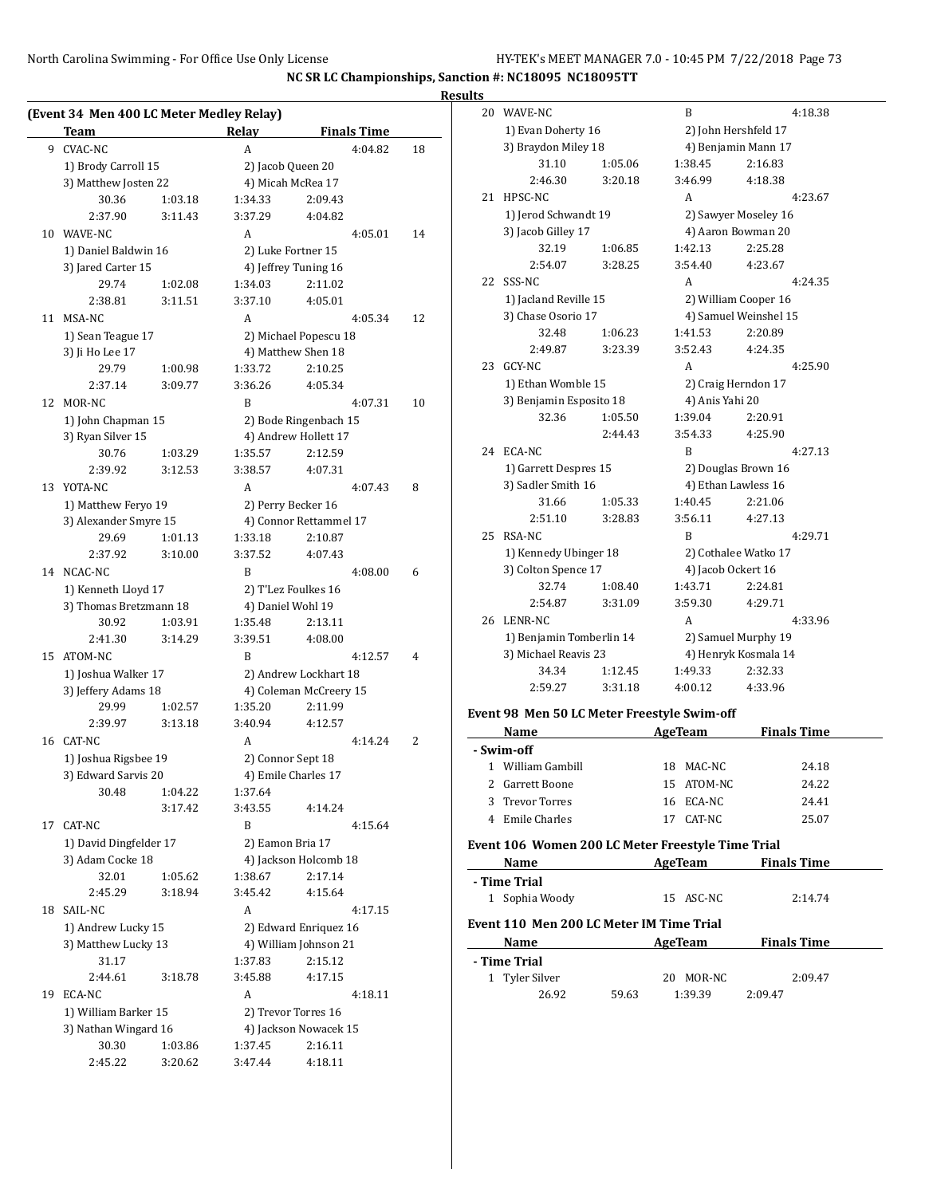## NC SR LC Championships, Sanction #: NC18095 NC18095TT

### Results

**(Event 34 Men 400 LC Meter Medley Relay)**

| | Team | Relay | Finals Time | |
|---|---|---|---|---|
| 9 | CVAC-NC | A | 4:04.82 | 18 |
| | 1) Brody Carroll 15 | 2) Jacob Queen 20 | | |
| | 3) Matthew Josten 22 | 4) Micah McRea 17 | | |
| | 30.36 1:03.18 | 1:34.33 2:09.43 | | |
| | 2:37.90 3:11.43 | 3:37.29 4:04.82 | | |
| 10 | WAVE-NC | A | 4:05.01 | 14 |
| | 1) Daniel Baldwin 16 | 2) Luke Fortner 15 | | |
| | 3) Jared Carter 15 | 4) Jeffrey Tuning 16 | | |
| | 29.74 1:02.08 | 1:34.03 2:11.02 | | |
| | 2:38.81 3:11.51 | 3:37.10 4:05.01 | | |
| 11 | MSA-NC | A | 4:05.34 | 12 |
| | 1) Sean Teague 17 | 2) Michael Popescu 18 | | |
| | 3) Ji Ho Lee 17 | 4) Matthew Shen 18 | | |
| | 29.79 1:00.98 | 1:33.72 2:10.25 | | |
| | 2:37.14 3:09.77 | 3:36.26 4:05.34 | | |
| 12 | MOR-NC | B | 4:07.31 | 10 |
| | 1) John Chapman 15 | 2) Bode Ringenbach 15 | | |
| | 3) Ryan Silver 15 | 4) Andrew Hollett 17 | | |
| | 30.76 1:03.29 | 1:35.57 2:12.59 | | |
| | 2:39.92 3:12.53 | 3:38.57 4:07.31 | | |
| 13 | YOTA-NC | A | 4:07.43 | 8 |
| | 1) Matthew Feryo 19 | 2) Perry Becker 16 | | |
| | 3) Alexander Smyre 15 | 4) Connor Rettammel 17 | | |
| | 29.69 1:01.13 | 1:33.18 2:10.87 | | |
| | 2:37.92 3:10.00 | 3:37.52 4:07.43 | | |
| 14 | NCAC-NC | B | 4:08.00 | 6 |
| | 1) Kenneth Lloyd 17 | 2) T'Lez Foulkes 16 | | |
| | 3) Thomas Bretzmann 18 | 4) Daniel Wohl 19 | | |
| | 30.92 1:03.91 | 1:35.48 2:13.11 | | |
| | 2:41.30 3:14.29 | 3:39.51 4:08.00 | | |
| 15 | ATOM-NC | B | 4:12.57 | 4 |
| | 1) Joshua Walker 17 | 2) Andrew Lockhart 18 | | |
| | 3) Jeffery Adams 18 | 4) Coleman McCreery 15 | | |
| | 29.99 1:02.57 | 1:35.20 2:11.99 | | |
| | 2:39.97 3:13.18 | 3:40.94 4:12.57 | | |
| 16 | CAT-NC | A | 4:14.24 | 2 |
| | 1) Joshua Rigsbee 19 | 2) Connor Sept 18 | | |
| | 3) Edward Sarvis 20 | 4) Emile Charles 17 | | |
| | 30.48 1:04.22 | 1:37.64 | | |
| | 3:17.42 | 3:43.55 4:14.24 | | |
| 17 | CAT-NC | B | 4:15.64 | |
| | 1) David Dingfelder 17 | 2) Eamon Bria 17 | | |
| | 3) Adam Cocke 18 | 4) Jackson Holcomb 18 | | |
| | 32.01 1:05.62 | 1:38.67 2:17.14 | | |
| | 2:45.29 3:18.94 | 3:45.42 4:15.64 | | |
| 18 | SAIL-NC | A | 4:17.15 | |
| | 1) Andrew Lucky 15 | 2) Edward Enriquez 16 | | |
| | 3) Matthew Lucky 13 | 4) William Johnson 21 | | |
| | 31.17 | 1:37.83 2:15.12 | | |
| | 2:44.61 3:18.78 | 3:45.88 4:17.15 | | |
| 19 | ECA-NC | A | 4:18.11 | |
| | 1) William Barker 15 | 2) Trevor Torres 16 | | |
| | 3) Nathan Wingard 16 | 4) Jackson Nowacek 15 | | |
| | 30.30 1:03.86 | 1:37.45 2:16.11 | | |
| | 2:45.22 3:20.62 | 3:47.44 4:18.11 | | |
| 20 | WAVE-NC | B | 4:18.38 | |
| | 1) Evan Doherty 16 | 2) John Hershfeld 17 | | |
| | 3) Braydon Miley 18 | 4) Benjamin Mann 17 | | |
| | 31.10 1:05.06 | 1:38.45 2:16.83 | | |
| | 2:46.30 3:20.18 | 3:46.99 4:18.38 | | |
| 21 | HPSC-NC | A | 4:23.67 | |
| | 1) Jerod Schwandt 19 | 2) Sawyer Moseley 16 | | |
| | 3) Jacob Gilley 17 | 4) Aaron Bowman 20 | | |
| | 32.19 1:06.85 | 1:42.13 2:25.28 | | |
| | 2:54.07 3:28.25 | 3:54.40 4:23.67 | | |
| 22 | SSS-NC | A | 4:24.35 | |
| | 1) Jacland Reville 15 | 2) William Cooper 16 | | |
| | 3) Chase Osorio 17 | 4) Samuel Weinshel 15 | | |
| | 32.48 1:06.23 | 1:41.53 2:20.89 | | |
| | 2:49.87 3:23.39 | 3:52.43 4:24.35 | | |
| 23 | GCY-NC | A | 4:25.90 | |
| | 1) Ethan Womble 15 | 2) Craig Herndon 17 | | |
| | 3) Benjamin Esposito 18 | 4) Anis Yahi 20 | | |
| | 32.36 1:05.50 | 1:39.04 2:20.91 | | |
| | 2:44.43 | 3:54.33 4:25.90 | | |
| 24 | ECA-NC | B | 4:27.13 | |
| | 1) Garrett Despres 15 | 2) Douglas Brown 16 | | |
| | 3) Sadler Smith 16 | 4) Ethan Lawless 16 | | |
| | 31.66 1:05.33 | 1:40.45 2:21.06 | | |
| | 2:51.10 3:28.83 | 3:56.11 4:27.13 | | |
| 25 | RSA-NC | B | 4:29.71 | |
| | 1) Kennedy Ubinger 18 | 2) Cothalee Watko 17 | | |
| | 3) Colton Spence 17 | 4) Jacob Ockert 16 | | |
| | 32.74 1:08.40 | 1:43.71 2:24.81 | | |
| | 2:54.87 3:31.09 | 3:59.30 4:29.71 | | |
| 26 | LENR-NC | A | 4:33.96 | |
| | 1) Benjamin Tomberlin 14 | 2) Samuel Murphy 19 | | |
| | 3) Michael Reavis 23 | 4) Henryk Kosmala 14 | | |
| | 34.34 1:12.45 | 1:49.33 2:32.33 | | |
| | 2:59.27 3:31.18 | 4:00.12 4:33.96 | | |

### Event 98 Men 50 LC Meter Freestyle Swim-off

| | Name | Age | Team | Finals Time |
|---|---|---|---|---|
| **- Swim-off** | | | | |
| 1 | William Gambill | 18 | MAC-NC | 24.18 |
| 2 | Garrett Boone | 15 | ATOM-NC | 24.22 |
| 3 | Trevor Torres | 16 | ECA-NC | 24.41 |
| 4 | Emile Charles | 17 | CAT-NC | 25.07 |

### Event 106 Women 200 LC Meter Freestyle Time Trial

| | Name | Age | Team | Finals Time |
|---|---|---|---|---|
| **- Time Trial** | | | | |
| 1 | Sophia Woody | 15 | ASC-NC | 2:14.74 |

### Event 110 Men 200 LC Meter IM Time Trial

| | Name | Age | Team | Finals Time |
|---|---|---|---|---|
| **- Time Trial** | | | | |
| 1 | Tyler Silver | 20 | MOR-NC | 2:09.47 |
| | 26.92 59.63 | 1:39.39 | 2:09.47 | |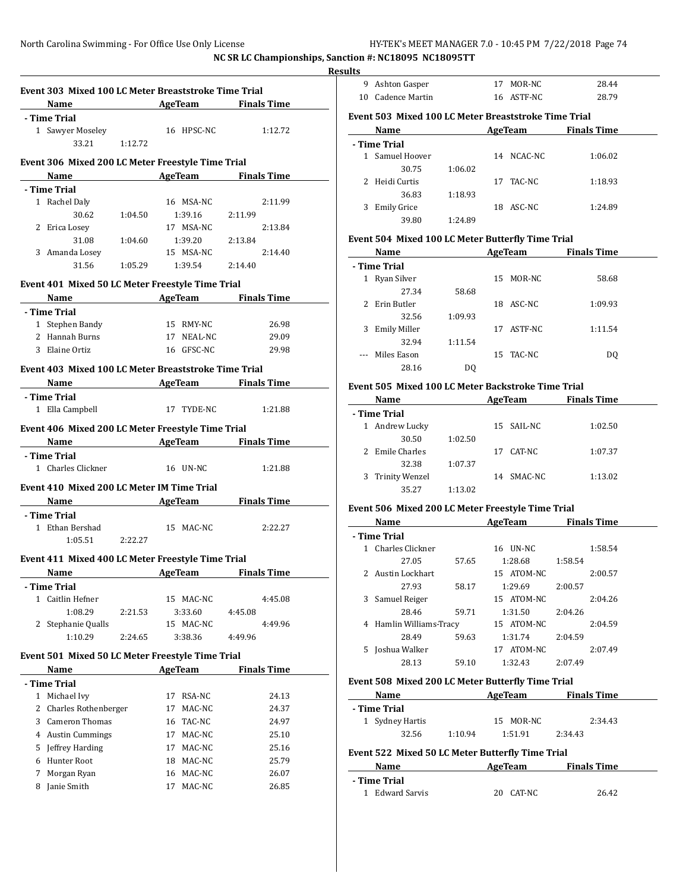## NC SR LC Championships, Sanction #: NC18095 NC18095TT

### Results

### Event 303 Mixed 100 LC Meter Breaststroke Time Trial

| Name | AgeTeam | Finals Time |
|---|---|---|
| **- Time Trial** | | |
| 1 Sawyer Moseley | 16 HPSC-NC | 1:12.72 |
| 33.21 1:12.72 | | |

### Event 306 Mixed 200 LC Meter Freestyle Time Trial

| Name | AgeTeam | Finals Time |
|---|---|---|
| **- Time Trial** | | |
| 1 Rachel Daly | 16 MSA-NC | 2:11.99 |
| 30.62 1:04.50 1:39.16 2:11.99 | | |
| 2 Erica Losey | 17 MSA-NC | 2:13.84 |
| 31.08 1:04.60 1:39.20 2:13.84 | | |
| 3 Amanda Losey | 15 MSA-NC | 2:14.40 |
| 31.56 1:05.29 1:39.54 2:14.40 | | |

### Event 401 Mixed 50 LC Meter Freestyle Time Trial

| Name | AgeTeam | Finals Time |
|---|---|---|
| **- Time Trial** | | |
| 1 Stephen Bandy | 15 RMY-NC | 26.98 |
| 2 Hannah Burns | 17 NEAL-NC | 29.09 |
| 3 Elaine Ortiz | 16 GFSC-NC | 29.98 |

### Event 403 Mixed 100 LC Meter Breaststroke Time Trial

| Name | AgeTeam | Finals Time |
|---|---|---|
| **- Time Trial** | | |
| 1 Ella Campbell | 17 TYDE-NC | 1:21.88 |

### Event 406 Mixed 200 LC Meter Freestyle Time Trial

| Name | AgeTeam | Finals Time |
|---|---|---|
| **- Time Trial** | | |
| 1 Charles Clickner | 16 UN-NC | 1:21.88 |

### Event 410 Mixed 200 LC Meter IM Time Trial

| Name | AgeTeam | Finals Time |
|---|---|---|
| **- Time Trial** | | |
| 1 Ethan Bershad | 15 MAC-NC | 2:22.27 |
| 1:05.51 2:22.27 | | |

### Event 411 Mixed 400 LC Meter Freestyle Time Trial

| Name | AgeTeam | Finals Time |
|---|---|---|
| **- Time Trial** | | |
| 1 Caitlin Hefner | 15 MAC-NC | 4:45.08 |
| 1:08.29 2:21.53 3:33.60 4:45.08 | | |
| 2 Stephanie Qualls | 15 MAC-NC | 4:49.96 |
| 1:10.29 2:24.65 3:38.36 4:49.96 | | |

### Event 501 Mixed 50 LC Meter Freestyle Time Trial

| Name | AgeTeam | Finals Time |
|---|---|---|
| **- Time Trial** | | |
| 1 Michael Ivy | 17 RSA-NC | 24.13 |
| 2 Charles Rothenberger | 17 MAC-NC | 24.37 |
| 3 Cameron Thomas | 16 TAC-NC | 24.97 |
| 4 Austin Cummings | 17 MAC-NC | 25.10 |
| 5 Jeffrey Harding | 17 MAC-NC | 25.16 |
| 6 Hunter Root | 18 MAC-NC | 25.79 |
| 7 Morgan Ryan | 16 MAC-NC | 26.07 |
| 8 Janie Smith | 17 MAC-NC | 26.85 |
| 9 Ashton Gasper | 17 MOR-NC | 28.44 |
| 10 Cadence Martin | 16 ASTF-NC | 28.79 |

### Event 503 Mixed 100 LC Meter Breaststroke Time Trial

| Name | AgeTeam | Finals Time |
|---|---|---|
| **- Time Trial** | | |
| 1 Samuel Hoover | 14 NCAC-NC | 1:06.02 |
| 30.75 1:06.02 | | |
| 2 Heidi Curtis | 17 TAC-NC | 1:18.93 |
| 36.83 1:18.93 | | |
| 3 Emily Grice | 18 ASC-NC | 1:24.89 |
| 39.80 1:24.89 | | |

### Event 504 Mixed 100 LC Meter Butterfly Time Trial

| Name | AgeTeam | Finals Time |
|---|---|---|
| **- Time Trial** | | |
| 1 Ryan Silver | 15 MOR-NC | 58.68 |
| 27.34 58.68 | | |
| 2 Erin Butler | 18 ASC-NC | 1:09.93 |
| 32.56 1:09.93 | | |
| 3 Emily Miller | 17 ASTF-NC | 1:11.54 |
| 32.94 1:11.54 | | |
| --- Miles Eason | 15 TAC-NC | DQ |
| 28.16 DQ | | |

### Event 505 Mixed 100 LC Meter Backstroke Time Trial

| Name | AgeTeam | Finals Time |
|---|---|---|
| **- Time Trial** | | |
| 1 Andrew Lucky | 15 SAIL-NC | 1:02.50 |
| 30.50 1:02.50 | | |
| 2 Emile Charles | 17 CAT-NC | 1:07.37 |
| 32.38 1:07.37 | | |
| 3 Trinity Wenzel | 14 SMAC-NC | 1:13.02 |
| 35.27 1:13.02 | | |

### Event 506 Mixed 200 LC Meter Freestyle Time Trial

| Name | AgeTeam | Finals Time |
|---|---|---|
| **- Time Trial** | | |
| 1 Charles Clickner | 16 UN-NC | 1:58.54 |
| 27.05 57.65 1:28.68 1:58.54 | | |
| 2 Austin Lockhart | 15 ATOM-NC | 2:00.57 |
| 27.93 58.17 1:29.69 2:00.57 | | |
| 3 Samuel Reiger | 15 ATOM-NC | 2:04.26 |
| 28.46 59.71 1:31.50 2:04.26 | | |
| 4 Hamlin Williams-Tracy | 15 ATOM-NC | 2:04.59 |
| 28.49 59.63 1:31.74 2:04.59 | | |
| 5 Joshua Walker | 17 ATOM-NC | 2:07.49 |
| 28.13 59.10 1:32.43 2:07.49 | | |

### Event 508 Mixed 200 LC Meter Butterfly Time Trial

| Name | AgeTeam | Finals Time |
|---|---|---|
| **- Time Trial** | | |
| 1 Sydney Hartis | 15 MOR-NC | 2:34.43 |
| 32.56 1:10.94 1:51.91 2:34.43 | | |

### Event 522 Mixed 50 LC Meter Butterfly Time Trial

| Name | AgeTeam | Finals Time |
|---|---|---|
| **- Time Trial** | | |
| 1 Edward Sarvis | 20 CAT-NC | 26.42 |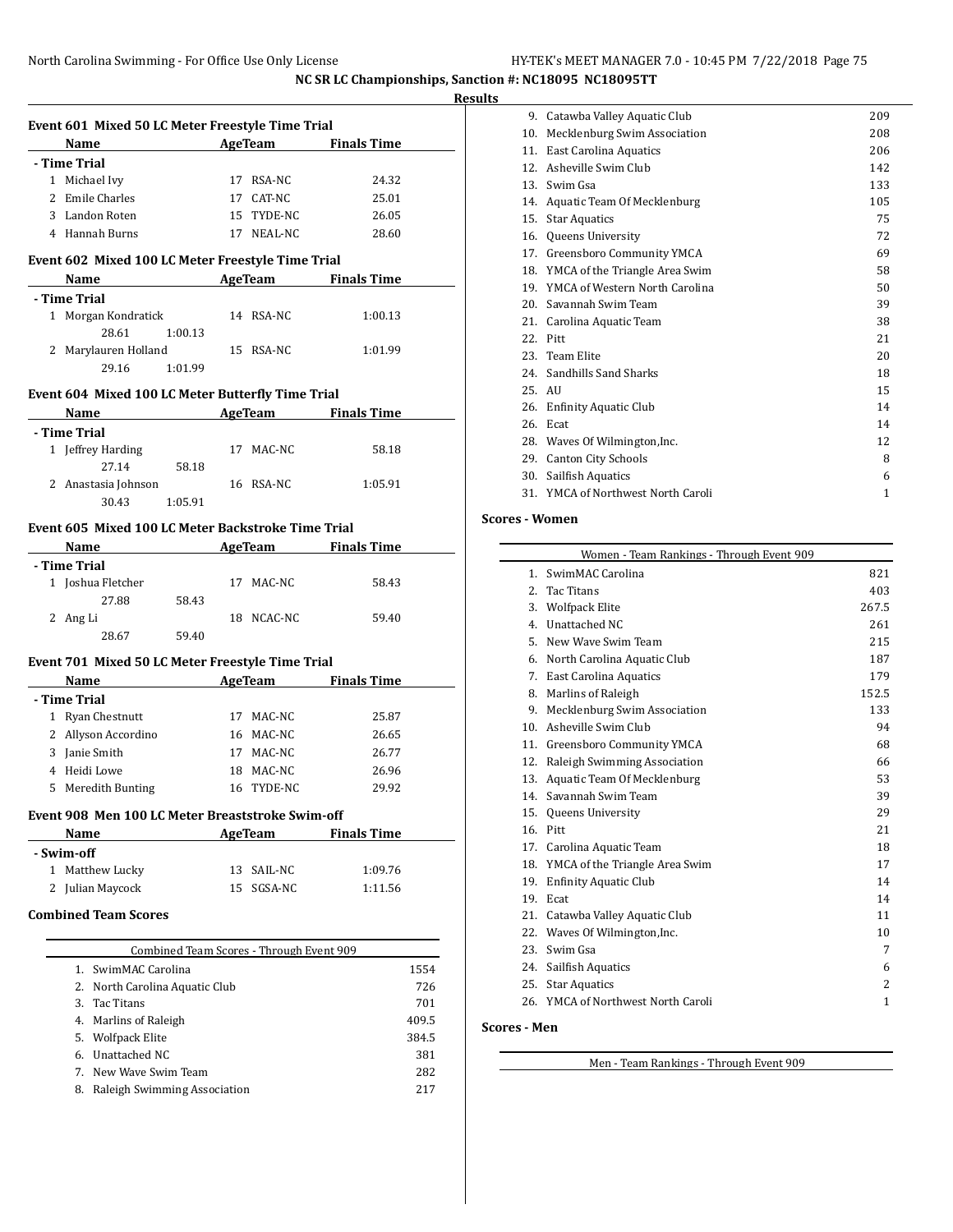## NC SR LC Championships, Sanction #: NC18095 NC18095TT

### Results

#### Event 601 Mixed 50 LC Meter Freestyle Time Trial

| | Name | Age | Team | Finals Time |
|---|---|---|---|---|
| **- Time Trial** | | | | |
| 1 | Michael Ivy | 17 | RSA-NC | 24.32 |
| 2 | Emile Charles | 17 | CAT-NC | 25.01 |
| 3 | Landon Roten | 15 | TYDE-NC | 26.05 |
| 4 | Hannah Burns | 17 | NEAL-NC | 28.60 |

#### Event 602 Mixed 100 LC Meter Freestyle Time Trial

| | Name | Age | Team | Finals Time |
|---|---|---|---|---|
| **- Time Trial** | | | | |
| 1 | Morgan Kondratick | 14 | RSA-NC | 1:00.13 |
| | 28.61 1:00.13 | | | |
| 2 | Marylauren Holland | 15 | RSA-NC | 1:01.99 |
| | 29.16 1:01.99 | | | |

#### Event 604 Mixed 100 LC Meter Butterfly Time Trial

| | Name | Age | Team | Finals Time |
|---|---|---|---|---|
| **- Time Trial** | | | | |
| 1 | Jeffrey Harding | 17 | MAC-NC | 58.18 |
| | 27.14 58.18 | | | |
| 2 | Anastasia Johnson | 16 | RSA-NC | 1:05.91 |
| | 30.43 1:05.91 | | | |

#### Event 605 Mixed 100 LC Meter Backstroke Time Trial

| | Name | Age | Team | Finals Time |
|---|---|---|---|---|
| **- Time Trial** | | | | |
| 1 | Joshua Fletcher | 17 | MAC-NC | 58.43 |
| | 27.88 58.43 | | | |
| 2 | Ang Li | 18 | NCAC-NC | 59.40 |
| | 28.67 59.40 | | | |

#### Event 701 Mixed 50 LC Meter Freestyle Time Trial

| | Name | Age | Team | Finals Time |
|---|---|---|---|---|
| **- Time Trial** | | | | |
| 1 | Ryan Chestnutt | 17 | MAC-NC | 25.87 |
| 2 | Allyson Accordino | 16 | MAC-NC | 26.65 |
| 3 | Janie Smith | 17 | MAC-NC | 26.77 |
| 4 | Heidi Lowe | 18 | MAC-NC | 26.96 |
| 5 | Meredith Bunting | 16 | TYDE-NC | 29.92 |

#### Event 908 Men 100 LC Meter Breaststroke Swim-off

| | Name | Age | Team | Finals Time |
|---|---|---|---|---|
| **- Swim-off** | | | | |
| 1 | Matthew Lucky | 13 | SAIL-NC | 1:09.76 |
| 2 | Julian Maycock | 15 | SGSA-NC | 1:11.56 |

### Combined Team Scores

| | Combined Team Scores - Through Event 909 | |
|---|---|---|
| 1. | SwimMAC Carolina | 1554 |
| 2. | North Carolina Aquatic Club | 726 |
| 3. | Tac Titans | 701 |
| 4. | Marlins of Raleigh | 409.5 |
| 5. | Wolfpack Elite | 384.5 |
| 6. | Unattached NC | 381 |
| 7. | New Wave Swim Team | 282 |
| 8. | Raleigh Swimming Association | 217 |
| 9. | Catawba Valley Aquatic Club | 209 |
| 10. | Mecklenburg Swim Association | 208 |
| 11. | East Carolina Aquatics | 206 |
| 12. | Asheville Swim Club | 142 |
| 13. | Swim Gsa | 133 |
| 14. | Aquatic Team Of Mecklenburg | 105 |
| 15. | Star Aquatics | 75 |
| 16. | Queens University | 72 |
| 17. | Greensboro Community YMCA | 69 |
| 18. | YMCA of the Triangle Area Swim | 58 |
| 19. | YMCA of Western North Carolina | 50 |
| 20. | Savannah Swim Team | 39 |
| 21. | Carolina Aquatic Team | 38 |
| 22. | Pitt | 21 |
| 23. | Team Elite | 20 |
| 24. | Sandhills Sand Sharks | 18 |
| 25. | AU | 15 |
| 26. | Enfinity Aquatic Club | 14 |
| 26. | Ecat | 14 |
| 28. | Waves Of Wilmington,Inc. | 12 |
| 29. | Canton City Schools | 8 |
| 30. | Sailfish Aquatics | 6 |
| 31. | YMCA of Northwest North Caroli | 1 |

### Scores - Women

| | Women - Team Rankings - Through Event 909 | |
|---|---|---|
| 1. | SwimMAC Carolina | 821 |
| 2. | Tac Titans | 403 |
| 3. | Wolfpack Elite | 267.5 |
| 4. | Unattached NC | 261 |
| 5. | New Wave Swim Team | 215 |
| 6. | North Carolina Aquatic Club | 187 |
| 7. | East Carolina Aquatics | 179 |
| 8. | Marlins of Raleigh | 152.5 |
| 9. | Mecklenburg Swim Association | 133 |
| 10. | Asheville Swim Club | 94 |
| 11. | Greensboro Community YMCA | 68 |
| 12. | Raleigh Swimming Association | 66 |
| 13. | Aquatic Team Of Mecklenburg | 53 |
| 14. | Savannah Swim Team | 39 |
| 15. | Queens University | 29 |
| 16. | Pitt | 21 |
| 17. | Carolina Aquatic Team | 18 |
| 18. | YMCA of the Triangle Area Swim | 17 |
| 19. | Enfinity Aquatic Club | 14 |
| 19. | Ecat | 14 |
| 21. | Catawba Valley Aquatic Club | 11 |
| 22. | Waves Of Wilmington,Inc. | 10 |
| 23. | Swim Gsa | 7 |
| 24. | Sailfish Aquatics | 6 |
| 25. | Star Aquatics | 2 |
| 26. | YMCA of Northwest North Caroli | 1 |

### Scores - Men

Men - Team Rankings - Through Event 909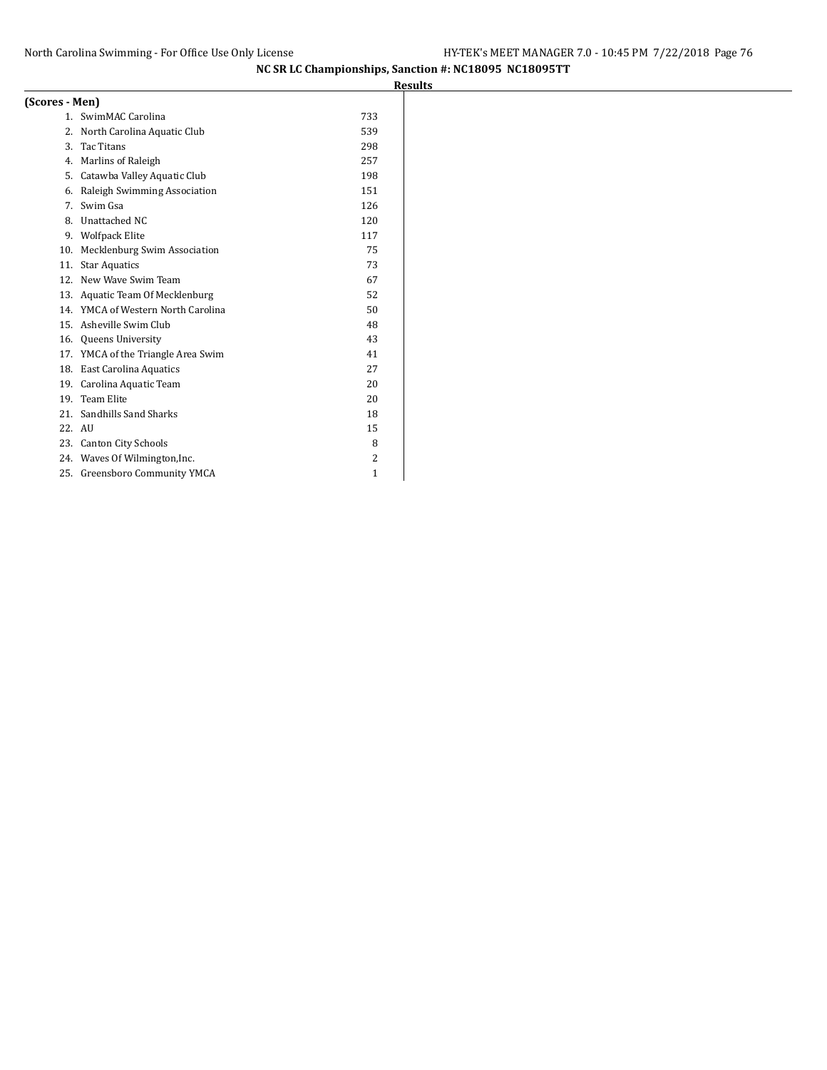**NC SR LC Championships, Sanction #: NC18095 NC18095TT**

**Results**

**(Scores - Men)**

| | | |
|---|---|---|
| 1. | SwimMAC Carolina | 733 |
| 2. | North Carolina Aquatic Club | 539 |
| 3. | Tac Titans | 298 |
| 4. | Marlins of Raleigh | 257 |
| 5. | Catawba Valley Aquatic Club | 198 |
| 6. | Raleigh Swimming Association | 151 |
| 7. | Swim Gsa | 126 |
| 8. | Unattached NC | 120 |
| 9. | Wolfpack Elite | 117 |
| 10. | Mecklenburg Swim Association | 75 |
| 11. | Star Aquatics | 73 |
| 12. | New Wave Swim Team | 67 |
| 13. | Aquatic Team Of Mecklenburg | 52 |
| 14. | YMCA of Western North Carolina | 50 |
| 15. | Asheville Swim Club | 48 |
| 16. | Queens University | 43 |
| 17. | YMCA of the Triangle Area Swim | 41 |
| 18. | East Carolina Aquatics | 27 |
| 19. | Carolina Aquatic Team | 20 |
| 19. | Team Elite | 20 |
| 21. | Sandhills Sand Sharks | 18 |
| 22. | AU | 15 |
| 23. | Canton City Schools | 8 |
| 24. | Waves Of Wilmington,Inc. | 2 |
| 25. | Greensboro Community YMCA | 1 |